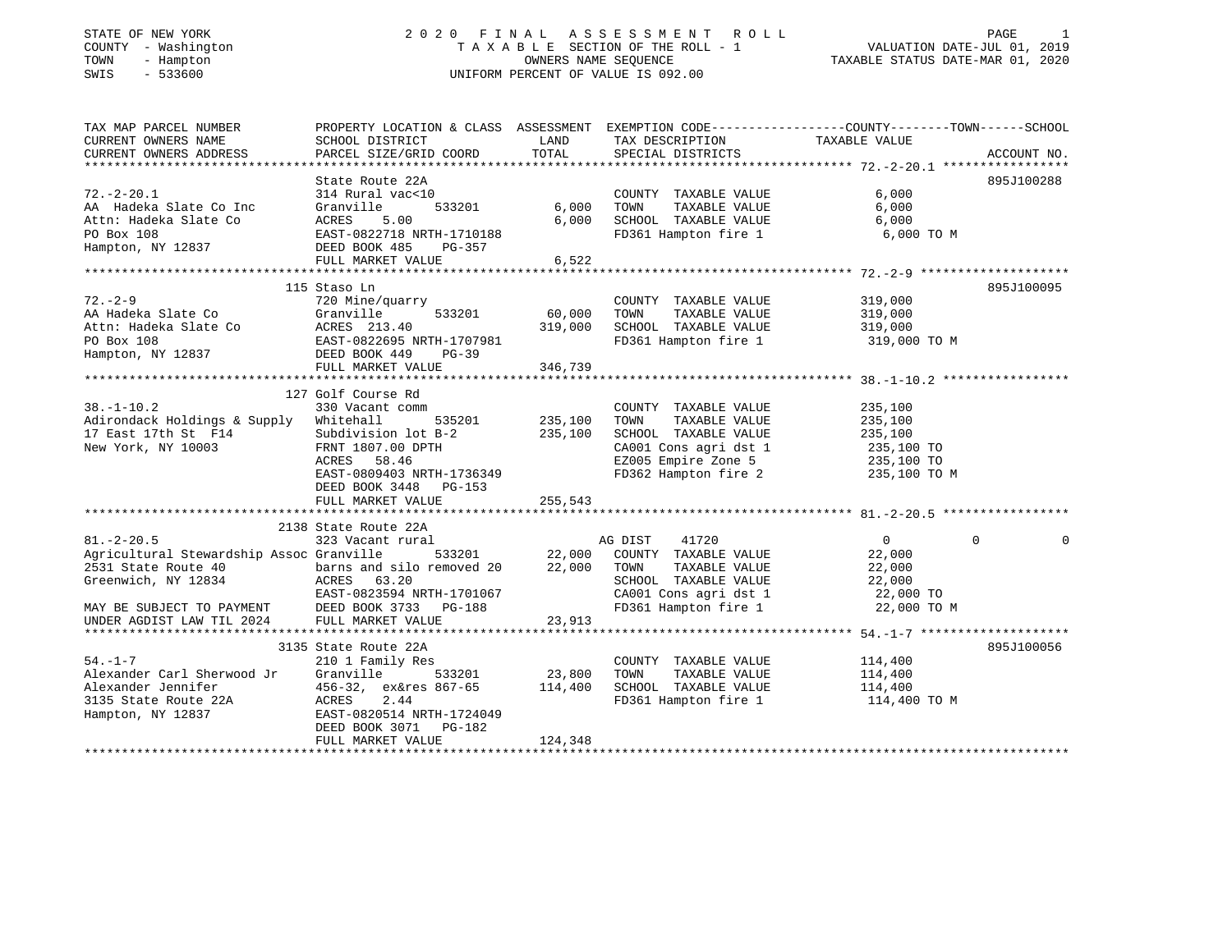STATE OF NEW YORK
COUNTY - Washington
TOWN - Hampton
SWIS - 533600

# 2020 FINAL ASSESSMENT ROLL

TAXABLE SECTION OF THE ROLL - 1
OWNERS NAME SEQUENCE
UNIFORM PERCENT OF VALUE IS 092.00

VALUATION DATE-JUL 01, 2019
TAXABLE STATUS DATE-MAR 01, 2020

| TAX MAP PARCEL NUMBER / CURRENT OWNERS NAME / CURRENT OWNERS ADDRESS | PROPERTY LOCATION & CLASS / SCHOOL DISTRICT / PARCEL SIZE/GRID COORD | ASSESSMENT LAND / TOTAL | EXEMPTION CODE / TAX DESCRIPTION / SPECIAL DISTRICTS | COUNTY | TOWN | SCHOOL | ACCOUNT NO. |
|---|---|---|---|---|---|---|---|
| **72.-2-20.1** | State Route 22A | | | | | | 895J100288 |
| 72.-2-20.1 | 314 Rural vac<10 | | COUNTY TAXABLE VALUE | 6,000 | | | |
| AA Hadeka Slate Co Inc | Granville 533201 | 6,000 | TOWN TAXABLE VALUE | | 6,000 | | |
| Attn: Hadeka Slate Co | ACRES 5.00 | 6,000 | SCHOOL TAXABLE VALUE | | | 6,000 | |
| PO Box 108 | EAST-0822718 NRTH-1710188 | | FD361 Hampton fire 1 | 6,000 TO M | | | |
| Hampton, NY 12837 | DEED BOOK 485 PG-357 | | | | | | |
| | FULL MARKET VALUE | 6,522 | | | | | |
| **72.-2-9** | 115 Staso Ln | | | | | | 895J100095 |
| 72.-2-9 | 720 Mine/quarry | | COUNTY TAXABLE VALUE | 319,000 | | | |
| AA Hadeka Slate Co | Granville 533201 | 60,000 | TOWN TAXABLE VALUE | | 319,000 | | |
| Attn: Hadeka Slate Co | ACRES 213.40 | 319,000 | SCHOOL TAXABLE VALUE | | | 319,000 | |
| PO Box 108 | EAST-0822695 NRTH-1707981 | | FD361 Hampton fire 1 | 319,000 TO M | | | |
| Hampton, NY 12837 | DEED BOOK 449 PG-39 | | | | | | |
| | FULL MARKET VALUE | 346,739 | | | | | |
| **38.-1-10.2** | 127 Golf Course Rd | | | | | | |
| 38.-1-10.2 | 330 Vacant comm | | COUNTY TAXABLE VALUE | 235,100 | | | |
| Adirondack Holdings & Supply | Whitehall 535201 | 235,100 | TOWN TAXABLE VALUE | | 235,100 | | |
| 17 East 17th St F14 | Subdivision lot B-2 | 235,100 | SCHOOL TAXABLE VALUE | | | 235,100 | |
| New York, NY 10003 | FRNT 1807.00 DPTH | | CA001 Cons agri dst 1 | 235,100 TO | | | |
| | ACRES 58.46 | | EZ005 Empire Zone 5 | 235,100 TO | | | |
| | EAST-0809403 NRTH-1736349 | | FD362 Hampton fire 2 | 235,100 TO M | | | |
| | DEED BOOK 3448 PG-153 | | | | | | |
| | FULL MARKET VALUE | 255,543 | | | | | |
| **81.-2-20.5** | 2138 State Route 22A | | | | | | |
| 81.-2-20.5 | 323 Vacant rural | | AG DIST 41720 | 0 | 0 | 0 | |
| Agricultural Stewardship Assoc | Granville 533201 | 22,000 | COUNTY TAXABLE VALUE | 22,000 | | | |
| 2531 State Route 40 | barns and silo removed 20 | 22,000 | TOWN TAXABLE VALUE | | 22,000 | | |
| Greenwich, NY 12834 | ACRES 63.20 | | SCHOOL TAXABLE VALUE | | | 22,000 | |
| | EAST-0823594 NRTH-1701067 | | CA001 Cons agri dst 1 | 22,000 TO | | | |
| MAY BE SUBJECT TO PAYMENT | DEED BOOK 3733 PG-188 | | FD361 Hampton fire 1 | 22,000 TO M | | | |
| UNDER AGDIST LAW TIL 2024 | FULL MARKET VALUE | 23,913 | | | | | |
| **54.-1-7** | 3135 State Route 22A | | | | | | 895J100056 |
| 54.-1-7 | 210 1 Family Res | | COUNTY TAXABLE VALUE | 114,400 | | | |
| Alexander Carl Sherwood Jr | Granville 533201 | 23,800 | TOWN TAXABLE VALUE | | 114,400 | | |
| Alexander Jennifer | 456-32, ex&res 867-65 | 114,400 | SCHOOL TAXABLE VALUE | | | 114,400 | |
| 3135 State Route 22A | ACRES 2.44 | | FD361 Hampton fire 1 | 114,400 TO M | | | |
| Hampton, NY 12837 | EAST-0820514 NRTH-1724049 | | | | | | |
| | DEED BOOK 3071 PG-182 | | | | | | |
| | FULL MARKET VALUE | 124,348 | | | | | |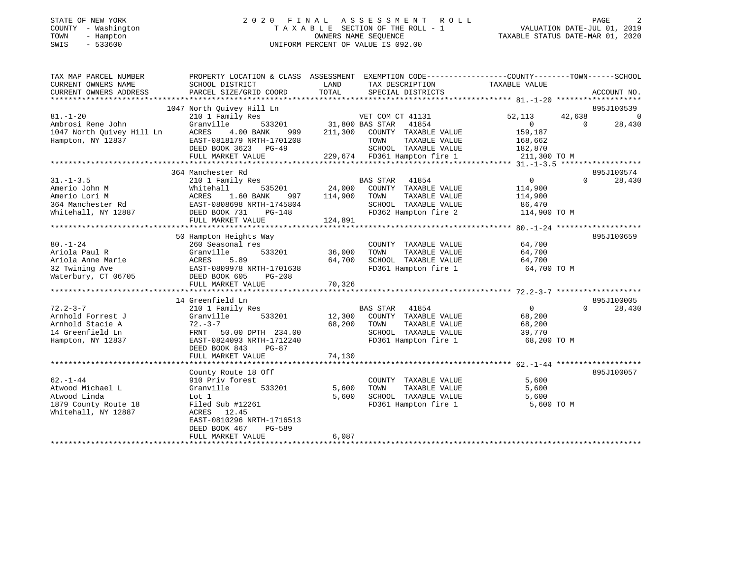STATE OF NEW YORK
COUNTY - Washington
TOWN - Hampton
SWIS - 533600

# 2020 FINAL ASSESSMENT ROLL

TAXABLE SECTION OF THE ROLL - 1
OWNERS NAME SEQUENCE
UNIFORM PERCENT OF VALUE IS 092.00

VALUATION DATE-JUL 01, 2019
TAXABLE STATUS DATE-MAR 01, 2020

```
TAX MAP PARCEL NUMBER          PROPERTY LOCATION & CLASS  ASSESSMENT  EXEMPTION CODE-----------------COUNTY--------TOWN------SCHOOL
CURRENT OWNERS NAME            SCHOOL DISTRICT               LAND      TAX DESCRIPTION            TAXABLE VALUE
CURRENT OWNERS ADDRESS         PARCEL SIZE/GRID COORD        TOTAL     SPECIAL DISTRICTS                                    ACCOUNT NO.
******************************************************************************************************* 81.-1-20 ******************
                               1047 North Quivey Hill Ln                                                                  895J100539
81.-1-20                       210 1 Family Res                        VET COM CT 41131              52,113      42,638          0
Ambrosi Rene John              Granville        533201       31,800 BAS STAR   41854                      0           0     28,430
1047 North Quivey Hill Ln      ACRES    4.00 BANK     999   211,300    COUNTY  TAXABLE VALUE          159,187
Hampton, NY 12837              EAST-0818179 NRTH-1701208               TOWN    TAXABLE VALUE          168,662
                               DEED BOOK 3623   PG-49                  SCHOOL  TAXABLE VALUE          182,870
                               FULL MARKET VALUE             229,674   FD361 Hampton fire 1            211,300 TO M
******************************************************************************************************* 31.-1-3.5 *****************
                               364 Manchester Rd                                                                          895J100574
31.-1-3.5                      210 1 Family Res                        BAS STAR   41854                      0           0     28,430
Amerio John M                  Whitehall        535201       24,000    COUNTY  TAXABLE VALUE          114,900
Amerio Lori M                  ACRES    1.60 BANK     997   114,900    TOWN    TAXABLE VALUE          114,900
364 Manchester Rd              EAST-0808698 NRTH-1745804               SCHOOL  TAXABLE VALUE           86,470
Whitehall, NY 12887            DEED BOOK 731    PG-148                 FD362 Hampton fire 2            114,900 TO M
                               FULL MARKET VALUE             124,891
******************************************************************************************************* 80.-1-24 ******************
                               50 Hampton Heights Way                                                                     895J100659
80.-1-24                       260 Seasonal res                        COUNTY  TAXABLE VALUE           64,700
Ariola Paul R                  Granville        533201       36,000    TOWN    TAXABLE VALUE           64,700
Ariola Anne Marie              ACRES    5.89                 64,700    SCHOOL  TAXABLE VALUE           64,700
32 Twining Ave                 EAST-0809978 NRTH-1701638               FD361 Hampton fire 1             64,700 TO M
Waterbury, CT 06705            DEED BOOK 605    PG-208
                               FULL MARKET VALUE              70,326
******************************************************************************************************* 72.2-3-7 ******************
                               14 Greenfield Ln                                                                           895J100005
72.2-3-7                       210 1 Family Res                        BAS STAR   41854                      0           0     28,430
Arnhold Forrest J              Granville        533201       12,300    COUNTY  TAXABLE VALUE           68,200
Arnhold Stacie A               72.-3-7                       68,200    TOWN    TAXABLE VALUE           68,200
14 Greenfield Ln               FRNT   50.00 DPTH 234.00                SCHOOL  TAXABLE VALUE           39,770
Hampton, NY 12837              EAST-0824093 NRTH-1712240               FD361 Hampton fire 1             68,200 TO M
                               DEED BOOK 843    PG-87
                               FULL MARKET VALUE              74,130
******************************************************************************************************* 62.-1-44 ******************
                               County Route 18 Off                                                                        895J100057
62.-1-44                       910 Priv forest                         COUNTY  TAXABLE VALUE            5,600
Atwood Michael L               Granville        533201        5,600    TOWN    TAXABLE VALUE            5,600
Atwood Linda                   Lot 1                          5,600    SCHOOL  TAXABLE VALUE            5,600
1879 County Route 18           Filed Sub #12261                        FD361 Hampton fire 1              5,600 TO M
Whitehall, NY 12887            ACRES   12.45
                               EAST-0810296 NRTH-1716513
                               DEED BOOK 467    PG-589
                               FULL MARKET VALUE               6,087
************************************************************************************************************************************
```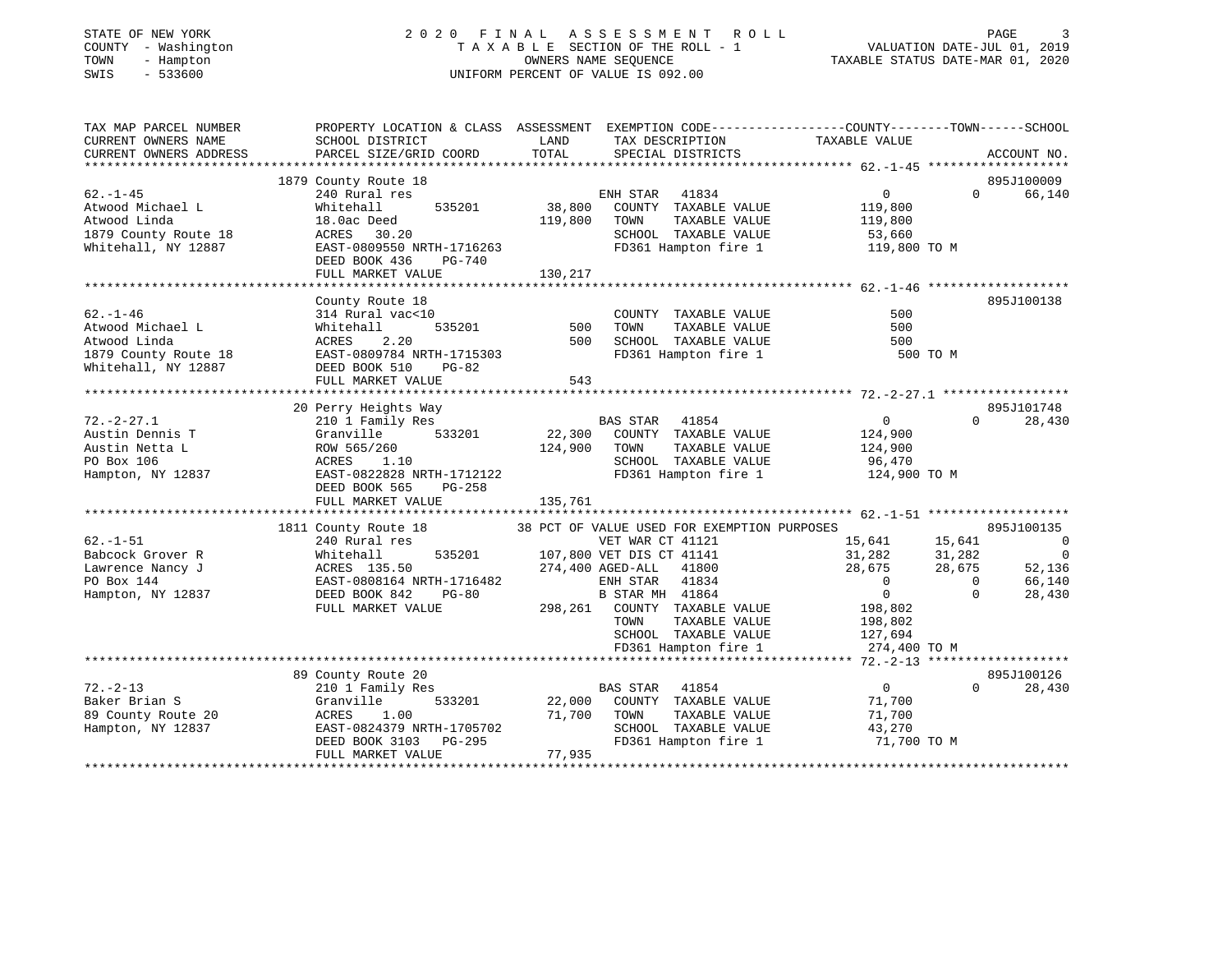STATE OF NEW YORK
COUNTY - Washington
TOWN - Hampton
SWIS - 533600

2020 FINAL ASSESSMENT ROLL
TAXABLE SECTION OF THE ROLL - 1
OWNERS NAME SEQUENCE
UNIFORM PERCENT OF VALUE IS 092.00

VALUATION DATE-JUL 01, 2019
TAXABLE STATUS DATE-MAR 01, 2020

```
TAX MAP PARCEL NUMBER          PROPERTY LOCATION & CLASS  ASSESSMENT  EXEMPTION CODE-----------------COUNTY--------TOWN------SCHOOL
CURRENT OWNERS NAME            SCHOOL DISTRICT               LAND      TAX DESCRIPTION             TAXABLE VALUE
CURRENT OWNERS ADDRESS         PARCEL SIZE/GRID COORD        TOTAL     SPECIAL DISTRICTS                                      ACCOUNT NO.
******************************************************************************************************* 62.-1-45 *******************
                               1879 County Route 18                                                                         895J100009
62.-1-45                       240 Rural res                           ENH STAR  41834                    0             0        66,140
Atwood Michael L               Whitehall      535201        38,800    COUNTY  TAXABLE VALUE          119,800
Atwood Linda                   18.0ac Deed                   119,800   TOWN    TAXABLE VALUE          119,800
1879 County Route 18           ACRES   30.20                           SCHOOL  TAXABLE VALUE           53,660
Whitehall, NY 12887            EAST-0809550 NRTH-1716263               FD361 Hampton fire 1            119,800 TO M
                               DEED BOOK 436     PG-740
                               FULL MARKET VALUE             130,217
******************************************************************************************************* 62.-1-46 *******************
                               County Route 18                                                                              895J100138
62.-1-46                       314 Rural vac<10                        COUNTY  TAXABLE VALUE              500
Atwood Michael L               Whitehall      535201           500    TOWN    TAXABLE VALUE              500
Atwood Linda                   ACRES    2.20                       500    SCHOOL  TAXABLE VALUE              500
1879 County Route 18           EAST-0809784 NRTH-1715303               FD361 Hampton fire 1                500 TO M
Whitehall, NY 12887            DEED BOOK 510     PG-82
                               FULL MARKET VALUE                 543
******************************************************************************************************* 72.-2-27.1 *****************
                               20 Perry Heights Way                                                                         895J101748
72.-2-27.1                     210 1 Family Res                        BAS STAR  41854                    0             0        28,430
Austin Dennis T                Granville      533201        22,300    COUNTY  TAXABLE VALUE          124,900
Austin Netta L                 ROW 565/260                   124,900   TOWN    TAXABLE VALUE          124,900
PO Box 106                     ACRES    1.10                           SCHOOL  TAXABLE VALUE           96,470
Hampton, NY 12837              EAST-0822828 NRTH-1712122               FD361 Hampton fire 1            124,900 TO M
                               DEED BOOK 565     PG-258
                               FULL MARKET VALUE             135,761
******************************************************************************************************* 62.-1-51 *******************
                               1811 County Route 18          38 PCT OF VALUE USED FOR EXEMPTION PURPOSES                    895J100135
62.-1-51                       240 Rural res                           VET WAR CT 41121              15,641        15,641             0
Babcock Grover R               Whitehall      535201       107,800 VET DIS CT 41141              31,282        31,282             0
Lawrence Nancy J               ACRES  135.50                 274,400 AGED-ALL    41800              28,675        28,675        52,136
PO Box 144                     EAST-0808164 NRTH-1716482               ENH STAR  41834                    0             0        66,140
Hampton, NY 12837              DEED BOOK 842     PG-80                 B STAR MH 41864                    0             0        28,430
                               FULL MARKET VALUE             298,261   COUNTY  TAXABLE VALUE          198,802
                                                                       TOWN    TAXABLE VALUE          198,802
                                                                       SCHOOL  TAXABLE VALUE          127,694
                                                                       FD361 Hampton fire 1            274,400 TO M
******************************************************************************************************* 72.-2-13 *******************
                               89 County Route 20                                                                           895J100126
72.-2-13                       210 1 Family Res                        BAS STAR  41854                    0             0        28,430
Baker Brian S                  Granville      533201        22,000    COUNTY  TAXABLE VALUE           71,700
89 County Route 20             ACRES    1.00                 71,700    TOWN    TAXABLE VALUE           71,700
Hampton, NY 12837              EAST-0824379 NRTH-1705702               SCHOOL  TAXABLE VALUE           43,270
                               DEED BOOK 3103    PG-295                FD361 Hampton fire 1             71,700 TO M
                               FULL MARKET VALUE              77,935
************************************************************************************************************************************
```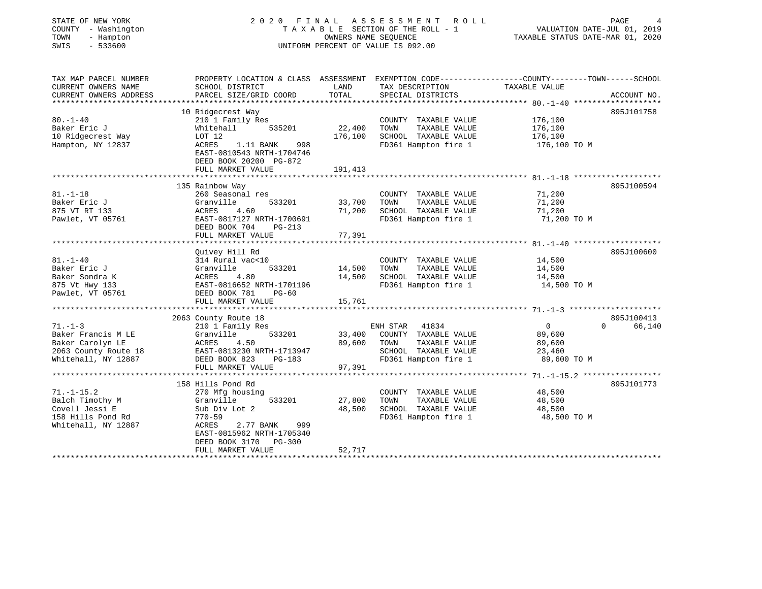STATE OF NEW YORK | 2020 FINAL ASSESSMENT ROLL | VALUATION DATE-JUL 01, 2019
COUNTY - Washington | TAXABLE SECTION OF THE ROLL - 1 | TAXABLE STATUS DATE-MAR 01, 2020
TOWN - Hampton | OWNERS NAME SEQUENCE
SWIS - 533600 | UNIFORM PERCENT OF VALUE IS 092.00

```
TAX MAP PARCEL NUMBER          PROPERTY LOCATION & CLASS  ASSESSMENT  EXEMPTION CODE------------------COUNTY--------TOWN------SCHOOL
CURRENT OWNERS NAME            SCHOOL DISTRICT              LAND      TAX DESCRIPTION                TAXABLE VALUE
CURRENT OWNERS ADDRESS         PARCEL SIZE/GRID COORD       TOTAL     SPECIAL DISTRICTS                                    ACCOUNT NO.
****************************************************************************************************** 80.-1-40 *******************
                               10 Ridgecrest Way                                                                           895J101758
80.-1-40                       210 1 Family Res                       COUNTY  TAXABLE VALUE           176,100
Baker Eric J                   Whitehall       535201      22,400     TOWN    TAXABLE VALUE           176,100
10 Ridgecrest Way              LOT 12                     176,100     SCHOOL  TAXABLE VALUE           176,100
Hampton, NY 12837              ACRES    1.11 BANK    998              FD361 Hampton fire 1             176,100 TO M
                               EAST-0810543 NRTH-1704746
                               DEED BOOK 20200 PG-872
                               FULL MARKET VALUE          191,413
****************************************************************************************************** 81.-1-18 *******************
                               135 Rainbow Way                                                                             895J100594
81.-1-18                       260 Seasonal res                       COUNTY  TAXABLE VALUE            71,200
Baker Eric J                   Granville       533201      33,700     TOWN    TAXABLE VALUE            71,200
875 VT RT 133                  ACRES    4.60               71,200     SCHOOL  TAXABLE VALUE            71,200
Pawlet, VT 05761               EAST-0817127 NRTH-1700691              FD361 Hampton fire 1              71,200 TO M
                               DEED BOOK 704    PG-213
                               FULL MARKET VALUE           77,391
****************************************************************************************************** 81.-1-40 *******************
                               Quivey Hill Rd                                                                              895J100600
81.-1-40                       314 Rural vac<10                       COUNTY  TAXABLE VALUE            14,500
Baker Eric J                   Granville       533201      14,500     TOWN    TAXABLE VALUE            14,500
Baker Sondra K                 ACRES    4.80               14,500     SCHOOL  TAXABLE VALUE            14,500
875 Vt Hwy 133                 EAST-0816652 NRTH-1701196              FD361 Hampton fire 1              14,500 TO M
Pawlet, VT 05761               DEED BOOK 781    PG-60
                               FULL MARKET VALUE           15,761
****************************************************************************************************** 71.-1-3 ********************
                               2063 County Route 18                                                                        895J100413
71.-1-3                        210 1 Family Res                       ENH STAR  41834                      0           0     66,140
Baker Francis M LE             Granville       533201      33,400     COUNTY  TAXABLE VALUE            89,600
Baker Carolyn LE               ACRES    4.50               89,600     TOWN    TAXABLE VALUE            89,600
2063 County Route 18           EAST-0813230 NRTH-1713947              SCHOOL  TAXABLE VALUE            23,460
Whitehall, NY 12887            DEED BOOK 823    PG-183                FD361 Hampton fire 1              89,600 TO M
                               FULL MARKET VALUE           97,391
****************************************************************************************************** 71.-1-15.2 *****************
                               158 Hills Pond Rd                                                                           895J101773
71.-1-15.2                     270 Mfg housing                        COUNTY  TAXABLE VALUE            48,500
Balch Timothy M                Granville       533201      27,800     TOWN    TAXABLE VALUE            48,500
Covell Jessi E                 Sub Div Lot 2               48,500     SCHOOL  TAXABLE VALUE            48,500
158 Hills Pond Rd              770-59                                 FD361 Hampton fire 1              48,500 TO M
Whitehall, NY 12887            ACRES    2.77 BANK    999
                               EAST-0815962 NRTH-1705340
                               DEED BOOK 3170   PG-300
                               FULL MARKET VALUE           52,717
************************************************************************************************************************************
```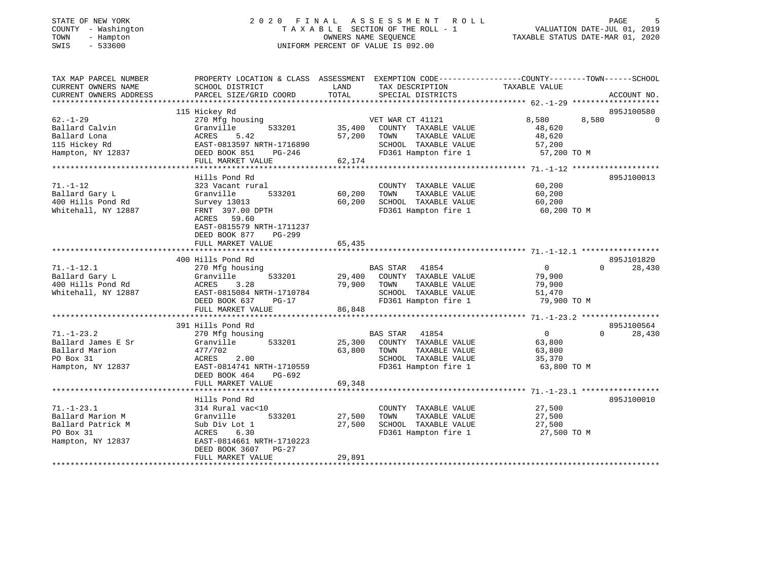STATE OF NEW YORK
COUNTY - Washington
TOWN - Hampton
SWIS - 533600

2020 FINAL ASSESSMENT ROLL
TAXABLE SECTION OF THE ROLL - 1
OWNERS NAME SEQUENCE
UNIFORM PERCENT OF VALUE IS 092.00

VALUATION DATE-JUL 01, 2019
TAXABLE STATUS DATE-MAR 01, 2020

| TAX MAP PARCEL NUMBER / CURRENT OWNERS NAME / CURRENT OWNERS ADDRESS | PROPERTY LOCATION & CLASS / SCHOOL DISTRICT / PARCEL SIZE/GRID COORD | ASSESSMENT LAND / TOTAL | EXEMPTION CODE / TAX DESCRIPTION / SPECIAL DISTRICTS | COUNTY TAXABLE VALUE | TOWN | SCHOOL | ACCOUNT NO. |
|---|---|---|---|---|---|---|---|
| 62.-1-29 | 115 Hickey Rd | | | | | | 895J100580 |
| Ballard Calvin | 270 Mfg housing | | VET WAR CT 41121 | 8,580 | 8,580 | 0 | |
| Ballard Lona | Granville 533201 | 35,400 | COUNTY TAXABLE VALUE | 48,620 | | | |
| 115 Hickey Rd | ACRES 5.42 | 57,200 | TOWN TAXABLE VALUE | 48,620 | | | |
| Hampton, NY 12837 | EAST-0813597 NRTH-1716890 | | SCHOOL TAXABLE VALUE | 57,200 | | | |
| | DEED BOOK 851 PG-246 | | FD361 Hampton fire 1 | 57,200 TO M | | | |
| | FULL MARKET VALUE | 62,174 | | | | | |
| 71.-1-12 | Hills Pond Rd | | | | | | 895J100013 |
| Ballard Gary L | 323 Vacant rural | | COUNTY TAXABLE VALUE | 60,200 | | | |
| 400 Hills Pond Rd | Granville 533201 | 60,200 | TOWN TAXABLE VALUE | 60,200 | | | |
| Whitehall, NY 12887 | Survey 13013 | 60,200 | SCHOOL TAXABLE VALUE | 60,200 | | | |
| | FRNT 397.00 DPTH | | FD361 Hampton fire 1 | 60,200 TO M | | | |
| | ACRES 59.60 | | | | | | |
| | EAST-0815579 NRTH-1711237 | | | | | | |
| | DEED BOOK 877 PG-299 | | | | | | |
| | FULL MARKET VALUE | 65,435 | | | | | |
| 71.-1-12.1 | 400 Hills Pond Rd | | | | | | 895J101820 |
| Ballard Gary L | 270 Mfg housing | | BAS STAR 41854 | 0 | 0 | 28,430 | |
| 400 Hills Pond Rd | Granville 533201 | 29,400 | COUNTY TAXABLE VALUE | 79,900 | | | |
| Whitehall, NY 12887 | ACRES 3.28 | 79,900 | TOWN TAXABLE VALUE | 79,900 | | | |
| | EAST-0815084 NRTH-1710784 | | SCHOOL TAXABLE VALUE | 51,470 | | | |
| | DEED BOOK 637 PG-17 | | FD361 Hampton fire 1 | 79,900 TO M | | | |
| | FULL MARKET VALUE | 86,848 | | | | | |
| 71.-1-23.2 | 391 Hills Pond Rd | | | | | | 895J100564 |
| Ballard James E Sr | 270 Mfg housing | | BAS STAR 41854 | 0 | 0 | 28,430 | |
| Ballard Marion | Granville 533201 | 25,300 | COUNTY TAXABLE VALUE | 63,800 | | | |
| PO Box 31 | 477/702 | 63,800 | TOWN TAXABLE VALUE | 63,800 | | | |
| Hampton, NY 12837 | ACRES 2.00 | | SCHOOL TAXABLE VALUE | 35,370 | | | |
| | EAST-0814741 NRTH-1710559 | | FD361 Hampton fire 1 | 63,800 TO M | | | |
| | DEED BOOK 464 PG-692 | | | | | | |
| | FULL MARKET VALUE | 69,348 | | | | | |
| 71.-1-23.1 | Hills Pond Rd | | | | | | 895J100010 |
| Ballard Marion M | 314 Rural vac<10 | | COUNTY TAXABLE VALUE | 27,500 | | | |
| Ballard Patrick M | Granville 533201 | 27,500 | TOWN TAXABLE VALUE | 27,500 | | | |
| PO Box 31 | Sub Div Lot 1 | 27,500 | SCHOOL TAXABLE VALUE | 27,500 | | | |
| Hampton, NY 12837 | ACRES 6.30 | | FD361 Hampton fire 1 | 27,500 TO M | | | |
| | EAST-0814661 NRTH-1710223 | | | | | | |
| | DEED BOOK 3607 PG-27 | | | | | | |
| | FULL MARKET VALUE | 29,891 | | | | | |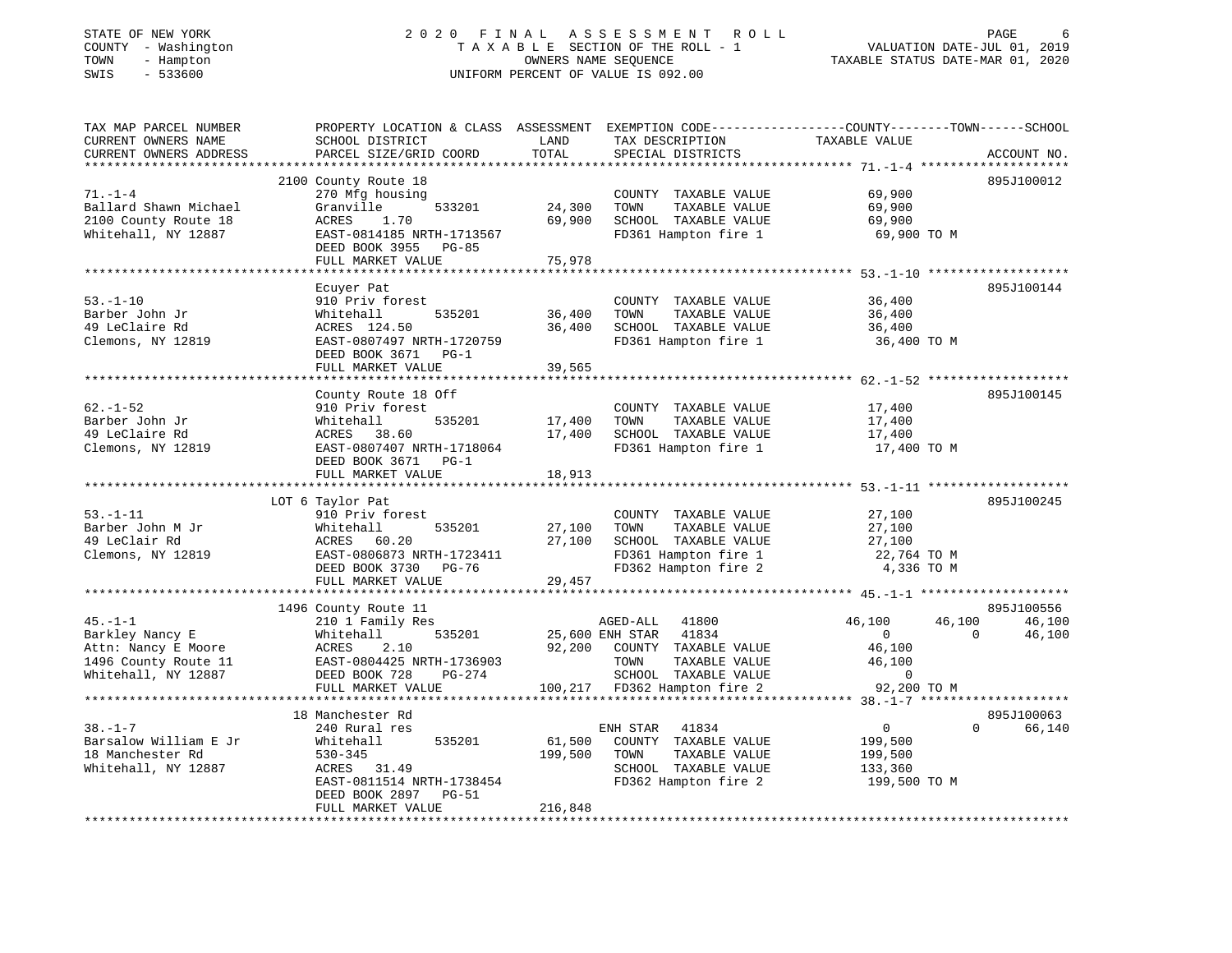STATE OF NEW YORK
COUNTY - Washington
TOWN - Hampton
SWIS - 533600

2 0 2 0 F I N A L A S S E S S M E N T R O L L
T A X A B L E SECTION OF THE ROLL - 1
OWNERS NAME SEQUENCE
UNIFORM PERCENT OF VALUE IS 092.00

VALUATION DATE-JUL 01, 2019
TAXABLE STATUS DATE-MAR 01, 2020

```
TAX MAP PARCEL NUMBER          PROPERTY LOCATION & CLASS  ASSESSMENT  EXEMPTION CODE-----------------COUNTY--------TOWN------SCHOOL
CURRENT OWNERS NAME            SCHOOL DISTRICT               LAND      TAX DESCRIPTION            TAXABLE VALUE
CURRENT OWNERS ADDRESS         PARCEL SIZE/GRID COORD       TOTAL      SPECIAL DISTRICTS                                      ACCOUNT NO.
******************************************************************************************************* 71.-1-4 ********************
                               2100 County Route 18                                                                            895J100012
71.-1-4                        270 Mfg housing                          COUNTY  TAXABLE VALUE            69,900
Ballard Shawn Michael          Granville        533201       24,300    TOWN    TAXABLE VALUE            69,900
2100 County Route 18           ACRES    1.70                 69,900    SCHOOL  TAXABLE VALUE            69,900
Whitehall, NY 12887            EAST-0814185 NRTH-1713567                FD361 Hampton fire 1              69,900 TO M
                               DEED BOOK 3955   PG-85
                               FULL MARKET VALUE             75,978
******************************************************************************************************* 53.-1-10 *******************
                               Ecuyer Pat                                                                                      895J100144
53.-1-10                       910 Priv forest                          COUNTY  TAXABLE VALUE            36,400
Barber John Jr                 Whitehall        535201       36,400    TOWN    TAXABLE VALUE            36,400
49 LeClaire Rd                 ACRES  124.50                 36,400    SCHOOL  TAXABLE VALUE            36,400
Clemons, NY 12819              EAST-0807497 NRTH-1720759                FD361 Hampton fire 1              36,400 TO M
                               DEED BOOK 3671   PG-1
                               FULL MARKET VALUE             39,565
******************************************************************************************************* 62.-1-52 *******************
                               County Route 18 Off                                                                             895J100145
62.-1-52                       910 Priv forest                          COUNTY  TAXABLE VALUE            17,400
Barber John Jr                 Whitehall        535201       17,400    TOWN    TAXABLE VALUE            17,400
49 LeClaire Rd                 ACRES   38.60                 17,400    SCHOOL  TAXABLE VALUE            17,400
Clemons, NY 12819              EAST-0807407 NRTH-1718064                FD361 Hampton fire 1              17,400 TO M
                               DEED BOOK 3671   PG-1
                               FULL MARKET VALUE             18,913
******************************************************************************************************* 53.-1-11 *******************
                               LOT 6 Taylor Pat                                                                                895J100245
53.-1-11                       910 Priv forest                          COUNTY  TAXABLE VALUE            27,100
Barber John M Jr               Whitehall        535201       27,100    TOWN    TAXABLE VALUE            27,100
49 LeClair Rd                  ACRES   60.20                 27,100    SCHOOL  TAXABLE VALUE            27,100
Clemons, NY 12819              EAST-0806873 NRTH-1723411                FD361 Hampton fire 1              22,764 TO M
                               DEED BOOK 3730   PG-76                   FD362 Hampton fire 2               4,336 TO M
                               FULL MARKET VALUE             29,457
******************************************************************************************************* 45.-1-1 ********************
                               1496 County Route 11                                                                            895J100556
45.-1-1                        210 1 Family Res                         AGED-ALL   41800          46,100      46,100      46,100
Barkley Nancy E                Whitehall        535201       25,600 ENH STAR   41834               0           0      46,100
Attn: Nancy E Moore            ACRES    2.10                 92,200    COUNTY  TAXABLE VALUE            46,100
1496 County Route 11           EAST-0804425 NRTH-1736903                TOWN    TAXABLE VALUE            46,100
Whitehall, NY 12887            DEED BOOK 728    PG-274                  SCHOOL  TAXABLE VALUE                 0
                               FULL MARKET VALUE            100,217    FD362 Hampton fire 2              92,200 TO M
******************************************************************************************************* 38.-1-7 ********************
                               18 Manchester Rd                                                                                895J100063
38.-1-7                        240 Rural res                            ENH STAR   41834               0           0      66,140
Barsalow William E Jr          Whitehall        535201       61,500    COUNTY  TAXABLE VALUE           199,500
18 Manchester Rd               530-345                      199,500    TOWN    TAXABLE VALUE           199,500
Whitehall, NY 12887            ACRES   31.49                            SCHOOL  TAXABLE VALUE           133,360
                               EAST-0811514 NRTH-1738454                FD362 Hampton fire 2             199,500 TO M
                               DEED BOOK 2897   PG-51
                               FULL MARKET VALUE            216,848
************************************************************************************************************************************
```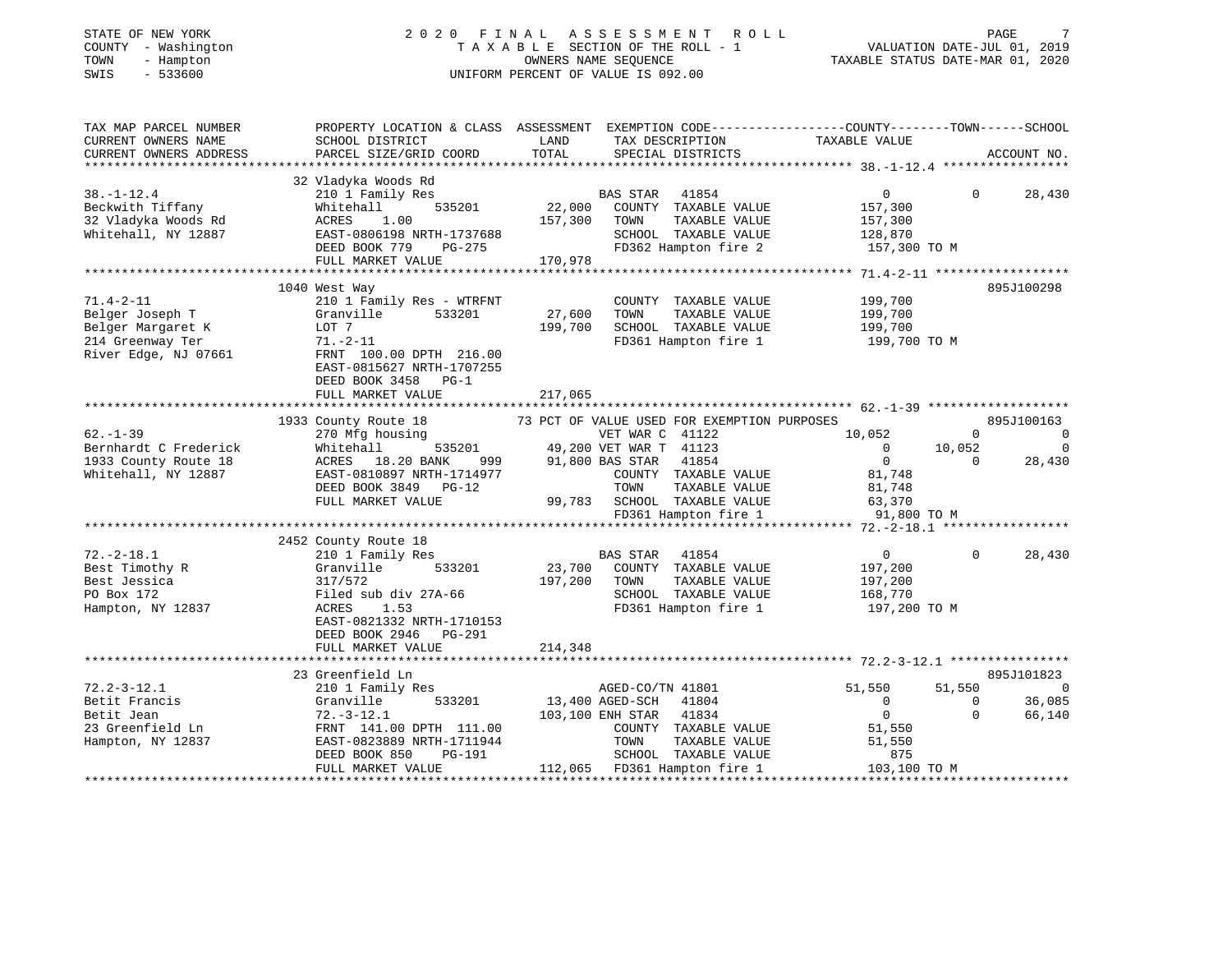STATE OF NEW YORK — COUNTY - Washington — TOWN - Hampton — SWIS - 533600

# 2020 FINAL ASSESSMENT ROLL

TAXABLE SECTION OF THE ROLL - 1 — OWNERS NAME SEQUENCE — UNIFORM PERCENT OF VALUE IS 092.00

VALUATION DATE-JUL 01, 2019 — TAXABLE STATUS DATE-MAR 01, 2020

```
TAX MAP PARCEL NUMBER          PROPERTY LOCATION & CLASS  ASSESSMENT  EXEMPTION CODE-----------------COUNTY--------TOWN------SCHOOL
CURRENT OWNERS NAME            SCHOOL DISTRICT               LAND      TAX DESCRIPTION            TAXABLE VALUE
CURRENT OWNERS ADDRESS         PARCEL SIZE/GRID COORD        TOTAL     SPECIAL DISTRICTS                                   ACCOUNT NO.
******************************************************************************************************* 38.-1-12.4 *****************
                               32 Vladyka Woods Rd
38.-1-12.4                     210 1 Family Res                         BAS STAR   41854                  0             0      28,430
Beckwith Tiffany               Whitehall        535201       22,000     COUNTY  TAXABLE VALUE        157,300
32 Vladyka Woods Rd            ACRES    1.00                157,300     TOWN    TAXABLE VALUE        157,300
Whitehall, NY 12887            EAST-0806198 NRTH-1737688                SCHOOL  TAXABLE VALUE        128,870
                               DEED BOOK 779    PG-275                  FD362 Hampton fire 2          157,300 TO M
                               FULL MARKET VALUE            170,978
******************************************************************************************************* 71.4-2-11 ******************
                               1040 West Way                                                                        895J100298
71.4-2-11                      210 1 Family Res - WTRFNT                COUNTY  TAXABLE VALUE        199,700
Belger Joseph T                Granville        533201       27,600     TOWN    TAXABLE VALUE        199,700
Belger Margaret K              LOT 7                        199,700     SCHOOL  TAXABLE VALUE        199,700
214 Greenway Ter               71.-2-11                                 FD361 Hampton fire 1          199,700 TO M
River Edge, NJ 07661           FRNT  100.00 DPTH  216.00
                               EAST-0815627 NRTH-1707255
                               DEED BOOK 3458   PG-1
                               FULL MARKET VALUE            217,065
******************************************************************************************************* 62.-1-39 *******************
                               1933 County Route 18        73 PCT OF VALUE USED FOR EXEMPTION PURPOSES                    895J100163
62.-1-39                       270 Mfg housing                          VET WAR C  41122             10,052             0           0
Bernhardt C Frederick          Whitehall        535201       49,200     VET WAR T  41123                  0        10,052           0
1933 County Route 18           ACRES   18.20 BANK     999    91,800     BAS STAR   41854                  0             0      28,430
Whitehall, NY 12887            EAST-0810897 NRTH-1714977                COUNTY  TAXABLE VALUE         81,748
                               DEED BOOK 3849   PG-12                   TOWN    TAXABLE VALUE         81,748
                               FULL MARKET VALUE             99,783     SCHOOL  TAXABLE VALUE         63,370
                                                                        FD361 Hampton fire 1           91,800 TO M
******************************************************************************************************* 72.-2-18.1 *****************
                               2452 County Route 18
72.-2-18.1                     210 1 Family Res                         BAS STAR   41854                  0             0      28,430
Best Timothy R                 Granville        533201       23,700     COUNTY  TAXABLE VALUE        197,200
Best Jessica                   317/572                      197,200     TOWN    TAXABLE VALUE        197,200
PO Box 172                     Filed sub div 27A-66                     SCHOOL  TAXABLE VALUE        168,770
Hampton, NY 12837              ACRES    1.53                            FD361 Hampton fire 1          197,200 TO M
                               EAST-0821332 NRTH-1710153
                               DEED BOOK 2946   PG-291
                               FULL MARKET VALUE            214,348
******************************************************************************************************* 72.2-3-12.1 ****************
                               23 Greenfield Ln                                                                     895J101823
72.2-3-12.1                    210 1 Family Res                         AGED-CO/TN 41801             51,550        51,550           0
Betit Francis                  Granville        533201       13,400     AGED-SCH   41804                  0             0      36,085
Betit Jean                     72.-3-12.1                   103,100     ENH STAR   41834                  0             0      66,140
23 Greenfield Ln               FRNT  141.00 DPTH  111.00                COUNTY  TAXABLE VALUE         51,550
Hampton, NY 12837              EAST-0823889 NRTH-1711944                TOWN    TAXABLE VALUE         51,550
                               DEED BOOK 850    PG-191                  SCHOOL  TAXABLE VALUE            875
                               FULL MARKET VALUE            112,065     FD361 Hampton fire 1          103,100 TO M
************************************************************************************************************************************
```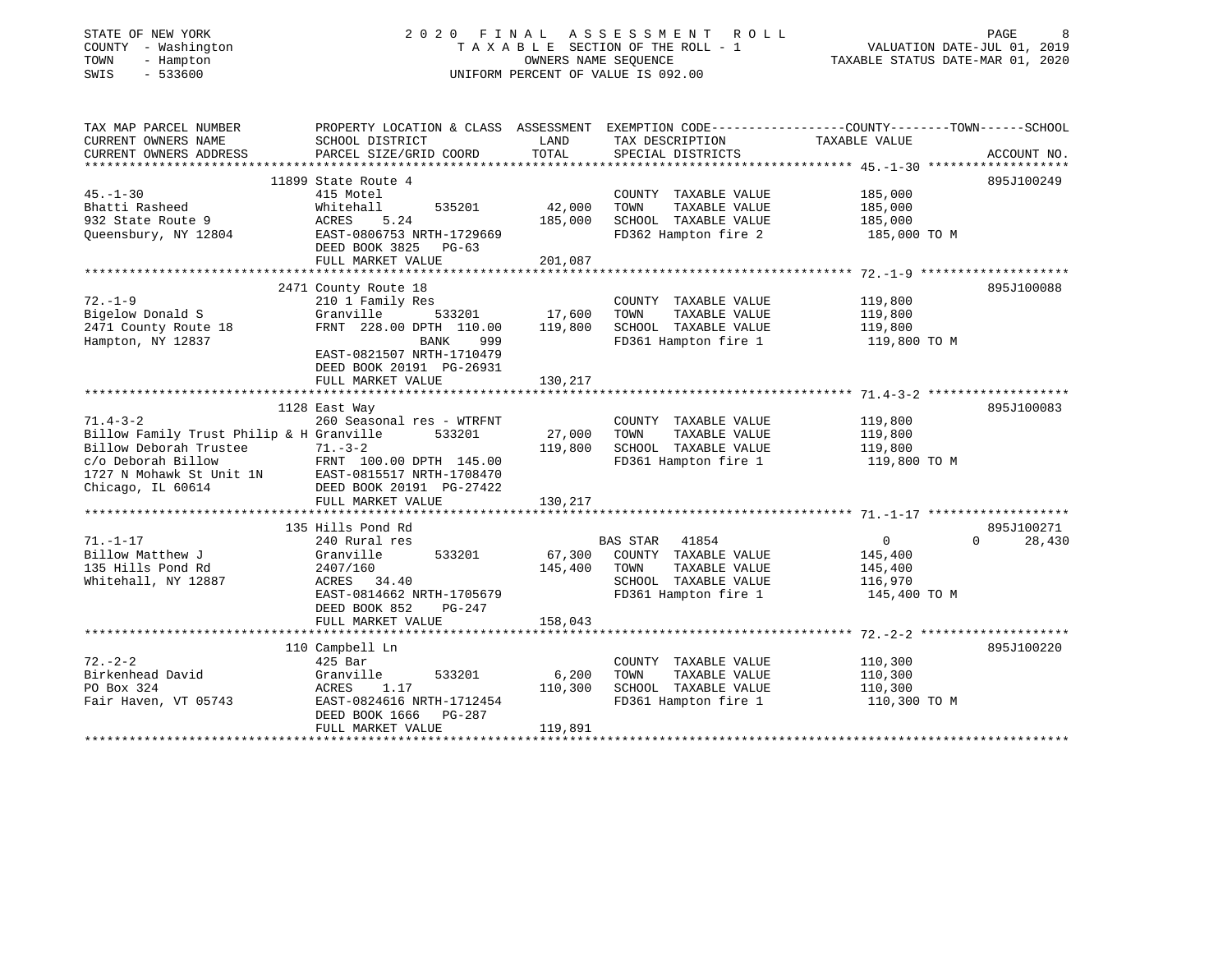STATE OF NEW YORK
COUNTY - Washington
TOWN - Hampton
SWIS - 533600

2020 FINAL ASSESSMENT ROLL
TAXABLE SECTION OF THE ROLL - 1
OWNERS NAME SEQUENCE
UNIFORM PERCENT OF VALUE IS 092.00

VALUATION DATE-JUL 01, 2019
TAXABLE STATUS DATE-MAR 01, 2020

| TAX MAP PARCEL NUMBER / CURRENT OWNERS NAME / CURRENT OWNERS ADDRESS | PROPERTY LOCATION & CLASS / SCHOOL DISTRICT / PARCEL SIZE/GRID COORD | ASSESSMENT LAND | ASSESSMENT TOTAL | EXEMPTION CODE / TAX DESCRIPTION / SPECIAL DISTRICTS | COUNTY TAXABLE VALUE | TOWN | SCHOOL | ACCOUNT NO. |
|---|---|---|---|---|---|---|---|---|
| | 11899 State Route 4 | | | | | | | 895J100249 |
| 45.-1-30 | 415 Motel | | | COUNTY TAXABLE VALUE | 185,000 | | | |
| Bhatti Rasheed | Whitehall 535201 | 42,000 | | TOWN TAXABLE VALUE | 185,000 | | | |
| 932 State Route 9 | ACRES 5.24 | | 185,000 | SCHOOL TAXABLE VALUE | 185,000 | | | |
| Queensbury, NY 12804 | EAST-0806753 NRTH-1729669 | | | FD362 Hampton fire 2 | 185,000 TO M | | | |
| | DEED BOOK 3825 PG-63 | | | | | | | |
| | FULL MARKET VALUE | | 201,087 | | | | | |
| | 2471 County Route 18 | | | | | | | 895J100088 |
| 72.-1-9 | 210 1 Family Res | | | COUNTY TAXABLE VALUE | 119,800 | | | |
| Bigelow Donald S | Granville 533201 | 17,600 | | TOWN TAXABLE VALUE | 119,800 | | | |
| 2471 County Route 18 | FRNT 228.00 DPTH 110.00 | | 119,800 | SCHOOL TAXABLE VALUE | 119,800 | | | |
| Hampton, NY 12837 | BANK 999 | | | FD361 Hampton fire 1 | 119,800 TO M | | | |
| | EAST-0821507 NRTH-1710479 | | | | | | | |
| | DEED BOOK 20191 PG-26931 | | | | | | | |
| | FULL MARKET VALUE | | 130,217 | | | | | |
| | 1128 East Way | | | | | | | 895J100083 |
| 71.4-3-2 | 260 Seasonal res - WTRFNT | | | COUNTY TAXABLE VALUE | 119,800 | | | |
| Billow Family Trust Philip & H | Granville 533201 | 27,000 | | TOWN TAXABLE VALUE | 119,800 | | | |
| Billow Deborah Trustee | 71.-3-2 | | 119,800 | SCHOOL TAXABLE VALUE | 119,800 | | | |
| c/o Deborah Billow | FRNT 100.00 DPTH 145.00 | | | FD361 Hampton fire 1 | 119,800 TO M | | | |
| 1727 N Mohawk St Unit 1N | EAST-0815517 NRTH-1708470 | | | | | | | |
| Chicago, IL 60614 | DEED BOOK 20191 PG-27422 | | | | | | | |
| | FULL MARKET VALUE | | 130,217 | | | | | |
| | 135 Hills Pond Rd | | | | | | | 895J100271 |
| 71.-1-17 | 240 Rural res | | | BAS STAR 41854 | 0 | 0 | 28,430 | |
| Billow Matthew J | Granville 533201 | 67,300 | | COUNTY TAXABLE VALUE | 145,400 | | | |
| 135 Hills Pond Rd | 2407/160 | | 145,400 | TOWN TAXABLE VALUE | 145,400 | | | |
| Whitehall, NY 12887 | ACRES 34.40 | | | SCHOOL TAXABLE VALUE | 116,970 | | | |
| | EAST-0814662 NRTH-1705679 | | | FD361 Hampton fire 1 | 145,400 TO M | | | |
| | DEED BOOK 852 PG-247 | | | | | | | |
| | FULL MARKET VALUE | | 158,043 | | | | | |
| | 110 Campbell Ln | | | | | | | 895J100220 |
| 72.-2-2 | 425 Bar | | | COUNTY TAXABLE VALUE | 110,300 | | | |
| Birkenhead David | Granville 533201 | 6,200 | | TOWN TAXABLE VALUE | 110,300 | | | |
| PO Box 324 | ACRES 1.17 | | 110,300 | SCHOOL TAXABLE VALUE | 110,300 | | | |
| Fair Haven, VT 05743 | EAST-0824616 NRTH-1712454 | | | FD361 Hampton fire 1 | 110,300 TO M | | | |
| | DEED BOOK 1666 PG-287 | | | | | | | |
| | FULL MARKET VALUE | | 119,891 | | | | | |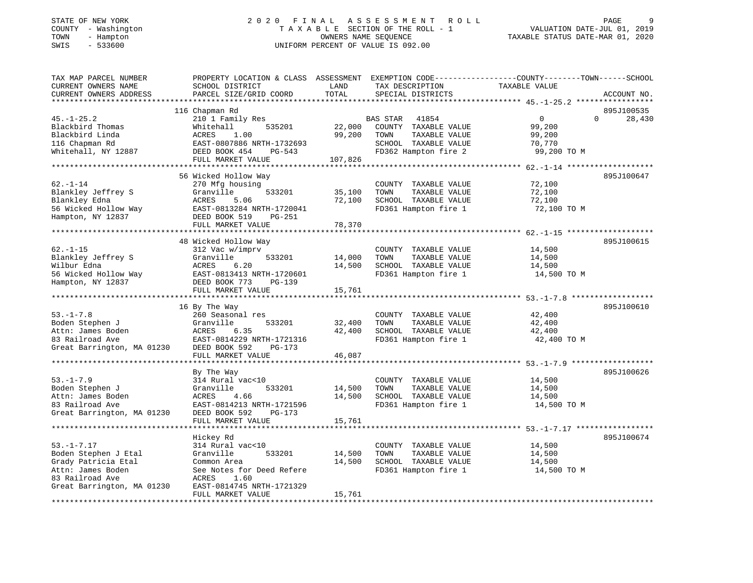STATE OF NEW YORK
COUNTY - Washington
TOWN - Hampton
SWIS - 533600

2020 FINAL ASSESSMENT ROLL
TAXABLE SECTION OF THE ROLL - 1
OWNERS NAME SEQUENCE
UNIFORM PERCENT OF VALUE IS 092.00

VALUATION DATE-JUL 01, 2019
TAXABLE STATUS DATE-MAR 01, 2020

```
TAX MAP PARCEL NUMBER          PROPERTY LOCATION & CLASS  ASSESSMENT  EXEMPTION CODE-----------------COUNTY--------TOWN------SCHOOL
CURRENT OWNERS NAME            SCHOOL DISTRICT               LAND      TAX DESCRIPTION             TAXABLE VALUE
CURRENT OWNERS ADDRESS         PARCEL SIZE/GRID COORD        TOTAL     SPECIAL DISTRICTS                                    ACCOUNT NO.
*********************************************************************************************** 45.-1-25.2 *****************
                               116 Chapman Rd                                                                               895J100535
45.-1-25.2                     210 1 Family Res                        BAS STAR  41854                 0             0       28,430
Blackbird Thomas               Whitehall        535201       22,000    COUNTY  TAXABLE VALUE          99,200
Blackbird Linda                ACRES     1.00                99,200    TOWN    TAXABLE VALUE          99,200
116 Chapman Rd                 EAST-0807886 NRTH-1732693               SCHOOL  TAXABLE VALUE          70,770
Whitehall, NY 12887            DEED BOOK 454     PG-543                FD362 Hampton fire 2            99,200 TO M
                               FULL MARKET VALUE            107,826
*********************************************************************************************** 62.-1-14 *******************
                               56 Wicked Hollow Way                                                                         895J100647
62.-1-14                       270 Mfg housing                         COUNTY  TAXABLE VALUE          72,100
Blankley Jeffrey S             Granville        533201       35,100    TOWN    TAXABLE VALUE          72,100
Blankley Edna                  ACRES     5.06                72,100    SCHOOL  TAXABLE VALUE          72,100
56 Wicked Hollow Way           EAST-0813284 NRTH-1720041               FD361 Hampton fire 1            72,100 TO M
Hampton, NY 12837              DEED BOOK 519     PG-251
                               FULL MARKET VALUE             78,370
*********************************************************************************************** 62.-1-15 *******************
                               48 Wicked Hollow Way                                                                         895J100615
62.-1-15                       312 Vac w/imprv                         COUNTY  TAXABLE VALUE          14,500
Blankley Jeffrey S             Granville        533201       14,000    TOWN    TAXABLE VALUE          14,500
Wilbur Edna                    ACRES     6.20                14,500    SCHOOL  TAXABLE VALUE          14,500
56 Wicked Hollow Way           EAST-0813413 NRTH-1720601               FD361 Hampton fire 1            14,500 TO M
Hampton, NY 12837              DEED BOOK 773     PG-139
                               FULL MARKET VALUE             15,761
*********************************************************************************************** 53.-1-7.8 ******************
                               16 By The Way                                                                                895J100610
53.-1-7.8                      260 Seasonal res                        COUNTY  TAXABLE VALUE          42,400
Boden Stephen J                Granville        533201       32,400    TOWN    TAXABLE VALUE          42,400
Attn: James Boden              ACRES     6.35                42,400    SCHOOL  TAXABLE VALUE          42,400
83 Railroad Ave                EAST-0814229 NRTH-1721316               FD361 Hampton fire 1            42,400 TO M
Great Barrington, MA 01230     DEED BOOK 592     PG-173
                               FULL MARKET VALUE             46,087
*********************************************************************************************** 53.-1-7.9 ******************
                               By The Way                                                                                   895J100626
53.-1-7.9                      314 Rural vac<10                        COUNTY  TAXABLE VALUE          14,500
Boden Stephen J                Granville        533201       14,500    TOWN    TAXABLE VALUE          14,500
Attn: James Boden              ACRES     4.66                14,500    SCHOOL  TAXABLE VALUE          14,500
83 Railroad Ave                EAST-0814213 NRTH-1721596               FD361 Hampton fire 1            14,500 TO M
Great Barrington, MA 01230     DEED BOOK 592     PG-173
                               FULL MARKET VALUE             15,761
*********************************************************************************************** 53.-1-7.17 *****************
                               Hickey Rd                                                                                    895J100674
53.-1-7.17                     314 Rural vac<10                        COUNTY  TAXABLE VALUE          14,500
Boden Stephen J Etal           Granville        533201       14,500    TOWN    TAXABLE VALUE          14,500
Grady Patricia Etal            Common Area                   14,500    SCHOOL  TAXABLE VALUE          14,500
Attn: James Boden              See Notes for Deed Refere               FD361 Hampton fire 1            14,500 TO M
83 Railroad Ave                ACRES     1.60
Great Barrington, MA 01230     EAST-0814745 NRTH-1721329
                               FULL MARKET VALUE             15,761
****************************************************************************************************************************
```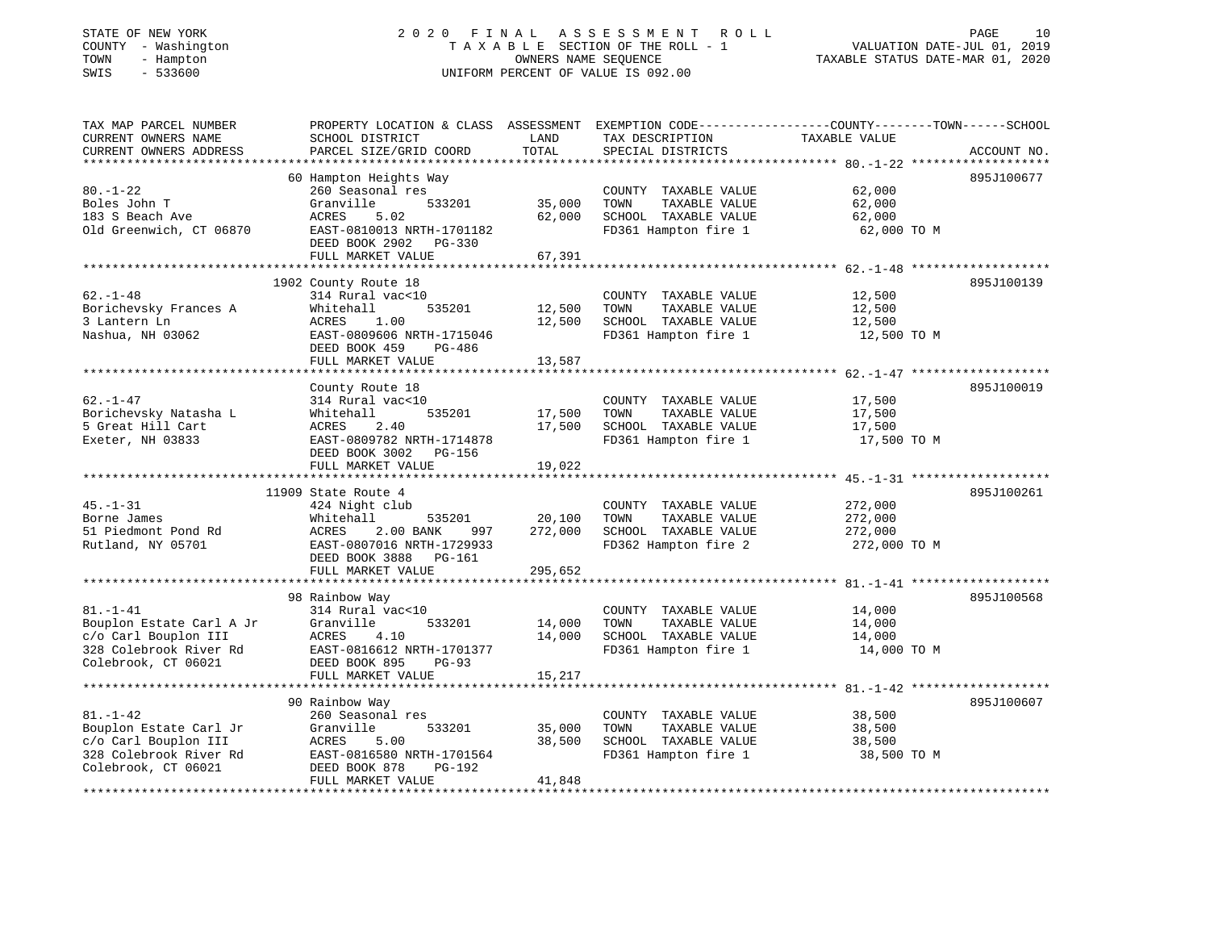STATE OF NEW YORK
COUNTY - Washington
TOWN - Hampton
SWIS - 533600

2020 FINAL ASSESSMENT ROLL
TAXABLE SECTION OF THE ROLL - 1
OWNERS NAME SEQUENCE
UNIFORM PERCENT OF VALUE IS 092.00

VALUATION DATE-JUL 01, 2019
TAXABLE STATUS DATE-MAR 01, 2020

| TAX MAP PARCEL NUMBER / CURRENT OWNERS NAME / CURRENT OWNERS ADDRESS | PROPERTY LOCATION & CLASS / SCHOOL DISTRICT / PARCEL SIZE/GRID COORD | ASSESSMENT LAND | ASSESSMENT TOTAL | EXEMPTION CODE / TAX DESCRIPTION / SPECIAL DISTRICTS | TAXABLE VALUE (COUNTY / TOWN / SCHOOL) | ACCOUNT NO. |
|---|---|---|---|---|---|---|
| 80.-1-22 | 60 Hampton Heights Way | | | | | 895J100677 |
| Boles John T | 260 Seasonal res | | | COUNTY TAXABLE VALUE | 62,000 | |
| 183 S Beach Ave | Granville 533201 | 35,000 | | TOWN TAXABLE VALUE | 62,000 | |
| Old Greenwich, CT 06870 | ACRES 5.02 | | 62,000 | SCHOOL TAXABLE VALUE | 62,000 | |
| | EAST-0810013 NRTH-1701182 | | | FD361 Hampton fire 1 | 62,000 TO M | |
| | DEED BOOK 2902 PG-330 | | | | | |
| | FULL MARKET VALUE | | 67,391 | | | |
| 62.-1-48 | 1902 County Route 18 | | | | | 895J100139 |
| Borichevsky Frances A | 314 Rural vac<10 | | | COUNTY TAXABLE VALUE | 12,500 | |
| 3 Lantern Ln | Whitehall 535201 | 12,500 | | TOWN TAXABLE VALUE | 12,500 | |
| Nashua, NH 03062 | ACRES 1.00 | | 12,500 | SCHOOL TAXABLE VALUE | 12,500 | |
| | EAST-0809606 NRTH-1715046 | | | FD361 Hampton fire 1 | 12,500 TO M | |
| | DEED BOOK 459 PG-486 | | | | | |
| | FULL MARKET VALUE | | 13,587 | | | |
| 62.-1-47 | County Route 18 | | | | | 895J100019 |
| Borichevsky Natasha L | 314 Rural vac<10 | | | COUNTY TAXABLE VALUE | 17,500 | |
| 5 Great Hill Cart | Whitehall 535201 | 17,500 | | TOWN TAXABLE VALUE | 17,500 | |
| Exeter, NH 03833 | ACRES 2.40 | | 17,500 | SCHOOL TAXABLE VALUE | 17,500 | |
| | EAST-0809782 NRTH-1714878 | | | FD361 Hampton fire 1 | 17,500 TO M | |
| | DEED BOOK 3002 PG-156 | | | | | |
| | FULL MARKET VALUE | | 19,022 | | | |
| 45.-1-31 | 11909 State Route 4 | | | | | 895J100261 |
| Borne James | 424 Night club | | | COUNTY TAXABLE VALUE | 272,000 | |
| 51 Piedmont Pond Rd | Whitehall 535201 | 20,100 | | TOWN TAXABLE VALUE | 272,000 | |
| Rutland, NY 05701 | ACRES 2.00 BANK 997 | | 272,000 | SCHOOL TAXABLE VALUE | 272,000 | |
| | EAST-0807016 NRTH-1729933 | | | FD362 Hampton fire 2 | 272,000 TO M | |
| | DEED BOOK 3888 PG-161 | | | | | |
| | FULL MARKET VALUE | | 295,652 | | | |
| 81.-1-41 | 98 Rainbow Way | | | | | 895J100568 |
| Bouplon Estate Carl A Jr | 314 Rural vac<10 | | | COUNTY TAXABLE VALUE | 14,000 | |
| c/o Carl Bouplon III | Granville 533201 | 14,000 | | TOWN TAXABLE VALUE | 14,000 | |
| 328 Colebrook River Rd | ACRES 4.10 | | 14,000 | SCHOOL TAXABLE VALUE | 14,000 | |
| Colebrook, CT 06021 | EAST-0816612 NRTH-1701377 | | | FD361 Hampton fire 1 | 14,000 TO M | |
| | DEED BOOK 895 PG-93 | | | | | |
| | FULL MARKET VALUE | | 15,217 | | | |
| 81.-1-42 | 90 Rainbow Way | | | | | 895J100607 |
| Bouplon Estate Carl Jr | 260 Seasonal res | | | COUNTY TAXABLE VALUE | 38,500 | |
| c/o Carl Bouplon III | Granville 533201 | 35,000 | | TOWN TAXABLE VALUE | 38,500 | |
| 328 Colebrook River Rd | ACRES 5.00 | | 38,500 | SCHOOL TAXABLE VALUE | 38,500 | |
| Colebrook, CT 06021 | EAST-0816580 NRTH-1701564 | | | FD361 Hampton fire 1 | 38,500 TO M | |
| | DEED BOOK 878 PG-192 | | | | | |
| | FULL MARKET VALUE | | 41,848 | | | |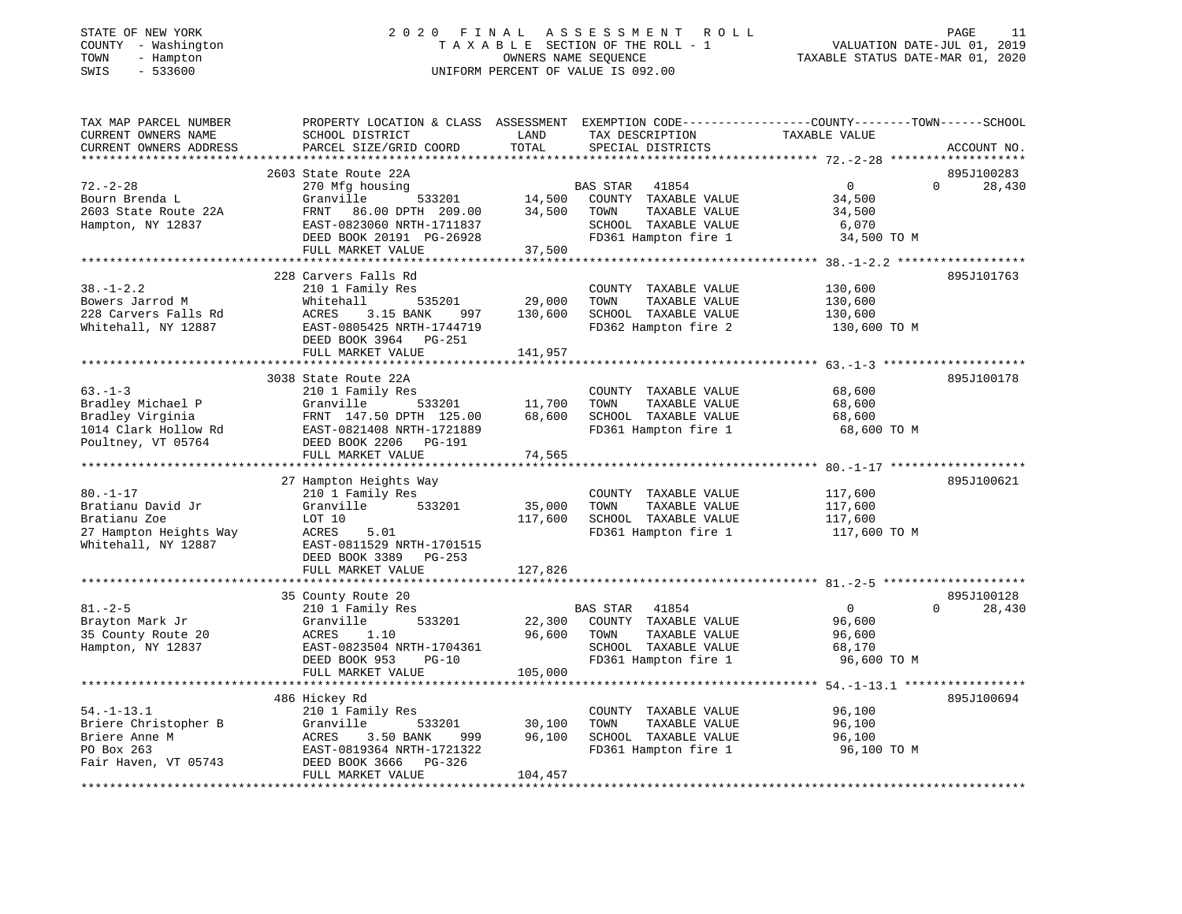STATE OF NEW YORK
COUNTY - Washington
TOWN - Hampton
SWIS - 533600

2 0 2 0 F I N A L A S S E S S M E N T R O L L
T A X A B L E SECTION OF THE ROLL - 1
OWNERS NAME SEQUENCE
UNIFORM PERCENT OF VALUE IS 092.00

VALUATION DATE-JUL 01, 2019
TAXABLE STATUS DATE-MAR 01, 2020

```
TAX MAP PARCEL NUMBER          PROPERTY LOCATION & CLASS  ASSESSMENT  EXEMPTION CODE-----------------COUNTY--------TOWN------SCHOOL
CURRENT OWNERS NAME            SCHOOL DISTRICT               LAND      TAX DESCRIPTION             TAXABLE VALUE
CURRENT OWNERS ADDRESS         PARCEL SIZE/GRID COORD        TOTAL     SPECIAL DISTRICTS                                      ACCOUNT NO.
****************************************************************************************************** 72.-2-28 *******************
                               2603 State Route 22A                                                                           895J100283
72.-2-28                       270 Mfg housing                          BAS STAR   41854              0             0        28,430
Bourn Brenda L                 Granville        533201      14,500      COUNTY  TAXABLE VALUE        34,500
2603 State Route 22A           FRNT   86.00 DPTH 209.00     34,500      TOWN    TAXABLE VALUE        34,500
Hampton, NY 12837              EAST-0823060 NRTH-1711837                SCHOOL  TAXABLE VALUE         6,070
                               DEED BOOK 20191 PG-26928                 FD361 Hampton fire 1         34,500 TO M
                               FULL MARKET VALUE            37,500
****************************************************************************************************** 38.-1-2.2 ******************
                               228 Carvers Falls Rd                                                                           895J101763
38.-1-2.2                      210 1 Family Res                         COUNTY  TAXABLE VALUE       130,600
Bowers Jarrod M                Whitehall        535201      29,000      TOWN    TAXABLE VALUE       130,600
228 Carvers Falls Rd           ACRES    3.15 BANK    997   130,600      SCHOOL  TAXABLE VALUE       130,600
Whitehall, NY 12887            EAST-0805425 NRTH-1744719                FD362 Hampton fire 2        130,600 TO M
                               DEED BOOK 3964   PG-251
                               FULL MARKET VALUE           141,957
****************************************************************************************************** 63.-1-3 ********************
                               3038 State Route 22A                                                                           895J100178
63.-1-3                        210 1 Family Res                         COUNTY  TAXABLE VALUE        68,600
Bradley Michael P              Granville        533201      11,700      TOWN    TAXABLE VALUE        68,600
Bradley Virginia               FRNT  147.50 DPTH 125.00     68,600      SCHOOL  TAXABLE VALUE        68,600
1014 Clark Hollow Rd           EAST-0821408 NRTH-1721889                FD361 Hampton fire 1         68,600 TO M
Poultney, VT 05764             DEED BOOK 2206   PG-191
                               FULL MARKET VALUE            74,565
****************************************************************************************************** 80.-1-17 *******************
                               27 Hampton Heights Way                                                                         895J100621
80.-1-17                       210 1 Family Res                         COUNTY  TAXABLE VALUE       117,600
Bratianu David Jr              Granville        533201      35,000      TOWN    TAXABLE VALUE       117,600
Bratianu Zoe                   LOT 10                      117,600      SCHOOL  TAXABLE VALUE       117,600
27 Hampton Heights Way         ACRES    5.01                            FD361 Hampton fire 1        117,600 TO M
Whitehall, NY 12887            EAST-0811529 NRTH-1701515
                               DEED BOOK 3389   PG-253
                               FULL MARKET VALUE           127,826
****************************************************************************************************** 81.-2-5 ********************
                               35 County Route 20                                                                             895J100128
81.-2-5                        210 1 Family Res                         BAS STAR   41854              0             0        28,430
Brayton Mark Jr                Granville        533201      22,300      COUNTY  TAXABLE VALUE        96,600
35 County Route 20             ACRES    1.10                96,600      TOWN    TAXABLE VALUE        96,600
Hampton, NY 12837              EAST-0823504 NRTH-1704361                SCHOOL  TAXABLE VALUE        68,170
                               DEED BOOK 953    PG-10                   FD361 Hampton fire 1         96,600 TO M
                               FULL MARKET VALUE           105,000
****************************************************************************************************** 54.-1-13.1 *****************
                               486 Hickey Rd                                                                                  895J100694
54.-1-13.1                     210 1 Family Res                         COUNTY  TAXABLE VALUE        96,100
Briere Christopher B           Granville        533201      30,100      TOWN    TAXABLE VALUE        96,100
Briere Anne M                  ACRES    3.50 BANK    999    96,100      SCHOOL  TAXABLE VALUE        96,100
PO Box 263                     EAST-0819364 NRTH-1721322                FD361 Hampton fire 1         96,100 TO M
Fair Haven, VT 05743           DEED BOOK 3666   PG-326
                               FULL MARKET VALUE           104,457
************************************************************************************************************************************
```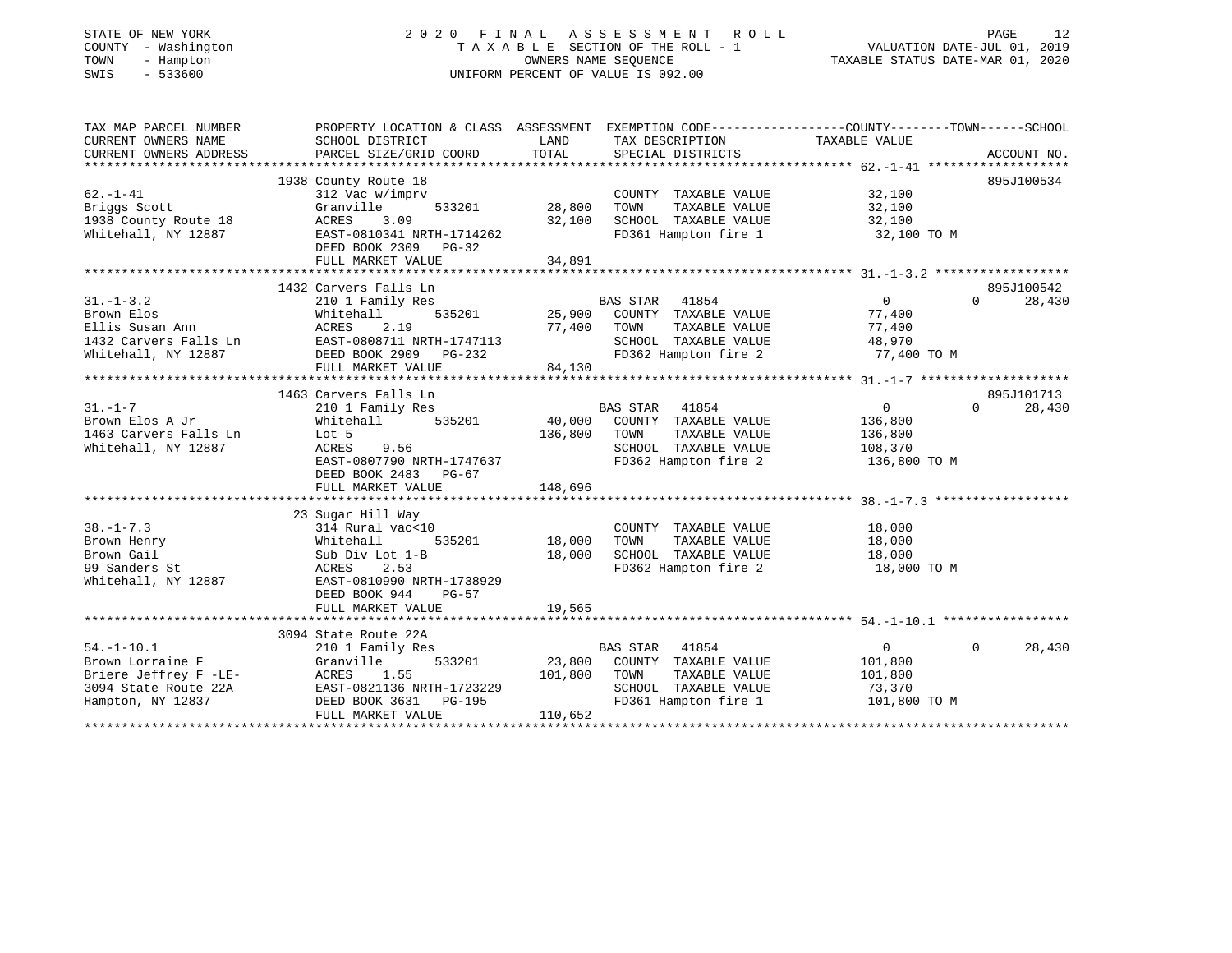STATE OF NEW YORK
COUNTY - Washington
TOWN - Hampton
SWIS - 533600

2020 FINAL ASSESSMENT ROLL
TAXABLE SECTION OF THE ROLL - 1
OWNERS NAME SEQUENCE
UNIFORM PERCENT OF VALUE IS 092.00

VALUATION DATE-JUL 01, 2019
TAXABLE STATUS DATE-MAR 01, 2020

| TAX MAP PARCEL NUMBER / CURRENT OWNERS NAME / CURRENT OWNERS ADDRESS | PROPERTY LOCATION & CLASS / SCHOOL DISTRICT / PARCEL SIZE/GRID COORD | ASSESSMENT LAND / TOTAL | EXEMPTION CODE / TAX DESCRIPTION / SPECIAL DISTRICTS | COUNTY TAXABLE VALUE | TOWN | SCHOOL | ACCOUNT NO. |
|---|---|---|---|---|---|---|---|
| 62.-1-41 | 1938 County Route 18 | | | | | | 895J100534 |
| | 312 Vac w/imprv | | COUNTY TAXABLE VALUE | 32,100 | | | |
| Briggs Scott | Granville 533201 | 28,800 | TOWN TAXABLE VALUE | 32,100 | | | |
| 1938 County Route 18 | ACRES 3.09 | 32,100 | SCHOOL TAXABLE VALUE | 32,100 | | | |
| Whitehall, NY 12887 | EAST-0810341 NRTH-1714262 | | FD361 Hampton fire 1 | 32,100 TO M | | | |
| | DEED BOOK 2309 PG-32 | | | | | | |
| | FULL MARKET VALUE | 34,891 | | | | | |
| 31.-1-3.2 | 1432 Carvers Falls Ln | | | | | | 895J100542 |
| | 210 1 Family Res | | BAS STAR 41854 | 0 | 0 | 28,430 | |
| Brown Elos | Whitehall 535201 | 25,900 | COUNTY TAXABLE VALUE | 77,400 | | | |
| Ellis Susan Ann | ACRES 2.19 | 77,400 | TOWN TAXABLE VALUE | 77,400 | | | |
| 1432 Carvers Falls Ln | EAST-0808711 NRTH-1747113 | | SCHOOL TAXABLE VALUE | 48,970 | | | |
| Whitehall, NY 12887 | DEED BOOK 2909 PG-232 | | FD362 Hampton fire 2 | 77,400 TO M | | | |
| | FULL MARKET VALUE | 84,130 | | | | | |
| 31.-1-7 | 1463 Carvers Falls Ln | | | | | | 895J101713 |
| | 210 1 Family Res | | BAS STAR 41854 | 0 | 0 | 28,430 | |
| Brown Elos A Jr | Whitehall 535201 | 40,000 | COUNTY TAXABLE VALUE | 136,800 | | | |
| 1463 Carvers Falls Ln | Lot 5 | 136,800 | TOWN TAXABLE VALUE | 136,800 | | | |
| Whitehall, NY 12887 | ACRES 9.56 | | SCHOOL TAXABLE VALUE | 108,370 | | | |
| | EAST-0807790 NRTH-1747637 | | FD362 Hampton fire 2 | 136,800 TO M | | | |
| | DEED BOOK 2483 PG-67 | | | | | | |
| | FULL MARKET VALUE | 148,696 | | | | | |
| 38.-1-7.3 | 23 Sugar Hill Way | | | | | | |
| | 314 Rural vac<10 | | COUNTY TAXABLE VALUE | 18,000 | | | |
| Brown Henry | Whitehall 535201 | 18,000 | TOWN TAXABLE VALUE | 18,000 | | | |
| Brown Gail | Sub Div Lot 1-B | 18,000 | SCHOOL TAXABLE VALUE | 18,000 | | | |
| 99 Sanders St | ACRES 2.53 | | FD362 Hampton fire 2 | 18,000 TO M | | | |
| Whitehall, NY 12887 | EAST-0810990 NRTH-1738929 | | | | | | |
| | DEED BOOK 944 PG-57 | | | | | | |
| | FULL MARKET VALUE | 19,565 | | | | | |
| 54.-1-10.1 | 3094 State Route 22A | | | | | | |
| | 210 1 Family Res | | BAS STAR 41854 | 0 | 0 | 28,430 | |
| Brown Lorraine F | Granville 533201 | 23,800 | COUNTY TAXABLE VALUE | 101,800 | | | |
| Briere Jeffrey F -LE- | ACRES 1.55 | 101,800 | TOWN TAXABLE VALUE | 101,800 | | | |
| 3094 State Route 22A | EAST-0821136 NRTH-1723229 | | SCHOOL TAXABLE VALUE | 73,370 | | | |
| Hampton, NY 12837 | DEED BOOK 3631 PG-195 | | FD361 Hampton fire 1 | 101,800 TO M | | | |
| | FULL MARKET VALUE | 110,652 | | | | | |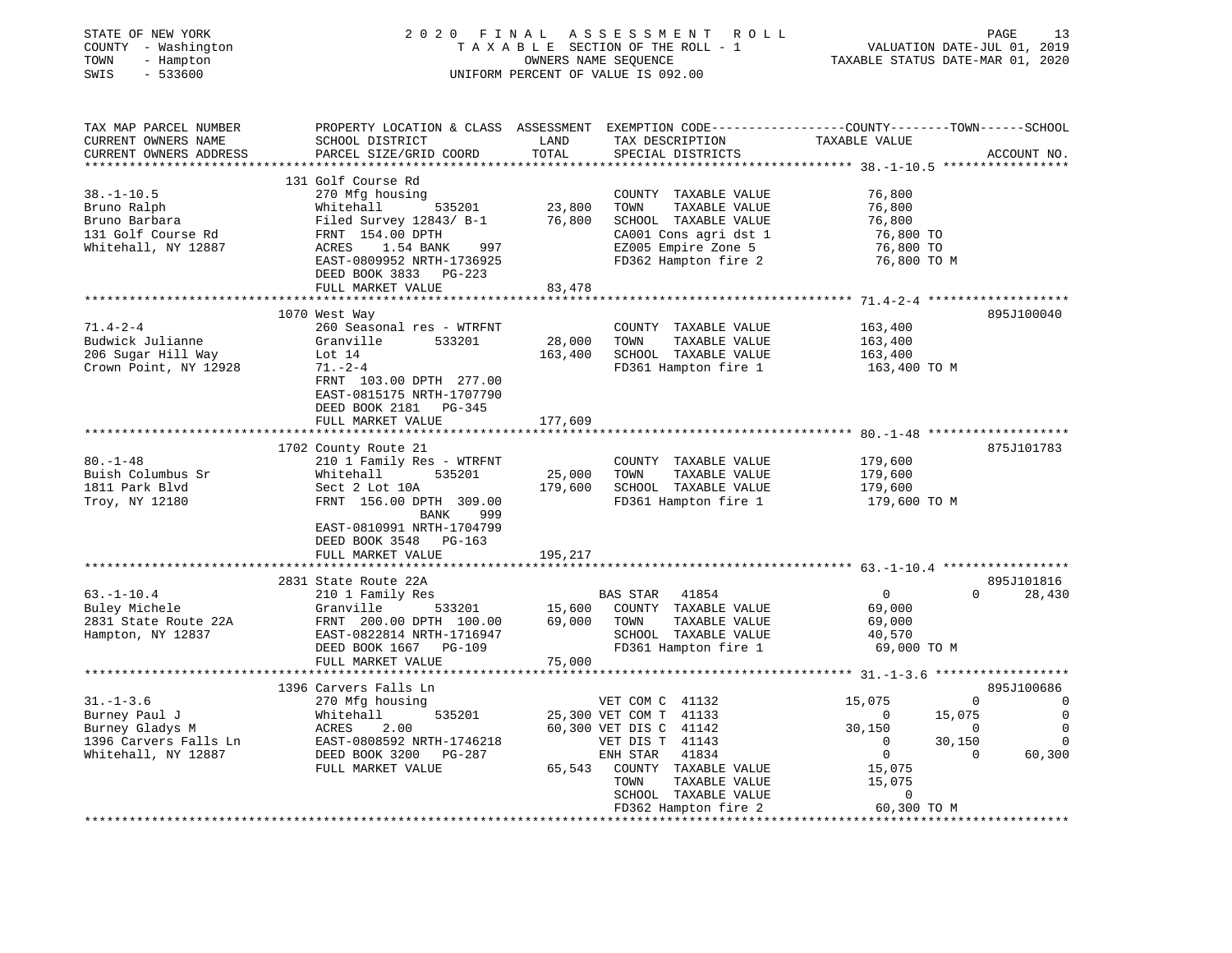STATE OF NEW YORK
COUNTY - Washington
TOWN - Hampton
SWIS - 533600

# 2020 FINAL ASSESSMENT ROLL

TAXABLE SECTION OF THE ROLL - 1
OWNERS NAME SEQUENCE
UNIFORM PERCENT OF VALUE IS 092.00

VALUATION DATE-JUL 01, 2019
TAXABLE STATUS DATE-MAR 01, 2020

```
TAX MAP PARCEL NUMBER          PROPERTY LOCATION & CLASS  ASSESSMENT  EXEMPTION CODE------------------COUNTY--------TOWN------SCHOOL
CURRENT OWNERS NAME            SCHOOL DISTRICT               LAND      TAX DESCRIPTION              TAXABLE VALUE
CURRENT OWNERS ADDRESS         PARCEL SIZE/GRID COORD        TOTAL     SPECIAL DISTRICTS                                    ACCOUNT NO.
*********************************************************************************************************** 38.-1-10.5 *****************
                               131 Golf Course Rd
38.-1-10.5                     270 Mfg housing                        COUNTY  TAXABLE VALUE          76,800
Bruno Ralph                    Whitehall        535201      23,800   TOWN    TAXABLE VALUE          76,800
Bruno Barbara                  Filed Survey 12843/ B-1      76,800   SCHOOL  TAXABLE VALUE          76,800
131 Golf Course Rd             FRNT 154.00 DPTH                       CA001 Cons agri dst 1          76,800 TO
Whitehall, NY 12887            ACRES    1.54 BANK    997              EZ005 Empire Zone 5            76,800 TO
                               EAST-0809952 NRTH-1736925              FD362 Hampton fire 2           76,800 TO M
                               DEED BOOK 3833   PG-223
                               FULL MARKET VALUE            83,478
*********************************************************************************************************** 71.4-2-4 *******************
                               1070 West Way                                                                            895J100040
71.4-2-4                       260 Seasonal res - WTRFNT              COUNTY  TAXABLE VALUE         163,400
Budwick Julianne               Granville        533201      28,000   TOWN    TAXABLE VALUE         163,400
206 Sugar Hill Way             Lot 14                      163,400   SCHOOL  TAXABLE VALUE         163,400
Crown Point, NY 12928          71.-2-4                                FD361 Hampton fire 1          163,400 TO M
                               FRNT 103.00 DPTH 277.00
                               EAST-0815175 NRTH-1707790
                               DEED BOOK 2181   PG-345
                               FULL MARKET VALUE           177,609
*********************************************************************************************************** 80.-1-48 *******************
                               1702 County Route 21                                                                     875J101783
80.-1-48                       210 1 Family Res - WTRFNT              COUNTY  TAXABLE VALUE         179,600
Buish Columbus Sr              Whitehall        535201      25,000   TOWN    TAXABLE VALUE         179,600
1811 Park Blvd                 Sect 2 Lot 10A              179,600   SCHOOL  TAXABLE VALUE         179,600
Troy, NY 12180                 FRNT 156.00 DPTH 309.00                FD361 Hampton fire 1          179,600 TO M
                                        BANK     999
                               EAST-0810991 NRTH-1704799
                               DEED BOOK 3548   PG-163
                               FULL MARKET VALUE           195,217
*********************************************************************************************************** 63.-1-10.4 *****************
                               2831 State Route 22A                                                                     895J101816
63.-1-10.4                     210 1 Family Res                       BAS STAR   41854               0             0      28,430
Buley Michele                  Granville        533201      15,600   COUNTY  TAXABLE VALUE          69,000
2831 State Route 22A           FRNT 200.00 DPTH 100.00      69,000   TOWN    TAXABLE VALUE          69,000
Hampton, NY 12837              EAST-0822814 NRTH-1716947              SCHOOL  TAXABLE VALUE          40,570
                               DEED BOOK 1667   PG-109                FD361 Hampton fire 1           69,000 TO M
                               FULL MARKET VALUE            75,000
*********************************************************************************************************** 31.-1-3.6 ******************
                               1396 Carvers Falls Ln                                                                    895J100686
31.-1-3.6                      270 Mfg housing                        VET COM C  41132          15,075             0           0
Burney Paul J                  Whitehall        535201      25,300 VET COM T  41133               0        15,075           0
Burney Gladys M                ACRES    2.00                60,300 VET DIS C  41142          30,150             0           0
1396 Carvers Falls Ln          EAST-0808592 NRTH-1746218              VET DIS T  41143               0        30,150           0
Whitehall, NY 12887            DEED BOOK 3200   PG-287                ENH STAR   41834               0             0      60,300
                               FULL MARKET VALUE            65,543   COUNTY  TAXABLE VALUE          15,075
                                                                      TOWN    TAXABLE VALUE          15,075
                                                                      SCHOOL  TAXABLE VALUE               0
                                                                      FD362 Hampton fire 2           60,300 TO M
************************************************************************************************************************************
```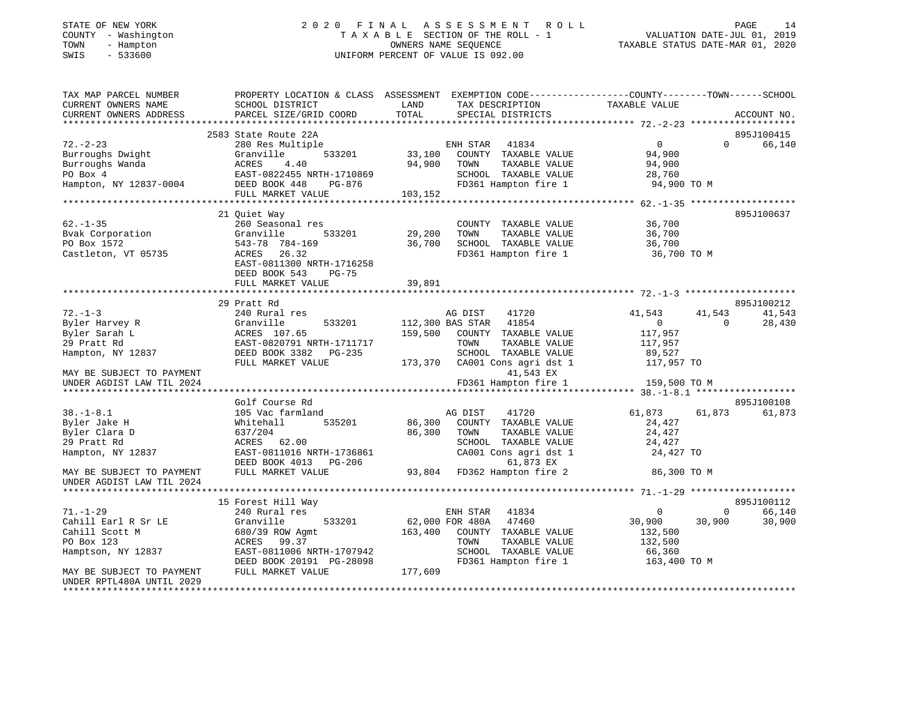STATE OF NEW YORK
COUNTY - Washington
TOWN - Hampton
SWIS - 533600

2020 FINAL ASSESSMENT ROLL
TAXABLE SECTION OF THE ROLL - 1
OWNERS NAME SEQUENCE
UNIFORM PERCENT OF VALUE IS 092.00

VALUATION DATE-JUL 01, 2019
TAXABLE STATUS DATE-MAR 01, 2020

```
TAX MAP PARCEL NUMBER          PROPERTY LOCATION & CLASS  ASSESSMENT  EXEMPTION CODE-----------------COUNTY--------TOWN------SCHOOL
CURRENT OWNERS NAME            SCHOOL DISTRICT               LAND      TAX DESCRIPTION            TAXABLE VALUE
CURRENT OWNERS ADDRESS         PARCEL SIZE/GRID COORD        TOTAL     SPECIAL DISTRICTS                                     ACCOUNT NO.
******************************************************************************************************* 72.-2-23 *******************
                               2583 State Route 22A                                                                          895J100415
72.-2-23                       280 Res Multiple                        ENH STAR   41834             0             0       66,140
Burroughs Dwight               Granville       533201       33,100     COUNTY  TAXABLE VALUE        94,900
Burroughs Wanda                ACRES    4.40                94,900     TOWN    TAXABLE VALUE        94,900
PO Box 4                       EAST-0822455 NRTH-1710869               SCHOOL  TAXABLE VALUE        28,760
Hampton, NY 12837-0004         DEED BOOK 448    PG-876                 FD361 Hampton fire 1          94,900 TO M
                               FULL MARKET VALUE           103,152
******************************************************************************************************* 62.-1-35 *******************
                               21 Quiet Way                                                                                  895J100637
62.-1-35                       260 Seasonal res                        COUNTY  TAXABLE VALUE        36,700
Bvak Corporation               Granville       533201       29,200     TOWN    TAXABLE VALUE        36,700
PO Box 1572                    543-78  784-169              36,700     SCHOOL  TAXABLE VALUE        36,700
Castleton, VT 05735            ACRES   26.32                           FD361 Hampton fire 1          36,700 TO M
                               EAST-0811300 NRTH-1716258
                               DEED BOOK 543    PG-75
                               FULL MARKET VALUE            39,891
******************************************************************************************************* 72.-1-3 ********************
                               29 Pratt Rd                                                                                   895J100212
72.-1-3                        240 Rural res                           AG DIST    41720         41,543        41,543       41,543
Byler Harvey R                 Granville       533201      112,300 BAS STAR   41854             0             0       28,430
Byler Sarah L                  ACRES  107.65               159,500     COUNTY  TAXABLE VALUE       117,957
29 Pratt Rd                    EAST-0820791 NRTH-1711717               TOWN    TAXABLE VALUE       117,957
Hampton, NY 12837              DEED BOOK 3382   PG-235                 SCHOOL  TAXABLE VALUE        89,527
                               FULL MARKET VALUE           173,370     CA001 Cons agri dst 1        117,957 TO
MAY BE SUBJECT TO PAYMENT                                                    41,543 EX
UNDER AGDIST LAW TIL 2024                                              FD361 Hampton fire 1         159,500 TO M
******************************************************************************************************* 38.-1-8.1 ******************
                               Golf Course Rd                                                                                895J100108
38.-1-8.1                      105 Vac farmland                        AG DIST    41720         61,873        61,873       61,873
Byler Jake H                   Whitehall       535201       86,300     COUNTY  TAXABLE VALUE        24,427
Byler Clara D                  637/204                      86,300     TOWN    TAXABLE VALUE        24,427
29 Pratt Rd                    ACRES   62.00                           SCHOOL  TAXABLE VALUE        24,427
Hampton, NY 12837              EAST-0811016 NRTH-1736861               CA001 Cons agri dst 1         24,427 TO
                               DEED BOOK 4013   PG-206                       61,873 EX
MAY BE SUBJECT TO PAYMENT      FULL MARKET VALUE            93,804     FD362 Hampton fire 2          86,300 TO M
UNDER AGDIST LAW TIL 2024
******************************************************************************************************* 71.-1-29 *******************
                               15 Forest Hill Way                                                                            895J100112
71.-1-29                       240 Rural res                           ENH STAR   41834             0             0       66,140
Cahill Earl R Sr LE            Granville       533201       62,000 FOR 480A   47460         30,900        30,900       30,900
Cahill Scott M                 680/39 ROW Agmt             163,400     COUNTY  TAXABLE VALUE       132,500
PO Box 123                     ACRES   99.37                           TOWN    TAXABLE VALUE       132,500
Hamptson, NY 12837             EAST-0811006 NRTH-1707942               SCHOOL  TAXABLE VALUE        66,360
                               DEED BOOK 20191 PG-28098                FD361 Hampton fire 1         163,400 TO M
MAY BE SUBJECT TO PAYMENT      FULL MARKET VALUE           177,609
UNDER RPTL480A UNTIL 2029
************************************************************************************************************************************
```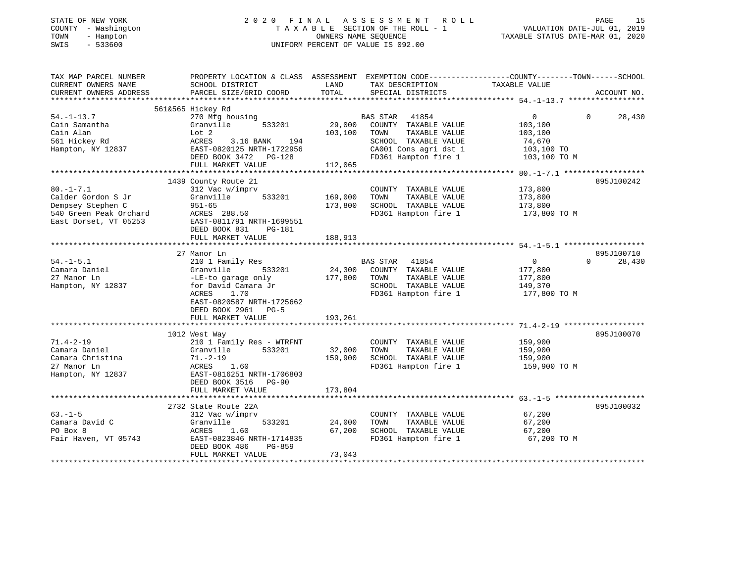STATE OF NEW YORK
COUNTY - Washington
TOWN - Hampton
SWIS - 533600

# 2020 FINAL ASSESSMENT ROLL

TAXABLE SECTION OF THE ROLL - 1
OWNERS NAME SEQUENCE
UNIFORM PERCENT OF VALUE IS 092.00

VALUATION DATE-JUL 01, 2019
TAXABLE STATUS DATE-MAR 01, 2020

| TAX MAP PARCEL NUMBER / CURRENT OWNERS NAME / CURRENT OWNERS ADDRESS | PROPERTY LOCATION & CLASS / SCHOOL DISTRICT / PARCEL SIZE/GRID COORD | ASSESSMENT LAND / TOTAL | EXEMPTION CODE / TAX DESCRIPTION / SPECIAL DISTRICTS | COUNTY TAXABLE VALUE | TOWN | SCHOOL / ACCOUNT NO. |
|---|---|---|---|---|---|---|
| 54.-1-13.7 | 561&565 Hickey Rd | | | | | |
| Cain Samantha | 270 Mfg housing | | BAS STAR 41854 | 0 | 0 | 28,430 |
| Cain Alan | Granville 533201 | 29,000 | COUNTY TAXABLE VALUE | 103,100 | | |
| 561 Hickey Rd | Lot 2 | 103,100 | TOWN TAXABLE VALUE | 103,100 | | |
| Hampton, NY 12837 | ACRES 3.16 BANK 194 | | SCHOOL TAXABLE VALUE | 74,670 | | |
| | EAST-0820125 NRTH-1722956 | | CA001 Cons agri dst 1 | 103,100 TO | | |
| | DEED BOOK 3472 PG-128 | | FD361 Hampton fire 1 | 103,100 TO M | | |
| | FULL MARKET VALUE | 112,065 | | | | |
| 80.-1-7.1 | 1439 County Route 21 | | | | | 895J100242 |
| Calder Gordon S Jr | 312 Vac w/imprv | | COUNTY TAXABLE VALUE | 173,800 | | |
| Dempsey Stephen C | Granville 533201 | 169,000 | TOWN TAXABLE VALUE | 173,800 | | |
| 540 Green Peak Orchard | 951-65 | 173,800 | SCHOOL TAXABLE VALUE | 173,800 | | |
| East Dorset, VT 05253 | ACRES 288.50 | | FD361 Hampton fire 1 | 173,800 TO M | | |
| | EAST-0811791 NRTH-1699551 | | | | | |
| | DEED BOOK 831 PG-181 | | | | | |
| | FULL MARKET VALUE | 188,913 | | | | |
| 54.-1-5.1 | 27 Manor Ln | | | | | 895J100710 |
| Camara Daniel | 210 1 Family Res | | BAS STAR 41854 | 0 | 0 | 28,430 |
| 27 Manor Ln | Granville 533201 | 24,300 | COUNTY TAXABLE VALUE | 177,800 | | |
| Hampton, NY 12837 | -LE-to garage only | 177,800 | TOWN TAXABLE VALUE | 177,800 | | |
| | for David Camara Jr | | SCHOOL TAXABLE VALUE | 149,370 | | |
| | ACRES 1.70 | | FD361 Hampton fire 1 | 177,800 TO M | | |
| | EAST-0820587 NRTH-1725662 | | | | | |
| | DEED BOOK 2961 PG-5 | | | | | |
| | FULL MARKET VALUE | 193,261 | | | | |
| 71.4-2-19 | 1012 West Way | | | | | 895J100070 |
| Camara Daniel | 210 1 Family Res - WTRFNT | | COUNTY TAXABLE VALUE | 159,900 | | |
| Camara Christina | Granville 533201 | 32,000 | TOWN TAXABLE VALUE | 159,900 | | |
| 27 Manor Ln | 71.-2-19 | 159,900 | SCHOOL TAXABLE VALUE | 159,900 | | |
| Hampton, NY 12837 | ACRES 1.60 | | FD361 Hampton fire 1 | 159,900 TO M | | |
| | EAST-0816251 NRTH-1706803 | | | | | |
| | DEED BOOK 3516 PG-90 | | | | | |
| | FULL MARKET VALUE | 173,804 | | | | |
| 63.-1-5 | 2732 State Route 22A | | | | | 895J100032 |
| Camara David C | 312 Vac w/imprv | | COUNTY TAXABLE VALUE | 67,200 | | |
| PO Box 8 | Granville 533201 | 24,000 | TOWN TAXABLE VALUE | 67,200 | | |
| Fair Haven, VT 05743 | ACRES 1.60 | 67,200 | SCHOOL TAXABLE VALUE | 67,200 | | |
| | EAST-0823846 NRTH-1714835 | | FD361 Hampton fire 1 | 67,200 TO M | | |
| | DEED BOOK 486 PG-859 | | | | | |
| | FULL MARKET VALUE | 73,043 | | | | |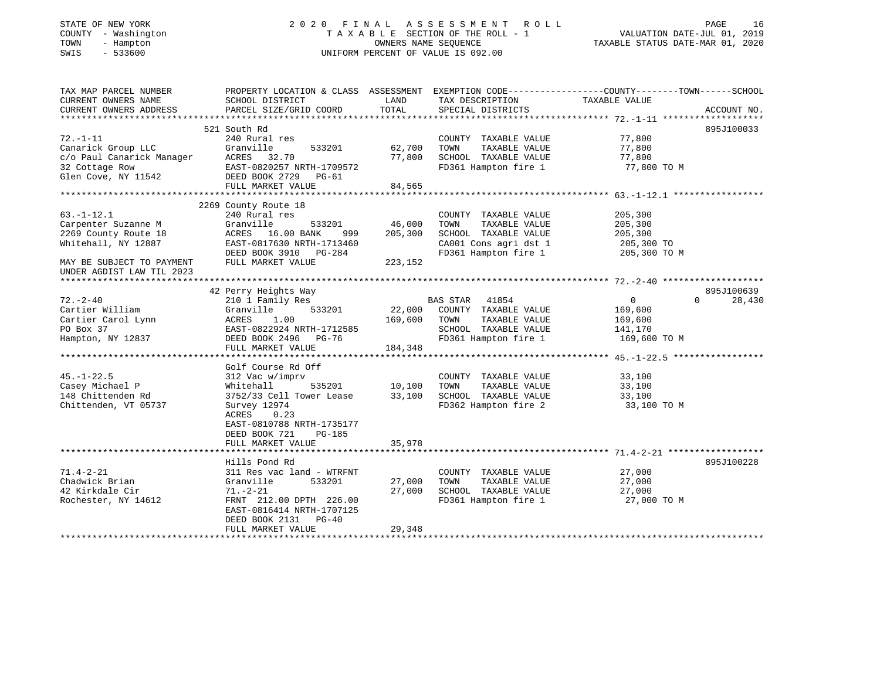STATE OF NEW YORK
COUNTY - Washington
TOWN - Hampton
SWIS - 533600

2020 FINAL ASSESSMENT ROLL
TAXABLE SECTION OF THE ROLL - 1
OWNERS NAME SEQUENCE
UNIFORM PERCENT OF VALUE IS 092.00

VALUATION DATE-JUL 01, 2019
TAXABLE STATUS DATE-MAR 01, 2020

| TAX MAP PARCEL NUMBER / CURRENT OWNERS NAME / CURRENT OWNERS ADDRESS | PROPERTY LOCATION & CLASS / SCHOOL DISTRICT / PARCEL SIZE/GRID COORD | ASSESSMENT LAND / TOTAL | EXEMPTION CODE / TAX DESCRIPTION / SPECIAL DISTRICTS | COUNTY TAXABLE VALUE | TOWN | SCHOOL | ACCOUNT NO. |
|---|---|---|---|---|---|---|---|
| 72.-1-11 | 521 South Rd | | | | | | 895J100033 |
| Canarick Group LLC | 240 Rural res | | COUNTY TAXABLE VALUE | 77,800 | | | |
| c/o Paul Canarick Manager | Granville 533201 | 62,700 | TOWN TAXABLE VALUE | 77,800 | | | |
| 32 Cottage Row | ACRES 32.70 | 77,800 | SCHOOL TAXABLE VALUE | 77,800 | | | |
| Glen Cove, NY 11542 | EAST-0820257 NRTH-1709572 | | FD361 Hampton fire 1 | 77,800 TO M | | | |
| | DEED BOOK 2729 PG-61 | | | | | | |
| | FULL MARKET VALUE | 84,565 | | | | | |
| 63.-1-12.1 | 2269 County Route 18 | | | | | | |
| Carpenter Suzanne M | 240 Rural res | | COUNTY TAXABLE VALUE | 205,300 | | | |
| 2269 County Route 18 | Granville 533201 | 46,000 | TOWN TAXABLE VALUE | 205,300 | | | |
| Whitehall, NY 12887 | ACRES 16.00 BANK 999 | 205,300 | SCHOOL TAXABLE VALUE | 205,300 | | | |
| | EAST-0817630 NRTH-1713460 | | CA001 Cons agri dst 1 | 205,300 TO | | | |
| | DEED BOOK 3910 PG-284 | | FD361 Hampton fire 1 | 205,300 TO M | | | |
| MAY BE SUBJECT TO PAYMENT UNDER AGDIST LAW TIL 2023 | FULL MARKET VALUE | 223,152 | | | | | |
| 72.-2-40 | 42 Perry Heights Way | | | | | | 895J100639 |
| Cartier William | 210 1 Family Res | | BAS STAR 41854 | 0 | 0 | 28,430 | |
| Cartier Carol Lynn | Granville 533201 | 22,000 | COUNTY TAXABLE VALUE | 169,600 | | | |
| PO Box 37 | ACRES 1.00 | 169,600 | TOWN TAXABLE VALUE | 169,600 | | | |
| Hampton, NY 12837 | EAST-0822924 NRTH-1712585 | | SCHOOL TAXABLE VALUE | 141,170 | | | |
| | DEED BOOK 2496 PG-76 | | FD361 Hampton fire 1 | 169,600 TO M | | | |
| | FULL MARKET VALUE | 184,348 | | | | | |
| 45.-1-22.5 | Golf Course Rd Off | | | | | | |
| Casey Michael P | 312 Vac w/imprv | | COUNTY TAXABLE VALUE | 33,100 | | | |
| 148 Chittenden Rd | Whitehall 535201 | 10,100 | TOWN TAXABLE VALUE | 33,100 | | | |
| Chittenden, VT 05737 | 3752/33 Cell Tower Lease | 33,100 | SCHOOL TAXABLE VALUE | 33,100 | | | |
| | Survey 12974 | | FD362 Hampton fire 2 | 33,100 TO M | | | |
| | ACRES 0.23 | | | | | | |
| | EAST-0810788 NRTH-1735177 | | | | | | |
| | DEED BOOK 721 PG-185 | | | | | | |
| | FULL MARKET VALUE | 35,978 | | | | | |
| 71.4-2-21 | Hills Pond Rd | | | | | | 895J100228 |
| Chadwick Brian | 311 Res vac land - WTRFNT | | COUNTY TAXABLE VALUE | 27,000 | | | |
| 42 Kirkdale Cir | Granville 533201 | 27,000 | TOWN TAXABLE VALUE | 27,000 | | | |
| Rochester, NY 14612 | 71.-2-21 | 27,000 | SCHOOL TAXABLE VALUE | 27,000 | | | |
| | FRNT 212.00 DPTH 226.00 | | FD361 Hampton fire 1 | 27,000 TO M | | | |
| | EAST-0816414 NRTH-1707125 | | | | | | |
| | DEED BOOK 2131 PG-40 | | | | | | |
| | FULL MARKET VALUE | 29,348 | | | | | |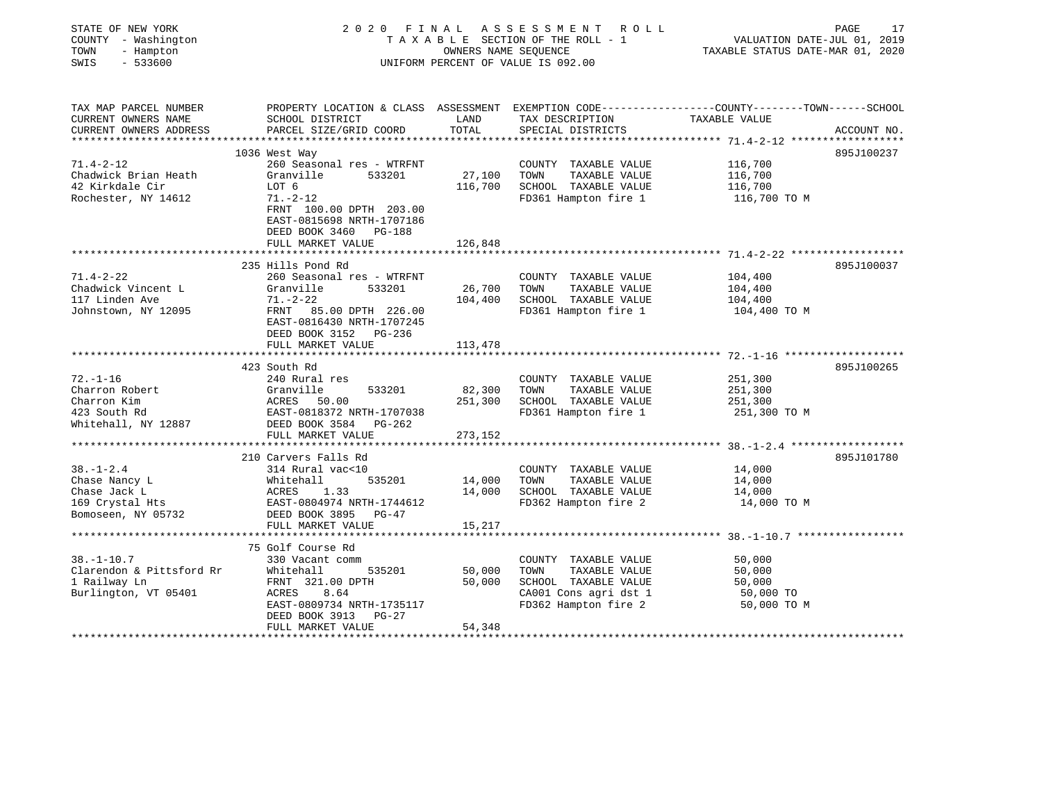STATE OF NEW YORK — 2020 FINAL ASSESSMENT ROLL
COUNTY - Washington — TAXABLE SECTION OF THE ROLL - 1 — VALUATION DATE-JUL 01, 2019
TOWN - Hampton — OWNERS NAME SEQUENCE — TAXABLE STATUS DATE-MAR 01, 2020
SWIS - 533600 — UNIFORM PERCENT OF VALUE IS 092.00

| TAX MAP PARCEL NUMBER / CURRENT OWNERS NAME / CURRENT OWNERS ADDRESS | PROPERTY LOCATION & CLASS / SCHOOL DISTRICT / PARCEL SIZE/GRID COORD | ASSESSMENT LAND | TOTAL | EXEMPTION CODE / TAX DESCRIPTION / SPECIAL DISTRICTS | TAXABLE VALUE (COUNTY--TOWN--SCHOOL) | ACCOUNT NO. |
|---|---|---|---|---|---|---|
| **71.4-2-12** | 1036 West Way | | | | | 895J100237 |
| Chadwick Brian Heath | 260 Seasonal res - WTRFNT | | | COUNTY TAXABLE VALUE | 116,700 | |
| 42 Kirkdale Cir | Granville 533201 | 27,100 | | TOWN TAXABLE VALUE | 116,700 | |
| Rochester, NY 14612 | LOT 6 | | 116,700 | SCHOOL TAXABLE VALUE | 116,700 | |
| | 71.-2-12 | | | FD361 Hampton fire 1 | 116,700 TO M | |
| | FRNT 100.00 DPTH 203.00 | | | | | |
| | EAST-0815698 NRTH-1707186 | | | | | |
| | DEED BOOK 3460 PG-188 | | | | | |
| | FULL MARKET VALUE | | 126,848 | | | |
| **71.4-2-22** | 235 Hills Pond Rd | | | | | 895J100037 |
| Chadwick Vincent L | 260 Seasonal res - WTRFNT | | | COUNTY TAXABLE VALUE | 104,400 | |
| 117 Linden Ave | Granville 533201 | 26,700 | | TOWN TAXABLE VALUE | 104,400 | |
| Johnstown, NY 12095 | 71.-2-22 | | 104,400 | SCHOOL TAXABLE VALUE | 104,400 | |
| | FRNT 85.00 DPTH 226.00 | | | FD361 Hampton fire 1 | 104,400 TO M | |
| | EAST-0816430 NRTH-1707245 | | | | | |
| | DEED BOOK 3152 PG-236 | | | | | |
| | FULL MARKET VALUE | | 113,478 | | | |
| **72.-1-16** | 423 South Rd | | | | | 895J100265 |
| Charron Robert | 240 Rural res | | | COUNTY TAXABLE VALUE | 251,300 | |
| Charron Kim | Granville 533201 | 82,300 | | TOWN TAXABLE VALUE | 251,300 | |
| 423 South Rd | ACRES 50.00 | | 251,300 | SCHOOL TAXABLE VALUE | 251,300 | |
| Whitehall, NY 12887 | EAST-0818372 NRTH-1707038 | | | FD361 Hampton fire 1 | 251,300 TO M | |
| | DEED BOOK 3584 PG-262 | | | | | |
| | FULL MARKET VALUE | | 273,152 | | | |
| **38.-1-2.4** | 210 Carvers Falls Rd | | | | | 895J101780 |
| Chase Nancy L | 314 Rural vac<10 | | | COUNTY TAXABLE VALUE | 14,000 | |
| Chase Jack L | Whitehall 535201 | 14,000 | | TOWN TAXABLE VALUE | 14,000 | |
| 169 Crystal Hts | ACRES 1.33 | | 14,000 | SCHOOL TAXABLE VALUE | 14,000 | |
| Bomoseen, NY 05732 | EAST-0804974 NRTH-1744612 | | | FD362 Hampton fire 2 | 14,000 TO M | |
| | DEED BOOK 3895 PG-47 | | | | | |
| | FULL MARKET VALUE | | 15,217 | | | |
| **38.-1-10.7** | 75 Golf Course Rd | | | | | |
| Clarendon & Pittsford Rr | 330 Vacant comm | | | COUNTY TAXABLE VALUE | 50,000 | |
| 1 Railway Ln | Whitehall 535201 | 50,000 | | TOWN TAXABLE VALUE | 50,000 | |
| Burlington, VT 05401 | FRNT 321.00 DPTH | | 50,000 | SCHOOL TAXABLE VALUE | 50,000 | |
| | ACRES 8.64 | | | CA001 Cons agri dst 1 | 50,000 TO | |
| | EAST-0809734 NRTH-1735117 | | | FD362 Hampton fire 2 | 50,000 TO M | |
| | DEED BOOK 3913 PG-27 | | | | | |
| | FULL MARKET VALUE | | 54,348 | | | |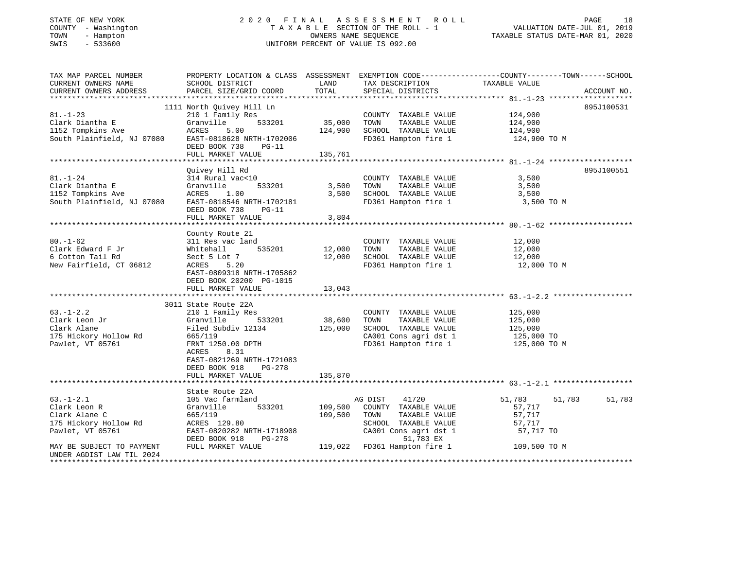STATE OF NEW YORK 2020 FINAL ASSESSMENT ROLL
COUNTY - Washington TAXABLE SECTION OF THE ROLL - 1 VALUATION DATE-JUL 01, 2019
TOWN - Hampton OWNERS NAME SEQUENCE TAXABLE STATUS DATE-MAR 01, 2020
SWIS - 533600 UNIFORM PERCENT OF VALUE IS 092.00

| TAX MAP PARCEL NUMBER / CURRENT OWNERS NAME / CURRENT OWNERS ADDRESS | PROPERTY LOCATION & CLASS / SCHOOL DISTRICT / PARCEL SIZE/GRID COORD | ASSESSMENT LAND / TOTAL | EXEMPTION CODE / TAX DESCRIPTION / SPECIAL DISTRICTS | COUNTY TAXABLE VALUE | TOWN | SCHOOL | ACCOUNT NO. |
|---|---|---|---|---|---|---|---|
| **81.-1-23** | 1111 North Quivey Hill Ln | | | | | | 895J100531 |
| 81.-1-23 | 210 1 Family Res | | COUNTY TAXABLE VALUE | 124,900 | | | |
| Clark Diantha E | Granville 533201 | 35,000 | TOWN TAXABLE VALUE | 124,900 | | | |
| 1152 Tompkins Ave | ACRES 5.00 | 124,900 | SCHOOL TAXABLE VALUE | 124,900 | | | |
| South Plainfield, NJ 07080 | EAST-0818628 NRTH-1702006 | | FD361 Hampton fire 1 | 124,900 TO M | | | |
| | DEED BOOK 738 PG-11 | | | | | | |
| | FULL MARKET VALUE | 135,761 | | | | | |
| **81.-1-24** | Quivey Hill Rd | | | | | | 895J100551 |
| 81.-1-24 | 314 Rural vac<10 | | COUNTY TAXABLE VALUE | 3,500 | | | |
| Clark Diantha E | Granville 533201 | 3,500 | TOWN TAXABLE VALUE | 3,500 | | | |
| 1152 Tompkins Ave | ACRES 1.00 | 3,500 | SCHOOL TAXABLE VALUE | 3,500 | | | |
| South Plainfield, NJ 07080 | EAST-0818546 NRTH-1702181 | | FD361 Hampton fire 1 | 3,500 TO M | | | |
| | DEED BOOK 738 PG-11 | | | | | | |
| | FULL MARKET VALUE | 3,804 | | | | | |
| **80.-1-62** | County Route 21 | | | | | | |
| 80.-1-62 | 311 Res vac land | | COUNTY TAXABLE VALUE | 12,000 | | | |
| Clark Edward F Jr | Whitehall 535201 | 12,000 | TOWN TAXABLE VALUE | 12,000 | | | |
| 6 Cotton Tail Rd | Sect 5 Lot 7 | 12,000 | SCHOOL TAXABLE VALUE | 12,000 | | | |
| New Fairfield, CT 06812 | ACRES 5.20 | | FD361 Hampton fire 1 | 12,000 TO M | | | |
| | EAST-0809318 NRTH-1705862 | | | | | | |
| | DEED BOOK 20200 PG-1015 | | | | | | |
| | FULL MARKET VALUE | 13,043 | | | | | |
| **63.-1-2.2** | 3011 State Route 22A | | | | | | |
| 63.-1-2.2 | 210 1 Family Res | | COUNTY TAXABLE VALUE | 125,000 | | | |
| Clark Leon Jr | Granville 533201 | 38,600 | TOWN TAXABLE VALUE | 125,000 | | | |
| Clark Alane | Filed Subdiv 12134 | 125,000 | SCHOOL TAXABLE VALUE | 125,000 | | | |
| 175 Hickory Hollow Rd | 665/119 | | CA001 Cons agri dst 1 | 125,000 TO | | | |
| Pawlet, VT 05761 | FRNT 1250.00 DPTH | | FD361 Hampton fire 1 | 125,000 TO M | | | |
| | ACRES 8.31 | | | | | | |
| | EAST-0821269 NRTH-1721083 | | | | | | |
| | DEED BOOK 918 PG-278 | | | | | | |
| | FULL MARKET VALUE | 135,870 | | | | | |
| **63.-1-2.1** | State Route 22A | | | | | | |
| 63.-1-2.1 | 105 Vac farmland | | AG DIST 41720 | 51,783 | 51,783 | 51,783 | |
| Clark Leon R | Granville 533201 | 109,500 | COUNTY TAXABLE VALUE | 57,717 | | | |
| Clark Alane C | 665/119 | 109,500 | TOWN TAXABLE VALUE | 57,717 | | | |
| 175 Hickory Hollow Rd | ACRES 129.80 | | SCHOOL TAXABLE VALUE | 57,717 | | | |
| Pawlet, VT 05761 | EAST-0820282 NRTH-1718908 | | CA001 Cons agri dst 1 | 57,717 TO | | | |
| | DEED BOOK 918 PG-278 | | 51,783 EX | | | | |
| MAY BE SUBJECT TO PAYMENT | FULL MARKET VALUE | 119,022 | FD361 Hampton fire 1 | 109,500 TO M | | | |
| UNDER AGDIST LAW TIL 2024 | | | | | | | |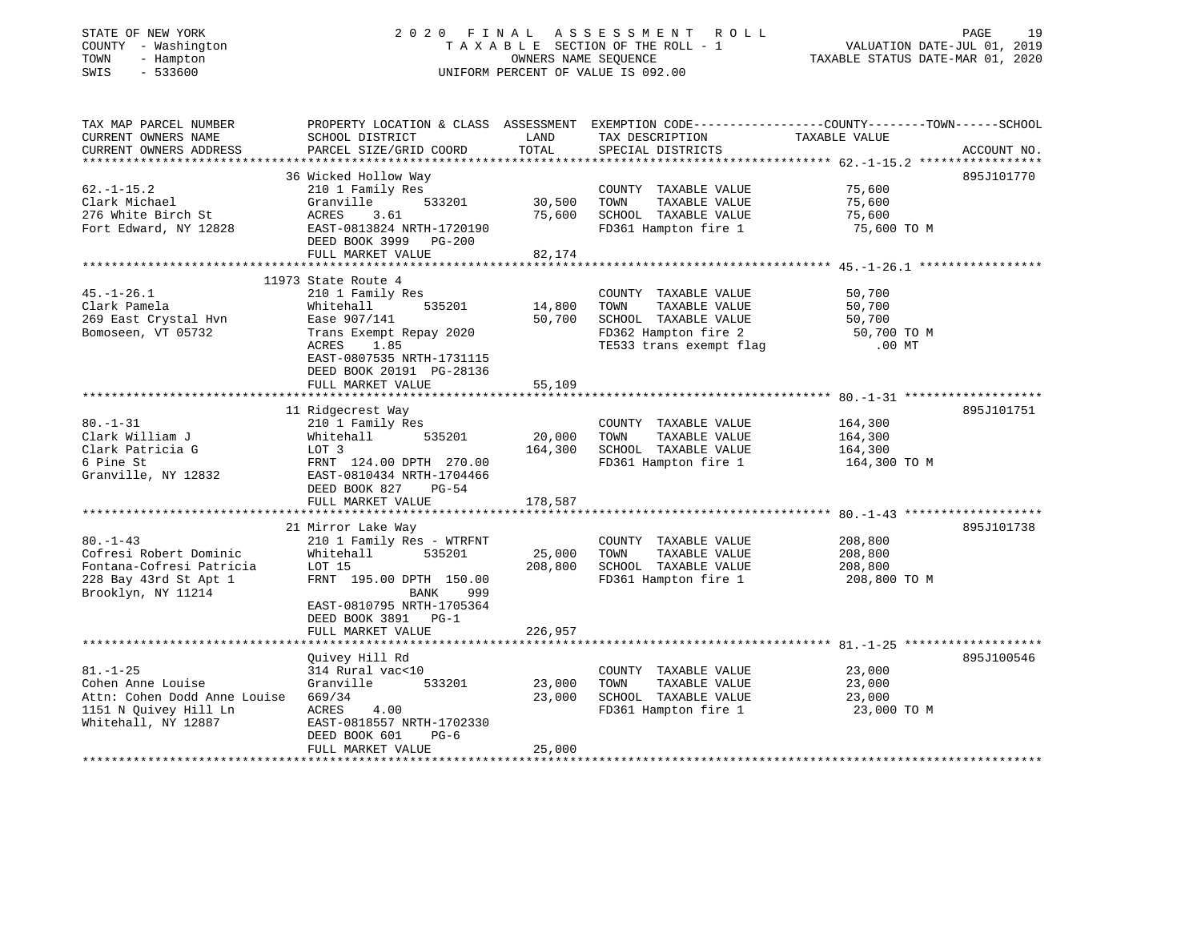STATE OF NEW YORK
COUNTY - Washington
TOWN - Hampton
SWIS - 533600

2020 FINAL ASSESSMENT ROLL
TAXABLE SECTION OF THE ROLL - 1
OWNERS NAME SEQUENCE
UNIFORM PERCENT OF VALUE IS 092.00

VALUATION DATE-JUL 01, 2019
TAXABLE STATUS DATE-MAR 01, 2020

| TAX MAP PARCEL NUMBER / CURRENT OWNERS NAME / CURRENT OWNERS ADDRESS | PROPERTY LOCATION & CLASS / SCHOOL DISTRICT / PARCEL SIZE/GRID COORD | ASSESSMENT LAND / TOTAL | EXEMPTION CODE / TAX DESCRIPTION / SPECIAL DISTRICTS | COUNTY--------TOWN------SCHOOL TAXABLE VALUE | ACCOUNT NO. |
|---|---|---|---|---|---|
| 62.-1-15.2 | 36 Wicked Hollow Way | | | | 895J101770 |
| Clark Michael | 210 1 Family Res | | COUNTY TAXABLE VALUE | 75,600 | |
| 276 White Birch St | Granville 533201 | 30,500 | TOWN TAXABLE VALUE | 75,600 | |
| Fort Edward, NY 12828 | ACRES 3.61 | 75,600 | SCHOOL TAXABLE VALUE | 75,600 | |
| | EAST-0813824 NRTH-1720190 | | FD361 Hampton fire 1 | 75,600 TO M | |
| | DEED BOOK 3999 PG-200 | | | | |
| | FULL MARKET VALUE | 82,174 | | | |
| 45.-1-26.1 | 11973 State Route 4 | | | | |
| Clark Pamela | 210 1 Family Res | | COUNTY TAXABLE VALUE | 50,700 | |
| 269 East Crystal Hvn | Whitehall 535201 | 14,800 | TOWN TAXABLE VALUE | 50,700 | |
| Bomoseen, VT 05732 | Ease 907/141 | 50,700 | SCHOOL TAXABLE VALUE | 50,700 | |
| | Trans Exempt Repay 2020 | | FD362 Hampton fire 2 | 50,700 TO M | |
| | ACRES 1.85 | | TE533 trans exempt flag | .00 MT | |
| | EAST-0807535 NRTH-1731115 | | | | |
| | DEED BOOK 20191 PG-28136 | | | | |
| | FULL MARKET VALUE | 55,109 | | | |
| 80.-1-31 | 11 Ridgecrest Way | | | | 895J101751 |
| Clark William J | 210 1 Family Res | | COUNTY TAXABLE VALUE | 164,300 | |
| Clark Patricia G | Whitehall 535201 | 20,000 | TOWN TAXABLE VALUE | 164,300 | |
| 6 Pine St | LOT 3 | 164,300 | SCHOOL TAXABLE VALUE | 164,300 | |
| Granville, NY 12832 | FRNT 124.00 DPTH 270.00 | | FD361 Hampton fire 1 | 164,300 TO M | |
| | EAST-0810434 NRTH-1704466 | | | | |
| | DEED BOOK 827 PG-54 | | | | |
| | FULL MARKET VALUE | 178,587 | | | |
| 80.-1-43 | 21 Mirror Lake Way | | | | 895J101738 |
| Cofresi Robert Dominic | 210 1 Family Res - WTRFNT | | COUNTY TAXABLE VALUE | 208,800 | |
| Fontana-Cofresi Patricia | Whitehall 535201 | 25,000 | TOWN TAXABLE VALUE | 208,800 | |
| 228 Bay 43rd St Apt 1 | LOT 15 | 208,800 | SCHOOL TAXABLE VALUE | 208,800 | |
| Brooklyn, NY 11214 | FRNT 195.00 DPTH 150.00 | | FD361 Hampton fire 1 | 208,800 TO M | |
| | BANK 999 | | | | |
| | EAST-0810795 NRTH-1705364 | | | | |
| | DEED BOOK 3891 PG-1 | | | | |
| | FULL MARKET VALUE | 226,957 | | | |
| 81.-1-25 | Quivey Hill Rd | | | | 895J100546 |
| Cohen Anne Louise | 314 Rural vac<10 | | COUNTY TAXABLE VALUE | 23,000 | |
| Attn: Cohen Dodd Anne Louise | Granville 533201 | 23,000 | TOWN TAXABLE VALUE | 23,000 | |
| 1151 N Quivey Hill Ln | 669/34 | 23,000 | SCHOOL TAXABLE VALUE | 23,000 | |
| Whitehall, NY 12887 | ACRES 4.00 | | FD361 Hampton fire 1 | 23,000 TO M | |
| | EAST-0818557 NRTH-1702330 | | | | |
| | DEED BOOK 601 PG-6 | | | | |
| | FULL MARKET VALUE | 25,000 | | | |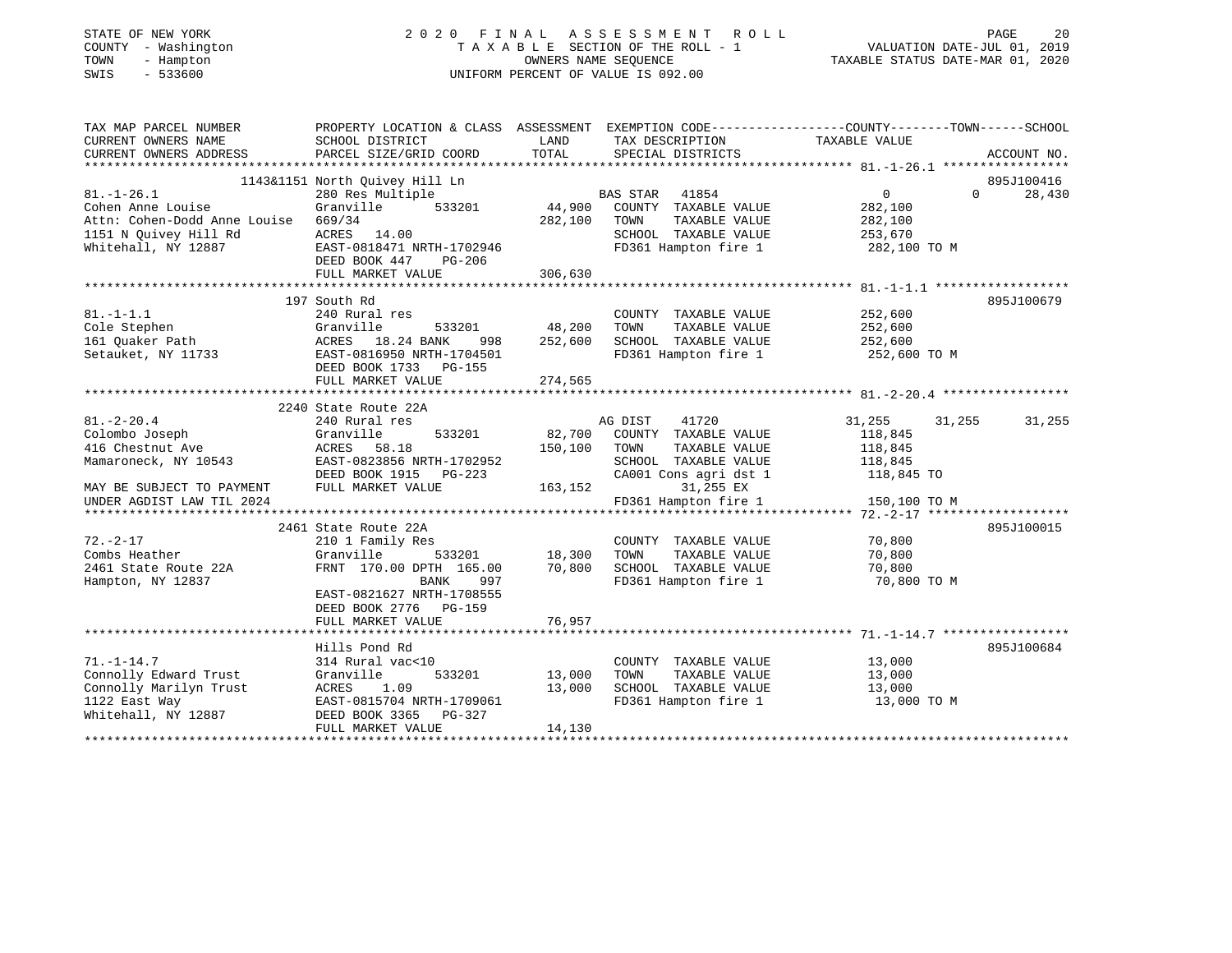STATE OF NEW YORK
COUNTY - Washington
TOWN - Hampton
SWIS - 533600

2020 FINAL ASSESSMENT ROLL
TAXABLE SECTION OF THE ROLL - 1
OWNERS NAME SEQUENCE
UNIFORM PERCENT OF VALUE IS 092.00

VALUATION DATE-JUL 01, 2019
TAXABLE STATUS DATE-MAR 01, 2020

```
TAX MAP PARCEL NUMBER          PROPERTY LOCATION & CLASS  ASSESSMENT  EXEMPTION CODE------------------COUNTY--------TOWN------SCHOOL
CURRENT OWNERS NAME            SCHOOL DISTRICT              LAND      TAX DESCRIPTION             TAXABLE VALUE
CURRENT OWNERS ADDRESS         PARCEL SIZE/GRID COORD       TOTAL     SPECIAL DISTRICTS                                    ACCOUNT NO.
******************************************************************************************************* 81.-1-26.1 *****************
                               1143&1151 North Quivey Hill Ln                                                              895J100416
81.-1-26.1                     280 Res Multiple                       BAS STAR  41854                    0          0      28,430
Cohen Anne Louise              Granville        533201      44,900    COUNTY  TAXABLE VALUE        282,100
Attn: Cohen-Dodd Anne Louise   669/34                      282,100    TOWN    TAXABLE VALUE        282,100
1151 N Quivey Hill Rd          ACRES  14.00                           SCHOOL  TAXABLE VALUE        253,670
Whitehall, NY 12887            EAST-0818471 NRTH-1702946              FD361 Hampton fire 1           282,100 TO M
                               DEED BOOK 447    PG-206
                               FULL MARKET VALUE           306,630
******************************************************************************************************* 81.-1-1.1 ******************
                               197 South Rd                                                                                895J100679
81.-1-1.1                      240 Rural res                          COUNTY  TAXABLE VALUE        252,600
Cole Stephen                   Granville        533201      48,200    TOWN    TAXABLE VALUE        252,600
161 Quaker Path                ACRES  18.24 BANK    998    252,600    SCHOOL  TAXABLE VALUE        252,600
Setauket, NY 11733             EAST-0816950 NRTH-1704501              FD361 Hampton fire 1           252,600 TO M
                               DEED BOOK 1733   PG-155
                               FULL MARKET VALUE           274,565
******************************************************************************************************* 81.-2-20.4 *****************
                               2240 State Route 22A
81.-2-20.4                     240 Rural res                          AG DIST   41720               31,255     31,255      31,255
Colombo Joseph                 Granville        533201      82,700    COUNTY  TAXABLE VALUE        118,845
416 Chestnut Ave               ACRES  58.18                150,100    TOWN    TAXABLE VALUE        118,845
Mamaroneck, NY 10543           EAST-0823856 NRTH-1702952              SCHOOL  TAXABLE VALUE        118,845
                               DEED BOOK 1915   PG-223                CA001 Cons agri dst 1          118,845 TO
MAY BE SUBJECT TO PAYMENT      FULL MARKET VALUE           163,152          31,255 EX
UNDER AGDIST LAW TIL 2024                                             FD361 Hampton fire 1           150,100 TO M
******************************************************************************************************* 72.-2-17 *******************
                               2461 State Route 22A                                                                        895J100015
72.-2-17                       210 1 Family Res                       COUNTY  TAXABLE VALUE         70,800
Combs Heather                  Granville        533201      18,300    TOWN    TAXABLE VALUE         70,800
2461 State Route 22A           FRNT 170.00 DPTH 165.00      70,800    SCHOOL  TAXABLE VALUE         70,800
Hampton, NY 12837                           BANK    997               FD361 Hampton fire 1            70,800 TO M
                               EAST-0821627 NRTH-1708555
                               DEED BOOK 2776   PG-159
                               FULL MARKET VALUE            76,957
******************************************************************************************************* 71.-1-14.7 *****************
                               Hills Pond Rd                                                                               895J100684
71.-1-14.7                     314 Rural vac<10                       COUNTY  TAXABLE VALUE         13,000
Connolly Edward Trust          Granville        533201      13,000    TOWN    TAXABLE VALUE         13,000
Connolly Marilyn Trust         ACRES   1.09                 13,000    SCHOOL  TAXABLE VALUE         13,000
1122 East Way                  EAST-0815704 NRTH-1709061              FD361 Hampton fire 1            13,000 TO M
Whitehall, NY 12887            DEED BOOK 3365   PG-327
                               FULL MARKET VALUE            14,130
************************************************************************************************************************************
```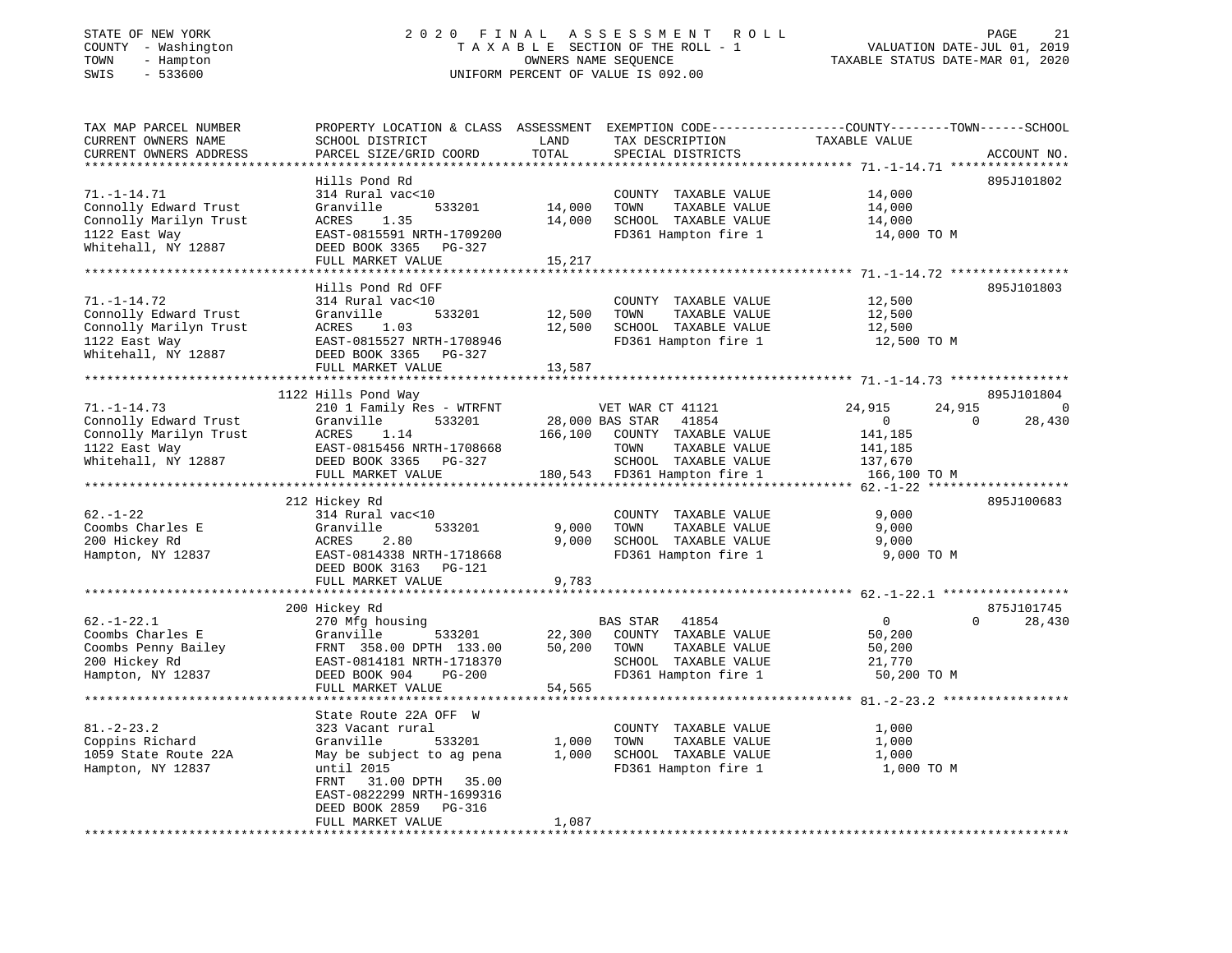STATE OF NEW YORK
COUNTY - Washington
TOWN - Hampton
SWIS - 533600

2020 FINAL ASSESSMENT ROLL
TAXABLE SECTION OF THE ROLL - 1
OWNERS NAME SEQUENCE
UNIFORM PERCENT OF VALUE IS 092.00

VALUATION DATE-JUL 01, 2019
TAXABLE STATUS DATE-MAR 01, 2020

```
TAX MAP PARCEL NUMBER          PROPERTY LOCATION & CLASS  ASSESSMENT  EXEMPTION CODE-----------------COUNTY--------TOWN------SCHOOL
CURRENT OWNERS NAME            SCHOOL DISTRICT              LAND      TAX DESCRIPTION              TAXABLE VALUE
CURRENT OWNERS ADDRESS         PARCEL SIZE/GRID COORD       TOTAL     SPECIAL DISTRICTS                                     ACCOUNT NO.
******************************************************************************************************* 71.-1-14.71 ****************
                               Hills Pond Rd                                                                               895J101802
71.-1-14.71                    314 Rural vac<10                       COUNTY  TAXABLE VALUE             14,000
Connolly Edward Trust          Granville         533201      14,000   TOWN    TAXABLE VALUE             14,000
Connolly Marilyn Trust         ACRES    1.35                 14,000   SCHOOL  TAXABLE VALUE             14,000
1122 East Way                  EAST-0815591 NRTH-1709200              FD361 Hampton fire 1               14,000 TO M
Whitehall, NY 12887            DEED BOOK 3365   PG-327
                               FULL MARKET VALUE             15,217
******************************************************************************************************* 71.-1-14.72 ****************
                               Hills Pond Rd OFF                                                                           895J101803
71.-1-14.72                    314 Rural vac<10                       COUNTY  TAXABLE VALUE             12,500
Connolly Edward Trust          Granville         533201      12,500   TOWN    TAXABLE VALUE             12,500
Connolly Marilyn Trust         ACRES    1.03                 12,500   SCHOOL  TAXABLE VALUE             12,500
1122 East Way                  EAST-0815527 NRTH-1708946              FD361 Hampton fire 1               12,500 TO M
Whitehall, NY 12887            DEED BOOK 3365   PG-327
                               FULL MARKET VALUE             13,587
******************************************************************************************************* 71.-1-14.73 ****************
                          1122 Hills Pond Way                                                                              895J101804
71.-1-14.73                    210 1 Family Res - WTRFNT              VET WAR CT 41121            24,915      24,915           0
Connolly Edward Trust          Granville         533201      28,000 BAS STAR   41854                  0           0       28,430
Connolly Marilyn Trust         ACRES    1.14                166,100   COUNTY  TAXABLE VALUE            141,185
1122 East Way                  EAST-0815456 NRTH-1708668              TOWN    TAXABLE VALUE            141,185
Whitehall, NY 12887            DEED BOOK 3365   PG-327                SCHOOL  TAXABLE VALUE            137,670
                               FULL MARKET VALUE            180,543   FD361 Hampton fire 1              166,100 TO M
******************************************************************************************************* 62.-1-22 *******************
                           212 Hickey Rd                                                                                   895J100683
62.-1-22                       314 Rural vac<10                       COUNTY  TAXABLE VALUE              9,000
Coombs Charles E               Granville         533201       9,000   TOWN    TAXABLE VALUE              9,000
200 Hickey Rd                  ACRES    2.80                  9,000   SCHOOL  TAXABLE VALUE              9,000
Hampton, NY 12837              EAST-0814338 NRTH-1718668              FD361 Hampton fire 1                9,000 TO M
                               DEED BOOK 3163   PG-121
                               FULL MARKET VALUE              9,783
******************************************************************************************************* 62.-1-22.1 *****************
                           200 Hickey Rd                                                                                   875J101745
62.-1-22.1                     270 Mfg housing                        BAS STAR   41854                  0           0       28,430
Coombs Charles E               Granville         533201      22,300   COUNTY  TAXABLE VALUE             50,200
Coombs Penny Bailey            FRNT 358.00 DPTH 133.00       50,200   TOWN    TAXABLE VALUE             50,200
200 Hickey Rd                  EAST-0814181 NRTH-1718370              SCHOOL  TAXABLE VALUE             21,770
Hampton, NY 12837              DEED BOOK 904    PG-200                FD361 Hampton fire 1               50,200 TO M
                               FULL MARKET VALUE             54,565
******************************************************************************************************* 81.-2-23.2 *****************
                               State Route 22A OFF  W
81.-2-23.2                     323 Vacant rural                       COUNTY  TAXABLE VALUE              1,000
Coppins Richard                Granville         533201       1,000   TOWN    TAXABLE VALUE              1,000
1059 State Route 22A           May be subject to ag pena      1,000   SCHOOL  TAXABLE VALUE              1,000
Hampton, NY 12837              until 2015                             FD361 Hampton fire 1                1,000 TO M
                               FRNT   31.00 DPTH   35.00
                               EAST-0822299 NRTH-1699316
                               DEED BOOK 2859   PG-316
                               FULL MARKET VALUE              1,087
************************************************************************************************************************************
```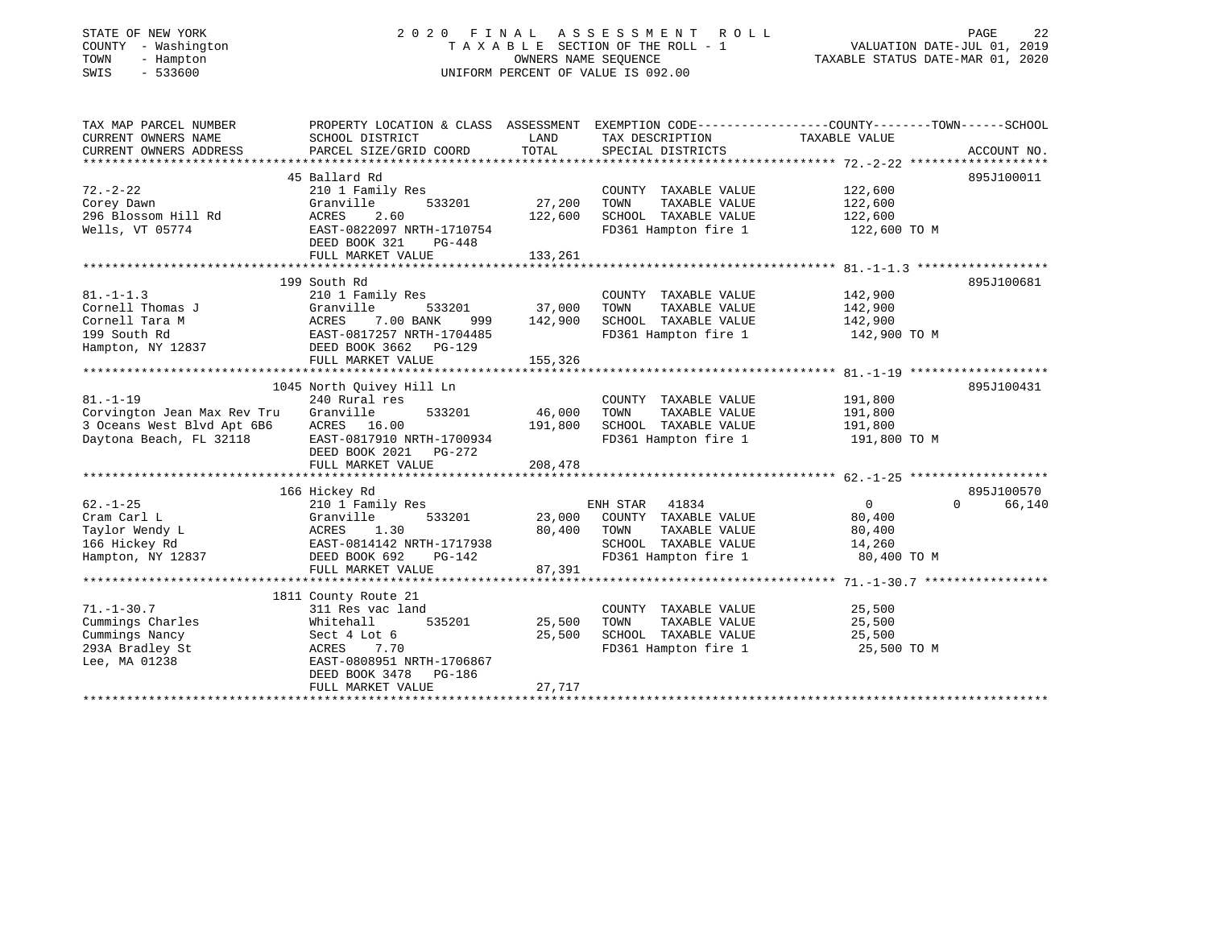STATE OF NEW YORK
COUNTY - Washington
TOWN - Hampton
SWIS - 533600

2020 FINAL ASSESSMENT ROLL
TAXABLE SECTION OF THE ROLL - 1
OWNERS NAME SEQUENCE
UNIFORM PERCENT OF VALUE IS 092.00

VALUATION DATE-JUL 01, 2019
TAXABLE STATUS DATE-MAR 01, 2020

| TAX MAP PARCEL NUMBER / CURRENT OWNERS NAME / CURRENT OWNERS ADDRESS | PROPERTY LOCATION & CLASS / SCHOOL DISTRICT / PARCEL SIZE/GRID COORD | ASSESSMENT LAND / TOTAL | EXEMPTION CODE / TAX DESCRIPTION / SPECIAL DISTRICTS | COUNTY TAXABLE VALUE | TOWN | SCHOOL | ACCOUNT NO. |
|---|---|---|---|---|---|---|---|
| 72.-2-22 | 45 Ballard Rd | | | | | | 895J100011 |
| | 210 1 Family Res | | COUNTY TAXABLE VALUE | 122,600 | | | |
| Corey Dawn | Granville 533201 | 27,200 | TOWN TAXABLE VALUE | 122,600 | | | |
| 296 Blossom Hill Rd | ACRES 2.60 | 122,600 | SCHOOL TAXABLE VALUE | 122,600 | | | |
| Wells, VT 05774 | EAST-0822097 NRTH-1710754 | | FD361 Hampton fire 1 | 122,600 TO M | | | |
| | DEED BOOK 321 PG-448 | | | | | | |
| | FULL MARKET VALUE | 133,261 | | | | | |
| 81.-1-1.3 | 199 South Rd | | | | | | 895J100681 |
| | 210 1 Family Res | | COUNTY TAXABLE VALUE | 142,900 | | | |
| Cornell Thomas J | Granville 533201 | 37,000 | TOWN TAXABLE VALUE | 142,900 | | | |
| Cornell Tara M | ACRES 7.00 BANK 999 | 142,900 | SCHOOL TAXABLE VALUE | 142,900 | | | |
| 199 South Rd | EAST-0817257 NRTH-1704485 | | FD361 Hampton fire 1 | 142,900 TO M | | | |
| Hampton, NY 12837 | DEED BOOK 3662 PG-129 | | | | | | |
| | FULL MARKET VALUE | 155,326 | | | | | |
| 81.-1-19 | 1045 North Quivey Hill Ln | | | | | | 895J100431 |
| | 240 Rural res | | COUNTY TAXABLE VALUE | 191,800 | | | |
| Corvington Jean Max Rev Tru | Granville 533201 | 46,000 | TOWN TAXABLE VALUE | 191,800 | | | |
| 3 Oceans West Blvd Apt 6B6 | ACRES 16.00 | 191,800 | SCHOOL TAXABLE VALUE | 191,800 | | | |
| Daytona Beach, FL 32118 | EAST-0817910 NRTH-1700934 | | FD361 Hampton fire 1 | 191,800 TO M | | | |
| | DEED BOOK 2021 PG-272 | | | | | | |
| | FULL MARKET VALUE | 208,478 | | | | | |
| 62.-1-25 | 166 Hickey Rd | | | | | | 895J100570 |
| | 210 1 Family Res | | ENH STAR 41834 | 0 | 0 | 66,140 | |
| Cram Carl L | Granville 533201 | 23,000 | COUNTY TAXABLE VALUE | 80,400 | | | |
| Taylor Wendy L | ACRES 1.30 | 80,400 | TOWN TAXABLE VALUE | 80,400 | | | |
| 166 Hickey Rd | EAST-0814142 NRTH-1717938 | | SCHOOL TAXABLE VALUE | 14,260 | | | |
| Hampton, NY 12837 | DEED BOOK 692 PG-142 | | FD361 Hampton fire 1 | 80,400 TO M | | | |
| | FULL MARKET VALUE | 87,391 | | | | | |
| 71.-1-30.7 | 1811 County Route 21 | | | | | | |
| | 311 Res vac land | | COUNTY TAXABLE VALUE | 25,500 | | | |
| Cummings Charles | Whitehall 535201 | 25,500 | TOWN TAXABLE VALUE | 25,500 | | | |
| Cummings Nancy | Sect 4 Lot 6 | 25,500 | SCHOOL TAXABLE VALUE | 25,500 | | | |
| 293A Bradley St | ACRES 7.70 | | FD361 Hampton fire 1 | 25,500 TO M | | | |
| Lee, MA 01238 | EAST-0808951 NRTH-1706867 | | | | | | |
| | DEED BOOK 3478 PG-186 | | | | | | |
| | FULL MARKET VALUE | 27,717 | | | | | |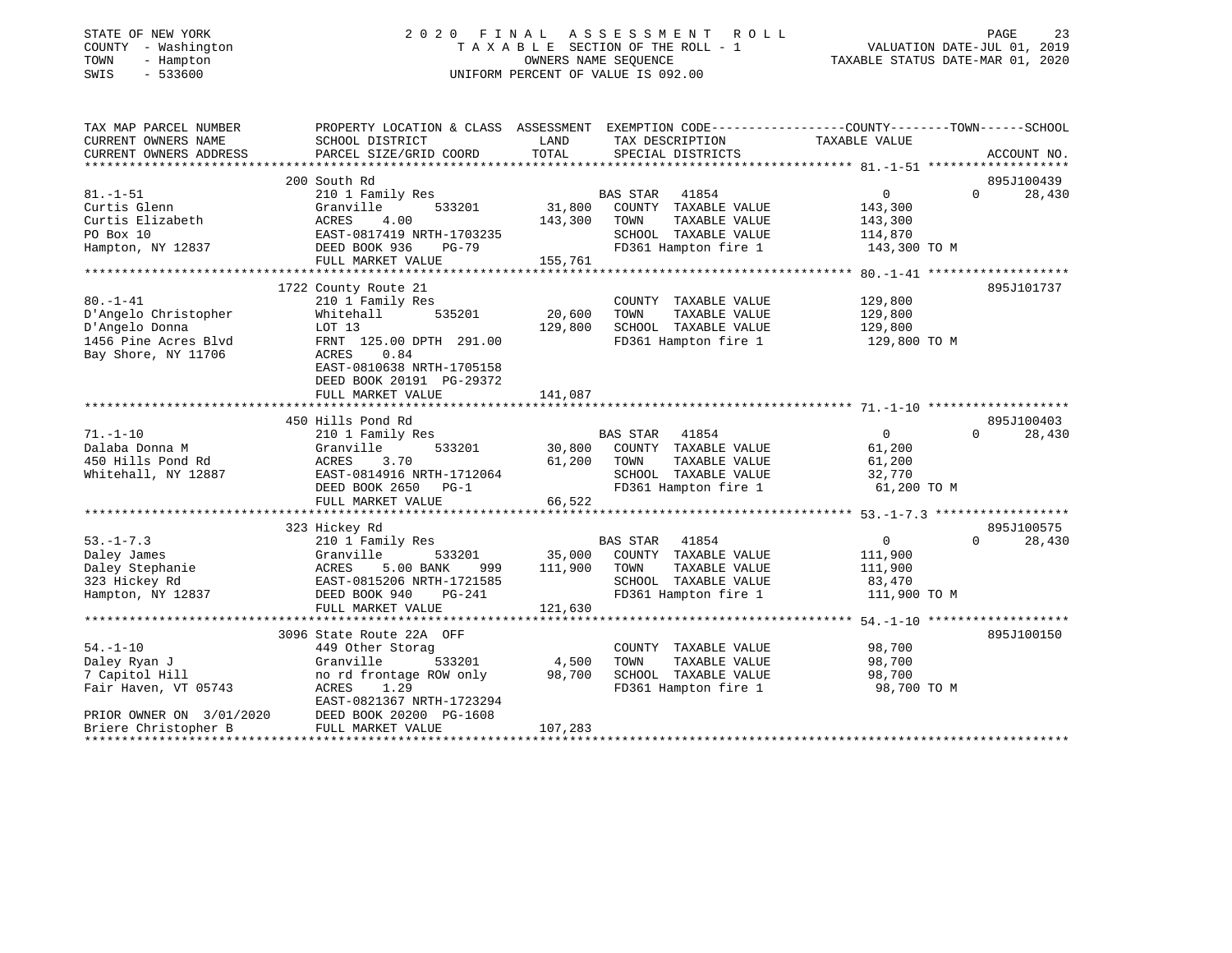STATE OF NEW YORK | COUNTY - Washington | TOWN - Hampton | SWIS - 533600

# 2020 FINAL ASSESSMENT ROLL

TAXABLE SECTION OF THE ROLL - 1
OWNERS NAME SEQUENCE
UNIFORM PERCENT OF VALUE IS 092.00

VALUATION DATE-JUL 01, 2019
TAXABLE STATUS DATE-MAR 01, 2020

| TAX MAP PARCEL NUMBER / CURRENT OWNERS NAME / CURRENT OWNERS ADDRESS | PROPERTY LOCATION & CLASS / SCHOOL DISTRICT / PARCEL SIZE/GRID COORD | ASSESSMENT LAND / TOTAL | EXEMPTION CODE / TAX DESCRIPTION / SPECIAL DISTRICTS | COUNTY TAXABLE VALUE | TOWN | SCHOOL | ACCOUNT NO. |
|---|---|---|---|---|---|---|---|
| 81.-1-51 | 200 South Rd | | | | | | 895J100439 |
| Curtis Glenn | 210 1 Family Res | | BAS STAR 41854 | 0 | 0 | 28,430 | |
| Curtis Elizabeth | Granville 533201 | 31,800 | COUNTY TAXABLE VALUE | 143,300 | | | |
| PO Box 10 | ACRES 4.00 | 143,300 | TOWN TAXABLE VALUE | 143,300 | | | |
| Hampton, NY 12837 | EAST-0817419 NRTH-1703235 | | SCHOOL TAXABLE VALUE | 114,870 | | | |
| | DEED BOOK 936 PG-79 | | FD361 Hampton fire 1 | 143,300 TO M | | | |
| | FULL MARKET VALUE | 155,761 | | | | | |
| 80.-1-41 | 1722 County Route 21 | | | | | | 895J101737 |
| D'Angelo Christopher | 210 1 Family Res | | COUNTY TAXABLE VALUE | 129,800 | | | |
| D'Angelo Donna | Whitehall 535201 | 20,600 | TOWN TAXABLE VALUE | 129,800 | | | |
| 1456 Pine Acres Blvd | LOT 13 | 129,800 | SCHOOL TAXABLE VALUE | 129,800 | | | |
| Bay Shore, NY 11706 | FRNT 125.00 DPTH 291.00 | | FD361 Hampton fire 1 | 129,800 TO M | | | |
| | ACRES 0.84 | | | | | | |
| | EAST-0810638 NRTH-1705158 | | | | | | |
| | DEED BOOK 20191 PG-29372 | | | | | | |
| | FULL MARKET VALUE | 141,087 | | | | | |
| 71.-1-10 | 450 Hills Pond Rd | | | | | | 895J100403 |
| Dalaba Donna M | 210 1 Family Res | | BAS STAR 41854 | 0 | 0 | 28,430 | |
| 450 Hills Pond Rd | Granville 533201 | 30,800 | COUNTY TAXABLE VALUE | 61,200 | | | |
| Whitehall, NY 12887 | ACRES 3.70 | 61,200 | TOWN TAXABLE VALUE | 61,200 | | | |
| | EAST-0814916 NRTH-1712064 | | SCHOOL TAXABLE VALUE | 32,770 | | | |
| | DEED BOOK 2650 PG-1 | | FD361 Hampton fire 1 | 61,200 TO M | | | |
| | FULL MARKET VALUE | 66,522 | | | | | |
| 53.-1-7.3 | 323 Hickey Rd | | | | | | 895J100575 |
| Daley James | 210 1 Family Res | | BAS STAR 41854 | 0 | 0 | 28,430 | |
| Daley Stephanie | Granville 533201 | 35,000 | COUNTY TAXABLE VALUE | 111,900 | | | |
| 323 Hickey Rd | ACRES 5.00 BANK 999 | 111,900 | TOWN TAXABLE VALUE | 111,900 | | | |
| Hampton, NY 12837 | EAST-0815206 NRTH-1721585 | | SCHOOL TAXABLE VALUE | 83,470 | | | |
| | DEED BOOK 940 PG-241 | | FD361 Hampton fire 1 | 111,900 TO M | | | |
| | FULL MARKET VALUE | 121,630 | | | | | |
| 54.-1-10 | 3096 State Route 22A OFF | | | | | | 895J100150 |
| Daley Ryan J | 449 Other Storag | | COUNTY TAXABLE VALUE | 98,700 | | | |
| 7 Capitol Hill | Granville 533201 | 4,500 | TOWN TAXABLE VALUE | 98,700 | | | |
| Fair Haven, VT 05743 | no rd frontage ROW only | 98,700 | SCHOOL TAXABLE VALUE | 98,700 | | | |
| | ACRES 1.29 | | FD361 Hampton fire 1 | 98,700 TO M | | | |
| | EAST-0821367 NRTH-1723294 | | | | | | |
| PRIOR OWNER ON 3/01/2020 | DEED BOOK 20200 PG-1608 | | | | | | |
| Briere Christopher B | FULL MARKET VALUE | 107,283 | | | | | |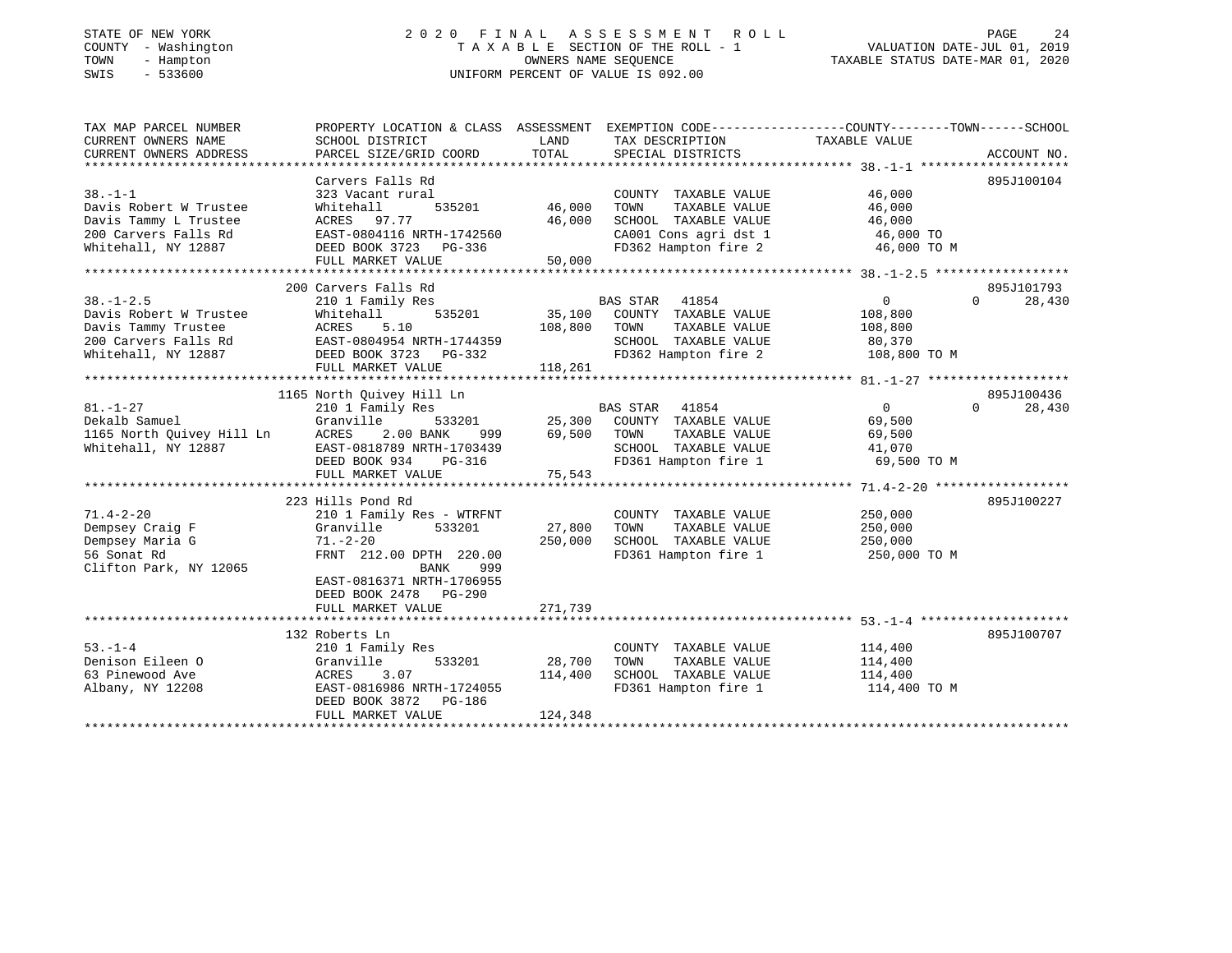STATE OF NEW YORK
COUNTY - Washington
TOWN - Hampton
SWIS - 533600

2020 FINAL ASSESSMENT ROLL
TAXABLE SECTION OF THE ROLL - 1
OWNERS NAME SEQUENCE
UNIFORM PERCENT OF VALUE IS 092.00

VALUATION DATE-JUL 01, 2019
TAXABLE STATUS DATE-MAR 01, 2020

```
TAX MAP PARCEL NUMBER          PROPERTY LOCATION & CLASS  ASSESSMENT  EXEMPTION CODE------------------COUNTY--------TOWN------SCHOOL
CURRENT OWNERS NAME            SCHOOL DISTRICT              LAND      TAX DESCRIPTION             TAXABLE VALUE
CURRENT OWNERS ADDRESS         PARCEL SIZE/GRID COORD       TOTAL     SPECIAL DISTRICTS                                    ACCOUNT NO.
*********************************************************************************************** 38.-1-1 ********************
                               Carvers Falls Rd                                                                        895J100104
38.-1-1                        323 Vacant rural                      COUNTY  TAXABLE VALUE           46,000
Davis Robert W Trustee         Whitehall        535201     46,000    TOWN    TAXABLE VALUE           46,000
Davis Tammy L Trustee          ACRES   97.77               46,000    SCHOOL  TAXABLE VALUE           46,000
200 Carvers Falls Rd           EAST-0804116 NRTH-1742560             CA001 Cons agri dst 1            46,000 TO
Whitehall, NY 12887            DEED BOOK 3723   PG-336               FD362 Hampton fire 2             46,000 TO M
                               FULL MARKET VALUE           50,000
*********************************************************************************************** 38.-1-2.5 ******************
                               200 Carvers Falls Rd                                                                    895J101793
38.-1-2.5                      210 1 Family Res                      BAS STAR  41854                   0            0      28,430
Davis Robert W Trustee         Whitehall        535201     35,100    COUNTY  TAXABLE VALUE          108,800
Davis Tammy Trustee            ACRES    5.10              108,800    TOWN    TAXABLE VALUE          108,800
200 Carvers Falls Rd           EAST-0804954 NRTH-1744359             SCHOOL  TAXABLE VALUE           80,370
Whitehall, NY 12887            DEED BOOK 3723   PG-332               FD362 Hampton fire 2            108,800 TO M
                               FULL MARKET VALUE          118,261
*********************************************************************************************** 81.-1-27 *******************
                               1165 North Quivey Hill Ln                                                               895J100436
81.-1-27                       210 1 Family Res                      BAS STAR  41854                   0            0      28,430
Dekalb Samuel                  Granville        533201     25,300    COUNTY  TAXABLE VALUE           69,500
1165 North Quivey Hill Ln      ACRES    2.00 BANK    999   69,500    TOWN    TAXABLE VALUE           69,500
Whitehall, NY 12887            EAST-0818789 NRTH-1703439             SCHOOL  TAXABLE VALUE           41,070
                               DEED BOOK 934    PG-316               FD361 Hampton fire 1             69,500 TO M
                               FULL MARKET VALUE           75,543
*********************************************************************************************** 71.4-2-20 ******************
                               223 Hills Pond Rd                                                                       895J100227
71.4-2-20                      210 1 Family Res - WTRFNT             COUNTY  TAXABLE VALUE          250,000
Dempsey Craig F                Granville        533201     27,800    TOWN    TAXABLE VALUE          250,000
Dempsey Maria G                71.-2-20                   250,000    SCHOOL  TAXABLE VALUE          250,000
56 Sonat Rd                    FRNT 212.00 DPTH 220.00               FD361 Hampton fire 1            250,000 TO M
Clifton Park, NY 12065                  BANK     999
                               EAST-0816371 NRTH-1706955
                               DEED BOOK 2478   PG-290
                               FULL MARKET VALUE          271,739
*********************************************************************************************** 53.-1-4 ********************
                               132 Roberts Ln                                                                          895J100707
53.-1-4                        210 1 Family Res                      COUNTY  TAXABLE VALUE          114,400
Denison Eileen O               Granville        533201     28,700    TOWN    TAXABLE VALUE          114,400
63 Pinewood Ave                ACRES    3.07              114,400    SCHOOL  TAXABLE VALUE          114,400
Albany, NY 12208               EAST-0816986 NRTH-1724055             FD361 Hampton fire 1            114,400 TO M
                               DEED BOOK 3872   PG-186
                               FULL MARKET VALUE          124,348
******************************************************************************************************************************
```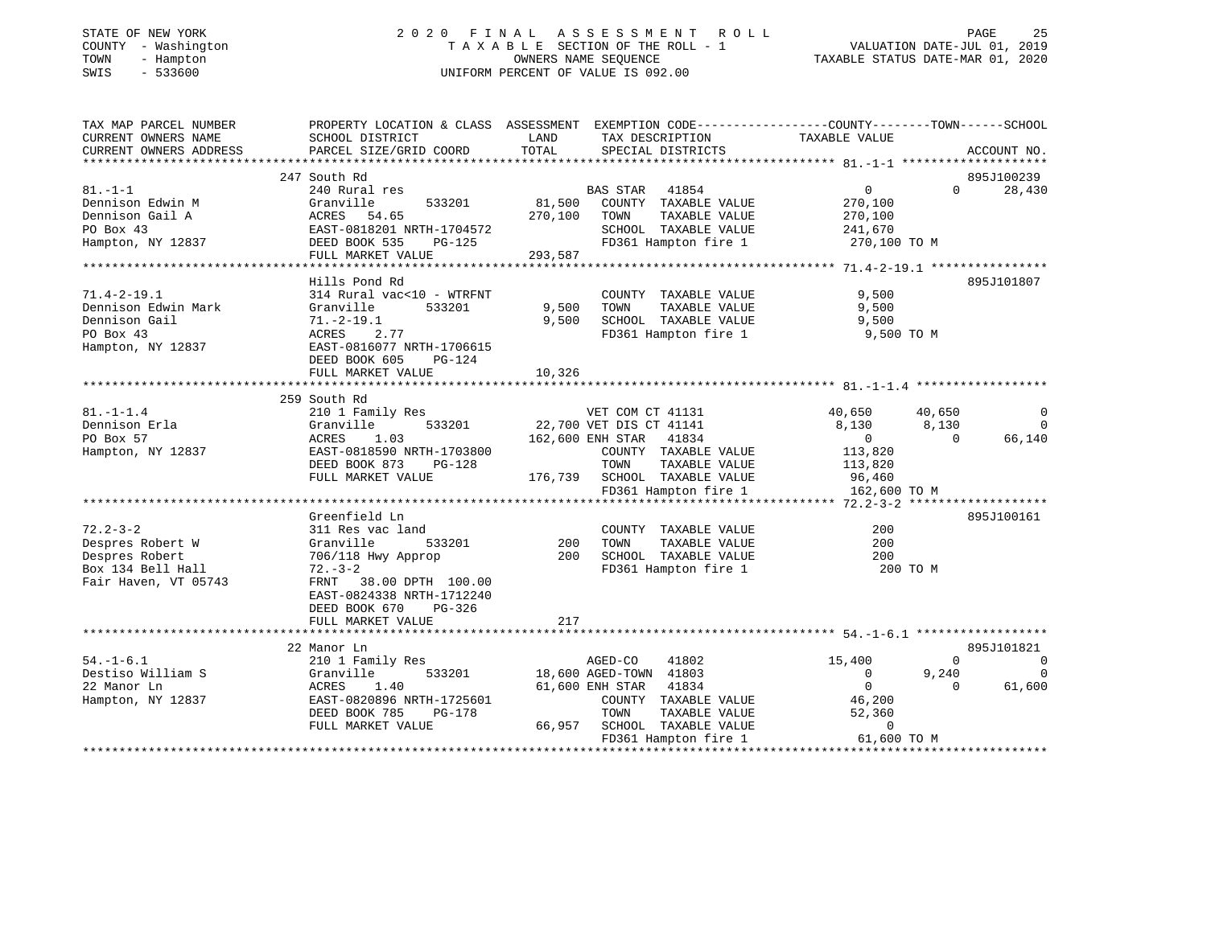STATE OF NEW YORK
COUNTY - Washington
TOWN - Hampton
SWIS - 533600

2020 FINAL ASSESSMENT ROLL
TAXABLE SECTION OF THE ROLL - 1
OWNERS NAME SEQUENCE
UNIFORM PERCENT OF VALUE IS 092.00

VALUATION DATE-JUL 01, 2019
TAXABLE STATUS DATE-MAR 01, 2020

| TAX MAP PARCEL NUMBER / CURRENT OWNERS NAME / CURRENT OWNERS ADDRESS | PROPERTY LOCATION & CLASS / SCHOOL DISTRICT / PARCEL SIZE/GRID COORD | ASSESSMENT LAND / TOTAL | EXEMPTION CODE / TAX DESCRIPTION / SPECIAL DISTRICTS | COUNTY TAXABLE VALUE | TOWN | SCHOOL / ACCOUNT NO. |
|---|---|---|---|---|---|---|
| 81.-1-1 | 247 South Rd | | | | | 895J100239 |
| | 240 Rural res | | BAS STAR 41854 | 0 | 0 | 28,430 |
| Dennison Edwin M | Granville 533201 | 81,500 | COUNTY TAXABLE VALUE | 270,100 | | |
| Dennison Gail A | ACRES 54.65 | 270,100 | TOWN TAXABLE VALUE | 270,100 | | |
| PO Box 43 | EAST-0818201 NRTH-1704572 | | SCHOOL TAXABLE VALUE | 241,670 | | |
| Hampton, NY 12837 | DEED BOOK 535 PG-125 | | FD361 Hampton fire 1 | 270,100 TO M | | |
| | FULL MARKET VALUE | 293,587 | | | | |
| 71.4-2-19.1 | Hills Pond Rd | | | | | 895J101807 |
| | 314 Rural vac<10 - WTRFNT | | COUNTY TAXABLE VALUE | 9,500 | | |
| Dennison Edwin Mark | Granville 533201 | 9,500 | TOWN TAXABLE VALUE | 9,500 | | |
| Dennison Gail | 71.-2-19.1 | 9,500 | SCHOOL TAXABLE VALUE | 9,500 | | |
| PO Box 43 | ACRES 2.77 | | FD361 Hampton fire 1 | 9,500 TO M | | |
| Hampton, NY 12837 | EAST-0816077 NRTH-1706615 | | | | | |
| | DEED BOOK 605 PG-124 | | | | | |
| | FULL MARKET VALUE | 10,326 | | | | |
| 81.-1-1.4 | 259 South Rd | | | | | |
| | 210 1 Family Res | | VET COM CT 41131 | 40,650 | 40,650 | 0 |
| Dennison Erla | Granville 533201 | 22,700 | VET DIS CT 41141 | 8,130 | 8,130 | 0 |
| PO Box 57 | ACRES 1.03 | 162,600 | ENH STAR 41834 | 0 | 0 | 66,140 |
| Hampton, NY 12837 | EAST-0818590 NRTH-1703800 | | COUNTY TAXABLE VALUE | 113,820 | | |
| | DEED BOOK 873 PG-128 | | TOWN TAXABLE VALUE | 113,820 | | |
| | FULL MARKET VALUE | 176,739 | SCHOOL TAXABLE VALUE | 96,460 | | |
| | | | FD361 Hampton fire 1 | 162,600 TO M | | |
| 72.2-3-2 | Greenfield Ln | | | | | 895J100161 |
| | 311 Res vac land | | COUNTY TAXABLE VALUE | 200 | | |
| Despres Robert W | Granville 533201 | 200 | TOWN TAXABLE VALUE | 200 | | |
| Despres Robert | 706/118 Hwy Approp | 200 | SCHOOL TAXABLE VALUE | 200 | | |
| Box 134 Bell Hall | 72.-3-2 | | FD361 Hampton fire 1 | 200 TO M | | |
| Fair Haven, VT 05743 | FRNT 38.00 DPTH 100.00 | | | | | |
| | EAST-0824338 NRTH-1712240 | | | | | |
| | DEED BOOK 670 PG-326 | | | | | |
| | FULL MARKET VALUE | 217 | | | | |
| 54.-1-6.1 | 22 Manor Ln | | | | | 895J101821 |
| | 210 1 Family Res | | AGED-CO 41802 | 15,400 | 0 | 0 |
| Destiso William S | Granville 533201 | 18,600 | AGED-TOWN 41803 | 0 | 9,240 | 0 |
| 22 Manor Ln | ACRES 1.40 | 61,600 | ENH STAR 41834 | 0 | 0 | 61,600 |
| Hampton, NY 12837 | EAST-0820896 NRTH-1725601 | | COUNTY TAXABLE VALUE | 46,200 | | |
| | DEED BOOK 785 PG-178 | | TOWN TAXABLE VALUE | 52,360 | | |
| | FULL MARKET VALUE | 66,957 | SCHOOL TAXABLE VALUE | 0 | | |
| | | | FD361 Hampton fire 1 | 61,600 TO M | | |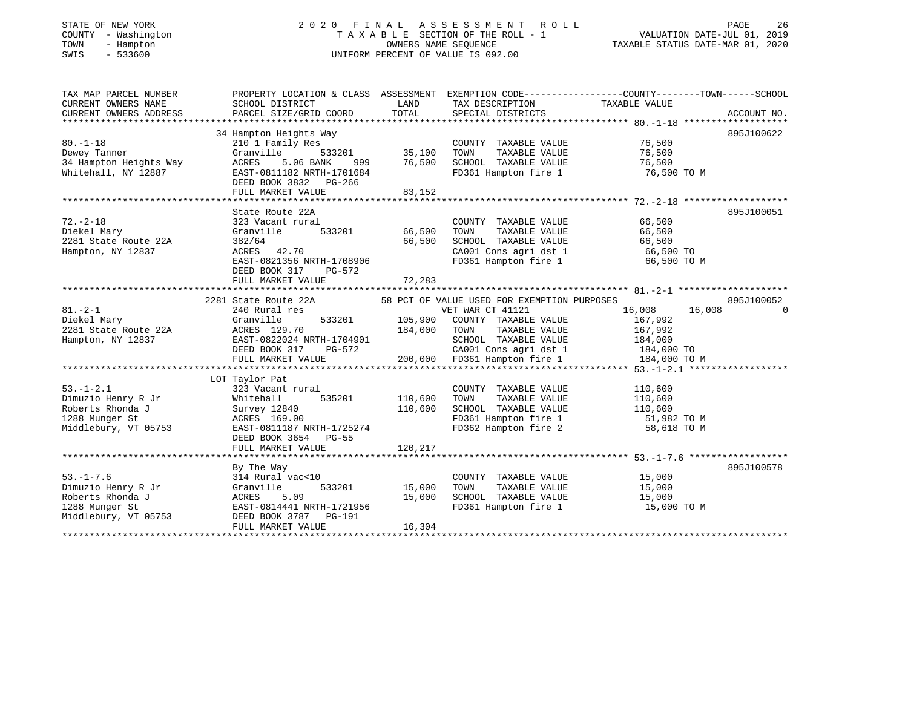STATE OF NEW YORK | 2 0 2 0 F I N A L A S S E S S M E N T R O L L | VALUATION DATE-JUL 01, 2019
COUNTY - Washington | T A X A B L E SECTION OF THE ROLL - 1 | TAXABLE STATUS DATE-MAR 01, 2020
TOWN - Hampton | OWNERS NAME SEQUENCE
SWIS - 533600 | UNIFORM PERCENT OF VALUE IS 092.00

| TAX MAP PARCEL NUMBER / CURRENT OWNERS NAME / CURRENT OWNERS ADDRESS | PROPERTY LOCATION & CLASS / SCHOOL DISTRICT / PARCEL SIZE/GRID COORD | ASSESSMENT LAND / TOTAL | EXEMPTION CODE / TAX DESCRIPTION / SPECIAL DISTRICTS | COUNTY TAXABLE VALUE | TOWN | SCHOOL | ACCOUNT NO. |
|---|---|---|---|---|---|---|---|
| 80.-1-18 | 34 Hampton Heights Way | | | | | | 895J100622 |
| | 210 1 Family Res | | COUNTY TAXABLE VALUE | 76,500 | | | |
| Dewey Tanner | Granville 533201 | 35,100 | TOWN TAXABLE VALUE | 76,500 | | | |
| 34 Hampton Heights Way | ACRES 5.06 BANK 999 | 76,500 | SCHOOL TAXABLE VALUE | 76,500 | | | |
| Whitehall, NY 12887 | EAST-0811182 NRTH-1701684 | | FD361 Hampton fire 1 | 76,500 TO M | | | |
| | DEED BOOK 3832 PG-266 | | | | | | |
| | FULL MARKET VALUE | 83,152 | | | | | |
| 72.-2-18 | State Route 22A | | | | | | 895J100051 |
| | 323 Vacant rural | | COUNTY TAXABLE VALUE | 66,500 | | | |
| Diekel Mary | Granville 533201 | 66,500 | TOWN TAXABLE VALUE | 66,500 | | | |
| 2281 State Route 22A | 382/64 | 66,500 | SCHOOL TAXABLE VALUE | 66,500 | | | |
| Hampton, NY 12837 | ACRES 42.70 | | CA001 Cons agri dst 1 | 66,500 TO | | | |
| | EAST-0821356 NRTH-1708906 | | FD361 Hampton fire 1 | 66,500 TO M | | | |
| | DEED BOOK 317 PG-572 | | | | | | |
| | FULL MARKET VALUE | 72,283 | | | | | |
| 81.-2-1 | 2281 State Route 22A | | 58 PCT OF VALUE USED FOR EXEMPTION PURPOSES | | | | 895J100052 |
| | 240 Rural res | | VET WAR CT 41121 | 16,008 | 16,008 | 0 | |
| Diekel Mary | Granville 533201 | 105,900 | COUNTY TAXABLE VALUE | 167,992 | | | |
| 2281 State Route 22A | ACRES 129.70 | 184,000 | TOWN TAXABLE VALUE | 167,992 | | | |
| Hampton, NY 12837 | EAST-0822024 NRTH-1704901 | | SCHOOL TAXABLE VALUE | 184,000 | | | |
| | DEED BOOK 317 PG-572 | | CA001 Cons agri dst 1 | 184,000 TO | | | |
| | FULL MARKET VALUE | 200,000 | FD361 Hampton fire 1 | 184,000 TO M | | | |
| 53.-1-2.1 | LOT Taylor Pat | | | | | | |
| | 323 Vacant rural | | COUNTY TAXABLE VALUE | 110,600 | | | |
| Dimuzio Henry R Jr | Whitehall 535201 | 110,600 | TOWN TAXABLE VALUE | 110,600 | | | |
| Roberts Rhonda J | Survey 12840 | 110,600 | SCHOOL TAXABLE VALUE | 110,600 | | | |
| 1288 Munger St | ACRES 169.00 | | FD361 Hampton fire 1 | 51,982 TO M | | | |
| Middlebury, VT 05753 | EAST-0811187 NRTH-1725274 | | FD362 Hampton fire 2 | 58,618 TO M | | | |
| | DEED BOOK 3654 PG-55 | | | | | | |
| | FULL MARKET VALUE | 120,217 | | | | | |
| 53.-1-7.6 | By The Way | | | | | | 895J100578 |
| | 314 Rural vac<10 | | COUNTY TAXABLE VALUE | 15,000 | | | |
| Dimuzio Henry R Jr | Granville 533201 | 15,000 | TOWN TAXABLE VALUE | 15,000 | | | |
| Roberts Rhonda J | ACRES 5.09 | 15,000 | SCHOOL TAXABLE VALUE | 15,000 | | | |
| 1288 Munger St | EAST-0814441 NRTH-1721956 | | FD361 Hampton fire 1 | 15,000 TO M | | | |
| Middlebury, VT 05753 | DEED BOOK 3787 PG-191 | | | | | | |
| | FULL MARKET VALUE | 16,304 | | | | | |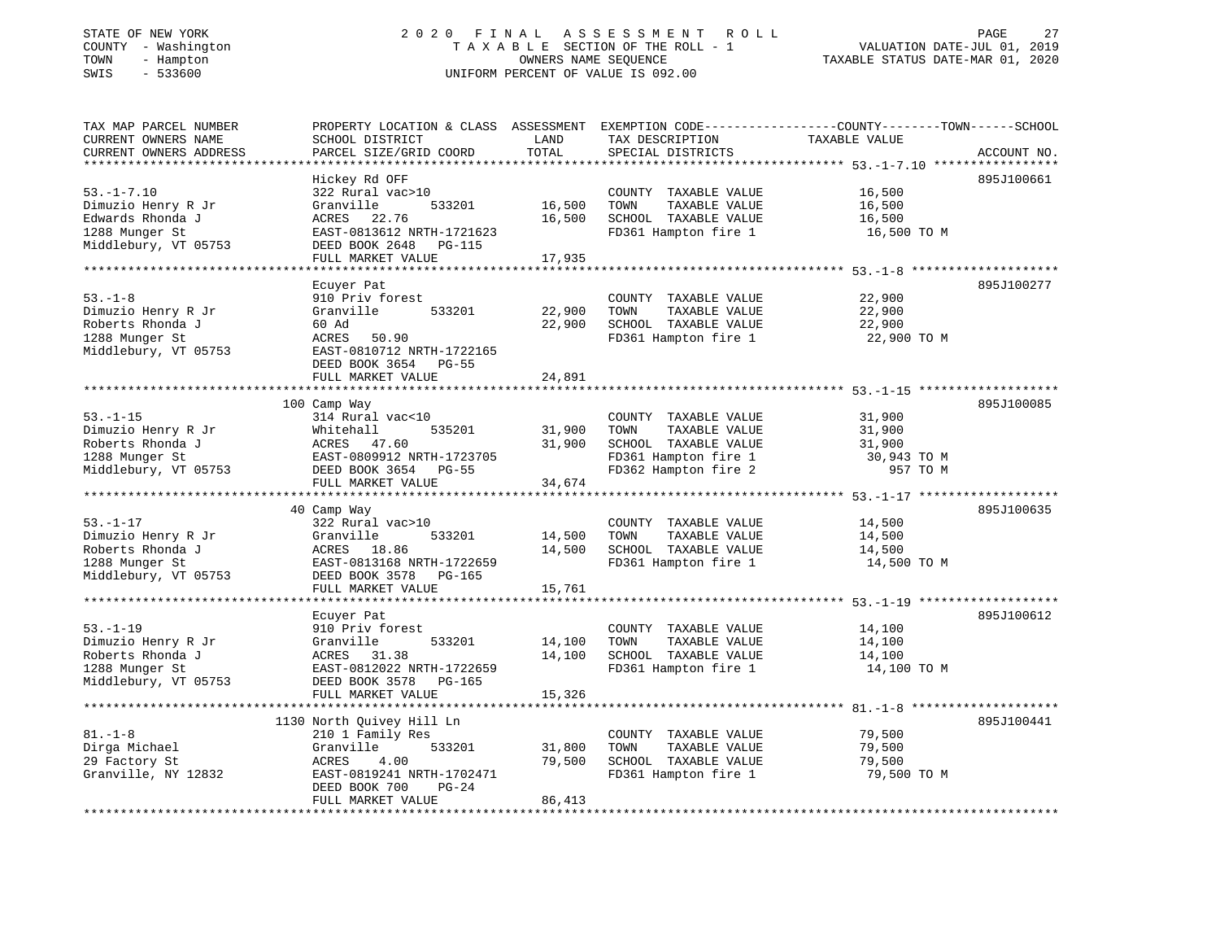STATE OF NEW YORK
COUNTY - Washington
TOWN - Hampton
SWIS - 533600

2 0 2 0 F I N A L A S S E S S M E N T R O L L
T A X A B L E SECTION OF THE ROLL - 1
OWNERS NAME SEQUENCE
UNIFORM PERCENT OF VALUE IS 092.00

VALUATION DATE-JUL 01, 2019
TAXABLE STATUS DATE-MAR 01, 2020

| TAX MAP PARCEL NUMBER / CURRENT OWNERS NAME / CURRENT OWNERS ADDRESS | PROPERTY LOCATION & CLASS / SCHOOL DISTRICT / PARCEL SIZE/GRID COORD | ASSESSMENT LAND | TOTAL | EXEMPTION CODE / TAX DESCRIPTION / SPECIAL DISTRICTS | TAXABLE VALUE (COUNTY--TOWN--SCHOOL) | ACCOUNT NO. |
|---|---|---|---|---|---|---|
| **53.-1-7.10** | Hickey Rd OFF | | | | | 895J100661 |
| 53.-1-7.10 | 322 Rural vac>10 | | | COUNTY TAXABLE VALUE | 16,500 | |
| Dimuzio Henry R Jr | Granville 533201 | 16,500 | | TOWN TAXABLE VALUE | 16,500 | |
| Edwards Rhonda J | ACRES 22.76 | | 16,500 | SCHOOL TAXABLE VALUE | 16,500 | |
| 1288 Munger St | EAST-0813612 NRTH-1721623 | | | FD361 Hampton fire 1 | 16,500 TO M | |
| Middlebury, VT 05753 | DEED BOOK 2648 PG-115 | | | | | |
| | FULL MARKET VALUE | | 17,935 | | | |
| **53.-1-8** | Ecuyer Pat | | | | | 895J100277 |
| 53.-1-8 | 910 Priv forest | | | COUNTY TAXABLE VALUE | 22,900 | |
| Dimuzio Henry R Jr | Granville 533201 | 22,900 | | TOWN TAXABLE VALUE | 22,900 | |
| Roberts Rhonda J | 60 Ad | | 22,900 | SCHOOL TAXABLE VALUE | 22,900 | |
| 1288 Munger St | ACRES 50.90 | | | FD361 Hampton fire 1 | 22,900 TO M | |
| Middlebury, VT 05753 | EAST-0810712 NRTH-1722165 | | | | | |
| | DEED BOOK 3654 PG-55 | | | | | |
| | FULL MARKET VALUE | | 24,891 | | | |
| **53.-1-15** | 100 Camp Way | | | | | 895J100085 |
| 53.-1-15 | 314 Rural vac<10 | | | COUNTY TAXABLE VALUE | 31,900 | |
| Dimuzio Henry R Jr | Whitehall 535201 | 31,900 | | TOWN TAXABLE VALUE | 31,900 | |
| Roberts Rhonda J | ACRES 47.60 | | 31,900 | SCHOOL TAXABLE VALUE | 31,900 | |
| 1288 Munger St | EAST-0809912 NRTH-1723705 | | | FD361 Hampton fire 1 | 30,943 TO M | |
| Middlebury, VT 05753 | DEED BOOK 3654 PG-55 | | | FD362 Hampton fire 2 | 957 TO M | |
| | FULL MARKET VALUE | | 34,674 | | | |
| **53.-1-17** | 40 Camp Way | | | | | 895J100635 |
| 53.-1-17 | 322 Rural vac>10 | | | COUNTY TAXABLE VALUE | 14,500 | |
| Dimuzio Henry R Jr | Granville 533201 | 14,500 | | TOWN TAXABLE VALUE | 14,500 | |
| Roberts Rhonda J | ACRES 18.86 | | 14,500 | SCHOOL TAXABLE VALUE | 14,500 | |
| 1288 Munger St | EAST-0813168 NRTH-1722659 | | | FD361 Hampton fire 1 | 14,500 TO M | |
| Middlebury, VT 05753 | DEED BOOK 3578 PG-165 | | | | | |
| | FULL MARKET VALUE | | 15,761 | | | |
| **53.-1-19** | Ecuyer Pat | | | | | 895J100612 |
| 53.-1-19 | 910 Priv forest | | | COUNTY TAXABLE VALUE | 14,100 | |
| Dimuzio Henry R Jr | Granville 533201 | 14,100 | | TOWN TAXABLE VALUE | 14,100 | |
| Roberts Rhonda J | ACRES 31.38 | | 14,100 | SCHOOL TAXABLE VALUE | 14,100 | |
| 1288 Munger St | EAST-0812022 NRTH-1722659 | | | FD361 Hampton fire 1 | 14,100 TO M | |
| Middlebury, VT 05753 | DEED BOOK 3578 PG-165 | | | | | |
| | FULL MARKET VALUE | | 15,326 | | | |
| **81.-1-8** | 1130 North Quivey Hill Ln | | | | | 895J100441 |
| 81.-1-8 | 210 1 Family Res | | | COUNTY TAXABLE VALUE | 79,500 | |
| Dirga Michael | Granville 533201 | 31,800 | | TOWN TAXABLE VALUE | 79,500 | |
| 29 Factory St | ACRES 4.00 | | 79,500 | SCHOOL TAXABLE VALUE | 79,500 | |
| Granville, NY 12832 | EAST-0819241 NRTH-1702471 | | | FD361 Hampton fire 1 | 79,500 TO M | |
| | DEED BOOK 700 PG-24 | | | | | |
| | FULL MARKET VALUE | | 86,413 | | | |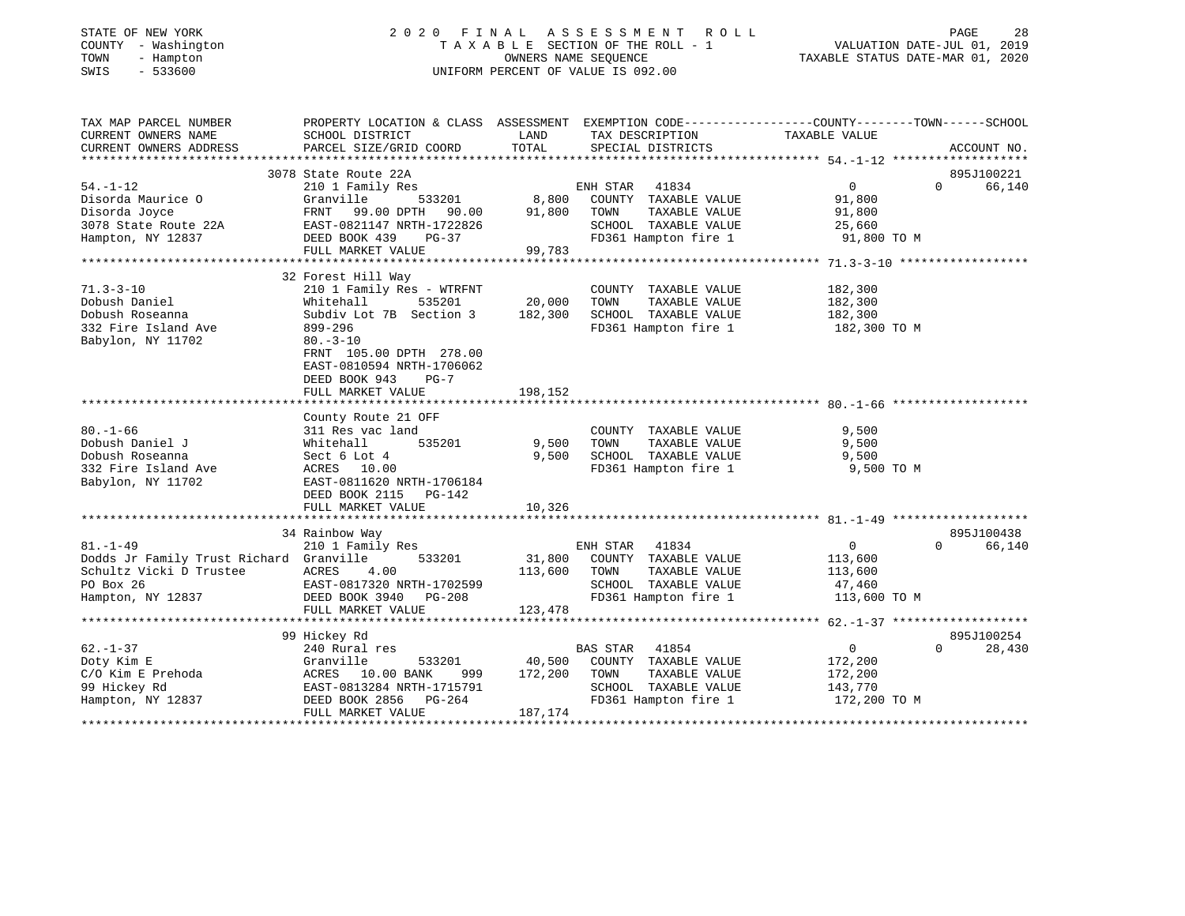STATE OF NEW YORK
COUNTY - Washington
TOWN - Hampton
SWIS - 533600

2020 FINAL ASSESSMENT ROLL
TAXABLE SECTION OF THE ROLL - 1
OWNERS NAME SEQUENCE
UNIFORM PERCENT OF VALUE IS 092.00

VALUATION DATE-JUL 01, 2019
TAXABLE STATUS DATE-MAR 01, 2020

| TAX MAP PARCEL NUMBER / CURRENT OWNERS NAME / CURRENT OWNERS ADDRESS | PROPERTY LOCATION & CLASS / SCHOOL DISTRICT / PARCEL SIZE/GRID COORD | ASSESSMENT LAND / TOTAL | EXEMPTION CODE / TAX DESCRIPTION / SPECIAL DISTRICTS | COUNTY / TOWN TAXABLE VALUE | SCHOOL | ACCOUNT NO. |
|---|---|---|---|---|---|---|
| 54.-1-12 | 3078 State Route 22A | | | | | 895J100221 |
| | 210 1 Family Res | | ENH STAR 41834 | 0 | 0 | 66,140 |
| Disorda Maurice O | Granville 533201 | 8,800 | COUNTY TAXABLE VALUE | 91,800 | | |
| Disorda Joyce | FRNT 99.00 DPTH 90.00 | 91,800 | TOWN TAXABLE VALUE | 91,800 | | |
| 3078 State Route 22A | EAST-0821147 NRTH-1722826 | | SCHOOL TAXABLE VALUE | 25,660 | | |
| Hampton, NY 12837 | DEED BOOK 439 PG-37 | | FD361 Hampton fire 1 | 91,800 TO M | | |
| | FULL MARKET VALUE | 99,783 | | | | |
| 71.3-3-10 | 32 Forest Hill Way | | | | | |
| | 210 1 Family Res - WTRFNT | | COUNTY TAXABLE VALUE | 182,300 | | |
| Dobush Daniel | Whitehall 535201 | 20,000 | TOWN TAXABLE VALUE | 182,300 | | |
| Dobush Roseanna | Subdiv Lot 7B Section 3 | 182,300 | SCHOOL TAXABLE VALUE | 182,300 | | |
| 332 Fire Island Ave | 899-296 | | FD361 Hampton fire 1 | 182,300 TO M | | |
| Babylon, NY 11702 | 80.-3-10 | | | | | |
| | FRNT 105.00 DPTH 278.00 | | | | | |
| | EAST-0810594 NRTH-1706062 | | | | | |
| | DEED BOOK 943 PG-7 | | | | | |
| | FULL MARKET VALUE | 198,152 | | | | |
| 80.-1-66 | County Route 21 OFF | | | | | |
| | 311 Res vac land | | COUNTY TAXABLE VALUE | 9,500 | | |
| Dobush Daniel J | Whitehall 535201 | 9,500 | TOWN TAXABLE VALUE | 9,500 | | |
| Dobush Roseanna | Sect 6 Lot 4 | 9,500 | SCHOOL TAXABLE VALUE | 9,500 | | |
| 332 Fire Island Ave | ACRES 10.00 | | FD361 Hampton fire 1 | 9,500 TO M | | |
| Babylon, NY 11702 | EAST-0811620 NRTH-1706184 | | | | | |
| | DEED BOOK 2115 PG-142 | | | | | |
| | FULL MARKET VALUE | 10,326 | | | | |
| 81.-1-49 | 34 Rainbow Way | | | | | 895J100438 |
| | 210 1 Family Res | | ENH STAR 41834 | 0 | 0 | 66,140 |
| Dodds Jr Family Trust Richard | Granville 533201 | 31,800 | COUNTY TAXABLE VALUE | 113,600 | | |
| Schultz Vicki D Trustee | ACRES 4.00 | 113,600 | TOWN TAXABLE VALUE | 113,600 | | |
| PO Box 26 | EAST-0817320 NRTH-1702599 | | SCHOOL TAXABLE VALUE | 47,460 | | |
| Hampton, NY 12837 | DEED BOOK 3940 PG-208 | | FD361 Hampton fire 1 | 113,600 TO M | | |
| | FULL MARKET VALUE | 123,478 | | | | |
| 62.-1-37 | 99 Hickey Rd | | | | | 895J100254 |
| | 240 Rural res | | BAS STAR 41854 | 0 | 0 | 28,430 |
| Doty Kim E | Granville 533201 | 40,500 | COUNTY TAXABLE VALUE | 172,200 | | |
| C/O Kim E Prehoda | ACRES 10.00 BANK 999 | 172,200 | TOWN TAXABLE VALUE | 172,200 | | |
| 99 Hickey Rd | EAST-0813284 NRTH-1715791 | | SCHOOL TAXABLE VALUE | 143,770 | | |
| Hampton, NY 12837 | DEED BOOK 2856 PG-264 | | FD361 Hampton fire 1 | 172,200 TO M | | |
| | FULL MARKET VALUE | 187,174 | | | | |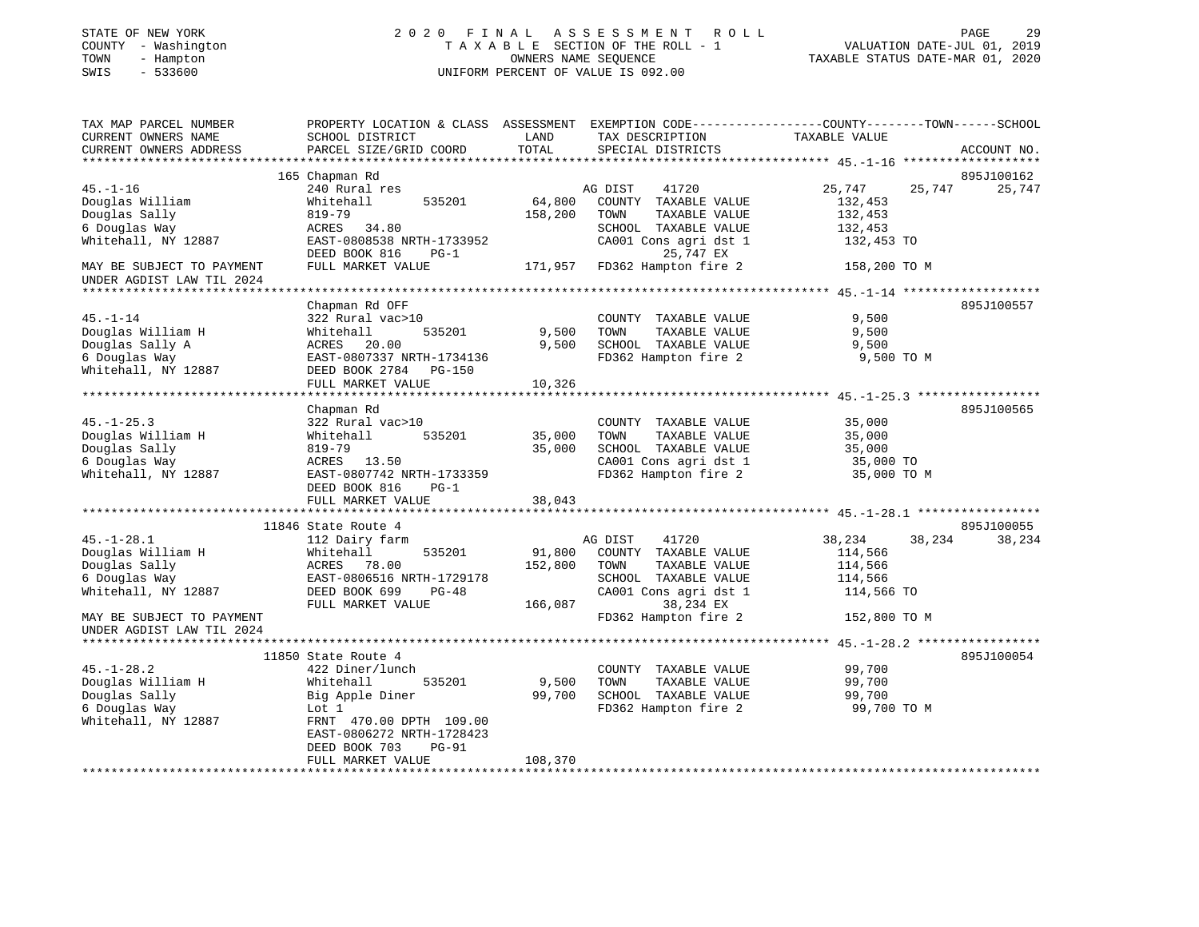STATE OF NEW YORK
COUNTY - Washington
TOWN - Hampton
SWIS - 533600

2020 FINAL ASSESSMENT ROLL
TAXABLE SECTION OF THE ROLL - 1
OWNERS NAME SEQUENCE
UNIFORM PERCENT OF VALUE IS 092.00

VALUATION DATE-JUL 01, 2019
TAXABLE STATUS DATE-MAR 01, 2020

```
TAX MAP PARCEL NUMBER          PROPERTY LOCATION & CLASS  ASSESSMENT  EXEMPTION CODE-----------------COUNTY--------TOWN------SCHOOL
CURRENT OWNERS NAME            SCHOOL DISTRICT               LAND      TAX DESCRIPTION            TAXABLE VALUE
CURRENT OWNERS ADDRESS         PARCEL SIZE/GRID COORD        TOTAL     SPECIAL DISTRICTS                                    ACCOUNT NO.
******************************************************************************************************* 45.-1-16 *******************
                               165 Chapman Rd                                                                             895J100162
45.-1-16                       240 Rural res                          AG DIST    41720            25,747     25,747     25,747
Douglas William                Whitehall       535201      64,800    COUNTY  TAXABLE VALUE          132,453
Douglas Sally                  819-79                     158,200    TOWN    TAXABLE VALUE          132,453
6 Douglas Way                  ACRES   34.80                         SCHOOL  TAXABLE VALUE          132,453
Whitehall, NY 12887            EAST-0808538 NRTH-1733952             CA001 Cons agri dst 1           132,453 TO
                               DEED BOOK 816    PG-1                       25,747 EX
MAY BE SUBJECT TO PAYMENT      FULL MARKET VALUE          171,957    FD362 Hampton fire 2            158,200 TO M
UNDER AGDIST LAW TIL 2024
******************************************************************************************************* 45.-1-14 *******************
                               Chapman Rd OFF                                                                             895J100557
45.-1-14                       322 Rural vac>10                      COUNTY  TAXABLE VALUE            9,500
Douglas William H              Whitehall       535201       9,500    TOWN    TAXABLE VALUE            9,500
Douglas Sally A                ACRES   20.00                 9,500    SCHOOL  TAXABLE VALUE            9,500
6 Douglas Way                  EAST-0807337 NRTH-1734136             FD362 Hampton fire 2              9,500 TO M
Whitehall, NY 12887            DEED BOOK 2784   PG-150
                               FULL MARKET VALUE           10,326
******************************************************************************************************* 45.-1-25.3 *****************
                               Chapman Rd                                                                                 895J100565
45.-1-25.3                     322 Rural vac>10                      COUNTY  TAXABLE VALUE           35,000
Douglas William H              Whitehall       535201      35,000    TOWN    TAXABLE VALUE           35,000
Douglas Sally                  819-79                      35,000    SCHOOL  TAXABLE VALUE           35,000
6 Douglas Way                  ACRES   13.50                         CA001 Cons agri dst 1            35,000 TO
Whitehall, NY 12887            EAST-0807742 NRTH-1733359             FD362 Hampton fire 2             35,000 TO M
                               DEED BOOK 816    PG-1
                               FULL MARKET VALUE           38,043
******************************************************************************************************* 45.-1-28.1 *****************
                               11846 State Route 4                                                                        895J100055
45.-1-28.1                     112 Dairy farm                         AG DIST    41720            38,234     38,234     38,234
Douglas William H              Whitehall       535201      91,800    COUNTY  TAXABLE VALUE          114,566
Douglas Sally                  ACRES   78.00              152,800    TOWN    TAXABLE VALUE          114,566
6 Douglas Way                  EAST-0806516 NRTH-1729178             SCHOOL  TAXABLE VALUE          114,566
Whitehall, NY 12887            DEED BOOK 699    PG-48                CA001 Cons agri dst 1           114,566 TO
                               FULL MARKET VALUE          166,087          38,234 EX
MAY BE SUBJECT TO PAYMENT                                            FD362 Hampton fire 2            152,800 TO M
UNDER AGDIST LAW TIL 2024
******************************************************************************************************* 45.-1-28.2 *****************
                               11850 State Route 4                                                                        895J100054
45.-1-28.2                     422 Diner/lunch                       COUNTY  TAXABLE VALUE           99,700
Douglas William H              Whitehall       535201       9,500    TOWN    TAXABLE VALUE           99,700
Douglas Sally                  Big Apple Diner             99,700    SCHOOL  TAXABLE VALUE           99,700
6 Douglas Way                  Lot 1                                 FD362 Hampton fire 2             99,700 TO M
Whitehall, NY 12887            FRNT 470.00 DPTH 109.00
                               EAST-0806272 NRTH-1728423
                               DEED BOOK 703    PG-91
                               FULL MARKET VALUE          108,370
************************************************************************************************************************************
```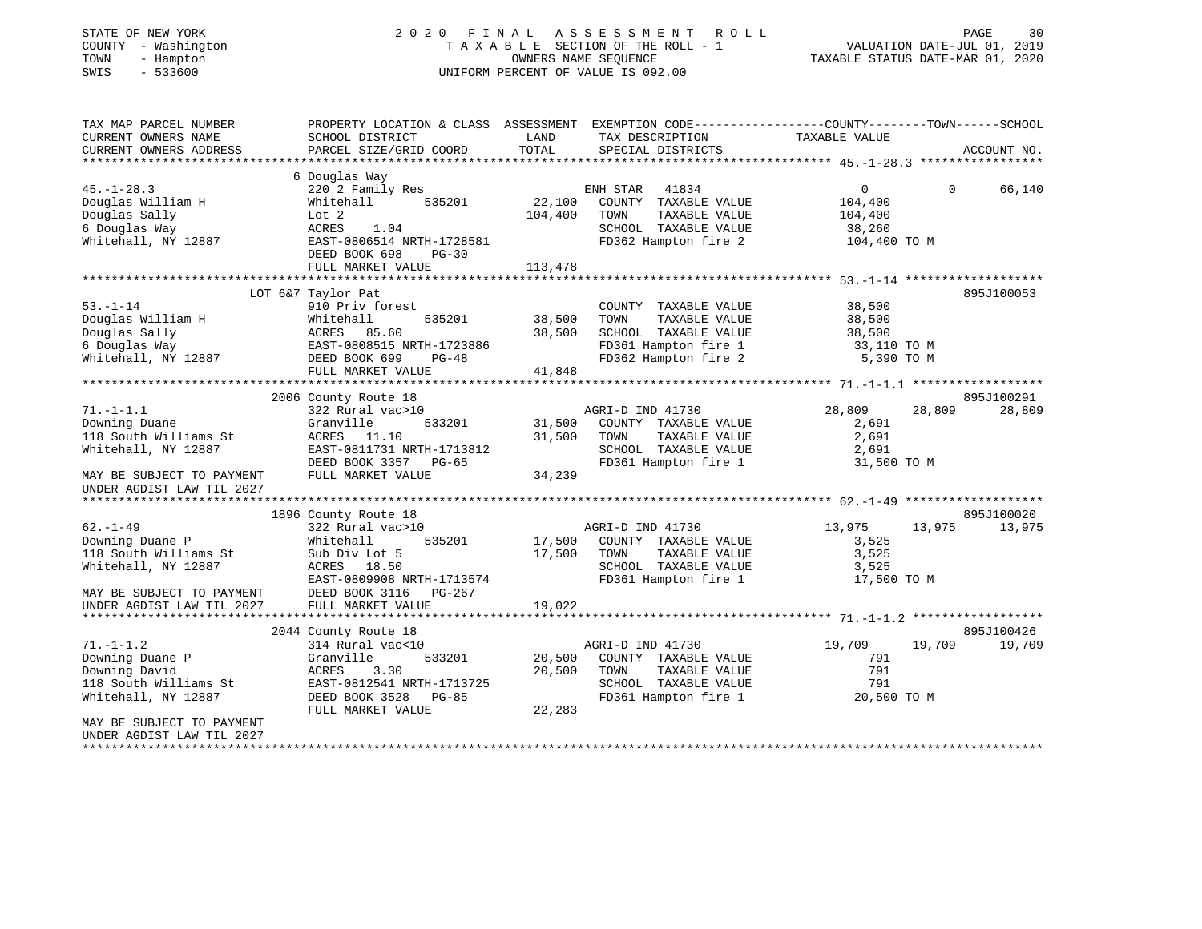STATE OF NEW YORK 2020 FINAL ASSESSMENT ROLL
COUNTY - Washington T A X A B L E SECTION OF THE ROLL - 1 VALUATION DATE-JUL 01, 2019
TOWN - Hampton OWNERS NAME SEQUENCE TAXABLE STATUS DATE-MAR 01, 2020
SWIS - 533600 UNIFORM PERCENT OF VALUE IS 092.00

```
TAX MAP PARCEL NUMBER          PROPERTY LOCATION & CLASS  ASSESSMENT  EXEMPTION CODE-----------------COUNTY--------TOWN------SCHOOL
CURRENT OWNERS NAME            SCHOOL DISTRICT              LAND      TAX DESCRIPTION              TAXABLE VALUE
CURRENT OWNERS ADDRESS         PARCEL SIZE/GRID COORD       TOTAL     SPECIAL DISTRICTS                                  ACCOUNT NO.
******************************************************************************************************* 45.-1-28.3 *****************
                               6 Douglas Way
45.-1-28.3                     220 2 Family Res                       ENH STAR  41834                   0             0       66,140
Douglas William H              Whitehall        535201       22,100   COUNTY  TAXABLE VALUE           104,400
Douglas Sally                  Lot 2                        104,400   TOWN    TAXABLE VALUE           104,400
6 Douglas Way                  ACRES    1.04                          SCHOOL  TAXABLE VALUE            38,260
Whitehall, NY 12887            EAST-0806514 NRTH-1728581              FD362 Hampton fire 2            104,400 TO M
                               DEED BOOK 698     PG-30
                               FULL MARKET VALUE            113,478
******************************************************************************************************* 53.-1-14 *******************
                          LOT 6&7 Taylor Pat                                                                         895J100053
53.-1-14                       910 Priv forest                        COUNTY  TAXABLE VALUE            38,500
Douglas William H              Whitehall        535201       38,500   TOWN    TAXABLE VALUE            38,500
Douglas Sally                  ACRES   85.60                 38,500   SCHOOL  TAXABLE VALUE            38,500
6 Douglas Way                  EAST-0808515 NRTH-1723886              FD361 Hampton fire 1             33,110 TO M
Whitehall, NY 12887            DEED BOOK 699     PG-48                FD362 Hampton fire 2              5,390 TO M
                               FULL MARKET VALUE             41,848
******************************************************************************************************* 71.-1-1.1 ******************
                               2006 County Route 18                                                                  895J100291
71.-1-1.1                      322 Rural vac>10                       AGRI-D IND 41730             28,809        28,809       28,809
Downing Duane                  Granville        533201       31,500   COUNTY  TAXABLE VALUE             2,691
118 South Williams St          ACRES   11.10                 31,500   TOWN    TAXABLE VALUE             2,691
Whitehall, NY 12887            EAST-0811731 NRTH-1713812              SCHOOL  TAXABLE VALUE             2,691
                               DEED BOOK 3357    PG-65                FD361 Hampton fire 1             31,500 TO M
MAY BE SUBJECT TO PAYMENT      FULL MARKET VALUE             34,239
UNDER AGDIST LAW TIL 2027
******************************************************************************************************* 62.-1-49 *******************
                               1896 County Route 18                                                                  895J100020
62.-1-49                       322 Rural vac>10                       AGRI-D IND 41730             13,975        13,975       13,975
Downing Duane P                Whitehall        535201       17,500   COUNTY  TAXABLE VALUE             3,525
118 South Williams St          Sub Div Lot 5                 17,500   TOWN    TAXABLE VALUE             3,525
Whitehall, NY 12887            ACRES   18.50                          SCHOOL  TAXABLE VALUE             3,525
                               EAST-0809908 NRTH-1713574              FD361 Hampton fire 1             17,500 TO M
MAY BE SUBJECT TO PAYMENT      DEED BOOK 3116    PG-267
UNDER AGDIST LAW TIL 2027      FULL MARKET VALUE             19,022
******************************************************************************************************* 71.-1-1.2 ******************
                               2044 County Route 18                                                                  895J100426
71.-1-1.2                      314 Rural vac<10                       AGRI-D IND 41730             19,709        19,709       19,709
Downing Duane P                Granville        533201       20,500   COUNTY  TAXABLE VALUE               791
Downing David                  ACRES    3.30                 20,500   TOWN    TAXABLE VALUE               791
118 South Williams St          EAST-0812541 NRTH-1713725              SCHOOL  TAXABLE VALUE               791
Whitehall, NY 12887            DEED BOOK 3528    PG-85                FD361 Hampton fire 1             20,500 TO M
                               FULL MARKET VALUE             22,283
MAY BE SUBJECT TO PAYMENT
UNDER AGDIST LAW TIL 2027
************************************************************************************************************************************
```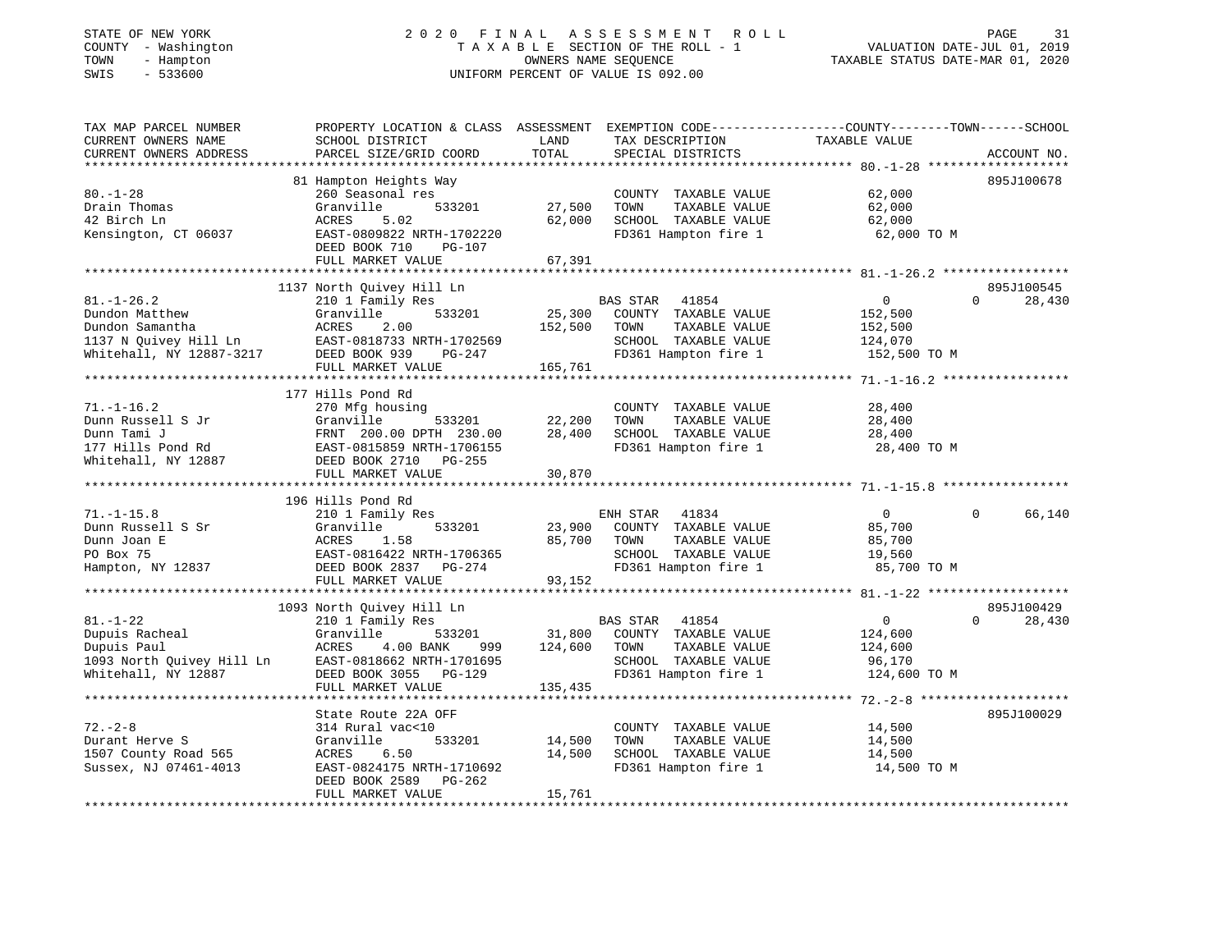STATE OF NEW YORK
COUNTY - Washington
TOWN - Hampton
SWIS - 533600

2020 FINAL ASSESSMENT ROLL
TAXABLE SECTION OF THE ROLL - 1
OWNERS NAME SEQUENCE
UNIFORM PERCENT OF VALUE IS 092.00

VALUATION DATE-JUL 01, 2019
TAXABLE STATUS DATE-MAR 01, 2020

| TAX MAP PARCEL NUMBER / CURRENT OWNERS NAME / CURRENT OWNERS ADDRESS | PROPERTY LOCATION & CLASS / SCHOOL DISTRICT / PARCEL SIZE/GRID COORD | ASSESSMENT LAND | TOTAL | EXEMPTION CODE / TAX DESCRIPTION / SPECIAL DISTRICTS | COUNTY / TOWN TAXABLE VALUE | SCHOOL | ACCOUNT NO. |
|---|---|---|---|---|---|---|---|
| | 81 Hampton Heights Way | | | | | | 895J100678 |
| 80.-1-28 | 260 Seasonal res | | | COUNTY TAXABLE VALUE | 62,000 | | |
| Drain Thomas | Granville 533201 | 27,500 | | TOWN TAXABLE VALUE | 62,000 | | |
| 42 Birch Ln | ACRES 5.02 | | 62,000 | SCHOOL TAXABLE VALUE | 62,000 | | |
| Kensington, CT 06037 | EAST-0809822 NRTH-1702220 | | | FD361 Hampton fire 1 | 62,000 TO M | | |
| | DEED BOOK 710 PG-107 | | | | | | |
| | FULL MARKET VALUE | | 67,391 | | | | |
| | 1137 North Quivey Hill Ln | | | | | | 895J100545 |
| 81.-1-26.2 | 210 1 Family Res | | | BAS STAR 41854 | 0 | 0 | 28,430 |
| Dundon Matthew | Granville 533201 | 25,300 | | COUNTY TAXABLE VALUE | 152,500 | | |
| Dundon Samantha | ACRES 2.00 | | 152,500 | TOWN TAXABLE VALUE | 152,500 | | |
| 1137 N Quivey Hill Ln | EAST-0818733 NRTH-1702569 | | | SCHOOL TAXABLE VALUE | 124,070 | | |
| Whitehall, NY 12887-3217 | DEED BOOK 939 PG-247 | | | FD361 Hampton fire 1 | 152,500 TO M | | |
| | FULL MARKET VALUE | | 165,761 | | | | |
| | 177 Hills Pond Rd | | | | | | |
| 71.-1-16.2 | 270 Mfg housing | | | COUNTY TAXABLE VALUE | 28,400 | | |
| Dunn Russell S Jr | Granville 533201 | 22,200 | | TOWN TAXABLE VALUE | 28,400 | | |
| Dunn Tami J | FRNT 200.00 DPTH 230.00 | | 28,400 | SCHOOL TAXABLE VALUE | 28,400 | | |
| 177 Hills Pond Rd | EAST-0815859 NRTH-1706155 | | | FD361 Hampton fire 1 | 28,400 TO M | | |
| Whitehall, NY 12887 | DEED BOOK 2710 PG-255 | | | | | | |
| | FULL MARKET VALUE | | 30,870 | | | | |
| | 196 Hills Pond Rd | | | | | | |
| 71.-1-15.8 | 210 1 Family Res | | | ENH STAR 41834 | 0 | 0 | 66,140 |
| Dunn Russell S Sr | Granville 533201 | 23,900 | | COUNTY TAXABLE VALUE | 85,700 | | |
| Dunn Joan E | ACRES 1.58 | | 85,700 | TOWN TAXABLE VALUE | 85,700 | | |
| PO Box 75 | EAST-0816422 NRTH-1706365 | | | SCHOOL TAXABLE VALUE | 19,560 | | |
| Hampton, NY 12837 | DEED BOOK 2837 PG-274 | | | FD361 Hampton fire 1 | 85,700 TO M | | |
| | FULL MARKET VALUE | | 93,152 | | | | |
| | 1093 North Quivey Hill Ln | | | | | | 895J100429 |
| 81.-1-22 | 210 1 Family Res | | | BAS STAR 41854 | 0 | 0 | 28,430 |
| Dupuis Racheal | Granville 533201 | 31,800 | | COUNTY TAXABLE VALUE | 124,600 | | |
| Dupuis Paul | ACRES 4.00 BANK 999 | | 124,600 | TOWN TAXABLE VALUE | 124,600 | | |
| 1093 North Quivey Hill Ln | EAST-0818662 NRTH-1701695 | | | SCHOOL TAXABLE VALUE | 96,170 | | |
| Whitehall, NY 12887 | DEED BOOK 3055 PG-129 | | | FD361 Hampton fire 1 | 124,600 TO M | | |
| | FULL MARKET VALUE | | 135,435 | | | | |
| | State Route 22A OFF | | | | | | 895J100029 |
| 72.-2-8 | 314 Rural vac<10 | | | COUNTY TAXABLE VALUE | 14,500 | | |
| Durant Herve S | Granville 533201 | 14,500 | | TOWN TAXABLE VALUE | 14,500 | | |
| 1507 County Road 565 | ACRES 6.50 | | 14,500 | SCHOOL TAXABLE VALUE | 14,500 | | |
| Sussex, NJ 07461-4013 | EAST-0824175 NRTH-1710692 | | | FD361 Hampton fire 1 | 14,500 TO M | | |
| | DEED BOOK 2589 PG-262 | | | | | | |
| | FULL MARKET VALUE | | 15,761 | | | | |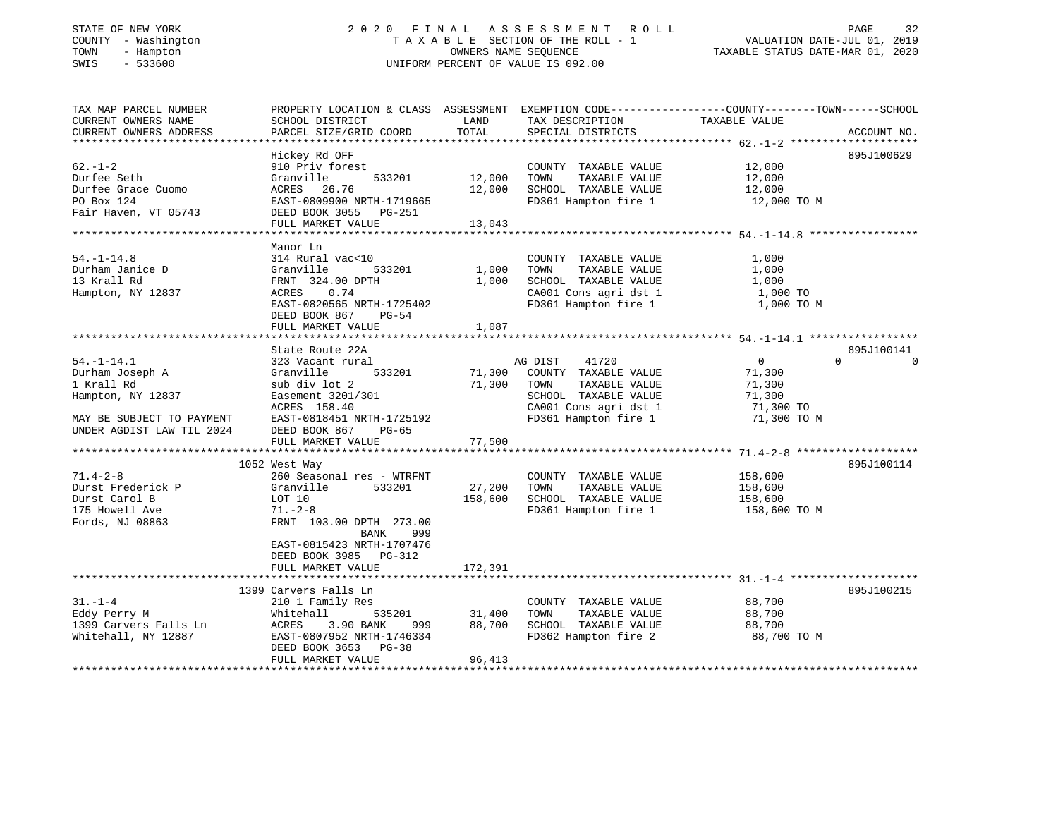STATE OF NEW YORK
COUNTY - Washington
TOWN - Hampton
SWIS - 533600

# 2020 FINAL ASSESSMENT ROLL

TAXABLE SECTION OF THE ROLL - 1
OWNERS NAME SEQUENCE
UNIFORM PERCENT OF VALUE IS 092.00

VALUATION DATE-JUL 01, 2019
TAXABLE STATUS DATE-MAR 01, 2020

| TAX MAP PARCEL NUMBER / CURRENT OWNERS NAME / CURRENT OWNERS ADDRESS | PROPERTY LOCATION & CLASS / SCHOOL DISTRICT / PARCEL SIZE/GRID COORD | ASSESSMENT LAND / TOTAL | EXEMPTION CODE / TAX DESCRIPTION / SPECIAL DISTRICTS | COUNTY / TOWN / SCHOOL TAXABLE VALUE | ACCOUNT NO. |
|---|---|---|---|---|---|
| **62.-1-2** | Hickey Rd OFF | | | | 895J100629 |
| 62.-1-2 | 910 Priv forest | | COUNTY TAXABLE VALUE | 12,000 | |
| Durfee Seth | Granville 533201 | 12,000 | TOWN TAXABLE VALUE | 12,000 | |
| Durfee Grace Cuomo | ACRES 26.76 | 12,000 | SCHOOL TAXABLE VALUE | 12,000 | |
| PO Box 124 | EAST-0809900 NRTH-1719665 | | FD361 Hampton fire 1 | 12,000 TO M | |
| Fair Haven, VT 05743 | DEED BOOK 3055 PG-251 | | | | |
| | FULL MARKET VALUE | 13,043 | | | |
| **54.-1-14.8** | Manor Ln | | | | |
| 54.-1-14.8 | 314 Rural vac<10 | | COUNTY TAXABLE VALUE | 1,000 | |
| Durham Janice D | Granville 533201 | 1,000 | TOWN TAXABLE VALUE | 1,000 | |
| 13 Krall Rd | FRNT 324.00 DPTH | 1,000 | SCHOOL TAXABLE VALUE | 1,000 | |
| Hampton, NY 12837 | ACRES 0.74 | | CA001 Cons agri dst 1 | 1,000 TO | |
| | EAST-0820565 NRTH-1725402 | | FD361 Hampton fire 1 | 1,000 TO M | |
| | DEED BOOK 867 PG-54 | | | | |
| | FULL MARKET VALUE | 1,087 | | | |
| **54.-1-14.1** | State Route 22A | | | | 895J100141 |
| 54.-1-14.1 | 323 Vacant rural | | AG DIST 41720 | 0 0 0 | |
| Durham Joseph A | Granville 533201 | 71,300 | COUNTY TAXABLE VALUE | 71,300 | |
| 1 Krall Rd | sub div lot 2 | 71,300 | TOWN TAXABLE VALUE | 71,300 | |
| Hampton, NY 12837 | Easement 3201/301 | | SCHOOL TAXABLE VALUE | 71,300 | |
| | ACRES 158.40 | | CA001 Cons agri dst 1 | 71,300 TO | |
| MAY BE SUBJECT TO PAYMENT | EAST-0818451 NRTH-1725192 | | FD361 Hampton fire 1 | 71,300 TO M | |
| UNDER AGDIST LAW TIL 2024 | DEED BOOK 867 PG-65 | | | | |
| | FULL MARKET VALUE | 77,500 | | | |
| **71.4-2-8** | 1052 West Way | | | | 895J100114 |
| 71.4-2-8 | 260 Seasonal res - WTRFNT | | COUNTY TAXABLE VALUE | 158,600 | |
| Durst Frederick P | Granville 533201 | 27,200 | TOWN TAXABLE VALUE | 158,600 | |
| Durst Carol B | LOT 10 | 158,600 | SCHOOL TAXABLE VALUE | 158,600 | |
| 175 Howell Ave | 71.-2-8 | | FD361 Hampton fire 1 | 158,600 TO M | |
| Fords, NJ 08863 | FRNT 103.00 DPTH 273.00 | | | | |
| | BANK 999 | | | | |
| | EAST-0815423 NRTH-1707476 | | | | |
| | DEED BOOK 3985 PG-312 | | | | |
| | FULL MARKET VALUE | 172,391 | | | |
| **31.-1-4** | 1399 Carvers Falls Ln | | | | 895J100215 |
| 31.-1-4 | 210 1 Family Res | | COUNTY TAXABLE VALUE | 88,700 | |
| Eddy Perry M | Whitehall 535201 | 31,400 | TOWN TAXABLE VALUE | 88,700 | |
| 1399 Carvers Falls Ln | ACRES 3.90 BANK 999 | 88,700 | SCHOOL TAXABLE VALUE | 88,700 | |
| Whitehall, NY 12887 | EAST-0807952 NRTH-1746334 | | FD362 Hampton fire 2 | 88,700 TO M | |
| | DEED BOOK 3653 PG-38 | | | | |
| | FULL MARKET VALUE | 96,413 | | | |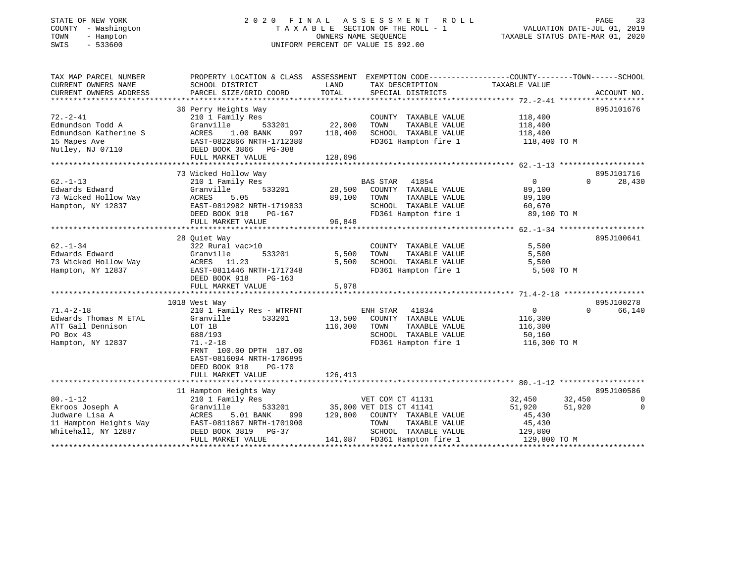STATE OF NEW YORK
COUNTY - Washington
TOWN - Hampton
SWIS - 533600

# 2020 FINAL ASSESSMENT ROLL
TAXABLE SECTION OF THE ROLL - 1
OWNERS NAME SEQUENCE
UNIFORM PERCENT OF VALUE IS 092.00

VALUATION DATE-JUL 01, 2019
TAXABLE STATUS DATE-MAR 01, 2020

| TAX MAP PARCEL NUMBER / CURRENT OWNERS NAME / CURRENT OWNERS ADDRESS | PROPERTY LOCATION & CLASS / SCHOOL DISTRICT / PARCEL SIZE/GRID COORD | ASSESSMENT LAND / TOTAL | EXEMPTION CODE / TAX DESCRIPTION / SPECIAL DISTRICTS | COUNTY TAXABLE VALUE | TOWN | SCHOOL | ACCOUNT NO. |
|---|---|---|---|---|---|---|---|
| **72.-2-41** | 36 Perry Heights Way | | | | | | 895J101676 |
| Edmundson Todd A | 210 1 Family Res | | COUNTY TAXABLE VALUE | 118,400 | | | |
| Edmundson Katherine S | Granville 533201 | 22,000 | TOWN TAXABLE VALUE | 118,400 | | | |
| 15 Mapes Ave | ACRES 1.00 BANK 997 | 118,400 | SCHOOL TAXABLE VALUE | 118,400 | | | |
| Nutley, NJ 07110 | EAST-0822866 NRTH-1712380 | | FD361 Hampton fire 1 | 118,400 TO M | | | |
| | DEED BOOK 3866 PG-308 | | | | | | |
| | FULL MARKET VALUE | 128,696 | | | | | |
| **62.-1-13** | 73 Wicked Hollow Way | | | | | | 895J101716 |
| Edwards Edward | 210 1 Family Res | | BAS STAR 41854 | 0 | 0 | 28,430 | |
| 73 Wicked Hollow Way | Granville 533201 | 28,500 | COUNTY TAXABLE VALUE | 89,100 | | | |
| Hampton, NY 12837 | ACRES 5.05 | 89,100 | TOWN TAXABLE VALUE | 89,100 | | | |
| | EAST-0812982 NRTH-1719833 | | SCHOOL TAXABLE VALUE | 60,670 | | | |
| | DEED BOOK 918 PG-167 | | FD361 Hampton fire 1 | 89,100 TO M | | | |
| | FULL MARKET VALUE | 96,848 | | | | | |
| **62.-1-34** | 28 Quiet Way | | | | | | 895J100641 |
| Edwards Edward | 322 Rural vac>10 | | COUNTY TAXABLE VALUE | 5,500 | | | |
| 73 Wicked Hollow Way | Granville 533201 | 5,500 | TOWN TAXABLE VALUE | 5,500 | | | |
| Hampton, NY 12837 | ACRES 11.23 | 5,500 | SCHOOL TAXABLE VALUE | 5,500 | | | |
| | EAST-0811446 NRTH-1717348 | | FD361 Hampton fire 1 | 5,500 TO M | | | |
| | DEED BOOK 918 PG-163 | | | | | | |
| | FULL MARKET VALUE | 5,978 | | | | | |
| **71.4-2-18** | 1018 West Way | | | | | | 895J100278 |
| Edwards Thomas M ETAL | 210 1 Family Res - WTRFNT | | ENH STAR 41834 | 0 | 0 | 66,140 | |
| ATT Gail Dennison | Granville 533201 | 13,500 | COUNTY TAXABLE VALUE | 116,300 | | | |
| PO Box 43 | LOT 1B | 116,300 | TOWN TAXABLE VALUE | 116,300 | | | |
| Hampton, NY 12837 | 688/193 | | SCHOOL TAXABLE VALUE | 50,160 | | | |
| | 71.-2-18 | | FD361 Hampton fire 1 | 116,300 TO M | | | |
| | FRNT 100.00 DPTH 187.00 | | | | | | |
| | EAST-0816094 NRTH-1706895 | | | | | | |
| | DEED BOOK 918 PG-170 | | | | | | |
| | FULL MARKET VALUE | 126,413 | | | | | |
| **80.-1-12** | 11 Hampton Heights Way | | | | | | 895J100586 |
| Ekroos Joseph A | 210 1 Family Res | | VET COM CT 41131 | 32,450 | 32,450 | 0 | |
| Judware Lisa A | Granville 533201 | 35,000 | VET DIS CT 41141 | 51,920 | 51,920 | 0 | |
| 11 Hampton Heights Way | ACRES 5.01 BANK 999 | 129,800 | COUNTY TAXABLE VALUE | 45,430 | | | |
| Whitehall, NY 12887 | EAST-0811867 NRTH-1701900 | | TOWN TAXABLE VALUE | 45,430 | | | |
| | DEED BOOK 3819 PG-37 | | SCHOOL TAXABLE VALUE | 129,800 | | | |
| | FULL MARKET VALUE | 141,087 | FD361 Hampton fire 1 | 129,800 TO M | | | |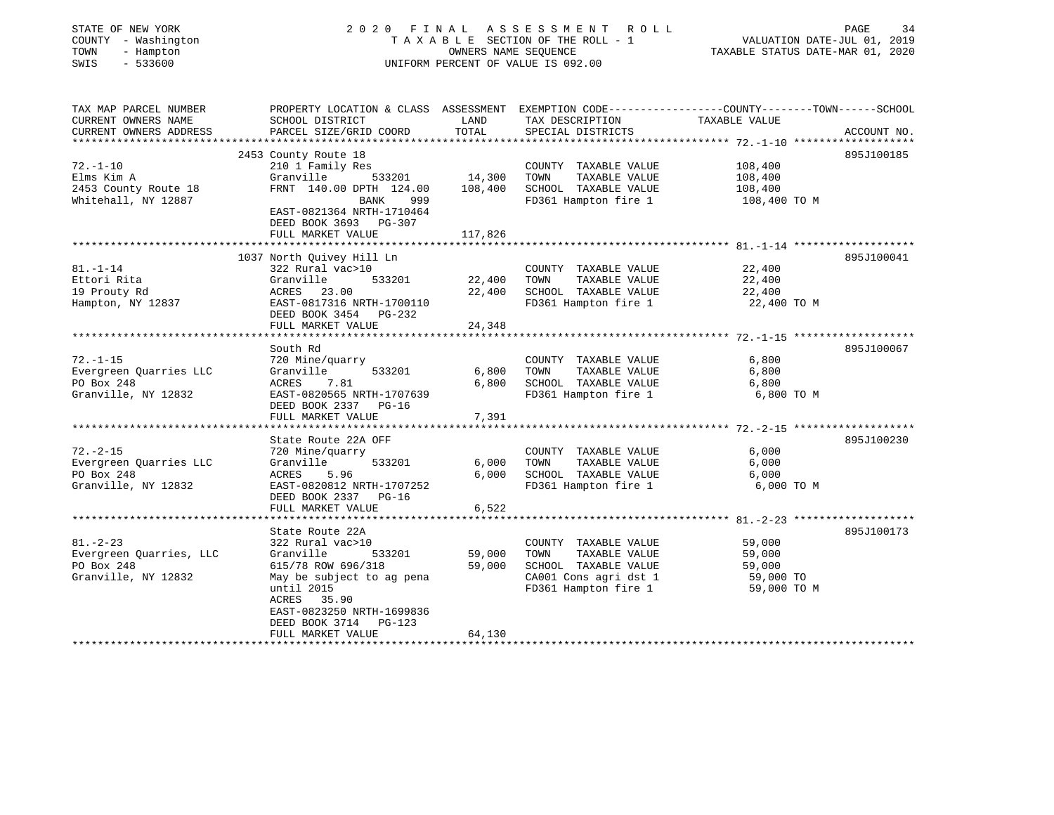STATE OF NEW YORK
COUNTY - Washington
TOWN - Hampton
SWIS - 533600

2020 FINAL ASSESSMENT ROLL
TAXABLE SECTION OF THE ROLL - 1
OWNERS NAME SEQUENCE
UNIFORM PERCENT OF VALUE IS 092.00

VALUATION DATE-JUL 01, 2019
TAXABLE STATUS DATE-MAR 01, 2020

| TAX MAP PARCEL NUMBER / CURRENT OWNERS NAME / CURRENT OWNERS ADDRESS | PROPERTY LOCATION & CLASS / SCHOOL DISTRICT / PARCEL SIZE/GRID COORD | ASSESSMENT LAND | TOTAL | EXEMPTION CODE / TAX DESCRIPTION / SPECIAL DISTRICTS | COUNTY--------TOWN------SCHOOL TAXABLE VALUE | ACCOUNT NO. |
|---|---|---|---|---|---|---|
| 72.-1-10 | 2453 County Route 18 | | | | | 895J100185 |
| Elms Kim A | 210 1 Family Res | | | COUNTY TAXABLE VALUE | 108,400 | |
| 2453 County Route 18 | Granville 533201 | 14,300 | | TOWN TAXABLE VALUE | 108,400 | |
| Whitehall, NY 12887 | FRNT 140.00 DPTH 124.00 | | 108,400 | SCHOOL TAXABLE VALUE | 108,400 | |
| | BANK 999 | | | FD361 Hampton fire 1 | 108,400 TO M | |
| | EAST-0821364 NRTH-1710464 | | | | | |
| | DEED BOOK 3693 PG-307 | | | | | |
| | FULL MARKET VALUE | | 117,826 | | | |
| 81.-1-14 | 1037 North Quivey Hill Ln | | | | | 895J100041 |
| Ettori Rita | 322 Rural vac>10 | | | COUNTY TAXABLE VALUE | 22,400 | |
| 19 Prouty Rd | Granville 533201 | 22,400 | | TOWN TAXABLE VALUE | 22,400 | |
| Hampton, NY 12837 | ACRES 23.00 | | 22,400 | SCHOOL TAXABLE VALUE | 22,400 | |
| | EAST-0817316 NRTH-1700110 | | | FD361 Hampton fire 1 | 22,400 TO M | |
| | DEED BOOK 3454 PG-232 | | | | | |
| | FULL MARKET VALUE | | 24,348 | | | |
| 72.-1-15 | South Rd | | | | | 895J100067 |
| Evergreen Quarries LLC | 720 Mine/quarry | | | COUNTY TAXABLE VALUE | 6,800 | |
| PO Box 248 | Granville 533201 | 6,800 | | TOWN TAXABLE VALUE | 6,800 | |
| Granville, NY 12832 | ACRES 7.81 | | 6,800 | SCHOOL TAXABLE VALUE | 6,800 | |
| | EAST-0820565 NRTH-1707639 | | | FD361 Hampton fire 1 | 6,800 TO M | |
| | DEED BOOK 2337 PG-16 | | | | | |
| | FULL MARKET VALUE | | 7,391 | | | |
| 72.-2-15 | State Route 22A OFF | | | | | 895J100230 |
| Evergreen Quarries LLC | 720 Mine/quarry | | | COUNTY TAXABLE VALUE | 6,000 | |
| PO Box 248 | Granville 533201 | 6,000 | | TOWN TAXABLE VALUE | 6,000 | |
| Granville, NY 12832 | ACRES 5.96 | | 6,000 | SCHOOL TAXABLE VALUE | 6,000 | |
| | EAST-0820812 NRTH-1707252 | | | FD361 Hampton fire 1 | 6,000 TO M | |
| | DEED BOOK 2337 PG-16 | | | | | |
| | FULL MARKET VALUE | | 6,522 | | | |
| 81.-2-23 | State Route 22A | | | | | 895J100173 |
| Evergreen Quarries, LLC | 322 Rural vac>10 | | | COUNTY TAXABLE VALUE | 59,000 | |
| PO Box 248 | Granville 533201 | 59,000 | | TOWN TAXABLE VALUE | 59,000 | |
| Granville, NY 12832 | 615/78 ROW 696/318 | | 59,000 | SCHOOL TAXABLE VALUE | 59,000 | |
| | May be subject to ag pena | | | CA001 Cons agri dst 1 | 59,000 TO | |
| | until 2015 | | | FD361 Hampton fire 1 | 59,000 TO M | |
| | ACRES 35.90 | | | | | |
| | EAST-0823250 NRTH-1699836 | | | | | |
| | DEED BOOK 3714 PG-123 | | | | | |
| | FULL MARKET VALUE | | 64,130 | | | |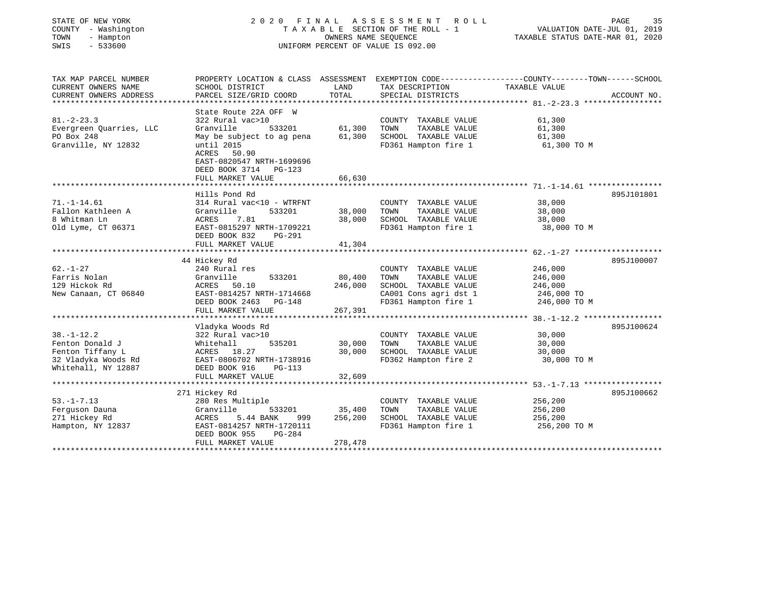STATE OF NEW YORK
COUNTY - Washington
TOWN - Hampton
SWIS - 533600

2020 FINAL ASSESSMENT ROLL
TAXABLE SECTION OF THE ROLL - 1
OWNERS NAME SEQUENCE
UNIFORM PERCENT OF VALUE IS 092.00

VALUATION DATE-JUL 01, 2019
TAXABLE STATUS DATE-MAR 01, 2020

| TAX MAP PARCEL NUMBER / CURRENT OWNERS NAME / CURRENT OWNERS ADDRESS | PROPERTY LOCATION & CLASS / SCHOOL DISTRICT / PARCEL SIZE/GRID COORD | ASSESSMENT LAND / TOTAL | EXEMPTION CODE / TAX DESCRIPTION / SPECIAL DISTRICTS | COUNTY--------TOWN------SCHOOL TAXABLE VALUE | ACCOUNT NO. |
|---|---|---|---|---|---|
| 81.-2-23.3 | State Route 22A OFF W | | | | |
| Evergreen Quarries, LLC | 322 Rural vac>10 | | COUNTY TAXABLE VALUE | 61,300 | |
| PO Box 248 | Granville 533201 | 61,300 | TOWN TAXABLE VALUE | 61,300 | |
| Granville, NY 12832 | May be subject to ag pena | 61,300 | SCHOOL TAXABLE VALUE | 61,300 | |
| | until 2015 | | FD361 Hampton fire 1 | 61,300 TO M | |
| | ACRES 50.90 | | | | |
| | EAST-0820547 NRTH-1699696 | | | | |
| | DEED BOOK 3714 PG-123 | | | | |
| | FULL MARKET VALUE | 66,630 | | | |
| 71.-1-14.61 | Hills Pond Rd | | | | 895J101801 |
| Fallon Kathleen A | 314 Rural vac<10 - WTRFNT | | COUNTY TAXABLE VALUE | 38,000 | |
| 8 Whitman Ln | Granville 533201 | 38,000 | TOWN TAXABLE VALUE | 38,000 | |
| Old Lyme, CT 06371 | ACRES 7.81 | 38,000 | SCHOOL TAXABLE VALUE | 38,000 | |
| | EAST-0815297 NRTH-1709221 | | FD361 Hampton fire 1 | 38,000 TO M | |
| | DEED BOOK 832 PG-291 | | | | |
| | FULL MARKET VALUE | 41,304 | | | |
| 62.-1-27 | 44 Hickey Rd | | | | 895J100007 |
| Farris Nolan | 240 Rural res | | COUNTY TAXABLE VALUE | 246,000 | |
| 129 Hickok Rd | Granville 533201 | 80,400 | TOWN TAXABLE VALUE | 246,000 | |
| New Canaan, CT 06840 | ACRES 50.10 | 246,000 | SCHOOL TAXABLE VALUE | 246,000 | |
| | EAST-0814257 NRTH-1714668 | | CA001 Cons agri dst 1 | 246,000 TO | |
| | DEED BOOK 2463 PG-148 | | FD361 Hampton fire 1 | 246,000 TO M | |
| | FULL MARKET VALUE | 267,391 | | | |
| 38.-1-12.2 | Vladyka Woods Rd | | | | 895J100624 |
| Fenton Donald J | 322 Rural vac>10 | | COUNTY TAXABLE VALUE | 30,000 | |
| Fenton Tiffany L | Whitehall 535201 | 30,000 | TOWN TAXABLE VALUE | 30,000 | |
| 32 Vladyka Woods Rd | ACRES 18.27 | 30,000 | SCHOOL TAXABLE VALUE | 30,000 | |
| Whitehall, NY 12887 | EAST-0806702 NRTH-1738916 | | FD362 Hampton fire 2 | 30,000 TO M | |
| | DEED BOOK 916 PG-113 | | | | |
| | FULL MARKET VALUE | 32,609 | | | |
| 53.-1-7.13 | 271 Hickey Rd | | | | 895J100662 |
| Ferguson Dauna | 280 Res Multiple | | COUNTY TAXABLE VALUE | 256,200 | |
| 271 Hickey Rd | Granville 533201 | 35,400 | TOWN TAXABLE VALUE | 256,200 | |
| Hampton, NY 12837 | ACRES 5.44 BANK 999 | 256,200 | SCHOOL TAXABLE VALUE | 256,200 | |
| | EAST-0814257 NRTH-1720111 | | FD361 Hampton fire 1 | 256,200 TO M | |
| | DEED BOOK 955 PG-284 | | | | |
| | FULL MARKET VALUE | 278,478 | | | |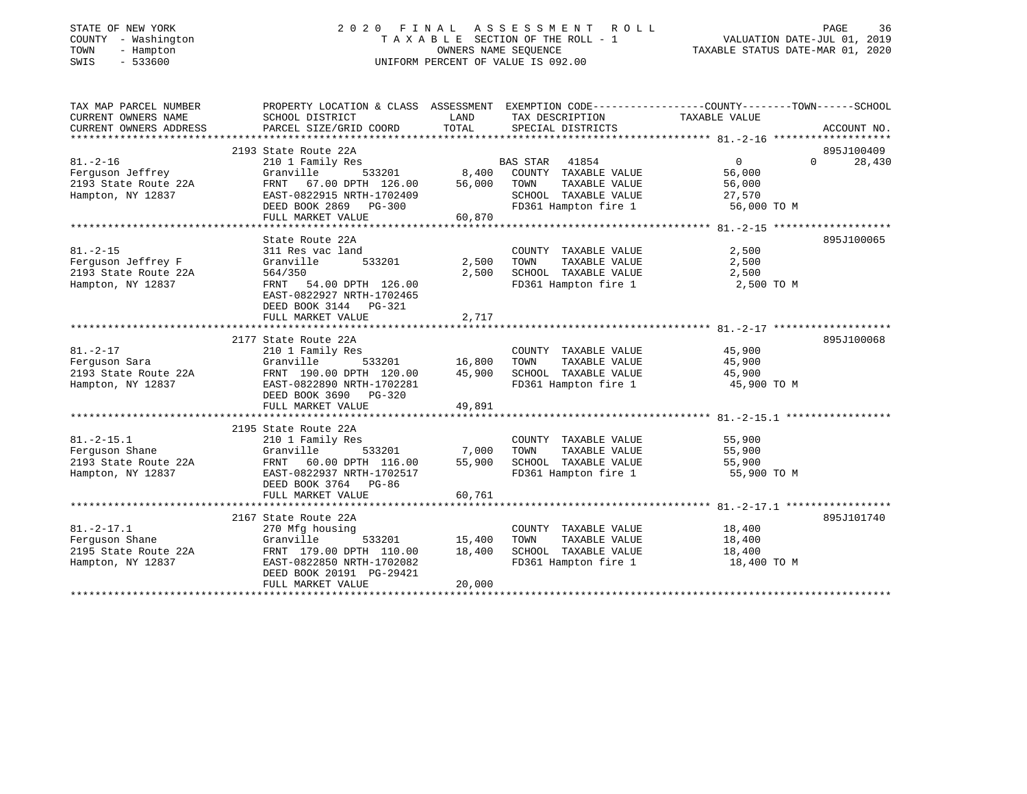STATE OF NEW YORK
COUNTY - Washington
TOWN - Hampton
SWIS - 533600

# 2020 FINAL ASSESSMENT ROLL

TAXABLE SECTION OF THE ROLL - 1
OWNERS NAME SEQUENCE
UNIFORM PERCENT OF VALUE IS 092.00

VALUATION DATE-JUL 01, 2019
TAXABLE STATUS DATE-MAR 01, 2020

| TAX MAP PARCEL NUMBER / CURRENT OWNERS NAME / CURRENT OWNERS ADDRESS | PROPERTY LOCATION & CLASS / SCHOOL DISTRICT / PARCEL SIZE/GRID COORD | ASSESSMENT LAND | TOTAL | EXEMPTION CODE / TAX DESCRIPTION / SPECIAL DISTRICTS | COUNTY TAXABLE VALUE | TOWN | SCHOOL | ACCOUNT NO. |
|---|---|---|---|---|---|---|---|---|
| **81.-2-16** | 2193 State Route 22A | | | | | | | 895J100409 |
| | 210 1 Family Res | | | BAS STAR 41854 | 0 | 0 | 28,430 | |
| Ferguson Jeffrey | Granville 533201 | 8,400 | | COUNTY TAXABLE VALUE | 56,000 | | | |
| 2193 State Route 22A | FRNT 67.00 DPTH 126.00 | | 56,000 | TOWN TAXABLE VALUE | 56,000 | | | |
| Hampton, NY 12837 | EAST-0822915 NRTH-1702409 | | | SCHOOL TAXABLE VALUE | 27,570 | | | |
| | DEED BOOK 2869 PG-300 | | | FD361 Hampton fire 1 | 56,000 TO M | | | |
| | FULL MARKET VALUE | | 60,870 | | | | | |
| **81.-2-15** | State Route 22A | | | | | | | 895J100065 |
| | 311 Res vac land | | | COUNTY TAXABLE VALUE | 2,500 | | | |
| Ferguson Jeffrey F | Granville 533201 | 2,500 | | TOWN TAXABLE VALUE | 2,500 | | | |
| 2193 State Route 22A | 564/350 | | 2,500 | SCHOOL TAXABLE VALUE | 2,500 | | | |
| Hampton, NY 12837 | FRNT 54.00 DPTH 126.00 | | | FD361 Hampton fire 1 | 2,500 TO M | | | |
| | EAST-0822927 NRTH-1702465 | | | | | | | |
| | DEED BOOK 3144 PG-321 | | | | | | | |
| | FULL MARKET VALUE | | 2,717 | | | | | |
| **81.-2-17** | 2177 State Route 22A | | | | | | | 895J100068 |
| | 210 1 Family Res | | | COUNTY TAXABLE VALUE | 45,900 | | | |
| Ferguson Sara | Granville 533201 | 16,800 | | TOWN TAXABLE VALUE | 45,900 | | | |
| 2193 State Route 22A | FRNT 190.00 DPTH 120.00 | | 45,900 | SCHOOL TAXABLE VALUE | 45,900 | | | |
| Hampton, NY 12837 | EAST-0822890 NRTH-1702281 | | | FD361 Hampton fire 1 | 45,900 TO M | | | |
| | DEED BOOK 3690 PG-320 | | | | | | | |
| | FULL MARKET VALUE | | 49,891 | | | | | |
| **81.-2-15.1** | 2195 State Route 22A | | | | | | | |
| | 210 1 Family Res | | | COUNTY TAXABLE VALUE | 55,900 | | | |
| Ferguson Shane | Granville 533201 | 7,000 | | TOWN TAXABLE VALUE | 55,900 | | | |
| 2193 State Route 22A | FRNT 60.00 DPTH 116.00 | | 55,900 | SCHOOL TAXABLE VALUE | 55,900 | | | |
| Hampton, NY 12837 | EAST-0822937 NRTH-1702517 | | | FD361 Hampton fire 1 | 55,900 TO M | | | |
| | DEED BOOK 3764 PG-86 | | | | | | | |
| | FULL MARKET VALUE | | 60,761 | | | | | |
| **81.-2-17.1** | 2167 State Route 22A | | | | | | | 895J101740 |
| | 270 Mfg housing | | | COUNTY TAXABLE VALUE | 18,400 | | | |
| Ferguson Shane | Granville 533201 | 15,400 | | TOWN TAXABLE VALUE | 18,400 | | | |
| 2195 State Route 22A | FRNT 179.00 DPTH 110.00 | | 18,400 | SCHOOL TAXABLE VALUE | 18,400 | | | |
| Hampton, NY 12837 | EAST-0822850 NRTH-1702082 | | | FD361 Hampton fire 1 | 18,400 TO M | | | |
| | DEED BOOK 20191 PG-29421 | | | | | | | |
| | FULL MARKET VALUE | | 20,000 | | | | | |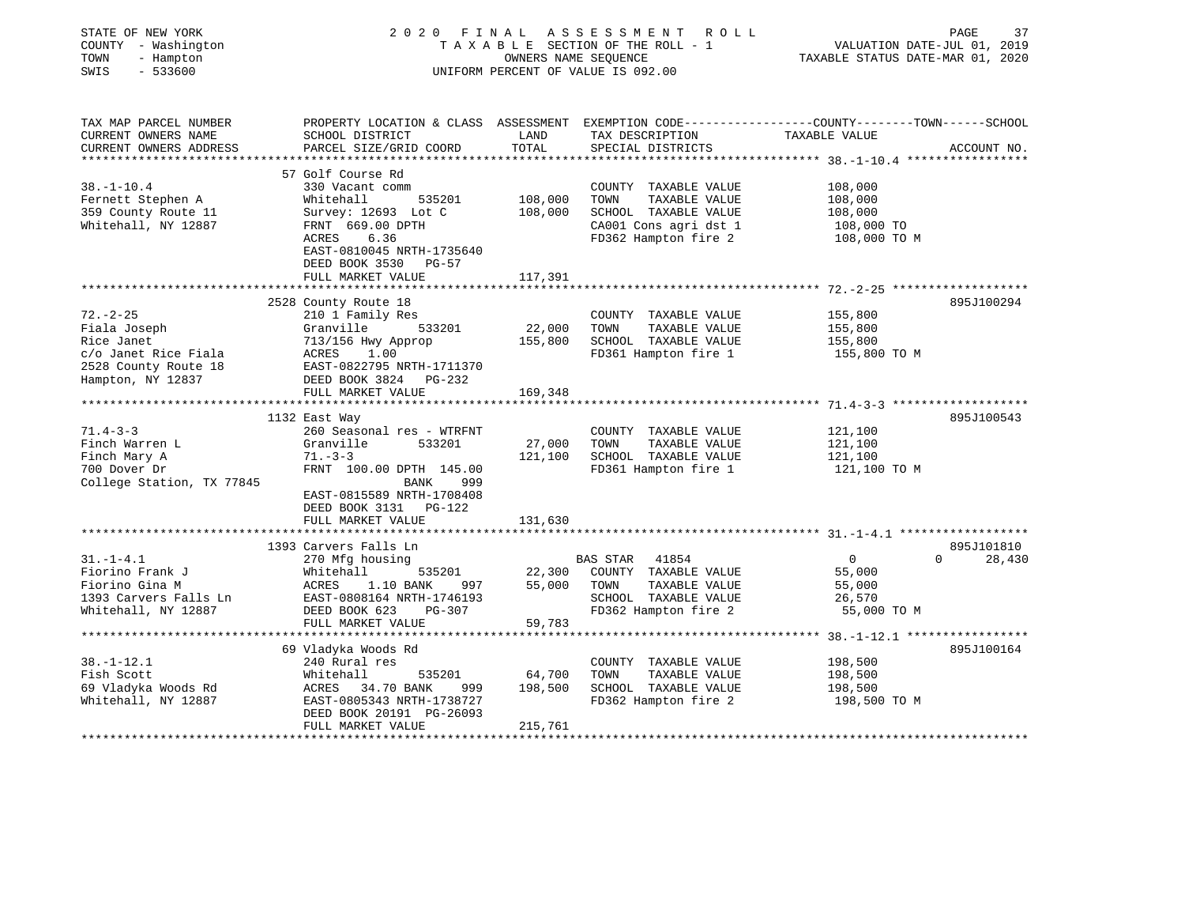STATE OF NEW YORK | 2020 FINAL ASSESSMENT ROLL | VALUATION DATE-JUL 01, 2019
COUNTY - Washington | TAXABLE SECTION OF THE ROLL - 1 | TAXABLE STATUS DATE-MAR 01, 2020
TOWN - Hampton | OWNERS NAME SEQUENCE
SWIS - 533600 | UNIFORM PERCENT OF VALUE IS 092.00

```
TAX MAP PARCEL NUMBER          PROPERTY LOCATION & CLASS  ASSESSMENT  EXEMPTION CODE-----------------COUNTY--------TOWN------SCHOOL
CURRENT OWNERS NAME            SCHOOL DISTRICT               LAND      TAX DESCRIPTION              TAXABLE VALUE
CURRENT OWNERS ADDRESS         PARCEL SIZE/GRID COORD        TOTAL     SPECIAL DISTRICTS                                  ACCOUNT NO.
******************************************************************************************************* 38.-1-10.4 *****************
                               57 Golf Course Rd
38.-1-10.4                     330 Vacant comm                        COUNTY  TAXABLE VALUE          108,000
Fernett Stephen A              Whitehall        535201     108,000    TOWN    TAXABLE VALUE          108,000
359 County Route 11            Survey: 12693  Lot C        108,000    SCHOOL  TAXABLE VALUE          108,000
Whitehall, NY 12887            FRNT  669.00 DPTH                      CA001 Cons agri dst 1          108,000 TO
                               ACRES     6.36                         FD362 Hampton fire 2           108,000 TO M
                               EAST-0810045 NRTH-1735640
                               DEED BOOK 3530   PG-57
                               FULL MARKET VALUE           117,391
******************************************************************************************************* 72.-2-25 *******************
                               2528 County Route 18                                                               895J100294
72.-2-25                       210 1 Family Res                       COUNTY  TAXABLE VALUE          155,800
Fiala Joseph                   Granville        533201      22,000    TOWN    TAXABLE VALUE          155,800
Rice Janet                     713/156 Hwy Approp          155,800    SCHOOL  TAXABLE VALUE          155,800
c/o Janet Rice Fiala           ACRES     1.00                         FD361 Hampton fire 1           155,800 TO M
2528 County Route 18           EAST-0822795 NRTH-1711370
Hampton, NY 12837              DEED BOOK 3824   PG-232
                               FULL MARKET VALUE           169,348
******************************************************************************************************* 71.4-3-3 *******************
                               1132 East Way                                                                      895J100543
71.4-3-3                       260 Seasonal res - WTRFNT              COUNTY  TAXABLE VALUE          121,100
Finch Warren L                 Granville        533201      27,000    TOWN    TAXABLE VALUE          121,100
Finch Mary A                   71.-3-3                     121,100    SCHOOL  TAXABLE VALUE          121,100
700 Dover Dr                   FRNT  100.00 DPTH  145.00              FD361 Hampton fire 1           121,100 TO M
College Station, TX 77845                BANK     999
                               EAST-0815589 NRTH-1708408
                               DEED BOOK 3131   PG-122
                               FULL MARKET VALUE           131,630
******************************************************************************************************* 31.-1-4.1 ******************
                               1393 Carvers Falls Ln                                                              895J101810
31.-1-4.1                      270 Mfg housing                        BAS STAR   41854                  0             0      28,430
Fiorino Frank J                Whitehall        535201      22,300    COUNTY  TAXABLE VALUE           55,000
Fiorino Gina M                 ACRES     1.10 BANK     997  55,000    TOWN    TAXABLE VALUE           55,000
1393 Carvers Falls Ln          EAST-0808164 NRTH-1746193              SCHOOL  TAXABLE VALUE           26,570
Whitehall, NY 12887            DEED BOOK 623    PG-307                FD362 Hampton fire 2            55,000 TO M
                               FULL MARKET VALUE            59,783
******************************************************************************************************* 38.-1-12.1 *****************
                               69 Vladyka Woods Rd                                                                895J100164
38.-1-12.1                     240 Rural res                          COUNTY  TAXABLE VALUE          198,500
Fish Scott                     Whitehall        535201      64,700    TOWN    TAXABLE VALUE          198,500
69 Vladyka Woods Rd            ACRES    34.70 BANK     999 198,500    SCHOOL  TAXABLE VALUE          198,500
Whitehall, NY 12887            EAST-0805343 NRTH-1738727              FD362 Hampton fire 2           198,500 TO M
                               DEED BOOK 20191 PG-26093
                               FULL MARKET VALUE           215,761
************************************************************************************************************************************
```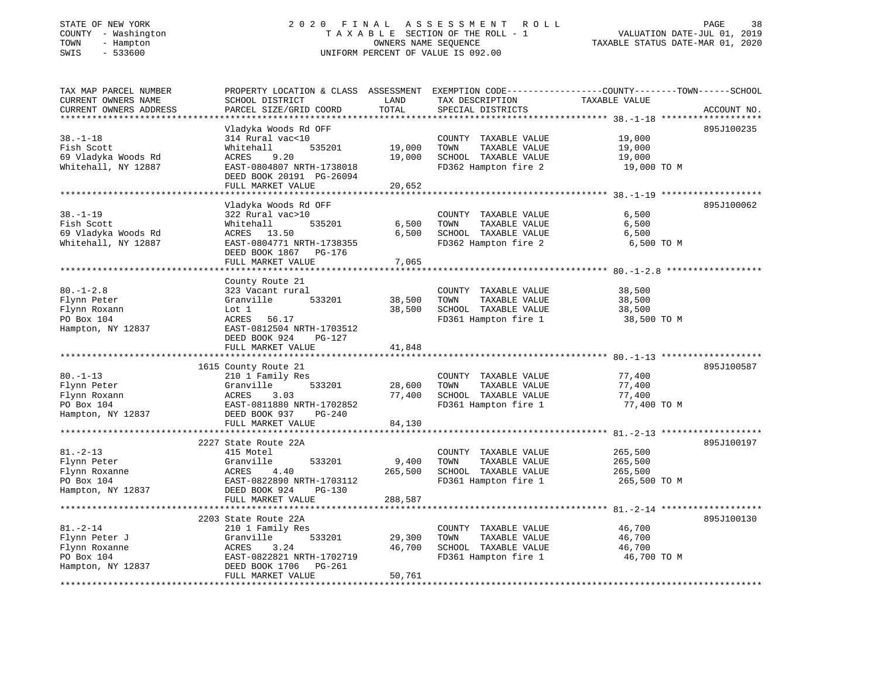STATE OF NEW YORK — 2020 FINAL ASSESSMENT ROLL — TAXABLE SECTION OF THE ROLL - 1 — OWNERS NAME SEQUENCE — UNIFORM PERCENT OF VALUE IS 092.00

COUNTY - Washington
TOWN - Hampton
SWIS - 533600

VALUATION DATE-JUL 01, 2019
TAXABLE STATUS DATE-MAR 01, 2020

| TAX MAP PARCEL NUMBER / CURRENT OWNERS NAME / CURRENT OWNERS ADDRESS | PROPERTY LOCATION & CLASS / SCHOOL DISTRICT / PARCEL SIZE/GRID COORD | ASSESSMENT LAND | ASSESSMENT TOTAL | EXEMPTION CODE / TAX DESCRIPTION / SPECIAL DISTRICTS | TAXABLE VALUE (COUNTY / TOWN / SCHOOL) | ACCOUNT NO. |
|---|---|---|---|---|---|---|
| 38.-1-18 | Vladyka Woods Rd OFF | | | | | 895J100235 |
| Fish Scott | 314 Rural vac<10 | | | COUNTY TAXABLE VALUE | 19,000 | |
| 69 Vladyka Woods Rd | Whitehall 535201 | 19,000 | | TOWN TAXABLE VALUE | 19,000 | |
| Whitehall, NY 12887 | ACRES 9.20 | | 19,000 | SCHOOL TAXABLE VALUE | 19,000 | |
| | EAST-0804807 NRTH-1738018 | | | FD362 Hampton fire 2 | 19,000 TO M | |
| | DEED BOOK 20191 PG-26094 | | | | | |
| | FULL MARKET VALUE | | 20,652 | | | |
| 38.-1-19 | Vladyka Woods Rd OFF | | | | | 895J100062 |
| Fish Scott | 322 Rural vac>10 | | | COUNTY TAXABLE VALUE | 6,500 | |
| 69 Vladyka Woods Rd | Whitehall 535201 | 6,500 | | TOWN TAXABLE VALUE | 6,500 | |
| Whitehall, NY 12887 | ACRES 13.50 | | 6,500 | SCHOOL TAXABLE VALUE | 6,500 | |
| | EAST-0804771 NRTH-1738355 | | | FD362 Hampton fire 2 | 6,500 TO M | |
| | DEED BOOK 1867 PG-176 | | | | | |
| | FULL MARKET VALUE | | 7,065 | | | |
| 80.-1-2.8 | County Route 21 | | | | | |
| Flynn Peter | 323 Vacant rural | | | COUNTY TAXABLE VALUE | 38,500 | |
| Flynn Roxann | Granville 533201 | 38,500 | | TOWN TAXABLE VALUE | 38,500 | |
| PO Box 104 | Lot 1 | | 38,500 | SCHOOL TAXABLE VALUE | 38,500 | |
| Hampton, NY 12837 | ACRES 56.17 | | | FD361 Hampton fire 1 | 38,500 TO M | |
| | EAST-0812504 NRTH-1703512 | | | | | |
| | DEED BOOK 924 PG-127 | | | | | |
| | FULL MARKET VALUE | | 41,848 | | | |
| 80.-1-13 | 1615 County Route 21 | | | | | 895J100587 |
| Flynn Peter | 210 1 Family Res | | | COUNTY TAXABLE VALUE | 77,400 | |
| Flynn Roxann | Granville 533201 | 28,600 | | TOWN TAXABLE VALUE | 77,400 | |
| PO Box 104 | ACRES 3.03 | | 77,400 | SCHOOL TAXABLE VALUE | 77,400 | |
| Hampton, NY 12837 | EAST-0811880 NRTH-1702852 | | | FD361 Hampton fire 1 | 77,400 TO M | |
| | DEED BOOK 937 PG-240 | | | | | |
| | FULL MARKET VALUE | | 84,130 | | | |
| 81.-2-13 | 2227 State Route 22A | | | | | 895J100197 |
| Flynn Peter | 415 Motel | | | COUNTY TAXABLE VALUE | 265,500 | |
| Flynn Roxanne | Granville 533201 | 9,400 | | TOWN TAXABLE VALUE | 265,500 | |
| PO Box 104 | ACRES 4.40 | | 265,500 | SCHOOL TAXABLE VALUE | 265,500 | |
| Hampton, NY 12837 | EAST-0822890 NRTH-1703112 | | | FD361 Hampton fire 1 | 265,500 TO M | |
| | DEED BOOK 924 PG-130 | | | | | |
| | FULL MARKET VALUE | | 288,587 | | | |
| 81.-2-14 | 2203 State Route 22A | | | | | 895J100130 |
| Flynn Peter J | 210 1 Family Res | | | COUNTY TAXABLE VALUE | 46,700 | |
| Flynn Roxanne | Granville 533201 | 29,300 | | TOWN TAXABLE VALUE | 46,700 | |
| PO Box 104 | ACRES 3.24 | | 46,700 | SCHOOL TAXABLE VALUE | 46,700 | |
| Hampton, NY 12837 | EAST-0822821 NRTH-1702719 | | | FD361 Hampton fire 1 | 46,700 TO M | |
| | DEED BOOK 1706 PG-261 | | | | | |
| | FULL MARKET VALUE | | 50,761 | | | |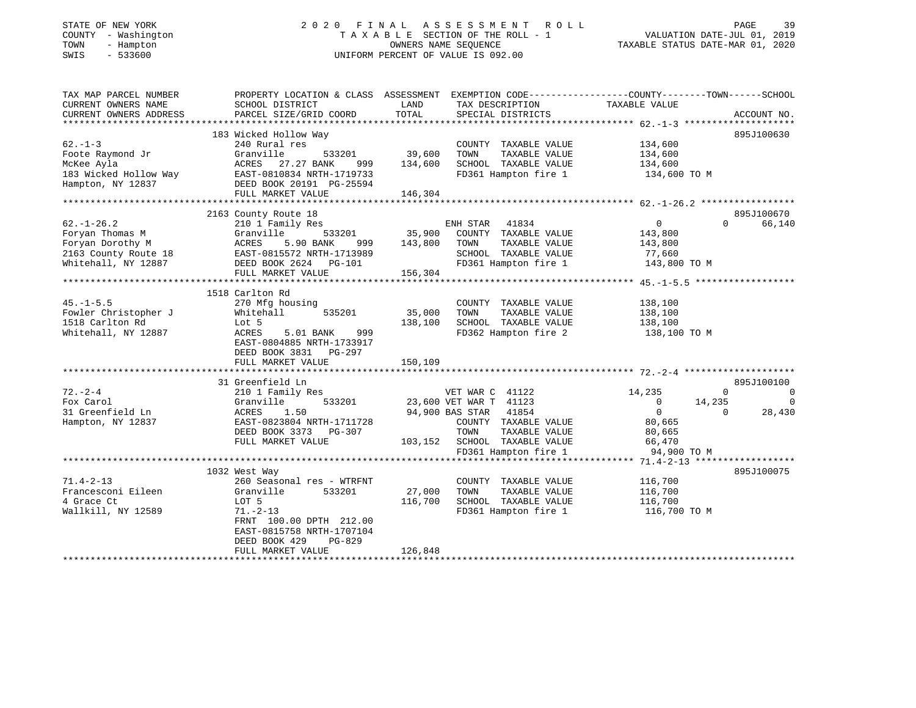STATE OF NEW YORK
COUNTY - Washington
TOWN - Hampton
SWIS - 533600

2020 FINAL ASSESSMENT ROLL
TAXABLE SECTION OF THE ROLL - 1
OWNERS NAME SEQUENCE
UNIFORM PERCENT OF VALUE IS 092.00

VALUATION DATE-JUL 01, 2019
TAXABLE STATUS DATE-MAR 01, 2020

| TAX MAP PARCEL NUMBER / CURRENT OWNERS NAME / CURRENT OWNERS ADDRESS | PROPERTY LOCATION & CLASS / SCHOOL DISTRICT / PARCEL SIZE/GRID COORD | ASSESSMENT LAND / TOTAL | EXEMPTION CODE / TAX DESCRIPTION / SPECIAL DISTRICTS | COUNTY TAXABLE VALUE | TOWN | SCHOOL | ACCOUNT NO. |
|---|---|---|---|---|---|---|---|
| 62.-1-3 | 183 Wicked Hollow Way | | | | | | 895J100630 |
| Foote Raymond Jr | 240 Rural res | | COUNTY TAXABLE VALUE | 134,600 | | | |
| McKee Ayla | Granville 533201 | 39,600 | TOWN TAXABLE VALUE | 134,600 | | | |
| 183 Wicked Hollow Way | ACRES 27.27 BANK 999 | 134,600 | SCHOOL TAXABLE VALUE | 134,600 | | | |
| Hampton, NY 12837 | EAST-0810834 NRTH-1719733 | | FD361 Hampton fire 1 | 134,600 TO M | | | |
| | DEED BOOK 20191 PG-25594 | | | | | | |
| | FULL MARKET VALUE | 146,304 | | | | | |
| 62.-1-26.2 | 2163 County Route 18 | | | | | | 895J100670 |
| Foryan Thomas M | 210 1 Family Res | | ENH STAR 41834 | 0 | 0 | 66,140 | |
| Foryan Dorothy M | Granville 533201 | 35,900 | COUNTY TAXABLE VALUE | 143,800 | | | |
| 2163 County Route 18 | ACRES 5.90 BANK 999 | 143,800 | TOWN TAXABLE VALUE | 143,800 | | | |
| Whitehall, NY 12887 | EAST-0815572 NRTH-1713989 | | SCHOOL TAXABLE VALUE | 77,660 | | | |
| | DEED BOOK 2624 PG-101 | | FD361 Hampton fire 1 | 143,800 TO M | | | |
| | FULL MARKET VALUE | 156,304 | | | | | |
| 45.-1-5.5 | 1518 Carlton Rd | | | | | | |
| Fowler Christopher J | 270 Mfg housing | | COUNTY TAXABLE VALUE | 138,100 | | | |
| 1518 Carlton Rd | Whitehall 535201 | 35,000 | TOWN TAXABLE VALUE | 138,100 | | | |
| Whitehall, NY 12887 | Lot 5 | 138,100 | SCHOOL TAXABLE VALUE | 138,100 | | | |
| | ACRES 5.01 BANK 999 | | FD362 Hampton fire 2 | 138,100 TO M | | | |
| | EAST-0804885 NRTH-1733917 | | | | | | |
| | DEED BOOK 3831 PG-297 | | | | | | |
| | FULL MARKET VALUE | 150,109 | | | | | |
| 72.-2-4 | 31 Greenfield Ln | | | | | | 895J100100 |
| Fox Carol | 210 1 Family Res | | VET WAR C 41122 | 14,235 | 0 | 0 | |
| 31 Greenfield Ln | Granville 533201 | 23,600 | VET WAR T 41123 | 0 | 14,235 | 0 | |
| Hampton, NY 12837 | ACRES 1.50 | 94,900 | BAS STAR 41854 | 0 | 0 | 28,430 | |
| | EAST-0823804 NRTH-1711728 | | COUNTY TAXABLE VALUE | 80,665 | | | |
| | DEED BOOK 3373 PG-307 | | TOWN TAXABLE VALUE | 80,665 | | | |
| | FULL MARKET VALUE | 103,152 | SCHOOL TAXABLE VALUE | 66,470 | | | |
| | | | FD361 Hampton fire 1 | 94,900 TO M | | | |
| 71.4-2-13 | 1032 West Way | | | | | | 895J100075 |
| Francesconi Eileen | 260 Seasonal res - WTRFNT | | COUNTY TAXABLE VALUE | 116,700 | | | |
| 4 Grace Ct | Granville 533201 | 27,000 | TOWN TAXABLE VALUE | 116,700 | | | |
| Wallkill, NY 12589 | LOT 5 | 116,700 | SCHOOL TAXABLE VALUE | 116,700 | | | |
| | 71.-2-13 | | FD361 Hampton fire 1 | 116,700 TO M | | | |
| | FRNT 100.00 DPTH 212.00 | | | | | | |
| | EAST-0815758 NRTH-1707104 | | | | | | |
| | DEED BOOK 429 PG-829 | | | | | | |
| | FULL MARKET VALUE | 126,848 | | | | | |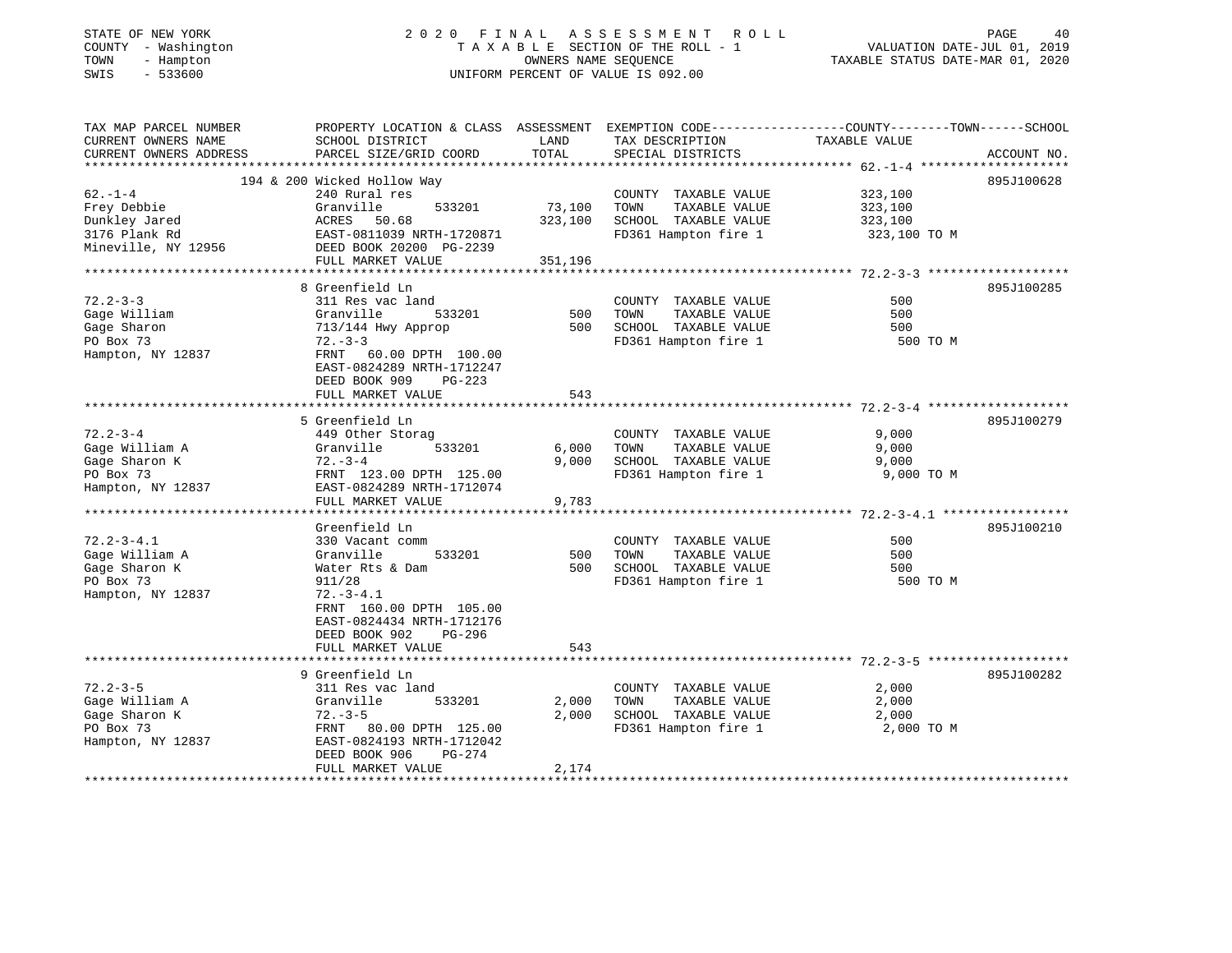STATE OF NEW YORK | 2020 FINAL ASSESSMENT ROLL | VALUATION DATE-JUL 01, 2019
COUNTY - Washington | TAXABLE SECTION OF THE ROLL - 1 | TAXABLE STATUS DATE-MAR 01, 2020
TOWN - Hampton | OWNERS NAME SEQUENCE
SWIS - 533600 | UNIFORM PERCENT OF VALUE IS 092.00

| TAX MAP PARCEL NUMBER / CURRENT OWNERS NAME / CURRENT OWNERS ADDRESS | PROPERTY LOCATION & CLASS / SCHOOL DISTRICT / PARCEL SIZE/GRID COORD | ASSESSMENT LAND | TOTAL | EXEMPTION CODE / TAX DESCRIPTION / SPECIAL DISTRICTS | TAXABLE VALUE (COUNTY--------TOWN------SCHOOL) | ACCOUNT NO. |
|---|---|---|---|---|---|---|
| **62.-1-4** | 194 & 200 Wicked Hollow Way | | | | | 895J100628 |
| 62.-1-4 | 240 Rural res | | | COUNTY TAXABLE VALUE | 323,100 | |
| Frey Debbie | Granville 533201 | 73,100 | | TOWN TAXABLE VALUE | 323,100 | |
| Dunkley Jared | ACRES 50.68 | | 323,100 | SCHOOL TAXABLE VALUE | 323,100 | |
| 3176 Plank Rd | EAST-0811039 NRTH-1720871 | | | FD361 Hampton fire 1 | 323,100 TO M | |
| Mineville, NY 12956 | DEED BOOK 20200 PG-2239 | | | | | |
| | FULL MARKET VALUE | | 351,196 | | | |
| **72.2-3-3** | 8 Greenfield Ln | | | | | 895J100285 |
| 72.2-3-3 | 311 Res vac land | | | COUNTY TAXABLE VALUE | 500 | |
| Gage William | Granville 533201 | 500 | | TOWN TAXABLE VALUE | 500 | |
| Gage Sharon | 713/144 Hwy Approp | | 500 | SCHOOL TAXABLE VALUE | 500 | |
| PO Box 73 | 72.-3-3 | | | FD361 Hampton fire 1 | 500 TO M | |
| Hampton, NY 12837 | FRNT 60.00 DPTH 100.00 | | | | | |
| | EAST-0824289 NRTH-1712247 | | | | | |
| | DEED BOOK 909 PG-223 | | | | | |
| | FULL MARKET VALUE | | 543 | | | |
| **72.2-3-4** | 5 Greenfield Ln | | | | | 895J100279 |
| 72.2-3-4 | 449 Other Storag | | | COUNTY TAXABLE VALUE | 9,000 | |
| Gage William A | Granville 533201 | 6,000 | | TOWN TAXABLE VALUE | 9,000 | |
| Gage Sharon K | 72.-3-4 | | 9,000 | SCHOOL TAXABLE VALUE | 9,000 | |
| PO Box 73 | FRNT 123.00 DPTH 125.00 | | | FD361 Hampton fire 1 | 9,000 TO M | |
| Hampton, NY 12837 | EAST-0824289 NRTH-1712074 | | | | | |
| | FULL MARKET VALUE | | 9,783 | | | |
| **72.2-3-4.1** | Greenfield Ln | | | | | 895J100210 |
| 72.2-3-4.1 | 330 Vacant comm | | | COUNTY TAXABLE VALUE | 500 | |
| Gage William A | Granville 533201 | 500 | | TOWN TAXABLE VALUE | 500 | |
| Gage Sharon K | Water Rts & Dam | | 500 | SCHOOL TAXABLE VALUE | 500 | |
| PO Box 73 | 911/28 | | | FD361 Hampton fire 1 | 500 TO M | |
| Hampton, NY 12837 | 72.-3-4.1 | | | | | |
| | FRNT 160.00 DPTH 105.00 | | | | | |
| | EAST-0824434 NRTH-1712176 | | | | | |
| | DEED BOOK 902 PG-296 | | | | | |
| | FULL MARKET VALUE | | 543 | | | |
| **72.2-3-5** | 9 Greenfield Ln | | | | | 895J100282 |
| 72.2-3-5 | 311 Res vac land | | | COUNTY TAXABLE VALUE | 2,000 | |
| Gage William A | Granville 533201 | 2,000 | | TOWN TAXABLE VALUE | 2,000 | |
| Gage Sharon K | 72.-3-5 | | 2,000 | SCHOOL TAXABLE VALUE | 2,000 | |
| PO Box 73 | FRNT 80.00 DPTH 125.00 | | | FD361 Hampton fire 1 | 2,000 TO M | |
| Hampton, NY 12837 | EAST-0824193 NRTH-1712042 | | | | | |
| | DEED BOOK 906 PG-274 | | | | | |
| | FULL MARKET VALUE | | 2,174 | | | |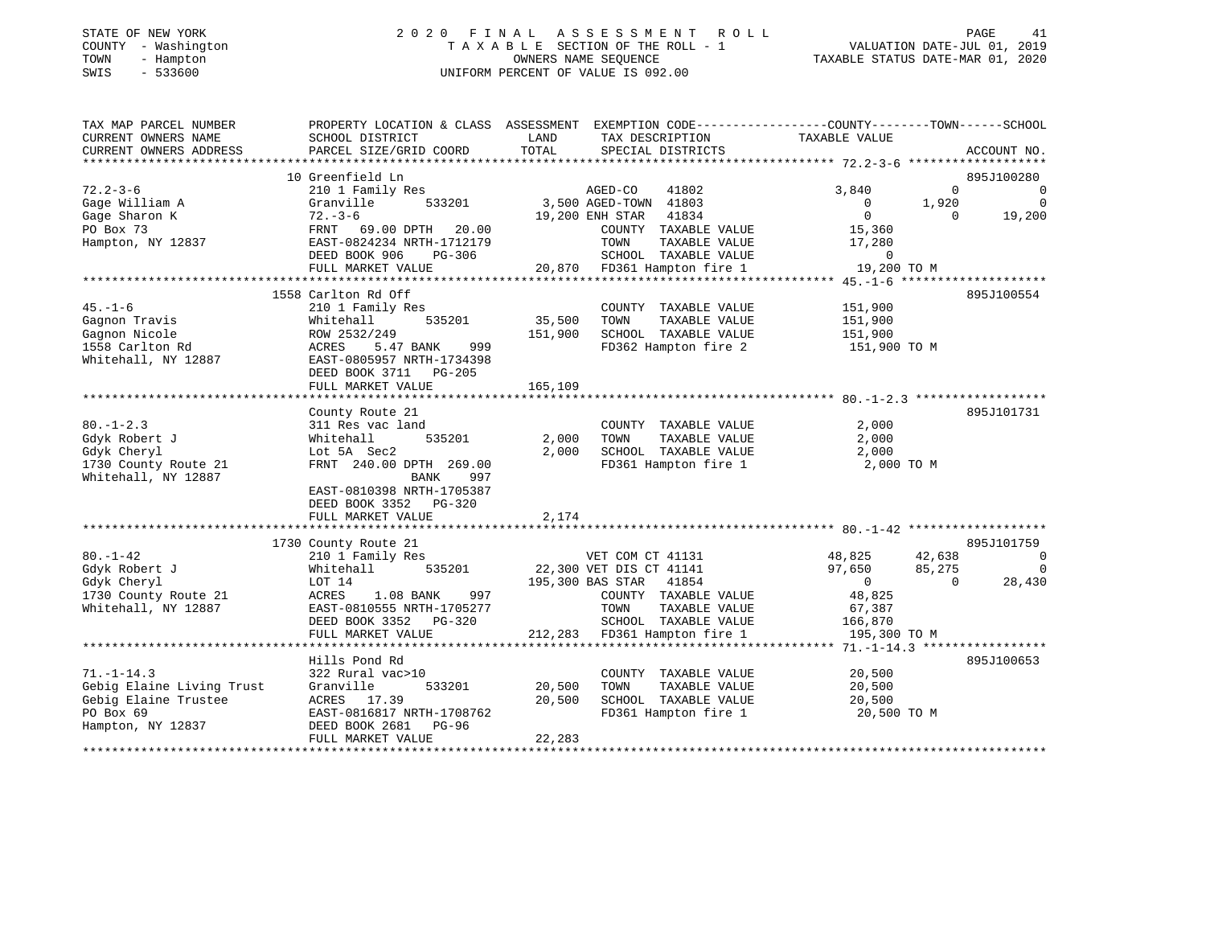STATE OF NEW YORK
COUNTY - Washington
TOWN - Hampton
SWIS - 533600

2020 FINAL ASSESSMENT ROLL
TAXABLE SECTION OF THE ROLL - 1
OWNERS NAME SEQUENCE
UNIFORM PERCENT OF VALUE IS 092.00

VALUATION DATE-JUL 01, 2019
TAXABLE STATUS DATE-MAR 01, 2020

```
TAX MAP PARCEL NUMBER          PROPERTY LOCATION & CLASS  ASSESSMENT  EXEMPTION CODE-----------------COUNTY--------TOWN------SCHOOL
CURRENT OWNERS NAME            SCHOOL DISTRICT               LAND      TAX DESCRIPTION             TAXABLE VALUE
CURRENT OWNERS ADDRESS         PARCEL SIZE/GRID COORD       TOTAL      SPECIAL DISTRICTS                                         ACCOUNT NO.
******************************************************************************************************* 72.2-3-6 *******************
                              10 Greenfield Ln                                                                              895J100280
72.2-3-6                       210 1 Family Res                   AGED-CO     41802              3,840          0           0
Gage William A                 Granville        533201        3,500 AGED-TOWN  41803                  0      1,920           0
Gage Sharon K                  72.-3-6                       19,200 ENH STAR   41834                  0          0      19,200
PO Box 73                      FRNT   69.00 DPTH   20.00             COUNTY  TAXABLE VALUE            15,360
Hampton, NY 12837              EAST-0824234 NRTH-1712179             TOWN    TAXABLE VALUE            17,280
                               DEED BOOK 906    PG-306               SCHOOL  TAXABLE VALUE                 0
                               FULL MARKET VALUE              20,870  FD361 Hampton fire 1             19,200 TO M
******************************************************************************************************* 45.-1-6 ********************
                            1558 Carlton Rd Off                                                                             895J100554
45.-1-6                        210 1 Family Res                      COUNTY  TAXABLE VALUE           151,900
Gagnon Travis                  Whitehall        535201       35,500   TOWN    TAXABLE VALUE           151,900
Gagnon Nicole                  ROW 2532/249                 151,900   SCHOOL  TAXABLE VALUE           151,900
1558 Carlton Rd                ACRES    5.47 BANK     999             FD362 Hampton fire 2            151,900 TO M
Whitehall, NY 12887            EAST-0805957 NRTH-1734398
                               DEED BOOK 3711   PG-205
                               FULL MARKET VALUE             165,109
******************************************************************************************************* 80.-1-2.3 ******************
                               County Route 21                                                                              895J101731
80.-1-2.3                      311 Res vac land                      COUNTY  TAXABLE VALUE             2,000
Gdyk Robert J                  Whitehall        535201        2,000   TOWN    TAXABLE VALUE             2,000
Gdyk Cheryl                    Lot 5A  Sec2                   2,000   SCHOOL  TAXABLE VALUE             2,000
1730 County Route 21           FRNT  240.00 DPTH  269.00              FD361 Hampton fire 1              2,000 TO M
Whitehall, NY 12887                           BANK     997
                               EAST-0810398 NRTH-1705387
                               DEED BOOK 3352   PG-320
                               FULL MARKET VALUE               2,174
******************************************************************************************************* 80.-1-42 *******************
                            1730 County Route 21                                                                            895J101759
80.-1-42                       210 1 Family Res                   VET COM CT 41131              48,825     42,638           0
Gdyk Robert J                  Whitehall        535201       22,300 VET DIS CT 41141              97,650     85,275           0
Gdyk Cheryl                    LOT 14                       195,300 BAS STAR   41854                  0          0      28,430
1730 County Route 21           ACRES    1.08 BANK     997             COUNTY  TAXABLE VALUE            48,825
Whitehall, NY 12887            EAST-0810555 NRTH-1705277             TOWN    TAXABLE VALUE            67,387
                               DEED BOOK 3352   PG-320               SCHOOL  TAXABLE VALUE           166,870
                               FULL MARKET VALUE             212,283  FD361 Hampton fire 1            195,300 TO M
******************************************************************************************************* 71.-1-14.3 *****************
                               Hills Pond Rd                                                                                895J100653
71.-1-14.3                     322 Rural vac>10                      COUNTY  TAXABLE VALUE            20,500
Gebig Elaine Living Trust      Granville        533201       20,500   TOWN    TAXABLE VALUE            20,500
Gebig Elaine Trustee           ACRES   17.39                 20,500   SCHOOL  TAXABLE VALUE            20,500
PO Box 69                      EAST-0816817 NRTH-1708762              FD361 Hampton fire 1             20,500 TO M
Hampton, NY 12837              DEED BOOK 2681   PG-96
                               FULL MARKET VALUE              22,283
************************************************************************************************************************************
```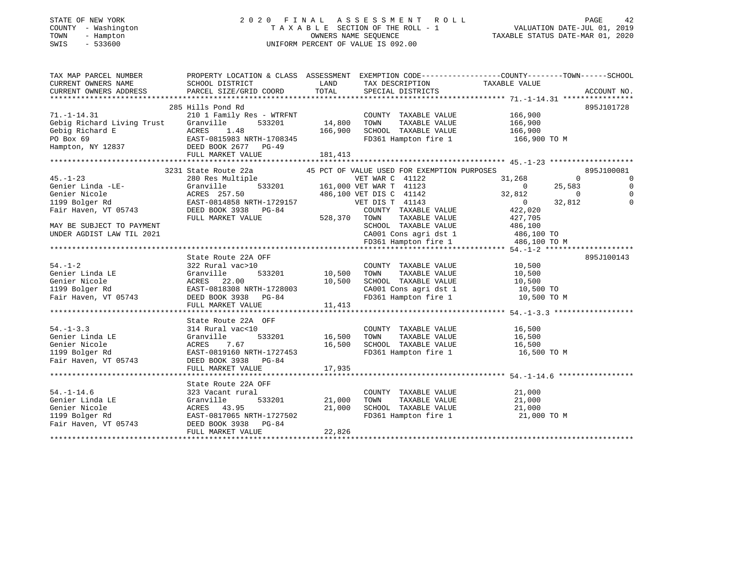STATE OF NEW YORK
COUNTY - Washington
TOWN - Hampton
SWIS - 533600

2 0 2 0 F I N A L A S S E S S M E N T R O L L
T A X A B L E SECTION OF THE ROLL - 1
OWNERS NAME SEQUENCE
UNIFORM PERCENT OF VALUE IS 092.00

VALUATION DATE-JUL 01, 2019
TAXABLE STATUS DATE-MAR 01, 2020

```
TAX MAP PARCEL NUMBER          PROPERTY LOCATION & CLASS  ASSESSMENT  EXEMPTION CODE------------------COUNTY--------TOWN------SCHOOL
CURRENT OWNERS NAME            SCHOOL DISTRICT              LAND      TAX DESCRIPTION             TAXABLE VALUE
CURRENT OWNERS ADDRESS         PARCEL SIZE/GRID COORD       TOTAL     SPECIAL DISTRICTS                                      ACCOUNT NO.
******************************************************************************************************* 71.-1-14.31 ****************
                               285 Hills Pond Rd                                                                             895J101728
71.-1-14.31                    210 1 Family Res - WTRFNT              COUNTY  TAXABLE VALUE           166,900
Gebig Richard Living Trust     Granville       533201      14,800     TOWN    TAXABLE VALUE           166,900
Gebig Richard E                ACRES    1.48              166,900     SCHOOL  TAXABLE VALUE           166,900
PO Box 69                      EAST-0815983 NRTH-1708345              FD361 Hampton fire 1             166,900 TO M
Hampton, NY 12837              DEED BOOK 2677   PG-49
                               FULL MARKET VALUE          181,413
******************************************************************************************************* 45.-1-23 *******************
                               3231 State Route 22a         45 PCT OF VALUE USED FOR EXEMPTION PURPOSES                      895J100081
45.-1-23                       280 Res Multiple                  VET WAR C  41122              31,268         0            0
Genier Linda -LE-              Granville       533201     161,000 VET WAR T  41123                   0    25,583            0
Genier Nicole                  ACRES  257.50              486,100 VET DIS C  41142              32,812         0            0
1199 Bolger Rd                 EAST-0814858 NRTH-1729157         VET DIS T  41143                   0    32,812            0
Fair Haven, VT 05743           DEED BOOK 3938   PG-84             COUNTY  TAXABLE VALUE           422,020
                               FULL MARKET VALUE          528,370 TOWN    TAXABLE VALUE           427,705
MAY BE SUBJECT TO PAYMENT                                         SCHOOL  TAXABLE VALUE           486,100
UNDER AGDIST LAW TIL 2021                                         CA001 Cons agri dst 1            486,100 TO
                                                                  FD361 Hampton fire 1             486,100 TO M
******************************************************************************************************* 54.-1-2 ********************
                               State Route 22A OFF                                                                           895J100143
54.-1-2                        322 Rural vac>10                       COUNTY  TAXABLE VALUE            10,500
Genier Linda LE                Granville       533201      10,500     TOWN    TAXABLE VALUE            10,500
Genier Nicole                  ACRES   22.00               10,500     SCHOOL  TAXABLE VALUE            10,500
1199 Bolger Rd                 EAST-0818308 NRTH-1728003              CA001 Cons agri dst 1             10,500 TO
Fair Haven, VT 05743           DEED BOOK 3938   PG-84                 FD361 Hampton fire 1              10,500 TO M
                               FULL MARKET VALUE           11,413
******************************************************************************************************* 54.-1-3.3 ******************
                               State Route 22A  OFF
54.-1-3.3                      314 Rural vac<10                       COUNTY  TAXABLE VALUE            16,500
Genier Linda LE                Granville       533201      16,500     TOWN    TAXABLE VALUE            16,500
Genier Nicole                  ACRES    7.67               16,500     SCHOOL  TAXABLE VALUE            16,500
1199 Bolger Rd                 EAST-0819160 NRTH-1727453              FD361 Hampton fire 1              16,500 TO M
Fair Haven, VT 05743           DEED BOOK 3938   PG-84
                               FULL MARKET VALUE           17,935
******************************************************************************************************* 54.-1-14.6 *****************
                               State Route 22A OFF
54.-1-14.6                     323 Vacant rural                       COUNTY  TAXABLE VALUE            21,000
Genier Linda LE                Granville       533201      21,000     TOWN    TAXABLE VALUE            21,000
Genier Nicole                  ACRES   43.95               21,000     SCHOOL  TAXABLE VALUE            21,000
1199 Bolger Rd                 EAST-0817065 NRTH-1727502              FD361 Hampton fire 1              21,000 TO M
Fair Haven, VT 05743           DEED BOOK 3938   PG-84
                               FULL MARKET VALUE           22,826
************************************************************************************************************************************
```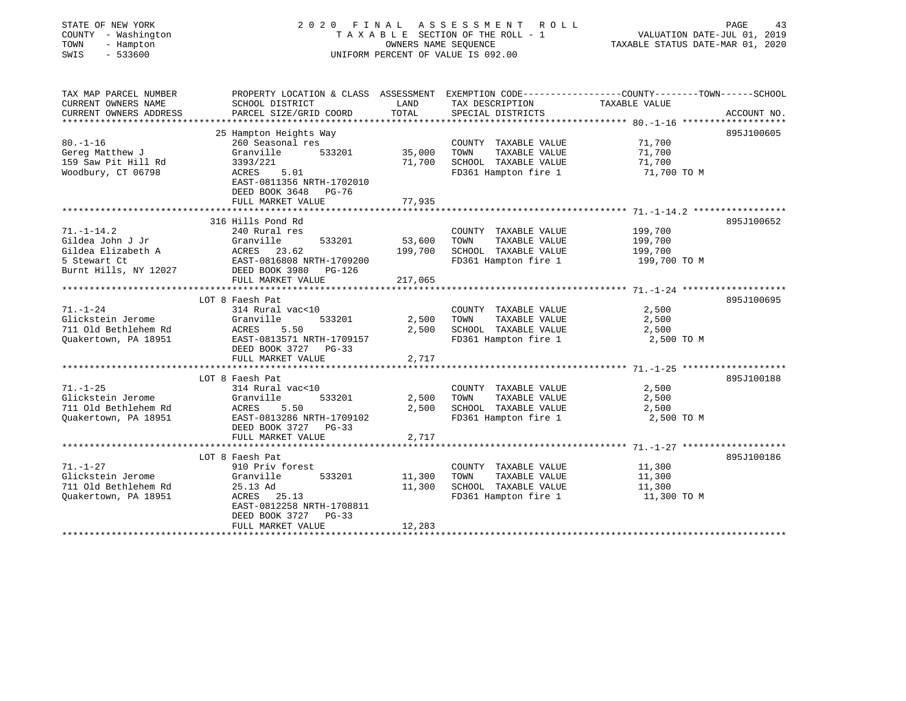STATE OF NEW YORK
COUNTY - Washington
TOWN - Hampton
SWIS - 533600

2 0 2 0 F I N A L A S S E S S M E N T R O L L
T A X A B L E SECTION OF THE ROLL - 1
OWNERS NAME SEQUENCE
UNIFORM PERCENT OF VALUE IS 092.00

VALUATION DATE-JUL 01, 2019
TAXABLE STATUS DATE-MAR 01, 2020

| TAX MAP PARCEL NUMBER / CURRENT OWNERS NAME / CURRENT OWNERS ADDRESS | PROPERTY LOCATION & CLASS / SCHOOL DISTRICT / PARCEL SIZE/GRID COORD | ASSESSMENT LAND | TOTAL | EXEMPTION CODE / TAX DESCRIPTION / SPECIAL DISTRICTS | TAXABLE VALUE (COUNTY--TOWN--SCHOOL) | ACCOUNT NO. |
|---|---|---|---|---|---|---|
| | 25 Hampton Heights Way | | | | | 895J100605 |
| 80.-1-16 | 260 Seasonal res | | | COUNTY TAXABLE VALUE | 71,700 | |
| Gereg Matthew J | Granville 533201 | 35,000 | | TOWN TAXABLE VALUE | 71,700 | |
| 159 Saw Pit Hill Rd | 3393/221 | | 71,700 | SCHOOL TAXABLE VALUE | 71,700 | |
| Woodbury, CT 06798 | ACRES 5.01 | | | FD361 Hampton fire 1 | 71,700 TO M | |
| | EAST-0811356 NRTH-1702010 | | | | | |
| | DEED BOOK 3648 PG-76 | | | | | |
| | FULL MARKET VALUE | | 77,935 | | | |
| | 316 Hills Pond Rd | | | | | 895J100652 |
| 71.-1-14.2 | 240 Rural res | | | COUNTY TAXABLE VALUE | 199,700 | |
| Gildea John J Jr | Granville 533201 | 53,600 | | TOWN TAXABLE VALUE | 199,700 | |
| Gildea Elizabeth A | ACRES 23.62 | | 199,700 | SCHOOL TAXABLE VALUE | 199,700 | |
| 5 Stewart Ct | EAST-0816808 NRTH-1709200 | | | FD361 Hampton fire 1 | 199,700 TO M | |
| Burnt Hills, NY 12027 | DEED BOOK 3980 PG-126 | | | | | |
| | FULL MARKET VALUE | | 217,065 | | | |
| | LOT 8 Faesh Pat | | | | | 895J100695 |
| 71.-1-24 | 314 Rural vac<10 | | | COUNTY TAXABLE VALUE | 2,500 | |
| Glickstein Jerome | Granville 533201 | 2,500 | | TOWN TAXABLE VALUE | 2,500 | |
| 711 Old Bethlehem Rd | ACRES 5.50 | | 2,500 | SCHOOL TAXABLE VALUE | 2,500 | |
| Quakertown, PA 18951 | EAST-0813571 NRTH-1709157 | | | FD361 Hampton fire 1 | 2,500 TO M | |
| | DEED BOOK 3727 PG-33 | | | | | |
| | FULL MARKET VALUE | | 2,717 | | | |
| | LOT 8 Faesh Pat | | | | | 895J100188 |
| 71.-1-25 | 314 Rural vac<10 | | | COUNTY TAXABLE VALUE | 2,500 | |
| Glickstein Jerome | Granville 533201 | 2,500 | | TOWN TAXABLE VALUE | 2,500 | |
| 711 Old Bethlehem Rd | ACRES 5.50 | | 2,500 | SCHOOL TAXABLE VALUE | 2,500 | |
| Quakertown, PA 18951 | EAST-0813286 NRTH-1709102 | | | FD361 Hampton fire 1 | 2,500 TO M | |
| | DEED BOOK 3727 PG-33 | | | | | |
| | FULL MARKET VALUE | | 2,717 | | | |
| | LOT 8 Faesh Pat | | | | | 895J100186 |
| 71.-1-27 | 910 Priv forest | | | COUNTY TAXABLE VALUE | 11,300 | |
| Glickstein Jerome | Granville 533201 | 11,300 | | TOWN TAXABLE VALUE | 11,300 | |
| 711 Old Bethlehem Rd | 25.13 Ad | | 11,300 | SCHOOL TAXABLE VALUE | 11,300 | |
| Quakertown, PA 18951 | ACRES 25.13 | | | FD361 Hampton fire 1 | 11,300 TO M | |
| | EAST-0812258 NRTH-1708811 | | | | | |
| | DEED BOOK 3727 PG-33 | | | | | |
| | FULL MARKET VALUE | | 12,283 | | | |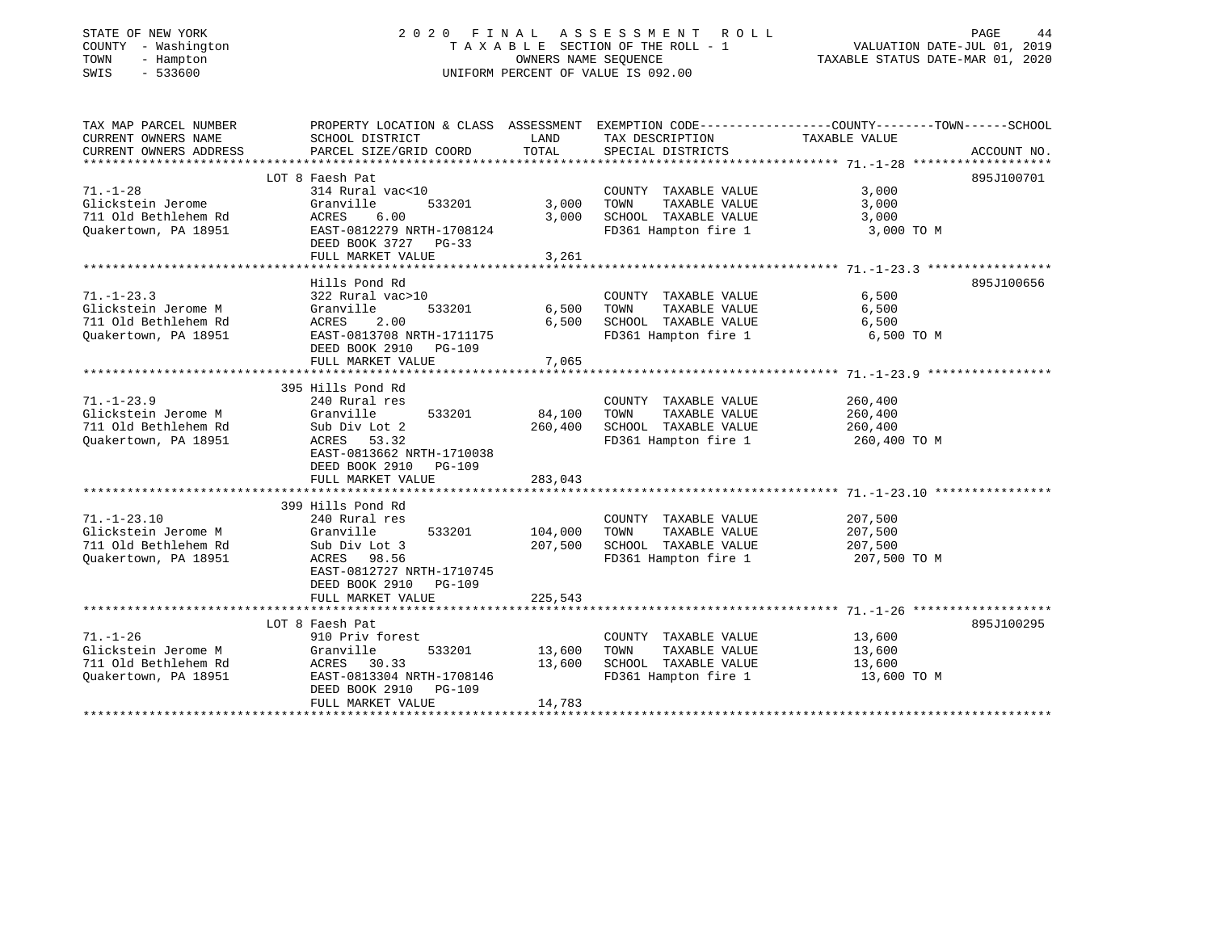STATE OF NEW YORK
COUNTY - Washington
TOWN - Hampton
SWIS - 533600

2 0 2 0 F I N A L A S S E S S M E N T R O L L
T A X A B L E SECTION OF THE ROLL - 1
OWNERS NAME SEQUENCE
UNIFORM PERCENT OF VALUE IS 092.00

VALUATION DATE-JUL 01, 2019
TAXABLE STATUS DATE-MAR 01, 2020

| TAX MAP PARCEL NUMBER / CURRENT OWNERS NAME / CURRENT OWNERS ADDRESS | PROPERTY LOCATION & CLASS / SCHOOL DISTRICT / PARCEL SIZE/GRID COORD | ASSESSMENT LAND / TOTAL | EXEMPTION CODE / TAX DESCRIPTION / SPECIAL DISTRICTS | COUNTY / TOWN / SCHOOL TAXABLE VALUE | ACCOUNT NO. |
|---|---|---|---|---|---|
| **71.-1-28** | LOT 8 Faesh Pat | | | | 895J100701 |
| 71.-1-28 | 314 Rural vac<10 | | COUNTY TAXABLE VALUE | 3,000 | |
| Glickstein Jerome | Granville 533201 | 3,000 | TOWN TAXABLE VALUE | 3,000 | |
| 711 Old Bethlehem Rd | ACRES 6.00 | 3,000 | SCHOOL TAXABLE VALUE | 3,000 | |
| Quakertown, PA 18951 | EAST-0812279 NRTH-1708124 | | FD361 Hampton fire 1 | 3,000 TO M | |
| | DEED BOOK 3727 PG-33 | | | | |
| | FULL MARKET VALUE | 3,261 | | | |
| **71.-1-23.3** | Hills Pond Rd | | | | 895J100656 |
| 71.-1-23.3 | 322 Rural vac>10 | | COUNTY TAXABLE VALUE | 6,500 | |
| Glickstein Jerome M | Granville 533201 | 6,500 | TOWN TAXABLE VALUE | 6,500 | |
| 711 Old Bethlehem Rd | ACRES 2.00 | 6,500 | SCHOOL TAXABLE VALUE | 6,500 | |
| Quakertown, PA 18951 | EAST-0813708 NRTH-1711175 | | FD361 Hampton fire 1 | 6,500 TO M | |
| | DEED BOOK 2910 PG-109 | | | | |
| | FULL MARKET VALUE | 7,065 | | | |
| **71.-1-23.9** | 395 Hills Pond Rd | | | | |
| 71.-1-23.9 | 240 Rural res | | COUNTY TAXABLE VALUE | 260,400 | |
| Glickstein Jerome M | Granville 533201 | 84,100 | TOWN TAXABLE VALUE | 260,400 | |
| 711 Old Bethlehem Rd | Sub Div Lot 2 | 260,400 | SCHOOL TAXABLE VALUE | 260,400 | |
| Quakertown, PA 18951 | ACRES 53.32 | | FD361 Hampton fire 1 | 260,400 TO M | |
| | EAST-0813662 NRTH-1710038 | | | | |
| | DEED BOOK 2910 PG-109 | | | | |
| | FULL MARKET VALUE | 283,043 | | | |
| **71.-1-23.10** | 399 Hills Pond Rd | | | | |
| 71.-1-23.10 | 240 Rural res | | COUNTY TAXABLE VALUE | 207,500 | |
| Glickstein Jerome M | Granville 533201 | 104,000 | TOWN TAXABLE VALUE | 207,500 | |
| 711 Old Bethlehem Rd | Sub Div Lot 3 | 207,500 | SCHOOL TAXABLE VALUE | 207,500 | |
| Quakertown, PA 18951 | ACRES 98.56 | | FD361 Hampton fire 1 | 207,500 TO M | |
| | EAST-0812727 NRTH-1710745 | | | | |
| | DEED BOOK 2910 PG-109 | | | | |
| | FULL MARKET VALUE | 225,543 | | | |
| **71.-1-26** | LOT 8 Faesh Pat | | | | 895J100295 |
| 71.-1-26 | 910 Priv forest | | COUNTY TAXABLE VALUE | 13,600 | |
| Glickstein Jerome M | Granville 533201 | 13,600 | TOWN TAXABLE VALUE | 13,600 | |
| 711 Old Bethlehem Rd | ACRES 30.33 | 13,600 | SCHOOL TAXABLE VALUE | 13,600 | |
| Quakertown, PA 18951 | EAST-0813304 NRTH-1708146 | | FD361 Hampton fire 1 | 13,600 TO M | |
| | DEED BOOK 2910 PG-109 | | | | |
| | FULL MARKET VALUE | 14,783 | | | |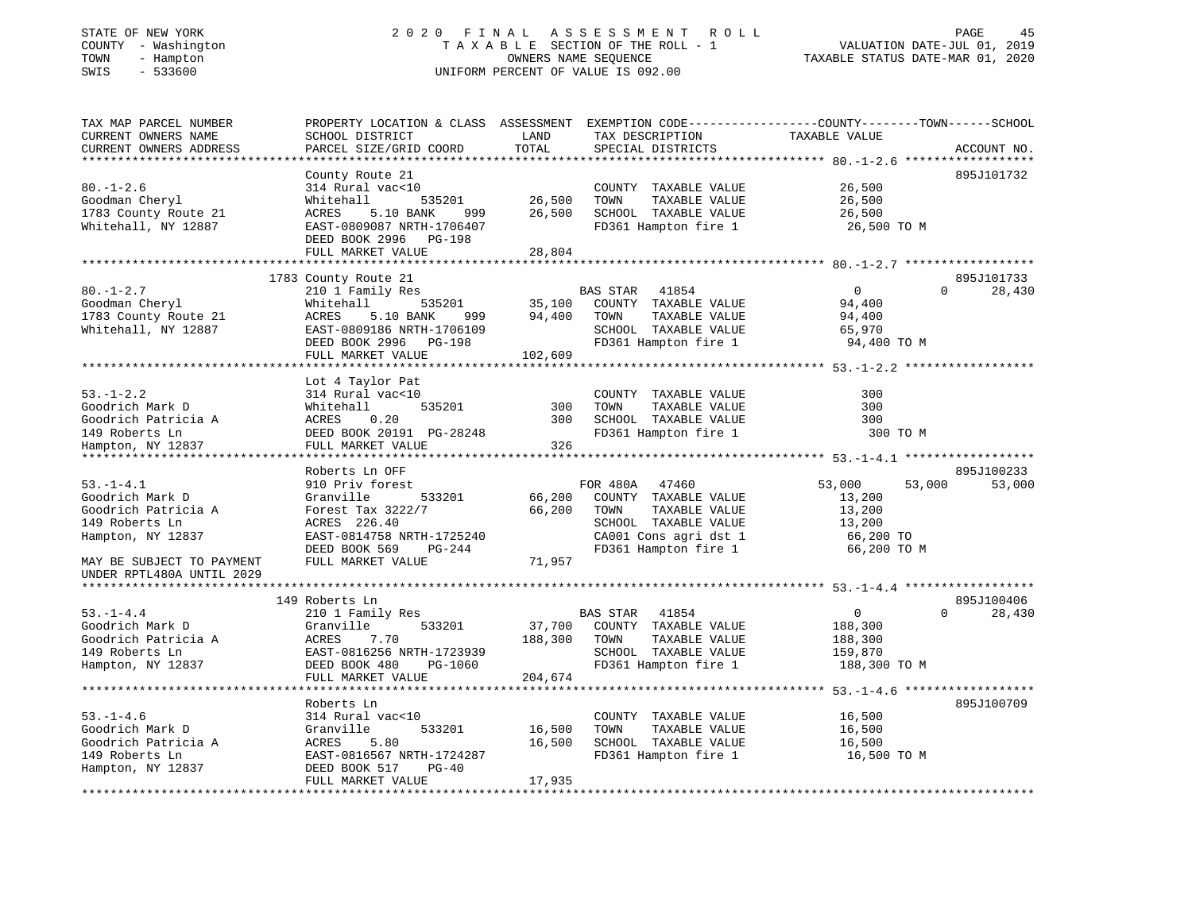STATE OF NEW YORK
COUNTY - Washington
TOWN - Hampton
SWIS - 533600

2020 FINAL ASSESSMENT ROLL
TAXABLE SECTION OF THE ROLL - 1
OWNERS NAME SEQUENCE
UNIFORM PERCENT OF VALUE IS 092.00

VALUATION DATE-JUL 01, 2019
TAXABLE STATUS DATE-MAR 01, 2020

```
TAX MAP PARCEL NUMBER          PROPERTY LOCATION & CLASS  ASSESSMENT  EXEMPTION CODE------------------COUNTY--------TOWN------SCHOOL
CURRENT OWNERS NAME            SCHOOL DISTRICT              LAND      TAX DESCRIPTION              TAXABLE VALUE
CURRENT OWNERS ADDRESS         PARCEL SIZE/GRID COORD       TOTAL     SPECIAL DISTRICTS                                      ACCOUNT NO.
****************************************************************************************************** 80.-1-2.6 ******************
                               County Route 21                                                                          895J101732
80.-1-2.6                      314 Rural vac<10                        COUNTY  TAXABLE VALUE            26,500
Goodman Cheryl                 Whitehall      535201       26,500     TOWN    TAXABLE VALUE            26,500
1783 County Route 21           ACRES    5.10 BANK    999   26,500     SCHOOL  TAXABLE VALUE            26,500
Whitehall, NY 12887            EAST-0809087 NRTH-1706407              FD361 Hampton fire 1              26,500 TO M
                               DEED BOOK 2996   PG-198
                               FULL MARKET VALUE           28,804
****************************************************************************************************** 80.-1-2.7 ******************
                               1783 County Route 21                                                                     895J101733
80.-1-2.7                      210 1 Family Res                        BAS STAR   41854                  0             0     28,430
Goodman Cheryl                 Whitehall      535201       35,100     COUNTY  TAXABLE VALUE            94,400
1783 County Route 21           ACRES    5.10 BANK    999   94,400     TOWN    TAXABLE VALUE            94,400
Whitehall, NY 12887            EAST-0809186 NRTH-1706109              SCHOOL  TAXABLE VALUE            65,970
                               DEED BOOK 2996   PG-198                FD361 Hampton fire 1              94,400 TO M
                               FULL MARKET VALUE          102,609
****************************************************************************************************** 53.-1-2.2 ******************
                               Lot 4 Taylor Pat
53.-1-2.2                      314 Rural vac<10                        COUNTY  TAXABLE VALUE               300
Goodrich Mark D                Whitehall      535201          300     TOWN    TAXABLE VALUE               300
Goodrich Patricia A            ACRES    0.20                  300     SCHOOL  TAXABLE VALUE               300
149 Roberts Ln                 DEED BOOK 20191  PG-28248              FD361 Hampton fire 1                 300 TO M
Hampton, NY 12837              FULL MARKET VALUE              326
****************************************************************************************************** 53.-1-4.1 ******************
                               Roberts Ln OFF                                                                           895J100233
53.-1-4.1                      910 Priv forest                         FOR 480A   47460             53,000        53,000     53,000
Goodrich Mark D                Granville      533201       66,200     COUNTY  TAXABLE VALUE            13,200
Goodrich Patricia A            Forest Tax 3222/7           66,200     TOWN    TAXABLE VALUE            13,200
149 Roberts Ln                 ACRES  226.40                          SCHOOL  TAXABLE VALUE            13,200
Hampton, NY 12837              EAST-0814758 NRTH-1725240              CA001 Cons agri dst 1             66,200 TO
                               DEED BOOK 569    PG-244                FD361 Hampton fire 1              66,200 TO M
MAY BE SUBJECT TO PAYMENT      FULL MARKET VALUE           71,957
UNDER RPTL480A UNTIL 2029
****************************************************************************************************** 53.-1-4.4 ******************
                               149 Roberts Ln                                                                           895J100406
53.-1-4.4                      210 1 Family Res                        BAS STAR   41854                  0             0     28,430
Goodrich Mark D                Granville      533201       37,700     COUNTY  TAXABLE VALUE           188,300
Goodrich Patricia A            ACRES    7.70              188,300     TOWN    TAXABLE VALUE           188,300
149 Roberts Ln                 EAST-0816256 NRTH-1723939              SCHOOL  TAXABLE VALUE           159,870
Hampton, NY 12837              DEED BOOK 480    PG-1060               FD361 Hampton fire 1             188,300 TO M
                               FULL MARKET VALUE          204,674
****************************************************************************************************** 53.-1-4.6 ******************
                               Roberts Ln                                                                               895J100709
53.-1-4.6                      314 Rural vac<10                        COUNTY  TAXABLE VALUE            16,500
Goodrich Mark D                Granville      533201       16,500     TOWN    TAXABLE VALUE            16,500
Goodrich Patricia A            ACRES    5.80               16,500     SCHOOL  TAXABLE VALUE            16,500
149 Roberts Ln                 EAST-0816567 NRTH-1724287              FD361 Hampton fire 1              16,500 TO M
Hampton, NY 12837              DEED BOOK 517    PG-40
                               FULL MARKET VALUE           17,935
************************************************************************************************************************************
```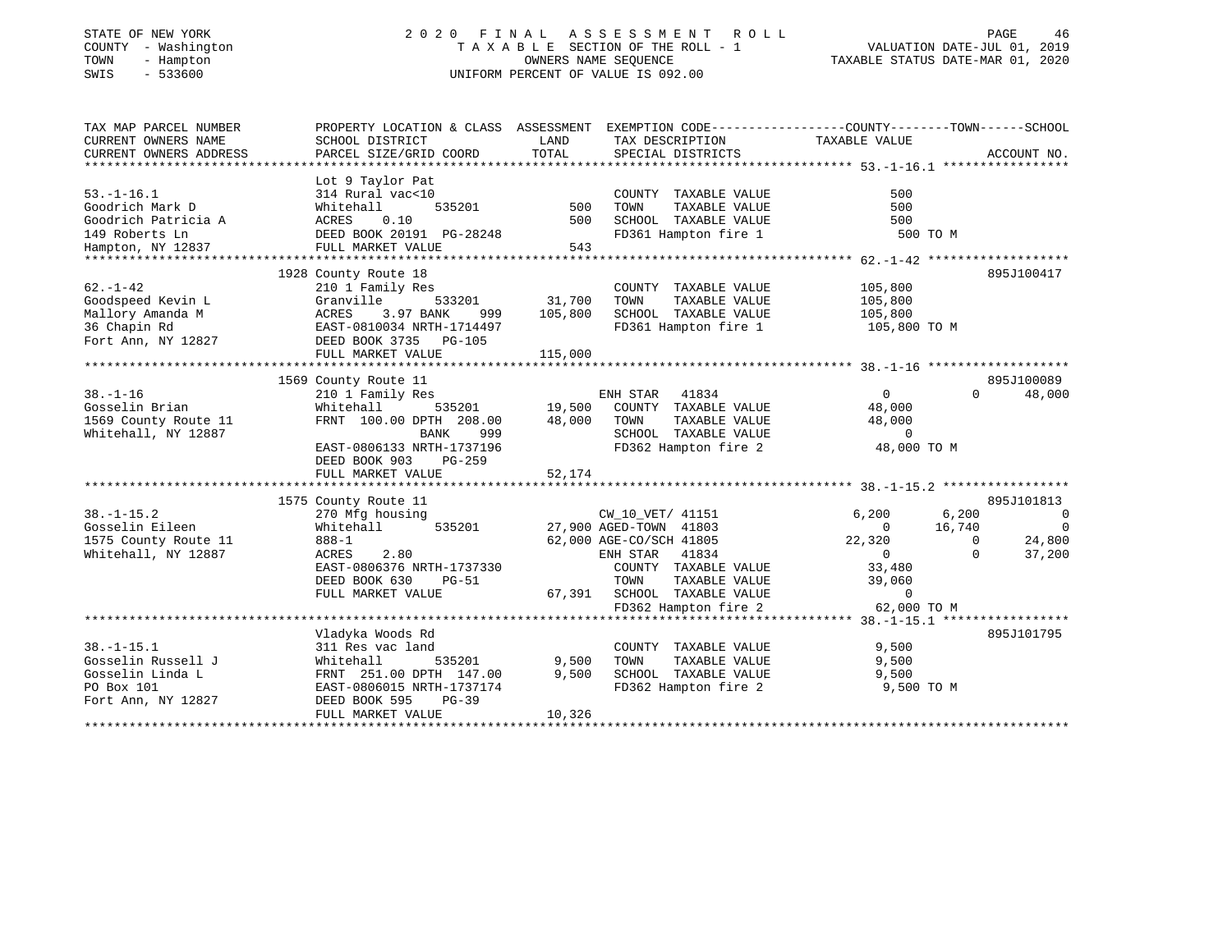STATE OF NEW YORK — COUNTY - Washington — TOWN - Hampton — SWIS - 533600

2020 FINAL ASSESSMENT ROLL
TAXABLE SECTION OF THE ROLL - 1
OWNERS NAME SEQUENCE
UNIFORM PERCENT OF VALUE IS 092.00

VALUATION DATE-JUL 01, 2019
TAXABLE STATUS DATE-MAR 01, 2020

| TAX MAP PARCEL NUMBER / CURRENT OWNERS NAME / CURRENT OWNERS ADDRESS | PROPERTY LOCATION & CLASS / SCHOOL DISTRICT / PARCEL SIZE/GRID COORD | ASSESSMENT LAND / TOTAL | EXEMPTION CODE / TAX DESCRIPTION / SPECIAL DISTRICTS | COUNTY TAXABLE VALUE | TOWN | SCHOOL | ACCOUNT NO. |
|---|---|---|---|---|---|---|---|
| 53.-1-16.1 | Lot 9 Taylor Pat | | | | | | |
| Goodrich Mark D | 314 Rural vac<10 | | COUNTY TAXABLE VALUE | 500 | | | |
| Goodrich Patricia A | Whitehall 535201 | 500 | TOWN TAXABLE VALUE | 500 | | | |
| 149 Roberts Ln | ACRES 0.10 | 500 | SCHOOL TAXABLE VALUE | 500 | | | |
| Hampton, NY 12837 | DEED BOOK 20191 PG-28248 | | FD361 Hampton fire 1 | 500 TO M | | | |
| | FULL MARKET VALUE | 543 | | | | | |
| 62.-1-42 | 1928 County Route 18 | | | | | | 895J100417 |
| Goodspeed Kevin L | 210 1 Family Res | | COUNTY TAXABLE VALUE | 105,800 | | | |
| Mallory Amanda M | Granville 533201 | 31,700 | TOWN TAXABLE VALUE | 105,800 | | | |
| 36 Chapin Rd | ACRES 3.97 BANK 999 | 105,800 | SCHOOL TAXABLE VALUE | 105,800 | | | |
| Fort Ann, NY 12827 | EAST-0810034 NRTH-1714497 | | FD361 Hampton fire 1 | 105,800 TO M | | | |
| | DEED BOOK 3735 PG-105 | | | | | | |
| | FULL MARKET VALUE | 115,000 | | | | | |
| 38.-1-16 | 1569 County Route 11 | | | | | | 895J100089 |
| Gosselin Brian | 210 1 Family Res | | ENH STAR 41834 | 0 | 0 | 48,000 | |
| 1569 County Route 11 | Whitehall 535201 | 19,500 | COUNTY TAXABLE VALUE | 48,000 | | | |
| Whitehall, NY 12887 | FRNT 100.00 DPTH 208.00 | 48,000 | TOWN TAXABLE VALUE | 48,000 | | | |
| | BANK 999 | | SCHOOL TAXABLE VALUE | 0 | | | |
| | EAST-0806133 NRTH-1737196 | | FD362 Hampton fire 2 | 48,000 TO M | | | |
| | DEED BOOK 903 PG-259 | | | | | | |
| | FULL MARKET VALUE | 52,174 | | | | | |
| 38.-1-15.2 | 1575 County Route 11 | | | | | | 895J101813 |
| Gosselin Eileen | 270 Mfg housing | | CW_10_VET/ 41151 | 6,200 | 6,200 | 0 | |
| 1575 County Route 11 | Whitehall 535201 | 27,900 | AGED-TOWN 41803 | 0 | 16,740 | 0 | |
| Whitehall, NY 12887 | 888-1 | 62,000 | AGE-CO/SCH 41805 | 22,320 | 0 | 24,800 | |
| | ACRES 2.80 | | ENH STAR 41834 | 0 | 0 | 37,200 | |
| | EAST-0806376 NRTH-1737330 | | COUNTY TAXABLE VALUE | 33,480 | | | |
| | DEED BOOK 630 PG-51 | | TOWN TAXABLE VALUE | 39,060 | | | |
| | FULL MARKET VALUE | 67,391 | SCHOOL TAXABLE VALUE | 0 | | | |
| | | | FD362 Hampton fire 2 | 62,000 TO M | | | |
| 38.-1-15.1 | Vladyka Woods Rd | | | | | | 895J101795 |
| Gosselin Russell J | 311 Res vac land | | COUNTY TAXABLE VALUE | 9,500 | | | |
| Gosselin Linda L | Whitehall 535201 | 9,500 | TOWN TAXABLE VALUE | 9,500 | | | |
| PO Box 101 | FRNT 251.00 DPTH 147.00 | 9,500 | SCHOOL TAXABLE VALUE | 9,500 | | | |
| Fort Ann, NY 12827 | EAST-0806015 NRTH-1737174 | | FD362 Hampton fire 2 | 9,500 TO M | | | |
| | DEED BOOK 595 PG-39 | | | | | | |
| | FULL MARKET VALUE | 10,326 | | | | | |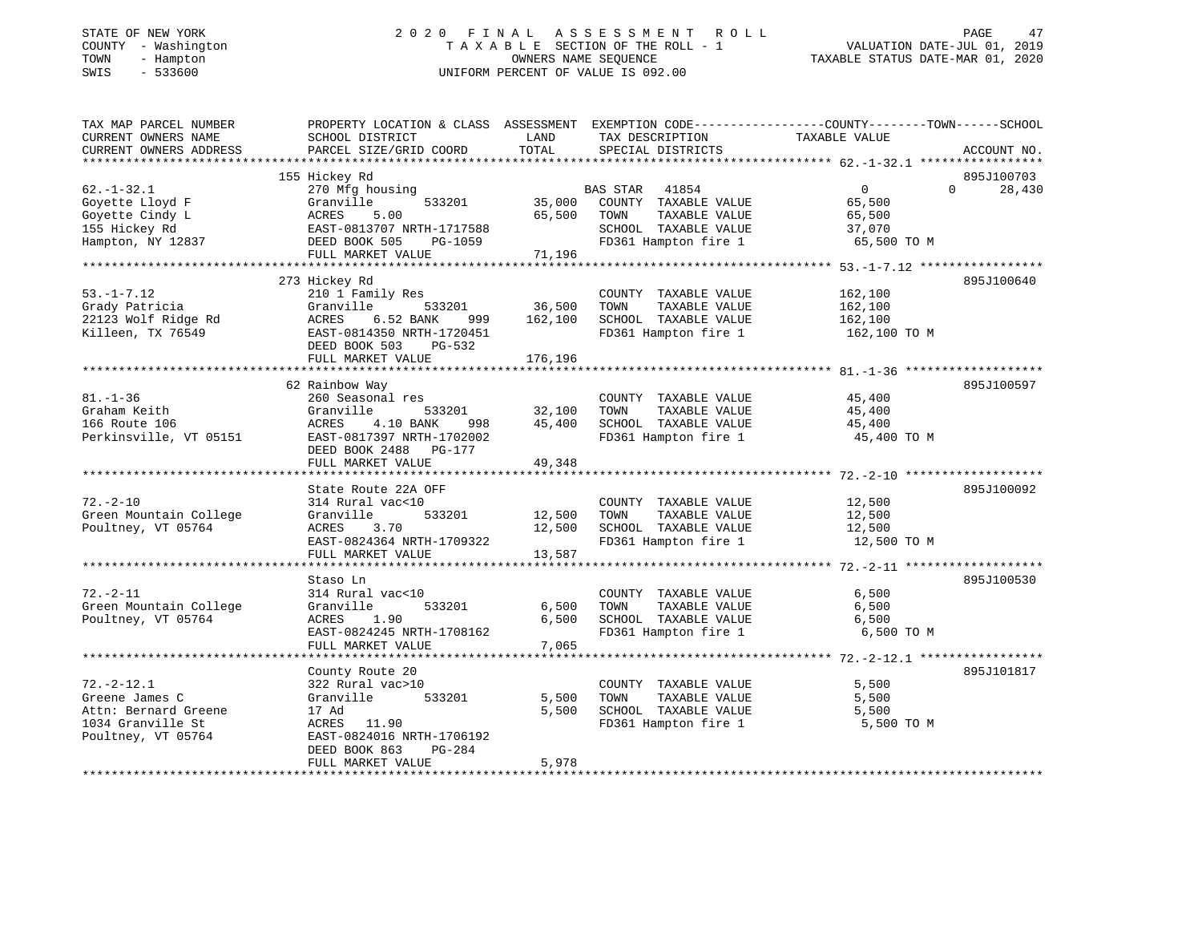STATE OF NEW YORK
COUNTY - Washington
TOWN - Hampton
SWIS - 533600

# 2020 FINAL ASSESSMENT ROLL
TAXABLE SECTION OF THE ROLL - 1
OWNERS NAME SEQUENCE
UNIFORM PERCENT OF VALUE IS 092.00

VALUATION DATE-JUL 01, 2019
TAXABLE STATUS DATE-MAR 01, 2020

| TAX MAP PARCEL NUMBER / CURRENT OWNERS NAME / CURRENT OWNERS ADDRESS | PROPERTY LOCATION & CLASS / SCHOOL DISTRICT / PARCEL SIZE/GRID COORD | ASSESSMENT LAND | TOTAL | EXEMPTION CODE / TAX DESCRIPTION / SPECIAL DISTRICTS | COUNTY | TOWN | SCHOOL | ACCOUNT NO. |
|---|---|---|---|---|---|---|---|---|
| 62.-1-32.1 | 155 Hickey Rd | | | | | | | 895J100703 |
| Goyette Lloyd F | 270 Mfg housing | | | BAS STAR 41854 | 0 | 0 | 28,430 | |
| Goyette Cindy L | Granville 533201 | 35,000 | | COUNTY TAXABLE VALUE | 65,500 | | | |
| 155 Hickey Rd | ACRES 5.00 | | 65,500 | TOWN TAXABLE VALUE | | 65,500 | | |
| Hampton, NY 12837 | EAST-0813707 NRTH-1717588 | | | SCHOOL TAXABLE VALUE | | | 37,070 | |
| | DEED BOOK 505 PG-1059 | | | FD361 Hampton fire 1 | 65,500 TO M | | | |
| | FULL MARKET VALUE | | 71,196 | | | | | |
| 53.-1-7.12 | 273 Hickey Rd | | | | | | | 895J100640 |
| Grady Patricia | 210 1 Family Res | | | COUNTY TAXABLE VALUE | 162,100 | | | |
| 22123 Wolf Ridge Rd | Granville 533201 | 36,500 | | TOWN TAXABLE VALUE | | 162,100 | | |
| Killeen, TX 76549 | ACRES 6.52 BANK 999 | | 162,100 | SCHOOL TAXABLE VALUE | | | 162,100 | |
| | EAST-0814350 NRTH-1720451 | | | FD361 Hampton fire 1 | 162,100 TO M | | | |
| | DEED BOOK 503 PG-532 | | | | | | | |
| | FULL MARKET VALUE | | 176,196 | | | | | |
| 81.-1-36 | 62 Rainbow Way | | | | | | | 895J100597 |
| Graham Keith | 260 Seasonal res | | | COUNTY TAXABLE VALUE | 45,400 | | | |
| 166 Route 106 | Granville 533201 | 32,100 | | TOWN TAXABLE VALUE | | 45,400 | | |
| Perkinsville, VT 05151 | ACRES 4.10 BANK 998 | | 45,400 | SCHOOL TAXABLE VALUE | | | 45,400 | |
| | EAST-0817397 NRTH-1702002 | | | FD361 Hampton fire 1 | 45,400 TO M | | | |
| | DEED BOOK 2488 PG-177 | | | | | | | |
| | FULL MARKET VALUE | | 49,348 | | | | | |
| 72.-2-10 | State Route 22A OFF | | | | | | | 895J100092 |
| Green Mountain College | 314 Rural vac<10 | | | COUNTY TAXABLE VALUE | 12,500 | | | |
| Poultney, VT 05764 | Granville 533201 | 12,500 | | TOWN TAXABLE VALUE | | 12,500 | | |
| | ACRES 3.70 | | 12,500 | SCHOOL TAXABLE VALUE | | | 12,500 | |
| | EAST-0824364 NRTH-1709322 | | | FD361 Hampton fire 1 | 12,500 TO M | | | |
| | FULL MARKET VALUE | | 13,587 | | | | | |
| 72.-2-11 | Staso Ln | | | | | | | 895J100530 |
| Green Mountain College | 314 Rural vac<10 | | | COUNTY TAXABLE VALUE | 6,500 | | | |
| Poultney, VT 05764 | Granville 533201 | 6,500 | | TOWN TAXABLE VALUE | | 6,500 | | |
| | ACRES 1.90 | | 6,500 | SCHOOL TAXABLE VALUE | | | 6,500 | |
| | EAST-0824245 NRTH-1708162 | | | FD361 Hampton fire 1 | 6,500 TO M | | | |
| | FULL MARKET VALUE | | 7,065 | | | | | |
| 72.-2-12.1 | County Route 20 | | | | | | | 895J101817 |
| Greene James C | 322 Rural vac>10 | | | COUNTY TAXABLE VALUE | 5,500 | | | |
| Attn: Bernard Greene | Granville 533201 | 5,500 | | TOWN TAXABLE VALUE | | 5,500 | | |
| 1034 Granville St | 17 Ad | | 5,500 | SCHOOL TAXABLE VALUE | | | 5,500 | |
| Poultney, VT 05764 | ACRES 11.90 | | | FD361 Hampton fire 1 | 5,500 TO M | | | |
| | EAST-0824016 NRTH-1706192 | | | | | | | |
| | DEED BOOK 863 PG-284 | | | | | | | |
| | FULL MARKET VALUE | | 5,978 | | | | | |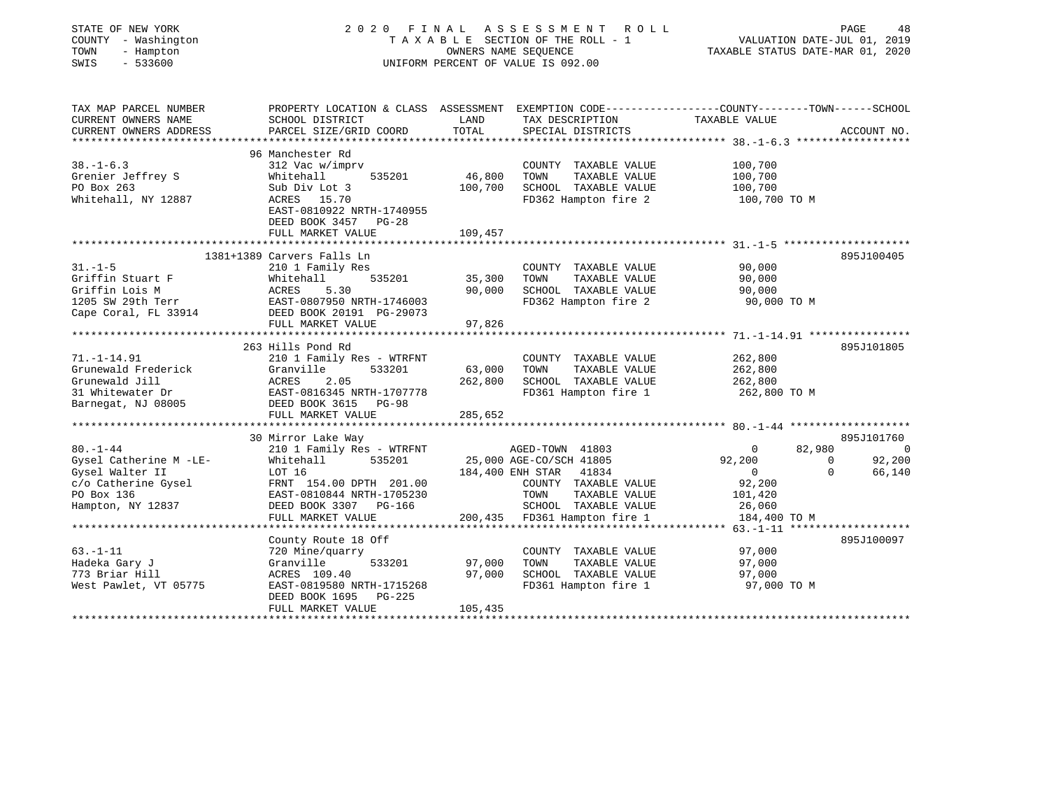STATE OF NEW YORK
COUNTY - Washington
TOWN - Hampton
SWIS - 533600

2020 FINAL ASSESSMENT ROLL
TAXABLE SECTION OF THE ROLL - 1
OWNERS NAME SEQUENCE
UNIFORM PERCENT OF VALUE IS 092.00

VALUATION DATE-JUL 01, 2019
TAXABLE STATUS DATE-MAR 01, 2020

```
TAX MAP PARCEL NUMBER          PROPERTY LOCATION & CLASS  ASSESSMENT  EXEMPTION CODE-----------------COUNTY--------TOWN------SCHOOL
CURRENT OWNERS NAME            SCHOOL DISTRICT             LAND       TAX DESCRIPTION            TAXABLE VALUE
CURRENT OWNERS ADDRESS         PARCEL SIZE/GRID COORD      TOTAL      SPECIAL DISTRICTS                                    ACCOUNT NO.
******************************************************************************************************* 38.-1-6.3 ******************
                               96 Manchester Rd
38.-1-6.3                      312 Vac w/imprv                        COUNTY  TAXABLE VALUE         100,700
Grenier Jeffrey S              Whitehall      535201       46,800    TOWN    TAXABLE VALUE         100,700
PO Box 263                     Sub Div Lot 3              100,700    SCHOOL  TAXABLE VALUE         100,700
Whitehall, NY 12887            ACRES  15.70                           FD362 Hampton fire 2           100,700 TO M
                               EAST-0810922 NRTH-1740955
                               DEED BOOK 3457   PG-28
                               FULL MARKET VALUE          109,457
******************************************************************************************************* 31.-1-5 ********************
                           1381+1389 Carvers Falls Ln                                                                 895J100405
31.-1-5                        210 1 Family Res                       COUNTY  TAXABLE VALUE          90,000
Griffin Stuart F               Whitehall      535201       35,300    TOWN    TAXABLE VALUE          90,000
Griffin Lois M                 ACRES   5.30                90,000    SCHOOL  TAXABLE VALUE          90,000
1205 SW 29th Terr              EAST-0807950 NRTH-1746003              FD362 Hampton fire 2            90,000 TO M
Cape Coral, FL 33914           DEED BOOK 20191 PG-29073
                               FULL MARKET VALUE           97,826
******************************************************************************************************* 71.-1-14.91 ****************
                               263 Hills Pond Rd                                                                      895J101805
71.-1-14.91                    210 1 Family Res - WTRFNT              COUNTY  TAXABLE VALUE         262,800
Grunewald Frederick            Granville      533201       63,000    TOWN    TAXABLE VALUE         262,800
Grunewald Jill                 ACRES   2.05               262,800    SCHOOL  TAXABLE VALUE         262,800
31 Whitewater Dr               EAST-0816345 NRTH-1707778              FD361 Hampton fire 1           262,800 TO M
Barnegat, NJ 08005             DEED BOOK 3615   PG-98
                               FULL MARKET VALUE          285,652
******************************************************************************************************* 80.-1-44 *******************
                               30 Mirror Lake Way                                                                     895J101760
80.-1-44                       210 1 Family Res - WTRFNT              AGED-TOWN  41803                    0      82,980          0
Gysel Catherine M -LE-         Whitehall      535201       25,000 AGE-CO/SCH 41805                92,200           0     92,200
Gysel Walter II                LOT 16                     184,400 ENH STAR   41834                     0           0     66,140
c/o Catherine Gysel            FRNT 154.00 DPTH 201.00                COUNTY  TAXABLE VALUE          92,200
PO Box 136                     EAST-0810844 NRTH-1705230              TOWN    TAXABLE VALUE         101,420
Hampton, NY 12837              DEED BOOK 3307   PG-166                SCHOOL  TAXABLE VALUE          26,060
                               FULL MARKET VALUE          200,435    FD361 Hampton fire 1           184,400 TO M
******************************************************************************************************* 63.-1-11 *******************
                               County Route 18 Off                                                                    895J100097
63.-1-11                       720 Mine/quarry                        COUNTY  TAXABLE VALUE          97,000
Hadeka Gary J                  Granville      533201       97,000    TOWN    TAXABLE VALUE          97,000
773 Briar Hill                 ACRES 109.40                97,000    SCHOOL  TAXABLE VALUE          97,000
West Pawlet, VT 05775          EAST-0819580 NRTH-1715268              FD361 Hampton fire 1            97,000 TO M
                               DEED BOOK 1695   PG-225
                               FULL MARKET VALUE          105,435
************************************************************************************************************************************
```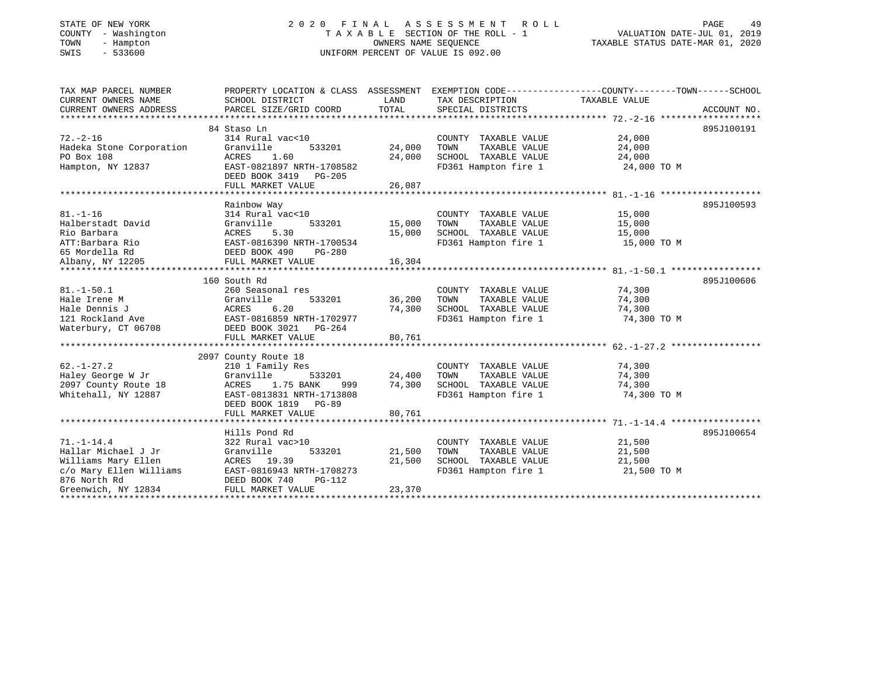STATE OF NEW YORK
COUNTY - Washington
TOWN - Hampton
SWIS - 533600

# 2020 FINAL ASSESSMENT ROLL

TAXABLE SECTION OF THE ROLL - 1
OWNERS NAME SEQUENCE
UNIFORM PERCENT OF VALUE IS 092.00

VALUATION DATE-JUL 01, 2019
TAXABLE STATUS DATE-MAR 01, 2020

| TAX MAP PARCEL NUMBER / CURRENT OWNERS NAME / CURRENT OWNERS ADDRESS | PROPERTY LOCATION & CLASS / SCHOOL DISTRICT / PARCEL SIZE/GRID COORD | ASSESSMENT LAND / TOTAL | EXEMPTION CODE / TAX DESCRIPTION / SPECIAL DISTRICTS | COUNTY--------TOWN------SCHOOL TAXABLE VALUE | ACCOUNT NO. |
|---|---|---|---|---|---|
| | 84 Staso Ln | | | | 895J100191 |
| 72.-2-16 | 314 Rural vac<10 | | COUNTY TAXABLE VALUE | 24,000 | |
| Hadeka Stone Corporation | Granville 533201 | 24,000 | TOWN TAXABLE VALUE | 24,000 | |
| PO Box 108 | ACRES 1.60 | 24,000 | SCHOOL TAXABLE VALUE | 24,000 | |
| Hampton, NY 12837 | EAST-0821897 NRTH-1708582 | | FD361 Hampton fire 1 | 24,000 TO M | |
| | DEED BOOK 3419 PG-205 | | | | |
| | FULL MARKET VALUE | 26,087 | | | |
| | Rainbow Way | | | | 895J100593 |
| 81.-1-16 | 314 Rural vac<10 | | COUNTY TAXABLE VALUE | 15,000 | |
| Halberstadt David | Granville 533201 | 15,000 | TOWN TAXABLE VALUE | 15,000 | |
| Rio Barbara | ACRES 5.30 | 15,000 | SCHOOL TAXABLE VALUE | 15,000 | |
| ATT:Barbara Rio | EAST-0816390 NRTH-1700534 | | FD361 Hampton fire 1 | 15,000 TO M | |
| 65 Mordella Rd | DEED BOOK 490 PG-280 | | | | |
| Albany, NY 12205 | FULL MARKET VALUE | 16,304 | | | |
| | 160 South Rd | | | | 895J100606 |
| 81.-1-50.1 | 260 Seasonal res | | COUNTY TAXABLE VALUE | 74,300 | |
| Hale Irene M | Granville 533201 | 36,200 | TOWN TAXABLE VALUE | 74,300 | |
| Hale Dennis J | ACRES 6.20 | 74,300 | SCHOOL TAXABLE VALUE | 74,300 | |
| 121 Rockland Ave | EAST-0816859 NRTH-1702977 | | FD361 Hampton fire 1 | 74,300 TO M | |
| Waterbury, CT 06708 | DEED BOOK 3021 PG-264 | | | | |
| | FULL MARKET VALUE | 80,761 | | | |
| | 2097 County Route 18 | | | | |
| 62.-1-27.2 | 210 1 Family Res | | COUNTY TAXABLE VALUE | 74,300 | |
| Haley George W Jr | Granville 533201 | 24,400 | TOWN TAXABLE VALUE | 74,300 | |
| 2097 County Route 18 | ACRES 1.75 BANK 999 | 74,300 | SCHOOL TAXABLE VALUE | 74,300 | |
| Whitehall, NY 12887 | EAST-0813831 NRTH-1713808 | | FD361 Hampton fire 1 | 74,300 TO M | |
| | DEED BOOK 1819 PG-89 | | | | |
| | FULL MARKET VALUE | 80,761 | | | |
| | Hills Pond Rd | | | | 895J100654 |
| 71.-1-14.4 | 322 Rural vac>10 | | COUNTY TAXABLE VALUE | 21,500 | |
| Hallar Michael J Jr | Granville 533201 | 21,500 | TOWN TAXABLE VALUE | 21,500 | |
| Williams Mary Ellen | ACRES 19.39 | 21,500 | SCHOOL TAXABLE VALUE | 21,500 | |
| c/o Mary Ellen Williams | EAST-0816943 NRTH-1708273 | | FD361 Hampton fire 1 | 21,500 TO M | |
| 876 North Rd | DEED BOOK 740 PG-112 | | | | |
| Greenwich, NY 12834 | FULL MARKET VALUE | 23,370 | | | |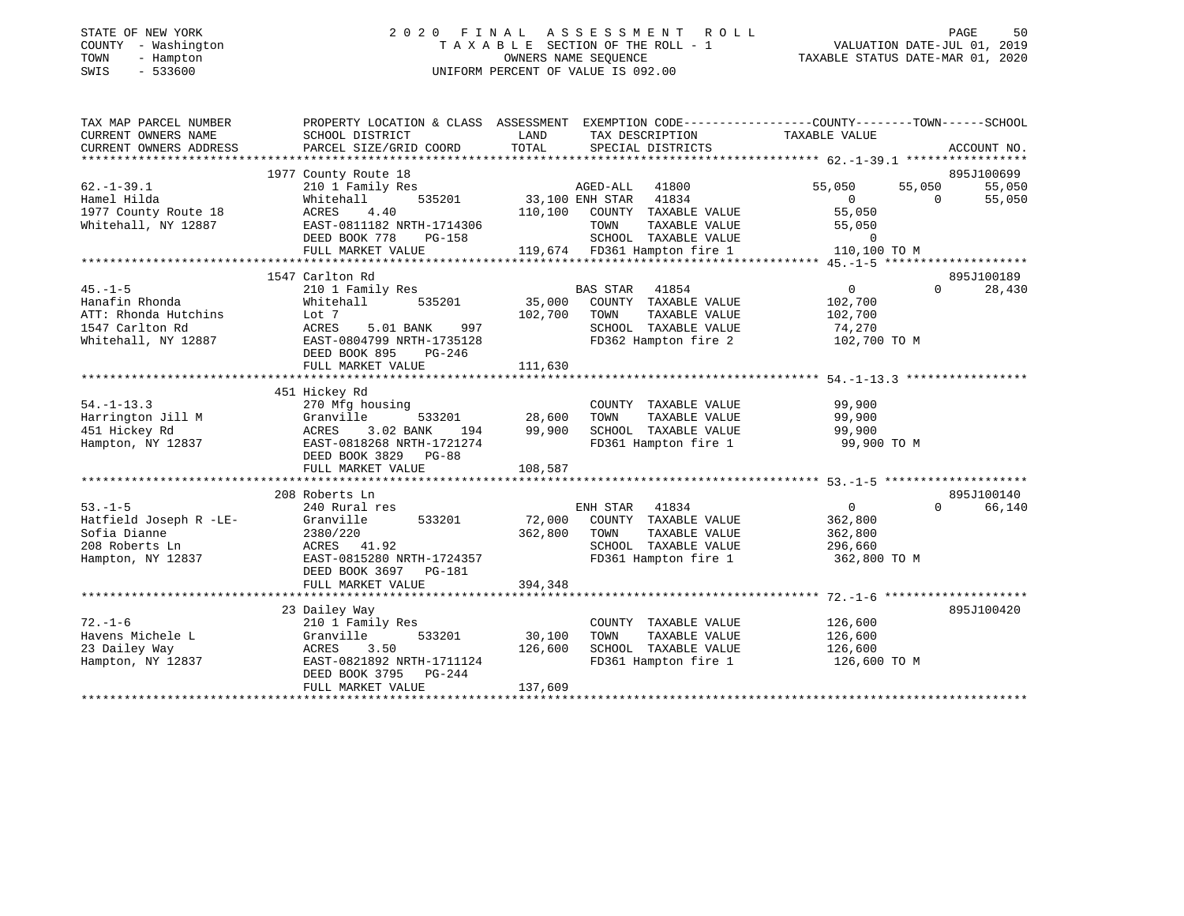STATE OF NEW YORK
COUNTY - Washington
TOWN - Hampton
SWIS - 533600

# 2020 FINAL ASSESSMENT ROLL

TAXABLE SECTION OF THE ROLL - 1
OWNERS NAME SEQUENCE
UNIFORM PERCENT OF VALUE IS 092.00

VALUATION DATE-JUL 01, 2019
TAXABLE STATUS DATE-MAR 01, 2020

| TAX MAP PARCEL NUMBER / CURRENT OWNERS NAME / CURRENT OWNERS ADDRESS | PROPERTY LOCATION & CLASS / SCHOOL DISTRICT / PARCEL SIZE/GRID COORD | ASSESSMENT LAND / TOTAL | EXEMPTION CODE / TAX DESCRIPTION / SPECIAL DISTRICTS | COUNTY TAXABLE VALUE | TOWN | SCHOOL | ACCOUNT NO. |
|---|---|---|---|---|---|---|---|
| 62.-1-39.1 | 1977 County Route 18 | | | | | | 895J100699 |
| Hamel Hilda | 210 1 Family Res | | AGED-ALL 41800 | 55,050 | 55,050 | 55,050 | |
| 1977 County Route 18 | Whitehall 535201 | 33,100 | ENH STAR 41834 | 0 | 0 | 55,050 | |
| Whitehall, NY 12887 | ACRES 4.40 | 110,100 | COUNTY TAXABLE VALUE | 55,050 | | | |
| | EAST-0811182 NRTH-1714306 | | TOWN TAXABLE VALUE | 55,050 | | | |
| | DEED BOOK 778 PG-158 | | SCHOOL TAXABLE VALUE | 0 | | | |
| | FULL MARKET VALUE | 119,674 | FD361 Hampton fire 1 | 110,100 TO M | | | |
| 45.-1-5 | 1547 Carlton Rd | | | | | | 895J100189 |
| Hanafin Rhonda | 210 1 Family Res | | BAS STAR 41854 | 0 | 0 | 28,430 | |
| ATT: Rhonda Hutchins | Whitehall 535201 | 35,000 | COUNTY TAXABLE VALUE | 102,700 | | | |
| 1547 Carlton Rd | Lot 7 | 102,700 | TOWN TAXABLE VALUE | 102,700 | | | |
| Whitehall, NY 12887 | ACRES 5.01 BANK 997 | | SCHOOL TAXABLE VALUE | 74,270 | | | |
| | EAST-0804799 NRTH-1735128 | | FD362 Hampton fire 2 | 102,700 TO M | | | |
| | DEED BOOK 895 PG-246 | | | | | | |
| | FULL MARKET VALUE | 111,630 | | | | | |
| 54.-1-13.3 | 451 Hickey Rd | | | | | | |
| Harrington Jill M | 270 Mfg housing | | COUNTY TAXABLE VALUE | 99,900 | | | |
| 451 Hickey Rd | Granville 533201 | 28,600 | TOWN TAXABLE VALUE | 99,900 | | | |
| Hampton, NY 12837 | ACRES 3.02 BANK 194 | 99,900 | SCHOOL TAXABLE VALUE | 99,900 | | | |
| | EAST-0818268 NRTH-1721274 | | FD361 Hampton fire 1 | 99,900 TO M | | | |
| | DEED BOOK 3829 PG-88 | | | | | | |
| | FULL MARKET VALUE | 108,587 | | | | | |
| 53.-1-5 | 208 Roberts Ln | | | | | | 895J100140 |
| Hatfield Joseph R -LE- | 240 Rural res | | ENH STAR 41834 | 0 | 0 | 66,140 | |
| Sofia Dianne | Granville 533201 | 72,000 | COUNTY TAXABLE VALUE | 362,800 | | | |
| 208 Roberts Ln | 2380/220 | 362,800 | TOWN TAXABLE VALUE | 362,800 | | | |
| Hampton, NY 12837 | ACRES 41.92 | | SCHOOL TAXABLE VALUE | 296,660 | | | |
| | EAST-0815280 NRTH-1724357 | | FD361 Hampton fire 1 | 362,800 TO M | | | |
| | DEED BOOK 3697 PG-181 | | | | | | |
| | FULL MARKET VALUE | 394,348 | | | | | |
| 72.-1-6 | 23 Dailey Way | | | | | | 895J100420 |
| Havens Michele L | 210 1 Family Res | | COUNTY TAXABLE VALUE | 126,600 | | | |
| 23 Dailey Way | Granville 533201 | 30,100 | TOWN TAXABLE VALUE | 126,600 | | | |
| Hampton, NY 12837 | ACRES 3.50 | 126,600 | SCHOOL TAXABLE VALUE | 126,600 | | | |
| | EAST-0821892 NRTH-1711124 | | FD361 Hampton fire 1 | 126,600 TO M | | | |
| | DEED BOOK 3795 PG-244 | | | | | | |
| | FULL MARKET VALUE | 137,609 | | | | | |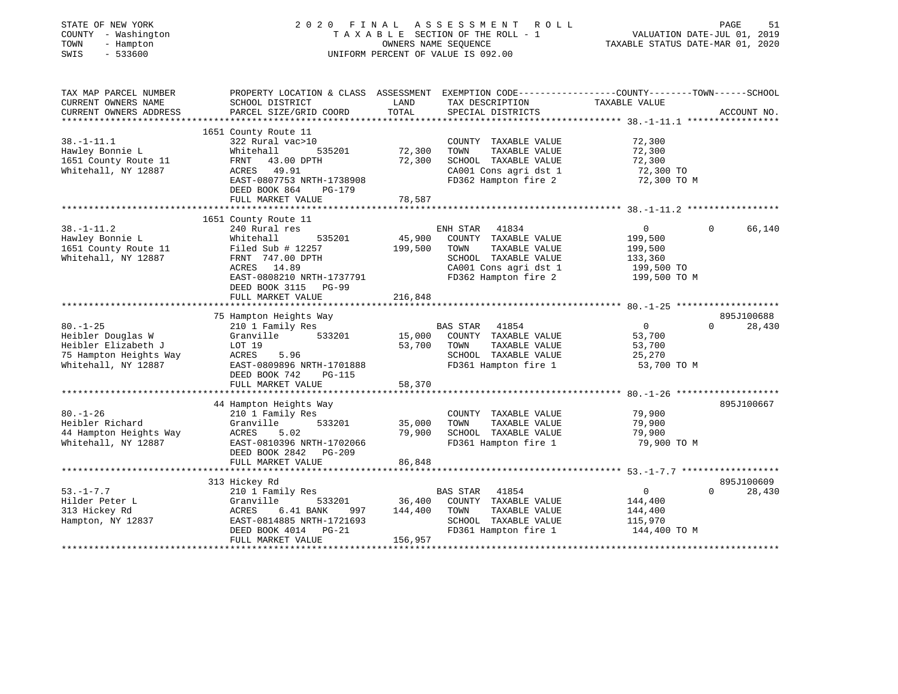STATE OF NEW YORK
COUNTY - Washington
TOWN - Hampton
SWIS - 533600

2020 FINAL ASSESSMENT ROLL
TAXABLE SECTION OF THE ROLL - 1
OWNERS NAME SEQUENCE
UNIFORM PERCENT OF VALUE IS 092.00

VALUATION DATE-JUL 01, 2019
TAXABLE STATUS DATE-MAR 01, 2020

```
TAX MAP PARCEL NUMBER          PROPERTY LOCATION & CLASS  ASSESSMENT  EXEMPTION CODE-----------------COUNTY--------TOWN------SCHOOL
CURRENT OWNERS NAME            SCHOOL DISTRICT               LAND      TAX DESCRIPTION            TAXABLE VALUE
CURRENT OWNERS ADDRESS         PARCEL SIZE/GRID COORD        TOTAL     SPECIAL DISTRICTS                                    ACCOUNT NO.
******************************************************************************************************* 38.-1-11.1 *****************
                               1651 County Route 11
38.-1-11.1                     322 Rural vac>10                        COUNTY  TAXABLE VALUE            72,300
Hawley Bonnie L                Whitehall      535201        72,300     TOWN    TAXABLE VALUE            72,300
1651 County Route 11           FRNT   43.00 DPTH            72,300     SCHOOL  TAXABLE VALUE            72,300
Whitehall, NY 12887            ACRES   49.91                           CA001 Cons agri dst 1             72,300 TO
                               EAST-0807753 NRTH-1738908               FD362 Hampton fire 2              72,300 TO M
                               DEED BOOK 864     PG-179
                               FULL MARKET VALUE            78,587
******************************************************************************************************* 38.-1-11.2 *****************
                               1651 County Route 11
38.-1-11.2                     240 Rural res                            ENH STAR   41834                  0           0      66,140
Hawley Bonnie L                Whitehall      535201        45,900     COUNTY  TAXABLE VALUE           199,500
1651 County Route 11           Filed Sub # 12257           199,500     TOWN    TAXABLE VALUE           199,500
Whitehall, NY 12887            FRNT  747.00 DPTH                       SCHOOL  TAXABLE VALUE           133,360
                               ACRES   14.89                           CA001 Cons agri dst 1            199,500 TO
                               EAST-0808210 NRTH-1737791               FD362 Hampton fire 2             199,500 TO M
                               DEED BOOK 3115    PG-99
                               FULL MARKET VALUE           216,848
******************************************************************************************************* 80.-1-25 *******************
                               75 Hampton Heights Way                                                             895J100688
80.-1-25                       210 1 Family Res                         BAS STAR   41854                  0           0      28,430
Heibler Douglas W              Granville      533201        15,000     COUNTY  TAXABLE VALUE            53,700
Heibler Elizabeth J            LOT 19                       53,700     TOWN    TAXABLE VALUE            53,700
75 Hampton Heights Way         ACRES    5.96                           SCHOOL  TAXABLE VALUE            25,270
Whitehall, NY 12887            EAST-0809896 NRTH-1701888               FD361 Hampton fire 1              53,700 TO M
                               DEED BOOK 742     PG-115
                               FULL MARKET VALUE            58,370
******************************************************************************************************* 80.-1-26 *******************
                               44 Hampton Heights Way                                                             895J100667
80.-1-26                       210 1 Family Res                        COUNTY  TAXABLE VALUE            79,900
Heibler Richard                Granville      533201        35,000     TOWN    TAXABLE VALUE            79,900
44 Hampton Heights Way         ACRES    5.02                79,900     SCHOOL  TAXABLE VALUE            79,900
Whitehall, NY 12887            EAST-0810396 NRTH-1702066               FD361 Hampton fire 1              79,900 TO M
                               DEED BOOK 2842    PG-209
                               FULL MARKET VALUE            86,848
******************************************************************************************************* 53.-1-7.7 ******************
                               313 Hickey Rd                                                                      895J100609
53.-1-7.7                      210 1 Family Res                         BAS STAR   41854                  0           0      28,430
Hilder Peter L                 Granville      533201        36,400     COUNTY  TAXABLE VALUE           144,400
313 Hickey Rd                  ACRES    6.41 BANK    997   144,400     TOWN    TAXABLE VALUE           144,400
Hampton, NY 12837              EAST-0814885 NRTH-1721693               SCHOOL  TAXABLE VALUE           115,970
                               DEED BOOK 4014    PG-21                 FD361 Hampton fire 1             144,400 TO M
                               FULL MARKET VALUE           156,957
************************************************************************************************************************************
```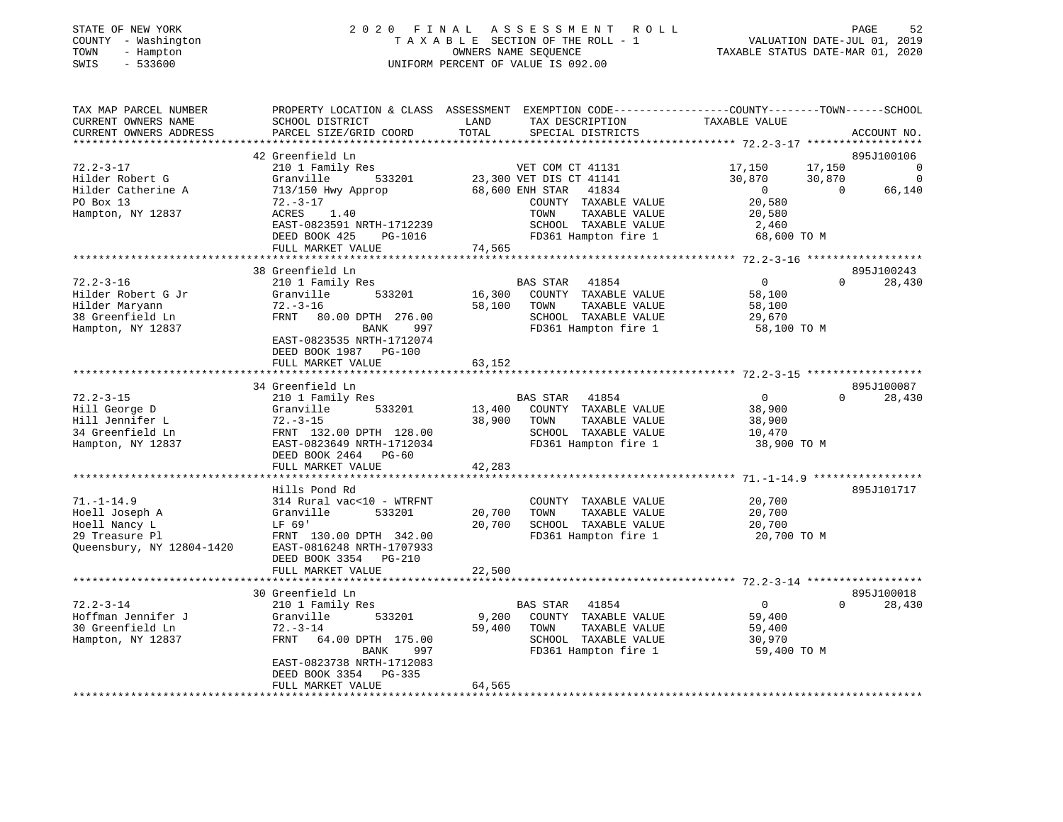STATE OF NEW YORK
COUNTY - Washington
TOWN - Hampton
SWIS - 533600

2020 FINAL ASSESSMENT ROLL
TAXABLE SECTION OF THE ROLL - 1
OWNERS NAME SEQUENCE
UNIFORM PERCENT OF VALUE IS 092.00

VALUATION DATE-JUL 01, 2019
TAXABLE STATUS DATE-MAR 01, 2020

| TAX MAP PARCEL NUMBER / CURRENT OWNERS NAME / CURRENT OWNERS ADDRESS | PROPERTY LOCATION & CLASS / SCHOOL DISTRICT / PARCEL SIZE/GRID COORD | ASSESSMENT LAND / TOTAL | EXEMPTION CODE / TAX DESCRIPTION / SPECIAL DISTRICTS | COUNTY TAXABLE VALUE | TOWN | SCHOOL | ACCOUNT NO. |
|---|---|---|---|---|---|---|---|
| | 42 Greenfield Ln | | | | | | 895J100106 |
| 72.2-3-17 | 210 1 Family Res | | VET COM CT 41131 | 17,150 | 17,150 | 0 | |
| Hilder Robert G | Granville 533201 | 23,300 | VET DIS CT 41141 | 30,870 | 30,870 | 0 | |
| Hilder Catherine A | 713/150 Hwy Approp | 68,600 | ENH STAR 41834 | 0 | 0 | 66,140 | |
| PO Box 13 | 72.-3-17 | | COUNTY TAXABLE VALUE | 20,580 | | | |
| Hampton, NY 12837 | ACRES 1.40 | | TOWN TAXABLE VALUE | 20,580 | | | |
| | EAST-0823591 NRTH-1712239 | | SCHOOL TAXABLE VALUE | 2,460 | | | |
| | DEED BOOK 425 PG-1016 | | FD361 Hampton fire 1 | 68,600 TO M | | | |
| | FULL MARKET VALUE | 74,565 | | | | | |
| | 38 Greenfield Ln | | | | | | 895J100243 |
| 72.2-3-16 | 210 1 Family Res | | BAS STAR 41854 | 0 | 0 | 28,430 | |
| Hilder Robert G Jr | Granville 533201 | 16,300 | COUNTY TAXABLE VALUE | 58,100 | | | |
| Hilder Maryann | 72.-3-16 | 58,100 | TOWN TAXABLE VALUE | 58,100 | | | |
| 38 Greenfield Ln | FRNT 80.00 DPTH 276.00 | | SCHOOL TAXABLE VALUE | 29,670 | | | |
| Hampton, NY 12837 | BANK 997 | | FD361 Hampton fire 1 | 58,100 TO M | | | |
| | EAST-0823535 NRTH-1712074 | | | | | | |
| | DEED BOOK 1987 PG-100 | | | | | | |
| | FULL MARKET VALUE | 63,152 | | | | | |
| | 34 Greenfield Ln | | | | | | 895J100087 |
| 72.2-3-15 | 210 1 Family Res | | BAS STAR 41854 | 0 | 0 | 28,430 | |
| Hill George D | Granville 533201 | 13,400 | COUNTY TAXABLE VALUE | 38,900 | | | |
| Hill Jennifer L | 72.-3-15 | 38,900 | TOWN TAXABLE VALUE | 38,900 | | | |
| 34 Greenfield Ln | FRNT 132.00 DPTH 128.00 | | SCHOOL TAXABLE VALUE | 10,470 | | | |
| Hampton, NY 12837 | EAST-0823649 NRTH-1712034 | | FD361 Hampton fire 1 | 38,900 TO M | | | |
| | DEED BOOK 2464 PG-60 | | | | | | |
| | FULL MARKET VALUE | 42,283 | | | | | |
| | Hills Pond Rd | | | | | | 895J101717 |
| 71.-1-14.9 | 314 Rural vac<10 - WTRFNT | | COUNTY TAXABLE VALUE | 20,700 | | | |
| Hoell Joseph A | Granville 533201 | 20,700 | TOWN TAXABLE VALUE | 20,700 | | | |
| Hoell Nancy L | LF 69' | 20,700 | SCHOOL TAXABLE VALUE | 20,700 | | | |
| 29 Treasure Pl | FRNT 130.00 DPTH 342.00 | | FD361 Hampton fire 1 | 20,700 TO M | | | |
| Queensbury, NY 12804-1420 | EAST-0816248 NRTH-1707933 | | | | | | |
| | DEED BOOK 3354 PG-210 | | | | | | |
| | FULL MARKET VALUE | 22,500 | | | | | |
| | 30 Greenfield Ln | | | | | | 895J100018 |
| 72.2-3-14 | 210 1 Family Res | | BAS STAR 41854 | 0 | 0 | 28,430 | |
| Hoffman Jennifer J | Granville 533201 | 9,200 | COUNTY TAXABLE VALUE | 59,400 | | | |
| 30 Greenfield Ln | 72.-3-14 | 59,400 | TOWN TAXABLE VALUE | 59,400 | | | |
| Hampton, NY 12837 | FRNT 64.00 DPTH 175.00 | | SCHOOL TAXABLE VALUE | 30,970 | | | |
| | BANK 997 | | FD361 Hampton fire 1 | 59,400 TO M | | | |
| | EAST-0823738 NRTH-1712083 | | | | | | |
| | DEED BOOK 3354 PG-335 | | | | | | |
| | FULL MARKET VALUE | 64,565 | | | | | |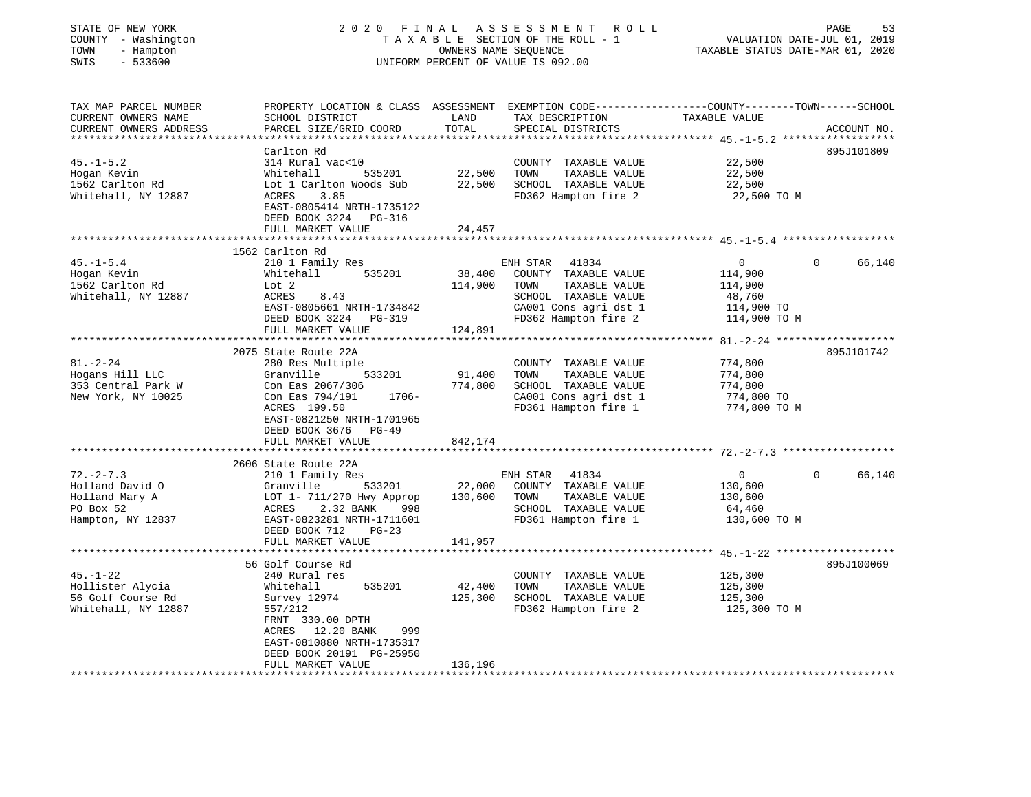STATE OF NEW YORK
COUNTY - Washington
TOWN - Hampton
SWIS - 533600

2020 FINAL ASSESSMENT ROLL
TAXABLE SECTION OF THE ROLL - 1
OWNERS NAME SEQUENCE
UNIFORM PERCENT OF VALUE IS 092.00

VALUATION DATE-JUL 01, 2019
TAXABLE STATUS DATE-MAR 01, 2020

| TAX MAP PARCEL NUMBER / CURRENT OWNERS NAME / CURRENT OWNERS ADDRESS | PROPERTY LOCATION & CLASS / SCHOOL DISTRICT / PARCEL SIZE/GRID COORD | ASSESSMENT LAND / TOTAL | EXEMPTION CODE / TAX DESCRIPTION / SPECIAL DISTRICTS | COUNTY TAXABLE VALUE | TOWN | SCHOOL | ACCOUNT NO. |
|---|---|---|---|---|---|---|---|
| 45.-1-5.2 | Carlton Rd | | | | | | 895J101809 |
| Hogan Kevin | 314 Rural vac<10 | | COUNTY TAXABLE VALUE | 22,500 | | | |
| 1562 Carlton Rd | Whitehall 535201 | 22,500 | TOWN TAXABLE VALUE | 22,500 | | | |
| Whitehall, NY 12887 | Lot 1 Carlton Woods Sub | 22,500 | SCHOOL TAXABLE VALUE | 22,500 | | | |
| | ACRES 3.85 | | FD362 Hampton fire 2 | 22,500 TO M | | | |
| | EAST-0805414 NRTH-1735122 | | | | | | |
| | DEED BOOK 3224 PG-316 | | | | | | |
| | FULL MARKET VALUE | 24,457 | | | | | |
| 45.-1-5.4 | 1562 Carlton Rd | | | | | | |
| Hogan Kevin | 210 1 Family Res | | ENH STAR 41834 | 0 | 0 | 66,140 | |
| 1562 Carlton Rd | Whitehall 535201 | 38,400 | COUNTY TAXABLE VALUE | 114,900 | | | |
| Whitehall, NY 12887 | Lot 2 | 114,900 | TOWN TAXABLE VALUE | 114,900 | | | |
| | ACRES 8.43 | | SCHOOL TAXABLE VALUE | 48,760 | | | |
| | EAST-0805661 NRTH-1734842 | | CA001 Cons agri dst 1 | 114,900 TO | | | |
| | DEED BOOK 3224 PG-319 | | FD362 Hampton fire 2 | 114,900 TO M | | | |
| | FULL MARKET VALUE | 124,891 | | | | | |
| 81.-2-24 | 2075 State Route 22A | | | | | | 895J101742 |
| Hogans Hill LLC | 280 Res Multiple | | COUNTY TAXABLE VALUE | 774,800 | | | |
| 353 Central Park W | Granville 533201 | 91,400 | TOWN TAXABLE VALUE | 774,800 | | | |
| New York, NY 10025 | Con Eas 2067/306 | 774,800 | SCHOOL TAXABLE VALUE | 774,800 | | | |
| | Con Eas 794/191 1706- | | CA001 Cons agri dst 1 | 774,800 TO | | | |
| | ACRES 199.50 | | FD361 Hampton fire 1 | 774,800 TO M | | | |
| | EAST-0821250 NRTH-1701965 | | | | | | |
| | DEED BOOK 3676 PG-49 | | | | | | |
| | FULL MARKET VALUE | 842,174 | | | | | |
| 72.-2-7.3 | 2606 State Route 22A | | | | | | |
| Holland David O | 210 1 Family Res | | ENH STAR 41834 | 0 | 0 | 66,140 | |
| Holland Mary A | Granville 533201 | 22,000 | COUNTY TAXABLE VALUE | 130,600 | | | |
| PO Box 52 | LOT 1- 711/270 Hwy Approp | 130,600 | TOWN TAXABLE VALUE | 130,600 | | | |
| Hampton, NY 12837 | ACRES 2.32 BANK 998 | | SCHOOL TAXABLE VALUE | 64,460 | | | |
| | EAST-0823281 NRTH-1711601 | | FD361 Hampton fire 1 | 130,600 TO M | | | |
| | DEED BOOK 712 PG-23 | | | | | | |
| | FULL MARKET VALUE | 141,957 | | | | | |
| 45.-1-22 | 56 Golf Course Rd | | | | | | 895J100069 |
| Hollister Alycia | 240 Rural res | | COUNTY TAXABLE VALUE | 125,300 | | | |
| 56 Golf Course Rd | Whitehall 535201 | 42,400 | TOWN TAXABLE VALUE | 125,300 | | | |
| Whitehall, NY 12887 | Survey 12974 | 125,300 | SCHOOL TAXABLE VALUE | 125,300 | | | |
| | 557/212 | | FD362 Hampton fire 2 | 125,300 TO M | | | |
| | FRNT 330.00 DPTH | | | | | | |
| | ACRES 12.20 BANK 999 | | | | | | |
| | EAST-0810880 NRTH-1735317 | | | | | | |
| | DEED BOOK 20191 PG-25950 | | | | | | |
| | FULL MARKET VALUE | 136,196 | | | | | |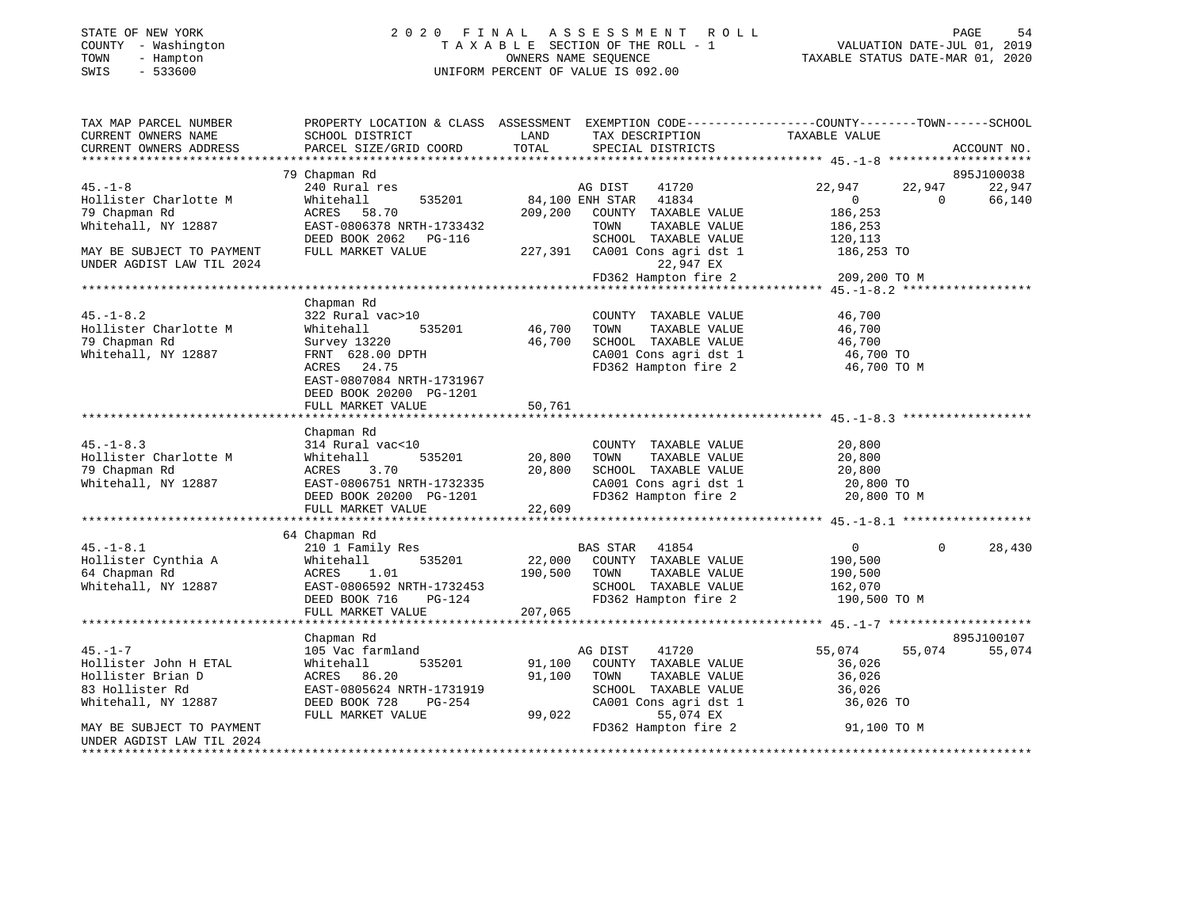STATE OF NEW YORK
COUNTY - Washington
TOWN - Hampton
SWIS - 533600

2020 FINAL ASSESSMENT ROLL
TAXABLE SECTION OF THE ROLL - 1
OWNERS NAME SEQUENCE
UNIFORM PERCENT OF VALUE IS 092.00

VALUATION DATE-JUL 01, 2019
TAXABLE STATUS DATE-MAR 01, 2020

| TAX MAP PARCEL NUMBER / CURRENT OWNERS NAME / CURRENT OWNERS ADDRESS | PROPERTY LOCATION & CLASS / SCHOOL DISTRICT / PARCEL SIZE/GRID COORD | ASSESSMENT LAND / TOTAL | EXEMPTION CODE / TAX DESCRIPTION / SPECIAL DISTRICTS | COUNTY TAXABLE VALUE | TOWN | SCHOOL / ACCOUNT NO. |
|---|---|---|---|---|---|---|
| 45.-1-8 | 79 Chapman Rd | | | | | 895J100038 |
| | 240 Rural res | | AG DIST 41720 | 22,947 | 22,947 | 22,947 |
| Hollister Charlotte M | Whitehall 535201 | 84,100 | ENH STAR 41834 | 0 | 0 | 66,140 |
| 79 Chapman Rd | ACRES 58.70 | 209,200 | COUNTY TAXABLE VALUE | 186,253 | | |
| Whitehall, NY 12887 | EAST-0806378 NRTH-1733432 | | TOWN TAXABLE VALUE | 186,253 | | |
| | DEED BOOK 2062 PG-116 | | SCHOOL TAXABLE VALUE | 120,113 | | |
| MAY BE SUBJECT TO PAYMENT | FULL MARKET VALUE | 227,391 | CA001 Cons agri dst 1 | 186,253 TO | | |
| UNDER AGDIST LAW TIL 2024 | | | 22,947 EX | | | |
| | | | FD362 Hampton fire 2 | 209,200 TO M | | |
| 45.-1-8.2 | Chapman Rd | | | | | |
| | 322 Rural vac>10 | | COUNTY TAXABLE VALUE | 46,700 | | |
| Hollister Charlotte M | Whitehall 535201 | 46,700 | TOWN TAXABLE VALUE | 46,700 | | |
| 79 Chapman Rd | Survey 13220 | 46,700 | SCHOOL TAXABLE VALUE | 46,700 | | |
| Whitehall, NY 12887 | FRNT 628.00 DPTH | | CA001 Cons agri dst 1 | 46,700 TO | | |
| | ACRES 24.75 | | FD362 Hampton fire 2 | 46,700 TO M | | |
| | EAST-0807084 NRTH-1731967 | | | | | |
| | DEED BOOK 20200 PG-1201 | | | | | |
| | FULL MARKET VALUE | 50,761 | | | | |
| 45.-1-8.3 | Chapman Rd | | | | | |
| | 314 Rural vac<10 | | COUNTY TAXABLE VALUE | 20,800 | | |
| Hollister Charlotte M | Whitehall 535201 | 20,800 | TOWN TAXABLE VALUE | 20,800 | | |
| 79 Chapman Rd | ACRES 3.70 | 20,800 | SCHOOL TAXABLE VALUE | 20,800 | | |
| Whitehall, NY 12887 | EAST-0806751 NRTH-1732335 | | CA001 Cons agri dst 1 | 20,800 TO | | |
| | DEED BOOK 20200 PG-1201 | | FD362 Hampton fire 2 | 20,800 TO M | | |
| | FULL MARKET VALUE | 22,609 | | | | |
| 45.-1-8.1 | 64 Chapman Rd | | | | | |
| | 210 1 Family Res | | BAS STAR 41854 | 0 | 0 | 28,430 |
| Hollister Cynthia A | Whitehall 535201 | 22,000 | COUNTY TAXABLE VALUE | 190,500 | | |
| 64 Chapman Rd | ACRES 1.01 | 190,500 | TOWN TAXABLE VALUE | 190,500 | | |
| Whitehall, NY 12887 | EAST-0806592 NRTH-1732453 | | SCHOOL TAXABLE VALUE | 162,070 | | |
| | DEED BOOK 716 PG-124 | | FD362 Hampton fire 2 | 190,500 TO M | | |
| | FULL MARKET VALUE | 207,065 | | | | |
| 45.-1-7 | Chapman Rd | | | | | 895J100107 |
| | 105 Vac farmland | | AG DIST 41720 | 55,074 | 55,074 | 55,074 |
| Hollister John H ETAL | Whitehall 535201 | 91,100 | COUNTY TAXABLE VALUE | 36,026 | | |
| Hollister Brian D | ACRES 86.20 | 91,100 | TOWN TAXABLE VALUE | 36,026 | | |
| 83 Hollister Rd | EAST-0805624 NRTH-1731919 | | SCHOOL TAXABLE VALUE | 36,026 | | |
| Whitehall, NY 12887 | DEED BOOK 728 PG-254 | | CA001 Cons agri dst 1 | 36,026 TO | | |
| | FULL MARKET VALUE | 99,022 | 55,074 EX | | | |
| MAY BE SUBJECT TO PAYMENT | | | FD362 Hampton fire 2 | 91,100 TO M | | |
| UNDER AGDIST LAW TIL 2024 | | | | | | |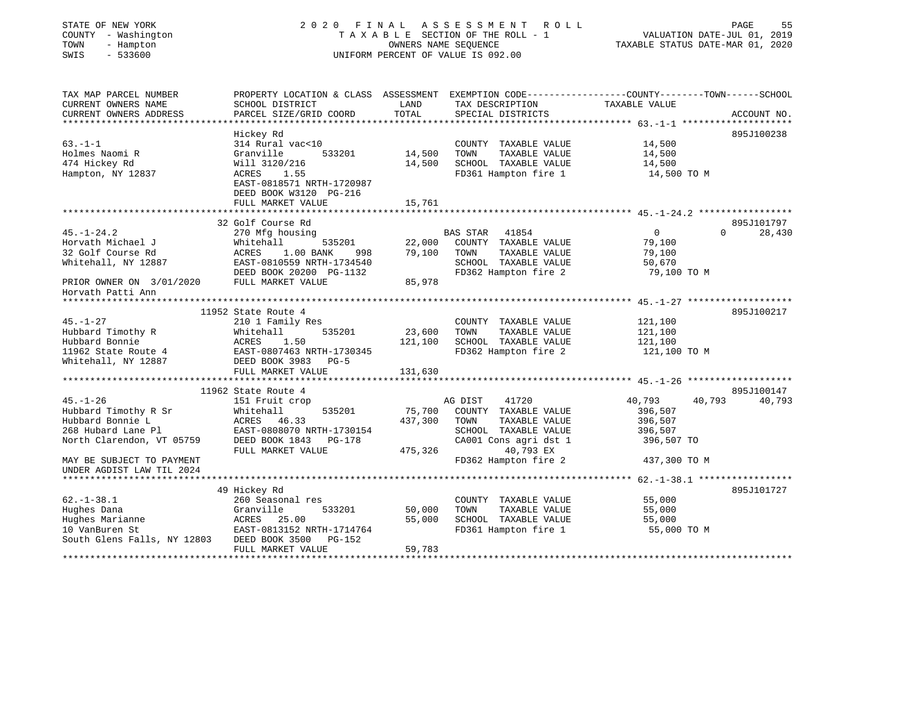STATE OF NEW YORK
COUNTY - Washington
TOWN - Hampton
SWIS - 533600

# 2020 FINAL ASSESSMENT ROLL

TAXABLE SECTION OF THE ROLL - 1
OWNERS NAME SEQUENCE
UNIFORM PERCENT OF VALUE IS 092.00

VALUATION DATE-JUL 01, 2019
TAXABLE STATUS DATE-MAR 01, 2020

| TAX MAP PARCEL NUMBER / CURRENT OWNERS NAME / CURRENT OWNERS ADDRESS | PROPERTY LOCATION & CLASS / SCHOOL DISTRICT / PARCEL SIZE/GRID COORD | ASSESSMENT LAND | ASSESSMENT TOTAL | EXEMPTION CODE / TAX DESCRIPTION / SPECIAL DISTRICTS | COUNTY TAXABLE VALUE | TOWN | SCHOOL | ACCOUNT NO. |
|---|---|---|---|---|---|---|---|---|
| **63.-1-1** | Hickey Rd | | | | | | | 895J100238 |
| Holmes Naomi R | 314 Rural vac<10 | | | COUNTY TAXABLE VALUE | 14,500 | | | |
| 474 Hickey Rd | Granville 533201 | 14,500 | | TOWN TAXABLE VALUE | 14,500 | | | |
| Hampton, NY 12837 | Will 3120/216 | | 14,500 | SCHOOL TAXABLE VALUE | 14,500 | | | |
| | ACRES 1.55 | | | FD361 Hampton fire 1 | 14,500 TO M | | | |
| | EAST-0818571 NRTH-1720987 | | | | | | | |
| | DEED BOOK W3120 PG-216 | | | | | | | |
| | FULL MARKET VALUE | | 15,761 | | | | | |
| **45.-1-24.2** | 32 Golf Course Rd | | | | | | | 895J101797 |
| Horvath Michael J | 270 Mfg housing | | | BAS STAR 41854 | 0 | 0 | 28,430 | |
| 32 Golf Course Rd | Whitehall 535201 | 22,000 | | COUNTY TAXABLE VALUE | 79,100 | | | |
| Whitehall, NY 12887 | ACRES 1.00 BANK 998 | | 79,100 | TOWN TAXABLE VALUE | 79,100 | | | |
| | EAST-0810559 NRTH-1734540 | | | SCHOOL TAXABLE VALUE | 50,670 | | | |
| | DEED BOOK 20200 PG-1132 | | | FD362 Hampton fire 2 | 79,100 TO M | | | |
| PRIOR OWNER ON 3/01/2020 | FULL MARKET VALUE | | 85,978 | | | | | |
| Horvath Patti Ann | | | | | | | | |
| **45.-1-27** | 11952 State Route 4 | | | | | | | 895J100217 |
| Hubbard Timothy R | 210 1 Family Res | | | COUNTY TAXABLE VALUE | 121,100 | | | |
| Hubbard Bonnie | Whitehall 535201 | 23,600 | | TOWN TAXABLE VALUE | 121,100 | | | |
| 11962 State Route 4 | ACRES 1.50 | | 121,100 | SCHOOL TAXABLE VALUE | 121,100 | | | |
| Whitehall, NY 12887 | EAST-0807463 NRTH-1730345 | | | FD362 Hampton fire 2 | 121,100 TO M | | | |
| | DEED BOOK 3983 PG-5 | | | | | | | |
| | FULL MARKET VALUE | | 131,630 | | | | | |
| **45.-1-26** | 11962 State Route 4 | | | | | | | 895J100147 |
| Hubbard Timothy R Sr | 151 Fruit crop | | | AG DIST 41720 | 40,793 | 40,793 | 40,793 | |
| Hubbard Bonnie L | Whitehall 535201 | 75,700 | | COUNTY TAXABLE VALUE | 396,507 | | | |
| 268 Hubard Lane Pl | ACRES 46.33 | | 437,300 | TOWN TAXABLE VALUE | 396,507 | | | |
| North Clarendon, VT 05759 | EAST-0808070 NRTH-1730154 | | | SCHOOL TAXABLE VALUE | 396,507 | | | |
| | DEED BOOK 1843 PG-178 | | | CA001 Cons agri dst 1 | 396,507 TO | | | |
| | FULL MARKET VALUE | | 475,326 | 40,793 EX | | | | |
| MAY BE SUBJECT TO PAYMENT | | | | FD362 Hampton fire 2 | 437,300 TO M | | | |
| UNDER AGDIST LAW TIL 2024 | | | | | | | | |
| **62.-1-38.1** | 49 Hickey Rd | | | | | | | 895J101727 |
| Hughes Dana | 260 Seasonal res | | | COUNTY TAXABLE VALUE | 55,000 | | | |
| Hughes Marianne | Granville 533201 | 50,000 | | TOWN TAXABLE VALUE | 55,000 | | | |
| 10 VanBuren St | ACRES 25.00 | | 55,000 | SCHOOL TAXABLE VALUE | 55,000 | | | |
| South Glens Falls, NY 12803 | EAST-0813152 NRTH-1714764 | | | FD361 Hampton fire 1 | 55,000 TO M | | | |
| | DEED BOOK 3500 PG-152 | | | | | | | |
| | FULL MARKET VALUE | | 59,783 | | | | | |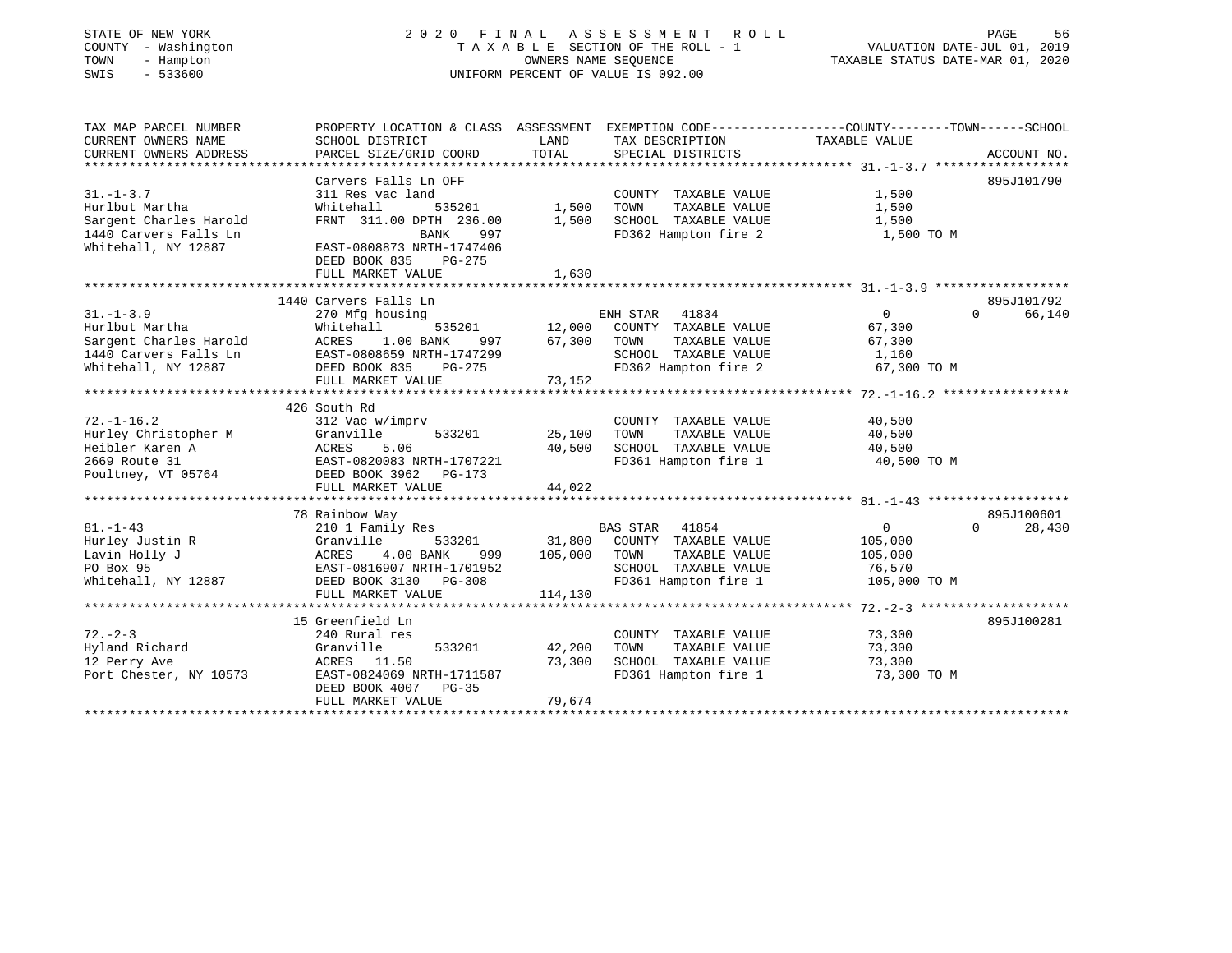STATE OF NEW YORK
COUNTY - Washington
TOWN - Hampton
SWIS - 533600

2020 FINAL ASSESSMENT ROLL
TAXABLE SECTION OF THE ROLL - 1
OWNERS NAME SEQUENCE
UNIFORM PERCENT OF VALUE IS 092.00

VALUATION DATE-JUL 01, 2019
TAXABLE STATUS DATE-MAR 01, 2020

| TAX MAP PARCEL NUMBER / CURRENT OWNERS NAME / CURRENT OWNERS ADDRESS | PROPERTY LOCATION & CLASS / SCHOOL DISTRICT / PARCEL SIZE/GRID COORD | ASSESSMENT LAND | TOTAL | EXEMPTION CODE / TAX DESCRIPTION / SPECIAL DISTRICTS | COUNTY | TOWN | SCHOOL | ACCOUNT NO. |
|---|---|---|---|---|---|---|---|---|
| **31.-1-3.7** | Carvers Falls Ln OFF | | | | | | | 895J101790 |
| 31.-1-3.7 | 311 Res vac land | | | COUNTY TAXABLE VALUE | 1,500 | | | |
| Hurlbut Martha | Whitehall 535201 | 1,500 | | TOWN TAXABLE VALUE | | 1,500 | | |
| Sargent Charles Harold | FRNT 311.00 DPTH 236.00 | | 1,500 | SCHOOL TAXABLE VALUE | | | 1,500 | |
| 1440 Carvers Falls Ln | BANK 997 | | | FD362 Hampton fire 2 | 1,500 TO M | | | |
| Whitehall, NY 12887 | EAST-0808873 NRTH-1747406 | | | | | | | |
| | DEED BOOK 835 PG-275 | | | | | | | |
| | FULL MARKET VALUE | | 1,630 | | | | | |
| **31.-1-3.9** | 1440 Carvers Falls Ln | | | | | | | 895J101792 |
| 31.-1-3.9 | 270 Mfg housing | | | ENH STAR 41834 | 0 | 0 | 66,140 | |
| Hurlbut Martha | Whitehall 535201 | 12,000 | | COUNTY TAXABLE VALUE | 67,300 | | | |
| Sargent Charles Harold | ACRES 1.00 BANK 997 | | 67,300 | TOWN TAXABLE VALUE | | 67,300 | | |
| 1440 Carvers Falls Ln | EAST-0808659 NRTH-1747299 | | | SCHOOL TAXABLE VALUE | | | 1,160 | |
| Whitehall, NY 12887 | DEED BOOK 835 PG-275 | | | FD362 Hampton fire 2 | 67,300 TO M | | | |
| | FULL MARKET VALUE | | 73,152 | | | | | |
| **72.-1-16.2** | 426 South Rd | | | | | | | |
| 72.-1-16.2 | 312 Vac w/imprv | | | COUNTY TAXABLE VALUE | 40,500 | | | |
| Hurley Christopher M | Granville 533201 | 25,100 | | TOWN TAXABLE VALUE | | 40,500 | | |
| Heibler Karen A | ACRES 5.06 | | 40,500 | SCHOOL TAXABLE VALUE | | | 40,500 | |
| 2669 Route 31 | EAST-0820083 NRTH-1707221 | | | FD361 Hampton fire 1 | 40,500 TO M | | | |
| Poultney, VT 05764 | DEED BOOK 3962 PG-173 | | | | | | | |
| | FULL MARKET VALUE | | 44,022 | | | | | |
| **81.-1-43** | 78 Rainbow Way | | | | | | | 895J100601 |
| 81.-1-43 | 210 1 Family Res | | | BAS STAR 41854 | 0 | 0 | 28,430 | |
| Hurley Justin R | Granville 533201 | 31,800 | | COUNTY TAXABLE VALUE | 105,000 | | | |
| Lavin Holly J | ACRES 4.00 BANK 999 | | 105,000 | TOWN TAXABLE VALUE | | 105,000 | | |
| PO Box 95 | EAST-0816907 NRTH-1701952 | | | SCHOOL TAXABLE VALUE | | | 76,570 | |
| Whitehall, NY 12887 | DEED BOOK 3130 PG-308 | | | FD361 Hampton fire 1 | 105,000 TO M | | | |
| | FULL MARKET VALUE | | 114,130 | | | | | |
| **72.-2-3** | 15 Greenfield Ln | | | | | | | 895J100281 |
| 72.-2-3 | 240 Rural res | | | COUNTY TAXABLE VALUE | 73,300 | | | |
| Hyland Richard | Granville 533201 | 42,200 | | TOWN TAXABLE VALUE | | 73,300 | | |
| 12 Perry Ave | ACRES 11.50 | | 73,300 | SCHOOL TAXABLE VALUE | | | 73,300 | |
| Port Chester, NY 10573 | EAST-0824069 NRTH-1711587 | | | FD361 Hampton fire 1 | 73,300 TO M | | | |
| | DEED BOOK 4007 PG-35 | | | | | | | |
| | FULL MARKET VALUE | | 79,674 | | | | | |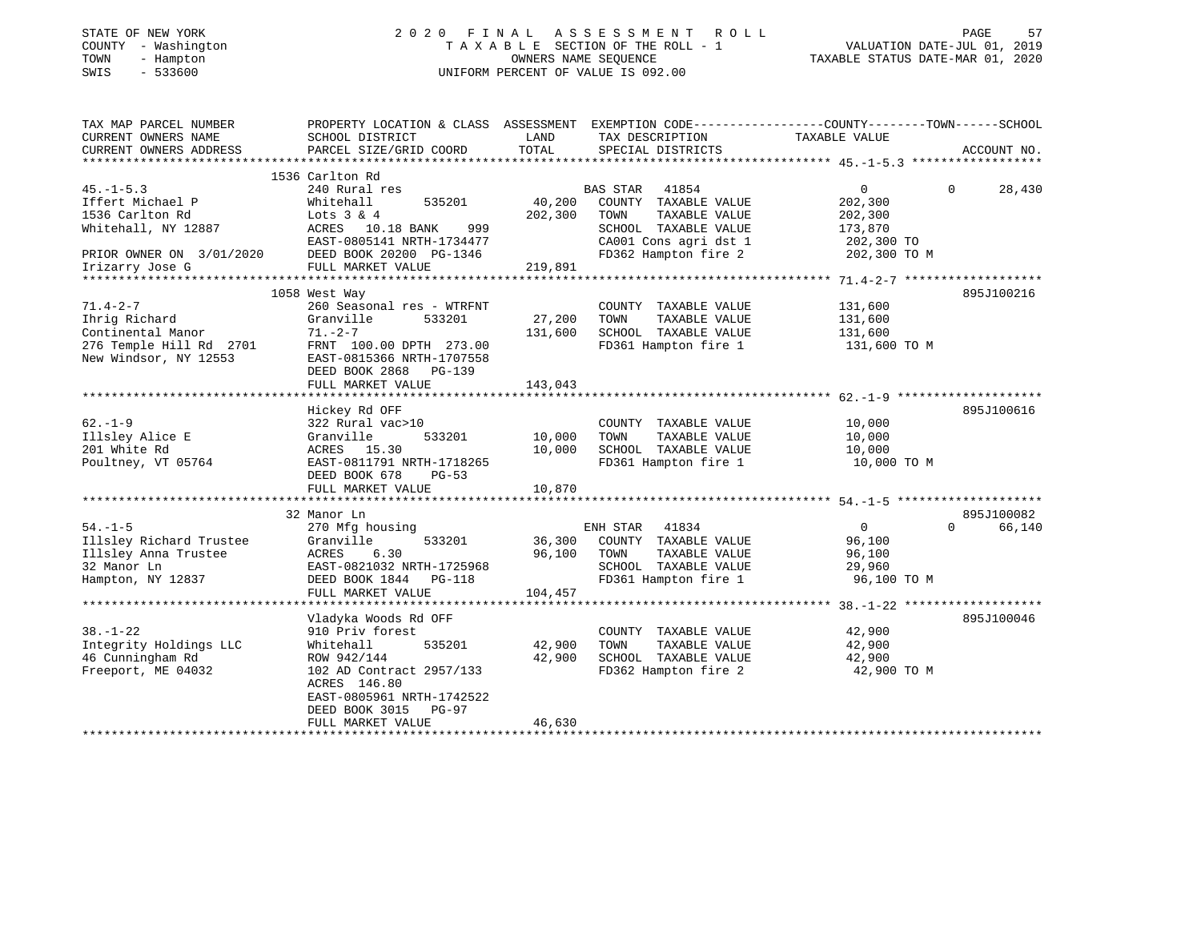STATE OF NEW YORK
COUNTY - Washington
TOWN - Hampton
SWIS - 533600

2020 FINAL ASSESSMENT ROLL
TAXABLE SECTION OF THE ROLL - 1
OWNERS NAME SEQUENCE
UNIFORM PERCENT OF VALUE IS 092.00

VALUATION DATE-JUL 01, 2019
TAXABLE STATUS DATE-MAR 01, 2020

```
TAX MAP PARCEL NUMBER          PROPERTY LOCATION & CLASS  ASSESSMENT  EXEMPTION CODE------------------COUNTY--------TOWN------SCHOOL
CURRENT OWNERS NAME            SCHOOL DISTRICT               LAND      TAX DESCRIPTION              TAXABLE VALUE
CURRENT OWNERS ADDRESS         PARCEL SIZE/GRID COORD        TOTAL     SPECIAL DISTRICTS                                    ACCOUNT NO.
******************************************************************************************************* 45.-1-5.3 ******************
                               1536 Carlton Rd
45.-1-5.3                      240 Rural res                           BAS STAR  41854                  0            0      28,430
Iffert Michael P               Whitehall        535201       40,200    COUNTY  TAXABLE VALUE         202,300
1536 Carlton Rd                Lots 3 & 4                   202,300    TOWN    TAXABLE VALUE         202,300
Whitehall, NY 12887            ACRES   10.18 BANK     999              SCHOOL  TAXABLE VALUE         173,870
                               EAST-0805141 NRTH-1734477               CA001 Cons agri dst 1          202,300 TO
PRIOR OWNER ON 3/01/2020       DEED BOOK 20200 PG-1346                 FD362 Hampton fire 2           202,300 TO M
Irizarry Jose G                FULL MARKET VALUE            219,891
******************************************************************************************************* 71.4-2-7 *******************
                               1058 West Way                                                                         895J100216
71.4-2-7                       260 Seasonal res - WTRFNT               COUNTY  TAXABLE VALUE         131,600
Ihrig Richard                  Granville        533201       27,200    TOWN    TAXABLE VALUE         131,600
Continental Manor              71.-2-7                      131,600    SCHOOL  TAXABLE VALUE         131,600
276 Temple Hill Rd  2701       FRNT 100.00 DPTH 273.00                 FD361 Hampton fire 1           131,600 TO M
New Windsor, NY 12553          EAST-0815366 NRTH-1707558
                               DEED BOOK 2868   PG-139
                               FULL MARKET VALUE            143,043
******************************************************************************************************* 62.-1-9 ********************
                               Hickey Rd OFF                                                                         895J100616
62.-1-9                        322 Rural vac>10                        COUNTY  TAXABLE VALUE          10,000
Illsley Alice E                Granville        533201       10,000    TOWN    TAXABLE VALUE          10,000
201 White Rd                   ACRES   15.30                 10,000    SCHOOL  TAXABLE VALUE          10,000
Poultney, VT 05764             EAST-0811791 NRTH-1718265               FD361 Hampton fire 1            10,000 TO M
                               DEED BOOK 678    PG-53
                               FULL MARKET VALUE             10,870
******************************************************************************************************* 54.-1-5 ********************
                               32 Manor Ln                                                                           895J100082
54.-1-5                        270 Mfg housing                         ENH STAR  41834                  0            0      66,140
Illsley Richard Trustee        Granville        533201       36,300    COUNTY  TAXABLE VALUE          96,100
Illsley Anna Trustee           ACRES    6.30                 96,100    TOWN    TAXABLE VALUE          96,100
32 Manor Ln                    EAST-0821032 NRTH-1725968               SCHOOL  TAXABLE VALUE          29,960
Hampton, NY 12837              DEED BOOK 1844   PG-118                 FD361 Hampton fire 1            96,100 TO M
                               FULL MARKET VALUE            104,457
******************************************************************************************************* 38.-1-22 *******************
                               Vladyka Woods Rd OFF                                                                  895J100046
38.-1-22                       910 Priv forest                         COUNTY  TAXABLE VALUE          42,900
Integrity Holdings LLC         Whitehall        535201       42,900    TOWN    TAXABLE VALUE          42,900
46 Cunningham Rd               ROW 942/144                   42,900    SCHOOL  TAXABLE VALUE          42,900
Freeport, ME 04032             102 AD Contract 2957/133                FD362 Hampton fire 2            42,900 TO M
                               ACRES  146.80
                               EAST-0805961 NRTH-1742522
                               DEED BOOK 3015   PG-97
                               FULL MARKET VALUE             46,630
************************************************************************************************************************************
```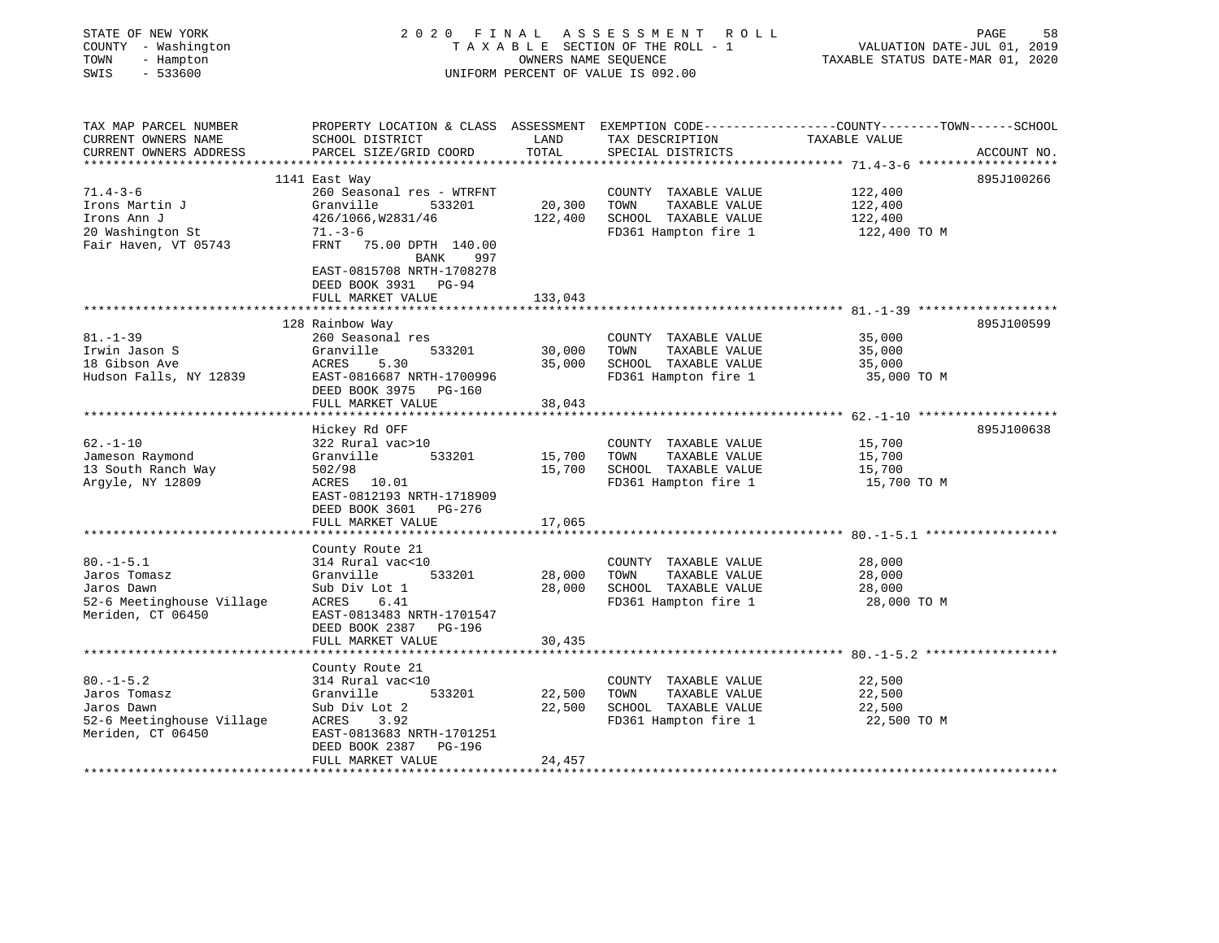STATE OF NEW YORK — 2020 FINAL ASSESSMENT ROLL
COUNTY - Washington — TAXABLE SECTION OF THE ROLL - 1 — VALUATION DATE-JUL 01, 2019
TOWN - Hampton — OWNERS NAME SEQUENCE — TAXABLE STATUS DATE-MAR 01, 2020
SWIS - 533600 — UNIFORM PERCENT OF VALUE IS 092.00

| TAX MAP PARCEL NUMBER / CURRENT OWNERS NAME / CURRENT OWNERS ADDRESS | PROPERTY LOCATION & CLASS / SCHOOL DISTRICT / PARCEL SIZE/GRID COORD | ASSESSMENT LAND | TOTAL | EXEMPTION CODE / TAX DESCRIPTION / SPECIAL DISTRICTS | TAXABLE VALUE (COUNTY / TOWN / SCHOOL) | ACCOUNT NO. |
|---|---|---|---|---|---|---|
| 71.4-3-6 | 1141 East Way | | | | | 895J100266 |
| Irons Martin J | 260 Seasonal res - WTRFNT | | | COUNTY TAXABLE VALUE | 122,400 | |
| Irons Ann J | Granville 533201 | 20,300 | | TOWN TAXABLE VALUE | 122,400 | |
| 20 Washington St | 426/1066,W2831/46 | | 122,400 | SCHOOL TAXABLE VALUE | 122,400 | |
| Fair Haven, VT 05743 | 71.-3-6 | | | FD361 Hampton fire 1 | 122,400 TO M | |
| | FRNT 75.00 DPTH 140.00 BANK 997 | | | | | |
| | EAST-0815708 NRTH-1708278 | | | | | |
| | DEED BOOK 3931 PG-94 | | | | | |
| | FULL MARKET VALUE | | 133,043 | | | |
| 81.-1-39 | 128 Rainbow Way | | | | | 895J100599 |
| Irwin Jason S | 260 Seasonal res | | | COUNTY TAXABLE VALUE | 35,000 | |
| 18 Gibson Ave | Granville 533201 | 30,000 | | TOWN TAXABLE VALUE | 35,000 | |
| Hudson Falls, NY 12839 | ACRES 5.30 | | 35,000 | SCHOOL TAXABLE VALUE | 35,000 | |
| | EAST-0816687 NRTH-1700996 | | | FD361 Hampton fire 1 | 35,000 TO M | |
| | DEED BOOK 3975 PG-160 | | | | | |
| | FULL MARKET VALUE | | 38,043 | | | |
| 62.-1-10 | Hickey Rd OFF | | | | | 895J100638 |
| Jameson Raymond | 322 Rural vac>10 | | | COUNTY TAXABLE VALUE | 15,700 | |
| 13 South Ranch Way | Granville 533201 | 15,700 | | TOWN TAXABLE VALUE | 15,700 | |
| Argyle, NY 12809 | 502/98 | | 15,700 | SCHOOL TAXABLE VALUE | 15,700 | |
| | ACRES 10.01 | | | FD361 Hampton fire 1 | 15,700 TO M | |
| | EAST-0812193 NRTH-1718909 | | | | | |
| | DEED BOOK 3601 PG-276 | | | | | |
| | FULL MARKET VALUE | | 17,065 | | | |
| 80.-1-5.1 | County Route 21 | | | | | |
| Jaros Tomasz | 314 Rural vac<10 | | | COUNTY TAXABLE VALUE | 28,000 | |
| Jaros Dawn | Granville 533201 | 28,000 | | TOWN TAXABLE VALUE | 28,000 | |
| 52-6 Meetinghouse Village | Sub Div Lot 1 | | 28,000 | SCHOOL TAXABLE VALUE | 28,000 | |
| Meriden, CT 06450 | ACRES 6.41 | | | FD361 Hampton fire 1 | 28,000 TO M | |
| | EAST-0813483 NRTH-1701547 | | | | | |
| | DEED BOOK 2387 PG-196 | | | | | |
| | FULL MARKET VALUE | | 30,435 | | | |
| 80.-1-5.2 | County Route 21 | | | | | |
| Jaros Tomasz | 314 Rural vac<10 | | | COUNTY TAXABLE VALUE | 22,500 | |
| Jaros Dawn | Granville 533201 | 22,500 | | TOWN TAXABLE VALUE | 22,500 | |
| 52-6 Meetinghouse Village | Sub Div Lot 2 | | 22,500 | SCHOOL TAXABLE VALUE | 22,500 | |
| Meriden, CT 06450 | ACRES 3.92 | | | FD361 Hampton fire 1 | 22,500 TO M | |
| | EAST-0813683 NRTH-1701251 | | | | | |
| | DEED BOOK 2387 PG-196 | | | | | |
| | FULL MARKET VALUE | | 24,457 | | | |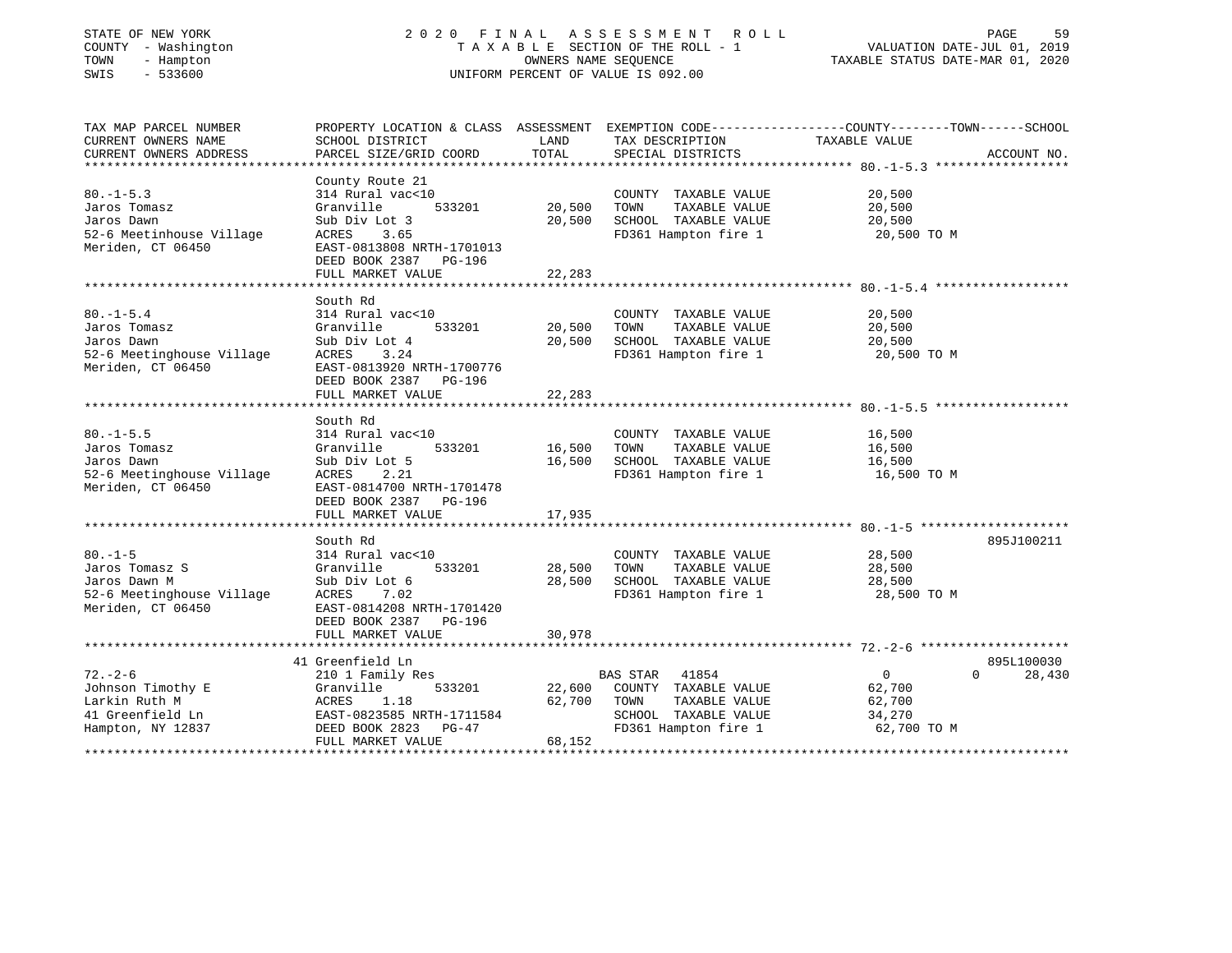STATE OF NEW YORK
COUNTY - Washington
TOWN - Hampton
SWIS - 533600

2020 FINAL ASSESSMENT ROLL
TAXABLE SECTION OF THE ROLL - 1
OWNERS NAME SEQUENCE
UNIFORM PERCENT OF VALUE IS 092.00

VALUATION DATE-JUL 01, 2019
TAXABLE STATUS DATE-MAR 01, 2020

```
TAX MAP PARCEL NUMBER          PROPERTY LOCATION & CLASS  ASSESSMENT  EXEMPTION CODE------------------COUNTY--------TOWN------SCHOOL
CURRENT OWNERS NAME            SCHOOL DISTRICT             LAND        TAX DESCRIPTION            TAXABLE VALUE
CURRENT OWNERS ADDRESS         PARCEL SIZE/GRID COORD      TOTAL       SPECIAL DISTRICTS                                        ACCOUNT NO.
******************************************************************************************************* 80.-1-5.3 ******************
                               County Route 21
80.-1-5.3                      314 Rural vac<10                        COUNTY  TAXABLE VALUE            20,500
Jaros Tomasz                   Granville      533201       20,500     TOWN    TAXABLE VALUE            20,500
Jaros Dawn                     Sub Div Lot 3               20,500     SCHOOL  TAXABLE VALUE            20,500
52-6 Meetinhouse Village       ACRES    3.65                           FD361 Hampton fire 1              20,500 TO M
Meriden, CT 06450              EAST-0813808 NRTH-1701013
                               DEED BOOK 2387   PG-196
                               FULL MARKET VALUE           22,283
******************************************************************************************************* 80.-1-5.4 ******************
                               South Rd
80.-1-5.4                      314 Rural vac<10                        COUNTY  TAXABLE VALUE            20,500
Jaros Tomasz                   Granville      533201       20,500     TOWN    TAXABLE VALUE            20,500
Jaros Dawn                     Sub Div Lot 4               20,500     SCHOOL  TAXABLE VALUE            20,500
52-6 Meetinghouse Village      ACRES    3.24                           FD361 Hampton fire 1              20,500 TO M
Meriden, CT 06450              EAST-0813920 NRTH-1700776
                               DEED BOOK 2387   PG-196
                               FULL MARKET VALUE           22,283
******************************************************************************************************* 80.-1-5.5 ******************
                               South Rd
80.-1-5.5                      314 Rural vac<10                        COUNTY  TAXABLE VALUE            16,500
Jaros Tomasz                   Granville      533201       16,500     TOWN    TAXABLE VALUE            16,500
Jaros Dawn                     Sub Div Lot 5               16,500     SCHOOL  TAXABLE VALUE            16,500
52-6 Meetinghouse Village      ACRES    2.21                           FD361 Hampton fire 1              16,500 TO M
Meriden, CT 06450              EAST-0814700 NRTH-1701478
                               DEED BOOK 2387   PG-196
                               FULL MARKET VALUE           17,935
******************************************************************************************************* 80.-1-5 ********************
                               South Rd                                                                                 895J100211
80.-1-5                        314 Rural vac<10                        COUNTY  TAXABLE VALUE            28,500
Jaros Tomasz S                 Granville      533201       28,500     TOWN    TAXABLE VALUE            28,500
Jaros Dawn M                   Sub Div Lot 6               28,500     SCHOOL  TAXABLE VALUE            28,500
52-6 Meetinghouse Village      ACRES    7.02                           FD361 Hampton fire 1              28,500 TO M
Meriden, CT 06450              EAST-0814208 NRTH-1701420
                               DEED BOOK 2387   PG-196
                               FULL MARKET VALUE           30,978
******************************************************************************************************* 72.-2-6 ********************
                               41 Greenfield Ln                                                                         895L100030
72.-2-6                        210 1 Family Res                        BAS STAR   41854                  0              0     28,430
Johnson Timothy E              Granville      533201       22,600     COUNTY  TAXABLE VALUE            62,700
Larkin Ruth M                  ACRES    1.18               62,700     TOWN    TAXABLE VALUE            62,700
41 Greenfield Ln               EAST-0823585 NRTH-1711584               SCHOOL  TAXABLE VALUE            34,270
Hampton, NY 12837              DEED BOOK 2823   PG-47                  FD361 Hampton fire 1              62,700 TO M
                               FULL MARKET VALUE           68,152
************************************************************************************************************************************
```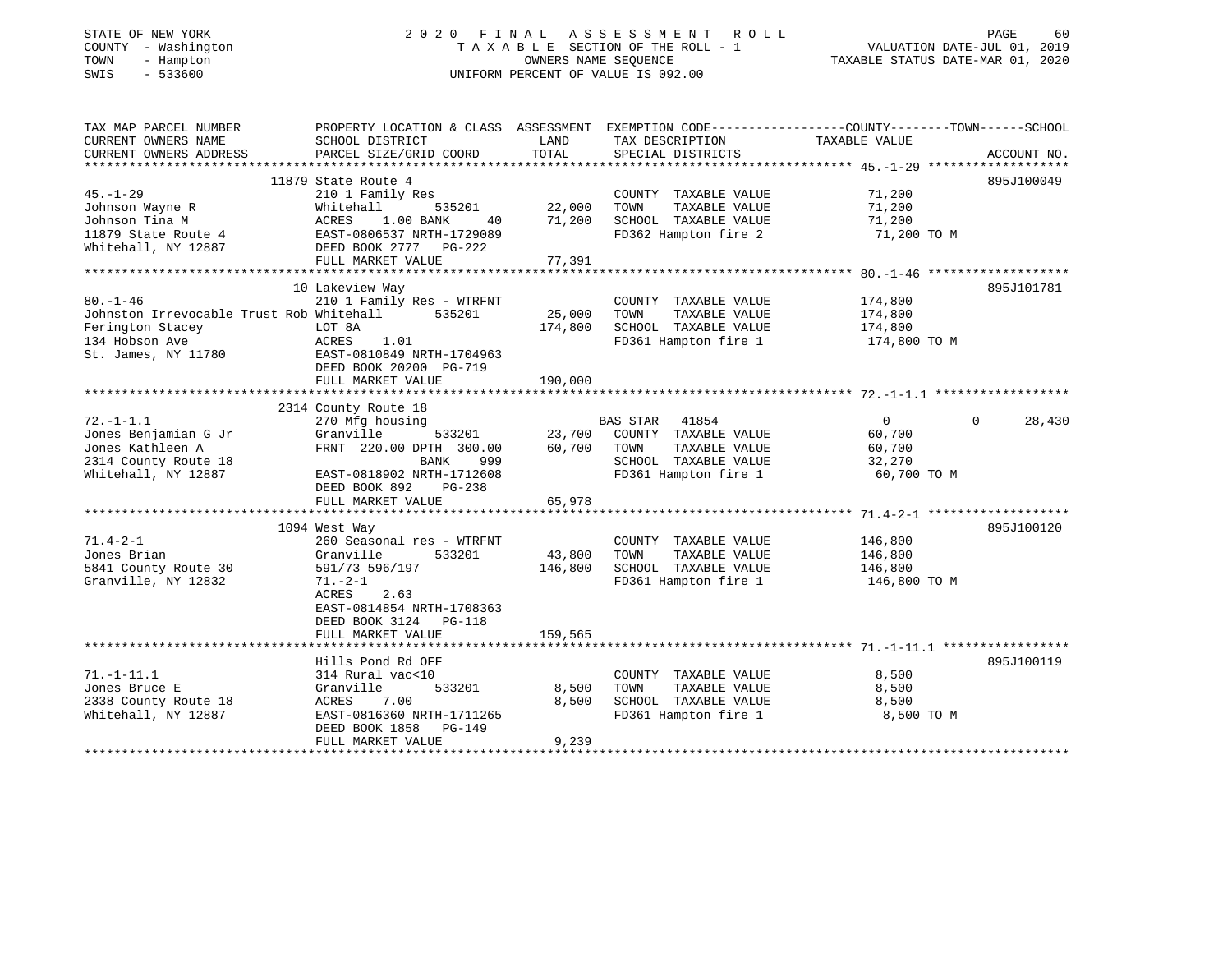STATE OF NEW YORK — 2020 FINAL ASSESSMENT ROLL
COUNTY - Washington — TAXABLE SECTION OF THE ROLL - 1 — VALUATION DATE-JUL 01, 2019
TOWN - Hampton — OWNERS NAME SEQUENCE — TAXABLE STATUS DATE-MAR 01, 2020
SWIS - 533600 — UNIFORM PERCENT OF VALUE IS 092.00

| TAX MAP PARCEL NUMBER / CURRENT OWNERS NAME / CURRENT OWNERS ADDRESS | PROPERTY LOCATION & CLASS / SCHOOL DISTRICT / PARCEL SIZE/GRID COORD | ASSESSMENT LAND | TOTAL | EXEMPTION CODE / TAX DESCRIPTION / SPECIAL DISTRICTS | COUNTY | TOWN | SCHOOL | ACCOUNT NO. |
|---|---|---|---|---|---|---|---|---|
| 45.-1-29 | 11879 State Route 4 | | | | | | | 895J100049 |
| Johnson Wayne R | 210 1 Family Res | | | COUNTY TAXABLE VALUE | 71,200 | | | |
| Johnson Tina M | Whitehall 535201 | 22,000 | | TOWN TAXABLE VALUE | | 71,200 | | |
| 11879 State Route 4 | ACRES 1.00 BANK 40 | | 71,200 | SCHOOL TAXABLE VALUE | | | 71,200 | |
| Whitehall, NY 12887 | EAST-0806537 NRTH-1729089 | | | FD362 Hampton fire 2 | 71,200 TO M | | | |
| | DEED BOOK 2777 PG-222 | | | | | | | |
| | FULL MARKET VALUE | | 77,391 | | | | | |
| 80.-1-46 | 10 Lakeview Way | | | | | | | 895J101781 |
| Johnston Irrevocable Trust Rob | 210 1 Family Res - WTRFNT | | | COUNTY TAXABLE VALUE | 174,800 | | | |
| Ferington Stacey | Whitehall 535201 | 25,000 | | TOWN TAXABLE VALUE | | 174,800 | | |
| 134 Hobson Ave | LOT 8A | | 174,800 | SCHOOL TAXABLE VALUE | | | 174,800 | |
| St. James, NY 11780 | ACRES 1.01 | | | FD361 Hampton fire 1 | 174,800 TO M | | | |
| | EAST-0810849 NRTH-1704963 | | | | | | | |
| | DEED BOOK 20200 PG-719 | | | | | | | |
| | FULL MARKET VALUE | | 190,000 | | | | | |
| 72.-1-1.1 | 2314 County Route 18 | | | | | | | |
| Jones Benjamian G Jr | 270 Mfg housing | | | BAS STAR 41854 | 0 | 0 | 28,430 | |
| Jones Kathleen A | Granville 533201 | 23,700 | | COUNTY TAXABLE VALUE | 60,700 | | | |
| 2314 County Route 18 | FRNT 220.00 DPTH 300.00 | | 60,700 | TOWN TAXABLE VALUE | | 60,700 | | |
| Whitehall, NY 12887 | BANK 999 | | | SCHOOL TAXABLE VALUE | | | 32,270 | |
| | EAST-0818902 NRTH-1712608 | | | FD361 Hampton fire 1 | 60,700 TO M | | | |
| | DEED BOOK 892 PG-238 | | | | | | | |
| | FULL MARKET VALUE | | 65,978 | | | | | |
| 71.4-2-1 | 1094 West Way | | | | | | | 895J100120 |
| Jones Brian | 260 Seasonal res - WTRFNT | | | COUNTY TAXABLE VALUE | 146,800 | | | |
| 5841 County Route 30 | Granville 533201 | 43,800 | | TOWN TAXABLE VALUE | | 146,800 | | |
| Granville, NY 12832 | 591/73 596/197 | | 146,800 | SCHOOL TAXABLE VALUE | | | 146,800 | |
| | 71.-2-1 | | | FD361 Hampton fire 1 | 146,800 TO M | | | |
| | ACRES 2.63 | | | | | | | |
| | EAST-0814854 NRTH-1708363 | | | | | | | |
| | DEED BOOK 3124 PG-118 | | | | | | | |
| | FULL MARKET VALUE | | 159,565 | | | | | |
| 71.-1-11.1 | Hills Pond Rd OFF | | | | | | | 895J100119 |
| Jones Bruce E | 314 Rural vac<10 | | | COUNTY TAXABLE VALUE | 8,500 | | | |
| 2338 County Route 18 | Granville 533201 | 8,500 | | TOWN TAXABLE VALUE | | 8,500 | | |
| Whitehall, NY 12887 | ACRES 7.00 | | 8,500 | SCHOOL TAXABLE VALUE | | | 8,500 | |
| | EAST-0816360 NRTH-1711265 | | | FD361 Hampton fire 1 | 8,500 TO M | | | |
| | DEED BOOK 1858 PG-149 | | | | | | | |
| | FULL MARKET VALUE | | 9,239 | | | | | |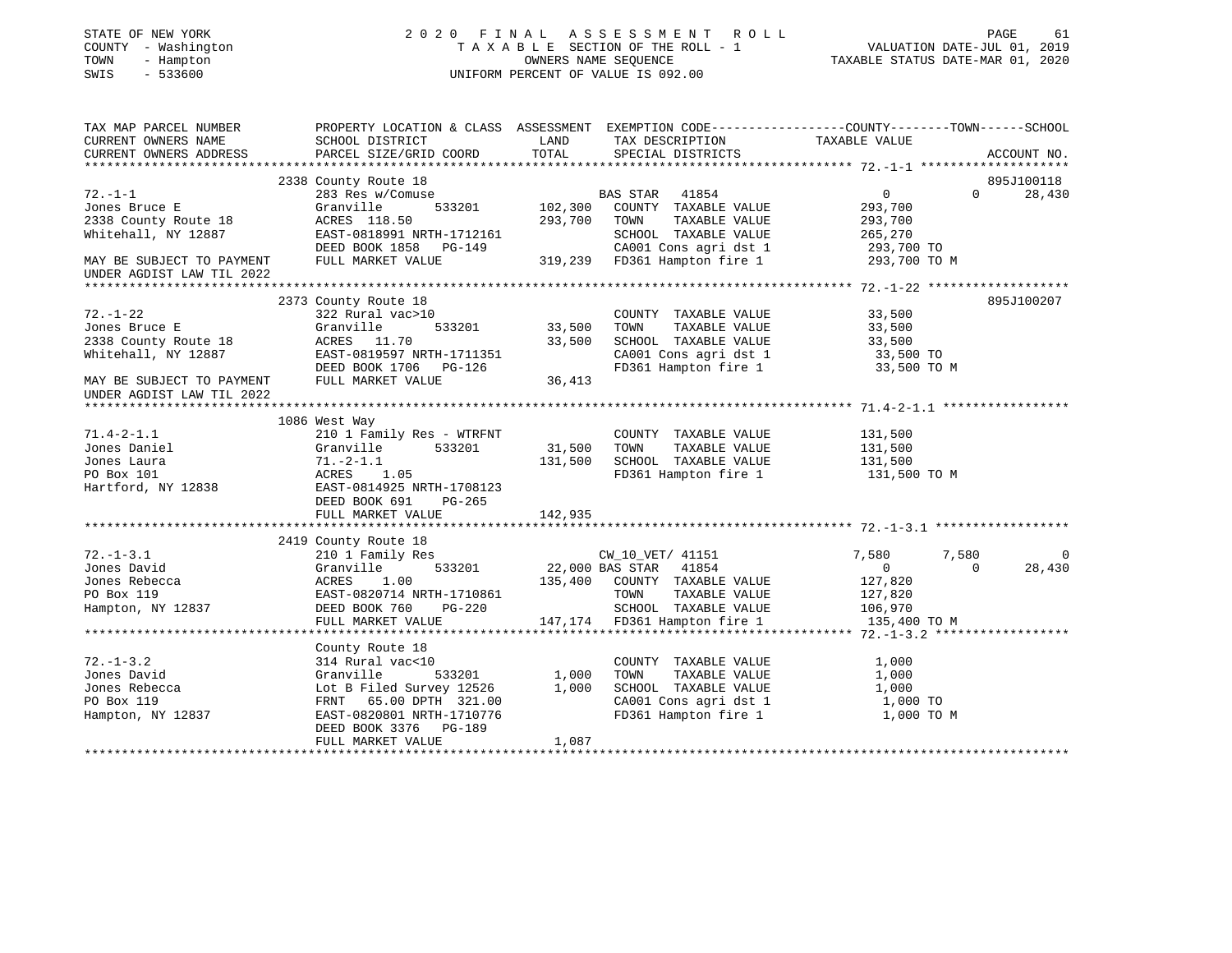STATE OF NEW YORK
COUNTY - Washington
TOWN - Hampton
SWIS - 533600

2 0 2 0 F I N A L A S S E S S M E N T R O L L
T A X A B L E SECTION OF THE ROLL - 1
OWNERS NAME SEQUENCE
UNIFORM PERCENT OF VALUE IS 092.00

VALUATION DATE-JUL 01, 2019
TAXABLE STATUS DATE-MAR 01, 2020

```
TAX MAP PARCEL NUMBER          PROPERTY LOCATION & CLASS  ASSESSMENT  EXEMPTION CODE-----------------COUNTY--------TOWN------SCHOOL
CURRENT OWNERS NAME            SCHOOL DISTRICT               LAND      TAX DESCRIPTION             TAXABLE VALUE
CURRENT OWNERS ADDRESS         PARCEL SIZE/GRID COORD        TOTAL     SPECIAL DISTRICTS                                    ACCOUNT NO.
******************************************************************************************************* 72.-1-1 ********************
                               2338 County Route 18                                                                      895J100118
72.-1-1                        283 Res w/Comuse                        BAS STAR  41854                   0             0      28,430
Jones Bruce E                  Granville       533201     102,300   COUNTY  TAXABLE VALUE           293,700
2338 County Route 18           ACRES  118.50              293,700   TOWN    TAXABLE VALUE           293,700
Whitehall, NY 12887            EAST-0818991 NRTH-1712161            SCHOOL  TAXABLE VALUE           265,270
                               DEED BOOK 1858   PG-149              CA001 Cons agri dst 1            293,700 TO
MAY BE SUBJECT TO PAYMENT      FULL MARKET VALUE          319,239   FD361 Hampton fire 1             293,700 TO M
UNDER AGDIST LAW TIL 2022
******************************************************************************************************* 72.-1-22 *******************
                               2373 County Route 18                                                                      895J100207
72.-1-22                       322 Rural vac>10                        COUNTY  TAXABLE VALUE            33,500
Jones Bruce E                  Granville       533201      33,500   TOWN    TAXABLE VALUE            33,500
2338 County Route 18           ACRES   11.70               33,500   SCHOOL  TAXABLE VALUE            33,500
Whitehall, NY 12887            EAST-0819597 NRTH-1711351            CA001 Cons agri dst 1             33,500 TO
                               DEED BOOK 1706   PG-126              FD361 Hampton fire 1              33,500 TO M
MAY BE SUBJECT TO PAYMENT      FULL MARKET VALUE           36,413
UNDER AGDIST LAW TIL 2022
******************************************************************************************************* 71.4-2-1.1 *****************
                               1086 West Way
71.4-2-1.1                     210 1 Family Res - WTRFNT               COUNTY  TAXABLE VALUE           131,500
Jones Daniel                   Granville       533201      31,500   TOWN    TAXABLE VALUE           131,500
Jones Laura                    71.-2-1.1                  131,500   SCHOOL  TAXABLE VALUE           131,500
PO Box 101                     ACRES    1.05                        FD361 Hampton fire 1             131,500 TO M
Hartford, NY 12838             EAST-0814925 NRTH-1708123
                               DEED BOOK 691    PG-265
                               FULL MARKET VALUE          142,935
******************************************************************************************************* 72.-1-3.1 ******************
                               2419 County Route 18
72.-1-3.1                      210 1 Family Res                        CW_10_VET/ 41151              7,580         7,580           0
Jones David                    Granville       533201      22,000 BAS STAR  41854                     0             0      28,430
Jones Rebecca                  ACRES    1.00              135,400   COUNTY  TAXABLE VALUE           127,820
PO Box 119                     EAST-0820714 NRTH-1710861            TOWN    TAXABLE VALUE           127,820
Hampton, NY 12837              DEED BOOK 760    PG-220              SCHOOL  TAXABLE VALUE           106,970
                               FULL MARKET VALUE          147,174   FD361 Hampton fire 1             135,400 TO M
******************************************************************************************************* 72.-1-3.2 ******************
                               County Route 18
72.-1-3.2                      314 Rural vac<10                        COUNTY  TAXABLE VALUE             1,000
Jones David                    Granville       533201       1,000   TOWN    TAXABLE VALUE             1,000
Jones Rebecca                  Lot B Filed Survey 12526     1,000   SCHOOL  TAXABLE VALUE             1,000
PO Box 119                     FRNT   65.00 DPTH 321.00             CA001 Cons agri dst 1              1,000 TO
Hampton, NY 12837              EAST-0820801 NRTH-1710776            FD361 Hampton fire 1               1,000 TO M
                               DEED BOOK 3376   PG-189
                               FULL MARKET VALUE            1,087
************************************************************************************************************************************
```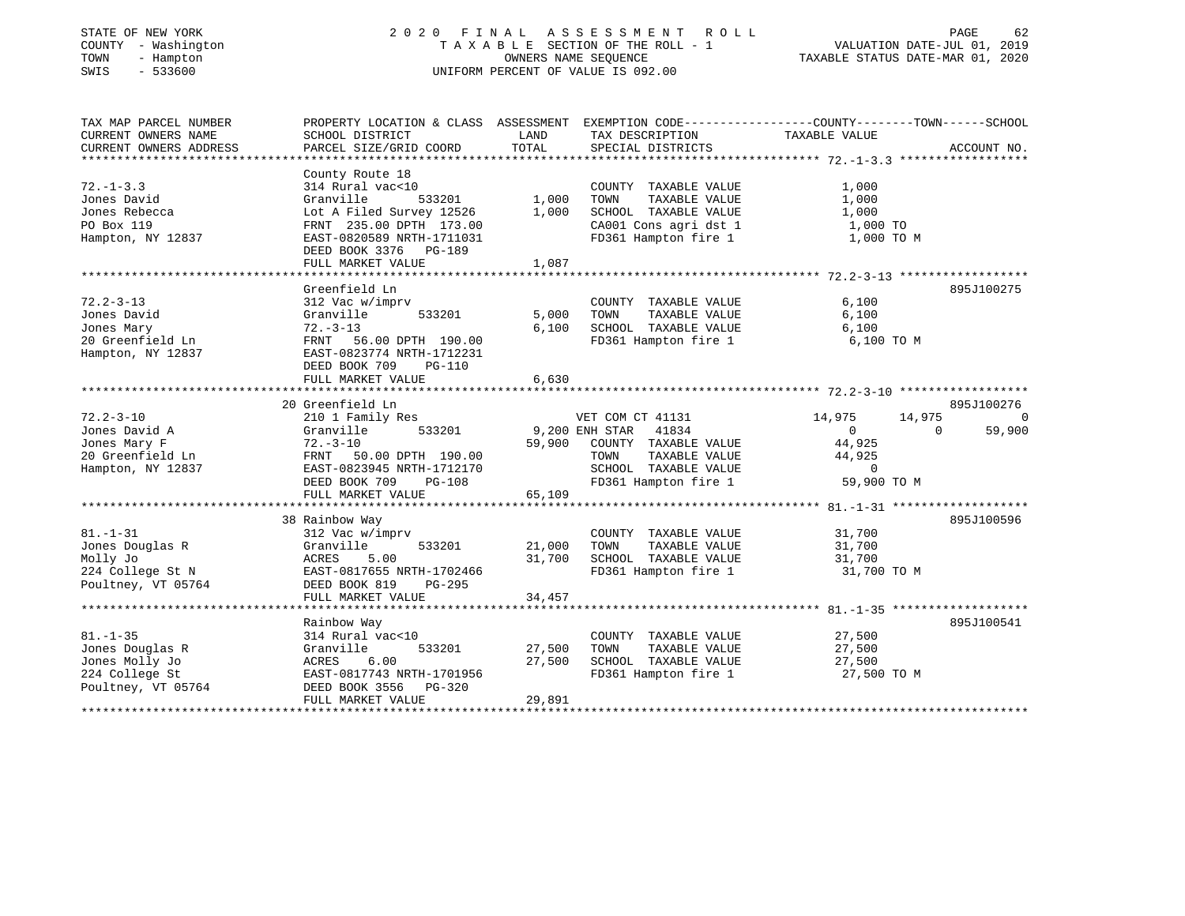STATE OF NEW YORK
COUNTY - Washington
TOWN - Hampton
SWIS - 533600

2020 FINAL ASSESSMENT ROLL
TAXABLE SECTION OF THE ROLL - 1
OWNERS NAME SEQUENCE
UNIFORM PERCENT OF VALUE IS 092.00

VALUATION DATE-JUL 01, 2019
TAXABLE STATUS DATE-MAR 01, 2020

```
TAX MAP PARCEL NUMBER          PROPERTY LOCATION & CLASS  ASSESSMENT  EXEMPTION CODE-----------------COUNTY--------TOWN------SCHOOL
CURRENT OWNERS NAME            SCHOOL DISTRICT              LAND      TAX DESCRIPTION              TAXABLE VALUE
CURRENT OWNERS ADDRESS         PARCEL SIZE/GRID COORD       TOTAL     SPECIAL DISTRICTS                                  ACCOUNT NO.
******************************************************************************************************* 72.-1-3.3 ******************
                               County Route 18
72.-1-3.3                      314 Rural vac<10                       COUNTY  TAXABLE VALUE            1,000
Jones David                    Granville        533201       1,000    TOWN    TAXABLE VALUE            1,000
Jones Rebecca                  Lot A Filed Survey 12526      1,000    SCHOOL  TAXABLE VALUE            1,000
PO Box 119                     FRNT 235.00 DPTH 173.00                CA001 Cons agri dst 1             1,000 TO
Hampton, NY 12837              EAST-0820589 NRTH-1711031              FD361 Hampton fire 1              1,000 TO M
                               DEED BOOK 3376   PG-189
                               FULL MARKET VALUE             1,087
******************************************************************************************************* 72.2-3-13 ******************
                               Greenfield Ln                                                                      895J100275
72.2-3-13                      312 Vac w/imprv                        COUNTY  TAXABLE VALUE            6,100
Jones David                    Granville        533201       5,000    TOWN    TAXABLE VALUE            6,100
Jones Mary                     72.-3-13                      6,100    SCHOOL  TAXABLE VALUE            6,100
20 Greenfield Ln               FRNT  56.00 DPTH 190.00                FD361 Hampton fire 1              6,100 TO M
Hampton, NY 12837              EAST-0823774 NRTH-1712231
                               DEED BOOK 709    PG-110
                               FULL MARKET VALUE             6,630
******************************************************************************************************* 72.2-3-10 ******************
                               20 Greenfield Ln                                                                   895J100276
72.2-3-10                      210 1 Family Res                 VET COM CT 41131          14,975      14,975             0
Jones David A                  Granville        533201       9,200 ENH STAR  41834               0           0        59,900
Jones Mary F                   72.-3-10                     59,900    COUNTY  TAXABLE VALUE           44,925
20 Greenfield Ln               FRNT  50.00 DPTH 190.00                TOWN    TAXABLE VALUE           44,925
Hampton, NY 12837              EAST-0823945 NRTH-1712170              SCHOOL  TAXABLE VALUE                0
                               DEED BOOK 709    PG-108                FD361 Hampton fire 1             59,900 TO M
                               FULL MARKET VALUE            65,109
******************************************************************************************************* 81.-1-31 *******************
                               38 Rainbow Way                                                                     895J100596
81.-1-31                       312 Vac w/imprv                        COUNTY  TAXABLE VALUE           31,700
Jones Douglas R                Granville        533201      21,000    TOWN    TAXABLE VALUE           31,700
Molly Jo                       ACRES    5.00                31,700    SCHOOL  TAXABLE VALUE           31,700
224 College St N               EAST-0817655 NRTH-1702466              FD361 Hampton fire 1             31,700 TO M
Poultney, VT 05764             DEED BOOK 819    PG-295
                               FULL MARKET VALUE            34,457
******************************************************************************************************* 81.-1-35 *******************
                               Rainbow Way                                                                        895J100541
81.-1-35                       314 Rural vac<10                       COUNTY  TAXABLE VALUE           27,500
Jones Douglas R                Granville        533201      27,500    TOWN    TAXABLE VALUE           27,500
Jones Molly Jo                 ACRES    6.00                27,500    SCHOOL  TAXABLE VALUE           27,500
224 College St                 EAST-0817743 NRTH-1701956              FD361 Hampton fire 1             27,500 TO M
Poultney, VT 05764             DEED BOOK 3556   PG-320
                               FULL MARKET VALUE            29,891
************************************************************************************************************************************
```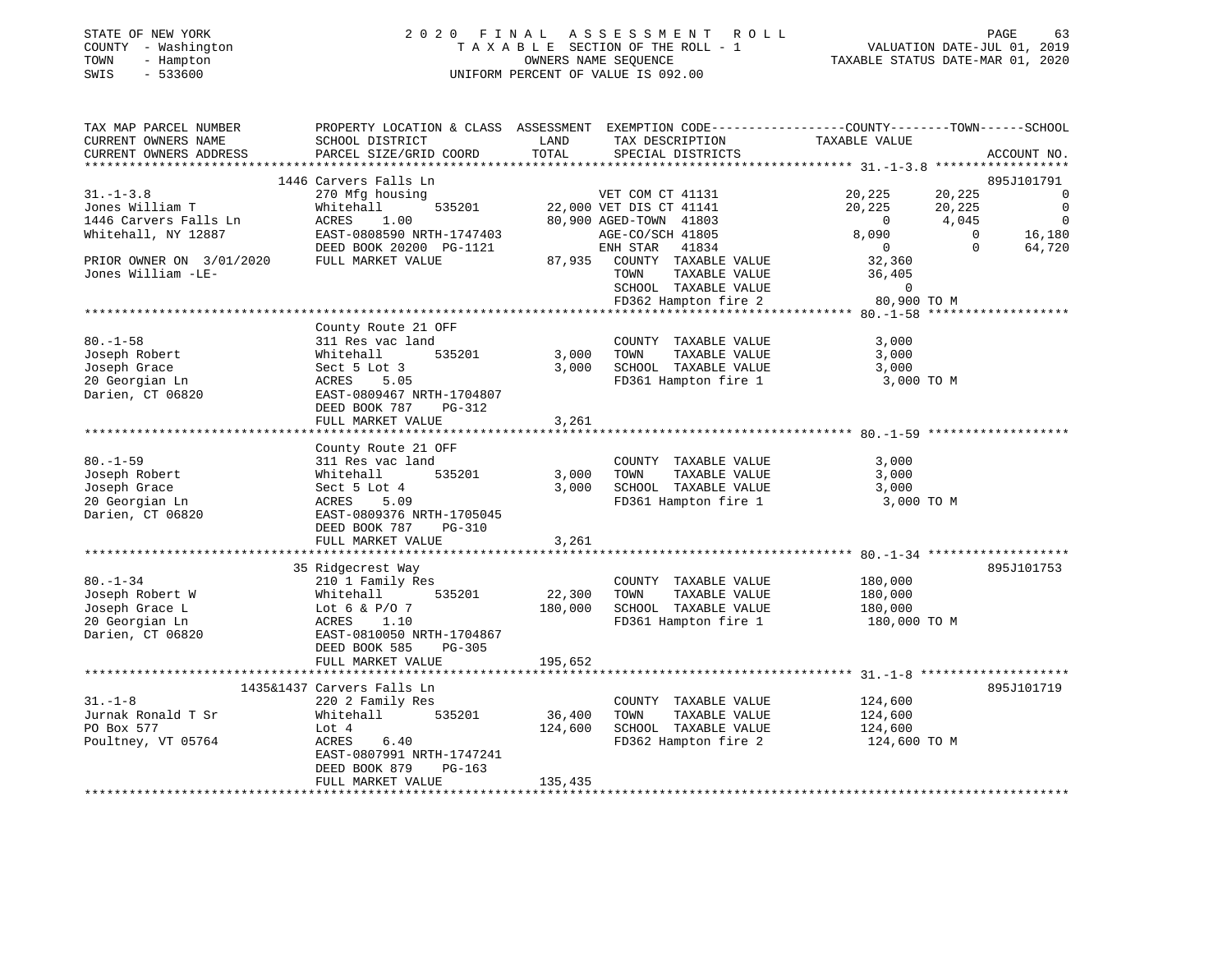STATE OF NEW YORK
COUNTY - Washington
TOWN - Hampton
SWIS - 533600

2020 FINAL ASSESSMENT ROLL
TAXABLE SECTION OF THE ROLL - 1
OWNERS NAME SEQUENCE
UNIFORM PERCENT OF VALUE IS 092.00

VALUATION DATE-JUL 01, 2019
TAXABLE STATUS DATE-MAR 01, 2020

```
TAX MAP PARCEL NUMBER          PROPERTY LOCATION & CLASS  ASSESSMENT  EXEMPTION CODE-----------------COUNTY--------TOWN------SCHOOL
CURRENT OWNERS NAME            SCHOOL DISTRICT               LAND      TAX DESCRIPTION            TAXABLE VALUE
CURRENT OWNERS ADDRESS         PARCEL SIZE/GRID COORD        TOTAL     SPECIAL DISTRICTS                                   ACCOUNT NO.
******************************************************************************************************* 31.-1-3.8 ******************
                               1446 Carvers Falls Ln                                                                       895J101791
31.-1-3.8                      270 Mfg housing                      VET COM CT 41131           20,225        20,225              0
Jones William T                Whitehall        535201      22,000 VET DIS CT 41141            20,225        20,225              0
1446 Carvers Falls Ln          ACRES    1.00                80,900 AGED-TOWN  41803                 0         4,045              0
Whitehall, NY 12887            EAST-0808590 NRTH-1747403            AGE-CO/SCH 41805            8,090             0         16,180
                               DEED BOOK 20200 PG-1121              ENH STAR   41834                0             0         64,720
PRIOR OWNER ON 3/01/2020       FULL MARKET VALUE            87,935   COUNTY  TAXABLE VALUE        32,360
Jones William -LE-                                                   TOWN    TAXABLE VALUE        36,405
                                                                     SCHOOL  TAXABLE VALUE             0
                                                                     FD362 Hampton fire 2          80,900 TO M
******************************************************************************************************* 80.-1-58 *******************
                               County Route 21 OFF
80.-1-58                       311 Res vac land                      COUNTY  TAXABLE VALUE         3,000
Joseph Robert                  Whitehall        535201       3,000   TOWN    TAXABLE VALUE         3,000
Joseph Grace                   Sect 5 Lot 3                  3,000   SCHOOL  TAXABLE VALUE         3,000
20 Georgian Ln                 ACRES    5.05                         FD361 Hampton fire 1           3,000 TO M
Darien, CT 06820               EAST-0809467 NRTH-1704807
                               DEED BOOK 787    PG-312
                               FULL MARKET VALUE             3,261
******************************************************************************************************* 80.-1-59 *******************
                               County Route 21 OFF
80.-1-59                       311 Res vac land                      COUNTY  TAXABLE VALUE         3,000
Joseph Robert                  Whitehall        535201       3,000   TOWN    TAXABLE VALUE         3,000
Joseph Grace                   Sect 5 Lot 4                  3,000   SCHOOL  TAXABLE VALUE         3,000
20 Georgian Ln                 ACRES    5.09                         FD361 Hampton fire 1           3,000 TO M
Darien, CT 06820               EAST-0809376 NRTH-1705045
                               DEED BOOK 787    PG-310
                               FULL MARKET VALUE             3,261
******************************************************************************************************* 80.-1-34 *******************
                               35 Ridgecrest Way                                                                           895J101753
80.-1-34                       210 1 Family Res                      COUNTY  TAXABLE VALUE       180,000
Joseph Robert W                Whitehall        535201      22,300   TOWN    TAXABLE VALUE       180,000
Joseph Grace L                 Lot 6 & P/O 7               180,000   SCHOOL  TAXABLE VALUE       180,000
20 Georgian Ln                 ACRES    1.10                         FD361 Hampton fire 1         180,000 TO M
Darien, CT 06820               EAST-0810050 NRTH-1704867
                               DEED BOOK 585    PG-305
                               FULL MARKET VALUE           195,652
******************************************************************************************************* 31.-1-8 ********************
                               1435&1437 Carvers Falls Ln                                                                  895J101719
31.-1-8                        220 2 Family Res                      COUNTY  TAXABLE VALUE       124,600
Jurnak Ronald T Sr             Whitehall        535201      36,400   TOWN    TAXABLE VALUE       124,600
PO Box 577                     Lot 4                       124,600   SCHOOL  TAXABLE VALUE       124,600
Poultney, VT 05764             ACRES    6.40                         FD362 Hampton fire 2         124,600 TO M
                               EAST-0807991 NRTH-1747241
                               DEED BOOK 879    PG-163
                               FULL MARKET VALUE           135,435
************************************************************************************************************************************
```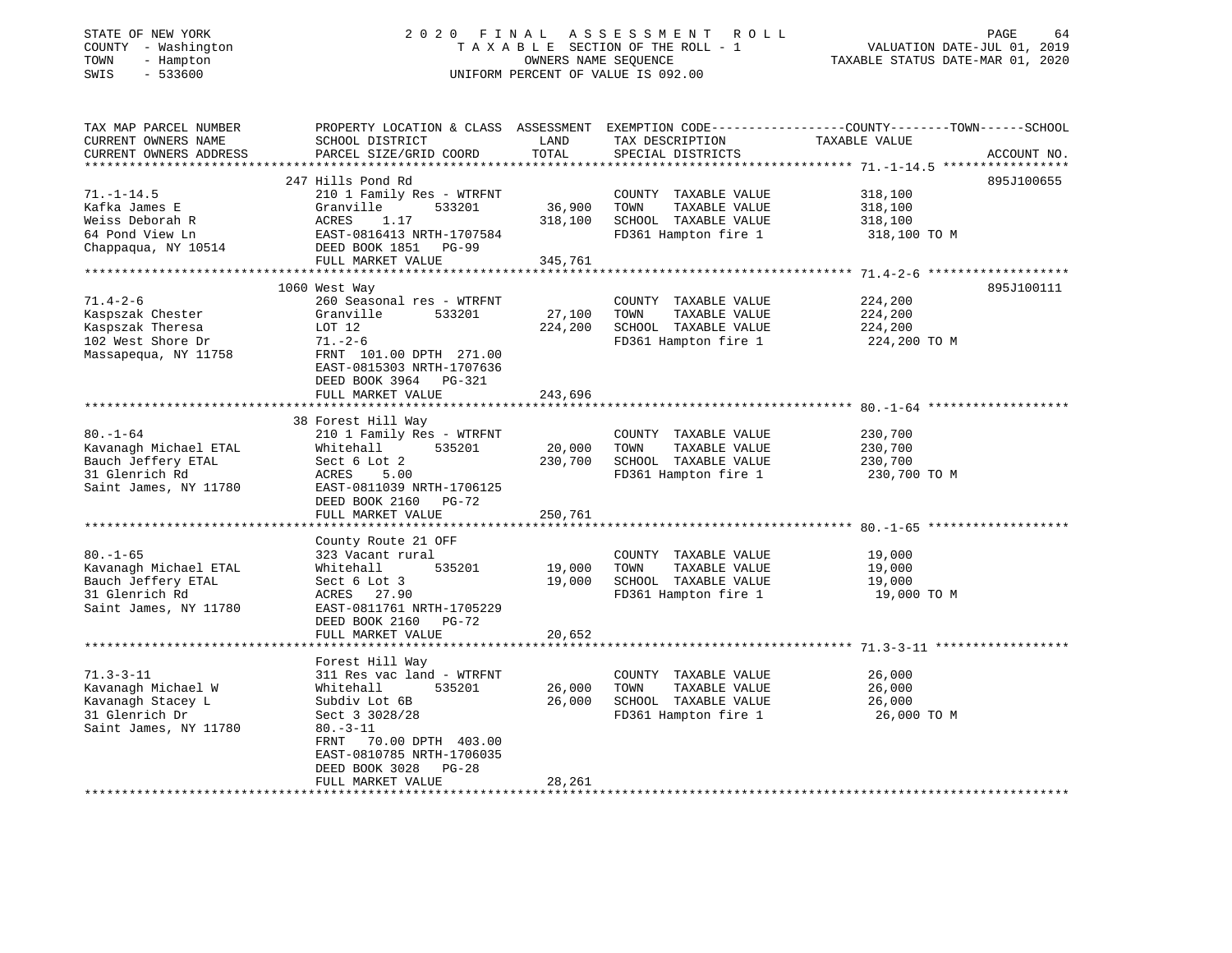STATE OF NEW YORK
COUNTY - Washington
TOWN - Hampton
SWIS - 533600

2020 FINAL ASSESSMENT ROLL
TAXABLE SECTION OF THE ROLL - 1
OWNERS NAME SEQUENCE
UNIFORM PERCENT OF VALUE IS 092.00

VALUATION DATE-JUL 01, 2019
TAXABLE STATUS DATE-MAR 01, 2020

| TAX MAP PARCEL NUMBER / CURRENT OWNERS NAME / CURRENT OWNERS ADDRESS | PROPERTY LOCATION & CLASS / SCHOOL DISTRICT / PARCEL SIZE/GRID COORD | ASSESSMENT LAND / TOTAL | EXEMPTION CODE / TAX DESCRIPTION / SPECIAL DISTRICTS | TAXABLE VALUE (COUNTY / TOWN / SCHOOL) | ACCOUNT NO. |
|---|---|---|---|---|---|
| 71.-1-14.5 | 247 Hills Pond Rd | | | | 895J100655 |
| Kafka James E | 210 1 Family Res - WTRFNT | | COUNTY TAXABLE VALUE | 318,100 | |
| Weiss Deborah R | Granville 533201 | 36,900 | TOWN TAXABLE VALUE | 318,100 | |
| 64 Pond View Ln | ACRES 1.17 | 318,100 | SCHOOL TAXABLE VALUE | 318,100 | |
| Chappaqua, NY 10514 | EAST-0816413 NRTH-1707584 | | FD361 Hampton fire 1 | 318,100 TO M | |
| | DEED BOOK 1851 PG-99 | | | | |
| | FULL MARKET VALUE | 345,761 | | | |
| 71.4-2-6 | 1060 West Way | | | | 895J100111 |
| Kaspszak Chester | 260 Seasonal res - WTRFNT | | COUNTY TAXABLE VALUE | 224,200 | |
| Kaspszak Theresa | Granville 533201 | 27,100 | TOWN TAXABLE VALUE | 224,200 | |
| 102 West Shore Dr | LOT 12 | 224,200 | SCHOOL TAXABLE VALUE | 224,200 | |
| Massapequa, NY 11758 | 71.-2-6 | | FD361 Hampton fire 1 | 224,200 TO M | |
| | FRNT 101.00 DPTH 271.00 | | | | |
| | EAST-0815303 NRTH-1707636 | | | | |
| | DEED BOOK 3964 PG-321 | | | | |
| | FULL MARKET VALUE | 243,696 | | | |
| 80.-1-64 | 38 Forest Hill Way | | | | |
| Kavanagh Michael ETAL | 210 1 Family Res - WTRFNT | | COUNTY TAXABLE VALUE | 230,700 | |
| Bauch Jeffery ETAL | Whitehall 535201 | 20,000 | TOWN TAXABLE VALUE | 230,700 | |
| 31 Glenrich Rd | Sect 6 Lot 2 | 230,700 | SCHOOL TAXABLE VALUE | 230,700 | |
| Saint James, NY 11780 | ACRES 5.00 | | FD361 Hampton fire 1 | 230,700 TO M | |
| | EAST-0811039 NRTH-1706125 | | | | |
| | DEED BOOK 2160 PG-72 | | | | |
| | FULL MARKET VALUE | 250,761 | | | |
| 80.-1-65 | County Route 21 OFF | | | | |
| Kavanagh Michael ETAL | 323 Vacant rural | | COUNTY TAXABLE VALUE | 19,000 | |
| Bauch Jeffery ETAL | Whitehall 535201 | 19,000 | TOWN TAXABLE VALUE | 19,000 | |
| 31 Glenrich Rd | Sect 6 Lot 3 | 19,000 | SCHOOL TAXABLE VALUE | 19,000 | |
| Saint James, NY 11780 | ACRES 27.90 | | FD361 Hampton fire 1 | 19,000 TO M | |
| | EAST-0811761 NRTH-1705229 | | | | |
| | DEED BOOK 2160 PG-72 | | | | |
| | FULL MARKET VALUE | 20,652 | | | |
| 71.3-3-11 | Forest Hill Way | | | | |
| Kavanagh Michael W | 311 Res vac land - WTRFNT | | COUNTY TAXABLE VALUE | 26,000 | |
| Kavanagh Stacey L | Whitehall 535201 | 26,000 | TOWN TAXABLE VALUE | 26,000 | |
| 31 Glenrich Dr | Subdiv Lot 6B | 26,000 | SCHOOL TAXABLE VALUE | 26,000 | |
| Saint James, NY 11780 | Sect 3 3028/28 | | FD361 Hampton fire 1 | 26,000 TO M | |
| | 80.-3-11 | | | | |
| | FRNT 70.00 DPTH 403.00 | | | | |
| | EAST-0810785 NRTH-1706035 | | | | |
| | DEED BOOK 3028 PG-28 | | | | |
| | FULL MARKET VALUE | 28,261 | | | |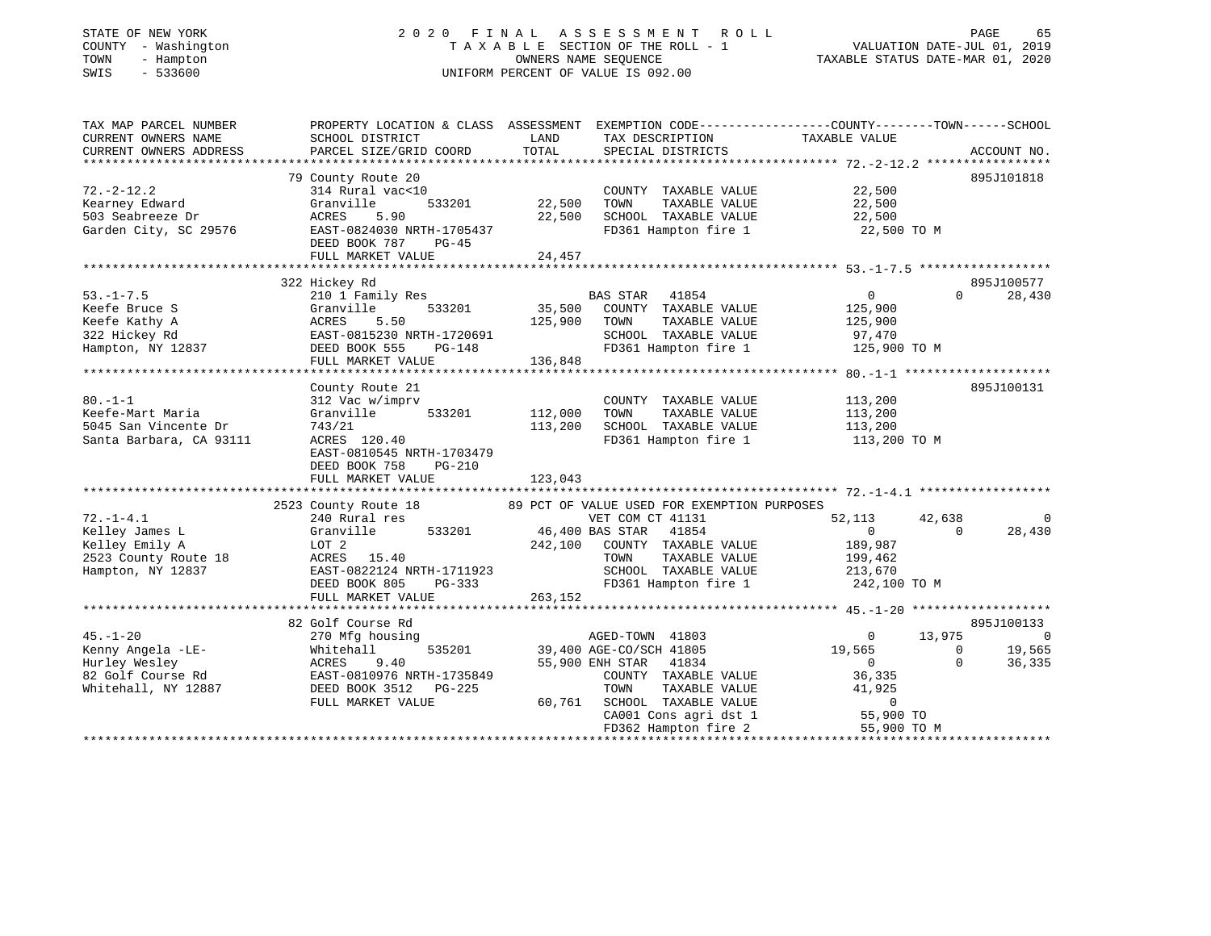STATE OF NEW YORK
COUNTY - Washington
TOWN - Hampton
SWIS - 533600

2020 FINAL ASSESSMENT ROLL
TAXABLE SECTION OF THE ROLL - 1
OWNERS NAME SEQUENCE
UNIFORM PERCENT OF VALUE IS 092.00

VALUATION DATE-JUL 01, 2019
TAXABLE STATUS DATE-MAR 01, 2020

```
TAX MAP PARCEL NUMBER          PROPERTY LOCATION & CLASS  ASSESSMENT  EXEMPTION CODE------------------COUNTY--------TOWN------SCHOOL
CURRENT OWNERS NAME            SCHOOL DISTRICT              LAND      TAX DESCRIPTION            TAXABLE VALUE
CURRENT OWNERS ADDRESS         PARCEL SIZE/GRID COORD       TOTAL     SPECIAL DISTRICTS                                    ACCOUNT NO.
******************************************************************************************************* 72.-2-12.2 *****************
                               79 County Route 20                                                                          895J101818
72.-2-12.2                     314 Rural vac<10                        COUNTY  TAXABLE VALUE          22,500
Kearney Edward                 Granville        533201      22,500     TOWN    TAXABLE VALUE          22,500
503 Seabreeze Dr               ACRES    5.90                22,500     SCHOOL  TAXABLE VALUE          22,500
Garden City, SC 29576          EAST-0824030 NRTH-1705437               FD361 Hampton fire 1            22,500 TO M
                               DEED BOOK 787    PG-45
                               FULL MARKET VALUE            24,457
******************************************************************************************************* 53.-1-7.5 ******************
                               322 Hickey Rd                                                                               895J100577
53.-1-7.5                      210 1 Family Res                        BAS STAR   41854                   0           0      28,430
Keefe Bruce S                  Granville        533201      35,500     COUNTY  TAXABLE VALUE         125,900
Keefe Kathy A                  ACRES    5.50               125,900     TOWN    TAXABLE VALUE         125,900
322 Hickey Rd                  EAST-0815230 NRTH-1720691               SCHOOL  TAXABLE VALUE          97,470
Hampton, NY 12837              DEED BOOK 555    PG-148                 FD361 Hampton fire 1           125,900 TO M
                               FULL MARKET VALUE           136,848
******************************************************************************************************* 80.-1-1 ********************
                               County Route 21                                                                             895J100131
80.-1-1                        312 Vac w/imprv                         COUNTY  TAXABLE VALUE         113,200
Keefe-Mart Maria               Granville        533201     112,000     TOWN    TAXABLE VALUE         113,200
5045 San Vincente Dr           743/21                      113,200     SCHOOL  TAXABLE VALUE         113,200
Santa Barbara, CA 93111        ACRES  120.40                           FD361 Hampton fire 1           113,200 TO M
                               EAST-0810545 NRTH-1703479
                               DEED BOOK 758    PG-210
                               FULL MARKET VALUE           123,043
******************************************************************************************************* 72.-1-4.1 ******************
                               2523 County Route 18        89 PCT OF VALUE USED FOR EXEMPTION PURPOSES
72.-1-4.1                      240 Rural res                           VET COM CT 41131              52,113      42,638           0
Kelley James L                 Granville        533201      46,400 BAS STAR   41854                   0           0      28,430
Kelley Emily A                 LOT 2                       242,100     COUNTY  TAXABLE VALUE         189,987
2523 County Route 18           ACRES   15.40                           TOWN    TAXABLE VALUE         199,462
Hampton, NY 12837              EAST-0822124 NRTH-1711923               SCHOOL  TAXABLE VALUE         213,670
                               DEED BOOK 805    PG-333                 FD361 Hampton fire 1           242,100 TO M
                               FULL MARKET VALUE           263,152
******************************************************************************************************* 45.-1-20 *******************
                               82 Golf Course Rd                                                                           895J100133
45.-1-20                       270 Mfg housing                         AGED-TOWN  41803                   0      13,975           0
Kenny Angela -LE-              Whitehall        535201      39,400 AGE-CO/SCH 41805              19,565           0      19,565
Hurley Wesley                  ACRES    9.40                55,900 ENH STAR   41834                   0           0      36,335
82 Golf Course Rd              EAST-0810976 NRTH-1735849               COUNTY  TAXABLE VALUE          36,335
Whitehall, NY 12887            DEED BOOK 3512   PG-225                 TOWN    TAXABLE VALUE          41,925
                               FULL MARKET VALUE            60,761     SCHOOL  TAXABLE VALUE               0
                                                                       CA001 Cons agri dst 1           55,900 TO
                                                                       FD362 Hampton fire 2            55,900 TO M
************************************************************************************************************************************
```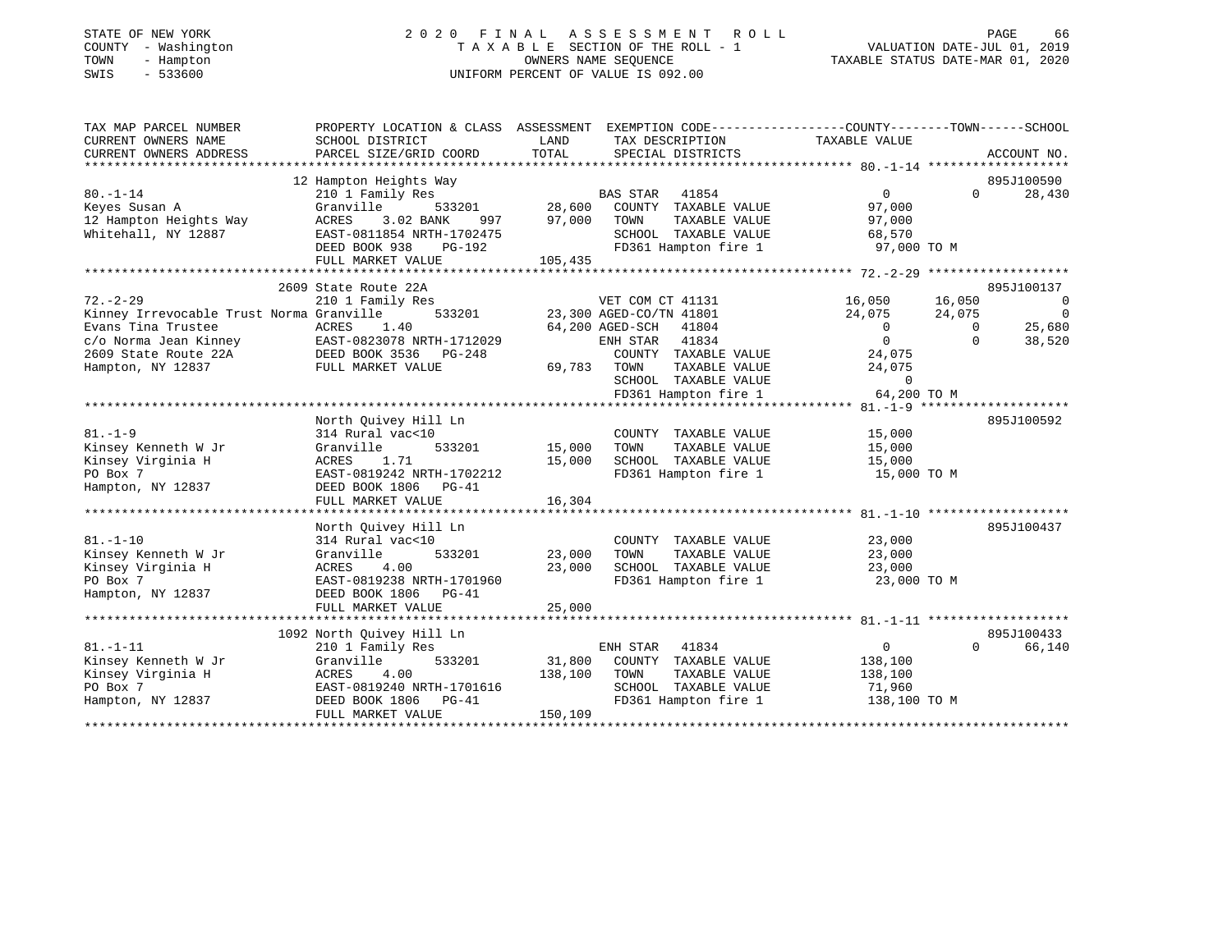STATE OF NEW YORK
COUNTY - Washington
TOWN - Hampton
SWIS - 533600

# 2020 FINAL ASSESSMENT ROLL

TAXABLE SECTION OF THE ROLL - 1
OWNERS NAME SEQUENCE
UNIFORM PERCENT OF VALUE IS 092.00

VALUATION DATE-JUL 01, 2019
TAXABLE STATUS DATE-MAR 01, 2020

| TAX MAP PARCEL NUMBER / CURRENT OWNERS NAME / CURRENT OWNERS ADDRESS | PROPERTY LOCATION & CLASS / SCHOOL DISTRICT / PARCEL SIZE/GRID COORD | ASSESSMENT LAND / TOTAL | EXEMPTION CODE / TAX DESCRIPTION / SPECIAL DISTRICTS | COUNTY TAXABLE VALUE | TOWN | SCHOOL | ACCOUNT NO. |
|---|---|---|---|---|---|---|---|
| **80.-1-14** | 12 Hampton Heights Way | | | | | | 895J100590 |
| Keyes Susan A | 210 1 Family Res | | BAS STAR 41854 | 0 | 0 | 28,430 | |
| 12 Hampton Heights Way | Granville 533201 | 28,600 | COUNTY TAXABLE VALUE | 97,000 | | | |
| Whitehall, NY 12887 | ACRES 3.02 BANK 997 | 97,000 | TOWN TAXABLE VALUE | 97,000 | | | |
| | EAST-0811854 NRTH-1702475 | | SCHOOL TAXABLE VALUE | 68,570 | | | |
| | DEED BOOK 938 PG-192 | | FD361 Hampton fire 1 | 97,000 TO M | | | |
| | FULL MARKET VALUE | 105,435 | | | | | |
| **72.-2-29** | 2609 State Route 22A | | | | | | 895J100137 |
| Kinney Irrevocable Trust Norma | 210 1 Family Res | | VET COM CT 41131 | 16,050 | 16,050 | 0 | |
| Evans Tina Trustee | Granville 533201 | 23,300 | AGED-CO/TN 41801 | 24,075 | 24,075 | 0 | |
| c/o Norma Jean Kinney | ACRES 1.40 | 64,200 | AGED-SCH 41804 | 0 | 0 | 25,680 | |
| 2609 State Route 22A | EAST-0823078 NRTH-1712029 | | ENH STAR 41834 | 0 | 0 | 38,520 | |
| Hampton, NY 12837 | DEED BOOK 3536 PG-248 | | COUNTY TAXABLE VALUE | 24,075 | | | |
| | FULL MARKET VALUE | 69,783 | TOWN TAXABLE VALUE | 24,075 | | | |
| | | | SCHOOL TAXABLE VALUE | 0 | | | |
| | | | FD361 Hampton fire 1 | 64,200 TO M | | | |
| **81.-1-9** | North Quivey Hill Ln | | | | | | 895J100592 |
| Kinsey Kenneth W Jr | 314 Rural vac<10 | | COUNTY TAXABLE VALUE | 15,000 | | | |
| Kinsey Virginia H | Granville 533201 | 15,000 | TOWN TAXABLE VALUE | 15,000 | | | |
| PO Box 7 | ACRES 1.71 | 15,000 | SCHOOL TAXABLE VALUE | 15,000 | | | |
| Hampton, NY 12837 | EAST-0819242 NRTH-1702212 | | FD361 Hampton fire 1 | 15,000 TO M | | | |
| | DEED BOOK 1806 PG-41 | | | | | | |
| | FULL MARKET VALUE | 16,304 | | | | | |
| **81.-1-10** | North Quivey Hill Ln | | | | | | 895J100437 |
| Kinsey Kenneth W Jr | 314 Rural vac<10 | | COUNTY TAXABLE VALUE | 23,000 | | | |
| Kinsey Virginia H | Granville 533201 | 23,000 | TOWN TAXABLE VALUE | 23,000 | | | |
| PO Box 7 | ACRES 4.00 | 23,000 | SCHOOL TAXABLE VALUE | 23,000 | | | |
| Hampton, NY 12837 | EAST-0819238 NRTH-1701960 | | FD361 Hampton fire 1 | 23,000 TO M | | | |
| | DEED BOOK 1806 PG-41 | | | | | | |
| | FULL MARKET VALUE | 25,000 | | | | | |
| **81.-1-11** | 1092 North Quivey Hill Ln | | | | | | 895J100433 |
| Kinsey Kenneth W Jr | 210 1 Family Res | | ENH STAR 41834 | 0 | 0 | 66,140 | |
| Kinsey Virginia H | Granville 533201 | 31,800 | COUNTY TAXABLE VALUE | 138,100 | | | |
| PO Box 7 | ACRES 4.00 | 138,100 | TOWN TAXABLE VALUE | 138,100 | | | |
| Hampton, NY 12837 | EAST-0819240 NRTH-1701616 | | SCHOOL TAXABLE VALUE | 71,960 | | | |
| | DEED BOOK 1806 PG-41 | | FD361 Hampton fire 1 | 138,100 TO M | | | |
| | FULL MARKET VALUE | 150,109 | | | | | |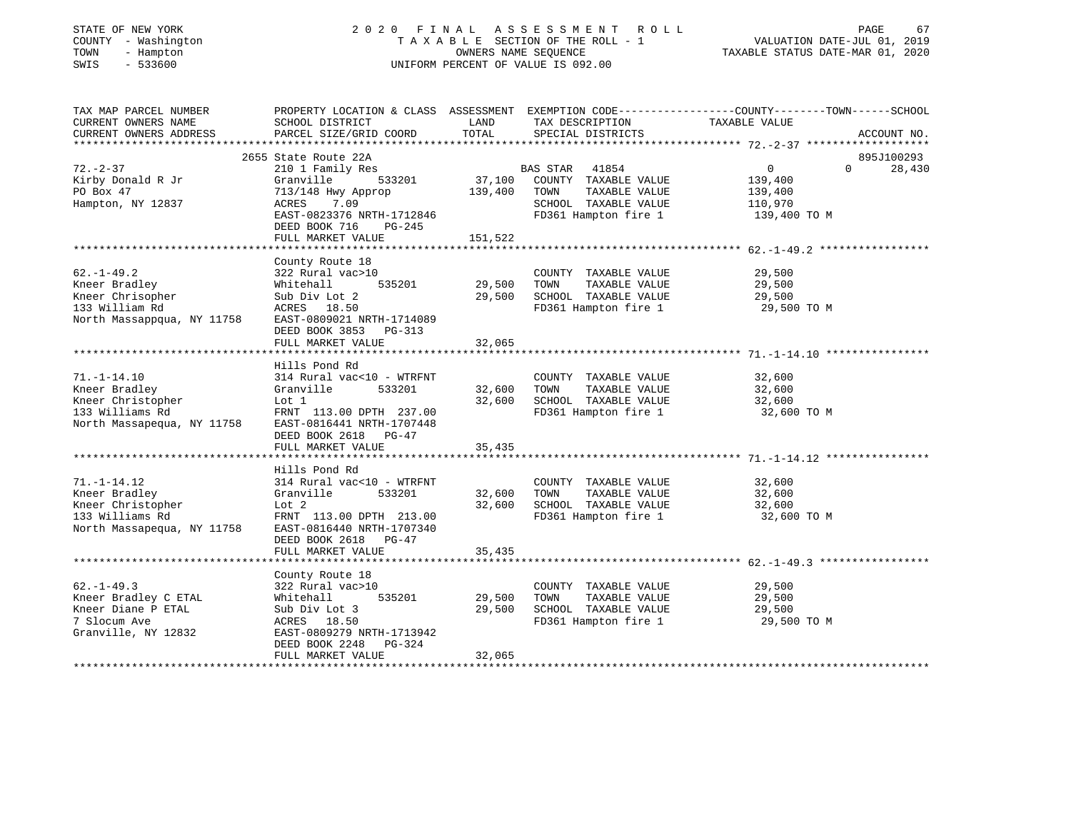STATE OF NEW YORK
COUNTY - Washington
TOWN - Hampton
SWIS - 533600

2020 FINAL ASSESSMENT ROLL
TAXABLE SECTION OF THE ROLL - 1
OWNERS NAME SEQUENCE
UNIFORM PERCENT OF VALUE IS 092.00

VALUATION DATE-JUL 01, 2019
TAXABLE STATUS DATE-MAR 01, 2020

| TAX MAP PARCEL NUMBER / CURRENT OWNERS NAME / CURRENT OWNERS ADDRESS | PROPERTY LOCATION & CLASS / SCHOOL DISTRICT / PARCEL SIZE/GRID COORD | ASSESSMENT LAND / TOTAL | EXEMPTION CODE / TAX DESCRIPTION / SPECIAL DISTRICTS | COUNTY | TOWN | SCHOOL | ACCOUNT NO. |
|---|---|---|---|---|---|---|---|
| 72.-2-37 | 2655 State Route 22A | | | | | | 895J100293 |
| Kirby Donald R Jr | 210 1 Family Res | | BAS STAR 41854 | 0 | 0 | 28,430 | |
| PO Box 47 | Granville 533201 | 37,100 | COUNTY TAXABLE VALUE | 139,400 | | | |
| Hampton, NY 12837 | 713/148 Hwy Approp | 139,400 | TOWN TAXABLE VALUE | | 139,400 | | |
| | ACRES 7.09 | | SCHOOL TAXABLE VALUE | | | 110,970 | |
| | EAST-0823376 NRTH-1712846 | | FD361 Hampton fire 1 | 139,400 TO M | | | |
| | DEED BOOK 716 PG-245 | | | | | | |
| | FULL MARKET VALUE | 151,522 | | | | | |
| 62.-1-49.2 | County Route 18 | | | | | | |
| Kneer Bradley | 322 Rural vac>10 | | COUNTY TAXABLE VALUE | 29,500 | | | |
| Kneer Chrisopher | Whitehall 535201 | 29,500 | TOWN TAXABLE VALUE | | 29,500 | | |
| 133 William Rd | Sub Div Lot 2 | 29,500 | SCHOOL TAXABLE VALUE | | | 29,500 | |
| North Massappqua, NY 11758 | ACRES 18.50 | | FD361 Hampton fire 1 | 29,500 TO M | | | |
| | EAST-0809021 NRTH-1714089 | | | | | | |
| | DEED BOOK 3853 PG-313 | | | | | | |
| | FULL MARKET VALUE | 32,065 | | | | | |
| 71.-1-14.10 | Hills Pond Rd | | | | | | |
| Kneer Bradley | 314 Rural vac<10 - WTRFNT | | COUNTY TAXABLE VALUE | 32,600 | | | |
| Kneer Christopher | Granville 533201 | 32,600 | TOWN TAXABLE VALUE | | 32,600 | | |
| 133 Williams Rd | Lot 1 | 32,600 | SCHOOL TAXABLE VALUE | | | 32,600 | |
| North Massapequa, NY 11758 | FRNT 113.00 DPTH 237.00 | | FD361 Hampton fire 1 | 32,600 TO M | | | |
| | EAST-0816441 NRTH-1707448 | | | | | | |
| | DEED BOOK 2618 PG-47 | | | | | | |
| | FULL MARKET VALUE | 35,435 | | | | | |
| 71.-1-14.12 | Hills Pond Rd | | | | | | |
| Kneer Bradley | 314 Rural vac<10 - WTRFNT | | COUNTY TAXABLE VALUE | 32,600 | | | |
| Kneer Christopher | Granville 533201 | 32,600 | TOWN TAXABLE VALUE | | 32,600 | | |
| 133 Williams Rd | Lot 2 | 32,600 | SCHOOL TAXABLE VALUE | | | 32,600 | |
| North Massapequa, NY 11758 | FRNT 113.00 DPTH 213.00 | | FD361 Hampton fire 1 | 32,600 TO M | | | |
| | EAST-0816440 NRTH-1707340 | | | | | | |
| | DEED BOOK 2618 PG-47 | | | | | | |
| | FULL MARKET VALUE | 35,435 | | | | | |
| 62.-1-49.3 | County Route 18 | | | | | | |
| Kneer Bradley C ETAL | 322 Rural vac>10 | | COUNTY TAXABLE VALUE | 29,500 | | | |
| Kneer Diane P ETAL | Whitehall 535201 | 29,500 | TOWN TAXABLE VALUE | | 29,500 | | |
| 7 Slocum Ave | Sub Div Lot 3 | 29,500 | SCHOOL TAXABLE VALUE | | | 29,500 | |
| Granville, NY 12832 | ACRES 18.50 | | FD361 Hampton fire 1 | 29,500 TO M | | | |
| | EAST-0809279 NRTH-1713942 | | | | | | |
| | DEED BOOK 2248 PG-324 | | | | | | |
| | FULL MARKET VALUE | 32,065 | | | | | |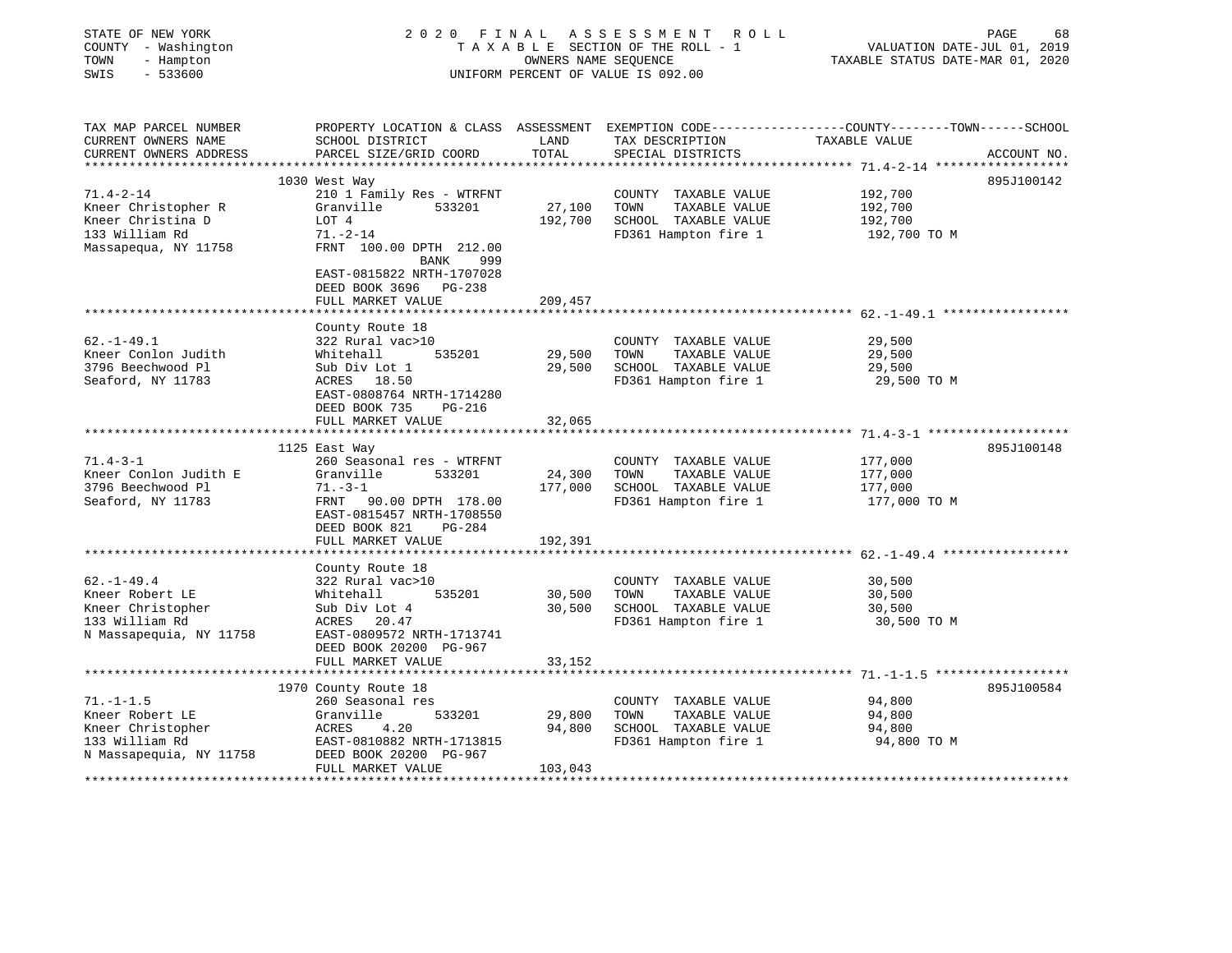STATE OF NEW YORK — 2020 FINAL ASSESSMENT ROLL
COUNTY - Washington — TAXABLE SECTION OF THE ROLL - 1 — VALUATION DATE-JUL 01, 2019
TOWN - Hampton — OWNERS NAME SEQUENCE — TAXABLE STATUS DATE-MAR 01, 2020
SWIS - 533600 — UNIFORM PERCENT OF VALUE IS 092.00

| TAX MAP PARCEL NUMBER / CURRENT OWNERS NAME / CURRENT OWNERS ADDRESS | PROPERTY LOCATION & CLASS / SCHOOL DISTRICT / PARCEL SIZE/GRID COORD | ASSESSMENT LAND | TOTAL | EXEMPTION CODE / TAX DESCRIPTION / SPECIAL DISTRICTS | TAXABLE VALUE (COUNTY--TOWN--SCHOOL) | ACCOUNT NO. |
|---|---|---|---|---|---|---|
| 71.4-2-14 | 1030 West Way | | | | | 895J100142 |
| 71.4-2-14 | 210 1 Family Res - WTRFNT | | | COUNTY TAXABLE VALUE | 192,700 | |
| Kneer Christopher R | Granville 533201 | 27,100 | | TOWN TAXABLE VALUE | 192,700 | |
| Kneer Christina D | LOT 4 | | 192,700 | SCHOOL TAXABLE VALUE | 192,700 | |
| 133 William Rd | 71.-2-14 | | | FD361 Hampton fire 1 | 192,700 TO M | |
| Massapequa, NY 11758 | FRNT 100.00 DPTH 212.00 | | | | | |
| | BANK 999 | | | | | |
| | EAST-0815822 NRTH-1707028 | | | | | |
| | DEED BOOK 3696 PG-238 | | | | | |
| | FULL MARKET VALUE | | 209,457 | | | |
| 62.-1-49.1 | County Route 18 | | | | | |
| 62.-1-49.1 | 322 Rural vac>10 | | | COUNTY TAXABLE VALUE | 29,500 | |
| Kneer Conlon Judith | Whitehall 535201 | 29,500 | | TOWN TAXABLE VALUE | 29,500 | |
| 3796 Beechwood Pl | Sub Div Lot 1 | | 29,500 | SCHOOL TAXABLE VALUE | 29,500 | |
| Seaford, NY 11783 | ACRES 18.50 | | | FD361 Hampton fire 1 | 29,500 TO M | |
| | EAST-0808764 NRTH-1714280 | | | | | |
| | DEED BOOK 735 PG-216 | | | | | |
| | FULL MARKET VALUE | | 32,065 | | | |
| 71.4-3-1 | 1125 East Way | | | | | 895J100148 |
| 71.4-3-1 | 260 Seasonal res - WTRFNT | | | COUNTY TAXABLE VALUE | 177,000 | |
| Kneer Conlon Judith E | Granville 533201 | 24,300 | | TOWN TAXABLE VALUE | 177,000 | |
| 3796 Beechwood Pl | 71.-3-1 | | 177,000 | SCHOOL TAXABLE VALUE | 177,000 | |
| Seaford, NY 11783 | FRNT 90.00 DPTH 178.00 | | | FD361 Hampton fire 1 | 177,000 TO M | |
| | EAST-0815457 NRTH-1708550 | | | | | |
| | DEED BOOK 821 PG-284 | | | | | |
| | FULL MARKET VALUE | | 192,391 | | | |
| 62.-1-49.4 | County Route 18 | | | | | |
| 62.-1-49.4 | 322 Rural vac>10 | | | COUNTY TAXABLE VALUE | 30,500 | |
| Kneer Robert LE | Whitehall 535201 | 30,500 | | TOWN TAXABLE VALUE | 30,500 | |
| Kneer Christopher | Sub Div Lot 4 | | 30,500 | SCHOOL TAXABLE VALUE | 30,500 | |
| 133 William Rd | ACRES 20.47 | | | FD361 Hampton fire 1 | 30,500 TO M | |
| N Massapequia, NY 11758 | EAST-0809572 NRTH-1713741 | | | | | |
| | DEED BOOK 20200 PG-967 | | | | | |
| | FULL MARKET VALUE | | 33,152 | | | |
| 71.-1-1.5 | 1970 County Route 18 | | | | | 895J100584 |
| 71.-1-1.5 | 260 Seasonal res | | | COUNTY TAXABLE VALUE | 94,800 | |
| Kneer Robert LE | Granville 533201 | 29,800 | | TOWN TAXABLE VALUE | 94,800 | |
| Kneer Christopher | ACRES 4.20 | | 94,800 | SCHOOL TAXABLE VALUE | 94,800 | |
| 133 William Rd | EAST-0810882 NRTH-1713815 | | | FD361 Hampton fire 1 | 94,800 TO M | |
| N Massapequia, NY 11758 | DEED BOOK 20200 PG-967 | | | | | |
| | FULL MARKET VALUE | | 103,043 | | | |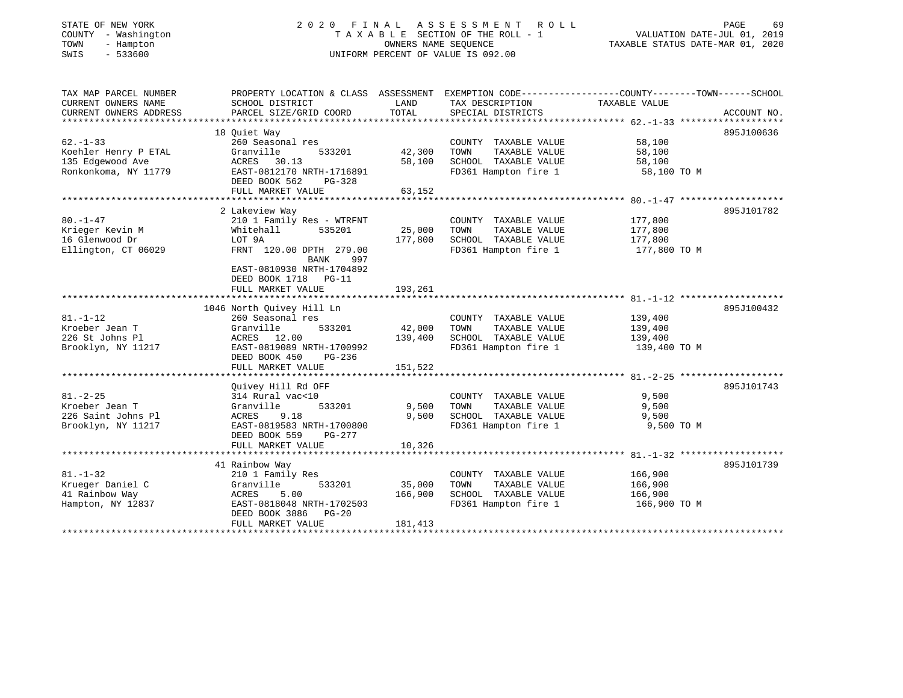STATE OF NEW YORK
COUNTY - Washington
TOWN - Hampton
SWIS - 533600

2020 FINAL ASSESSMENT ROLL
TAXABLE SECTION OF THE ROLL - 1
OWNERS NAME SEQUENCE
UNIFORM PERCENT OF VALUE IS 092.00

VALUATION DATE-JUL 01, 2019
TAXABLE STATUS DATE-MAR 01, 2020

| TAX MAP PARCEL NUMBER / CURRENT OWNERS NAME / CURRENT OWNERS ADDRESS | PROPERTY LOCATION & CLASS / SCHOOL DISTRICT / PARCEL SIZE/GRID COORD | ASSESSMENT LAND / TOTAL | EXEMPTION CODE / TAX DESCRIPTION / SPECIAL DISTRICTS | TAXABLE VALUE (COUNTY--TOWN--SCHOOL) | ACCOUNT NO. |
|---|---|---|---|---|---|
| 62.-1-33 | 18 Quiet Way | | | | 895J100636 |
| Koehler Henry P ETAL | 260 Seasonal res | | COUNTY TAXABLE VALUE | 58,100 | |
| 135 Edgewood Ave | Granville 533201 | 42,300 | TOWN TAXABLE VALUE | 58,100 | |
| Ronkonkoma, NY 11779 | ACRES 30.13 | 58,100 | SCHOOL TAXABLE VALUE | 58,100 | |
| | EAST-0812170 NRTH-1716891 | | FD361 Hampton fire 1 | 58,100 TO M | |
| | DEED BOOK 562 PG-328 | | | | |
| | FULL MARKET VALUE | 63,152 | | | |
| 80.-1-47 | 2 Lakeview Way | | | | 895J101782 |
| Krieger Kevin M | 210 1 Family Res - WTRFNT | | COUNTY TAXABLE VALUE | 177,800 | |
| 16 Glenwood Dr | Whitehall 535201 | 25,000 | TOWN TAXABLE VALUE | 177,800 | |
| Ellington, CT 06029 | LOT 9A | 177,800 | SCHOOL TAXABLE VALUE | 177,800 | |
| | FRNT 120.00 DPTH 279.00 | | FD361 Hampton fire 1 | 177,800 TO M | |
| | BANK 997 | | | | |
| | EAST-0810930 NRTH-1704892 | | | | |
| | DEED BOOK 1718 PG-11 | | | | |
| | FULL MARKET VALUE | 193,261 | | | |
| 81.-1-12 | 1046 North Quivey Hill Ln | | | | 895J100432 |
| Kroeber Jean T | 260 Seasonal res | | COUNTY TAXABLE VALUE | 139,400 | |
| 226 St Johns Pl | Granville 533201 | 42,000 | TOWN TAXABLE VALUE | 139,400 | |
| Brooklyn, NY 11217 | ACRES 12.00 | 139,400 | SCHOOL TAXABLE VALUE | 139,400 | |
| | EAST-0819089 NRTH-1700992 | | FD361 Hampton fire 1 | 139,400 TO M | |
| | DEED BOOK 450 PG-236 | | | | |
| | FULL MARKET VALUE | 151,522 | | | |
| 81.-2-25 | Quivey Hill Rd OFF | | | | 895J101743 |
| Kroeber Jean T | 314 Rural vac<10 | | COUNTY TAXABLE VALUE | 9,500 | |
| 226 Saint Johns Pl | Granville 533201 | 9,500 | TOWN TAXABLE VALUE | 9,500 | |
| Brooklyn, NY 11217 | ACRES 9.18 | 9,500 | SCHOOL TAXABLE VALUE | 9,500 | |
| | EAST-0819583 NRTH-1700800 | | FD361 Hampton fire 1 | 9,500 TO M | |
| | DEED BOOK 559 PG-277 | | | | |
| | FULL MARKET VALUE | 10,326 | | | |
| 81.-1-32 | 41 Rainbow Way | | | | 895J101739 |
| Krueger Daniel C | 210 1 Family Res | | COUNTY TAXABLE VALUE | 166,900 | |
| 41 Rainbow Way | Granville 533201 | 35,000 | TOWN TAXABLE VALUE | 166,900 | |
| Hampton, NY 12837 | ACRES 5.00 | 166,900 | SCHOOL TAXABLE VALUE | 166,900 | |
| | EAST-0818048 NRTH-1702503 | | FD361 Hampton fire 1 | 166,900 TO M | |
| | DEED BOOK 3886 PG-20 | | | | |
| | FULL MARKET VALUE | 181,413 | | | |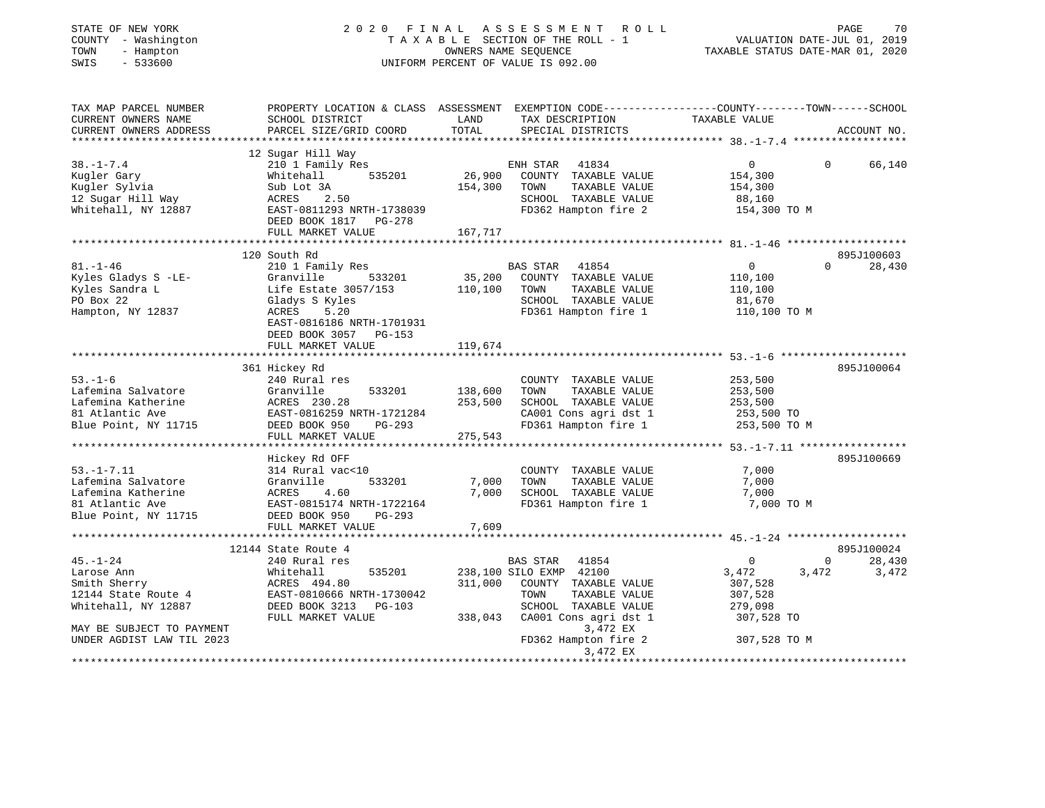STATE OF NEW YORK — 2020 FINAL ASSESSMENT ROLL
COUNTY - Washington — TAXABLE SECTION OF THE ROLL - 1 — VALUATION DATE-JUL 01, 2019
TOWN - Hampton — OWNERS NAME SEQUENCE — TAXABLE STATUS DATE-MAR 01, 2020
SWIS - 533600 — UNIFORM PERCENT OF VALUE IS 092.00

| TAX MAP PARCEL NUMBER / CURRENT OWNERS NAME / CURRENT OWNERS ADDRESS | PROPERTY LOCATION & CLASS / SCHOOL DISTRICT / PARCEL SIZE/GRID COORD | ASSESSMENT LAND / TOTAL | EXEMPTION CODE / TAX DESCRIPTION / SPECIAL DISTRICTS | COUNTY TAXABLE VALUE | TOWN | SCHOOL / ACCOUNT NO. |
|---|---|---|---|---|---|---|
| **38.-1-7.4** | 12 Sugar Hill Way | | | | | |
| 38.-1-7.4 | 210 1 Family Res | | ENH STAR 41834 | 0 | 0 | 66,140 |
| Kugler Gary | Whitehall 535201 | 26,900 | COUNTY TAXABLE VALUE | 154,300 | | |
| Kugler Sylvia | Sub Lot 3A | 154,300 | TOWN TAXABLE VALUE | 154,300 | | |
| 12 Sugar Hill Way | ACRES 2.50 | | SCHOOL TAXABLE VALUE | 88,160 | | |
| Whitehall, NY 12887 | EAST-0811293 NRTH-1738039 | | FD362 Hampton fire 2 | 154,300 TO M | | |
| | DEED BOOK 1817 PG-278 | | | | | |
| | FULL MARKET VALUE | 167,717 | | | | |
| **81.-1-46** | 120 South Rd | | | | | 895J100603 |
| 81.-1-46 | 210 1 Family Res | | BAS STAR 41854 | 0 | 0 | 28,430 |
| Kyles Gladys S -LE- | Granville 533201 | 35,200 | COUNTY TAXABLE VALUE | 110,100 | | |
| Kyles Sandra L | Life Estate 3057/153 | 110,100 | TOWN TAXABLE VALUE | 110,100 | | |
| PO Box 22 | Gladys S Kyles | | SCHOOL TAXABLE VALUE | 81,670 | | |
| Hampton, NY 12837 | ACRES 5.20 | | FD361 Hampton fire 1 | 110,100 TO M | | |
| | EAST-0816186 NRTH-1701931 | | | | | |
| | DEED BOOK 3057 PG-153 | | | | | |
| | FULL MARKET VALUE | 119,674 | | | | |
| **53.-1-6** | 361 Hickey Rd | | | | | 895J100064 |
| 53.-1-6 | 240 Rural res | | COUNTY TAXABLE VALUE | 253,500 | | |
| Lafemina Salvatore | Granville 533201 | 138,600 | TOWN TAXABLE VALUE | 253,500 | | |
| Lafemina Katherine | ACRES 230.28 | 253,500 | SCHOOL TAXABLE VALUE | 253,500 | | |
| 81 Atlantic Ave | EAST-0816259 NRTH-1721284 | | CA001 Cons agri dst 1 | 253,500 TO | | |
| Blue Point, NY 11715 | DEED BOOK 950 PG-293 | | FD361 Hampton fire 1 | 253,500 TO M | | |
| | FULL MARKET VALUE | 275,543 | | | | |
| **53.-1-7.11** | Hickey Rd OFF | | | | | 895J100669 |
| 53.-1-7.11 | 314 Rural vac<10 | | COUNTY TAXABLE VALUE | 7,000 | | |
| Lafemina Salvatore | Granville 533201 | 7,000 | TOWN TAXABLE VALUE | 7,000 | | |
| Lafemina Katherine | ACRES 4.60 | 7,000 | SCHOOL TAXABLE VALUE | 7,000 | | |
| 81 Atlantic Ave | EAST-0815174 NRTH-1722164 | | FD361 Hampton fire 1 | 7,000 TO M | | |
| Blue Point, NY 11715 | DEED BOOK 950 PG-293 | | | | | |
| | FULL MARKET VALUE | 7,609 | | | | |
| **45.-1-24** | 12144 State Route 4 | | | | | 895J100024 |
| 45.-1-24 | 240 Rural res | | BAS STAR 41854 | 0 | 0 | 28,430 |
| Larose Ann | Whitehall 535201 | 238,100 | SILO EXMP 42100 | 3,472 | 3,472 | 3,472 |
| Smith Sherry | ACRES 494.80 | 311,000 | COUNTY TAXABLE VALUE | 307,528 | | |
| 12144 State Route 4 | EAST-0810666 NRTH-1730042 | | TOWN TAXABLE VALUE | 307,528 | | |
| Whitehall, NY 12887 | DEED BOOK 3213 PG-103 | | SCHOOL TAXABLE VALUE | 279,098 | | |
| | FULL MARKET VALUE | 338,043 | CA001 Cons agri dst 1 | 307,528 TO | | |
| MAY BE SUBJECT TO PAYMENT | | | 3,472 EX | | | |
| UNDER AGDIST LAW TIL 2023 | | | FD362 Hampton fire 2 | 307,528 TO M | | |
| | | | 3,472 EX | | | |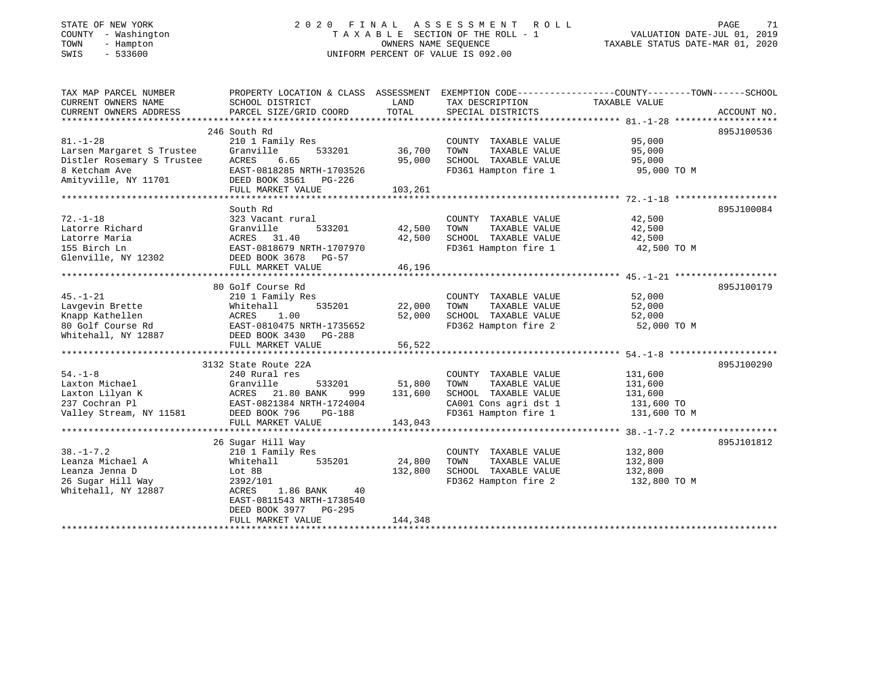STATE OF NEW YORK
COUNTY - Washington
TOWN - Hampton
SWIS - 533600

# 2020 FINAL ASSESSMENT ROLL

TAXABLE SECTION OF THE ROLL - 1
OWNERS NAME SEQUENCE
UNIFORM PERCENT OF VALUE IS 092.00

VALUATION DATE-JUL 01, 2019
TAXABLE STATUS DATE-MAR 01, 2020

| TAX MAP PARCEL NUMBER / CURRENT OWNERS NAME / CURRENT OWNERS ADDRESS | PROPERTY LOCATION & CLASS / SCHOOL DISTRICT / PARCEL SIZE/GRID COORD | ASSESSMENT LAND / TOTAL | EXEMPTION CODE / TAX DESCRIPTION / SPECIAL DISTRICTS | COUNTY--TOWN--SCHOOL TAXABLE VALUE | ACCOUNT NO. |
|---|---|---|---|---|---|
| 81.-1-28 | 246 South Rd | | | | 895J100536 |
| Larsen Margaret S Trustee | 210 1 Family Res | | COUNTY TAXABLE VALUE | 95,000 | |
| Distler Rosemary S Trustee | Granville 533201 | 36,700 | TOWN TAXABLE VALUE | 95,000 | |
| 8 Ketcham Ave | ACRES 6.65 | 95,000 | SCHOOL TAXABLE VALUE | 95,000 | |
| Amityville, NY 11701 | EAST-0818285 NRTH-1703526 | | FD361 Hampton fire 1 | 95,000 TO M | |
| | DEED BOOK 3561 PG-226 | | | | |
| | FULL MARKET VALUE | 103,261 | | | |
| 72.-1-18 | South Rd | | | | 895J100084 |
| Latorre Richard | 323 Vacant rural | | COUNTY TAXABLE VALUE | 42,500 | |
| Latorre Maria | Granville 533201 | 42,500 | TOWN TAXABLE VALUE | 42,500 | |
| 155 Birch Ln | ACRES 31.40 | 42,500 | SCHOOL TAXABLE VALUE | 42,500 | |
| Glenville, NY 12302 | EAST-0818679 NRTH-1707970 | | FD361 Hampton fire 1 | 42,500 TO M | |
| | DEED BOOK 3678 PG-57 | | | | |
| | FULL MARKET VALUE | 46,196 | | | |
| 45.-1-21 | 80 Golf Course Rd | | | | 895J100179 |
| Lavgevin Brette | 210 1 Family Res | | COUNTY TAXABLE VALUE | 52,000 | |
| Knapp Kathellen | Whitehall 535201 | 22,000 | TOWN TAXABLE VALUE | 52,000 | |
| 80 Golf Course Rd | ACRES 1.00 | 52,000 | SCHOOL TAXABLE VALUE | 52,000 | |
| Whitehall, NY 12887 | EAST-0810475 NRTH-1735652 | | FD362 Hampton fire 2 | 52,000 TO M | |
| | DEED BOOK 3430 PG-288 | | | | |
| | FULL MARKET VALUE | 56,522 | | | |
| 54.-1-8 | 3132 State Route 22A | | | | 895J100290 |
| Laxton Michael | 240 Rural res | | COUNTY TAXABLE VALUE | 131,600 | |
| Laxton Lilyan K | Granville 533201 | 51,800 | TOWN TAXABLE VALUE | 131,600 | |
| 237 Cochran Pl | ACRES 21.80 BANK 999 | 131,600 | SCHOOL TAXABLE VALUE | 131,600 | |
| Valley Stream, NY 11581 | EAST-0821384 NRTH-1724004 | | CA001 Cons agri dst 1 | 131,600 TO | |
| | DEED BOOK 796 PG-188 | | FD361 Hampton fire 1 | 131,600 TO M | |
| | FULL MARKET VALUE | 143,043 | | | |
| 38.-1-7.2 | 26 Sugar Hill Way | | | | 895J101812 |
| Leanza Michael A | 210 1 Family Res | | COUNTY TAXABLE VALUE | 132,800 | |
| Leanza Jenna D | Whitehall 535201 | 24,800 | TOWN TAXABLE VALUE | 132,800 | |
| 26 Sugar Hill Way | Lot 8B | 132,800 | SCHOOL TAXABLE VALUE | 132,800 | |
| Whitehall, NY 12887 | 2392/101 | | FD362 Hampton fire 2 | 132,800 TO M | |
| | ACRES 1.86 BANK 40 | | | | |
| | EAST-0811543 NRTH-1738540 | | | | |
| | DEED BOOK 3977 PG-295 | | | | |
| | FULL MARKET VALUE | 144,348 | | | |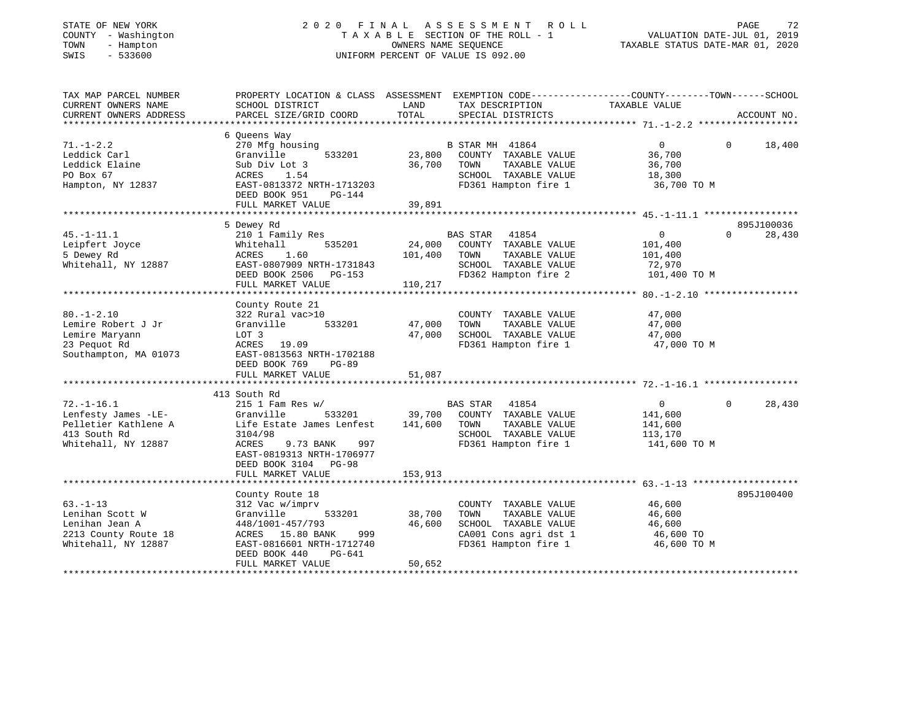STATE OF NEW YORK | 2020 FINAL ASSESSMENT ROLL | VALUATION DATE-JUL 01, 2019
COUNTY - Washington | TAXABLE SECTION OF THE ROLL - 1 | TAXABLE STATUS DATE-MAR 01, 2020
TOWN - Hampton | OWNERS NAME SEQUENCE
SWIS - 533600 | UNIFORM PERCENT OF VALUE IS 092.00

```
TAX MAP PARCEL NUMBER          PROPERTY LOCATION & CLASS  ASSESSMENT  EXEMPTION CODE-----------------COUNTY--------TOWN------SCHOOL
CURRENT OWNERS NAME            SCHOOL DISTRICT               LAND      TAX DESCRIPTION            TAXABLE VALUE
CURRENT OWNERS ADDRESS         PARCEL SIZE/GRID COORD        TOTAL     SPECIAL DISTRICTS                                  ACCOUNT NO.
******************************************************************************************************* 71.-1-2.2 ******************
                               6 Queens Way
71.-1-2.2                      270 Mfg housing                         B STAR MH  41864               0            0      18,400
Leddick Carl                   Granville        533201       23,800    COUNTY  TAXABLE VALUE          36,700
Leddick Elaine                 Sub Div Lot 3                 36,700    TOWN    TAXABLE VALUE          36,700
PO Box 67                      ACRES     1.54                          SCHOOL  TAXABLE VALUE          18,300
Hampton, NY 12837              EAST-0813372 NRTH-1713203               FD361 Hampton fire 1            36,700 TO M
                               DEED BOOK 951    PG-144
                               FULL MARKET VALUE             39,891
******************************************************************************************************* 45.-1-11.1 *****************
                               5 Dewey Rd                                                                          895J100036
45.-1-11.1                     210 1 Family Res                        BAS STAR   41854               0            0      28,430
Leipfert Joyce                 Whitehall        535201       24,000    COUNTY  TAXABLE VALUE         101,400
5 Dewey Rd                     ACRES     1.60               101,400    TOWN    TAXABLE VALUE         101,400
Whitehall, NY 12887            EAST-0807909 NRTH-1731843               SCHOOL  TAXABLE VALUE          72,970
                               DEED BOOK 2506   PG-153                 FD362 Hampton fire 2           101,400 TO M
                               FULL MARKET VALUE            110,217
******************************************************************************************************* 80.-1-2.10 *****************
                               County Route 21
80.-1-2.10                     322 Rural vac>10                        COUNTY  TAXABLE VALUE          47,000
Lemire Robert J Jr             Granville        533201       47,000    TOWN    TAXABLE VALUE          47,000
Lemire Maryann                 LOT 3                         47,000    SCHOOL  TAXABLE VALUE          47,000
23 Pequot Rd                   ACRES    19.09                          FD361 Hampton fire 1            47,000 TO M
Southampton, MA 01073          EAST-0813563 NRTH-1702188
                               DEED BOOK 769    PG-89
                               FULL MARKET VALUE             51,087
******************************************************************************************************* 72.-1-16.1 *****************
                               413 South Rd
72.-1-16.1                     215 1 Fam Res w/                        BAS STAR   41854               0            0      28,430
Lenfesty James -LE-            Granville        533201       39,700    COUNTY  TAXABLE VALUE         141,600
Pelletier Kathlene A           Life Estate James Lenfest    141,600    TOWN    TAXABLE VALUE         141,600
413 South Rd                   3104/98                                 SCHOOL  TAXABLE VALUE         113,170
Whitehall, NY 12887            ACRES     9.73 BANK     997             FD361 Hampton fire 1           141,600 TO M
                               EAST-0819313 NRTH-1706977
                               DEED BOOK 3104   PG-98
                               FULL MARKET VALUE            153,913
******************************************************************************************************* 63.-1-13 *******************
                               County Route 18                                                                     895J100400
63.-1-13                       312 Vac w/imprv                         COUNTY  TAXABLE VALUE          46,600
Lenihan Scott W                Granville        533201       38,700    TOWN    TAXABLE VALUE          46,600
Lenihan Jean A                 448/1001-457/793              46,600    SCHOOL  TAXABLE VALUE          46,600
2213 County Route 18           ACRES    15.80 BANK     999             CA001 Cons agri dst 1           46,600 TO
Whitehall, NY 12887            EAST-0816601 NRTH-1712740               FD361 Hampton fire 1            46,600 TO M
                               DEED BOOK 440    PG-641
                               FULL MARKET VALUE             50,652
************************************************************************************************************************************
```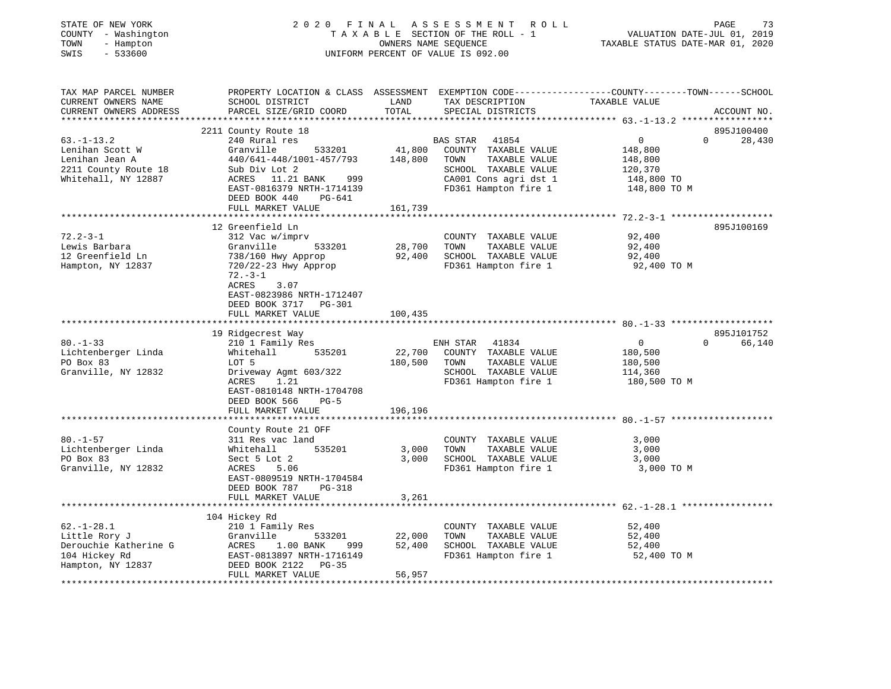STATE OF NEW YORK | COUNTY - Washington | TOWN - Hampton | SWIS - 533600

# 2020 FINAL ASSESSMENT ROLL

TAXABLE SECTION OF THE ROLL - 1
OWNERS NAME SEQUENCE
UNIFORM PERCENT OF VALUE IS 092.00

VALUATION DATE-JUL 01, 2019
TAXABLE STATUS DATE-MAR 01, 2020

| TAX MAP PARCEL NUMBER / CURRENT OWNERS NAME / CURRENT OWNERS ADDRESS | PROPERTY LOCATION & CLASS / SCHOOL DISTRICT / PARCEL SIZE/GRID COORD | ASSESSMENT LAND / TOTAL | EXEMPTION CODE / TAX DESCRIPTION / SPECIAL DISTRICTS | COUNTY / TOWN / SCHOOL TAXABLE VALUE | ACCOUNT NO. |
|---|---|---|---|---|---|
| 63.-1-13.2 | 2211 County Route 18 | | | | 895J100400 |
| Lenihan Scott W | 240 Rural res | | BAS STAR 41854 | 0 0 28,430 | |
| Lenihan Jean A | Granville 533201 | 41,800 | COUNTY TAXABLE VALUE | 148,800 | |
| 2211 County Route 18 | 440/641-448/1001-457/793 | 148,800 | TOWN TAXABLE VALUE | 148,800 | |
| Whitehall, NY 12887 | Sub Div Lot 2 | | SCHOOL TAXABLE VALUE | 120,370 | |
| | ACRES 11.21 BANK 999 | | CA001 Cons agri dst 1 | 148,800 TO | |
| | EAST-0816379 NRTH-1714139 | | FD361 Hampton fire 1 | 148,800 TO M | |
| | DEED BOOK 440 PG-641 | | | | |
| | FULL MARKET VALUE | 161,739 | | | |
| 72.2-3-1 | 12 Greenfield Ln | | | | 895J100169 |
| Lewis Barbara | 312 Vac w/imprv | | COUNTY TAXABLE VALUE | 92,400 | |
| 12 Greenfield Ln | Granville 533201 | 28,700 | TOWN TAXABLE VALUE | 92,400 | |
| Hampton, NY 12837 | 738/160 Hwy Approp | 92,400 | SCHOOL TAXABLE VALUE | 92,400 | |
| | 720/22-23 Hwy Approp | | FD361 Hampton fire 1 | 92,400 TO M | |
| | 72.-3-1 | | | | |
| | ACRES 3.07 | | | | |
| | EAST-0823986 NRTH-1712407 | | | | |
| | DEED BOOK 3717 PG-301 | | | | |
| | FULL MARKET VALUE | 100,435 | | | |
| 80.-1-33 | 19 Ridgecrest Way | | | | 895J101752 |
| Lichtenberger Linda | 210 1 Family Res | | ENH STAR 41834 | 0 0 66,140 | |
| PO Box 83 | Whitehall 535201 | 22,700 | COUNTY TAXABLE VALUE | 180,500 | |
| Granville, NY 12832 | LOT 5 | 180,500 | TOWN TAXABLE VALUE | 180,500 | |
| | Driveway Agmt 603/322 | | SCHOOL TAXABLE VALUE | 114,360 | |
| | ACRES 1.21 | | FD361 Hampton fire 1 | 180,500 TO M | |
| | EAST-0810148 NRTH-1704708 | | | | |
| | DEED BOOK 566 PG-5 | | | | |
| | FULL MARKET VALUE | 196,196 | | | |
| 80.-1-57 | County Route 21 OFF | | | | |
| Lichtenberger Linda | 311 Res vac land | | COUNTY TAXABLE VALUE | 3,000 | |
| PO Box 83 | Whitehall 535201 | 3,000 | TOWN TAXABLE VALUE | 3,000 | |
| Granville, NY 12832 | Sect 5 Lot 2 | 3,000 | SCHOOL TAXABLE VALUE | 3,000 | |
| | ACRES 5.06 | | FD361 Hampton fire 1 | 3,000 TO M | |
| | EAST-0809519 NRTH-1704584 | | | | |
| | DEED BOOK 787 PG-318 | | | | |
| | FULL MARKET VALUE | 3,261 | | | |
| 62.-1-28.1 | 104 Hickey Rd | | | | |
| Little Rory J | 210 1 Family Res | | COUNTY TAXABLE VALUE | 52,400 | |
| Derouchie Katherine G | Granville 533201 | 22,000 | TOWN TAXABLE VALUE | 52,400 | |
| 104 Hickey Rd | ACRES 1.00 BANK 999 | 52,400 | SCHOOL TAXABLE VALUE | 52,400 | |
| Hampton, NY 12837 | EAST-0813897 NRTH-1716149 | | FD361 Hampton fire 1 | 52,400 TO M | |
| | DEED BOOK 2122 PG-35 | | | | |
| | FULL MARKET VALUE | 56,957 | | | |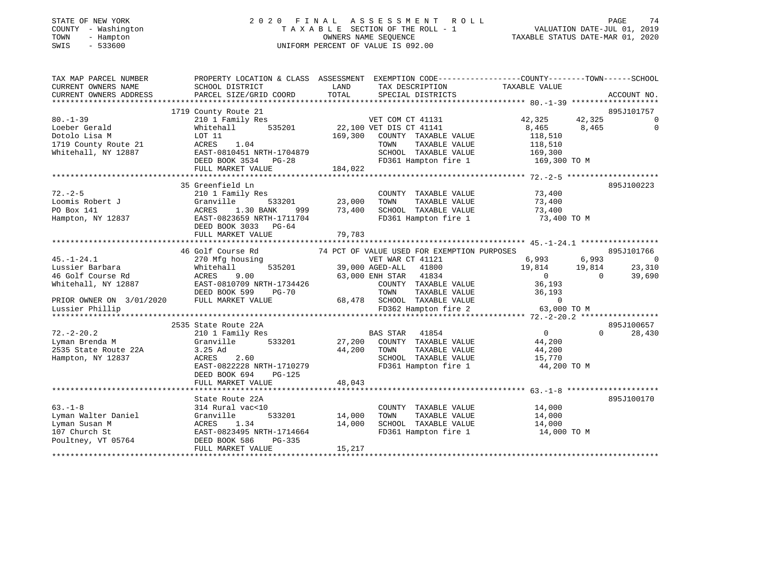STATE OF NEW YORK  
COUNTY - Washington  
TOWN - Hampton  
SWIS - 533600

2020 FINAL ASSESSMENT ROLL  
TAXABLE SECTION OF THE ROLL - 1  
OWNERS NAME SEQUENCE  
UNIFORM PERCENT OF VALUE IS 092.00

VALUATION DATE-JUL 01, 2019  
TAXABLE STATUS DATE-MAR 01, 2020

```
TAX MAP PARCEL NUMBER          PROPERTY LOCATION & CLASS  ASSESSMENT  EXEMPTION CODE-----------------COUNTY--------TOWN------SCHOOL
CURRENT OWNERS NAME            SCHOOL DISTRICT               LAND      TAX DESCRIPTION              TAXABLE VALUE
CURRENT OWNERS ADDRESS         PARCEL SIZE/GRID COORD        TOTAL     SPECIAL DISTRICTS                                    ACCOUNT NO.
******************************************************************************************************* 80.-1-39 ******************
                               1719 County Route 21                                                                      895J101757
80.-1-39                       210 1 Family Res                    VET COM CT 41131              42,325      42,325             0
Loeber Gerald                  Whitehall      535201        22,100 VET DIS CT 41141               8,465       8,465             0
Dotolo Lisa M                  LOT 11                      169,300    COUNTY  TAXABLE VALUE         118,510
1719 County Route 21           ACRES    1.04                          TOWN    TAXABLE VALUE         118,510
Whitehall, NY 12887            EAST-0810451 NRTH-1704879              SCHOOL  TAXABLE VALUE         169,300
                               DEED BOOK 3534   PG-28                 FD361 Hampton fire 1           169,300 TO M
                               FULL MARKET VALUE           184,022
******************************************************************************************************* 72.-2-5 *******************
                               35 Greenfield Ln                                                                          895J100223
72.-2-5                        210 1 Family Res                       COUNTY  TAXABLE VALUE          73,400
Loomis Robert J                Granville      533201        23,000    TOWN    TAXABLE VALUE          73,400
PO Box 141                     ACRES    1.30 BANK    999    73,400    SCHOOL  TAXABLE VALUE          73,400
Hampton, NY 12837              EAST-0823659 NRTH-1711704              FD361 Hampton fire 1            73,400 TO M
                               DEED BOOK 3033   PG-64
                               FULL MARKET VALUE            79,783
******************************************************************************************************* 45.-1-24.1 ****************
                               46 Golf Course Rd          74 PCT OF VALUE USED FOR EXEMPTION PURPOSES                    895J101766
45.-1-24.1                     270 Mfg housing                     VET WAR CT 41121               6,993       6,993             0
Lussier Barbara                Whitehall      535201        39,000 AGED-ALL    41800             19,814      19,814        23,310
46 Golf Course Rd              ACRES    9.00                63,000 ENH STAR    41834                  0           0        39,690
Whitehall, NY 12887            EAST-0810709 NRTH-1734426              COUNTY  TAXABLE VALUE          36,193
                               DEED BOOK 599    PG-70                 TOWN    TAXABLE VALUE          36,193
PRIOR OWNER ON 3/01/2020       FULL MARKET VALUE            68,478    SCHOOL  TAXABLE VALUE               0
Lussier Phillip                                                       FD362 Hampton fire 2            63,000 TO M
******************************************************************************************************* 72.-2-20.2 ****************
                               2535 State Route 22A                                                                      895J100657
72.-2-20.2                     210 1 Family Res                    BAS STAR    41854                  0           0        28,430
Lyman Brenda M                 Granville      533201        27,200    COUNTY  TAXABLE VALUE          44,200
2535 State Route 22A           3.25 Ad                      44,200    TOWN    TAXABLE VALUE          44,200
Hampton, NY 12837              ACRES    2.60                          SCHOOL  TAXABLE VALUE          15,770
                               EAST-0822228 NRTH-1710279              FD361 Hampton fire 1            44,200 TO M
                               DEED BOOK 694    PG-125
                               FULL MARKET VALUE            48,043
******************************************************************************************************* 63.-1-8 *******************
                               State Route 22A                                                                           895J100170
63.-1-8                        314 Rural vac<10                       COUNTY  TAXABLE VALUE          14,000
Lyman Walter Daniel            Granville      533201        14,000    TOWN    TAXABLE VALUE          14,000
Lyman Susan M                  ACRES    1.34                14,000    SCHOOL  TAXABLE VALUE          14,000
107 Church St                  EAST-0823495 NRTH-1714664              FD361 Hampton fire 1            14,000 TO M
Poultney, VT 05764             DEED BOOK 586    PG-335
                               FULL MARKET VALUE            15,217
************************************************************************************************************************************
```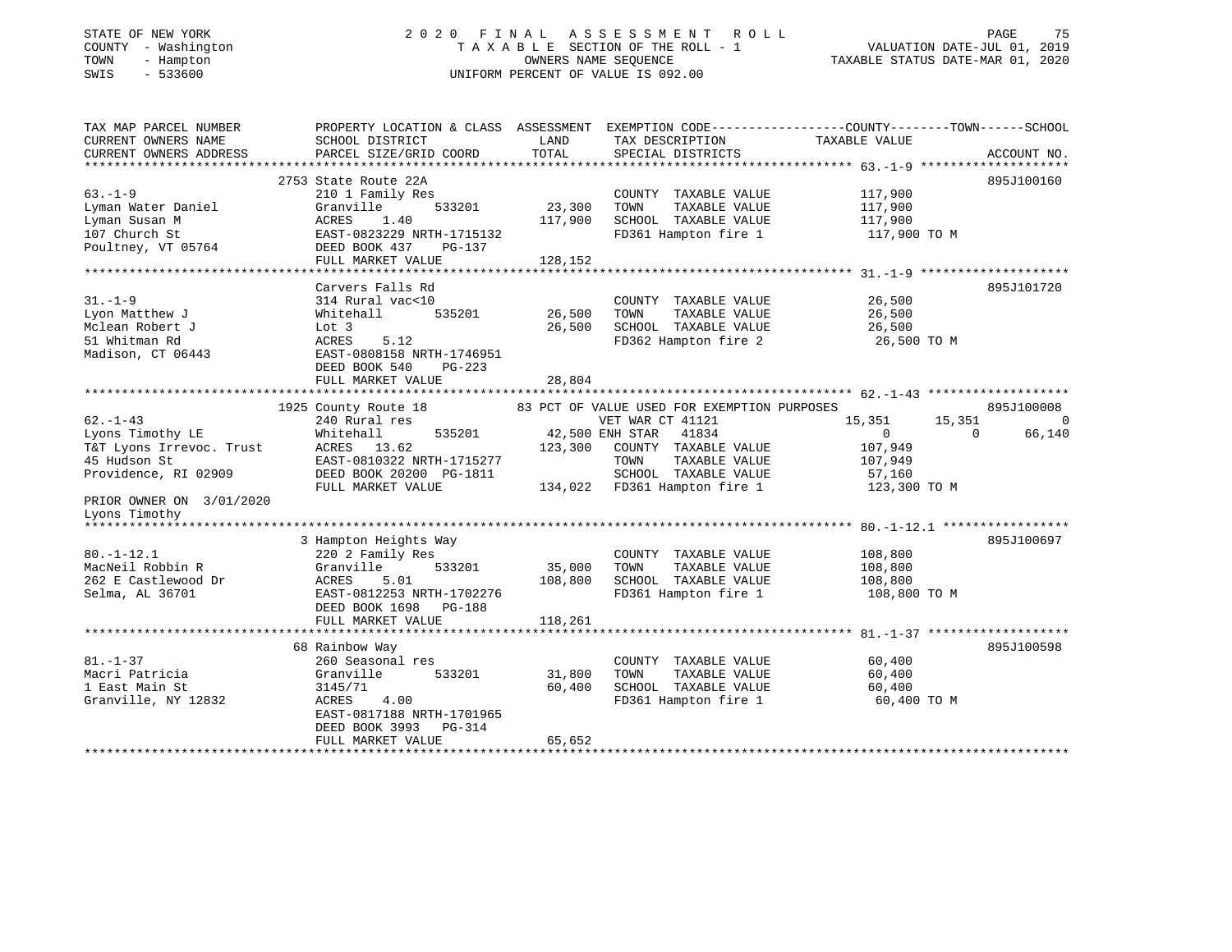STATE OF NEW YORK
COUNTY - Washington
TOWN - Hampton
SWIS - 533600

# 2020 FINAL ASSESSMENT ROLL

TAXABLE SECTION OF THE ROLL - 1
OWNERS NAME SEQUENCE
UNIFORM PERCENT OF VALUE IS 092.00

VALUATION DATE-JUL 01, 2019
TAXABLE STATUS DATE-MAR 01, 2020

| TAX MAP PARCEL NUMBER / CURRENT OWNERS NAME / CURRENT OWNERS ADDRESS | PROPERTY LOCATION & CLASS / SCHOOL DISTRICT / PARCEL SIZE/GRID COORD | ASSESSMENT LAND / TOTAL | EXEMPTION CODE / TAX DESCRIPTION / SPECIAL DISTRICTS | COUNTY TAXABLE VALUE | TOWN | SCHOOL | ACCOUNT NO. |
|---|---|---|---|---|---|---|---|
| 63.-1-9 | 2753 State Route 22A | | | | | | 895J100160 |
| Lyman Water Daniel | 210 1 Family Res | | COUNTY TAXABLE VALUE | 117,900 | | | |
| Lyman Susan M | Granville 533201 | 23,300 | TOWN TAXABLE VALUE | 117,900 | | | |
| 107 Church St | ACRES 1.40 | 117,900 | SCHOOL TAXABLE VALUE | 117,900 | | | |
| Poultney, VT 05764 | EAST-0823229 NRTH-1715132 | | FD361 Hampton fire 1 | 117,900 TO M | | | |
| | DEED BOOK 437 PG-137 | | | | | | |
| | FULL MARKET VALUE | 128,152 | | | | | |
| 31.-1-9 | Carvers Falls Rd | | | | | | 895J101720 |
| Lyon Matthew J | 314 Rural vac<10 | | COUNTY TAXABLE VALUE | 26,500 | | | |
| Mclean Robert J | Whitehall 535201 | 26,500 | TOWN TAXABLE VALUE | 26,500 | | | |
| 51 Whitman Rd | Lot 3 | 26,500 | SCHOOL TAXABLE VALUE | 26,500 | | | |
| Madison, CT 06443 | ACRES 5.12 | | FD362 Hampton fire 2 | 26,500 TO M | | | |
| | EAST-0808158 NRTH-1746951 | | | | | | |
| | DEED BOOK 540 PG-223 | | | | | | |
| | FULL MARKET VALUE | 28,804 | | | | | |
| 62.-1-43 | 1925 County Route 18 | | 83 PCT OF VALUE USED FOR EXEMPTION PURPOSES | | | | 895J100008 |
| Lyons Timothy LE | 240 Rural res | | VET WAR CT 41121 | 15,351 | 15,351 | 0 | |
| T&T Lyons Irrevoc. Trust | Whitehall 535201 | 42,500 | ENH STAR 41834 | 0 | 0 | 66,140 | |
| 45 Hudson St | ACRES 13.62 | 123,300 | COUNTY TAXABLE VALUE | 107,949 | | | |
| Providence, RI 02909 | EAST-0810322 NRTH-1715277 | | TOWN TAXABLE VALUE | 107,949 | | | |
| | DEED BOOK 20200 PG-1811 | | SCHOOL TAXABLE VALUE | 57,160 | | | |
| | FULL MARKET VALUE | 134,022 | FD361 Hampton fire 1 | 123,300 TO M | | | |
| PRIOR OWNER ON 3/01/2020 | | | | | | | |
| Lyons Timothy | | | | | | | |
| 80.-1-12.1 | 3 Hampton Heights Way | | | | | | 895J100697 |
| MacNeil Robbin R | 220 2 Family Res | | COUNTY TAXABLE VALUE | 108,800 | | | |
| 262 E Castlewood Dr | Granville 533201 | 35,000 | TOWN TAXABLE VALUE | 108,800 | | | |
| Selma, AL 36701 | ACRES 5.01 | 108,800 | SCHOOL TAXABLE VALUE | 108,800 | | | |
| | EAST-0812253 NRTH-1702276 | | FD361 Hampton fire 1 | 108,800 TO M | | | |
| | DEED BOOK 1698 PG-188 | | | | | | |
| | FULL MARKET VALUE | 118,261 | | | | | |
| 81.-1-37 | 68 Rainbow Way | | | | | | 895J100598 |
| Macri Patricia | 260 Seasonal res | | COUNTY TAXABLE VALUE | 60,400 | | | |
| 1 East Main St | Granville 533201 | 31,800 | TOWN TAXABLE VALUE | 60,400 | | | |
| Granville, NY 12832 | 3145/71 | 60,400 | SCHOOL TAXABLE VALUE | 60,400 | | | |
| | ACRES 4.00 | | FD361 Hampton fire 1 | 60,400 TO M | | | |
| | EAST-0817188 NRTH-1701965 | | | | | | |
| | DEED BOOK 3993 PG-314 | | | | | | |
| | FULL MARKET VALUE | 65,652 | | | | | |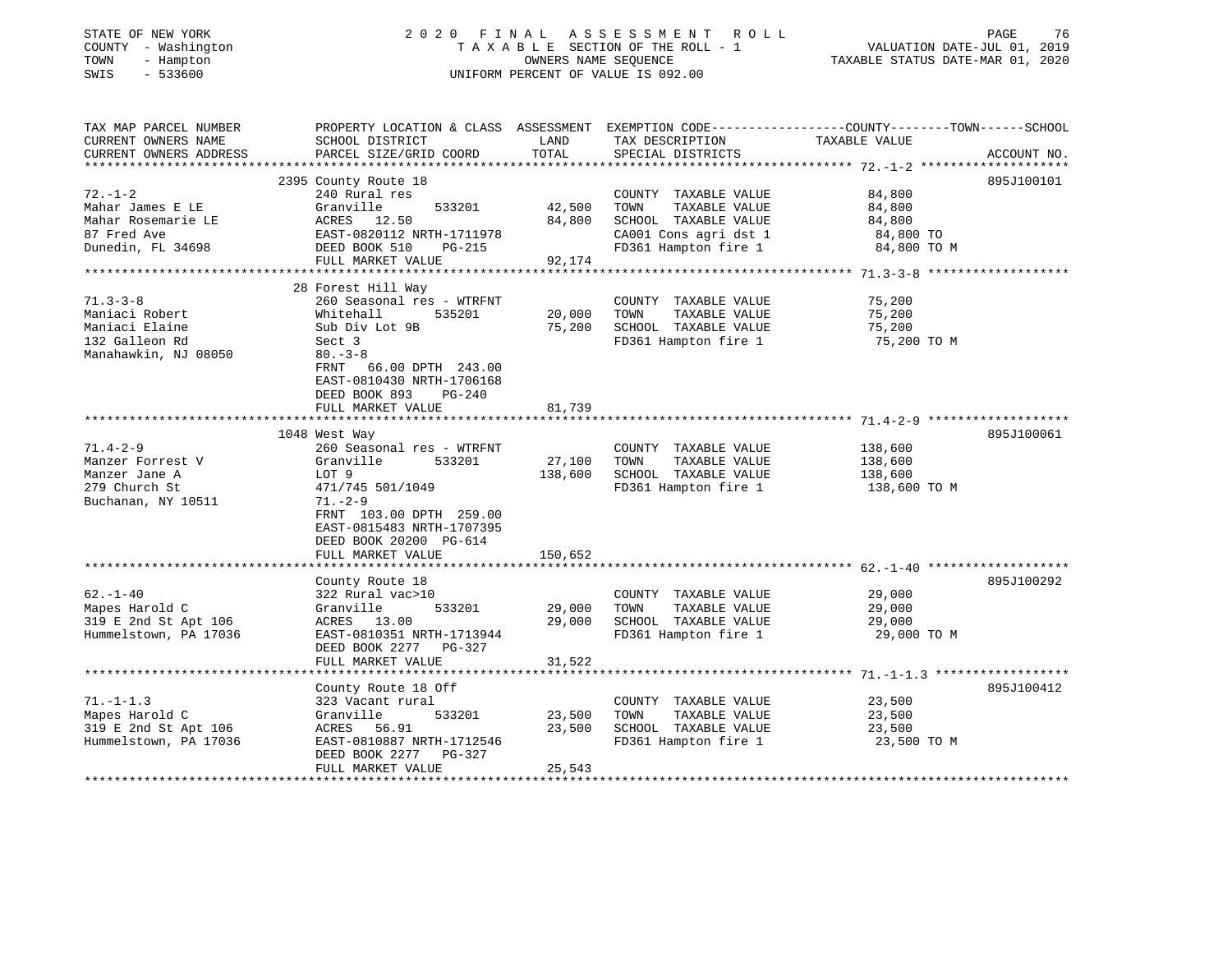STATE OF NEW YORK
COUNTY - Washington
TOWN - Hampton
SWIS - 533600

2020 FINAL ASSESSMENT ROLL
TAXABLE SECTION OF THE ROLL - 1
OWNERS NAME SEQUENCE
UNIFORM PERCENT OF VALUE IS 092.00

VALUATION DATE-JUL 01, 2019
TAXABLE STATUS DATE-MAR 01, 2020

| TAX MAP PARCEL NUMBER / CURRENT OWNERS NAME / CURRENT OWNERS ADDRESS | PROPERTY LOCATION & CLASS / SCHOOL DISTRICT / PARCEL SIZE/GRID COORD | ASSESSMENT LAND / TOTAL | EXEMPTION CODE / TAX DESCRIPTION / SPECIAL DISTRICTS | COUNTY--------TOWN------SCHOOL TAXABLE VALUE | ACCOUNT NO. |
|---|---|---|---|---|---|
| 72.-1-2 | 2395 County Route 18 | | | | 895J100101 |
| Mahar James E LE | 240 Rural res | | COUNTY TAXABLE VALUE | 84,800 | |
| Mahar Rosemarie LE | Granville 533201 | 42,500 | TOWN TAXABLE VALUE | 84,800 | |
| 87 Fred Ave | ACRES 12.50 | 84,800 | SCHOOL TAXABLE VALUE | 84,800 | |
| Dunedin, FL 34698 | EAST-0820112 NRTH-1711978 | | CA001 Cons agri dst 1 | 84,800 TO | |
| | DEED BOOK 510 PG-215 | | FD361 Hampton fire 1 | 84,800 TO M | |
| | FULL MARKET VALUE | 92,174 | | | |
| 71.3-3-8 | 28 Forest Hill Way | | | | |
| Maniaci Robert | 260 Seasonal res - WTRFNT | | COUNTY TAXABLE VALUE | 75,200 | |
| Maniaci Elaine | Whitehall 535201 | 20,000 | TOWN TAXABLE VALUE | 75,200 | |
| 132 Galleon Rd | Sub Div Lot 9B | 75,200 | SCHOOL TAXABLE VALUE | 75,200 | |
| Manahawkin, NJ 08050 | Sect 3 | | FD361 Hampton fire 1 | 75,200 TO M | |
| | 80.-3-8 | | | | |
| | FRNT 66.00 DPTH 243.00 | | | | |
| | EAST-0810430 NRTH-1706168 | | | | |
| | DEED BOOK 893 PG-240 | | | | |
| | FULL MARKET VALUE | 81,739 | | | |
| 71.4-2-9 | 1048 West Way | | | | 895J100061 |
| Manzer Forrest V | 260 Seasonal res - WTRFNT | | COUNTY TAXABLE VALUE | 138,600 | |
| Manzer Jane A | Granville 533201 | 27,100 | TOWN TAXABLE VALUE | 138,600 | |
| 279 Church St | LOT 9 | 138,600 | SCHOOL TAXABLE VALUE | 138,600 | |
| Buchanan, NY 10511 | 471/745 501/1049 | | FD361 Hampton fire 1 | 138,600 TO M | |
| | 71.-2-9 | | | | |
| | FRNT 103.00 DPTH 259.00 | | | | |
| | EAST-0815483 NRTH-1707395 | | | | |
| | DEED BOOK 20200 PG-614 | | | | |
| | FULL MARKET VALUE | 150,652 | | | |
| 62.-1-40 | County Route 18 | | | | 895J100292 |
| Mapes Harold C | 322 Rural vac>10 | | COUNTY TAXABLE VALUE | 29,000 | |
| 319 E 2nd St Apt 106 | Granville 533201 | 29,000 | TOWN TAXABLE VALUE | 29,000 | |
| Hummelstown, PA 17036 | ACRES 13.00 | 29,000 | SCHOOL TAXABLE VALUE | 29,000 | |
| | EAST-0810351 NRTH-1713944 | | FD361 Hampton fire 1 | 29,000 TO M | |
| | DEED BOOK 2277 PG-327 | | | | |
| | FULL MARKET VALUE | 31,522 | | | |
| 71.-1-1.3 | County Route 18 Off | | | | 895J100412 |
| Mapes Harold C | 323 Vacant rural | | COUNTY TAXABLE VALUE | 23,500 | |
| 319 E 2nd St Apt 106 | Granville 533201 | 23,500 | TOWN TAXABLE VALUE | 23,500 | |
| Hummelstown, PA 17036 | ACRES 56.91 | 23,500 | SCHOOL TAXABLE VALUE | 23,500 | |
| | EAST-0810887 NRTH-1712546 | | FD361 Hampton fire 1 | 23,500 TO M | |
| | DEED BOOK 2277 PG-327 | | | | |
| | FULL MARKET VALUE | 25,543 | | | |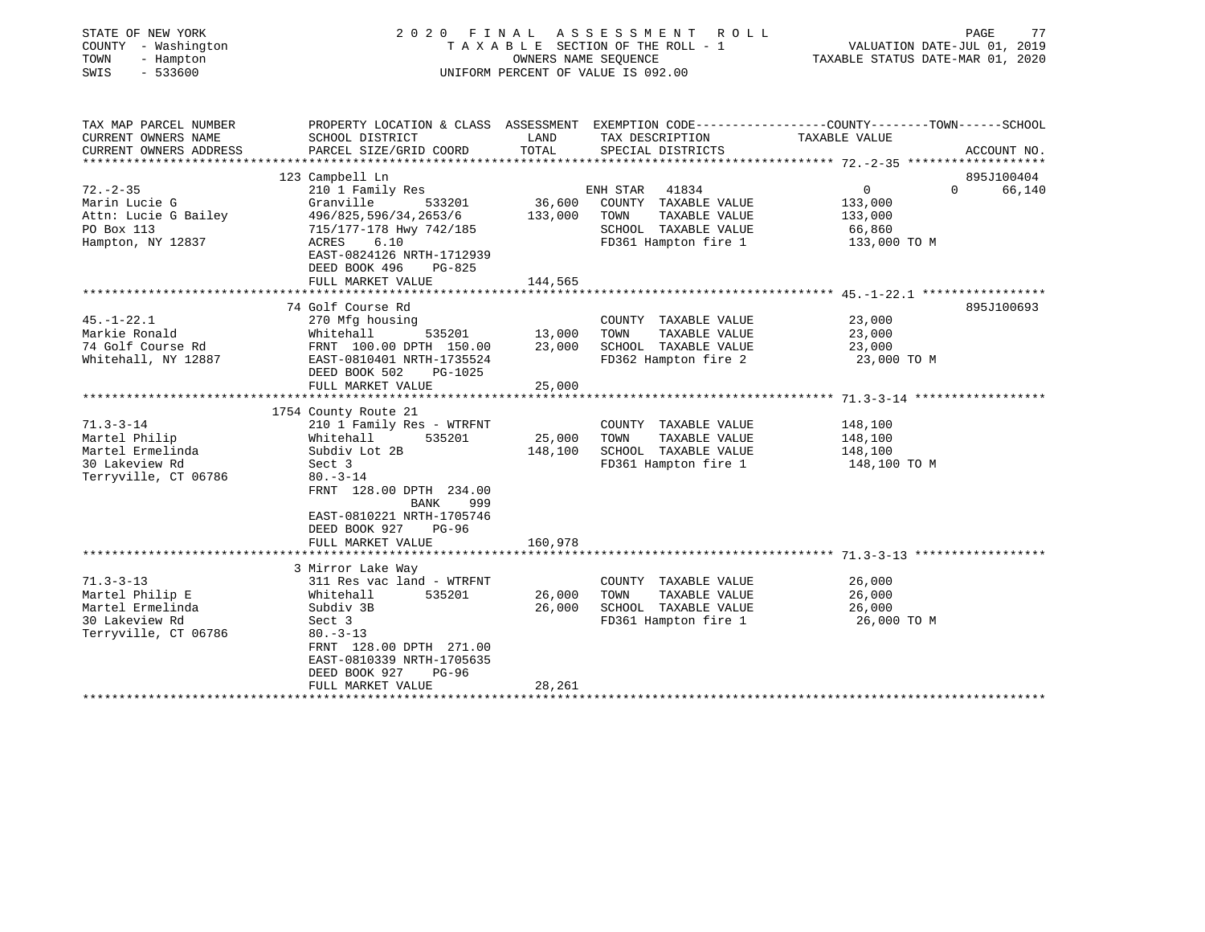STATE OF NEW YORK
COUNTY - Washington
TOWN - Hampton
SWIS - 533600

2020 FINAL ASSESSMENT ROLL
TAXABLE SECTION OF THE ROLL - 1
OWNERS NAME SEQUENCE
UNIFORM PERCENT OF VALUE IS 092.00

VALUATION DATE-JUL 01, 2019
TAXABLE STATUS DATE-MAR 01, 2020

| TAX MAP PARCEL NUMBER / CURRENT OWNERS NAME / CURRENT OWNERS ADDRESS | PROPERTY LOCATION & CLASS / SCHOOL DISTRICT / PARCEL SIZE/GRID COORD | ASSESSMENT LAND | TOTAL | EXEMPTION CODE / TAX DESCRIPTION / SPECIAL DISTRICTS | COUNTY TAXABLE VALUE | TOWN | SCHOOL | ACCOUNT NO. |
|---|---|---|---|---|---|---|---|---|
| 72.-2-35 | 123 Campbell Ln | | | | | | | 895J100404 |
| Marin Lucie G | 210 1 Family Res | | | ENH STAR 41834 | 0 | 0 | 66,140 | |
| Attn: Lucie G Bailey | Granville 533201 | 36,600 | | COUNTY TAXABLE VALUE | 133,000 | | | |
| PO Box 113 | 496/825,596/34,2653/6 | | 133,000 | TOWN TAXABLE VALUE | 133,000 | | | |
| Hampton, NY 12837 | 715/177-178 Hwy 742/185 | | | SCHOOL TAXABLE VALUE | 66,860 | | | |
| | ACRES 6.10 | | | FD361 Hampton fire 1 | 133,000 TO M | | | |
| | EAST-0824126 NRTH-1712939 | | | | | | | |
| | DEED BOOK 496 PG-825 | | | | | | | |
| | FULL MARKET VALUE | | 144,565 | | | | | |
| 45.-1-22.1 | 74 Golf Course Rd | | | | | | | 895J100693 |
| Markie Ronald | 270 Mfg housing | | | COUNTY TAXABLE VALUE | 23,000 | | | |
| 74 Golf Course Rd | Whitehall 535201 | 13,000 | | TOWN TAXABLE VALUE | 23,000 | | | |
| Whitehall, NY 12887 | FRNT 100.00 DPTH 150.00 | | 23,000 | SCHOOL TAXABLE VALUE | 23,000 | | | |
| | EAST-0810401 NRTH-1735524 | | | FD362 Hampton fire 2 | 23,000 TO M | | | |
| | DEED BOOK 502 PG-1025 | | | | | | | |
| | FULL MARKET VALUE | | 25,000 | | | | | |
| 71.3-3-14 | 1754 County Route 21 | | | | | | | |
| Martel Philip | 210 1 Family Res - WTRFNT | | | COUNTY TAXABLE VALUE | 148,100 | | | |
| Martel Ermelinda | Whitehall 535201 | 25,000 | | TOWN TAXABLE VALUE | 148,100 | | | |
| 30 Lakeview Rd | Subdiv Lot 2B | | 148,100 | SCHOOL TAXABLE VALUE | 148,100 | | | |
| Terryville, CT 06786 | Sect 3 | | | FD361 Hampton fire 1 | 148,100 TO M | | | |
| | 80.-3-14 | | | | | | | |
| | FRNT 128.00 DPTH 234.00 | | | | | | | |
| | BANK 999 | | | | | | | |
| | EAST-0810221 NRTH-1705746 | | | | | | | |
| | DEED BOOK 927 PG-96 | | | | | | | |
| | FULL MARKET VALUE | | 160,978 | | | | | |
| 71.3-3-13 | 3 Mirror Lake Way | | | | | | | |
| Martel Philip E | 311 Res vac land - WTRFNT | | | COUNTY TAXABLE VALUE | 26,000 | | | |
| Martel Ermelinda | Whitehall 535201 | 26,000 | | TOWN TAXABLE VALUE | 26,000 | | | |
| 30 Lakeview Rd | Subdiv 3B | | 26,000 | SCHOOL TAXABLE VALUE | 26,000 | | | |
| Terryville, CT 06786 | Sect 3 | | | FD361 Hampton fire 1 | 26,000 TO M | | | |
| | 80.-3-13 | | | | | | | |
| | FRNT 128.00 DPTH 271.00 | | | | | | | |
| | EAST-0810339 NRTH-1705635 | | | | | | | |
| | DEED BOOK 927 PG-96 | | | | | | | |
| | FULL MARKET VALUE | | 28,261 | | | | | |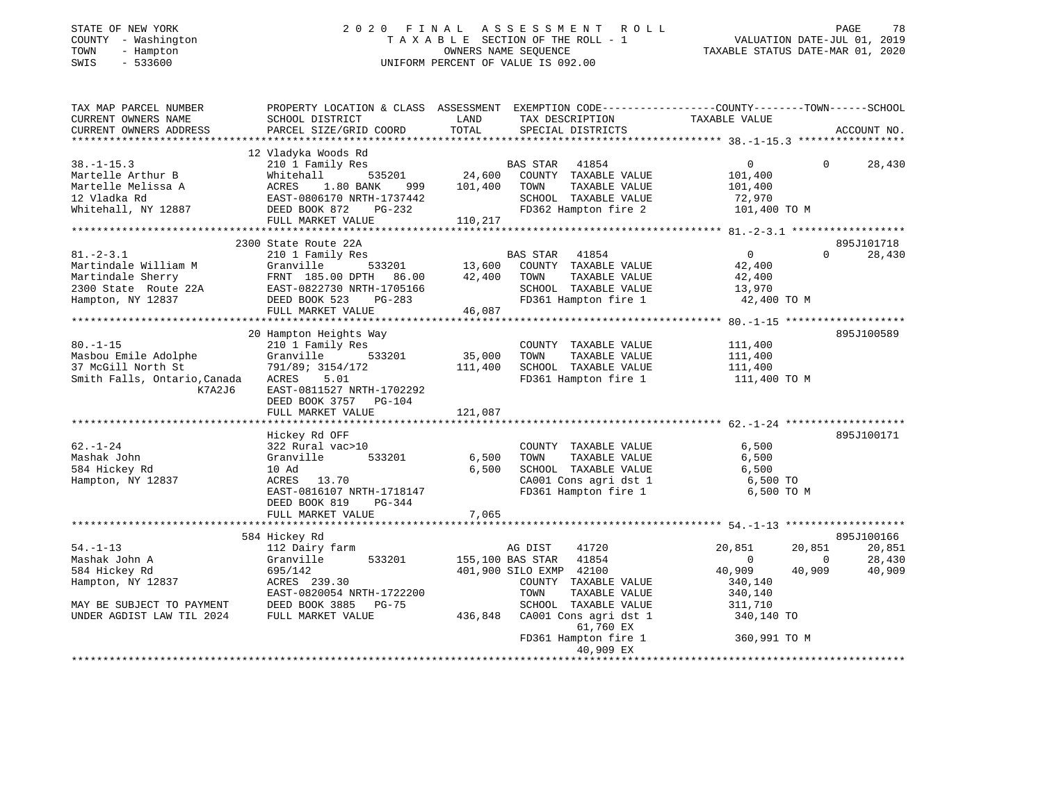STATE OF NEW YORK — 2020 FINAL ASSESSMENT ROLL
COUNTY - Washington — TAXABLE SECTION OF THE ROLL - 1 — VALUATION DATE-JUL 01, 2019
TOWN - Hampton — OWNERS NAME SEQUENCE — TAXABLE STATUS DATE-MAR 01, 2020
SWIS - 533600 — UNIFORM PERCENT OF VALUE IS 092.00

```
TAX MAP PARCEL NUMBER          PROPERTY LOCATION & CLASS  ASSESSMENT  EXEMPTION CODE-----------------COUNTY--------TOWN------SCHOOL
CURRENT OWNERS NAME            SCHOOL DISTRICT               LAND      TAX DESCRIPTION             TAXABLE VALUE
CURRENT OWNERS ADDRESS         PARCEL SIZE/GRID COORD        TOTAL     SPECIAL DISTRICTS                                    ACCOUNT NO.
******************************************************************************************************* 38.-1-15.3 *****************
                               12 Vladyka Woods Rd
38.-1-15.3                     210 1 Family Res                    BAS STAR  41854                   0             0      28,430
Martelle Arthur B              Whitehall       535201       24,600   COUNTY  TAXABLE VALUE          101,400
Martelle Melissa A             ACRES    1.80 BANK     999   101,400   TOWN    TAXABLE VALUE          101,400
12 Vladka Rd                   EAST-0806170 NRTH-1737442              SCHOOL  TAXABLE VALUE           72,970
Whitehall, NY 12887            DEED BOOK 872    PG-232                FD362 Hampton fire 2           101,400 TO M
                               FULL MARKET VALUE           110,217
******************************************************************************************************* 81.-2-3.1 ******************
                               2300 State Route 22A                                                                   895J101718
81.-2-3.1                      210 1 Family Res                    BAS STAR  41854                   0             0      28,430
Martindale William M           Granville       533201       13,600   COUNTY  TAXABLE VALUE           42,400
Martindale Sherry              FRNT 185.00 DPTH  86.00      42,400   TOWN    TAXABLE VALUE           42,400
2300 State  Route 22A          EAST-0822730 NRTH-1705166              SCHOOL  TAXABLE VALUE           13,970
Hampton, NY 12837              DEED BOOK 523    PG-283                FD361 Hampton fire 1            42,400 TO M
                               FULL MARKET VALUE            46,087
******************************************************************************************************* 80.-1-15 *******************
                               20 Hampton Heights Way                                                                 895J100589
80.-1-15                       210 1 Family Res                       COUNTY  TAXABLE VALUE          111,400
Masbou Emile Adolphe           Granville       533201       35,000   TOWN    TAXABLE VALUE          111,400
37 McGill North St             791/89; 3154/172            111,400   SCHOOL  TAXABLE VALUE          111,400
Smith Falls, Ontario,Canada    ACRES    5.01                          FD361 Hampton fire 1           111,400 TO M
                    K7A2J6     EAST-0811527 NRTH-1702292
                               DEED BOOK 3757   PG-104
                               FULL MARKET VALUE           121,087
******************************************************************************************************* 62.-1-24 *******************
                               Hickey Rd OFF                                                                          895J100171
62.-1-24                       322 Rural vac>10                       COUNTY  TAXABLE VALUE            6,500
Mashak John                    Granville       533201        6,500   TOWN    TAXABLE VALUE            6,500
584 Hickey Rd                  10 Ad                         6,500   SCHOOL  TAXABLE VALUE            6,500
Hampton, NY 12837              ACRES   13.70                          CA001 Cons agri dst 1            6,500 TO
                               EAST-0816107 NRTH-1718147              FD361 Hampton fire 1             6,500 TO M
                               DEED BOOK 819    PG-344
                               FULL MARKET VALUE             7,065
******************************************************************************************************* 54.-1-13 *******************
                               584 Hickey Rd                                                                          895J100166
54.-1-13                       112 Dairy farm                      AG DIST    41720              20,851        20,851      20,851
Mashak John A                  Granville       533201      155,100 BAS STAR  41854                   0             0      28,430
584 Hickey Rd                  695/142                     401,900 SILO EXMP  42100              40,909        40,909      40,909
Hampton, NY 12837              ACRES  239.30                          COUNTY  TAXABLE VALUE          340,140
                               EAST-0820054 NRTH-1722200              TOWN    TAXABLE VALUE          340,140
MAY BE SUBJECT TO PAYMENT      DEED BOOK 3885   PG-75                 SCHOOL  TAXABLE VALUE          311,710
UNDER AGDIST LAW TIL 2024      FULL MARKET VALUE           436,848   CA001 Cons agri dst 1          340,140 TO
                                                                           61,760 EX
                                                                      FD361 Hampton fire 1           360,991 TO M
                                                                           40,909 EX
************************************************************************************************************************************
```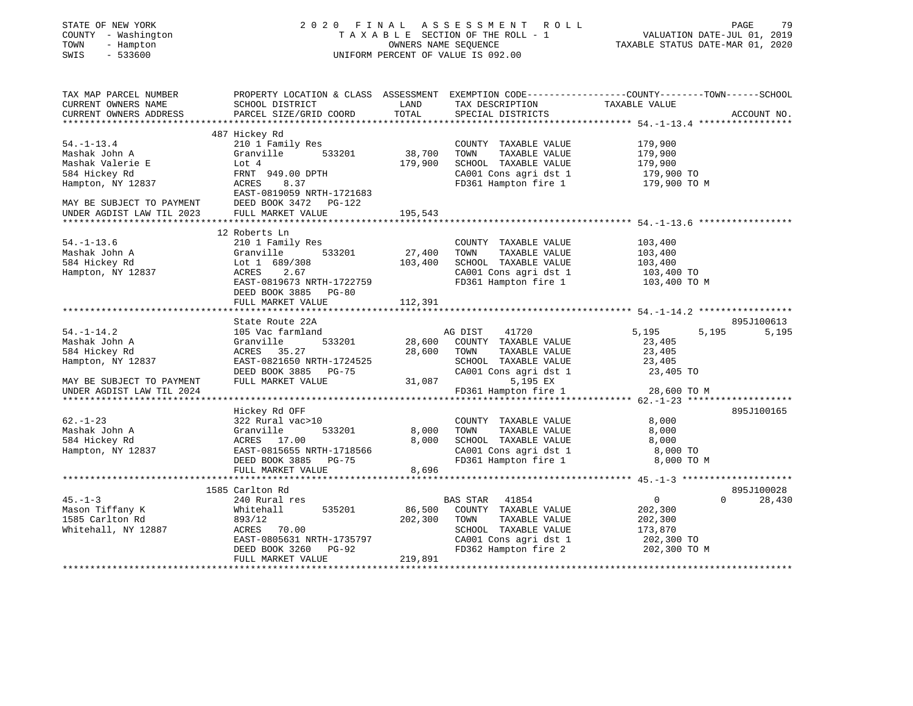STATE OF NEW YORK — 2020 FINAL ASSESSMENT ROLL
COUNTY - Washington — TAXABLE SECTION OF THE ROLL - 1 — VALUATION DATE-JUL 01, 2019
TOWN - Hampton — OWNERS NAME SEQUENCE — TAXABLE STATUS DATE-MAR 01, 2020
SWIS - 533600 — UNIFORM PERCENT OF VALUE IS 092.00

```
TAX MAP PARCEL NUMBER          PROPERTY LOCATION & CLASS  ASSESSMENT  EXEMPTION CODE-----------------COUNTY--------TOWN------SCHOOL
CURRENT OWNERS NAME            SCHOOL DISTRICT               LAND      TAX DESCRIPTION             TAXABLE VALUE
CURRENT OWNERS ADDRESS         PARCEL SIZE/GRID COORD        TOTAL     SPECIAL DISTRICTS                                  ACCOUNT NO.
******************************************************************************************************* 54.-1-13.4 *****************
                               487 Hickey Rd
54.-1-13.4                     210 1 Family Res                        COUNTY  TAXABLE VALUE          179,900
Mashak John A                  Granville       533201        38,700    TOWN    TAXABLE VALUE          179,900
Mashak Valerie E               Lot 4                        179,900    SCHOOL  TAXABLE VALUE          179,900
584 Hickey Rd                  FRNT  949.00 DPTH                       CA001 Cons agri dst 1           179,900 TO
Hampton, NY 12837              ACRES    8.37                           FD361 Hampton fire 1            179,900 TO M
                               EAST-0819059 NRTH-1721683
MAY BE SUBJECT TO PAYMENT      DEED BOOK 3472   PG-122
UNDER AGDIST LAW TIL 2023      FULL MARKET VALUE            195,543
******************************************************************************************************* 54.-1-13.6 *****************
                               12 Roberts Ln
54.-1-13.6                     210 1 Family Res                        COUNTY  TAXABLE VALUE          103,400
Mashak John A                  Granville       533201        27,400    TOWN    TAXABLE VALUE          103,400
584 Hickey Rd                  Lot 1  689/308               103,400    SCHOOL  TAXABLE VALUE          103,400
Hampton, NY 12837              ACRES    2.67                           CA001 Cons agri dst 1           103,400 TO
                               EAST-0819673 NRTH-1722759               FD361 Hampton fire 1            103,400 TO M
                               DEED BOOK 3885   PG-80
                               FULL MARKET VALUE            112,391
******************************************************************************************************* 54.-1-14.2 *****************
                               State Route 22A                                                                         895J100613
54.-1-14.2                     105 Vac farmland                        AG DIST    41720                5,195      5,195      5,195
Mashak John A                  Granville       533201        28,600    COUNTY  TAXABLE VALUE           23,405
584 Hickey Rd                  ACRES   35.27                 28,600    TOWN    TAXABLE VALUE           23,405
Hampton, NY 12837              EAST-0821650 NRTH-1724525               SCHOOL  TAXABLE VALUE           23,405
                               DEED BOOK 3885   PG-75                  CA001 Cons agri dst 1            23,405 TO
MAY BE SUBJECT TO PAYMENT      FULL MARKET VALUE             31,087         5,195 EX
UNDER AGDIST LAW TIL 2024                                              FD361 Hampton fire 1             28,600 TO M
******************************************************************************************************* 62.-1-23 *******************
                               Hickey Rd OFF                                                                           895J100165
62.-1-23                       322 Rural vac>10                        COUNTY  TAXABLE VALUE            8,000
Mashak John A                  Granville       533201         8,000    TOWN    TAXABLE VALUE            8,000
584 Hickey Rd                  ACRES   17.00                  8,000    SCHOOL  TAXABLE VALUE            8,000
Hampton, NY 12837              EAST-0815655 NRTH-1718566               CA001 Cons agri dst 1             8,000 TO
                               DEED BOOK 3885   PG-75                  FD361 Hampton fire 1              8,000 TO M
                               FULL MARKET VALUE              8,696
******************************************************************************************************* 45.-1-3 ********************
                               1585 Carlton Rd                                                                         895J100028
45.-1-3                        240 Rural res                           BAS STAR   41854                    0          0     28,430
Mason Tiffany K                Whitehall       535201        86,500    COUNTY  TAXABLE VALUE          202,300
1585 Carlton Rd                893/12                       202,300    TOWN    TAXABLE VALUE          202,300
Whitehall, NY 12887            ACRES   70.00                           SCHOOL  TAXABLE VALUE          173,870
                               EAST-0805631 NRTH-1735797               CA001 Cons agri dst 1           202,300 TO
                               DEED BOOK 3260   PG-92                  FD362 Hampton fire 2            202,300 TO M
                               FULL MARKET VALUE            219,891
************************************************************************************************************************************
```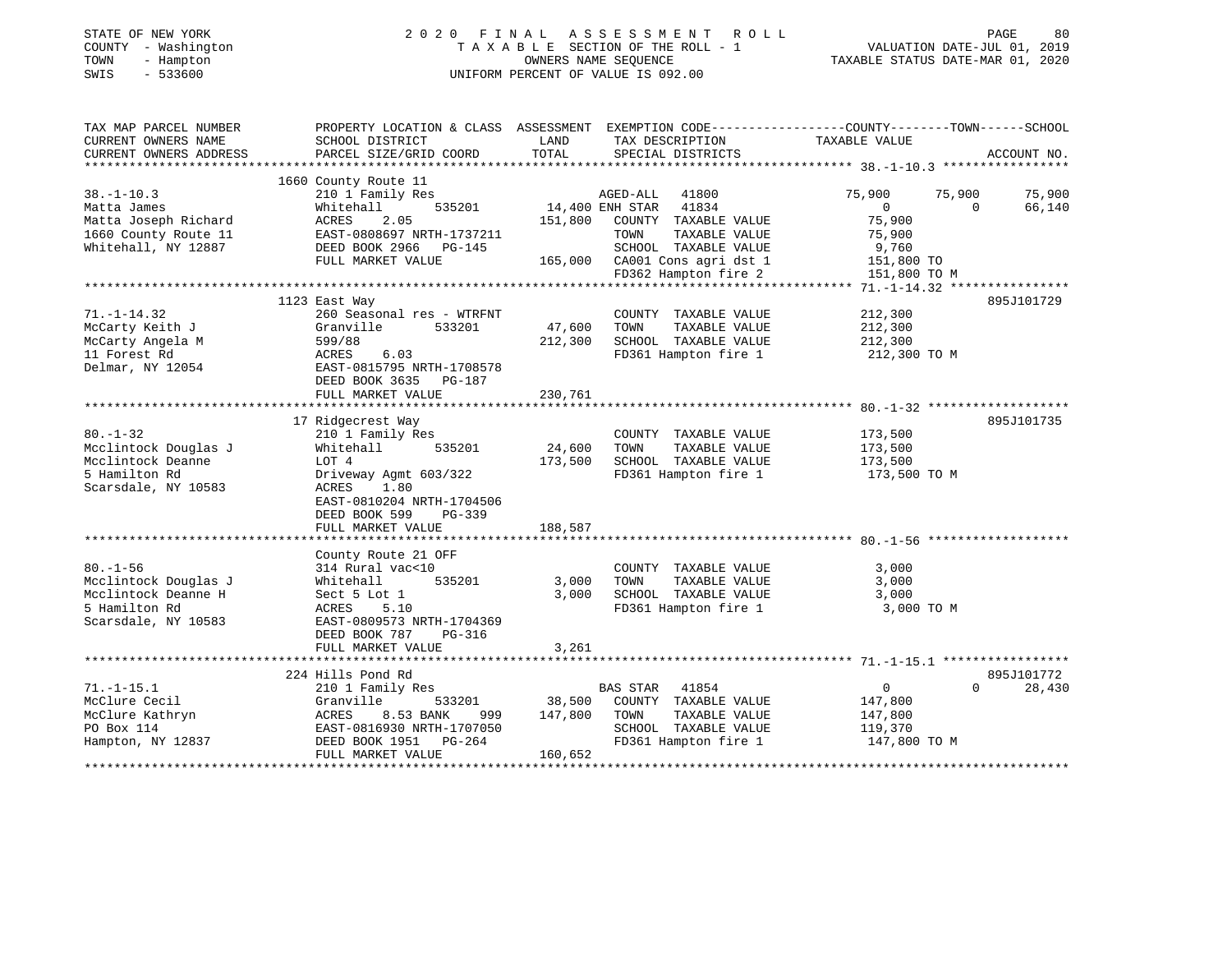STATE OF NEW YORK
COUNTY - Washington
TOWN - Hampton
SWIS - 533600

2020 FINAL ASSESSMENT ROLL
TAXABLE SECTION OF THE ROLL - 1
OWNERS NAME SEQUENCE
UNIFORM PERCENT OF VALUE IS 092.00

VALUATION DATE-JUL 01, 2019
TAXABLE STATUS DATE-MAR 01, 2020

```
TAX MAP PARCEL NUMBER          PROPERTY LOCATION & CLASS  ASSESSMENT  EXEMPTION CODE-----------------COUNTY--------TOWN------SCHOOL
CURRENT OWNERS NAME            SCHOOL DISTRICT               LAND      TAX DESCRIPTION            TAXABLE VALUE
CURRENT OWNERS ADDRESS         PARCEL SIZE/GRID COORD        TOTAL     SPECIAL DISTRICTS                                    ACCOUNT NO.
******************************************************************************************************* 38.-1-10.3 *****************
                               1660 County Route 11
38.-1-10.3                     210 1 Family Res                     AGED-ALL  41800              75,900     75,900      75,900
Matta James                    Whitehall       535201       14,400 ENH STAR  41834                    0          0      66,140
Matta Joseph Richard           ACRES     2.05              151,800   COUNTY  TAXABLE VALUE         75,900
1660 County Route 11           EAST-0808697 NRTH-1737211             TOWN    TAXABLE VALUE         75,900
Whitehall, NY 12887            DEED BOOK 2966   PG-145               SCHOOL  TAXABLE VALUE          9,760
                               FULL MARKET VALUE           165,000   CA001 Cons agri dst 1        151,800 TO
                                                                     FD362 Hampton fire 2         151,800 TO M
******************************************************************************************************* 71.-1-14.32 ****************
                               1123 East Way                                                                        895J101729
71.-1-14.32                    260 Seasonal res - WTRFNT             COUNTY  TAXABLE VALUE        212,300
McCarty Keith J                Granville       533201       47,600   TOWN    TAXABLE VALUE        212,300
McCarty Angela M               599/88                      212,300   SCHOOL  TAXABLE VALUE        212,300
11 Forest Rd                   ACRES     6.03                        FD361 Hampton fire 1         212,300 TO M
Delmar, NY 12054               EAST-0815795 NRTH-1708578
                               DEED BOOK 3635   PG-187
                               FULL MARKET VALUE           230,761
******************************************************************************************************* 80.-1-32 *******************
                               17 Ridgecrest Way                                                                    895J101735
80.-1-32                       210 1 Family Res                      COUNTY  TAXABLE VALUE        173,500
Mcclintock Douglas J           Whitehall       535201       24,600   TOWN    TAXABLE VALUE        173,500
Mcclintock Deanne              LOT 4                       173,500   SCHOOL  TAXABLE VALUE        173,500
5 Hamilton Rd                  Driveway Agmt 603/322                 FD361 Hampton fire 1         173,500 TO M
Scarsdale, NY 10583            ACRES     1.80
                               EAST-0810204 NRTH-1704506
                               DEED BOOK 599    PG-339
                               FULL MARKET VALUE           188,587
******************************************************************************************************* 80.-1-56 *******************
                               County Route 21 OFF
80.-1-56                       314 Rural vac<10                      COUNTY  TAXABLE VALUE          3,000
Mcclintock Douglas J           Whitehall       535201        3,000   TOWN    TAXABLE VALUE          3,000
Mcclintock Deanne H            Sect 5 Lot 1                  3,000   SCHOOL  TAXABLE VALUE          3,000
5 Hamilton Rd                  ACRES     5.10                        FD361 Hampton fire 1           3,000 TO M
Scarsdale, NY 10583            EAST-0809573 NRTH-1704369
                               DEED BOOK 787    PG-316
                               FULL MARKET VALUE             3,261
******************************************************************************************************* 71.-1-15.1 *****************
                               224 Hills Pond Rd                                                                    895J101772
71.-1-15.1                     210 1 Family Res                     BAS STAR  41854                   0          0      28,430
McClure Cecil                  Granville       533201       38,500   COUNTY  TAXABLE VALUE        147,800
McClure Kathryn                ACRES     8.53 BANK     999 147,800   TOWN    TAXABLE VALUE        147,800
PO Box 114                     EAST-0816930 NRTH-1707050             SCHOOL  TAXABLE VALUE        119,370
Hampton, NY 12837              DEED BOOK 1951   PG-264               FD361 Hampton fire 1         147,800 TO M
                               FULL MARKET VALUE           160,652
************************************************************************************************************************************
```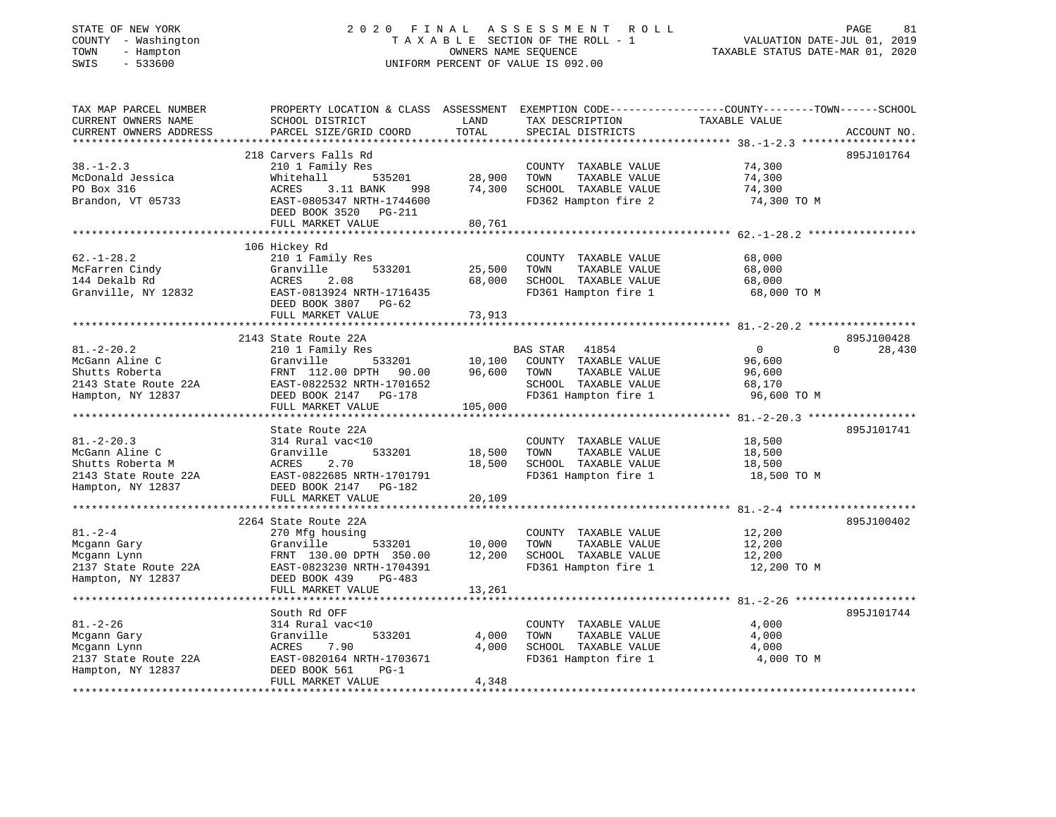STATE OF NEW YORK
COUNTY - Washington
TOWN - Hampton
SWIS - 533600

# 2020 FINAL ASSESSMENT ROLL

TAXABLE SECTION OF THE ROLL - 1
OWNERS NAME SEQUENCE
UNIFORM PERCENT OF VALUE IS 092.00

VALUATION DATE-JUL 01, 2019
TAXABLE STATUS DATE-MAR 01, 2020

```
TAX MAP PARCEL NUMBER          PROPERTY LOCATION & CLASS  ASSESSMENT  EXEMPTION CODE------------------COUNTY--------TOWN------SCHOOL
CURRENT OWNERS NAME            SCHOOL DISTRICT               LAND      TAX DESCRIPTION            TAXABLE VALUE
CURRENT OWNERS ADDRESS         PARCEL SIZE/GRID COORD        TOTAL     SPECIAL DISTRICTS                                 ACCOUNT NO.
******************************************************************************************************* 38.-1-2.3 ******************
                               218 Carvers Falls Rd                                                                      895J101764
38.-1-2.3                      210 1 Family Res                         COUNTY  TAXABLE VALUE          74,300
McDonald Jessica               Whitehall        535201       28,900     TOWN    TAXABLE VALUE          74,300
PO Box 316                     ACRES     3.11 BANK     998   74,300     SCHOOL  TAXABLE VALUE          74,300
Brandon, VT 05733              EAST-0805347 NRTH-1744600                FD362 Hampton fire 2            74,300 TO M
                               DEED BOOK 3520   PG-211
                               FULL MARKET VALUE             80,761
******************************************************************************************************* 62.-1-28.2 *****************
                               106 Hickey Rd
62.-1-28.2                     210 1 Family Res                         COUNTY  TAXABLE VALUE          68,000
McFarren Cindy                 Granville        533201       25,500     TOWN    TAXABLE VALUE          68,000
144 Dekalb Rd                  ACRES     2.08                68,000     SCHOOL  TAXABLE VALUE          68,000
Granville, NY 12832            EAST-0813924 NRTH-1716435                FD361 Hampton fire 1            68,000 TO M
                               DEED BOOK 3807   PG-62
                               FULL MARKET VALUE             73,913
******************************************************************************************************* 81.-2-20.2 *****************
                               2143 State Route 22A                                                                      895J100428
81.-2-20.2                     210 1 Family Res                         BAS STAR   41854                0          0       28,430
McGann Aline C                 Granville        533201       10,100     COUNTY  TAXABLE VALUE          96,600
Shutts Roberta                 FRNT 112.00 DPTH  90.00       96,600     TOWN    TAXABLE VALUE          96,600
2143 State Route 22A           EAST-0822532 NRTH-1701652                SCHOOL  TAXABLE VALUE          68,170
Hampton, NY 12837              DEED BOOK 2147   PG-178                  FD361 Hampton fire 1            96,600 TO M
                               FULL MARKET VALUE            105,000
******************************************************************************************************* 81.-2-20.3 *****************
                               State Route 22A                                                                           895J101741
81.-2-20.3                     314 Rural vac<10                         COUNTY  TAXABLE VALUE          18,500
McGann Aline C                 Granville        533201       18,500     TOWN    TAXABLE VALUE          18,500
Shutts Roberta M               ACRES     2.70                18,500     SCHOOL  TAXABLE VALUE          18,500
2143 State Route 22A           EAST-0822685 NRTH-1701791                FD361 Hampton fire 1            18,500 TO M
Hampton, NY 12837              DEED BOOK 2147   PG-182
                               FULL MARKET VALUE             20,109
******************************************************************************************************* 81.-2-4 ********************
                               2264 State Route 22A                                                                      895J100402
81.-2-4                        270 Mfg housing                          COUNTY  TAXABLE VALUE          12,200
Mcgann Gary                    Granville        533201       10,000     TOWN    TAXABLE VALUE          12,200
Mcgann Lynn                    FRNT 130.00 DPTH 350.00       12,200     SCHOOL  TAXABLE VALUE          12,200
2137 State Route 22A           EAST-0823230 NRTH-1704391                FD361 Hampton fire 1            12,200 TO M
Hampton, NY 12837              DEED BOOK 439    PG-483
                               FULL MARKET VALUE             13,261
******************************************************************************************************* 81.-2-26 *******************
                               South Rd OFF                                                                              895J101744
81.-2-26                       314 Rural vac<10                         COUNTY  TAXABLE VALUE           4,000
Mcgann Gary                    Granville        533201        4,000     TOWN    TAXABLE VALUE           4,000
Mcgann Lynn                    ACRES     7.90                 4,000     SCHOOL  TAXABLE VALUE           4,000
2137 State Route 22A           EAST-0820164 NRTH-1703671                FD361 Hampton fire 1             4,000 TO M
Hampton, NY 12837              DEED BOOK 561    PG-1
                               FULL MARKET VALUE              4,348
************************************************************************************************************************************
```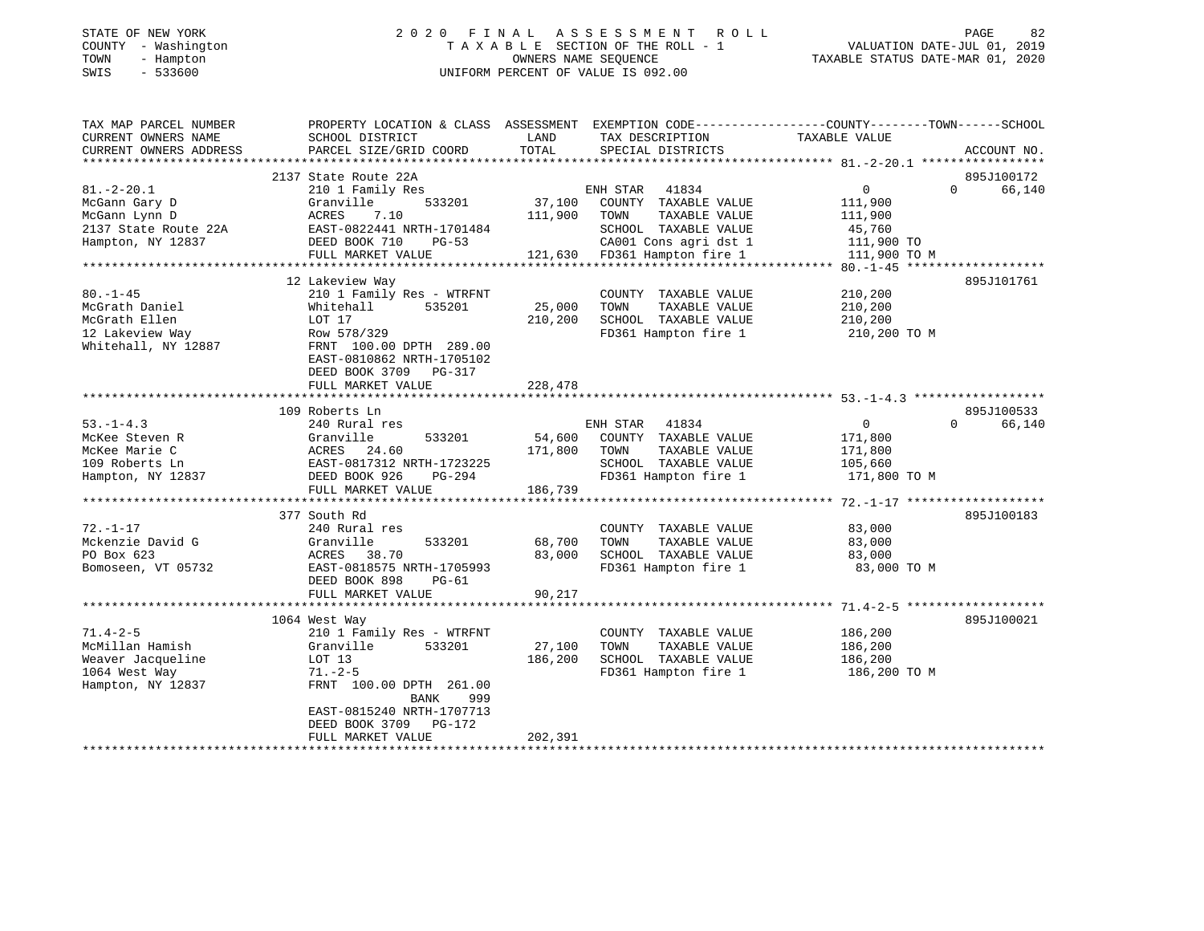STATE OF NEW YORK
COUNTY - Washington
TOWN - Hampton
SWIS - 533600

# 2020 FINAL ASSESSMENT ROLL

TAXABLE SECTION OF THE ROLL - 1
OWNERS NAME SEQUENCE
UNIFORM PERCENT OF VALUE IS 092.00

VALUATION DATE-JUL 01, 2019
TAXABLE STATUS DATE-MAR 01, 2020

| TAX MAP PARCEL NUMBER / CURRENT OWNERS NAME / CURRENT OWNERS ADDRESS | PROPERTY LOCATION & CLASS / SCHOOL DISTRICT / PARCEL SIZE/GRID COORD | ASSESSMENT LAND | TOTAL | EXEMPTION CODE / TAX DESCRIPTION / SPECIAL DISTRICTS | COUNTY TAXABLE VALUE | TOWN | SCHOOL | ACCOUNT NO. |
|---|---|---|---|---|---|---|---|---|
| **81.-2-20.1** | 2137 State Route 22A | | | | | | | 895J100172 |
| 81.-2-20.1 | 210 1 Family Res | | | ENH STAR 41834 | 0 | 0 | 66,140 | |
| McGann Gary D | Granville 533201 | 37,100 | | COUNTY TAXABLE VALUE | 111,900 | | | |
| McGann Lynn D | ACRES 7.10 | | 111,900 | TOWN TAXABLE VALUE | 111,900 | | | |
| 2137 State Route 22A | EAST-0822441 NRTH-1701484 | | | SCHOOL TAXABLE VALUE | 45,760 | | | |
| Hampton, NY 12837 | DEED BOOK 710 PG-53 | | | CA001 Cons agri dst 1 | 111,900 TO | | | |
| | FULL MARKET VALUE | | 121,630 | FD361 Hampton fire 1 | 111,900 TO M | | | |
| **80.-1-45** | 12 Lakeview Way | | | | | | | 895J101761 |
| 80.-1-45 | 210 1 Family Res - WTRFNT | | | COUNTY TAXABLE VALUE | 210,200 | | | |
| McGrath Daniel | Whitehall 535201 | 25,000 | | TOWN TAXABLE VALUE | 210,200 | | | |
| McGrath Ellen | LOT 17 | | 210,200 | SCHOOL TAXABLE VALUE | 210,200 | | | |
| 12 Lakeview Way | Row 578/329 | | | FD361 Hampton fire 1 | 210,200 TO M | | | |
| Whitehall, NY 12887 | FRNT 100.00 DPTH 289.00 | | | | | | | |
| | EAST-0810862 NRTH-1705102 | | | | | | | |
| | DEED BOOK 3709 PG-317 | | | | | | | |
| | FULL MARKET VALUE | | 228,478 | | | | | |
| **53.-1-4.3** | 109 Roberts Ln | | | | | | | 895J100533 |
| 53.-1-4.3 | 240 Rural res | | | ENH STAR 41834 | 0 | 0 | 66,140 | |
| McKee Steven R | Granville 533201 | 54,600 | | COUNTY TAXABLE VALUE | 171,800 | | | |
| McKee Marie C | ACRES 24.60 | | 171,800 | TOWN TAXABLE VALUE | 171,800 | | | |
| 109 Roberts Ln | EAST-0817312 NRTH-1723225 | | | SCHOOL TAXABLE VALUE | 105,660 | | | |
| Hampton, NY 12837 | DEED BOOK 926 PG-294 | | | FD361 Hampton fire 1 | 171,800 TO M | | | |
| | FULL MARKET VALUE | | 186,739 | | | | | |
| **72.-1-17** | 377 South Rd | | | | | | | 895J100183 |
| 72.-1-17 | 240 Rural res | | | COUNTY TAXABLE VALUE | 83,000 | | | |
| Mckenzie David G | Granville 533201 | 68,700 | | TOWN TAXABLE VALUE | 83,000 | | | |
| PO Box 623 | ACRES 38.70 | | 83,000 | SCHOOL TAXABLE VALUE | 83,000 | | | |
| Bomoseen, VT 05732 | EAST-0818575 NRTH-1705993 | | | FD361 Hampton fire 1 | 83,000 TO M | | | |
| | DEED BOOK 898 PG-61 | | | | | | | |
| | FULL MARKET VALUE | | 90,217 | | | | | |
| **71.4-2-5** | 1064 West Way | | | | | | | 895J100021 |
| 71.4-2-5 | 210 1 Family Res - WTRFNT | | | COUNTY TAXABLE VALUE | 186,200 | | | |
| McMillan Hamish | Granville 533201 | 27,100 | | TOWN TAXABLE VALUE | 186,200 | | | |
| Weaver Jacqueline | LOT 13 | | 186,200 | SCHOOL TAXABLE VALUE | 186,200 | | | |
| 1064 West Way | 71.-2-5 | | | FD361 Hampton fire 1 | 186,200 TO M | | | |
| Hampton, NY 12837 | FRNT 100.00 DPTH 261.00 | | | | | | | |
| | BANK 999 | | | | | | | |
| | EAST-0815240 NRTH-1707713 | | | | | | | |
| | DEED BOOK 3709 PG-172 | | | | | | | |
| | FULL MARKET VALUE | | 202,391 | | | | | |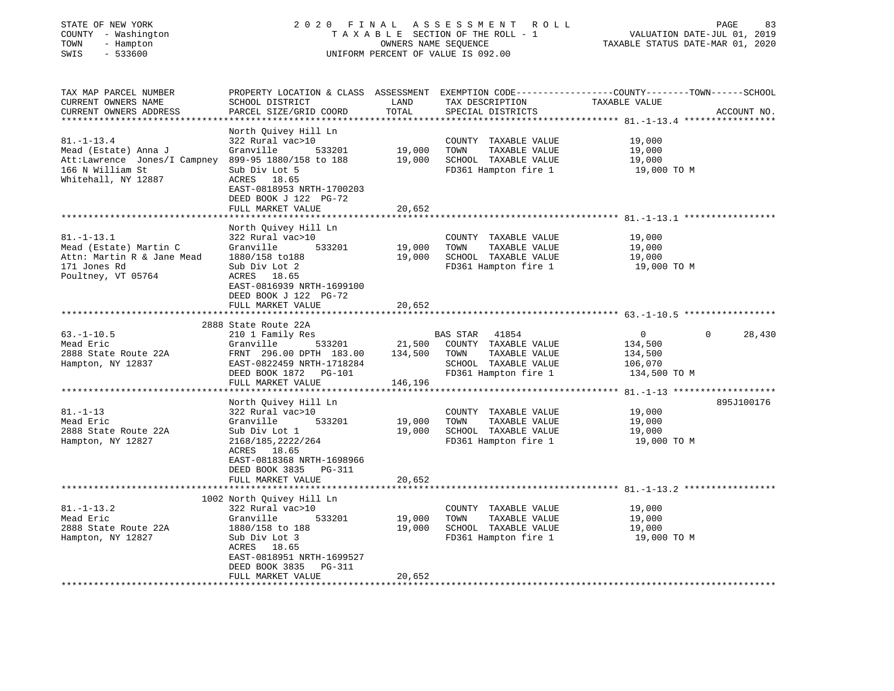STATE OF NEW YORK — COUNTY - Washington — TOWN - Hampton — SWIS - 533600

2020 FINAL ASSESSMENT ROLL — TAXABLE SECTION OF THE ROLL - 1 — OWNERS NAME SEQUENCE — UNIFORM PERCENT OF VALUE IS 092.00

VALUATION DATE-JUL 01, 2019 — TAXABLE STATUS DATE-MAR 01, 2020

```
TAX MAP PARCEL NUMBER          PROPERTY LOCATION & CLASS  ASSESSMENT  EXEMPTION CODE------------------COUNTY--------TOWN------SCHOOL
CURRENT OWNERS NAME            SCHOOL DISTRICT               LAND      TAX DESCRIPTION             TAXABLE VALUE
CURRENT OWNERS ADDRESS         PARCEL SIZE/GRID COORD        TOTAL     SPECIAL DISTRICTS                                      ACCOUNT NO.
*********************************************************************************************************** 81.-1-13.4 *****************
                               North Quivey Hill Ln
81.-1-13.4                     322 Rural vac>10                         COUNTY  TAXABLE VALUE             19,000
Mead (Estate) Anna J           Granville       533201       19,000     TOWN    TAXABLE VALUE             19,000
Att:Lawrence  Jones/I Campney  899-95 1880/158 to 188       19,000     SCHOOL  TAXABLE VALUE             19,000
166 N William St               Sub Div Lot 5                           FD361 Hampton fire 1               19,000 TO M
Whitehall, NY 12887            ACRES   18.65
                               EAST-0818953 NRTH-1700203
                               DEED BOOK J 122  PG-72
                               FULL MARKET VALUE            20,652
*********************************************************************************************************** 81.-1-13.1 *****************
                               North Quivey Hill Ln
81.-1-13.1                     322 Rural vac>10                         COUNTY  TAXABLE VALUE             19,000
Mead (Estate) Martin C         Granville       533201       19,000     TOWN    TAXABLE VALUE             19,000
Attn: Martin R & Jane Mead     1880/158 to188               19,000     SCHOOL  TAXABLE VALUE             19,000
171 Jones Rd                   Sub Div Lot 2                           FD361 Hampton fire 1               19,000 TO M
Poultney, VT 05764             ACRES   18.65
                               EAST-0816939 NRTH-1699100
                               DEED BOOK J 122  PG-72
                               FULL MARKET VALUE            20,652
*********************************************************************************************************** 63.-1-10.5 *****************
                           2888 State Route 22A
63.-1-10.5                     210 1 Family Res                     BAS STAR   41854                    0             0       28,430
Mead Eric                      Granville       533201       21,500     COUNTY  TAXABLE VALUE            134,500
2888 State Route 22A           FRNT 296.00 DPTH 183.00     134,500     TOWN    TAXABLE VALUE            134,500
Hampton, NY 12837              EAST-0822459 NRTH-1718284               SCHOOL  TAXABLE VALUE            106,070
                               DEED BOOK 1872   PG-101                 FD361 Hampton fire 1              134,500 TO M
                               FULL MARKET VALUE           146,196
*********************************************************************************************************** 81.-1-13 *******************
                               North Quivey Hill Ln                                                                       895J100176
81.-1-13                       322 Rural vac>10                         COUNTY  TAXABLE VALUE             19,000
Mead Eric                      Granville       533201       19,000     TOWN    TAXABLE VALUE             19,000
2888 State Route 22A           Sub Div Lot 1                19,000     SCHOOL  TAXABLE VALUE             19,000
Hampton, NY 12827              2168/185,2222/264                       FD361 Hampton fire 1               19,000 TO M
                               ACRES   18.65
                               EAST-0818368 NRTH-1698966
                               DEED BOOK 3835   PG-311
                               FULL MARKET VALUE            20,652
*********************************************************************************************************** 81.-1-13.2 *****************
                          1002 North Quivey Hill Ln
81.-1-13.2                     322 Rural vac>10                         COUNTY  TAXABLE VALUE             19,000
Mead Eric                      Granville       533201       19,000     TOWN    TAXABLE VALUE             19,000
2888 State Route 22A           1880/158 to 188              19,000     SCHOOL  TAXABLE VALUE             19,000
Hampton, NY 12827              Sub Div Lot 3                           FD361 Hampton fire 1               19,000 TO M
                               ACRES   18.65
                               EAST-0818951 NRTH-1699527
                               DEED BOOK 3835   PG-311
                               FULL MARKET VALUE            20,652
****************************************************************************************************************************************
```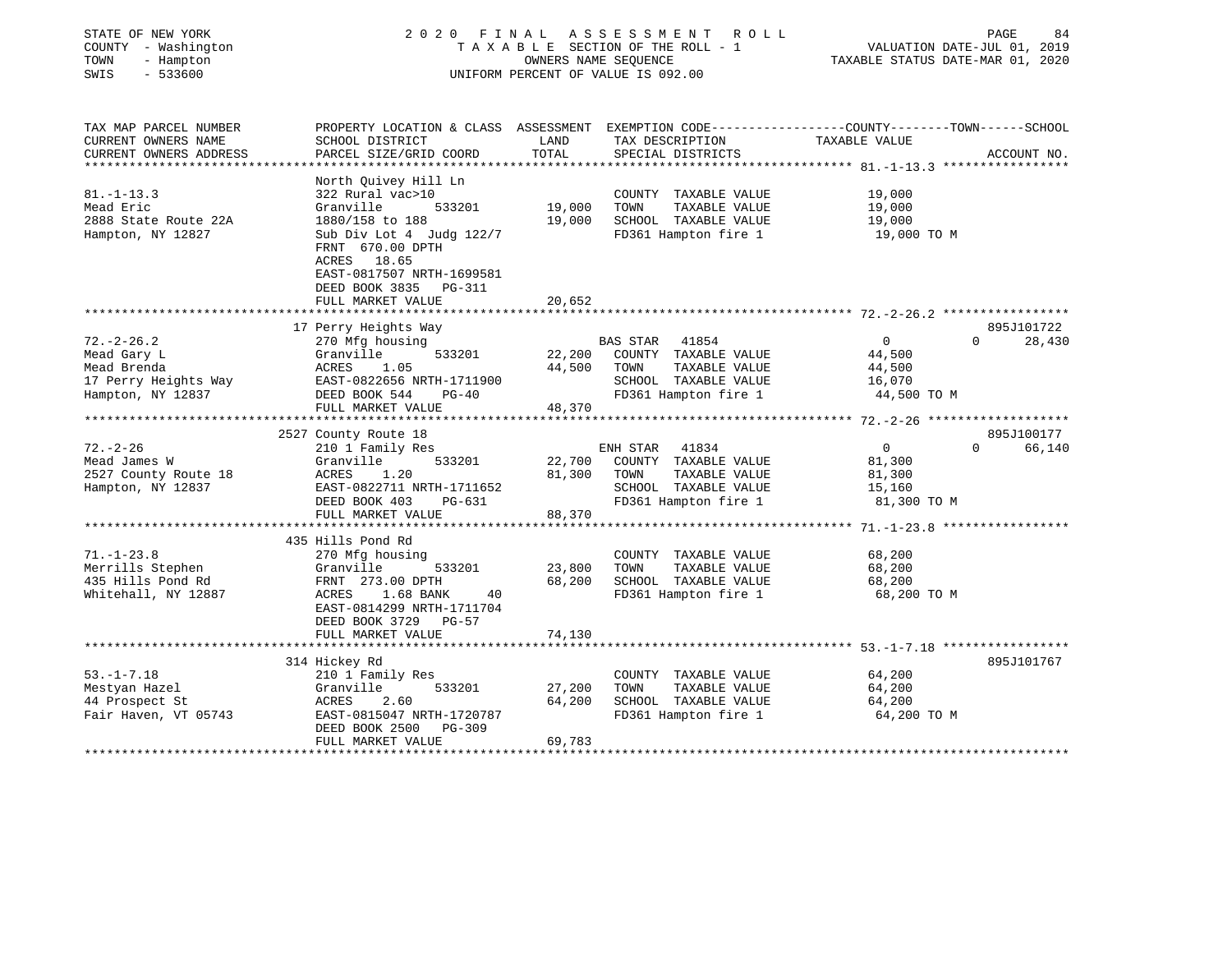STATE OF NEW YORK
COUNTY - Washington
TOWN - Hampton
SWIS - 533600

# 2020 FINAL ASSESSMENT ROLL
TAXABLE SECTION OF THE ROLL - 1
OWNERS NAME SEQUENCE
UNIFORM PERCENT OF VALUE IS 092.00

VALUATION DATE-JUL 01, 2019
TAXABLE STATUS DATE-MAR 01, 2020

```
TAX MAP PARCEL NUMBER          PROPERTY LOCATION & CLASS  ASSESSMENT  EXEMPTION CODE-----------------COUNTY--------TOWN------SCHOOL
CURRENT OWNERS NAME            SCHOOL DISTRICT               LAND      TAX DESCRIPTION             TAXABLE VALUE
CURRENT OWNERS ADDRESS         PARCEL SIZE/GRID COORD        TOTAL     SPECIAL DISTRICTS                                    ACCOUNT NO.
******************************************************************************************************* 81.-1-13.3 *****************
                               North Quivey Hill Ln
81.-1-13.3                     322 Rural vac>10                         COUNTY  TAXABLE VALUE           19,000
Mead Eric                      Granville       533201       19,000      TOWN    TAXABLE VALUE           19,000
2888 State Route 22A           1880/158 to 188              19,000      SCHOOL  TAXABLE VALUE           19,000
Hampton, NY 12827              Sub Div Lot 4  Judg 122/7                FD361 Hampton fire 1             19,000 TO M
                               FRNT 670.00 DPTH
                               ACRES  18.65
                               EAST-0817507 NRTH-1699581
                               DEED BOOK 3835   PG-311
                               FULL MARKET VALUE            20,652
******************************************************************************************************* 72.-2-26.2 *****************
                               17 Perry Heights Way                                                                     895J101722
72.-2-26.2                     270 Mfg housing                          BAS STAR   41854              0           0      28,430
Mead Gary L                    Granville       533201       22,200      COUNTY  TAXABLE VALUE           44,500
Mead Brenda                    ACRES    1.05                44,500      TOWN    TAXABLE VALUE           44,500
17 Perry Heights Way           EAST-0822656 NRTH-1711900                SCHOOL  TAXABLE VALUE           16,070
Hampton, NY 12837              DEED BOOK 544    PG-40                   FD361 Hampton fire 1             44,500 TO M
                               FULL MARKET VALUE            48,370
******************************************************************************************************* 72.-2-26 *******************
                               2527 County Route 18                                                                     895J100177
72.-2-26                       210 1 Family Res                         ENH STAR   41834              0           0      66,140
Mead James W                   Granville       533201       22,700      COUNTY  TAXABLE VALUE           81,300
2527 County Route 18           ACRES    1.20                81,300      TOWN    TAXABLE VALUE           81,300
Hampton, NY 12837              EAST-0822711 NRTH-1711652                SCHOOL  TAXABLE VALUE           15,160
                               DEED BOOK 403    PG-631                  FD361 Hampton fire 1             81,300 TO M
                               FULL MARKET VALUE            88,370
******************************************************************************************************* 71.-1-23.8 *****************
                               435 Hills Pond Rd
71.-1-23.8                     270 Mfg housing                          COUNTY  TAXABLE VALUE           68,200
Merrills Stephen               Granville       533201       23,800      TOWN    TAXABLE VALUE           68,200
435 Hills Pond Rd              FRNT 273.00 DPTH             68,200      SCHOOL  TAXABLE VALUE           68,200
Whitehall, NY 12887            ACRES    1.68 BANK     40                FD361 Hampton fire 1             68,200 TO M
                               EAST-0814299 NRTH-1711704
                               DEED BOOK 3729   PG-57
                               FULL MARKET VALUE            74,130
******************************************************************************************************* 53.-1-7.18 *****************
                               314 Hickey Rd                                                                            895J101767
53.-1-7.18                     210 1 Family Res                         COUNTY  TAXABLE VALUE           64,200
Mestyan Hazel                  Granville       533201       27,200      TOWN    TAXABLE VALUE           64,200
44 Prospect St                 ACRES    2.60                64,200      SCHOOL  TAXABLE VALUE           64,200
Fair Haven, VT 05743           EAST-0815047 NRTH-1720787                FD361 Hampton fire 1             64,200 TO M
                               DEED BOOK 2500   PG-309
                               FULL MARKET VALUE            69,783
************************************************************************************************************************************
```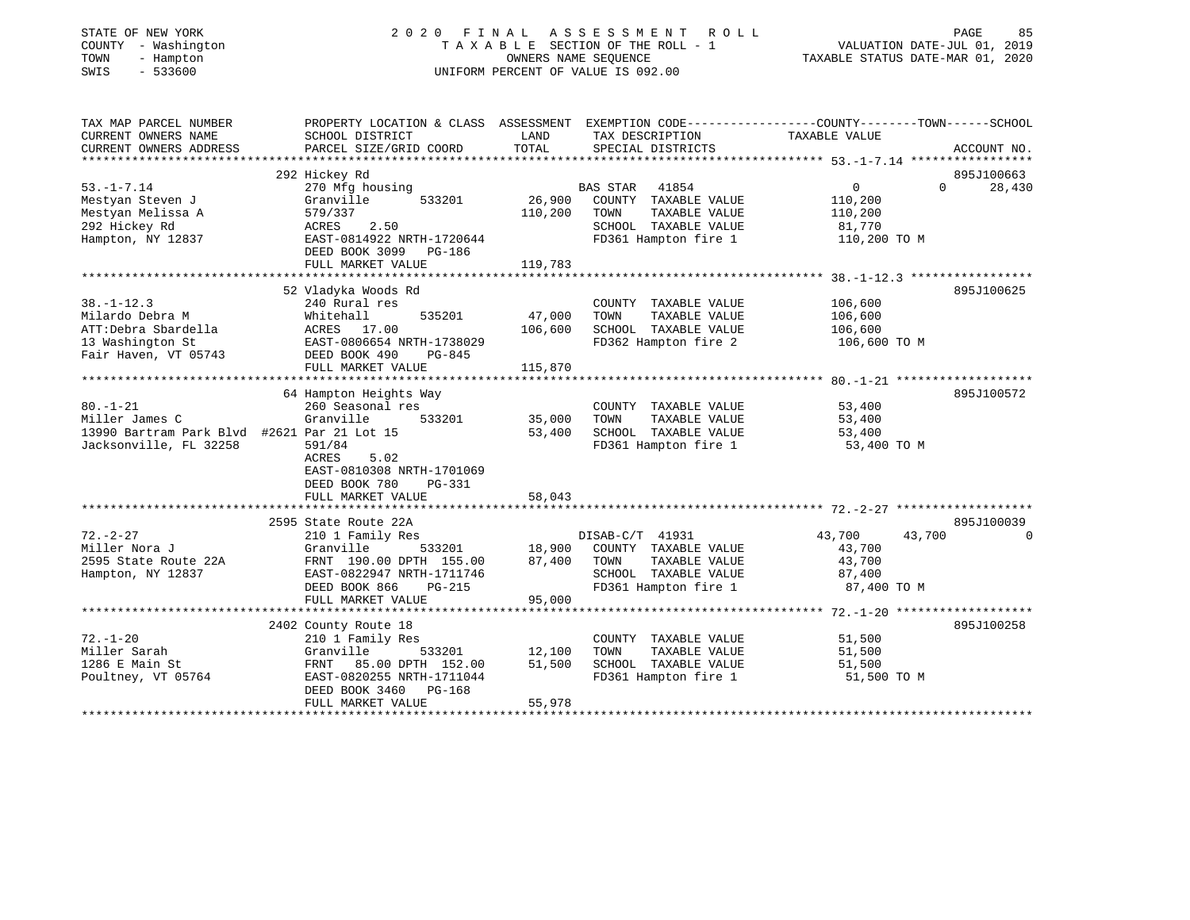STATE OF NEW YORK
COUNTY - Washington
TOWN - Hampton
SWIS - 533600

2020 FINAL ASSESSMENT ROLL
TAXABLE SECTION OF THE ROLL - 1
OWNERS NAME SEQUENCE
UNIFORM PERCENT OF VALUE IS 092.00

VALUATION DATE-JUL 01, 2019
TAXABLE STATUS DATE-MAR 01, 2020

| TAX MAP PARCEL NUMBER / CURRENT OWNERS NAME / CURRENT OWNERS ADDRESS | PROPERTY LOCATION & CLASS / SCHOOL DISTRICT / PARCEL SIZE/GRID COORD | ASSESSMENT LAND | TOTAL | EXEMPTION CODE / TAX DESCRIPTION / SPECIAL DISTRICTS | COUNTY TAXABLE VALUE | TOWN | SCHOOL | ACCOUNT NO. |
|---|---|---|---|---|---|---|---|---|
| 53.-1-7.14 | 292 Hickey Rd | | | | | | | 895J100663 |
| Mestyan Steven J | 270 Mfg housing | | | BAS STAR 41854 | 0 | 0 | 28,430 | |
| Mestyan Melissa A | Granville 533201 | 26,900 | | COUNTY TAXABLE VALUE | 110,200 | | | |
| 292 Hickey Rd | 579/337 | | 110,200 | TOWN TAXABLE VALUE | 110,200 | | | |
| Hampton, NY 12837 | ACRES 2.50 | | | SCHOOL TAXABLE VALUE | 81,770 | | | |
| | EAST-0814922 NRTH-1720644 | | | FD361 Hampton fire 1 | 110,200 TO M | | | |
| | DEED BOOK 3099 PG-186 | | | | | | | |
| | FULL MARKET VALUE | | 119,783 | | | | | |
| 38.-1-12.3 | 52 Vladyka Woods Rd | | | | | | | 895J100625 |
| Milardo Debra M | 240 Rural res | | | COUNTY TAXABLE VALUE | 106,600 | | | |
| ATT:Debra Sbardella | Whitehall 535201 | 47,000 | | TOWN TAXABLE VALUE | 106,600 | | | |
| 13 Washington St | ACRES 17.00 | | 106,600 | SCHOOL TAXABLE VALUE | 106,600 | | | |
| Fair Haven, VT 05743 | EAST-0806654 NRTH-1738029 | | | FD362 Hampton fire 2 | 106,600 TO M | | | |
| | DEED BOOK 490 PG-845 | | | | | | | |
| | FULL MARKET VALUE | | 115,870 | | | | | |
| 80.-1-21 | 64 Hampton Heights Way | | | | | | | 895J100572 |
| Miller James C | 260 Seasonal res | | | COUNTY TAXABLE VALUE | 53,400 | | | |
| 13990 Bartram Park Blvd #2621 | Granville 533201 | 35,000 | | TOWN TAXABLE VALUE | 53,400 | | | |
| Jacksonville, FL 32258 | Par 21 Lot 15 | | 53,400 | SCHOOL TAXABLE VALUE | 53,400 | | | |
| | 591/84 | | | FD361 Hampton fire 1 | 53,400 TO M | | | |
| | ACRES 5.02 | | | | | | | |
| | EAST-0810308 NRTH-1701069 | | | | | | | |
| | DEED BOOK 780 PG-331 | | | | | | | |
| | FULL MARKET VALUE | | 58,043 | | | | | |
| 72.-2-27 | 2595 State Route 22A | | | | | | | 895J100039 |
| Miller Nora J | 210 1 Family Res | | | DISAB-C/T 41931 | 43,700 | 43,700 | 0 | |
| 2595 State Route 22A | Granville 533201 | 18,900 | | COUNTY TAXABLE VALUE | 43,700 | | | |
| Hampton, NY 12837 | FRNT 190.00 DPTH 155.00 | | 87,400 | TOWN TAXABLE VALUE | 43,700 | | | |
| | EAST-0822947 NRTH-1711746 | | | SCHOOL TAXABLE VALUE | 87,400 | | | |
| | DEED BOOK 866 PG-215 | | | FD361 Hampton fire 1 | 87,400 TO M | | | |
| | FULL MARKET VALUE | | 95,000 | | | | | |
| 72.-1-20 | 2402 County Route 18 | | | | | | | 895J100258 |
| Miller Sarah | 210 1 Family Res | | | COUNTY TAXABLE VALUE | 51,500 | | | |
| 1286 E Main St | Granville 533201 | 12,100 | | TOWN TAXABLE VALUE | 51,500 | | | |
| Poultney, VT 05764 | FRNT 85.00 DPTH 152.00 | | 51,500 | SCHOOL TAXABLE VALUE | 51,500 | | | |
| | EAST-0820255 NRTH-1711044 | | | FD361 Hampton fire 1 | 51,500 TO M | | | |
| | DEED BOOK 3460 PG-168 | | | | | | | |
| | FULL MARKET VALUE | | 55,978 | | | | | |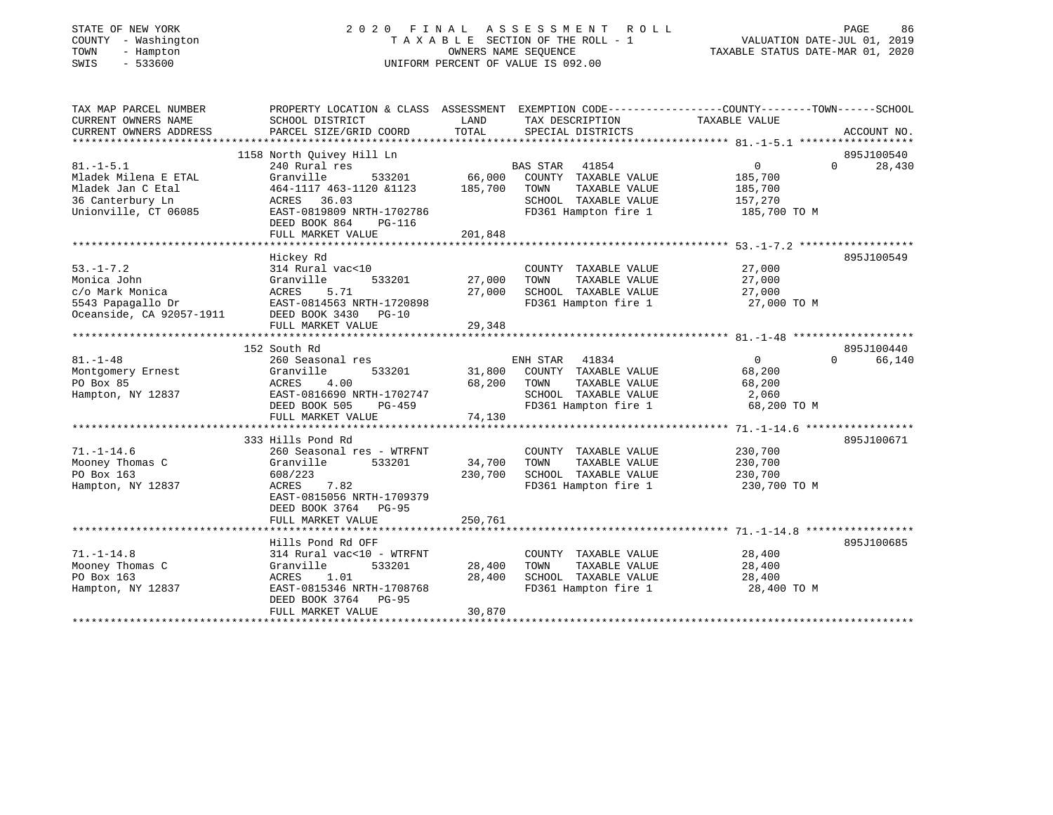STATE OF NEW YORK
COUNTY - Washington
TOWN - Hampton
SWIS - 533600

2020 FINAL ASSESSMENT ROLL
TAXABLE SECTION OF THE ROLL - 1
OWNERS NAME SEQUENCE
UNIFORM PERCENT OF VALUE IS 092.00

VALUATION DATE-JUL 01, 2019
TAXABLE STATUS DATE-MAR 01, 2020

| TAX MAP PARCEL NUMBER / CURRENT OWNERS NAME / CURRENT OWNERS ADDRESS | PROPERTY LOCATION & CLASS / SCHOOL DISTRICT / PARCEL SIZE/GRID COORD | ASSESSMENT LAND / TOTAL | EXEMPTION CODE / TAX DESCRIPTION / SPECIAL DISTRICTS | COUNTY | TOWN | SCHOOL | ACCOUNT NO. |
|---|---|---|---|---|---|---|---|
| 81.-1-5.1 | 1158 North Quivey Hill Ln | | | | | | 895J100540 |
| Mladek Milena E ETAL | 240 Rural res | | BAS STAR 41854 | 0 | 0 | 28,430 | |
| Mladek Jan C Etal | Granville 533201 | 66,000 | COUNTY TAXABLE VALUE | 185,700 | | | |
| 36 Canterbury Ln | 464-1117 463-1120 &1123 | 185,700 | TOWN TAXABLE VALUE | | 185,700 | | |
| Unionville, CT 06085 | ACRES 36.03 | | SCHOOL TAXABLE VALUE | | | 157,270 | |
| | EAST-0819809 NRTH-1702786 | | FD361 Hampton fire 1 | 185,700 TO M | | | |
| | DEED BOOK 864 PG-116 | | | | | | |
| | FULL MARKET VALUE | 201,848 | | | | | |
| 53.-1-7.2 | Hickey Rd | | | | | | 895J100549 |
| Monica John | 314 Rural vac<10 | | COUNTY TAXABLE VALUE | 27,000 | | | |
| c/o Mark Monica | Granville 533201 | 27,000 | TOWN TAXABLE VALUE | | 27,000 | | |
| 5543 Papagallo Dr | ACRES 5.71 | 27,000 | SCHOOL TAXABLE VALUE | | | 27,000 | |
| Oceanside, CA 92057-1911 | EAST-0814563 NRTH-1720898 | | FD361 Hampton fire 1 | 27,000 TO M | | | |
| | DEED BOOK 3430 PG-10 | | | | | | |
| | FULL MARKET VALUE | 29,348 | | | | | |
| 81.-1-48 | 152 South Rd | | | | | | 895J100440 |
| Montgomery Ernest | 260 Seasonal res | | ENH STAR 41834 | 0 | 0 | 66,140 | |
| PO Box 85 | Granville 533201 | 31,800 | COUNTY TAXABLE VALUE | 68,200 | | | |
| Hampton, NY 12837 | ACRES 4.00 | 68,200 | TOWN TAXABLE VALUE | | 68,200 | | |
| | EAST-0816690 NRTH-1702747 | | SCHOOL TAXABLE VALUE | | | 2,060 | |
| | DEED BOOK 505 PG-459 | | FD361 Hampton fire 1 | 68,200 TO M | | | |
| | FULL MARKET VALUE | 74,130 | | | | | |
| 71.-1-14.6 | 333 Hills Pond Rd | | | | | | 895J100671 |
| Mooney Thomas C | 260 Seasonal res - WTRFNT | | COUNTY TAXABLE VALUE | 230,700 | | | |
| PO Box 163 | Granville 533201 | 34,700 | TOWN TAXABLE VALUE | | 230,700 | | |
| Hampton, NY 12837 | 608/223 | 230,700 | SCHOOL TAXABLE VALUE | | | 230,700 | |
| | ACRES 7.82 | | FD361 Hampton fire 1 | 230,700 TO M | | | |
| | EAST-0815056 NRTH-1709379 | | | | | | |
| | DEED BOOK 3764 PG-95 | | | | | | |
| | FULL MARKET VALUE | 250,761 | | | | | |
| 71.-1-14.8 | Hills Pond Rd OFF | | | | | | 895J100685 |
| Mooney Thomas C | 314 Rural vac<10 - WTRFNT | | COUNTY TAXABLE VALUE | 28,400 | | | |
| PO Box 163 | Granville 533201 | 28,400 | TOWN TAXABLE VALUE | | 28,400 | | |
| Hampton, NY 12837 | ACRES 1.01 | 28,400 | SCHOOL TAXABLE VALUE | | | 28,400 | |
| | EAST-0815346 NRTH-1708768 | | FD361 Hampton fire 1 | 28,400 TO M | | | |
| | DEED BOOK 3764 PG-95 | | | | | | |
| | FULL MARKET VALUE | 30,870 | | | | | |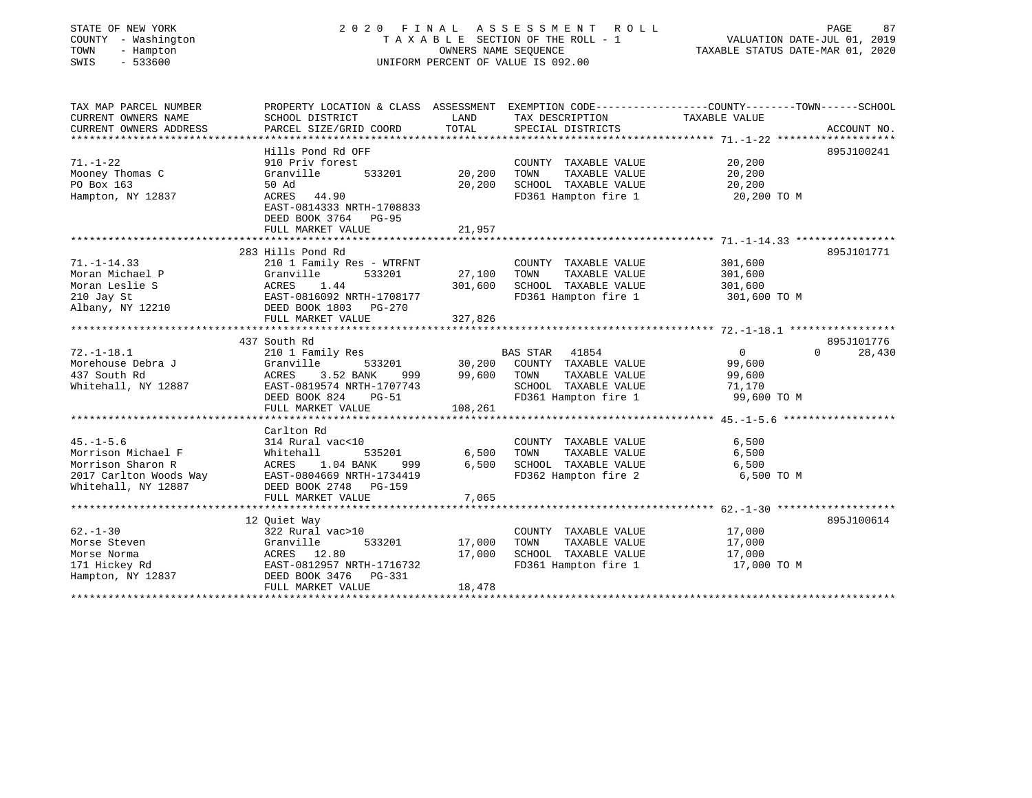STATE OF NEW YORK
COUNTY - Washington
TOWN - Hampton
SWIS - 533600

2020 FINAL ASSESSMENT ROLL
TAXABLE SECTION OF THE ROLL - 1
OWNERS NAME SEQUENCE
UNIFORM PERCENT OF VALUE IS 092.00

VALUATION DATE-JUL 01, 2019
TAXABLE STATUS DATE-MAR 01, 2020

| TAX MAP PARCEL NUMBER / CURRENT OWNERS NAME / CURRENT OWNERS ADDRESS | PROPERTY LOCATION & CLASS / SCHOOL DISTRICT / PARCEL SIZE/GRID COORD | ASSESSMENT LAND / TOTAL | EXEMPTION CODE / TAX DESCRIPTION / SPECIAL DISTRICTS | COUNTY / TAXABLE VALUE | TOWN | SCHOOL / ACCOUNT NO. |
|---|---|---|---|---|---|---|
| 71.-1-22 | Hills Pond Rd OFF | | | | | 895J100241 |
| Mooney Thomas C | 910 Priv forest | | COUNTY TAXABLE VALUE | 20,200 | | |
| PO Box 163 | Granville 533201 | 20,200 | TOWN TAXABLE VALUE | 20,200 | | |
| Hampton, NY 12837 | 50 Ad | 20,200 | SCHOOL TAXABLE VALUE | 20,200 | | |
| | ACRES 44.90 | | FD361 Hampton fire 1 | 20,200 TO M | | |
| | EAST-0814333 NRTH-1708833 | | | | | |
| | DEED BOOK 3764 PG-95 | | | | | |
| | FULL MARKET VALUE | 21,957 | | | | |
| 71.-1-14.33 | 283 Hills Pond Rd | | | | | 895J101771 |
| Moran Michael P | 210 1 Family Res - WTRFNT | | COUNTY TAXABLE VALUE | 301,600 | | |
| Moran Leslie S | Granville 533201 | 27,100 | TOWN TAXABLE VALUE | 301,600 | | |
| 210 Jay St | ACRES 1.44 | 301,600 | SCHOOL TAXABLE VALUE | 301,600 | | |
| Albany, NY 12210 | EAST-0816092 NRTH-1708177 | | FD361 Hampton fire 1 | 301,600 TO M | | |
| | DEED BOOK 1803 PG-270 | | | | | |
| | FULL MARKET VALUE | 327,826 | | | | |
| 72.-1-18.1 | 437 South Rd | | | | | 895J101776 |
| Morehouse Debra J | 210 1 Family Res | | BAS STAR 41854 | 0 | 0 | 28,430 |
| 437 South Rd | Granville 533201 | 30,200 | COUNTY TAXABLE VALUE | 99,600 | | |
| Whitehall, NY 12887 | ACRES 3.52 BANK 999 | 99,600 | TOWN TAXABLE VALUE | 99,600 | | |
| | EAST-0819574 NRTH-1707743 | | SCHOOL TAXABLE VALUE | 71,170 | | |
| | DEED BOOK 824 PG-51 | | FD361 Hampton fire 1 | 99,600 TO M | | |
| | FULL MARKET VALUE | 108,261 | | | | |
| 45.-1-5.6 | Carlton Rd | | | | | |
| Morrison Michael F | 314 Rural vac<10 | | COUNTY TAXABLE VALUE | 6,500 | | |
| Morrison Sharon R | Whitehall 535201 | 6,500 | TOWN TAXABLE VALUE | 6,500 | | |
| 2017 Carlton Woods Way | ACRES 1.04 BANK 999 | 6,500 | SCHOOL TAXABLE VALUE | 6,500 | | |
| Whitehall, NY 12887 | EAST-0804669 NRTH-1734419 | | FD362 Hampton fire 2 | 6,500 TO M | | |
| | DEED BOOK 2748 PG-159 | | | | | |
| | FULL MARKET VALUE | 7,065 | | | | |
| 62.-1-30 | 12 Quiet Way | | | | | 895J100614 |
| Morse Steven | 322 Rural vac>10 | | COUNTY TAXABLE VALUE | 17,000 | | |
| Morse Norma | Granville 533201 | 17,000 | TOWN TAXABLE VALUE | 17,000 | | |
| 171 Hickey Rd | ACRES 12.80 | 17,000 | SCHOOL TAXABLE VALUE | 17,000 | | |
| Hampton, NY 12837 | EAST-0812957 NRTH-1716732 | | FD361 Hampton fire 1 | 17,000 TO M | | |
| | DEED BOOK 3476 PG-331 | | | | | |
| | FULL MARKET VALUE | 18,478 | | | | |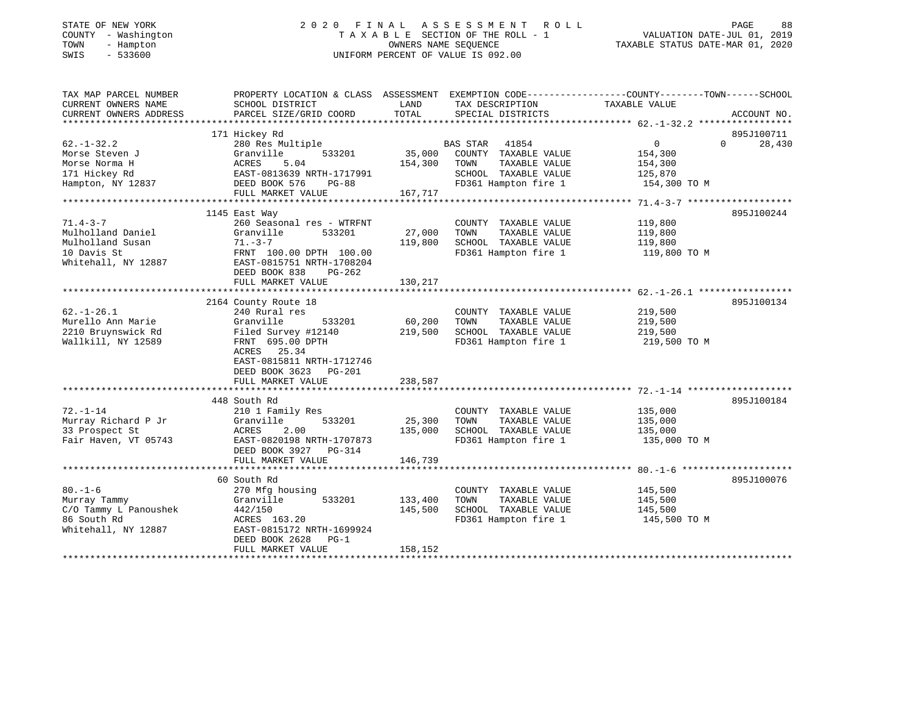STATE OF NEW YORK — 2020 FINAL ASSESSMENT ROLL
COUNTY - Washington — TAXABLE SECTION OF THE ROLL - 1 — VALUATION DATE-JUL 01, 2019
TOWN - Hampton — OWNERS NAME SEQUENCE — TAXABLE STATUS DATE-MAR 01, 2020
SWIS - 533600 — UNIFORM PERCENT OF VALUE IS 092.00

| TAX MAP PARCEL NUMBER / CURRENT OWNERS NAME / CURRENT OWNERS ADDRESS | PROPERTY LOCATION & CLASS / SCHOOL DISTRICT / PARCEL SIZE/GRID COORD | ASSESSMENT LAND | TOTAL | EXEMPTION CODE / TAX DESCRIPTION / SPECIAL DISTRICTS | COUNTY TAXABLE VALUE | TOWN | SCHOOL | ACCOUNT NO. |
|---|---|---|---|---|---|---|---|---|
| 62.-1-32.2 | 171 Hickey Rd | | | | | | | 895J100711 |
| Morse Steven J | 280 Res Multiple | | | BAS STAR 41854 | 0 | 0 | 28,430 | |
| Morse Norma H | Granville 533201 | 35,000 | | COUNTY TAXABLE VALUE | 154,300 | | | |
| 171 Hickey Rd | ACRES 5.04 | | 154,300 | TOWN TAXABLE VALUE | 154,300 | | | |
| Hampton, NY 12837 | EAST-0813639 NRTH-1717991 | | | SCHOOL TAXABLE VALUE | 125,870 | | | |
| | DEED BOOK 576 PG-88 | | | FD361 Hampton fire 1 | 154,300 TO M | | | |
| | FULL MARKET VALUE | | 167,717 | | | | | |
| 71.4-3-7 | 1145 East Way | | | | | | | 895J100244 |
| Mulholland Daniel | 260 Seasonal res - WTRFNT | | | COUNTY TAXABLE VALUE | 119,800 | | | |
| Mulholland Susan | Granville 533201 | 27,000 | | TOWN TAXABLE VALUE | 119,800 | | | |
| 10 Davis St | 71.-3-7 | | 119,800 | SCHOOL TAXABLE VALUE | 119,800 | | | |
| Whitehall, NY 12887 | FRNT 100.00 DPTH 100.00 | | | FD361 Hampton fire 1 | 119,800 TO M | | | |
| | EAST-0815751 NRTH-1708204 | | | | | | | |
| | DEED BOOK 838 PG-262 | | | | | | | |
| | FULL MARKET VALUE | | 130,217 | | | | | |
| 62.-1-26.1 | 2164 County Route 18 | | | | | | | 895J100134 |
| Murello Ann Marie | 240 Rural res | | | COUNTY TAXABLE VALUE | 219,500 | | | |
| 2210 Bruynswick Rd | Granville 533201 | 60,200 | | TOWN TAXABLE VALUE | 219,500 | | | |
| Wallkill, NY 12589 | Filed Survey #12140 | | 219,500 | SCHOOL TAXABLE VALUE | 219,500 | | | |
| | FRNT 695.00 DPTH | | | FD361 Hampton fire 1 | 219,500 TO M | | | |
| | ACRES 25.34 | | | | | | | |
| | EAST-0815811 NRTH-1712746 | | | | | | | |
| | DEED BOOK 3623 PG-201 | | | | | | | |
| | FULL MARKET VALUE | | 238,587 | | | | | |
| 72.-1-14 | 448 South Rd | | | | | | | 895J100184 |
| Murray Richard P Jr | 210 1 Family Res | | | COUNTY TAXABLE VALUE | 135,000 | | | |
| 33 Prospect St | Granville 533201 | 25,300 | | TOWN TAXABLE VALUE | 135,000 | | | |
| Fair Haven, VT 05743 | ACRES 2.00 | | 135,000 | SCHOOL TAXABLE VALUE | 135,000 | | | |
| | EAST-0820198 NRTH-1707873 | | | FD361 Hampton fire 1 | 135,000 TO M | | | |
| | DEED BOOK 3927 PG-314 | | | | | | | |
| | FULL MARKET VALUE | | 146,739 | | | | | |
| 80.-1-6 | 60 South Rd | | | | | | | 895J100076 |
| Murray Tammy | 270 Mfg housing | | | COUNTY TAXABLE VALUE | 145,500 | | | |
| C/O Tammy L Panoushek | Granville 533201 | 133,400 | | TOWN TAXABLE VALUE | 145,500 | | | |
| 86 South Rd | 442/150 | | 145,500 | SCHOOL TAXABLE VALUE | 145,500 | | | |
| Whitehall, NY 12887 | ACRES 163.20 | | | FD361 Hampton fire 1 | 145,500 TO M | | | |
| | EAST-0815172 NRTH-1699924 | | | | | | | |
| | DEED BOOK 2628 PG-1 | | | | | | | |
| | FULL MARKET VALUE | | 158,152 | | | | | |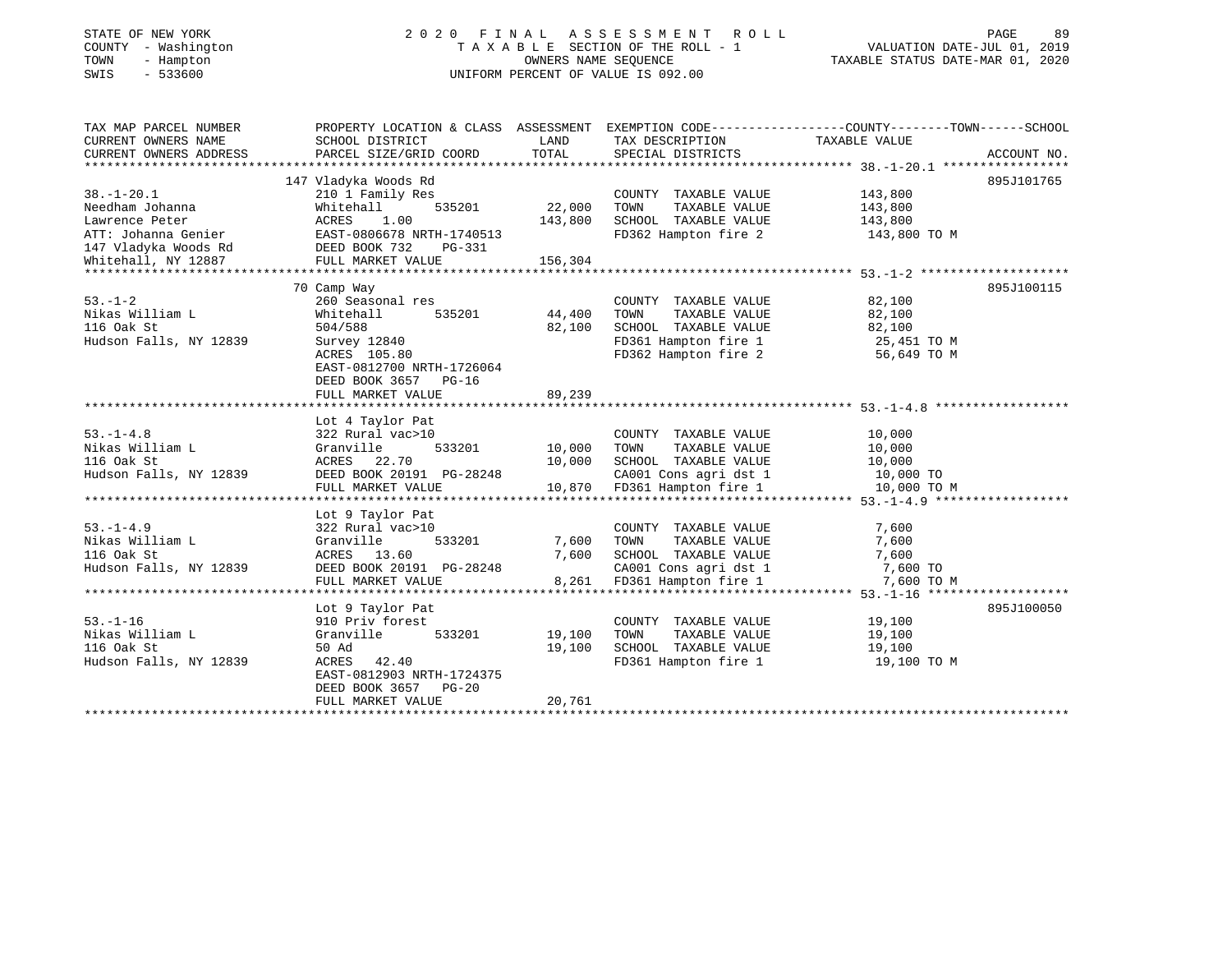STATE OF NEW YORK
COUNTY - Washington
TOWN - Hampton
SWIS - 533600

2020 FINAL ASSESSMENT ROLL
TAXABLE SECTION OF THE ROLL - 1
OWNERS NAME SEQUENCE
UNIFORM PERCENT OF VALUE IS 092.00

VALUATION DATE-JUL 01, 2019
TAXABLE STATUS DATE-MAR 01, 2020

| TAX MAP PARCEL NUMBER / CURRENT OWNERS NAME / CURRENT OWNERS ADDRESS | PROPERTY LOCATION & CLASS / SCHOOL DISTRICT / PARCEL SIZE/GRID COORD | ASSESSMENT LAND / TOTAL | EXEMPTION CODE / TAX DESCRIPTION / SPECIAL DISTRICTS | TAXABLE VALUE (COUNTY / TOWN / SCHOOL) | ACCOUNT NO. |
|---|---|---|---|---|---|
| 38.-1-20.1 | 147 Vladyka Woods Rd | | | | 895J101765 |
| Needham Johanna | 210 1 Family Res | | COUNTY TAXABLE VALUE | 143,800 | |
| Lawrence Peter | Whitehall 535201 | 22,000 | TOWN TAXABLE VALUE | 143,800 | |
| ATT: Johanna Genier | ACRES 1.00 | 143,800 | SCHOOL TAXABLE VALUE | 143,800 | |
| 147 Vladyka Woods Rd | EAST-0806678 NRTH-1740513 | | FD362 Hampton fire 2 | 143,800 TO M | |
| Whitehall, NY 12887 | DEED BOOK 732 PG-331 | | | | |
| | FULL MARKET VALUE | 156,304 | | | |
| 53.-1-2 | 70 Camp Way | | | | 895J100115 |
| Nikas William L | 260 Seasonal res | | COUNTY TAXABLE VALUE | 82,100 | |
| 116 Oak St | Whitehall 535201 | 44,400 | TOWN TAXABLE VALUE | 82,100 | |
| Hudson Falls, NY 12839 | 504/588 | 82,100 | SCHOOL TAXABLE VALUE | 82,100 | |
| | Survey 12840 | | FD361 Hampton fire 1 | 25,451 TO M | |
| | ACRES 105.80 | | FD362 Hampton fire 2 | 56,649 TO M | |
| | EAST-0812700 NRTH-1726064 | | | | |
| | DEED BOOK 3657 PG-16 | | | | |
| | FULL MARKET VALUE | 89,239 | | | |
| 53.-1-4.8 | Lot 4 Taylor Pat | | | | |
| Nikas William L | 322 Rural vac>10 | | COUNTY TAXABLE VALUE | 10,000 | |
| 116 Oak St | Granville 533201 | 10,000 | TOWN TAXABLE VALUE | 10,000 | |
| Hudson Falls, NY 12839 | ACRES 22.70 | 10,000 | SCHOOL TAXABLE VALUE | 10,000 | |
| | DEED BOOK 20191 PG-28248 | | CA001 Cons agri dst 1 | 10,000 TO | |
| | FULL MARKET VALUE | 10,870 | FD361 Hampton fire 1 | 10,000 TO M | |
| 53.-1-4.9 | Lot 9 Taylor Pat | | | | |
| Nikas William L | 322 Rural vac>10 | | COUNTY TAXABLE VALUE | 7,600 | |
| 116 Oak St | Granville 533201 | 7,600 | TOWN TAXABLE VALUE | 7,600 | |
| Hudson Falls, NY 12839 | ACRES 13.60 | 7,600 | SCHOOL TAXABLE VALUE | 7,600 | |
| | DEED BOOK 20191 PG-28248 | | CA001 Cons agri dst 1 | 7,600 TO | |
| | FULL MARKET VALUE | 8,261 | FD361 Hampton fire 1 | 7,600 TO M | |
| 53.-1-16 | Lot 9 Taylor Pat | | | | 895J100050 |
| Nikas William L | 910 Priv forest | | COUNTY TAXABLE VALUE | 19,100 | |
| 116 Oak St | Granville 533201 | 19,100 | TOWN TAXABLE VALUE | 19,100 | |
| Hudson Falls, NY 12839 | 50 Ad | 19,100 | SCHOOL TAXABLE VALUE | 19,100 | |
| | ACRES 42.40 | | FD361 Hampton fire 1 | 19,100 TO M | |
| | EAST-0812903 NRTH-1724375 | | | | |
| | DEED BOOK 3657 PG-20 | | | | |
| | FULL MARKET VALUE | 20,761 | | | |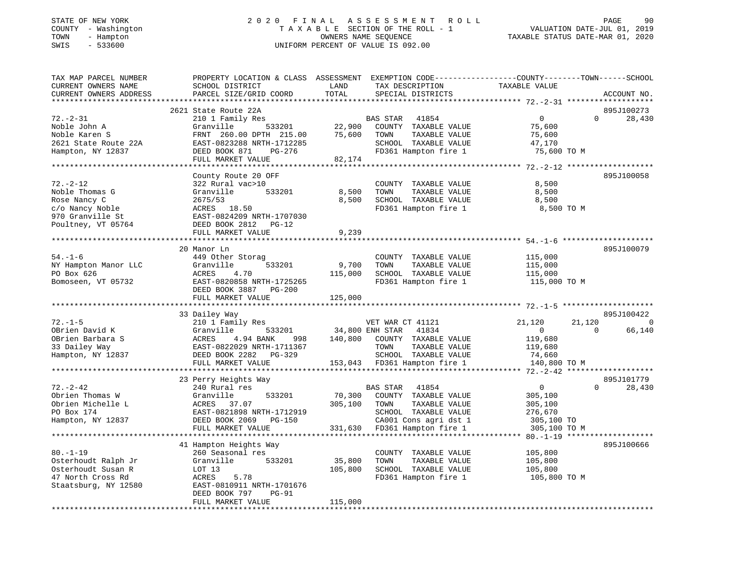STATE OF NEW YORK
COUNTY - Washington
TOWN - Hampton
SWIS - 533600

2020 FINAL ASSESSMENT ROLL
TAXABLE SECTION OF THE ROLL - 1
OWNERS NAME SEQUENCE
UNIFORM PERCENT OF VALUE IS 092.00

VALUATION DATE-JUL 01, 2019
TAXABLE STATUS DATE-MAR 01, 2020

```
TAX MAP PARCEL NUMBER          PROPERTY LOCATION & CLASS  ASSESSMENT  EXEMPTION CODE-----------------COUNTY--------TOWN------SCHOOL
CURRENT OWNERS NAME            SCHOOL DISTRICT               LAND      TAX DESCRIPTION             TAXABLE VALUE
CURRENT OWNERS ADDRESS         PARCEL SIZE/GRID COORD       TOTAL      SPECIAL DISTRICTS                                     ACCOUNT NO.
******************************************************************************************************* 72.-2-31 ******************
                               2621 State Route 22A                                                                       895J100273
72.-2-31                       210 1 Family Res                        BAS STAR   41854                 0           0        28,430
Noble John A                   Granville         533201      22,900    COUNTY  TAXABLE VALUE            75,600
Noble Karen S                  FRNT 260.00 DPTH 215.00       75,600    TOWN    TAXABLE VALUE            75,600
2621 State Route 22A           EAST-0823288 NRTH-1712285               SCHOOL  TAXABLE VALUE            47,170
Hampton, NY 12837              DEED BOOK 871    PG-276                 FD361 Hampton fire 1              75,600 TO M
                               FULL MARKET VALUE             82,174
******************************************************************************************************* 72.-2-12 ******************
                               County Route 20 OFF                                                                        895J100058
72.-2-12                       322 Rural vac>10                        COUNTY  TAXABLE VALUE             8,500
Noble Thomas G                 Granville         533201       8,500    TOWN    TAXABLE VALUE             8,500
Rose Nancy C                   2675/53                        8,500    SCHOOL  TAXABLE VALUE             8,500
c/o Nancy Noble                ACRES  18.50                            FD361 Hampton fire 1               8,500 TO M
970 Granville St               EAST-0824209 NRTH-1707030
Poultney, VT 05764             DEED BOOK 2812   PG-12
                               FULL MARKET VALUE              9,239
******************************************************************************************************* 54.-1-6 *******************
                               20 Manor Ln                                                                                895J100079
54.-1-6                        449 Other Storag                        COUNTY  TAXABLE VALUE           115,000
NY Hampton Manor LLC           Granville         533201       9,700    TOWN    TAXABLE VALUE           115,000
PO Box 626                     ACRES    4.70                115,000    SCHOOL  TAXABLE VALUE           115,000
Bomoseen, VT 05732             EAST-0820858 NRTH-1725265               FD361 Hampton fire 1             115,000 TO M
                               DEED BOOK 3887   PG-200
                               FULL MARKET VALUE            125,000
******************************************************************************************************* 72.-1-5 *******************
                               33 Dailey Way                                                                              895J100422
72.-1-5                        210 1 Family Res                        VET WAR CT 41121             21,120      21,120            0
OBrien David K                 Granville         533201      34,800 ENH STAR   41834                 0           0        66,140
OBrien Barbara S               ACRES    4.94 BANK     998   140,800    COUNTY  TAXABLE VALUE           119,680
33 Dailey Way                  EAST-0822029 NRTH-1711367               TOWN    TAXABLE VALUE           119,680
Hampton, NY 12837              DEED BOOK 2282   PG-329                 SCHOOL  TAXABLE VALUE            74,660
                               FULL MARKET VALUE            153,043    FD361 Hampton fire 1             140,800 TO M
******************************************************************************************************* 72.-2-42 ******************
                               23 Perry Heights Way                                                                       895J101779
72.-2-42                       240 Rural res                           BAS STAR   41854                 0           0        28,430
Obrien Thomas W                Granville         533201      70,300    COUNTY  TAXABLE VALUE           305,100
Obrien Michelle L              ACRES   37.07                305,100    TOWN    TAXABLE VALUE           305,100
PO Box 174                     EAST-0821898 NRTH-1712919               SCHOOL  TAXABLE VALUE           276,670
Hampton, NY 12837              DEED BOOK 2069   PG-150                 CA001 Cons agri dst 1            305,100 TO
                               FULL MARKET VALUE            331,630    FD361 Hampton fire 1             305,100 TO M
******************************************************************************************************* 80.-1-19 ******************
                               41 Hampton Heights Way                                                                     895J100666
80.-1-19                       260 Seasonal res                        COUNTY  TAXABLE VALUE           105,800
Osterhoudt Ralph Jr            Granville         533201      35,800    TOWN    TAXABLE VALUE           105,800
Osterhoudt Susan R             LOT 13                       105,800    SCHOOL  TAXABLE VALUE           105,800
47 North Cross Rd              ACRES    5.78                           FD361 Hampton fire 1             105,800 TO M
Staatsburg, NY 12580           EAST-0810911 NRTH-1701676
                               DEED BOOK 797    PG-91
                               FULL MARKET VALUE            115,000
************************************************************************************************************************************
```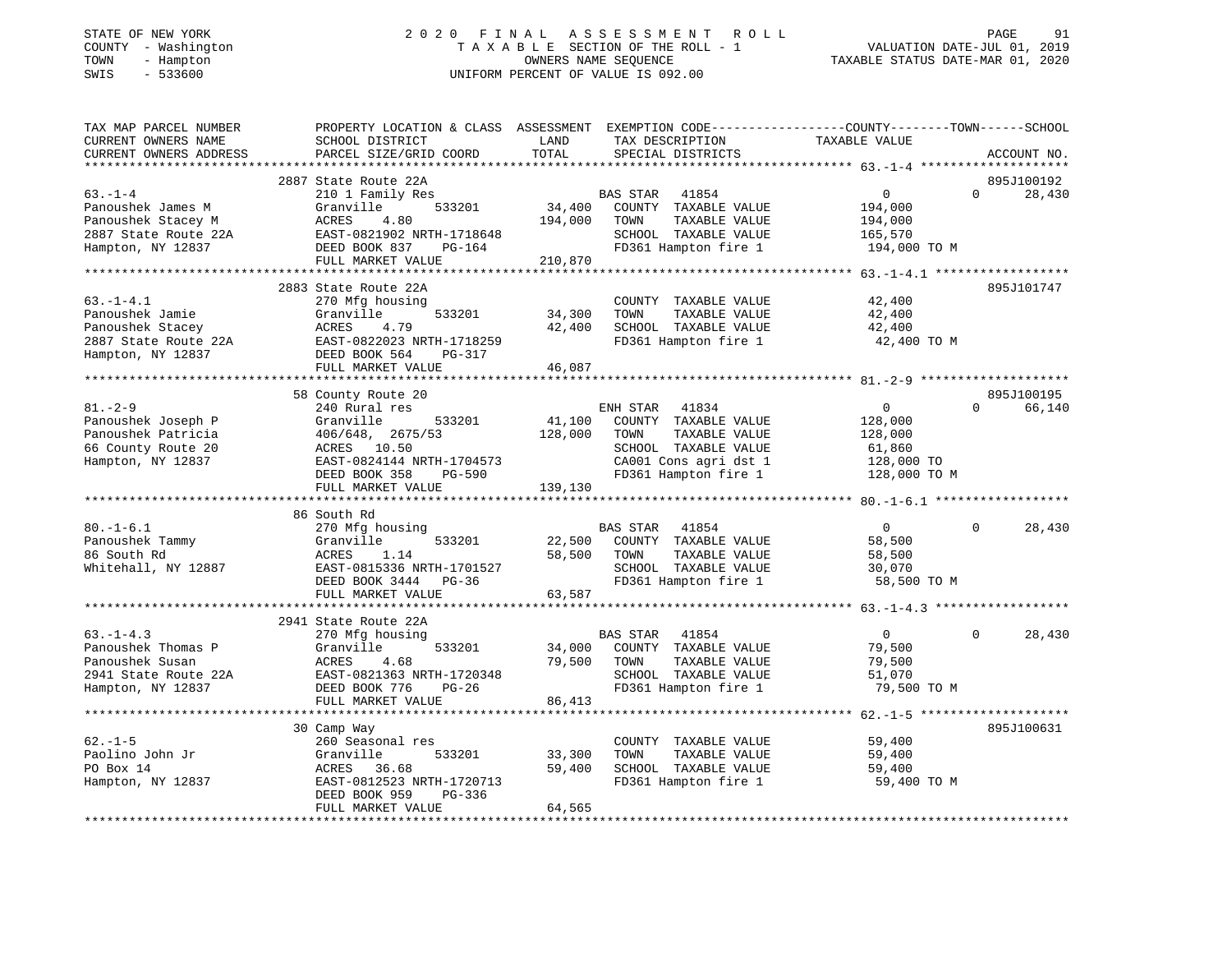STATE OF NEW YORK
COUNTY - Washington
TOWN - Hampton
SWIS - 533600

# 2020 FINAL ASSESSMENT ROLL
TAXABLE SECTION OF THE ROLL - 1
OWNERS NAME SEQUENCE
UNIFORM PERCENT OF VALUE IS 092.00

VALUATION DATE-JUL 01, 2019
TAXABLE STATUS DATE-MAR 01, 2020

| TAX MAP PARCEL NUMBER / CURRENT OWNERS NAME / CURRENT OWNERS ADDRESS | PROPERTY LOCATION & CLASS / SCHOOL DISTRICT / PARCEL SIZE/GRID COORD | ASSESSMENT LAND / TOTAL | EXEMPTION CODE / TAX DESCRIPTION / SPECIAL DISTRICTS | COUNTY TAXABLE VALUE | TOWN | SCHOOL | ACCOUNT NO. |
|---|---|---|---|---|---|---|---|
| **63.-1-4** | 2887 State Route 22A | | | | | | 895J100192 |
| | 210 1 Family Res | | BAS STAR 41854 | 0 | 0 | 28,430 | |
| Panoushek James M | Granville 533201 | 34,400 | COUNTY TAXABLE VALUE | 194,000 | | | |
| Panoushek Stacey M | ACRES 4.80 | 194,000 | TOWN TAXABLE VALUE | 194,000 | | | |
| 2887 State Route 22A | EAST-0821902 NRTH-1718648 | | SCHOOL TAXABLE VALUE | 165,570 | | | |
| Hampton, NY 12837 | DEED BOOK 837 PG-164 | | FD361 Hampton fire 1 | 194,000 TO M | | | |
| | FULL MARKET VALUE | 210,870 | | | | | |
| **63.-1-4.1** | 2883 State Route 22A | | | | | | 895J101747 |
| | 270 Mfg housing | | COUNTY TAXABLE VALUE | 42,400 | | | |
| Panoushek Jamie | Granville 533201 | 34,300 | TOWN TAXABLE VALUE | 42,400 | | | |
| Panoushek Stacey | ACRES 4.79 | 42,400 | SCHOOL TAXABLE VALUE | 42,400 | | | |
| 2887 State Route 22A | EAST-0822023 NRTH-1718259 | | FD361 Hampton fire 1 | 42,400 TO M | | | |
| Hampton, NY 12837 | DEED BOOK 564 PG-317 | | | | | | |
| | FULL MARKET VALUE | 46,087 | | | | | |
| **81.-2-9** | 58 County Route 20 | | | | | | 895J100195 |
| | 240 Rural res | | ENH STAR 41834 | 0 | 0 | 66,140 | |
| Panoushek Joseph P | Granville 533201 | 41,100 | COUNTY TAXABLE VALUE | 128,000 | | | |
| Panoushek Patricia | 406/648, 2675/53 | 128,000 | TOWN TAXABLE VALUE | 128,000 | | | |
| 66 County Route 20 | ACRES 10.50 | | SCHOOL TAXABLE VALUE | 61,860 | | | |
| Hampton, NY 12837 | EAST-0824144 NRTH-1704573 | | CA001 Cons agri dst 1 | 128,000 TO | | | |
| | DEED BOOK 358 PG-590 | | FD361 Hampton fire 1 | 128,000 TO M | | | |
| | FULL MARKET VALUE | 139,130 | | | | | |
| **80.-1-6.1** | 86 South Rd | | | | | | |
| | 270 Mfg housing | | BAS STAR 41854 | 0 | 0 | 28,430 | |
| Panoushek Tammy | Granville 533201 | 22,500 | COUNTY TAXABLE VALUE | 58,500 | | | |
| 86 South Rd | ACRES 1.14 | 58,500 | TOWN TAXABLE VALUE | 58,500 | | | |
| Whitehall, NY 12887 | EAST-0815336 NRTH-1701527 | | SCHOOL TAXABLE VALUE | 30,070 | | | |
| | DEED BOOK 3444 PG-36 | | FD361 Hampton fire 1 | 58,500 TO M | | | |
| | FULL MARKET VALUE | 63,587 | | | | | |
| **63.-1-4.3** | 2941 State Route 22A | | | | | | |
| | 270 Mfg housing | | BAS STAR 41854 | 0 | 0 | 28,430 | |
| Panoushek Thomas P | Granville 533201 | 34,000 | COUNTY TAXABLE VALUE | 79,500 | | | |
| Panoushek Susan | ACRES 4.68 | 79,500 | TOWN TAXABLE VALUE | 79,500 | | | |
| 2941 State Route 22A | EAST-0821363 NRTH-1720348 | | SCHOOL TAXABLE VALUE | 51,070 | | | |
| Hampton, NY 12837 | DEED BOOK 776 PG-26 | | FD361 Hampton fire 1 | 79,500 TO M | | | |
| | FULL MARKET VALUE | 86,413 | | | | | |
| **62.-1-5** | 30 Camp Way | | | | | | 895J100631 |
| | 260 Seasonal res | | COUNTY TAXABLE VALUE | 59,400 | | | |
| Paolino John Jr | Granville 533201 | 33,300 | TOWN TAXABLE VALUE | 59,400 | | | |
| PO Box 14 | ACRES 36.68 | 59,400 | SCHOOL TAXABLE VALUE | 59,400 | | | |
| Hampton, NY 12837 | EAST-0812523 NRTH-1720713 | | FD361 Hampton fire 1 | 59,400 TO M | | | |
| | DEED BOOK 959 PG-336 | | | | | | |
| | FULL MARKET VALUE | 64,565 | | | | | |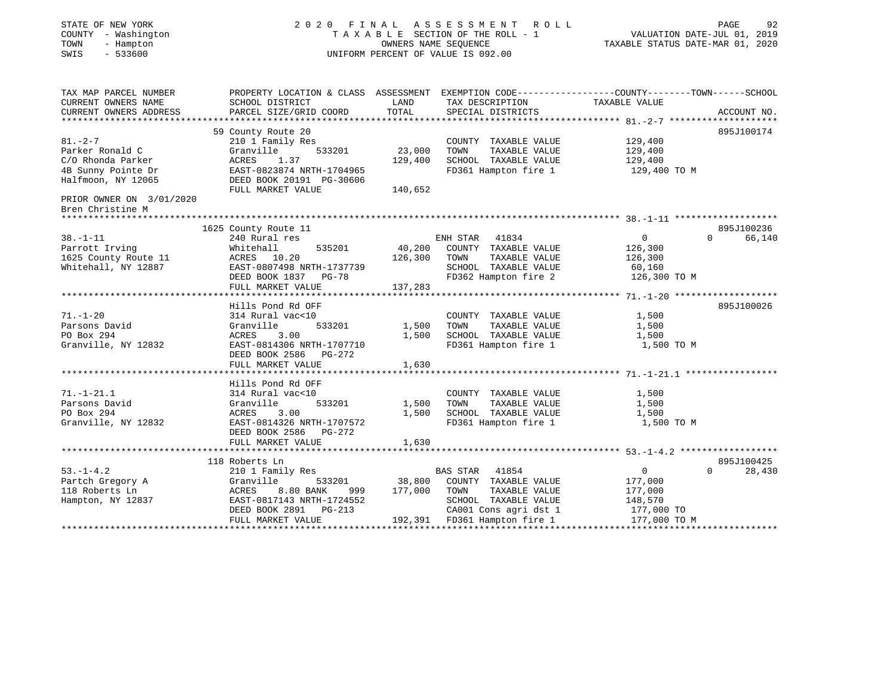STATE OF NEW YORK
COUNTY - Washington
TOWN - Hampton
SWIS - 533600

2020 FINAL ASSESSMENT ROLL
TAXABLE SECTION OF THE ROLL - 1
OWNERS NAME SEQUENCE
UNIFORM PERCENT OF VALUE IS 092.00

VALUATION DATE-JUL 01, 2019
TAXABLE STATUS DATE-MAR 01, 2020

| TAX MAP PARCEL NUMBER / CURRENT OWNERS NAME / CURRENT OWNERS ADDRESS | PROPERTY LOCATION & CLASS / SCHOOL DISTRICT / PARCEL SIZE/GRID COORD | ASSESSMENT LAND / TOTAL | EXEMPTION CODE / TAX DESCRIPTION / SPECIAL DISTRICTS | COUNTY / TAXABLE VALUE | TOWN | SCHOOL / ACCOUNT NO. |
|---|---|---|---|---|---|---|
| **81.-2-7** | 59 County Route 20 | | | | | 895J100174 |
| 81.-2-7 | 210 1 Family Res | | COUNTY TAXABLE VALUE | 129,400 | | |
| Parker Ronald C | Granville 533201 | 23,000 | TOWN TAXABLE VALUE | 129,400 | | |
| C/O Rhonda Parker | ACRES 1.37 | 129,400 | SCHOOL TAXABLE VALUE | 129,400 | | |
| 4B Sunny Pointe Dr | EAST-0823874 NRTH-1704965 | | FD361 Hampton fire 1 | 129,400 TO M | | |
| Halfmoon, NY 12065 | DEED BOOK 20191 PG-30606 | | | | | |
| | FULL MARKET VALUE | 140,652 | | | | |
| PRIOR OWNER ON 3/01/2020 | | | | | | |
| Bren Christine M | | | | | | |
| **38.-1-11** | 1625 County Route 11 | | | | | 895J100236 |
| 38.-1-11 | 240 Rural res | | ENH STAR 41834 | 0 | 0 | 66,140 |
| Parrott Irving | Whitehall 535201 | 40,200 | COUNTY TAXABLE VALUE | 126,300 | | |
| 1625 County Route 11 | ACRES 10.20 | 126,300 | TOWN TAXABLE VALUE | 126,300 | | |
| Whitehall, NY 12887 | EAST-0807498 NRTH-1737739 | | SCHOOL TAXABLE VALUE | 60,160 | | |
| | DEED BOOK 1837 PG-78 | | FD362 Hampton fire 2 | 126,300 TO M | | |
| | FULL MARKET VALUE | 137,283 | | | | |
| **71.-1-20** | Hills Pond Rd OFF | | | | | 895J100026 |
| 71.-1-20 | 314 Rural vac<10 | | COUNTY TAXABLE VALUE | 1,500 | | |
| Parsons David | Granville 533201 | 1,500 | TOWN TAXABLE VALUE | 1,500 | | |
| PO Box 294 | ACRES 3.00 | 1,500 | SCHOOL TAXABLE VALUE | 1,500 | | |
| Granville, NY 12832 | EAST-0814306 NRTH-1707710 | | FD361 Hampton fire 1 | 1,500 TO M | | |
| | DEED BOOK 2586 PG-272 | | | | | |
| | FULL MARKET VALUE | 1,630 | | | | |
| **71.-1-21.1** | Hills Pond Rd OFF | | | | | |
| 71.-1-21.1 | 314 Rural vac<10 | | COUNTY TAXABLE VALUE | 1,500 | | |
| Parsons David | Granville 533201 | 1,500 | TOWN TAXABLE VALUE | 1,500 | | |
| PO Box 294 | ACRES 3.00 | 1,500 | SCHOOL TAXABLE VALUE | 1,500 | | |
| Granville, NY 12832 | EAST-0814326 NRTH-1707572 | | FD361 Hampton fire 1 | 1,500 TO M | | |
| | DEED BOOK 2586 PG-272 | | | | | |
| | FULL MARKET VALUE | 1,630 | | | | |
| **53.-1-4.2** | 118 Roberts Ln | | | | | 895J100425 |
| 53.-1-4.2 | 210 1 Family Res | | BAS STAR 41854 | 0 | 0 | 28,430 |
| Partch Gregory A | Granville 533201 | 38,800 | COUNTY TAXABLE VALUE | 177,000 | | |
| 118 Roberts Ln | ACRES 8.80 BANK 999 | 177,000 | TOWN TAXABLE VALUE | 177,000 | | |
| Hampton, NY 12837 | EAST-0817143 NRTH-1724552 | | SCHOOL TAXABLE VALUE | 148,570 | | |
| | DEED BOOK 2891 PG-213 | | CA001 Cons agri dst 1 | 177,000 TO | | |
| | FULL MARKET VALUE | 192,391 | FD361 Hampton fire 1 | 177,000 TO M | | |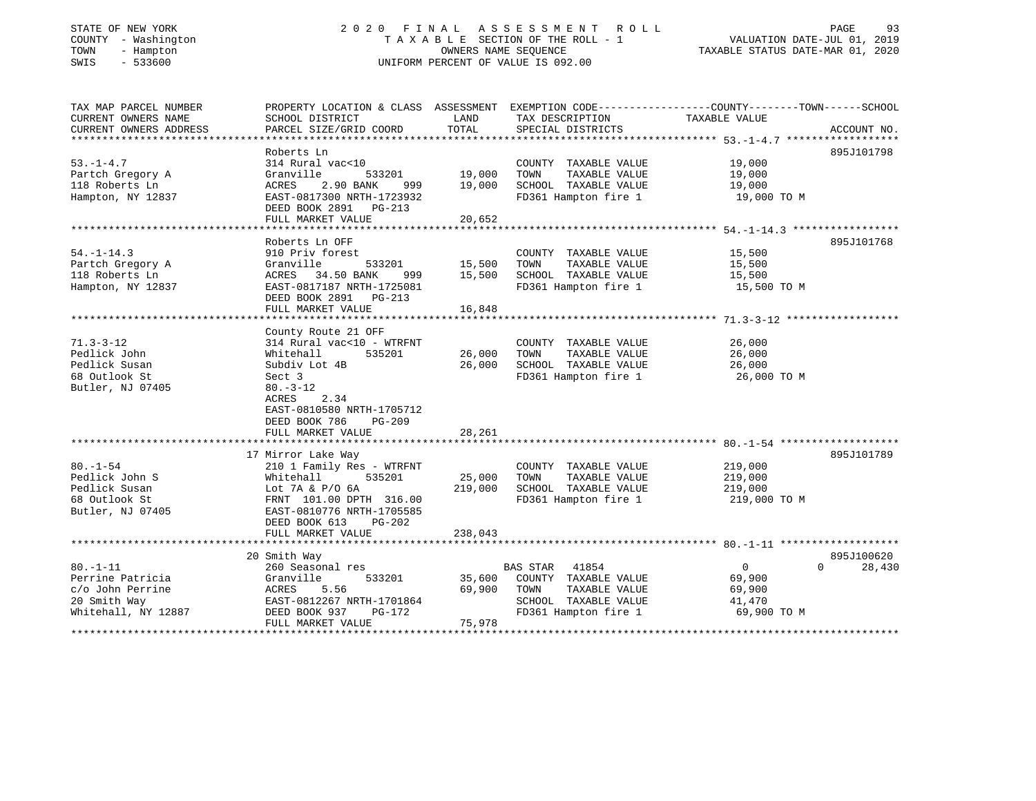STATE OF NEW YORK
COUNTY - Washington
TOWN - Hampton
SWIS - 533600

# 2020 FINAL ASSESSMENT ROLL
TAXABLE SECTION OF THE ROLL - 1
OWNERS NAME SEQUENCE
UNIFORM PERCENT OF VALUE IS 092.00

VALUATION DATE-JUL 01, 2019
TAXABLE STATUS DATE-MAR 01, 2020

| TAX MAP PARCEL NUMBER / CURRENT OWNERS NAME / CURRENT OWNERS ADDRESS | PROPERTY LOCATION & CLASS / SCHOOL DISTRICT / PARCEL SIZE/GRID COORD | ASSESSMENT LAND / TOTAL | EXEMPTION CODE / TAX DESCRIPTION / SPECIAL DISTRICTS | COUNTY / TOWN / SCHOOL TAXABLE VALUE | ACCOUNT NO. |
|---|---|---|---|---|---|
| 53.-1-4.7 | Roberts Ln | | | | 895J101798 |
| Partch Gregory A | 314 Rural vac<10 | | COUNTY TAXABLE VALUE | 19,000 | |
| 118 Roberts Ln | Granville 533201 | 19,000 | TOWN TAXABLE VALUE | 19,000 | |
| Hampton, NY 12837 | ACRES 2.90 BANK 999 | 19,000 | SCHOOL TAXABLE VALUE | 19,000 | |
| | EAST-0817300 NRTH-1723932 | | FD361 Hampton fire 1 | 19,000 TO M | |
| | DEED BOOK 2891 PG-213 | | | | |
| | FULL MARKET VALUE | 20,652 | | | |
| 54.-1-14.3 | Roberts Ln OFF | | | | 895J101768 |
| Partch Gregory A | 910 Priv forest | | COUNTY TAXABLE VALUE | 15,500 | |
| 118 Roberts Ln | Granville 533201 | 15,500 | TOWN TAXABLE VALUE | 15,500 | |
| Hampton, NY 12837 | ACRES 34.50 BANK 999 | 15,500 | SCHOOL TAXABLE VALUE | 15,500 | |
| | EAST-0817187 NRTH-1725081 | | FD361 Hampton fire 1 | 15,500 TO M | |
| | DEED BOOK 2891 PG-213 | | | | |
| | FULL MARKET VALUE | 16,848 | | | |
| 71.3-3-12 | County Route 21 OFF | | | | |
| Pedlick John | 314 Rural vac<10 - WTRFNT | | COUNTY TAXABLE VALUE | 26,000 | |
| Pedlick Susan | Whitehall 535201 | 26,000 | TOWN TAXABLE VALUE | 26,000 | |
| 68 Outlook St | Subdiv Lot 4B | 26,000 | SCHOOL TAXABLE VALUE | 26,000 | |
| Butler, NJ 07405 | Sect 3 | | FD361 Hampton fire 1 | 26,000 TO M | |
| | 80.-3-12 | | | | |
| | ACRES 2.34 | | | | |
| | EAST-0810580 NRTH-1705712 | | | | |
| | DEED BOOK 786 PG-209 | | | | |
| | FULL MARKET VALUE | 28,261 | | | |
| 80.-1-54 | 17 Mirror Lake Way | | | | 895J101789 |
| Pedlick John S | 210 1 Family Res - WTRFNT | | COUNTY TAXABLE VALUE | 219,000 | |
| Pedlick Susan | Whitehall 535201 | 25,000 | TOWN TAXABLE VALUE | 219,000 | |
| 68 Outlook St | Lot 7A & P/O 6A | 219,000 | SCHOOL TAXABLE VALUE | 219,000 | |
| Butler, NJ 07405 | FRNT 101.00 DPTH 316.00 | | FD361 Hampton fire 1 | 219,000 TO M | |
| | EAST-0810776 NRTH-1705585 | | | | |
| | DEED BOOK 613 PG-202 | | | | |
| | FULL MARKET VALUE | 238,043 | | | |
| 80.-1-11 | 20 Smith Way | | | | 895J100620 |
| Perrine Patricia | 260 Seasonal res | | BAS STAR 41854 | 0 0 28,430 | |
| c/o John Perrine | Granville 533201 | 35,600 | COUNTY TAXABLE VALUE | 69,900 | |
| 20 Smith Way | ACRES 5.56 | 69,900 | TOWN TAXABLE VALUE | 69,900 | |
| Whitehall, NY 12887 | EAST-0812267 NRTH-1701864 | | SCHOOL TAXABLE VALUE | 41,470 | |
| | DEED BOOK 937 PG-172 | | FD361 Hampton fire 1 | 69,900 TO M | |
| | FULL MARKET VALUE | 75,978 | | | |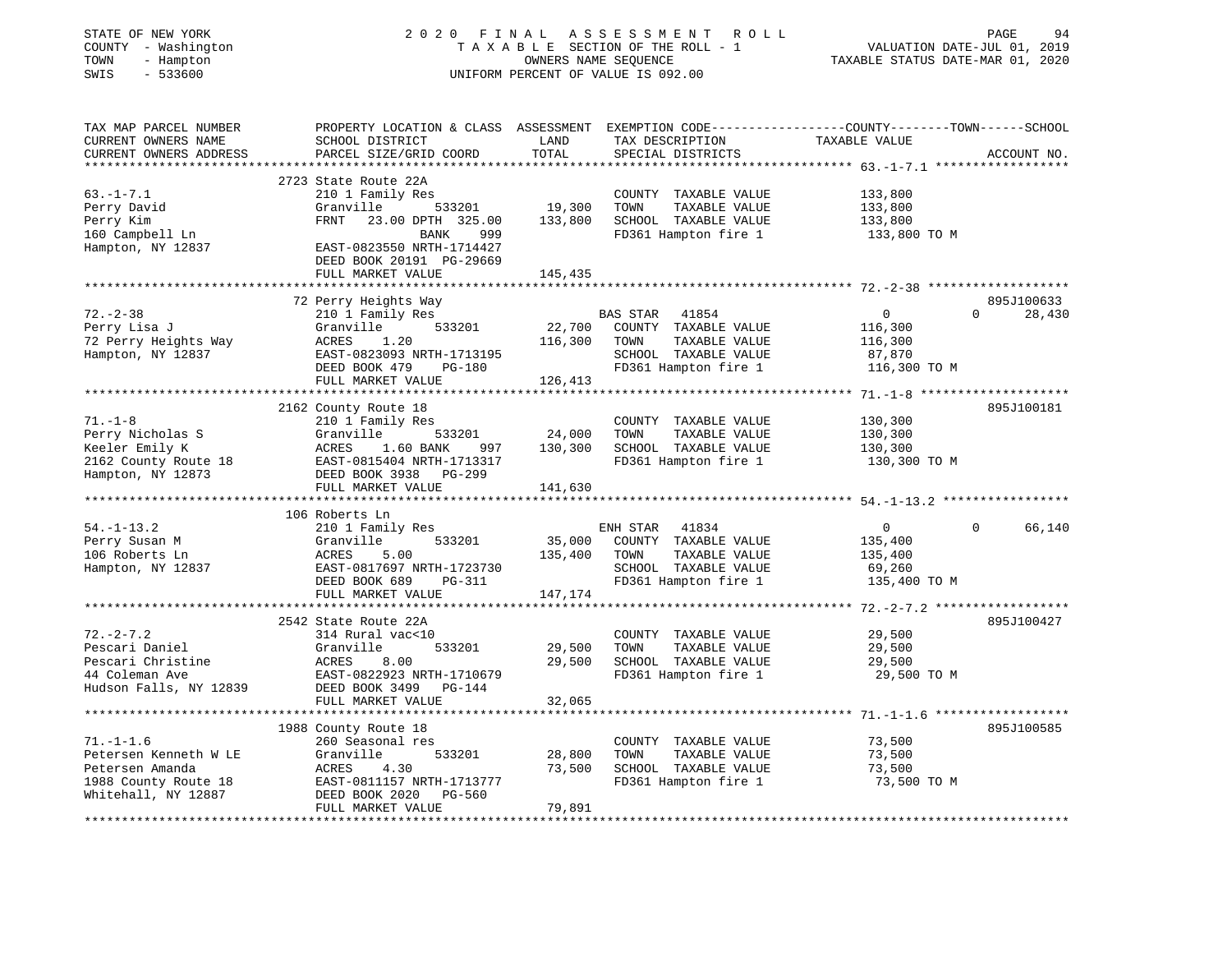STATE OF NEW YORK
COUNTY - Washington
TOWN - Hampton
SWIS - 533600

2020 FINAL ASSESSMENT ROLL
TAXABLE SECTION OF THE ROLL - 1
OWNERS NAME SEQUENCE
UNIFORM PERCENT OF VALUE IS 092.00

VALUATION DATE-JUL 01, 2019
TAXABLE STATUS DATE-MAR 01, 2020

| TAX MAP PARCEL NUMBER / CURRENT OWNERS NAME / CURRENT OWNERS ADDRESS | PROPERTY LOCATION & CLASS / SCHOOL DISTRICT / PARCEL SIZE/GRID COORD | ASSESSMENT LAND / TOTAL | EXEMPTION CODE / TAX DESCRIPTION / SPECIAL DISTRICTS | COUNTY / TAXABLE VALUE | TOWN | SCHOOL / ACCOUNT NO. |
|---|---|---|---|---|---|---|
| **63.-1-7.1** | 2723 State Route 22A | | | | | |
| 63.-1-7.1 | 210 1 Family Res | | COUNTY TAXABLE VALUE | 133,800 | | |
| Perry David | Granville 533201 | 19,300 | TOWN TAXABLE VALUE | 133,800 | | |
| Perry Kim | FRNT 23.00 DPTH 325.00 | 133,800 | SCHOOL TAXABLE VALUE | 133,800 | | |
| 160 Campbell Ln | BANK 999 | | FD361 Hampton fire 1 | 133,800 TO M | | |
| Hampton, NY 12837 | EAST-0823550 NRTH-1714427 | | | | | |
| | DEED BOOK 20191 PG-29669 | | | | | |
| | FULL MARKET VALUE | 145,435 | | | | |
| **72.-2-38** | 72 Perry Heights Way | | | | | 895J100633 |
| 72.-2-38 | 210 1 Family Res | | BAS STAR 41854 | 0 | 0 | 28,430 |
| Perry Lisa J | Granville 533201 | 22,700 | COUNTY TAXABLE VALUE | 116,300 | | |
| 72 Perry Heights Way | ACRES 1.20 | 116,300 | TOWN TAXABLE VALUE | 116,300 | | |
| Hampton, NY 12837 | EAST-0823093 NRTH-1713195 | | SCHOOL TAXABLE VALUE | 87,870 | | |
| | DEED BOOK 479 PG-180 | | FD361 Hampton fire 1 | 116,300 TO M | | |
| | FULL MARKET VALUE | 126,413 | | | | |
| **71.-1-8** | 2162 County Route 18 | | | | | 895J100181 |
| 71.-1-8 | 210 1 Family Res | | COUNTY TAXABLE VALUE | 130,300 | | |
| Perry Nicholas S | Granville 533201 | 24,000 | TOWN TAXABLE VALUE | 130,300 | | |
| Keeler Emily K | ACRES 1.60 BANK 997 | 130,300 | SCHOOL TAXABLE VALUE | 130,300 | | |
| 2162 County Route 18 | EAST-0815404 NRTH-1713317 | | FD361 Hampton fire 1 | 130,300 TO M | | |
| Hampton, NY 12873 | DEED BOOK 3938 PG-299 | | | | | |
| | FULL MARKET VALUE | 141,630 | | | | |
| **54.-1-13.2** | 106 Roberts Ln | | | | | |
| 54.-1-13.2 | 210 1 Family Res | | ENH STAR 41834 | 0 | 0 | 66,140 |
| Perry Susan M | Granville 533201 | 35,000 | COUNTY TAXABLE VALUE | 135,400 | | |
| 106 Roberts Ln | ACRES 5.00 | 135,400 | TOWN TAXABLE VALUE | 135,400 | | |
| Hampton, NY 12837 | EAST-0817697 NRTH-1723730 | | SCHOOL TAXABLE VALUE | 69,260 | | |
| | DEED BOOK 689 PG-311 | | FD361 Hampton fire 1 | 135,400 TO M | | |
| | FULL MARKET VALUE | 147,174 | | | | |
| **72.-2-7.2** | 2542 State Route 22A | | | | | 895J100427 |
| 72.-2-7.2 | 314 Rural vac<10 | | COUNTY TAXABLE VALUE | 29,500 | | |
| Pescari Daniel | Granville 533201 | 29,500 | TOWN TAXABLE VALUE | 29,500 | | |
| Pescari Christine | ACRES 8.00 | 29,500 | SCHOOL TAXABLE VALUE | 29,500 | | |
| 44 Coleman Ave | EAST-0822923 NRTH-1710679 | | FD361 Hampton fire 1 | 29,500 TO M | | |
| Hudson Falls, NY 12839 | DEED BOOK 3499 PG-144 | | | | | |
| | FULL MARKET VALUE | 32,065 | | | | |
| **71.-1-1.6** | 1988 County Route 18 | | | | | 895J100585 |
| 71.-1-1.6 | 260 Seasonal res | | COUNTY TAXABLE VALUE | 73,500 | | |
| Petersen Kenneth W LE | Granville 533201 | 28,800 | TOWN TAXABLE VALUE | 73,500 | | |
| Petersen Amanda | ACRES 4.30 | 73,500 | SCHOOL TAXABLE VALUE | 73,500 | | |
| 1988 County Route 18 | EAST-0811157 NRTH-1713777 | | FD361 Hampton fire 1 | 73,500 TO M | | |
| Whitehall, NY 12887 | DEED BOOK 2020 PG-560 | | | | | |
| | FULL MARKET VALUE | 79,891 | | | | |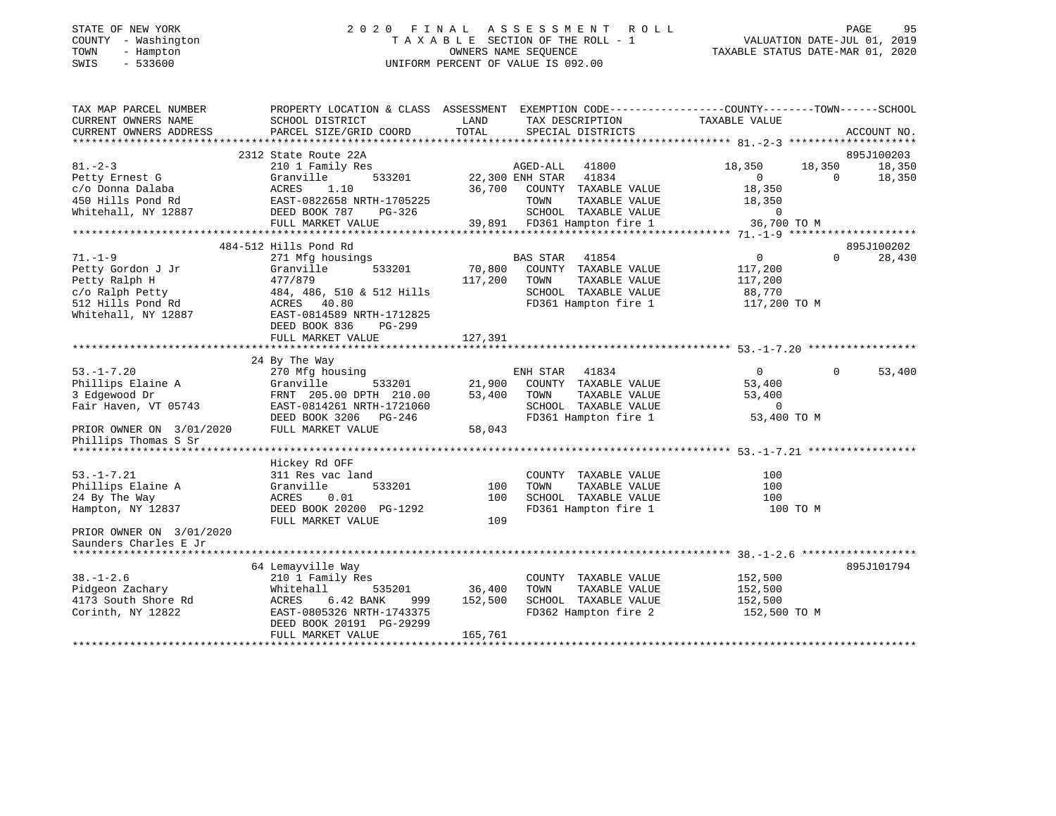STATE OF NEW YORK
COUNTY - Washington
TOWN - Hampton
SWIS - 533600

2 0 2 0 F I N A L A S S E S S M E N T R O L L
T A X A B L E SECTION OF THE ROLL - 1
OWNERS NAME SEQUENCE
UNIFORM PERCENT OF VALUE IS 092.00

VALUATION DATE-JUL 01, 2019
TAXABLE STATUS DATE-MAR 01, 2020

```
TAX MAP PARCEL NUMBER          PROPERTY LOCATION & CLASS  ASSESSMENT  EXEMPTION CODE-----------------COUNTY--------TOWN------SCHOOL
CURRENT OWNERS NAME            SCHOOL DISTRICT              LAND      TAX DESCRIPTION            TAXABLE VALUE
CURRENT OWNERS ADDRESS         PARCEL SIZE/GRID COORD       TOTAL     SPECIAL DISTRICTS                                   ACCOUNT NO.
******************************************************************************************************* 81.-2-3 *******************
                              2312 State Route 22A                                                                        895J100203
81.-2-3                       210 1 Family Res                        AGED-ALL   41800          18,350       18,350       18,350
Petty Ernest G                Granville        533201      22,300 ENH STAR   41834                0            0        18,350
c/o Donna Dalaba              ACRES    1.10                36,700    COUNTY  TAXABLE VALUE        18,350
450 Hills Pond Rd             EAST-0822658 NRTH-1705225              TOWN    TAXABLE VALUE        18,350
Whitehall, NY 12887           DEED BOOK 787    PG-326                SCHOOL  TAXABLE VALUE             0
                              FULL MARKET VALUE            39,891    FD361 Hampton fire 1           36,700 TO M
******************************************************************************************************* 71.-1-9 *******************
                              484-512 Hills Pond Rd                                                                       895J100202
71.-1-9                       271 Mfg housings                        BAS STAR   41854                0            0        28,430
Petty Gordon J Jr             Granville        533201      70,800    COUNTY  TAXABLE VALUE       117,200
Petty Ralph H                 477/879                     117,200    TOWN    TAXABLE VALUE       117,200
c/o Ralph Petty               484, 486, 510 & 512 Hills              SCHOOL  TAXABLE VALUE        88,770
512 Hills Pond Rd             ACRES   40.80                          FD361 Hampton fire 1          117,200 TO M
Whitehall, NY 12887           EAST-0814589 NRTH-1712825
                              DEED BOOK 836    PG-299
                              FULL MARKET VALUE           127,391
******************************************************************************************************* 53.-1-7.20 ****************
                              24 By The Way
53.-1-7.20                    270 Mfg housing                         ENH STAR   41834                0            0        53,400
Phillips Elaine A             Granville        533201      21,900    COUNTY  TAXABLE VALUE        53,400
3 Edgewood Dr                 FRNT 205.00 DPTH 210.00      53,400    TOWN    TAXABLE VALUE        53,400
Fair Haven, VT 05743          EAST-0814261 NRTH-1721060              SCHOOL  TAXABLE VALUE             0
                              DEED BOOK 3206   PG-246                FD361 Hampton fire 1           53,400 TO M
PRIOR OWNER ON 3/01/2020      FULL MARKET VALUE            58,043
Phillips Thomas S Sr
******************************************************************************************************* 53.-1-7.21 ****************
                              Hickey Rd OFF
53.-1-7.21                    311 Res vac land                       COUNTY  TAXABLE VALUE           100
Phillips Elaine A             Granville        533201         100    TOWN    TAXABLE VALUE           100
24 By The Way                 ACRES    0.01                   100    SCHOOL  TAXABLE VALUE           100
Hampton, NY 12837             DEED BOOK 20200 PG-1292                FD361 Hampton fire 1              100 TO M
                              FULL MARKET VALUE               109
PRIOR OWNER ON 3/01/2020
Saunders Charles E Jr
******************************************************************************************************* 38.-1-2.6 *****************
                              64 Lemayville Way                                                                           895J101794
38.-1-2.6                     210 1 Family Res                       COUNTY  TAXABLE VALUE       152,500
Pidgeon Zachary               Whitehall        535201      36,400    TOWN    TAXABLE VALUE       152,500
4173 South Shore Rd           ACRES    6.42 BANK    999   152,500    SCHOOL  TAXABLE VALUE       152,500
Corinth, NY 12822             EAST-0805326 NRTH-1743375              FD362 Hampton fire 2          152,500 TO M
                              DEED BOOK 20191 PG-29299
                              FULL MARKET VALUE           165,761
************************************************************************************************************************************
```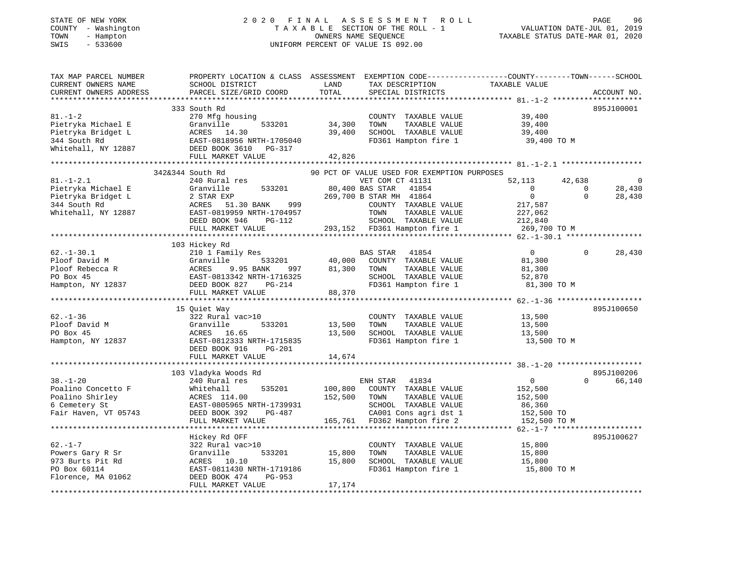STATE OF NEW YORK
COUNTY - Washington
TOWN - Hampton
SWIS - 533600

2 0 2 0 F I N A L A S S E S S M E N T R O L L
T A X A B L E SECTION OF THE ROLL - 1
OWNERS NAME SEQUENCE
UNIFORM PERCENT OF VALUE IS 092.00

VALUATION DATE-JUL 01, 2019
TAXABLE STATUS DATE-MAR 01, 2020

```
TAX MAP PARCEL NUMBER          PROPERTY LOCATION & CLASS  ASSESSMENT  EXEMPTION CODE------------------COUNTY--------TOWN------SCHOOL
CURRENT OWNERS NAME            SCHOOL DISTRICT             LAND       TAX DESCRIPTION              TAXABLE VALUE
CURRENT OWNERS ADDRESS         PARCEL SIZE/GRID COORD      TOTAL      SPECIAL DISTRICTS                                      ACCOUNT NO.
******************************************************************************************************* 81.-1-2 *******************
                               333 South Rd                                                                               895J100001
81.-1-2                        270 Mfg housing                        COUNTY  TAXABLE VALUE          39,400
Pietryka Michael E             Granville       533201      34,300     TOWN    TAXABLE VALUE          39,400
Pietryka Bridget L             ACRES   14.30               39,400     SCHOOL  TAXABLE VALUE          39,400
344 South Rd                   EAST-0818956 NRTH-1705040              FD361 Hampton fire 1            39,400 TO M
Whitehall, NY 12887            DEED BOOK 3610   PG-317
                               FULL MARKET VALUE           42,826
******************************************************************************************************* 81.-1-2.1 *****************
                         342&344 South Rd                   90 PCT OF VALUE USED FOR EXEMPTION PURPOSES
81.-1-2.1                      240 Rural res                          VET COM CT 41131               52,113      42,638           0
Pietryka Michael E             Granville       533201      80,400 BAS STAR   41854                       0           0      28,430
Pietryka Bridget L             2 STAR EXP                 269,700 B STAR MH  41864                       0           0      28,430
344 South Rd                   ACRES   51.30 BANK    999              COUNTY  TAXABLE VALUE         217,587
Whitehall, NY 12887            EAST-0819959 NRTH-1704957              TOWN    TAXABLE VALUE         227,062
                               DEED BOOK 946    PG-112                SCHOOL  TAXABLE VALUE         212,840
                               FULL MARKET VALUE          293,152     FD361 Hampton fire 1           269,700 TO M
******************************************************************************************************* 62.-1-30.1 ****************
                               103 Hickey Rd
62.-1-30.1                     210 1 Family Res                       BAS STAR   41854                   0           0      28,430
Ploof David M                  Granville       533201      40,000     COUNTY  TAXABLE VALUE          81,300
Ploof Rebecca R                ACRES    9.95 BANK    997   81,300     TOWN    TAXABLE VALUE          81,300
PO Box 45                      EAST-0813342 NRTH-1716325              SCHOOL  TAXABLE VALUE          52,870
Hampton, NY 12837              DEED BOOK 827    PG-214                FD361 Hampton fire 1            81,300 TO M
                               FULL MARKET VALUE           88,370
******************************************************************************************************* 62.-1-36 ******************
                               15 Quiet Way                                                                               895J100650
62.-1-36                       322 Rural vac>10                       COUNTY  TAXABLE VALUE          13,500
Ploof David M                  Granville       533201      13,500     TOWN    TAXABLE VALUE          13,500
PO Box 45                      ACRES   16.65               13,500     SCHOOL  TAXABLE VALUE          13,500
Hampton, NY 12837              EAST-0812333 NRTH-1715835              FD361 Hampton fire 1            13,500 TO M
                               DEED BOOK 916    PG-201
                               FULL MARKET VALUE           14,674
******************************************************************************************************* 38.-1-20 ******************
                               103 Vladyka Woods Rd                                                                       895J100206
38.-1-20                       240 Rural res                          ENH STAR   41834                   0           0      66,140
Poalino Concetto F             Whitehall       535201     100,800     COUNTY  TAXABLE VALUE         152,500
Poalino Shirley                ACRES  114.00              152,500     TOWN    TAXABLE VALUE         152,500
6 Cemetery St                  EAST-0805965 NRTH-1739931              SCHOOL  TAXABLE VALUE          86,360
Fair Haven, VT 05743           DEED BOOK 392    PG-487                CA001 Cons agri dst 1          152,500 TO
                               FULL MARKET VALUE          165,761     FD362 Hampton fire 2           152,500 TO M
******************************************************************************************************* 62.-1-7 *******************
                               Hickey Rd OFF                                                                              895J100627
62.-1-7                        322 Rural vac>10                       COUNTY  TAXABLE VALUE          15,800
Powers Gary R Sr               Granville       533201      15,800     TOWN    TAXABLE VALUE          15,800
973 Burts Pit Rd               ACRES   10.10               15,800     SCHOOL  TAXABLE VALUE          15,800
PO Box 60114                   EAST-0811430 NRTH-1719186              FD361 Hampton fire 1            15,800 TO M
Florence, MA 01062             DEED BOOK 474    PG-953
                               FULL MARKET VALUE           17,174
************************************************************************************************************************************
```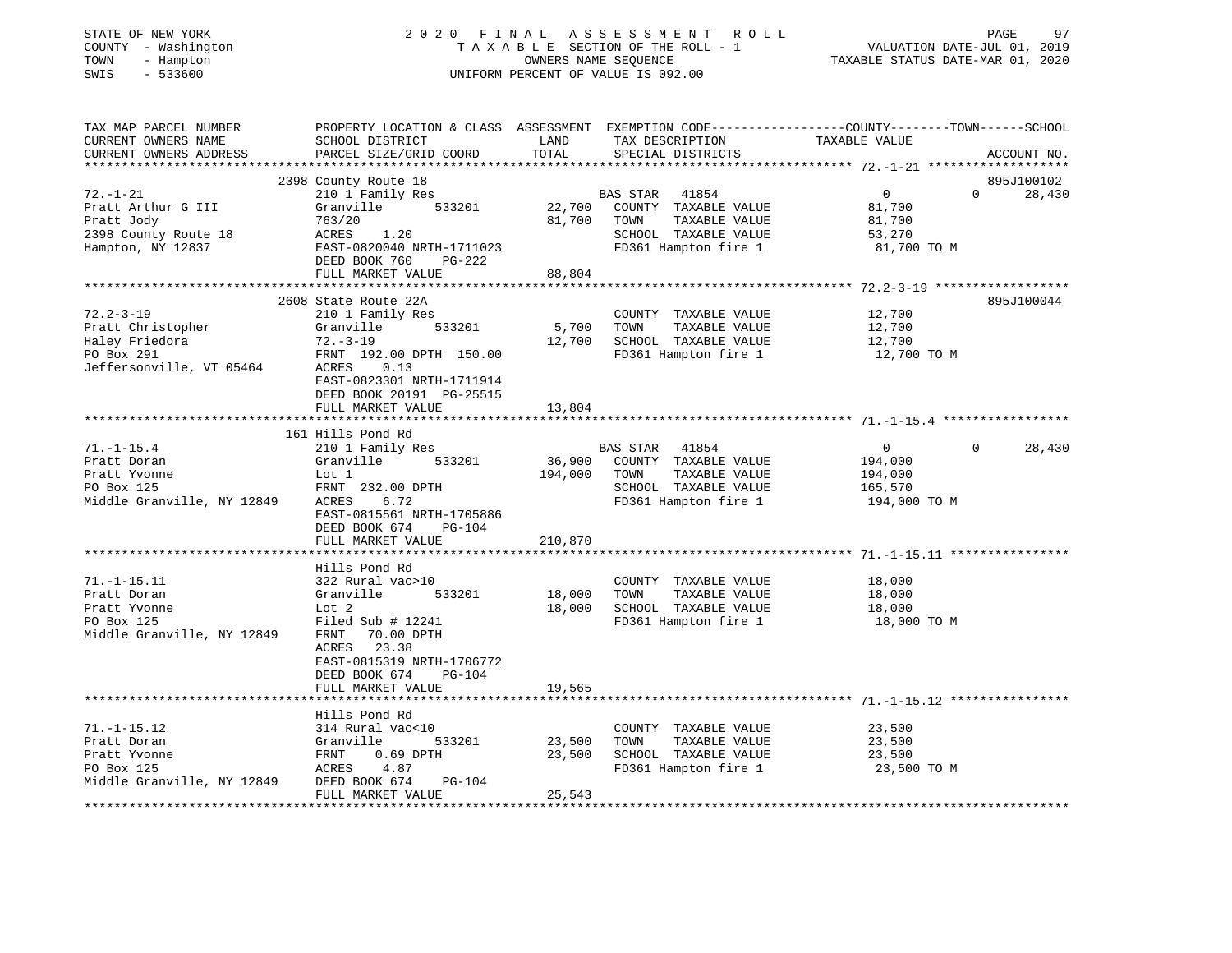STATE OF NEW YORK — COUNTY - Washington — TOWN - Hampton — SWIS - 533600

2020 FINAL ASSESSMENT ROLL
TAXABLE SECTION OF THE ROLL - 1
OWNERS NAME SEQUENCE
UNIFORM PERCENT OF VALUE IS 092.00

VALUATION DATE-JUL 01, 2019
TAXABLE STATUS DATE-MAR 01, 2020

| TAX MAP PARCEL NUMBER / CURRENT OWNERS NAME / CURRENT OWNERS ADDRESS | PROPERTY LOCATION & CLASS / SCHOOL DISTRICT / PARCEL SIZE/GRID COORD | ASSESSMENT LAND | TOTAL | EXEMPTION CODE / TAX DESCRIPTION / SPECIAL DISTRICTS | COUNTY TAXABLE VALUE | TOWN | SCHOOL | ACCOUNT NO. |
|---|---|---|---|---|---|---|---|---|
| 72.-1-21 | 2398 County Route 18 | | | | | | | 895J100102 |
| Pratt Arthur G III | 210 1 Family Res | | | BAS STAR 41854 | 0 | 0 | 28,430 | |
| Pratt Jody | Granville 533201 | 22,700 | | COUNTY TAXABLE VALUE | 81,700 | | | |
| 2398 County Route 18 | 763/20 | | 81,700 | TOWN TAXABLE VALUE | 81,700 | | | |
| Hampton, NY 12837 | ACRES 1.20 | | | SCHOOL TAXABLE VALUE | 53,270 | | | |
| | EAST-0820040 NRTH-1711023 | | | FD361 Hampton fire 1 | 81,700 TO M | | | |
| | DEED BOOK 760 PG-222 | | | | | | | |
| | FULL MARKET VALUE | | 88,804 | | | | | |
| 72.2-3-19 | 2608 State Route 22A | | | | | | | 895J100044 |
| Pratt Christopher | 210 1 Family Res | | | COUNTY TAXABLE VALUE | 12,700 | | | |
| Haley Friedora | Granville 533201 | 5,700 | | TOWN TAXABLE VALUE | 12,700 | | | |
| PO Box 291 | 72.-3-19 | | 12,700 | SCHOOL TAXABLE VALUE | 12,700 | | | |
| Jeffersonville, VT 05464 | FRNT 192.00 DPTH 150.00 | | | FD361 Hampton fire 1 | 12,700 TO M | | | |
| | ACRES 0.13 | | | | | | | |
| | EAST-0823301 NRTH-1711914 | | | | | | | |
| | DEED BOOK 20191 PG-25515 | | | | | | | |
| | FULL MARKET VALUE | | 13,804 | | | | | |
| 71.-1-15.4 | 161 Hills Pond Rd | | | | | | | |
| Pratt Doran | 210 1 Family Res | | | BAS STAR 41854 | 0 | 0 | 28,430 | |
| Pratt Yvonne | Granville 533201 | 36,900 | | COUNTY TAXABLE VALUE | 194,000 | | | |
| PO Box 125 | Lot 1 | | 194,000 | TOWN TAXABLE VALUE | 194,000 | | | |
| Middle Granville, NY 12849 | FRNT 232.00 DPTH | | | SCHOOL TAXABLE VALUE | 165,570 | | | |
| | ACRES 6.72 | | | FD361 Hampton fire 1 | 194,000 TO M | | | |
| | EAST-0815561 NRTH-1705886 | | | | | | | |
| | DEED BOOK 674 PG-104 | | | | | | | |
| | FULL MARKET VALUE | | 210,870 | | | | | |
| 71.-1-15.11 | Hills Pond Rd | | | | | | | |
| Pratt Doran | 322 Rural vac>10 | | | COUNTY TAXABLE VALUE | 18,000 | | | |
| Pratt Yvonne | Granville 533201 | 18,000 | | TOWN TAXABLE VALUE | 18,000 | | | |
| PO Box 125 | Lot 2 | | 18,000 | SCHOOL TAXABLE VALUE | 18,000 | | | |
| Middle Granville, NY 12849 | Filed Sub # 12241 | | | FD361 Hampton fire 1 | 18,000 TO M | | | |
| | FRNT 70.00 DPTH | | | | | | | |
| | ACRES 23.38 | | | | | | | |
| | EAST-0815319 NRTH-1706772 | | | | | | | |
| | DEED BOOK 674 PG-104 | | | | | | | |
| | FULL MARKET VALUE | | 19,565 | | | | | |
| 71.-1-15.12 | Hills Pond Rd | | | | | | | |
| Pratt Doran | 314 Rural vac<10 | | | COUNTY TAXABLE VALUE | 23,500 | | | |
| Pratt Yvonne | Granville 533201 | 23,500 | | TOWN TAXABLE VALUE | 23,500 | | | |
| PO Box 125 | FRNT 0.69 DPTH | | 23,500 | SCHOOL TAXABLE VALUE | 23,500 | | | |
| Middle Granville, NY 12849 | ACRES 4.87 | | | FD361 Hampton fire 1 | 23,500 TO M | | | |
| | DEED BOOK 674 PG-104 | | | | | | | |
| | FULL MARKET VALUE | | 25,543 | | | | | |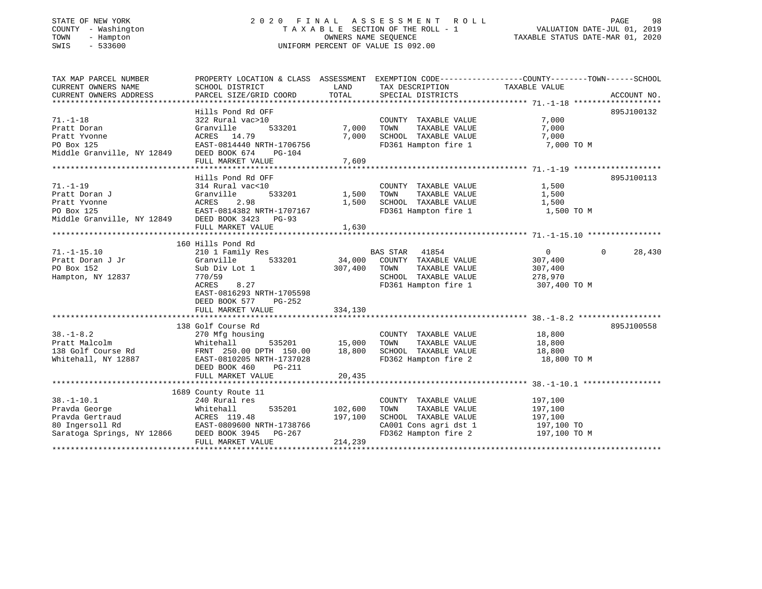STATE OF NEW YORK — 2020 FINAL ASSESSMENT ROLL
COUNTY - Washington — TAXABLE SECTION OF THE ROLL - 1 — VALUATION DATE-JUL 01, 2019
TOWN - Hampton — OWNERS NAME SEQUENCE — TAXABLE STATUS DATE-MAR 01, 2020
SWIS - 533600 — UNIFORM PERCENT OF VALUE IS 092.00

```
TAX MAP PARCEL NUMBER          PROPERTY LOCATION & CLASS  ASSESSMENT  EXEMPTION CODE-----------------COUNTY--------TOWN------SCHOOL
CURRENT OWNERS NAME            SCHOOL DISTRICT               LAND      TAX DESCRIPTION            TAXABLE VALUE
CURRENT OWNERS ADDRESS         PARCEL SIZE/GRID COORD       TOTAL      SPECIAL DISTRICTS                                  ACCOUNT NO.
******************************************************************************************************* 71.-1-18 *******************
                               Hills Pond Rd OFF                                                                      895J100132
71.-1-18                       322 Rural vac>10                        COUNTY  TAXABLE VALUE             7,000
Pratt Doran                    Granville        533201        7,000    TOWN    TAXABLE VALUE             7,000
Pratt Yvonne                   ACRES   14.79                   7,000    SCHOOL  TAXABLE VALUE             7,000
PO Box 125                     EAST-0814440 NRTH-1706756               FD361 Hampton fire 1               7,000 TO M
Middle Granville, NY 12849     DEED BOOK 674     PG-104
                               FULL MARKET VALUE               7,609
******************************************************************************************************* 71.-1-19 *******************
                               Hills Pond Rd OFF                                                                      895J100113
71.-1-19                       314 Rural vac<10                        COUNTY  TAXABLE VALUE             1,500
Pratt Doran J                  Granville        533201        1,500    TOWN    TAXABLE VALUE             1,500
Pratt Yvonne                   ACRES    2.98                   1,500    SCHOOL  TAXABLE VALUE             1,500
PO Box 125                     EAST-0814382 NRTH-1707167               FD361 Hampton fire 1               1,500 TO M
Middle Granville, NY 12849     DEED BOOK 3423    PG-93
                               FULL MARKET VALUE               1,630
******************************************************************************************************* 71.-1-15.10 ****************
                               160 Hills Pond Rd
71.-1-15.10                    210 1 Family Res                    BAS STAR   41854                   0            0      28,430
Pratt Doran J Jr               Granville        533201       34,000    COUNTY  TAXABLE VALUE           307,400
PO Box 152                     Sub Div Lot 1                307,400    TOWN    TAXABLE VALUE           307,400
Hampton, NY 12837              770/59                                  SCHOOL  TAXABLE VALUE           278,970
                               ACRES    8.27                           FD361 Hampton fire 1             307,400 TO M
                               EAST-0816293 NRTH-1705598
                               DEED BOOK 577     PG-252
                               FULL MARKET VALUE             334,130
******************************************************************************************************* 38.-1-8.2 ******************
                               138 Golf Course Rd                                                                     895J100558
38.-1-8.2                      270 Mfg housing                         COUNTY  TAXABLE VALUE            18,800
Pratt Malcolm                  Whitehall        535201       15,000    TOWN    TAXABLE VALUE            18,800
138 Golf Course Rd             FRNT 250.00 DPTH 150.00       18,800    SCHOOL  TAXABLE VALUE            18,800
Whitehall, NY 12887            EAST-0810205 NRTH-1737028               FD362 Hampton fire 2              18,800 TO M
                               DEED BOOK 460     PG-211
                               FULL MARKET VALUE              20,435
******************************************************************************************************* 38.-1-10.1 *****************
                               1689 County Route 11
38.-1-10.1                     240 Rural res                           COUNTY  TAXABLE VALUE           197,100
Pravda George                  Whitehall        535201      102,600    TOWN    TAXABLE VALUE           197,100
Pravda Gertraud                ACRES  119.48                197,100    SCHOOL  TAXABLE VALUE           197,100
80 Ingersoll Rd                EAST-0809600 NRTH-1738766               CA001 Cons agri dst 1            197,100 TO
Saratoga Springs, NY 12866     DEED BOOK 3945    PG-267                FD362 Hampton fire 2             197,100 TO M
                               FULL MARKET VALUE             214,239
************************************************************************************************************************************
```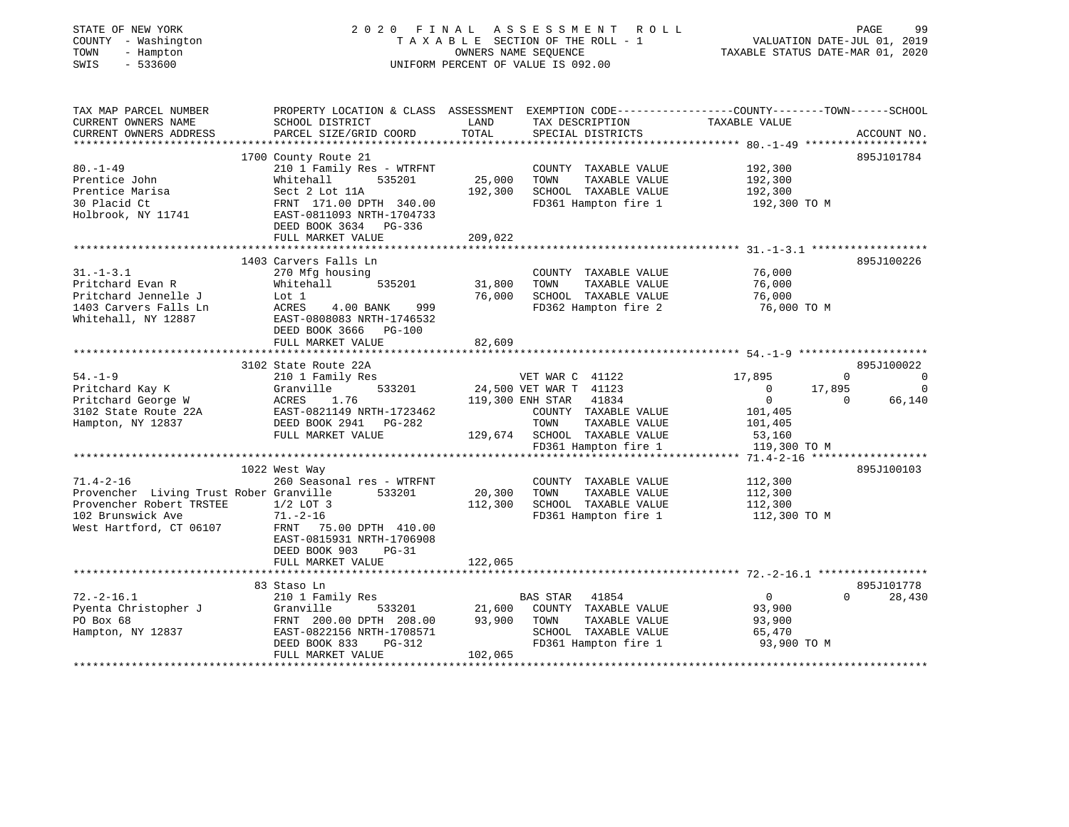STATE OF NEW YORK · COUNTY - Washington · TOWN - Hampton · SWIS - 533600

# 2020 FINAL ASSESSMENT ROLL

TAXABLE SECTION OF THE ROLL - 1 · OWNERS NAME SEQUENCE · UNIFORM PERCENT OF VALUE IS 092.00

VALUATION DATE-JUL 01, 2019 · TAXABLE STATUS DATE-MAR 01, 2020

```
TAX MAP PARCEL NUMBER          PROPERTY LOCATION & CLASS  ASSESSMENT  EXEMPTION CODE-----------------COUNTY--------TOWN------SCHOOL
CURRENT OWNERS NAME            SCHOOL DISTRICT              LAND      TAX DESCRIPTION            TAXABLE VALUE
CURRENT OWNERS ADDRESS         PARCEL SIZE/GRID COORD       TOTAL     SPECIAL DISTRICTS                                  ACCOUNT NO.
******************************************************************************************************* 80.-1-49 *******************
                               1700 County Route 21                                                                       895J101784
80.-1-49                       210 1 Family Res - WTRFNT              COUNTY  TAXABLE VALUE         192,300
Prentice John                  Whitehall       535201       25,000    TOWN    TAXABLE VALUE         192,300
Prentice Marisa                Sect 2 Lot 11A              192,300    SCHOOL  TAXABLE VALUE         192,300
30 Placid Ct                   FRNT 171.00 DPTH 340.00                FD361 Hampton fire 1           192,300 TO M
Holbrook, NY 11741             EAST-0811093 NRTH-1704733
                               DEED BOOK 3634   PG-336
                               FULL MARKET VALUE           209,022
******************************************************************************************************* 31.-1-3.1 ******************
                               1403 Carvers Falls Ln                                                                      895J100226
31.-1-3.1                      270 Mfg housing                        COUNTY  TAXABLE VALUE          76,000
Pritchard Evan R               Whitehall       535201       31,800    TOWN    TAXABLE VALUE          76,000
Pritchard Jennelle J           Lot 1                        76,000    SCHOOL  TAXABLE VALUE          76,000
1403 Carvers Falls Ln          ACRES    4.00 BANK    999              FD362 Hampton fire 2            76,000 TO M
Whitehall, NY 12887            EAST-0808083 NRTH-1746532
                               DEED BOOK 3666   PG-100
                               FULL MARKET VALUE            82,609
******************************************************************************************************* 54.-1-9 ********************
                               3102 State Route 22A                                                                       895J100022
54.-1-9                        210 1 Family Res                       VET WAR C  41122          17,895         0             0
Pritchard Kay K                Granville       533201       24,500    VET WAR T  41123               0    17,895             0
Pritchard George W             ACRES    1.76               119,300    ENH STAR   41834               0         0        66,140
3102 State Route 22A           EAST-0821149 NRTH-1723462              COUNTY  TAXABLE VALUE         101,405
Hampton, NY 12837              DEED BOOK 2941   PG-282                TOWN    TAXABLE VALUE         101,405
                               FULL MARKET VALUE           129,674    SCHOOL  TAXABLE VALUE          53,160
                                                                      FD361 Hampton fire 1           119,300 TO M
******************************************************************************************************* 71.4-2-16 ******************
                               1022 West Way                                                                              895J100103
71.4-2-16                      260 Seasonal res - WTRFNT              COUNTY  TAXABLE VALUE         112,300
Provencher  Living Trust Rober Granville       533201       20,300    TOWN    TAXABLE VALUE         112,300
Provencher Robert TRSTEE       1/2 LOT 3                   112,300    SCHOOL  TAXABLE VALUE         112,300
102 Brunswick Ave              71.-2-16                               FD361 Hampton fire 1           112,300 TO M
West Hartford, CT 06107        FRNT  75.00 DPTH 410.00
                               EAST-0815931 NRTH-1706908
                               DEED BOOK 903    PG-31
                               FULL MARKET VALUE           122,065
******************************************************************************************************* 72.-2-16.1 *****************
                               83 Staso Ln                                                                                895J101778
72.-2-16.1                     210 1 Family Res                       BAS STAR   41854               0         0        28,430
Pyenta Christopher J           Granville       533201       21,600    COUNTY  TAXABLE VALUE          93,900
PO Box 68                      FRNT 200.00 DPTH 208.00      93,900    TOWN    TAXABLE VALUE          93,900
Hampton, NY 12837              EAST-0822156 NRTH-1708571              SCHOOL  TAXABLE VALUE          65,470
                               DEED BOOK 833    PG-312                FD361 Hampton fire 1            93,900 TO M
                               FULL MARKET VALUE           102,065
************************************************************************************************************************************
```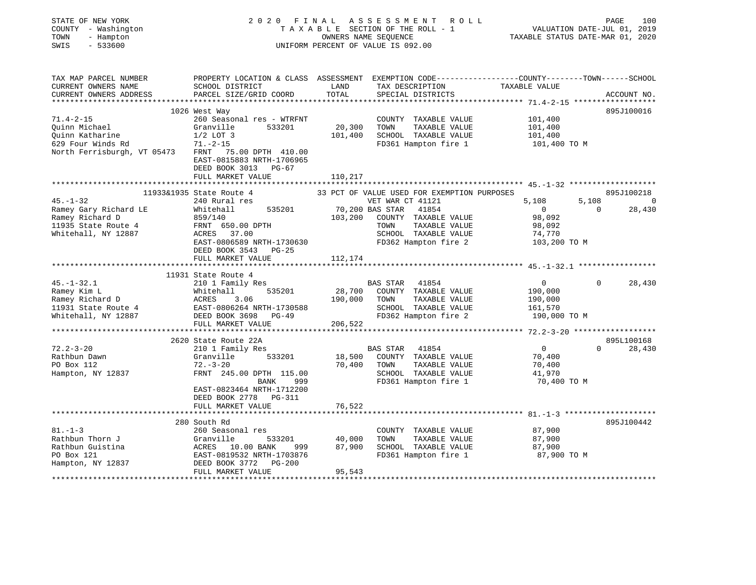STATE OF NEW YORK
COUNTY - Washington
TOWN - Hampton
SWIS - 533600

2020 FINAL ASSESSMENT ROLL
TAXABLE SECTION OF THE ROLL - 1
OWNERS NAME SEQUENCE
UNIFORM PERCENT OF VALUE IS 092.00

VALUATION DATE-JUL 01, 2019
TAXABLE STATUS DATE-MAR 01, 2020

```
TAX MAP PARCEL NUMBER          PROPERTY LOCATION & CLASS  ASSESSMENT  EXEMPTION CODE-----------------COUNTY--------TOWN------SCHOOL
CURRENT OWNERS NAME            SCHOOL DISTRICT               LAND       TAX DESCRIPTION            TAXABLE VALUE
CURRENT OWNERS ADDRESS         PARCEL SIZE/GRID COORD        TOTAL      SPECIAL DISTRICTS                                    ACCOUNT NO.
******************************************************************************************************* 71.4-2-15 *****************
                               1026 West Way                                                                                895J100016
71.4-2-15                      260 Seasonal res - WTRFNT                COUNTY  TAXABLE VALUE            101,400
Quinn Michael                  Granville        533201       20,300    TOWN    TAXABLE VALUE            101,400
Quinn Katharine                1/2 LOT 3                    101,400    SCHOOL  TAXABLE VALUE            101,400
629 Four Winds Rd              71.-2-15                                FD361 Hampton fire 1              101,400 TO M
North Ferrisburgh, VT 05473    FRNT  75.00 DPTH 410.00
                               EAST-0815883 NRTH-1706965
                               DEED BOOK 3013   PG-67
                               FULL MARKET VALUE            110,217
******************************************************************************************************* 45.-1-32 *******************
                  11933&1935 State Route 4                33 PCT OF VALUE USED FOR EXEMPTION PURPOSES                       895J100218
45.-1-32                       240 Rural res                        VET WAR CT 41121              5,108       5,108            0
Ramey Gary Richard LE          Whitehall        535201       70,200 BAS STAR   41854                  0           0       28,430
Ramey Richard D                859/140                      103,200    COUNTY  TAXABLE VALUE             98,092
11935 State Route 4            FRNT 650.00 DPTH                        TOWN    TAXABLE VALUE             98,092
Whitehall, NY 12887            ACRES  37.00                            SCHOOL  TAXABLE VALUE             74,770
                               EAST-0806589 NRTH-1730630               FD362 Hampton fire 2              103,200 TO M
                               DEED BOOK 3543   PG-25
                               FULL MARKET VALUE            112,174
******************************************************************************************************* 45.-1-32.1 *****************
                               11931 State Route 4
45.-1-32.1                     210 1 Family Res                     BAS STAR   41854                  0           0       28,430
Ramey Kim L                    Whitehall        535201       28,700    COUNTY  TAXABLE VALUE            190,000
Ramey Richard D                ACRES   3.06                 190,000    TOWN    TAXABLE VALUE            190,000
11931 State Route 4            EAST-0806264 NRTH-1730588               SCHOOL  TAXABLE VALUE            161,570
Whitehall, NY 12887            DEED BOOK 3698   PG-49                  FD362 Hampton fire 2              190,000 TO M
                               FULL MARKET VALUE            206,522
******************************************************************************************************* 72.2-3-20 ******************
                               2620 State Route 22A                                                                         895L100168
72.2-3-20                      210 1 Family Res                     BAS STAR   41854                  0           0       28,430
Rathbun Dawn                   Granville        533201       18,500    COUNTY  TAXABLE VALUE             70,400
PO Box 112                     72.-3-20                      70,400    TOWN    TAXABLE VALUE             70,400
Hampton, NY 12837              FRNT 245.00 DPTH 115.00                 SCHOOL  TAXABLE VALUE             41,970
                                          BANK     999                 FD361 Hampton fire 1               70,400 TO M
                               EAST-0823464 NRTH-1712200
                               DEED BOOK 2778   PG-311
                               FULL MARKET VALUE             76,522
******************************************************************************************************* 81.-1-3 ********************
                               280 South Rd                                                                                 895J100442
81.-1-3                        260 Seasonal res                        COUNTY  TAXABLE VALUE             87,900
Rathbun Thorn J                Granville        533201       40,000    TOWN    TAXABLE VALUE             87,900
Rathbun Guistina               ACRES  10.00 BANK     999     87,900    SCHOOL  TAXABLE VALUE             87,900
PO Box 121                     EAST-0819532 NRTH-1703876               FD361 Hampton fire 1               87,900 TO M
Hampton, NY 12837              DEED BOOK 3772   PG-200
                               FULL MARKET VALUE             95,543
************************************************************************************************************************************
```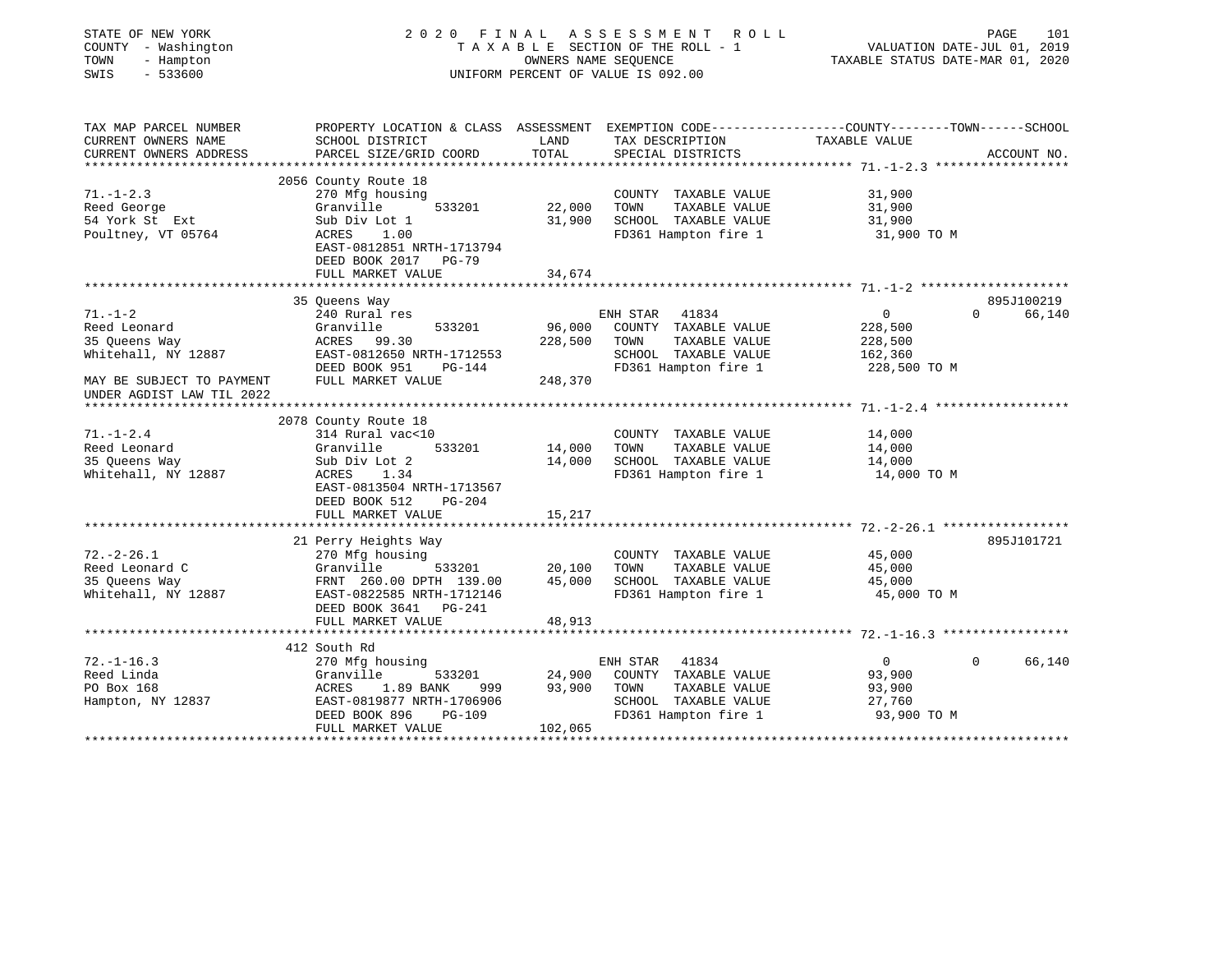STATE OF NEW YORK
COUNTY - Washington
TOWN - Hampton
SWIS - 533600

# 2020 FINAL ASSESSMENT ROLL
TAXABLE SECTION OF THE ROLL - 1
OWNERS NAME SEQUENCE
UNIFORM PERCENT OF VALUE IS 092.00

VALUATION DATE-JUL 01, 2019
TAXABLE STATUS DATE-MAR 01, 2020

```
TAX MAP PARCEL NUMBER          PROPERTY LOCATION & CLASS  ASSESSMENT  EXEMPTION CODE-----------------COUNTY--------TOWN------SCHOOL
CURRENT OWNERS NAME            SCHOOL DISTRICT             LAND       TAX DESCRIPTION            TAXABLE VALUE
CURRENT OWNERS ADDRESS         PARCEL SIZE/GRID COORD      TOTAL      SPECIAL DISTRICTS                                    ACCOUNT NO.
******************************************************************************************************* 71.-1-2.3 ******************
                               2056 County Route 18
71.-1-2.3                      270 Mfg housing                        COUNTY  TAXABLE VALUE         31,900
Reed George                    Granville       533201      22,000     TOWN    TAXABLE VALUE         31,900
54 York St  Ext                Sub Div Lot 1               31,900     SCHOOL  TAXABLE VALUE         31,900
Poultney, VT 05764             ACRES    1.00                          FD361 Hampton fire 1           31,900 TO M
                               EAST-0812851 NRTH-1713794
                               DEED BOOK 2017   PG-79
                               FULL MARKET VALUE           34,674
******************************************************************************************************* 71.-1-2 ********************
                               35 Queens Way                                                                           895J100219
71.-1-2                        240 Rural res                          ENH STAR   41834                0             0      66,140
Reed Leonard                   Granville       533201      96,000     COUNTY  TAXABLE VALUE        228,500
35 Queens Way                  ACRES   99.30              228,500     TOWN    TAXABLE VALUE        228,500
Whitehall, NY 12887            EAST-0812650 NRTH-1712553              SCHOOL  TAXABLE VALUE        162,360
                               DEED BOOK 951    PG-144                FD361 Hampton fire 1          228,500 TO M
MAY BE SUBJECT TO PAYMENT      FULL MARKET VALUE          248,370
UNDER AGDIST LAW TIL 2022
******************************************************************************************************* 71.-1-2.4 ******************
                               2078 County Route 18
71.-1-2.4                      314 Rural vac<10                       COUNTY  TAXABLE VALUE         14,000
Reed Leonard                   Granville       533201      14,000     TOWN    TAXABLE VALUE         14,000
35 Queens Way                  Sub Div Lot 2               14,000     SCHOOL  TAXABLE VALUE         14,000
Whitehall, NY 12887            ACRES    1.34                          FD361 Hampton fire 1           14,000 TO M
                               EAST-0813504 NRTH-1713567
                               DEED BOOK 512    PG-204
                               FULL MARKET VALUE           15,217
******************************************************************************************************* 72.-2-26.1 *****************
                               21 Perry Heights Way                                                                    895J101721
72.-2-26.1                     270 Mfg housing                        COUNTY  TAXABLE VALUE         45,000
Reed Leonard C                 Granville       533201      20,100     TOWN    TAXABLE VALUE         45,000
35 Queens Way                  FRNT 260.00 DPTH 139.00     45,000     SCHOOL  TAXABLE VALUE         45,000
Whitehall, NY 12887            EAST-0822585 NRTH-1712146              FD361 Hampton fire 1           45,000 TO M
                               DEED BOOK 3641   PG-241
                               FULL MARKET VALUE           48,913
******************************************************************************************************* 72.-1-16.3 *****************
                               412 South Rd
72.-1-16.3                     270 Mfg housing                        ENH STAR   41834                0             0      66,140
Reed Linda                     Granville       533201      24,900     COUNTY  TAXABLE VALUE         93,900
PO Box 168                     ACRES    1.89 BANK    999   93,900     TOWN    TAXABLE VALUE         93,900
Hampton, NY 12837              EAST-0819877 NRTH-1706906              SCHOOL  TAXABLE VALUE         27,760
                               DEED BOOK 896    PG-109                FD361 Hampton fire 1           93,900 TO M
                               FULL MARKET VALUE          102,065
************************************************************************************************************************************
```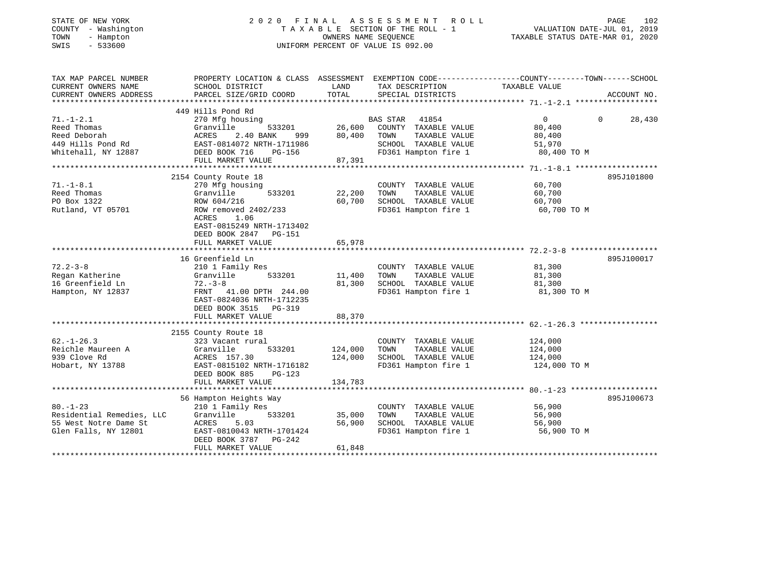STATE OF NEW YORK
COUNTY - Washington
TOWN - Hampton
SWIS - 533600

2 0 2 0 F I N A L A S S E S S M E N T R O L L
T A X A B L E SECTION OF THE ROLL - 1
OWNERS NAME SEQUENCE
UNIFORM PERCENT OF VALUE IS 092.00

VALUATION DATE-JUL 01, 2019
TAXABLE STATUS DATE-MAR 01, 2020

| TAX MAP PARCEL NUMBER / CURRENT OWNERS NAME / CURRENT OWNERS ADDRESS | PROPERTY LOCATION & CLASS / SCHOOL DISTRICT / PARCEL SIZE/GRID COORD | ASSESSMENT LAND | ASSESSMENT TOTAL | EXEMPTION CODE / TAX DESCRIPTION / SPECIAL DISTRICTS | COUNTY TAXABLE VALUE | TOWN | SCHOOL | ACCOUNT NO. |
|---|---|---|---|---|---|---|---|---|
| 71.-1-2.1 | 449 Hills Pond Rd | | | | | | | |
| | 270 Mfg housing | | | BAS STAR 41854 | 0 | 0 | 28,430 | |
| Reed Thomas | Granville 533201 | 26,600 | | COUNTY TAXABLE VALUE | 80,400 | | | |
| Reed Deborah | ACRES 2.40 BANK 999 | | 80,400 | TOWN TAXABLE VALUE | 80,400 | | | |
| 449 Hills Pond Rd | EAST-0814072 NRTH-1711986 | | | SCHOOL TAXABLE VALUE | 51,970 | | | |
| Whitehall, NY 12887 | DEED BOOK 716 PG-156 | | | FD361 Hampton fire 1 | 80,400 TO M | | | |
| | FULL MARKET VALUE | | 87,391 | | | | | |
| 71.-1-8.1 | 2154 County Route 18 | | | | | | | 895J101800 |
| | 270 Mfg housing | | | COUNTY TAXABLE VALUE | 60,700 | | | |
| Reed Thomas | Granville 533201 | 22,200 | | TOWN TAXABLE VALUE | 60,700 | | | |
| PO Box 1322 | ROW 604/216 | | 60,700 | SCHOOL TAXABLE VALUE | 60,700 | | | |
| Rutland, VT 05701 | ROW removed 2402/233 | | | FD361 Hampton fire 1 | 60,700 TO M | | | |
| | ACRES 1.06 | | | | | | | |
| | EAST-0815249 NRTH-1713402 | | | | | | | |
| | DEED BOOK 2847 PG-151 | | | | | | | |
| | FULL MARKET VALUE | | 65,978 | | | | | |
| 72.2-3-8 | 16 Greenfield Ln | | | | | | | 895J100017 |
| | 210 1 Family Res | | | COUNTY TAXABLE VALUE | 81,300 | | | |
| Regan Katherine | Granville 533201 | 11,400 | | TOWN TAXABLE VALUE | 81,300 | | | |
| 16 Greenfield Ln | 72.-3-8 | | 81,300 | SCHOOL TAXABLE VALUE | 81,300 | | | |
| Hampton, NY 12837 | FRNT 41.00 DPTH 244.00 | | | FD361 Hampton fire 1 | 81,300 TO M | | | |
| | EAST-0824036 NRTH-1712235 | | | | | | | |
| | DEED BOOK 3515 PG-319 | | | | | | | |
| | FULL MARKET VALUE | | 88,370 | | | | | |
| 62.-1-26.3 | 2155 County Route 18 | | | | | | | |
| | 323 Vacant rural | | | COUNTY TAXABLE VALUE | 124,000 | | | |
| Reichle Maureen A | Granville 533201 | 124,000 | | TOWN TAXABLE VALUE | 124,000 | | | |
| 939 Clove Rd | ACRES 157.30 | | 124,000 | SCHOOL TAXABLE VALUE | 124,000 | | | |
| Hobart, NY 13788 | EAST-0815102 NRTH-1716182 | | | FD361 Hampton fire 1 | 124,000 TO M | | | |
| | DEED BOOK 885 PG-123 | | | | | | | |
| | FULL MARKET VALUE | | 134,783 | | | | | |
| 80.-1-23 | 56 Hampton Heights Way | | | | | | | 895J100673 |
| | 210 1 Family Res | | | COUNTY TAXABLE VALUE | 56,900 | | | |
| Residential Remedies, LLC | Granville 533201 | 35,000 | | TOWN TAXABLE VALUE | 56,900 | | | |
| 55 West Notre Dame St | ACRES 5.03 | | 56,900 | SCHOOL TAXABLE VALUE | 56,900 | | | |
| Glen Falls, NY 12801 | EAST-0810043 NRTH-1701424 | | | FD361 Hampton fire 1 | 56,900 TO M | | | |
| | DEED BOOK 3787 PG-242 | | | | | | | |
| | FULL MARKET VALUE | | 61,848 | | | | | |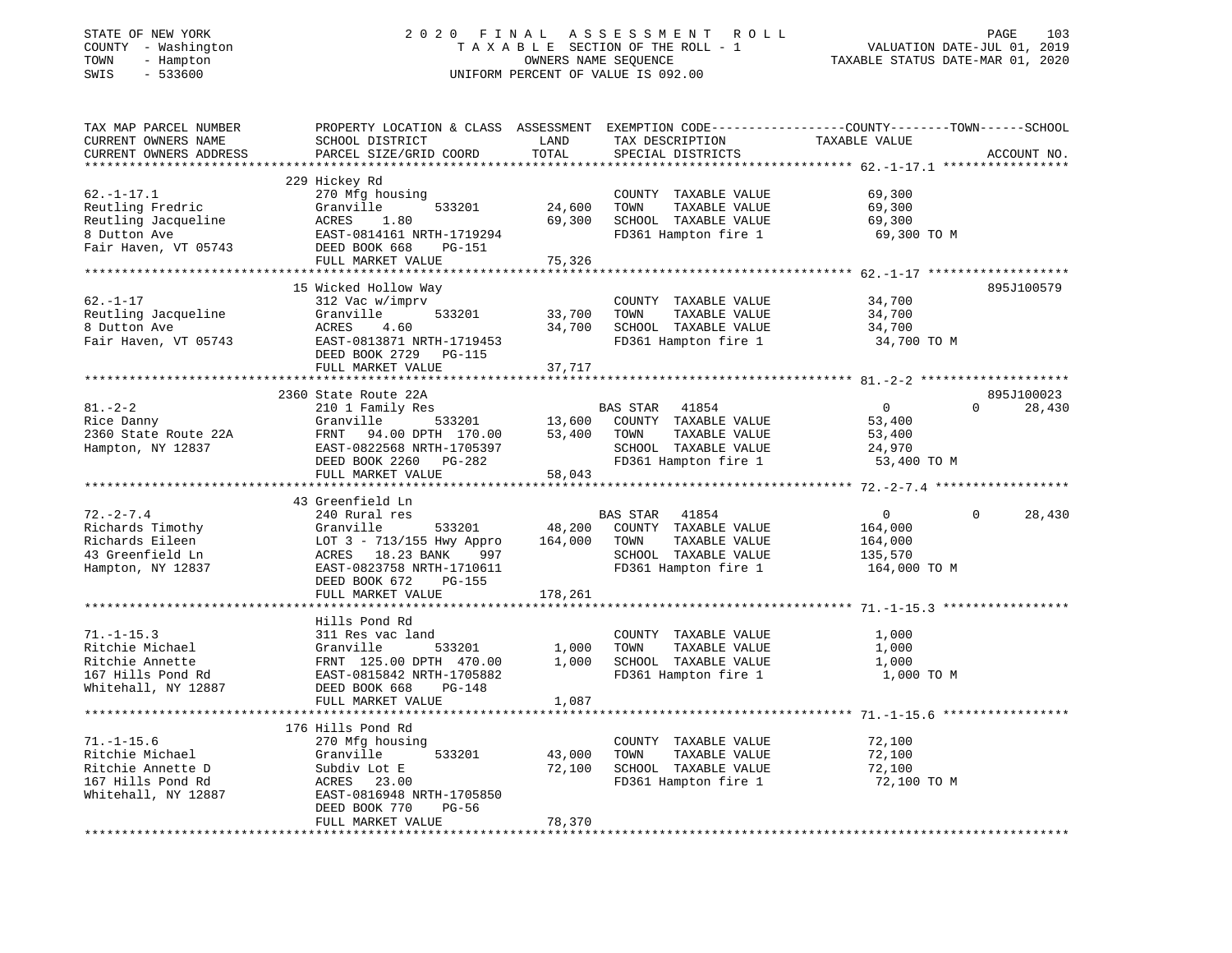STATE OF NEW YORK
COUNTY - Washington
TOWN - Hampton
SWIS - 533600

2020 FINAL ASSESSMENT ROLL
TAXABLE SECTION OF THE ROLL - 1
OWNERS NAME SEQUENCE
UNIFORM PERCENT OF VALUE IS 092.00

VALUATION DATE-JUL 01, 2019
TAXABLE STATUS DATE-MAR 01, 2020

| TAX MAP PARCEL NUMBER / CURRENT OWNERS NAME / CURRENT OWNERS ADDRESS | PROPERTY LOCATION & CLASS / SCHOOL DISTRICT / PARCEL SIZE/GRID COORD | ASSESSMENT LAND | TOTAL | EXEMPTION CODE / TAX DESCRIPTION / SPECIAL DISTRICTS | COUNTY TAXABLE VALUE | TOWN | SCHOOL | ACCOUNT NO. |
|---|---|---|---|---|---|---|---|---|
| 62.-1-17.1 | 229 Hickey Rd | | | | | | | |
| Reutling Fredric | 270 Mfg housing | | | COUNTY TAXABLE VALUE | 69,300 | | | |
| Reutling Jacqueline | Granville 533201 | 24,600 | | TOWN TAXABLE VALUE | 69,300 | | | |
| 8 Dutton Ave | ACRES 1.80 | | 69,300 | SCHOOL TAXABLE VALUE | 69,300 | | | |
| Fair Haven, VT 05743 | EAST-0814161 NRTH-1719294 | | | FD361 Hampton fire 1 | 69,300 TO M | | | |
| | DEED BOOK 668 PG-151 | | | | | | | |
| | FULL MARKET VALUE | | 75,326 | | | | | |
| 62.-1-17 | 15 Wicked Hollow Way | | | | | | | 895J100579 |
| Reutling Jacqueline | 312 Vac w/imprv | | | COUNTY TAXABLE VALUE | 34,700 | | | |
| 8 Dutton Ave | Granville 533201 | 33,700 | | TOWN TAXABLE VALUE | 34,700 | | | |
| Fair Haven, VT 05743 | ACRES 4.60 | | 34,700 | SCHOOL TAXABLE VALUE | 34,700 | | | |
| | EAST-0813871 NRTH-1719453 | | | FD361 Hampton fire 1 | 34,700 TO M | | | |
| | DEED BOOK 2729 PG-115 | | | | | | | |
| | FULL MARKET VALUE | | 37,717 | | | | | |
| 81.-2-2 | 2360 State Route 22A | | | | | | | 895J100023 |
| Rice Danny | 210 1 Family Res | | | BAS STAR 41854 | 0 | 0 | 28,430 | |
| 2360 State Route 22A | Granville 533201 | 13,600 | | COUNTY TAXABLE VALUE | 53,400 | | | |
| Hampton, NY 12837 | FRNT 94.00 DPTH 170.00 | | 53,400 | TOWN TAXABLE VALUE | 53,400 | | | |
| | EAST-0822568 NRTH-1705397 | | | SCHOOL TAXABLE VALUE | 24,970 | | | |
| | DEED BOOK 2260 PG-282 | | | FD361 Hampton fire 1 | 53,400 TO M | | | |
| | FULL MARKET VALUE | | 58,043 | | | | | |
| 72.-2-7.4 | 43 Greenfield Ln | | | | | | | |
| Richards Timothy | 240 Rural res | | | BAS STAR 41854 | 0 | 0 | 28,430 | |
| Richards Eileen | Granville 533201 | 48,200 | | COUNTY TAXABLE VALUE | 164,000 | | | |
| 43 Greenfield Ln | LOT 3 - 713/155 Hwy Appro | | 164,000 | TOWN TAXABLE VALUE | 164,000 | | | |
| Hampton, NY 12837 | ACRES 18.23 BANK 997 | | | SCHOOL TAXABLE VALUE | 135,570 | | | |
| | EAST-0823758 NRTH-1710611 | | | FD361 Hampton fire 1 | 164,000 TO M | | | |
| | DEED BOOK 672 PG-155 | | | | | | | |
| | FULL MARKET VALUE | | 178,261 | | | | | |
| 71.-1-15.3 | Hills Pond Rd | | | | | | | |
| Ritchie Michael | 311 Res vac land | | | COUNTY TAXABLE VALUE | 1,000 | | | |
| Ritchie Annette | Granville 533201 | 1,000 | | TOWN TAXABLE VALUE | 1,000 | | | |
| 167 Hills Pond Rd | FRNT 125.00 DPTH 470.00 | | 1,000 | SCHOOL TAXABLE VALUE | 1,000 | | | |
| Whitehall, NY 12887 | EAST-0815842 NRTH-1705882 | | | FD361 Hampton fire 1 | 1,000 TO M | | | |
| | DEED BOOK 668 PG-148 | | | | | | | |
| | FULL MARKET VALUE | | 1,087 | | | | | |
| 71.-1-15.6 | 176 Hills Pond Rd | | | | | | | |
| Ritchie Michael | 270 Mfg housing | | | COUNTY TAXABLE VALUE | 72,100 | | | |
| Ritchie Annette D | Granville 533201 | 43,000 | | TOWN TAXABLE VALUE | 72,100 | | | |
| 167 Hills Pond Rd | Subdiv Lot E | | 72,100 | SCHOOL TAXABLE VALUE | 72,100 | | | |
| Whitehall, NY 12887 | ACRES 23.00 | | | FD361 Hampton fire 1 | 72,100 TO M | | | |
| | EAST-0816948 NRTH-1705850 | | | | | | | |
| | DEED BOOK 770 PG-56 | | | | | | | |
| | FULL MARKET VALUE | | 78,370 | | | | | |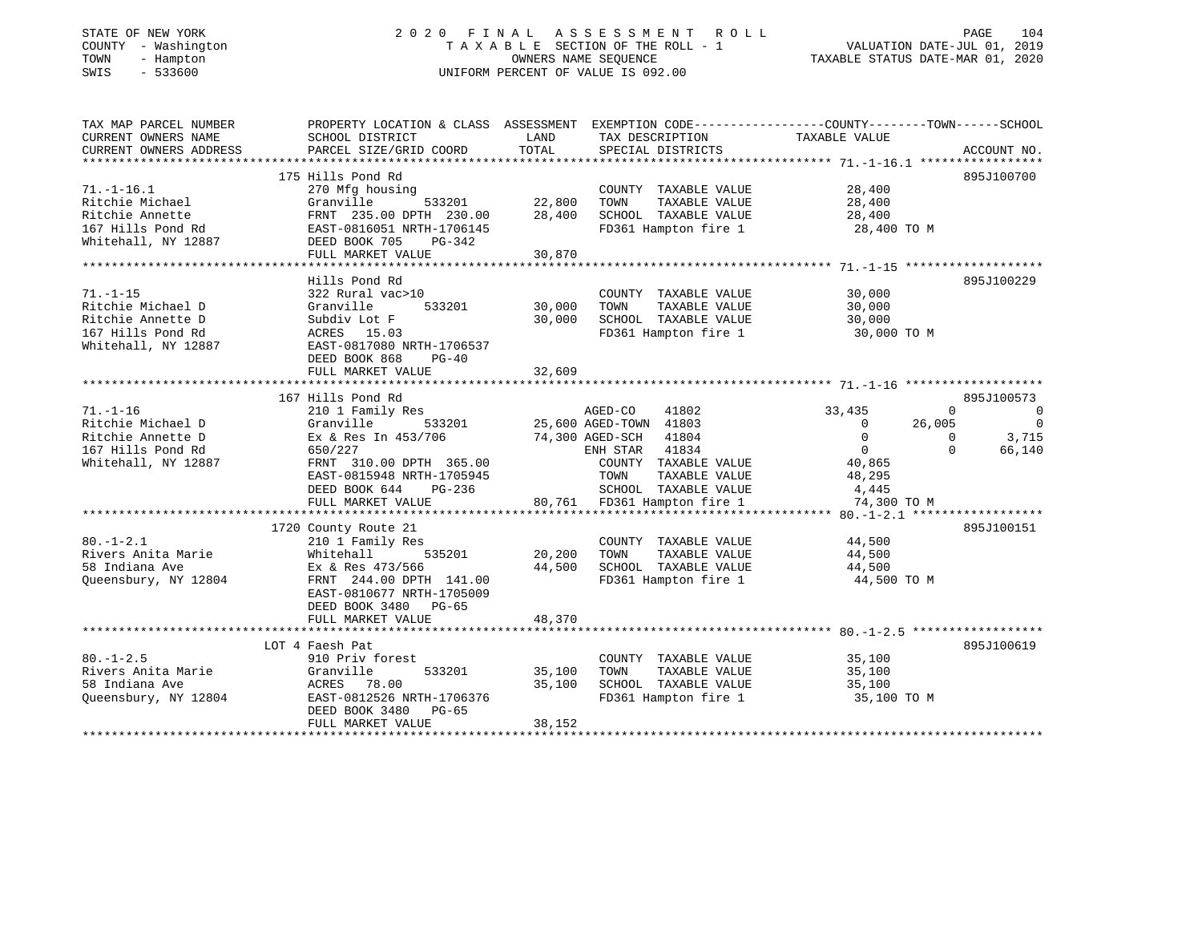STATE OF NEW YORK  
COUNTY - Washington  
TOWN - Hampton  
SWIS - 533600

2020 FINAL ASSESSMENT ROLL  
TAXABLE SECTION OF THE ROLL - 1  
OWNERS NAME SEQUENCE  
UNIFORM PERCENT OF VALUE IS 092.00

VALUATION DATE-JUL 01, 2019  
TAXABLE STATUS DATE-MAR 01, 2020

```
TAX MAP PARCEL NUMBER          PROPERTY LOCATION & CLASS  ASSESSMENT  EXEMPTION CODE-----------------COUNTY--------TOWN------SCHOOL
CURRENT OWNERS NAME            SCHOOL DISTRICT              LAND      TAX DESCRIPTION              TAXABLE VALUE
CURRENT OWNERS ADDRESS         PARCEL SIZE/GRID COORD       TOTAL     SPECIAL DISTRICTS                                       ACCOUNT NO.
******************************************************************************************************* 71.-1-16.1 *****************
                        175 Hills Pond Rd                                                                                 895J100700
71.-1-16.1                     270 Mfg housing                         COUNTY  TAXABLE VALUE           28,400
Ritchie Michael                Granville        533201      22,800     TOWN    TAXABLE VALUE           28,400
Ritchie Annette                FRNT 235.00 DPTH 230.00      28,400     SCHOOL  TAXABLE VALUE           28,400
167 Hills Pond Rd              EAST-0816051 NRTH-1706145               FD361 Hampton fire 1             28,400 TO M
Whitehall, NY 12887            DEED BOOK 705    PG-342
                               FULL MARKET VALUE            30,870
******************************************************************************************************* 71.-1-15 *******************
                        Hills Pond Rd                                                                                     895J100229
71.-1-15                       322 Rural vac>10                        COUNTY  TAXABLE VALUE           30,000
Ritchie Michael D              Granville        533201      30,000     TOWN    TAXABLE VALUE           30,000
Ritchie Annette D              Subdiv Lot F                 30,000     SCHOOL  TAXABLE VALUE           30,000
167 Hills Pond Rd              ACRES  15.03                            FD361 Hampton fire 1             30,000 TO M
Whitehall, NY 12887            EAST-0817080 NRTH-1706537
                               DEED BOOK 868    PG-40
                               FULL MARKET VALUE            32,609
******************************************************************************************************* 71.-1-16 *******************
                        167 Hills Pond Rd                                                                                 895J100573
71.-1-16                       210 1 Family Res                   AGED-CO     41802                 33,435           0             0
Ritchie Michael D              Granville        533201      25,600 AGED-TOWN  41803                      0      26,005             0
Ritchie Annette D              Ex & Res In 453/706          74,300 AGED-SCH   41804                      0           0         3,715
167 Hills Pond Rd              650/227                             ENH STAR   41834                      0           0        66,140
Whitehall, NY 12887            FRNT 310.00 DPTH 365.00                 COUNTY  TAXABLE VALUE           40,865
                               EAST-0815948 NRTH-1705945               TOWN    TAXABLE VALUE           48,295
                               DEED BOOK 644    PG-236                 SCHOOL  TAXABLE VALUE            4,445
                               FULL MARKET VALUE            80,761     FD361 Hampton fire 1             74,300 TO M
******************************************************************************************************* 80.-1-2.1 ******************
                        1720 County Route 21                                                                              895J100151
80.-1-2.1                      210 1 Family Res                        COUNTY  TAXABLE VALUE           44,500
Rivers Anita Marie             Whitehall        535201      20,200     TOWN    TAXABLE VALUE           44,500
58 Indiana Ave                 Ex & Res 473/566             44,500     SCHOOL  TAXABLE VALUE           44,500
Queensbury, NY 12804           FRNT 244.00 DPTH 141.00                 FD361 Hampton fire 1             44,500 TO M
                               EAST-0810677 NRTH-1705009
                               DEED BOOK 3480   PG-65
                               FULL MARKET VALUE            48,370
******************************************************************************************************* 80.-1-2.5 ******************
                        LOT 4 Faesh Pat                                                                                   895J100619
80.-1-2.5                      910 Priv forest                         COUNTY  TAXABLE VALUE           35,100
Rivers Anita Marie             Granville        533201      35,100     TOWN    TAXABLE VALUE           35,100
58 Indiana Ave                 ACRES  78.00                 35,100     SCHOOL  TAXABLE VALUE           35,100
Queensbury, NY 12804           EAST-0812526 NRTH-1706376               FD361 Hampton fire 1             35,100 TO M
                               DEED BOOK 3480   PG-65
                               FULL MARKET VALUE            38,152
************************************************************************************************************************************
```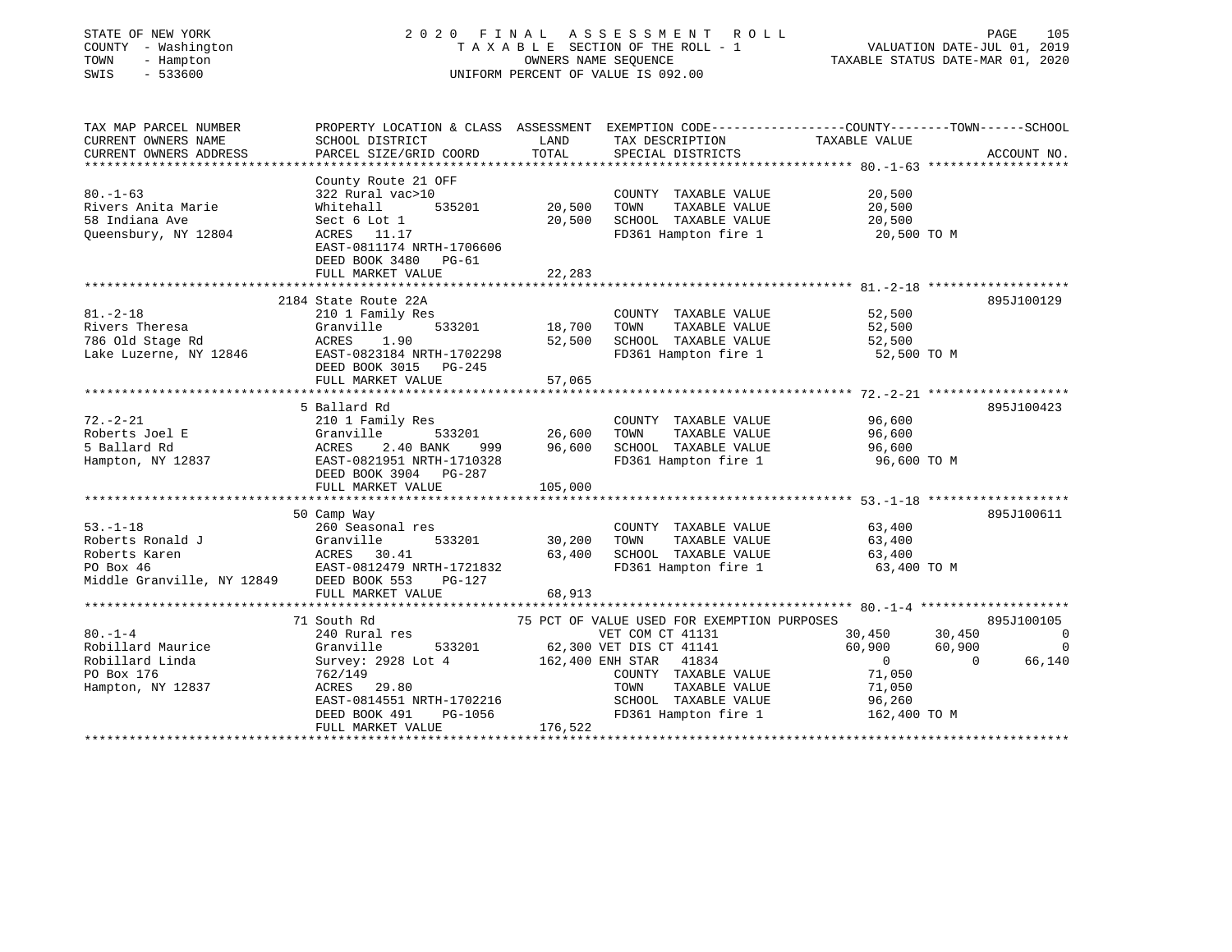STATE OF NEW YORK
COUNTY - Washington
TOWN - Hampton
SWIS - 533600

2020 FINAL ASSESSMENT ROLL
TAXABLE SECTION OF THE ROLL - 1
OWNERS NAME SEQUENCE
UNIFORM PERCENT OF VALUE IS 092.00

VALUATION DATE-JUL 01, 2019
TAXABLE STATUS DATE-MAR 01, 2020

```
TAX MAP PARCEL NUMBER          PROPERTY LOCATION & CLASS  ASSESSMENT  EXEMPTION CODE-----------------COUNTY--------TOWN------SCHOOL
CURRENT OWNERS NAME            SCHOOL DISTRICT             LAND       TAX DESCRIPTION              TAXABLE VALUE
CURRENT OWNERS ADDRESS         PARCEL SIZE/GRID COORD      TOTAL      SPECIAL DISTRICTS                                    ACCOUNT NO.
******************************************************************************************************* 80.-1-63 *******************
                               County Route 21 OFF
80.-1-63                       322 Rural vac>10                        COUNTY  TAXABLE VALUE            20,500
Rivers Anita Marie             Whitehall       535201       20,500    TOWN    TAXABLE VALUE            20,500
58 Indiana Ave                 Sect 6 Lot 1                 20,500    SCHOOL  TAXABLE VALUE            20,500
Queensbury, NY 12804           ACRES   11.17                           FD361 Hampton fire 1              20,500 TO M
                               EAST-0811174 NRTH-1706606
                               DEED BOOK 3480   PG-61
                               FULL MARKET VALUE            22,283
******************************************************************************************************* 81.-2-18 *******************
                               2184 State Route 22A                                                              895J100129
81.-2-18                       210 1 Family Res                        COUNTY  TAXABLE VALUE            52,500
Rivers Theresa                 Granville       533201       18,700    TOWN    TAXABLE VALUE            52,500
786 Old Stage Rd               ACRES    1.90                52,500    SCHOOL  TAXABLE VALUE            52,500
Lake Luzerne, NY 12846         EAST-0823184 NRTH-1702298               FD361 Hampton fire 1              52,500 TO M
                               DEED BOOK 3015   PG-245
                               FULL MARKET VALUE            57,065
******************************************************************************************************* 72.-2-21 *******************
                               5 Ballard Rd                                                                      895J100423
72.-2-21                       210 1 Family Res                        COUNTY  TAXABLE VALUE            96,600
Roberts Joel E                 Granville       533201       26,600    TOWN    TAXABLE VALUE            96,600
5 Ballard Rd                   ACRES    2.40 BANK    999    96,600    SCHOOL  TAXABLE VALUE            96,600
Hampton, NY 12837              EAST-0821951 NRTH-1710328               FD361 Hampton fire 1              96,600 TO M
                               DEED BOOK 3904   PG-287
                               FULL MARKET VALUE           105,000
******************************************************************************************************* 53.-1-18 *******************
                               50 Camp Way                                                                       895J100611
53.-1-18                       260 Seasonal res                        COUNTY  TAXABLE VALUE            63,400
Roberts Ronald J               Granville       533201       30,200    TOWN    TAXABLE VALUE            63,400
Roberts Karen                  ACRES   30.41                63,400    SCHOOL  TAXABLE VALUE            63,400
PO Box 46                      EAST-0812479 NRTH-1721832               FD361 Hampton fire 1              63,400 TO M
Middle Granville, NY 12849     DEED BOOK 553    PG-127
                               FULL MARKET VALUE            68,913
******************************************************************************************************* 80.-1-4 ********************
                               71 South Rd                  75 PCT OF VALUE USED FOR EXEMPTION PURPOSES          895J100105
80.-1-4                        240 Rural res                     VET COM CT 41131            30,450      30,450            0
Robillard Maurice              Granville       533201       62,300 VET DIS CT 41141          60,900      60,900            0
Robillard Linda                Survey: 2928 Lot 4          162,400 ENH STAR   41834               0           0       66,140
PO Box 176                     762/149                                 COUNTY  TAXABLE VALUE            71,050
Hampton, NY 12837              ACRES   29.80                           TOWN    TAXABLE VALUE            71,050
                               EAST-0814551 NRTH-1702216               SCHOOL  TAXABLE VALUE            96,260
                               DEED BOOK 491    PG-1056                FD361 Hampton fire 1             162,400 TO M
                               FULL MARKET VALUE           176,522
************************************************************************************************************************************
```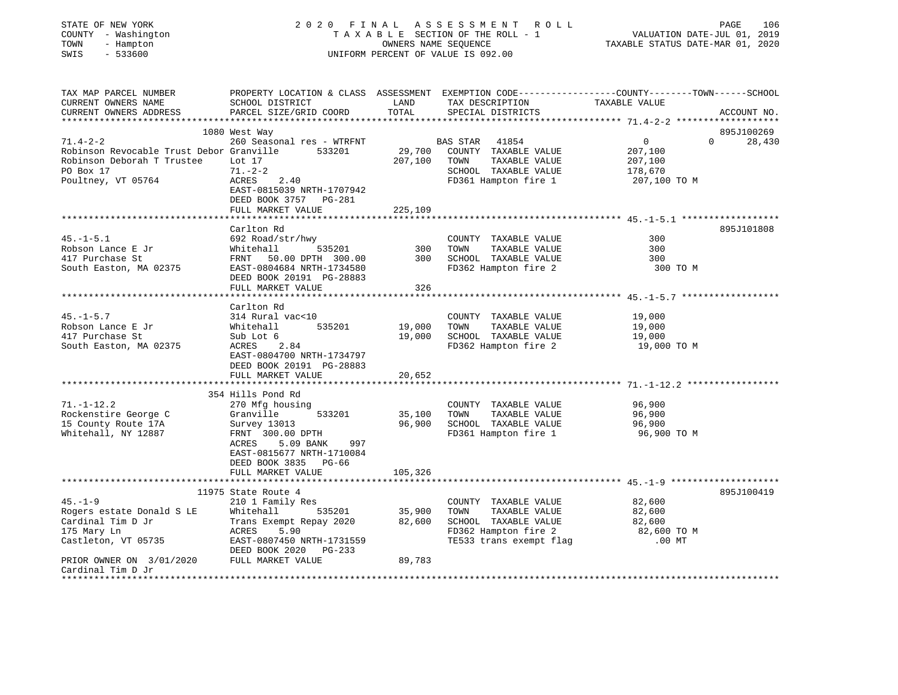STATE OF NEW YORK
COUNTY - Washington
TOWN - Hampton
SWIS - 533600

2020 FINAL ASSESSMENT ROLL
TAXABLE SECTION OF THE ROLL - 1
OWNERS NAME SEQUENCE
UNIFORM PERCENT OF VALUE IS 092.00

VALUATION DATE-JUL 01, 2019
TAXABLE STATUS DATE-MAR 01, 2020

| TAX MAP PARCEL NUMBER / CURRENT OWNERS NAME / CURRENT OWNERS ADDRESS | PROPERTY LOCATION & CLASS / SCHOOL DISTRICT / PARCEL SIZE/GRID COORD | ASSESSMENT LAND / TOTAL | EXEMPTION CODE / TAX DESCRIPTION / SPECIAL DISTRICTS | COUNTY TAXABLE VALUE | TOWN | SCHOOL | ACCOUNT NO. |
|---|---|---|---|---|---|---|---|
| 71.4-2-2 | 1080 West Way | | | | | | 895J100269 |
| 71.4-2-2 | 260 Seasonal res - WTRFNT | | BAS STAR 41854 | 0 | 0 | 28,430 | |
| Robinson Revocable Trust Debor | Granville 533201 | 29,700 | COUNTY TAXABLE VALUE | 207,100 | | | |
| Robinson Deborah T Trustee | Lot 17 | 207,100 | TOWN TAXABLE VALUE | 207,100 | | | |
| PO Box 17 | 71.-2-2 | | SCHOOL TAXABLE VALUE | 178,670 | | | |
| Poultney, VT 05764 | ACRES 2.40 | | FD361 Hampton fire 1 | 207,100 TO M | | | |
| | EAST-0815039 NRTH-1707942 | | | | | | |
| | DEED BOOK 3757 PG-281 | | | | | | |
| | FULL MARKET VALUE | 225,109 | | | | | |
| 45.-1-5.1 | Carlton Rd | | | | | | 895J101808 |
| 45.-1-5.1 | 692 Road/str/hwy | | COUNTY TAXABLE VALUE | 300 | | | |
| Robson Lance E Jr | Whitehall 535201 | 300 | TOWN TAXABLE VALUE | 300 | | | |
| 417 Purchase St | FRNT 50.00 DPTH 300.00 | 300 | SCHOOL TAXABLE VALUE | 300 | | | |
| South Easton, MA 02375 | EAST-0804684 NRTH-1734580 | | FD362 Hampton fire 2 | 300 TO M | | | |
| | DEED BOOK 20191 PG-28883 | | | | | | |
| | FULL MARKET VALUE | 326 | | | | | |
| 45.-1-5.7 | Carlton Rd | | | | | | |
| 45.-1-5.7 | 314 Rural vac<10 | | COUNTY TAXABLE VALUE | 19,000 | | | |
| Robson Lance E Jr | Whitehall 535201 | 19,000 | TOWN TAXABLE VALUE | 19,000 | | | |
| 417 Purchase St | Sub Lot 6 | 19,000 | SCHOOL TAXABLE VALUE | 19,000 | | | |
| South Easton, MA 02375 | ACRES 2.84 | | FD362 Hampton fire 2 | 19,000 TO M | | | |
| | EAST-0804700 NRTH-1734797 | | | | | | |
| | DEED BOOK 20191 PG-28883 | | | | | | |
| | FULL MARKET VALUE | 20,652 | | | | | |
| 71.-1-12.2 | 354 Hills Pond Rd | | | | | | |
| 71.-1-12.2 | 270 Mfg housing | | COUNTY TAXABLE VALUE | 96,900 | | | |
| Rockenstire George C | Granville 533201 | 35,100 | TOWN TAXABLE VALUE | 96,900 | | | |
| 15 County Route 17A | Survey 13013 | 96,900 | SCHOOL TAXABLE VALUE | 96,900 | | | |
| Whitehall, NY 12887 | FRNT 300.00 DPTH | | FD361 Hampton fire 1 | 96,900 TO M | | | |
| | ACRES 5.09 BANK 997 | | | | | | |
| | EAST-0815677 NRTH-1710084 | | | | | | |
| | DEED BOOK 3835 PG-66 | | | | | | |
| | FULL MARKET VALUE | 105,326 | | | | | |
| 45.-1-9 | 11975 State Route 4 | | | | | | 895J100419 |
| 45.-1-9 | 210 1 Family Res | | COUNTY TAXABLE VALUE | 82,600 | | | |
| Rogers estate Donald S LE | Whitehall 535201 | 35,900 | TOWN TAXABLE VALUE | 82,600 | | | |
| Cardinal Tim D Jr | Trans Exempt Repay 2020 | 82,600 | SCHOOL TAXABLE VALUE | 82,600 | | | |
| 175 Mary Ln | ACRES 5.90 | | FD362 Hampton fire 2 | 82,600 TO M | | | |
| Castleton, VT 05735 | EAST-0807450 NRTH-1731559 | | TE533 trans exempt flag | .00 MT | | | |
| | DEED BOOK 2020 PG-233 | | | | | | |
| PRIOR OWNER ON 3/01/2020 | FULL MARKET VALUE | 89,783 | | | | | |
| Cardinal Tim D Jr | | | | | | | |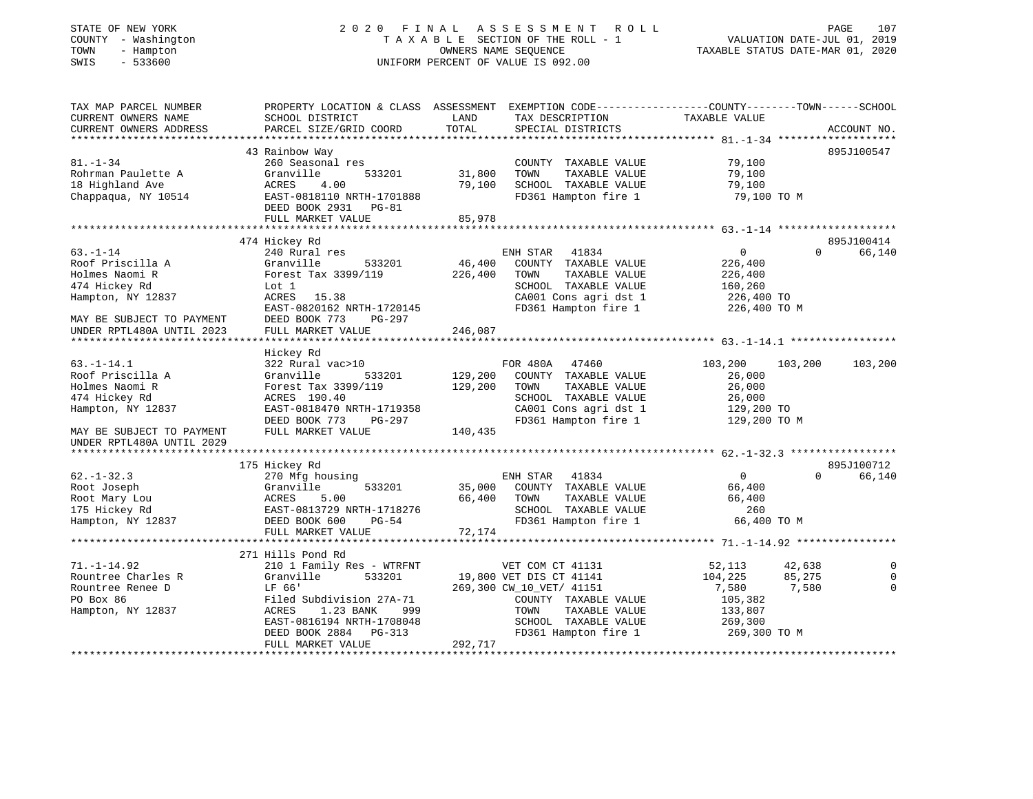STATE OF NEW YORK | 2020 FINAL ASSESSMENT ROLL | VALUATION DATE-JUL 01, 2019
COUNTY - Washington | TAXABLE SECTION OF THE ROLL - 1 | TAXABLE STATUS DATE-MAR 01, 2020
TOWN - Hampton | OWNERS NAME SEQUENCE
SWIS - 533600 | UNIFORM PERCENT OF VALUE IS 092.00

```
TAX MAP PARCEL NUMBER          PROPERTY LOCATION & CLASS  ASSESSMENT  EXEMPTION CODE-----------------COUNTY--------TOWN------SCHOOL
CURRENT OWNERS NAME            SCHOOL DISTRICT              LAND      TAX DESCRIPTION              TAXABLE VALUE
CURRENT OWNERS ADDRESS         PARCEL SIZE/GRID COORD       TOTAL     SPECIAL DISTRICTS                                    ACCOUNT NO.
******************************************************************************************************* 81.-1-34 ******************
                               43 Rainbow Way                                                                              895J100547
81.-1-34                       260 Seasonal res                       COUNTY  TAXABLE VALUE          79,100
Rohrman Paulette A             Granville       533201       31,800    TOWN    TAXABLE VALUE          79,100
18 Highland Ave                ACRES    4.00                79,100    SCHOOL  TAXABLE VALUE          79,100
Chappaqua, NY 10514            EAST-0818110 NRTH-1701888              FD361 Hampton fire 1            79,100 TO M
                               DEED BOOK 2931   PG-81
                               FULL MARKET VALUE            85,978
******************************************************************************************************* 63.-1-14 ******************
                               474 Hickey Rd                                                                               895J100414
63.-1-14                       240 Rural res                          ENH STAR   41834                  0            0      66,140
Roof Priscilla A               Granville       533201       46,400    COUNTY  TAXABLE VALUE         226,400
Holmes Naomi R                 Forest Tax 3399/119         226,400    TOWN    TAXABLE VALUE         226,400
474 Hickey Rd                  Lot 1                                  SCHOOL  TAXABLE VALUE         160,260
Hampton, NY 12837              ACRES   15.38                          CA001 Cons agri dst 1          226,400 TO
                               EAST-0820162 NRTH-1720145              FD361 Hampton fire 1           226,400 TO M
MAY BE SUBJECT TO PAYMENT      DEED BOOK 773    PG-297
UNDER RPTL480A UNTIL 2023      FULL MARKET VALUE           246,087
******************************************************************************************************* 63.-1-14.1 ****************
                               Hickey Rd
63.-1-14.1                     322 Rural vac>10                       FOR 480A   47460            103,200      103,200     103,200
Roof Priscilla A               Granville       533201      129,200    COUNTY  TAXABLE VALUE          26,000
Holmes Naomi R                 Forest Tax 3399/119         129,200    TOWN    TAXABLE VALUE          26,000
474 Hickey Rd                  ACRES  190.40                          SCHOOL  TAXABLE VALUE          26,000
Hampton, NY 12837              EAST-0818470 NRTH-1719358              CA001 Cons agri dst 1          129,200 TO
                               DEED BOOK 773    PG-297                FD361 Hampton fire 1           129,200 TO M
MAY BE SUBJECT TO PAYMENT      FULL MARKET VALUE           140,435
UNDER RPTL480A UNTIL 2029
******************************************************************************************************* 62.-1-32.3 ****************
                               175 Hickey Rd                                                                               895J100712
62.-1-32.3                     270 Mfg housing                        ENH STAR   41834                  0            0      66,140
Root Joseph                    Granville       533201       35,000    COUNTY  TAXABLE VALUE          66,400
Root Mary Lou                  ACRES    5.00                66,400    TOWN    TAXABLE VALUE          66,400
175 Hickey Rd                  EAST-0813729 NRTH-1718276              SCHOOL  TAXABLE VALUE             260
Hampton, NY 12837              DEED BOOK 600    PG-54                 FD361 Hampton fire 1            66,400 TO M
                               FULL MARKET VALUE            72,174
******************************************************************************************************* 71.-1-14.92 ***************
                               271 Hills Pond Rd
71.-1-14.92                    210 1 Family Res - WTRFNT              VET COM CT 41131             52,113       42,638           0
Rountree Charles R             Granville       533201       19,800 VET DIS CT 41141              104,225       85,275           0
Rountree Renee D               LF 66'                      269,300 CW_10_VET/ 41151                7,580        7,580           0
PO Box 86                      Filed Subdivision 27A-71               COUNTY  TAXABLE VALUE         105,382
Hampton, NY 12837              ACRES    1.23 BANK    999              TOWN    TAXABLE VALUE         133,807
                               EAST-0816194 NRTH-1708048              SCHOOL  TAXABLE VALUE         269,300
                               DEED BOOK 2884   PG-313                FD361 Hampton fire 1           269,300 TO M
                               FULL MARKET VALUE           292,717
************************************************************************************************************************************
```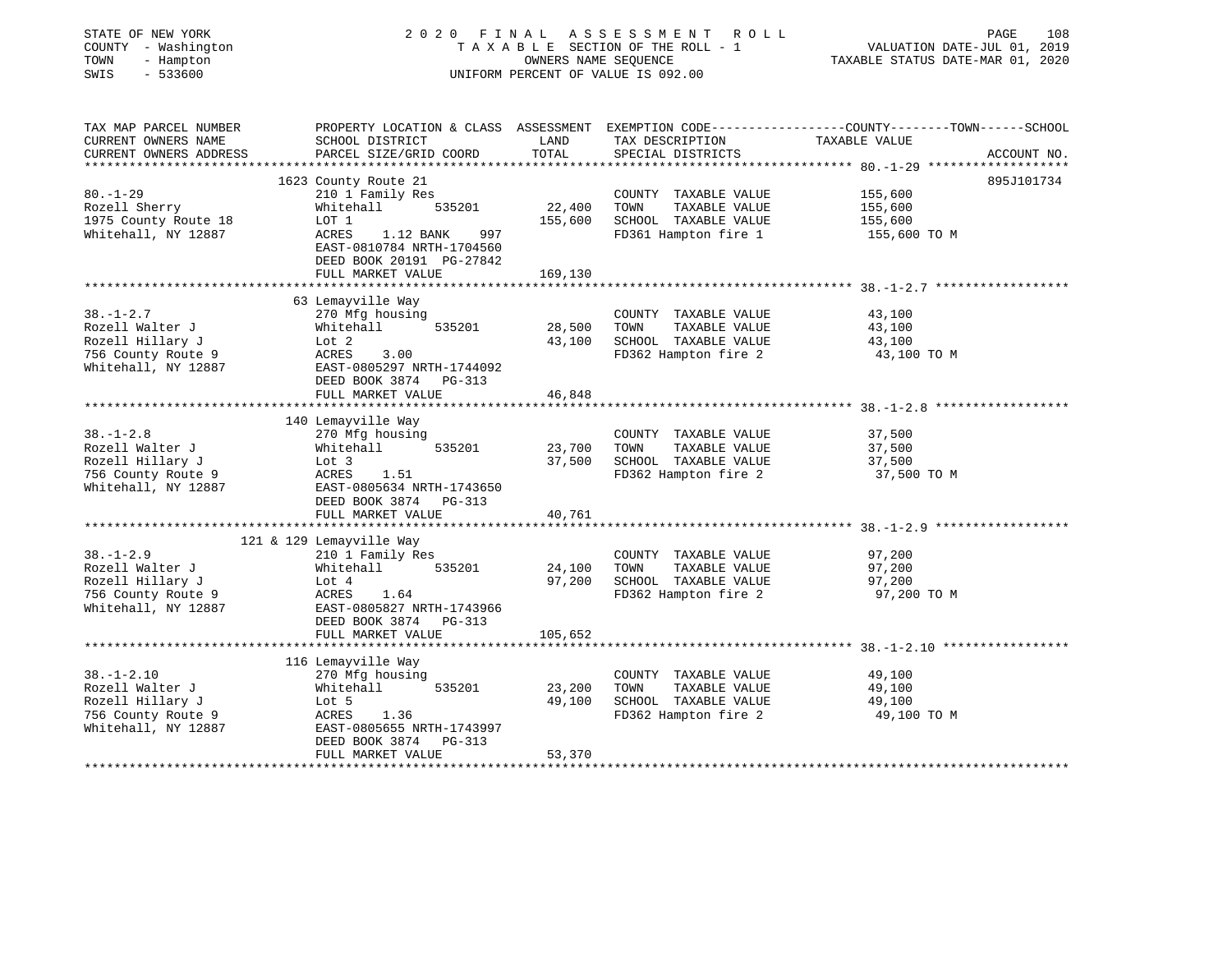STATE OF NEW YORK
COUNTY - Washington
TOWN - Hampton
SWIS - 533600

2020 FINAL ASSESSMENT ROLL
TAXABLE SECTION OF THE ROLL - 1
OWNERS NAME SEQUENCE
UNIFORM PERCENT OF VALUE IS 092.00

VALUATION DATE-JUL 01, 2019
TAXABLE STATUS DATE-MAR 01, 2020

| TAX MAP PARCEL NUMBER / CURRENT OWNERS NAME / CURRENT OWNERS ADDRESS | PROPERTY LOCATION & CLASS / SCHOOL DISTRICT / PARCEL SIZE/GRID COORD | ASSESSMENT LAND / TOTAL | EXEMPTION CODE / TAX DESCRIPTION / SPECIAL DISTRICTS | COUNTY--------TOWN------SCHOOL TAXABLE VALUE | ACCOUNT NO. |
|---|---|---|---|---|---|
| 80.-1-29 | 1623 County Route 21 | | | | 895J101734 |
| Rozell Sherry | 210 1 Family Res | | COUNTY TAXABLE VALUE | 155,600 | |
| 1975 County Route 18 | Whitehall 535201 | 22,400 | TOWN TAXABLE VALUE | 155,600 | |
| Whitehall, NY 12887 | LOT 1 | 155,600 | SCHOOL TAXABLE VALUE | 155,600 | |
| | ACRES 1.12 BANK 997 | | FD361 Hampton fire 1 | 155,600 TO M | |
| | EAST-0810784 NRTH-1704560 | | | | |
| | DEED BOOK 20191 PG-27842 | | | | |
| | FULL MARKET VALUE | 169,130 | | | |
| 38.-1-2.7 | 63 Lemayville Way | | | | |
| Rozell Walter J | 270 Mfg housing | | COUNTY TAXABLE VALUE | 43,100 | |
| Rozell Hillary J | Whitehall 535201 | 28,500 | TOWN TAXABLE VALUE | 43,100 | |
| 756 County Route 9 | Lot 2 | 43,100 | SCHOOL TAXABLE VALUE | 43,100 | |
| Whitehall, NY 12887 | ACRES 3.00 | | FD362 Hampton fire 2 | 43,100 TO M | |
| | EAST-0805297 NRTH-1744092 | | | | |
| | DEED BOOK 3874 PG-313 | | | | |
| | FULL MARKET VALUE | 46,848 | | | |
| 38.-1-2.8 | 140 Lemayville Way | | | | |
| Rozell Walter J | 270 Mfg housing | | COUNTY TAXABLE VALUE | 37,500 | |
| Rozell Hillary J | Whitehall 535201 | 23,700 | TOWN TAXABLE VALUE | 37,500 | |
| 756 County Route 9 | Lot 3 | 37,500 | SCHOOL TAXABLE VALUE | 37,500 | |
| Whitehall, NY 12887 | ACRES 1.51 | | FD362 Hampton fire 2 | 37,500 TO M | |
| | EAST-0805634 NRTH-1743650 | | | | |
| | DEED BOOK 3874 PG-313 | | | | |
| | FULL MARKET VALUE | 40,761 | | | |
| 38.-1-2.9 | 121 & 129 Lemayville Way | | | | |
| Rozell Walter J | 210 1 Family Res | | COUNTY TAXABLE VALUE | 97,200 | |
| Rozell Hillary J | Whitehall 535201 | 24,100 | TOWN TAXABLE VALUE | 97,200 | |
| 756 County Route 9 | Lot 4 | 97,200 | SCHOOL TAXABLE VALUE | 97,200 | |
| Whitehall, NY 12887 | ACRES 1.64 | | FD362 Hampton fire 2 | 97,200 TO M | |
| | EAST-0805827 NRTH-1743966 | | | | |
| | DEED BOOK 3874 PG-313 | | | | |
| | FULL MARKET VALUE | 105,652 | | | |
| 38.-1-2.10 | 116 Lemayville Way | | | | |
| Rozell Walter J | 270 Mfg housing | | COUNTY TAXABLE VALUE | 49,100 | |
| Rozell Hillary J | Whitehall 535201 | 23,200 | TOWN TAXABLE VALUE | 49,100 | |
| 756 County Route 9 | Lot 5 | 49,100 | SCHOOL TAXABLE VALUE | 49,100 | |
| Whitehall, NY 12887 | ACRES 1.36 | | FD362 Hampton fire 2 | 49,100 TO M | |
| | EAST-0805655 NRTH-1743997 | | | | |
| | DEED BOOK 3874 PG-313 | | | | |
| | FULL MARKET VALUE | 53,370 | | | |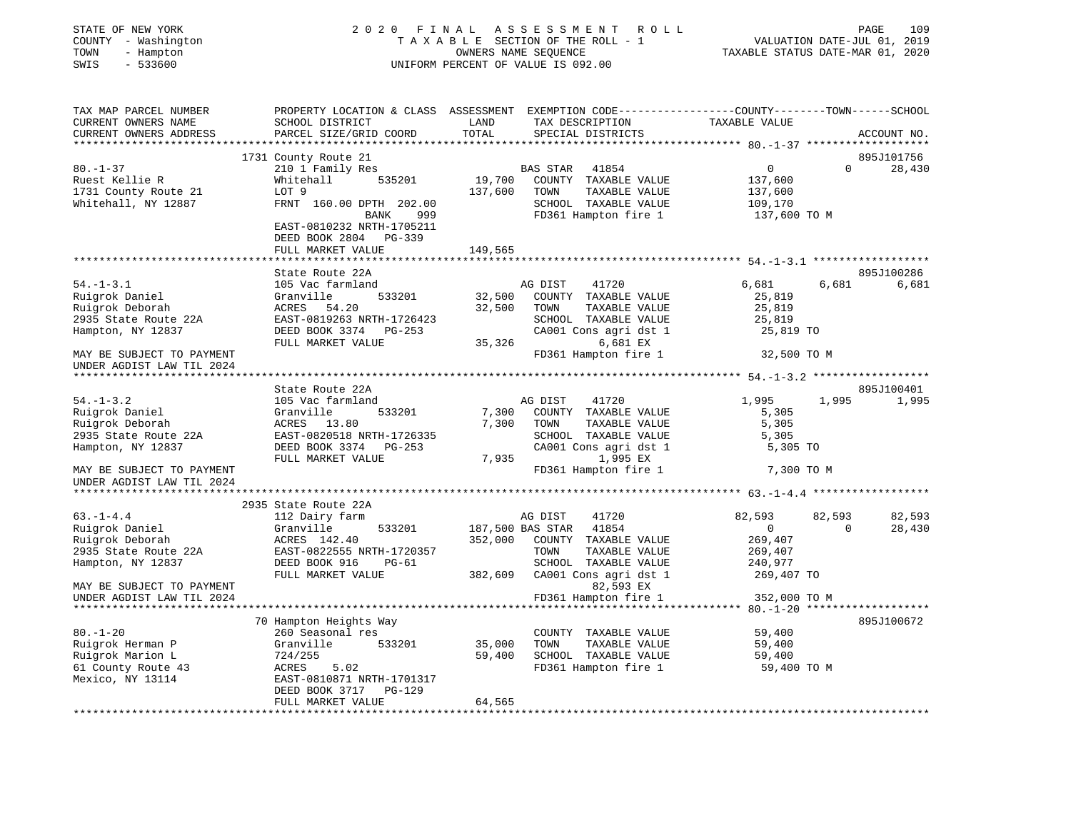STATE OF NEW YORK
COUNTY - Washington
TOWN - Hampton
SWIS - 533600

2020 FINAL ASSESSMENT ROLL
TAXABLE SECTION OF THE ROLL - 1
OWNERS NAME SEQUENCE
UNIFORM PERCENT OF VALUE IS 092.00

VALUATION DATE-JUL 01, 2019
TAXABLE STATUS DATE-MAR 01, 2020

```
TAX MAP PARCEL NUMBER          PROPERTY LOCATION & CLASS  ASSESSMENT  EXEMPTION CODE-----------------COUNTY--------TOWN------SCHOOL
CURRENT OWNERS NAME            SCHOOL DISTRICT               LAND       TAX DESCRIPTION             TAXABLE VALUE
CURRENT OWNERS ADDRESS         PARCEL SIZE/GRID COORD        TOTAL      SPECIAL DISTRICTS                                    ACCOUNT NO.
******************************************************************************************************* 80.-1-37 ******************
                              1731 County Route 21                                                                    895J101756
80.-1-37                       210 1 Family Res                      BAS STAR  41854                  0             0       28,430
Ruest Kellie R                 Whitehall        535201       19,700   COUNTY  TAXABLE VALUE        137,600
1731 County Route 21           LOT 9                        137,600   TOWN    TAXABLE VALUE        137,600
Whitehall, NY 12887            FRNT 160.00 DPTH 202.00                SCHOOL  TAXABLE VALUE        109,170
                                              BANK     999            FD361 Hampton fire 1          137,600 TO M
                               EAST-0810232 NRTH-1705211
                               DEED BOOK 2804   PG-339
                               FULL MARKET VALUE            149,565
******************************************************************************************************* 54.-1-3.1 ******************
                               State Route 22A                                                                         895J100286
54.-1-3.1                      105 Vac farmland                      AG DIST    41720              6,681         6,681       6,681
Ruigrok Daniel                 Granville        533201       32,500   COUNTY  TAXABLE VALUE         25,819
Ruigrok Deborah                ACRES  54.20                  32,500   TOWN    TAXABLE VALUE         25,819
2935 State Route 22A           EAST-0819263 NRTH-1726423              SCHOOL  TAXABLE VALUE         25,819
Hampton, NY 12837              DEED BOOK 3374   PG-253                CA001 Cons agri dst 1          25,819 TO
                               FULL MARKET VALUE             35,326          6,681 EX
MAY BE SUBJECT TO PAYMENT                                             FD361 Hampton fire 1           32,500 TO M
UNDER AGDIST LAW TIL 2024
******************************************************************************************************* 54.-1-3.2 ******************
                               State Route 22A                                                                         895J100401
54.-1-3.2                      105 Vac farmland                      AG DIST    41720              1,995         1,995       1,995
Ruigrok Daniel                 Granville        533201        7,300   COUNTY  TAXABLE VALUE          5,305
Ruigrok Deborah                ACRES  13.80                   7,300   TOWN    TAXABLE VALUE          5,305
2935 State Route 22A           EAST-0820518 NRTH-1726335              SCHOOL  TAXABLE VALUE          5,305
Hampton, NY 12837              DEED BOOK 3374   PG-253                CA001 Cons agri dst 1           5,305 TO
                               FULL MARKET VALUE              7,935          1,995 EX
MAY BE SUBJECT TO PAYMENT                                             FD361 Hampton fire 1            7,300 TO M
UNDER AGDIST LAW TIL 2024
******************************************************************************************************* 63.-1-4.4 ******************
                              2935 State Route 22A
63.-1-4.4                      112 Dairy farm                        AG DIST    41720             82,593        82,593      82,593
Ruigrok Daniel                 Granville        533201      187,500 BAS STAR  41854                  0             0       28,430
Ruigrok Deborah                ACRES 142.40                 352,000   COUNTY  TAXABLE VALUE        269,407
2935 State Route 22A           EAST-0822555 NRTH-1720357              TOWN    TAXABLE VALUE        269,407
Hampton, NY 12837              DEED BOOK 916    PG-61                 SCHOOL  TAXABLE VALUE        240,977
                               FULL MARKET VALUE            382,609   CA001 Cons agri dst 1         269,407 TO
MAY BE SUBJECT TO PAYMENT                                                   82,593 EX
UNDER AGDIST LAW TIL 2024                                             FD361 Hampton fire 1          352,000 TO M
******************************************************************************************************* 80.-1-20 *******************
                              70 Hampton Heights Way                                                                  895J100672
80.-1-20                       260 Seasonal res                       COUNTY  TAXABLE VALUE         59,400
Ruigrok Herman P               Granville        533201       35,000   TOWN    TAXABLE VALUE         59,400
Ruigrok Marion L               724/255                       59,400   SCHOOL  TAXABLE VALUE         59,400
61 County Route 43             ACRES   5.02                           FD361 Hampton fire 1           59,400 TO M
Mexico, NY 13114               EAST-0810871 NRTH-1701317
                               DEED BOOK 3717   PG-129
                               FULL MARKET VALUE             64,565
************************************************************************************************************************************
```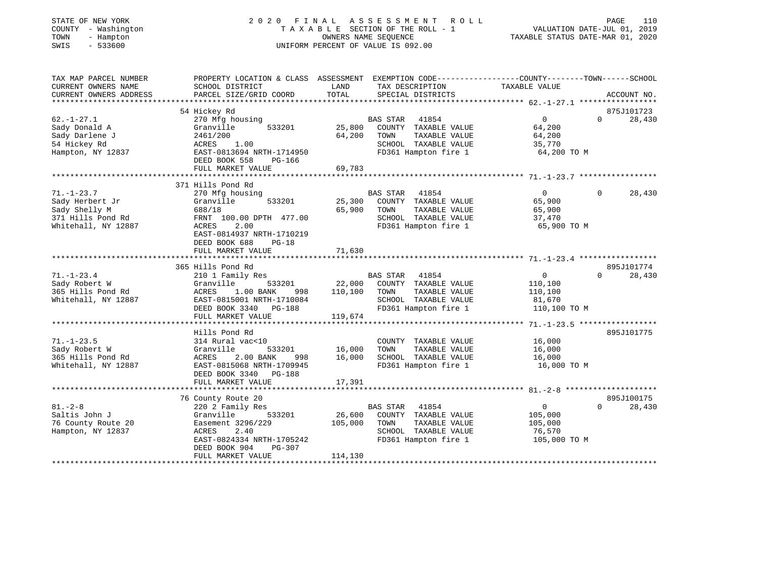STATE OF NEW YORK
COUNTY - Washington
TOWN - Hampton
SWIS - 533600

2020 FINAL ASSESSMENT ROLL
TAXABLE SECTION OF THE ROLL - 1
OWNERS NAME SEQUENCE
UNIFORM PERCENT OF VALUE IS 092.00

VALUATION DATE-JUL 01, 2019
TAXABLE STATUS DATE-MAR 01, 2020

| TAX MAP PARCEL NUMBER / CURRENT OWNERS NAME / CURRENT OWNERS ADDRESS | PROPERTY LOCATION & CLASS / SCHOOL DISTRICT / PARCEL SIZE/GRID COORD | ASSESSMENT LAND | ASSESSMENT TOTAL | EXEMPTION CODE / TAX DESCRIPTION / SPECIAL DISTRICTS | COUNTY TAXABLE VALUE | TOWN | SCHOOL | ACCOUNT NO. |
|---|---|---|---|---|---|---|---|---|
| 62.-1-27.1 | 54 Hickey Rd | | | | | | | 875J101723 |
| Sady Donald A | 270 Mfg housing | | | BAS STAR 41854 | 0 | 0 | 28,430 | |
| Sady Darlene J | Granville 533201 | 25,800 | | COUNTY TAXABLE VALUE | 64,200 | | | |
| 54 Hickey Rd | 2461/200 | | 64,200 | TOWN TAXABLE VALUE | 64,200 | | | |
| Hampton, NY 12837 | ACRES 1.00 | | | SCHOOL TAXABLE VALUE | 35,770 | | | |
| | EAST-0813694 NRTH-1714950 | | | FD361 Hampton fire 1 | 64,200 TO M | | | |
| | DEED BOOK 558 PG-166 | | | | | | | |
| | FULL MARKET VALUE | | 69,783 | | | | | |
| 71.-1-23.7 | 371 Hills Pond Rd | | | | | | | |
| Sady Herbert Jr | 270 Mfg housing | | | BAS STAR 41854 | 0 | 0 | 28,430 | |
| Sady Shelly M | Granville 533201 | 25,300 | | COUNTY TAXABLE VALUE | 65,900 | | | |
| 371 Hills Pond Rd | 688/18 | | 65,900 | TOWN TAXABLE VALUE | 65,900 | | | |
| Whitehall, NY 12887 | FRNT 100.00 DPTH 477.00 | | | SCHOOL TAXABLE VALUE | 37,470 | | | |
| | ACRES 2.00 | | | FD361 Hampton fire 1 | 65,900 TO M | | | |
| | EAST-0814937 NRTH-1710219 | | | | | | | |
| | DEED BOOK 688 PG-18 | | | | | | | |
| | FULL MARKET VALUE | | 71,630 | | | | | |
| 71.-1-23.4 | 365 Hills Pond Rd | | | | | | | 895J101774 |
| Sady Robert W | 210 1 Family Res | | | BAS STAR 41854 | 0 | 0 | 28,430 | |
| 365 Hills Pond Rd | Granville 533201 | 22,000 | | COUNTY TAXABLE VALUE | 110,100 | | | |
| Whitehall, NY 12887 | ACRES 1.00 BANK 998 | | 110,100 | TOWN TAXABLE VALUE | 110,100 | | | |
| | EAST-0815001 NRTH-1710084 | | | SCHOOL TAXABLE VALUE | 81,670 | | | |
| | DEED BOOK 3340 PG-188 | | | FD361 Hampton fire 1 | 110,100 TO M | | | |
| | FULL MARKET VALUE | | 119,674 | | | | | |
| 71.-1-23.5 | Hills Pond Rd | | | | | | | 895J101775 |
| Sady Robert W | 314 Rural vac<10 | | | COUNTY TAXABLE VALUE | 16,000 | | | |
| 365 Hills Pond Rd | Granville 533201 | 16,000 | | TOWN TAXABLE VALUE | 16,000 | | | |
| Whitehall, NY 12887 | ACRES 2.00 BANK 998 | | 16,000 | SCHOOL TAXABLE VALUE | 16,000 | | | |
| | EAST-0815068 NRTH-1709945 | | | FD361 Hampton fire 1 | 16,000 TO M | | | |
| | DEED BOOK 3340 PG-188 | | | | | | | |
| | FULL MARKET VALUE | | 17,391 | | | | | |
| 81.-2-8 | 76 County Route 20 | | | | | | | 895J100175 |
| Saltis John J | 220 2 Family Res | | | BAS STAR 41854 | 0 | 0 | 28,430 | |
| 76 County Route 20 | Granville 533201 | 26,600 | | COUNTY TAXABLE VALUE | 105,000 | | | |
| Hampton, NY 12837 | Easement 3296/229 | | 105,000 | TOWN TAXABLE VALUE | 105,000 | | | |
| | ACRES 2.40 | | | SCHOOL TAXABLE VALUE | 76,570 | | | |
| | EAST-0824334 NRTH-1705242 | | | FD361 Hampton fire 1 | 105,000 TO M | | | |
| | DEED BOOK 904 PG-307 | | | | | | | |
| | FULL MARKET VALUE | | 114,130 | | | | | |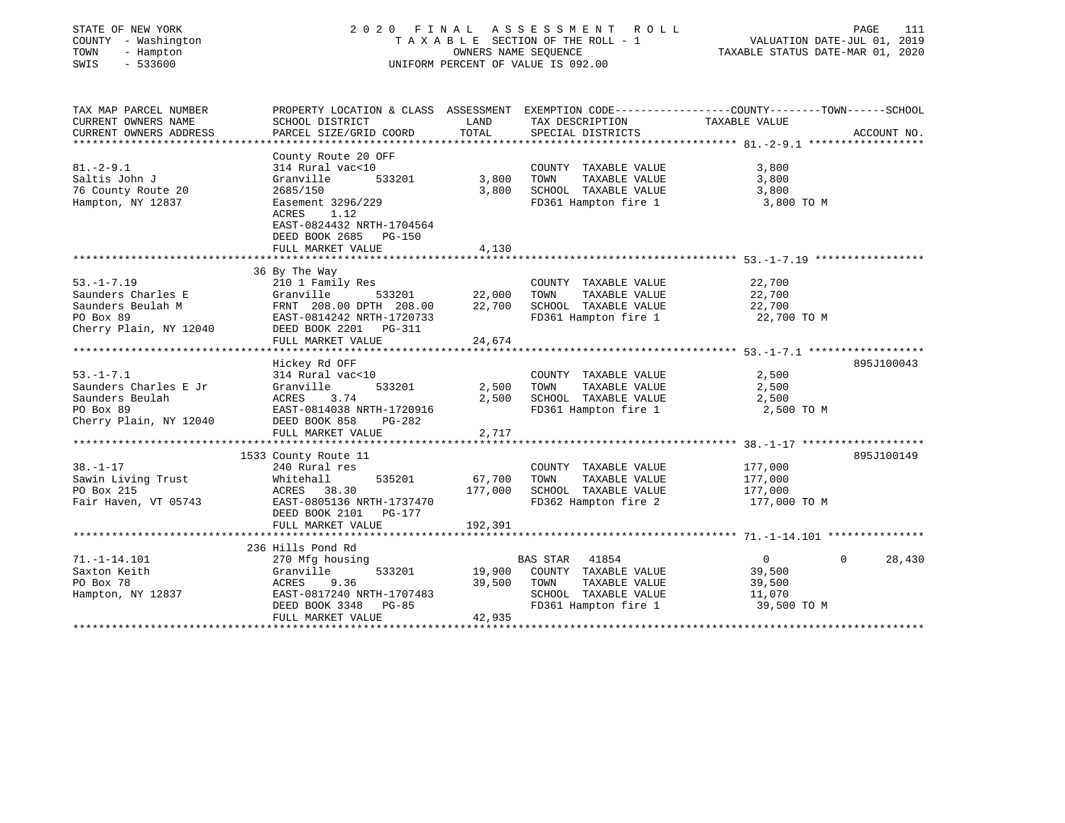STATE OF NEW YORK
COUNTY - Washington
TOWN - Hampton
SWIS - 533600

2020 FINAL ASSESSMENT ROLL
TAXABLE SECTION OF THE ROLL - 1
OWNERS NAME SEQUENCE
UNIFORM PERCENT OF VALUE IS 092.00

VALUATION DATE-JUL 01, 2019
TAXABLE STATUS DATE-MAR 01, 2020

| TAX MAP PARCEL NUMBER / CURRENT OWNERS NAME / CURRENT OWNERS ADDRESS | PROPERTY LOCATION & CLASS / SCHOOL DISTRICT / PARCEL SIZE/GRID COORD | ASSESSMENT LAND | TOTAL | EXEMPTION CODE / TAX DESCRIPTION / SPECIAL DISTRICTS | COUNTY | TOWN | SCHOOL TAXABLE VALUE | ACCOUNT NO. |
|---|---|---|---|---|---|---|---|---|
| 81.-2-9.1 | County Route 20 OFF | | | | | | | |
| Saltis John J | 314 Rural vac<10 | | | COUNTY TAXABLE VALUE | 3,800 | | | |
| 76 County Route 20 | Granville 533201 | 3,800 | | TOWN TAXABLE VALUE | | 3,800 | | |
| Hampton, NY 12837 | 2685/150 | | 3,800 | SCHOOL TAXABLE VALUE | | | 3,800 | |
| | Easement 3296/229 | | | FD361 Hampton fire 1 | | | 3,800 TO M | |
| | ACRES 1.12 | | | | | | | |
| | EAST-0824432 NRTH-1704564 | | | | | | | |
| | DEED BOOK 2685 PG-150 | | | | | | | |
| | FULL MARKET VALUE | | 4,130 | | | | | |
| 53.-1-7.19 | 36 By The Way | | | | | | | |
| Saunders Charles E | 210 1 Family Res | | | COUNTY TAXABLE VALUE | 22,700 | | | |
| Saunders Beulah M | Granville 533201 | 22,000 | | TOWN TAXABLE VALUE | | 22,700 | | |
| PO Box 89 | FRNT 208.00 DPTH 208.00 | | 22,700 | SCHOOL TAXABLE VALUE | | | 22,700 | |
| Cherry Plain, NY 12040 | EAST-0814242 NRTH-1720733 | | | FD361 Hampton fire 1 | | | 22,700 TO M | |
| | DEED BOOK 2201 PG-311 | | | | | | | |
| | FULL MARKET VALUE | | 24,674 | | | | | |
| 53.-1-7.1 | Hickey Rd OFF | | | | | | | 895J100043 |
| Saunders Charles E Jr | 314 Rural vac<10 | | | COUNTY TAXABLE VALUE | 2,500 | | | |
| Saunders Beulah | Granville 533201 | 2,500 | | TOWN TAXABLE VALUE | | 2,500 | | |
| PO Box 89 | ACRES 3.74 | | 2,500 | SCHOOL TAXABLE VALUE | | | 2,500 | |
| Cherry Plain, NY 12040 | EAST-0814038 NRTH-1720916 | | | FD361 Hampton fire 1 | | | 2,500 TO M | |
| | DEED BOOK 858 PG-282 | | | | | | | |
| | FULL MARKET VALUE | | 2,717 | | | | | |
| 38.-1-17 | 1533 County Route 11 | | | | | | | 895J100149 |
| Sawin Living Trust | 240 Rural res | | | COUNTY TAXABLE VALUE | 177,000 | | | |
| PO Box 215 | Whitehall 535201 | 67,700 | | TOWN TAXABLE VALUE | | 177,000 | | |
| Fair Haven, VT 05743 | ACRES 38.30 | | 177,000 | SCHOOL TAXABLE VALUE | | | 177,000 | |
| | EAST-0805136 NRTH-1737470 | | | FD362 Hampton fire 2 | | | 177,000 TO M | |
| | DEED BOOK 2101 PG-177 | | | | | | | |
| | FULL MARKET VALUE | | 192,391 | | | | | |
| 71.-1-14.101 | 236 Hills Pond Rd | | | | | | | |
| Saxton Keith | 270 Mfg housing | | | BAS STAR 41854 | 0 | 0 | 28,430 | |
| PO Box 78 | Granville 533201 | 19,900 | | COUNTY TAXABLE VALUE | 39,500 | | | |
| Hampton, NY 12837 | ACRES 9.36 | | 39,500 | TOWN TAXABLE VALUE | | 39,500 | | |
| | EAST-0817240 NRTH-1707483 | | | SCHOOL TAXABLE VALUE | | | 11,070 | |
| | DEED BOOK 3348 PG-85 | | | FD361 Hampton fire 1 | | | 39,500 TO M | |
| | FULL MARKET VALUE | | 42,935 | | | | | |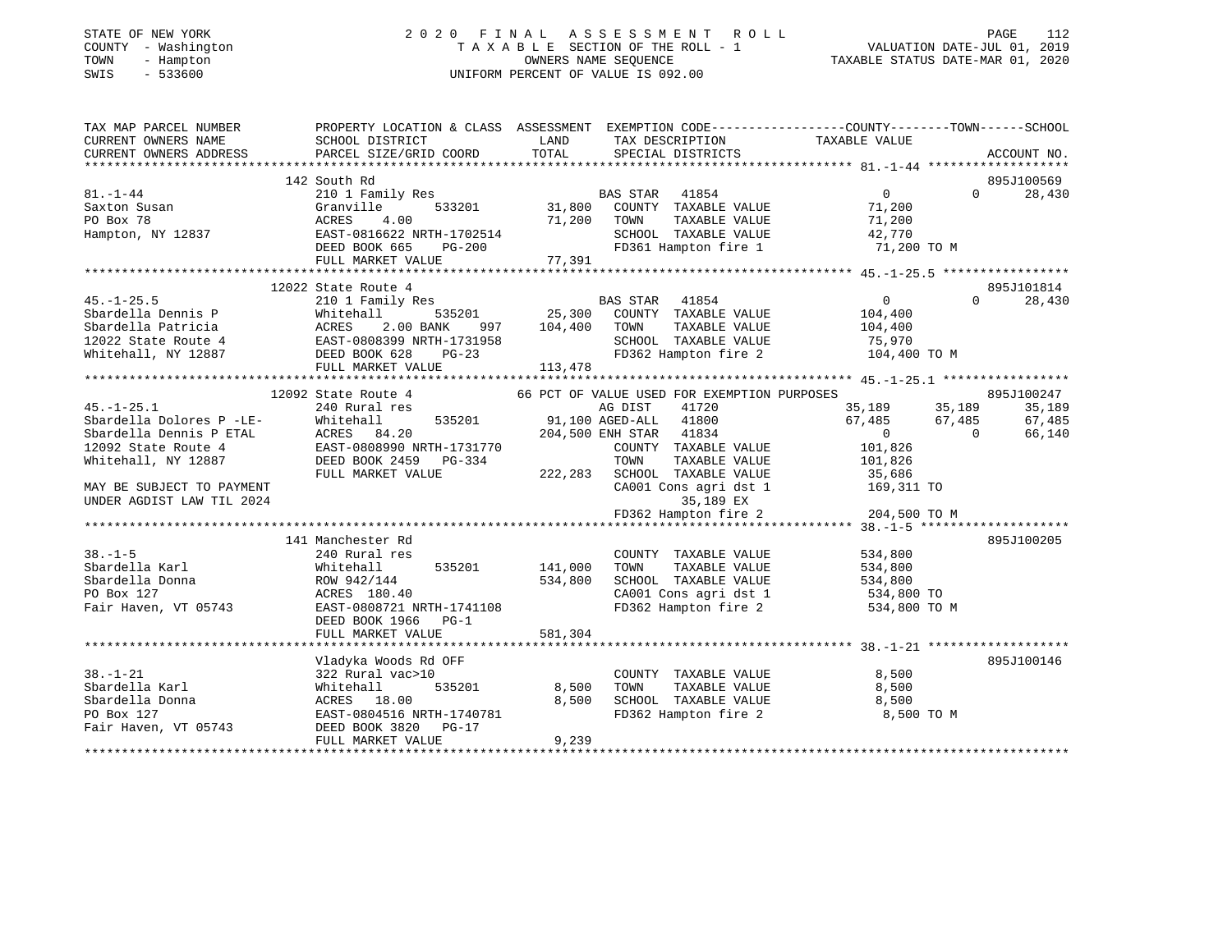STATE OF NEW YORK
COUNTY - Washington
TOWN - Hampton
SWIS - 533600

2 0 2 0 F I N A L A S S E S S M E N T R O L L
T A X A B L E SECTION OF THE ROLL - 1
OWNERS NAME SEQUENCE
UNIFORM PERCENT OF VALUE IS 092.00

VALUATION DATE-JUL 01, 2019
TAXABLE STATUS DATE-MAR 01, 2020

```
TAX MAP PARCEL NUMBER          PROPERTY LOCATION & CLASS  ASSESSMENT  EXEMPTION CODE-----------------COUNTY--------TOWN------SCHOOL
CURRENT OWNERS NAME            SCHOOL DISTRICT               LAND      TAX DESCRIPTION             TAXABLE VALUE
CURRENT OWNERS ADDRESS         PARCEL SIZE/GRID COORD        TOTAL     SPECIAL DISTRICTS                                    ACCOUNT NO.
******************************************************************************************************* 81.-1-44 ******************
                               142 South Rd                                                                               895J100569
81.-1-44                       210 1 Family Res                       BAS STAR  41854                 0             0      28,430
Saxton Susan                   Granville        533201      31,800    COUNTY  TAXABLE VALUE            71,200
PO Box 78                      ACRES    4.00                71,200    TOWN    TAXABLE VALUE            71,200
Hampton, NY 12837              EAST-0816622 NRTH-1702514              SCHOOL  TAXABLE VALUE            42,770
                               DEED BOOK 665    PG-200                FD361 Hampton fire 1              71,200 TO M
                               FULL MARKET VALUE            77,391
******************************************************************************************************* 45.-1-25.5 *****************
                               12022 State Route 4                                                                        895J101814
45.-1-25.5                     210 1 Family Res                       BAS STAR  41854                 0             0      28,430
Sbardella Dennis P             Whitehall        535201      25,300    COUNTY  TAXABLE VALUE           104,400
Sbardella Patricia             ACRES    2.00 BANK    997   104,400    TOWN    TAXABLE VALUE           104,400
12022 State Route 4            EAST-0808399 NRTH-1731958              SCHOOL  TAXABLE VALUE            75,970
Whitehall, NY 12887            DEED BOOK 628    PG-23                 FD362 Hampton fire 2             104,400 TO M
                               FULL MARKET VALUE           113,478
******************************************************************************************************* 45.-1-25.1 *****************
                               12092 State Route 4           66 PCT OF VALUE USED FOR EXEMPTION PURPOSES                  895J100247
45.-1-25.1                     240 Rural res                          AG DIST   41720            35,189        35,189      35,189
Sbardella Dolores P -LE-       Whitehall        535201      91,100 AGED-ALL  41800            67,485        67,485      67,485
Sbardella Dennis P ETAL        ACRES   84.20               204,500 ENH STAR  41834                 0             0      66,140
12092 State Route 4            EAST-0808990 NRTH-1731770              COUNTY  TAXABLE VALUE           101,826
Whitehall, NY 12887            DEED BOOK 2459   PG-334                TOWN    TAXABLE VALUE           101,826
                               FULL MARKET VALUE           222,283    SCHOOL  TAXABLE VALUE            35,686
MAY BE SUBJECT TO PAYMENT                                             CA001 Cons agri dst 1            169,311 TO
UNDER AGDIST LAW TIL 2024                                                   35,189 EX
                                                                      FD362 Hampton fire 2             204,500 TO M
******************************************************************************************************* 38.-1-5 ********************
                               141 Manchester Rd                                                                          895J100205
38.-1-5                        240 Rural res                          COUNTY  TAXABLE VALUE           534,800
Sbardella Karl                 Whitehall        535201     141,000    TOWN    TAXABLE VALUE           534,800
Sbardella Donna                ROW 942/144                 534,800    SCHOOL  TAXABLE VALUE           534,800
PO Box 127                     ACRES  180.40                          CA001 Cons agri dst 1            534,800 TO
Fair Haven, VT 05743           EAST-0808721 NRTH-1741108              FD362 Hampton fire 2             534,800 TO M
                               DEED BOOK 1966   PG-1
                               FULL MARKET VALUE           581,304
******************************************************************************************************* 38.-1-21 *******************
                               Vladyka Woods Rd OFF                                                                       895J100146
38.-1-21                       322 Rural vac>10                       COUNTY  TAXABLE VALUE             8,500
Sbardella Karl                 Whitehall        535201       8,500    TOWN    TAXABLE VALUE             8,500
Sbardella Donna                ACRES   18.00                 8,500    SCHOOL  TAXABLE VALUE             8,500
PO Box 127                     EAST-0804516 NRTH-1740781              FD362 Hampton fire 2               8,500 TO M
Fair Haven, VT 05743           DEED BOOK 3820   PG-17
                               FULL MARKET VALUE             9,239
************************************************************************************************************************************
```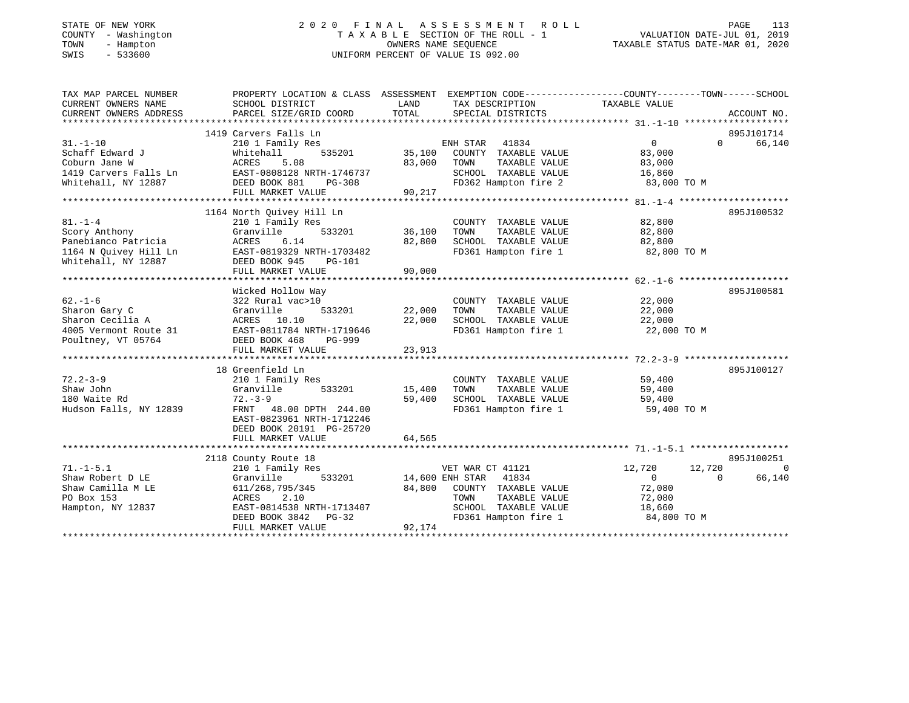STATE OF NEW YORK
COUNTY - Washington
TOWN - Hampton
SWIS - 533600

2 0 2 0 F I N A L A S S E S S M E N T R O L L
T A X A B L E SECTION OF THE ROLL - 1
OWNERS NAME SEQUENCE
UNIFORM PERCENT OF VALUE IS 092.00

VALUATION DATE-JUL 01, 2019
TAXABLE STATUS DATE-MAR 01, 2020

```
TAX MAP PARCEL NUMBER          PROPERTY LOCATION & CLASS  ASSESSMENT  EXEMPTION CODE------------------COUNTY--------TOWN------SCHOOL
CURRENT OWNERS NAME            SCHOOL DISTRICT             LAND       TAX DESCRIPTION                TAXABLE VALUE
CURRENT OWNERS ADDRESS         PARCEL SIZE/GRID COORD      TOTAL      SPECIAL DISTRICTS                                    ACCOUNT NO.
******************************************************************************************************* 31.-1-10 *******************
                               1419 Carvers Falls Ln                                                                       895J101714
31.-1-10                       210 1 Family Res                       ENH STAR   41834              0              0       66,140
Schaff Edward J                Whitehall       535201      35,100     COUNTY  TAXABLE VALUE          83,000
Coburn Jane W                  ACRES    5.08               83,000     TOWN    TAXABLE VALUE          83,000
1419 Carvers Falls Ln          EAST-0808128 NRTH-1746737              SCHOOL  TAXABLE VALUE          16,860
Whitehall, NY 12887            DEED BOOK 881    PG-308                FD362 Hampton fire 2           83,000 TO M
                               FULL MARKET VALUE           90,217
******************************************************************************************************* 81.-1-4 ********************
                               1164 North Quivey Hill Ln                                                                   895J100532
81.-1-4                        210 1 Family Res                       COUNTY  TAXABLE VALUE          82,800
Scory Anthony                  Granville       533201      36,100     TOWN    TAXABLE VALUE          82,800
Panebianco Patricia            ACRES    6.14               82,800     SCHOOL  TAXABLE VALUE          82,800
1164 N Quivey Hill Ln          EAST-0819329 NRTH-1703482              FD361 Hampton fire 1           82,800 TO M
Whitehall, NY 12887            DEED BOOK 945    PG-101
                               FULL MARKET VALUE           90,000
******************************************************************************************************* 62.-1-6 ********************
                               Wicked Hollow Way                                                                           895J100581
62.-1-6                        322 Rural vac>10                       COUNTY  TAXABLE VALUE          22,000
Sharon Gary C                  Granville       533201      22,000     TOWN    TAXABLE VALUE          22,000
Sharon Cecilia A               ACRES   10.10               22,000     SCHOOL  TAXABLE VALUE          22,000
4005 Vermont Route 31          EAST-0811784 NRTH-1719646              FD361 Hampton fire 1           22,000 TO M
Poultney, VT 05764             DEED BOOK 468    PG-999
                               FULL MARKET VALUE           23,913
******************************************************************************************************* 72.2-3-9 *******************
                               18 Greenfield Ln                                                                            895J100127
72.2-3-9                       210 1 Family Res                       COUNTY  TAXABLE VALUE          59,400
Shaw John                      Granville       533201      15,400     TOWN    TAXABLE VALUE          59,400
180 Waite Rd                   72.-3-9                     59,400     SCHOOL  TAXABLE VALUE          59,400
Hudson Falls, NY 12839         FRNT   48.00 DPTH 244.00               FD361 Hampton fire 1           59,400 TO M
                               EAST-0823961 NRTH-1712246
                               DEED BOOK 20191 PG-25720
                               FULL MARKET VALUE           64,565
******************************************************************************************************* 71.-1-5.1 ******************
                               2118 County Route 18                                                                        895J100251
71.-1-5.1                      210 1 Family Res                       VET WAR CT 41121          12,720         12,720            0
Shaw Robert D LE               Granville       533201      14,600 ENH STAR   41834                  0              0       66,140
Shaw Camilla M LE              611/268,795/345             84,800     COUNTY  TAXABLE VALUE          72,080
PO Box 153                     ACRES    2.10                          TOWN    TAXABLE VALUE          72,080
Hampton, NY 12837              EAST-0814538 NRTH-1713407              SCHOOL  TAXABLE VALUE          18,660
                               DEED BOOK 3842   PG-32                 FD361 Hampton fire 1           84,800 TO M
                               FULL MARKET VALUE           92,174
************************************************************************************************************************************
```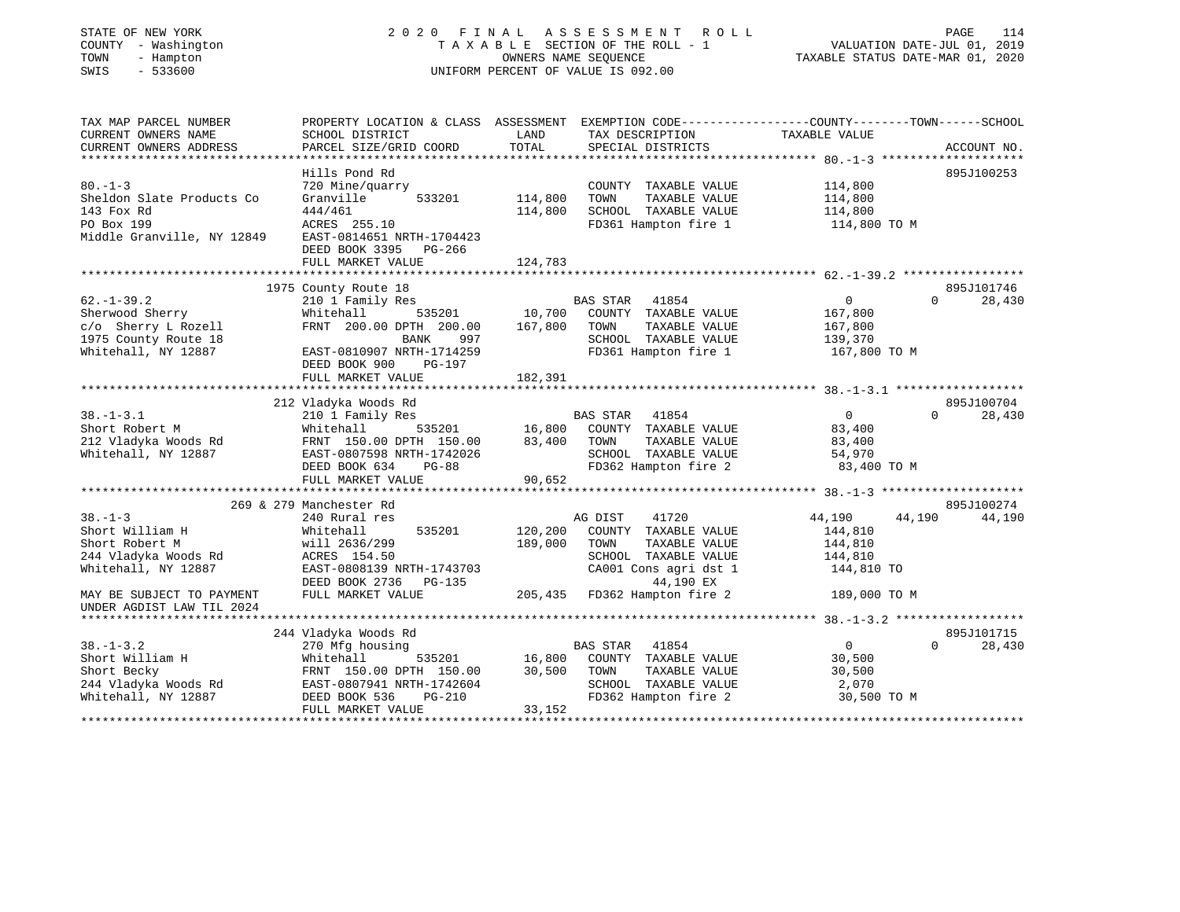STATE OF NEW YORK
COUNTY - Washington
TOWN - Hampton
SWIS - 533600

2020 FINAL ASSESSMENT ROLL
TAXABLE SECTION OF THE ROLL - 1
OWNERS NAME SEQUENCE
UNIFORM PERCENT OF VALUE IS 092.00

VALUATION DATE-JUL 01, 2019
TAXABLE STATUS DATE-MAR 01, 2020

```
TAX MAP PARCEL NUMBER          PROPERTY LOCATION & CLASS  ASSESSMENT  EXEMPTION CODE-----------------COUNTY--------TOWN------SCHOOL
CURRENT OWNERS NAME            SCHOOL DISTRICT              LAND      TAX DESCRIPTION             TAXABLE VALUE
CURRENT OWNERS ADDRESS         PARCEL SIZE/GRID COORD       TOTAL     SPECIAL DISTRICTS                                  ACCOUNT NO.
******************************************************************************************************* 80.-1-3 ********************
                               Hills Pond Rd                                                                          895J100253
80.-1-3                        720 Mine/quarry                        COUNTY  TAXABLE VALUE          114,800
Sheldon Slate Products Co      Granville       533201     114,800     TOWN    TAXABLE VALUE          114,800
143 Fox Rd                     444/461                    114,800     SCHOOL  TAXABLE VALUE          114,800
PO Box 199                     ACRES  255.10                          FD361 Hampton fire 1            114,800 TO M
Middle Granville, NY 12849     EAST-0814651 NRTH-1704423
                               DEED BOOK 3395   PG-266
                               FULL MARKET VALUE          124,783
******************************************************************************************************* 62.-1-39.2 *****************
                          1975 County Route 18                                                                        895J101746
62.-1-39.2                     210 1 Family Res                      BAS STAR   41854                  0            0      28,430
Sherwood Sherry                Whitehall       535201      10,700     COUNTY  TAXABLE VALUE          167,800
c/o  Sherry L Rozell           FRNT 200.00 DPTH 200.00    167,800     TOWN    TAXABLE VALUE          167,800
1975 County Route 18                       BANK     997               SCHOOL  TAXABLE VALUE          139,370
Whitehall, NY 12887            EAST-0810907 NRTH-1714259              FD361 Hampton fire 1            167,800 TO M
                               DEED BOOK 900    PG-197
                               FULL MARKET VALUE          182,391
******************************************************************************************************* 38.-1-3.1 ******************
                          212 Vladyka Woods Rd                                                                        895J100704
38.-1-3.1                      210 1 Family Res                      BAS STAR   41854                  0            0      28,430
Short Robert M                 Whitehall       535201      16,800     COUNTY  TAXABLE VALUE           83,400
212 Vladyka Woods Rd           FRNT 150.00 DPTH 150.00     83,400     TOWN    TAXABLE VALUE           83,400
Whitehall, NY 12887            EAST-0807598 NRTH-1742026              SCHOOL  TAXABLE VALUE           54,970
                               DEED BOOK 634    PG-88                 FD362 Hampton fire 2             83,400 TO M
                               FULL MARKET VALUE           90,652
******************************************************************************************************* 38.-1-3 ********************
                      269 & 279 Manchester Rd                                                                         895J100274
38.-1-3                        240 Rural res                          AG DIST    41720             44,190       44,190      44,190
Short William H                Whitehall       535201     120,200     COUNTY  TAXABLE VALUE          144,810
Short Robert M                 will 2636/299              189,000     TOWN    TAXABLE VALUE          144,810
244 Vladyka Woods Rd           ACRES  154.50                          SCHOOL  TAXABLE VALUE          144,810
Whitehall, NY 12887            EAST-0808139 NRTH-1743703              CA001 Cons agri dst 1           144,810 TO
                               DEED BOOK 2736   PG-135                      44,190 EX
MAY BE SUBJECT TO PAYMENT      FULL MARKET VALUE          205,435     FD362 Hampton fire 2            189,000 TO M
UNDER AGDIST LAW TIL 2024
******************************************************************************************************* 38.-1-3.2 ******************
                          244 Vladyka Woods Rd                                                                        895J101715
38.-1-3.2                      270 Mfg housing                       BAS STAR   41854                  0            0      28,430
Short William H                Whitehall       535201      16,800     COUNTY  TAXABLE VALUE           30,500
Short Becky                    FRNT 150.00 DPTH 150.00     30,500     TOWN    TAXABLE VALUE           30,500
244 Vladyka Woods Rd           EAST-0807941 NRTH-1742604              SCHOOL  TAXABLE VALUE            2,070
Whitehall, NY 12887            DEED BOOK 536    PG-210                FD362 Hampton fire 2             30,500 TO M
                               FULL MARKET VALUE           33,152
************************************************************************************************************************************
```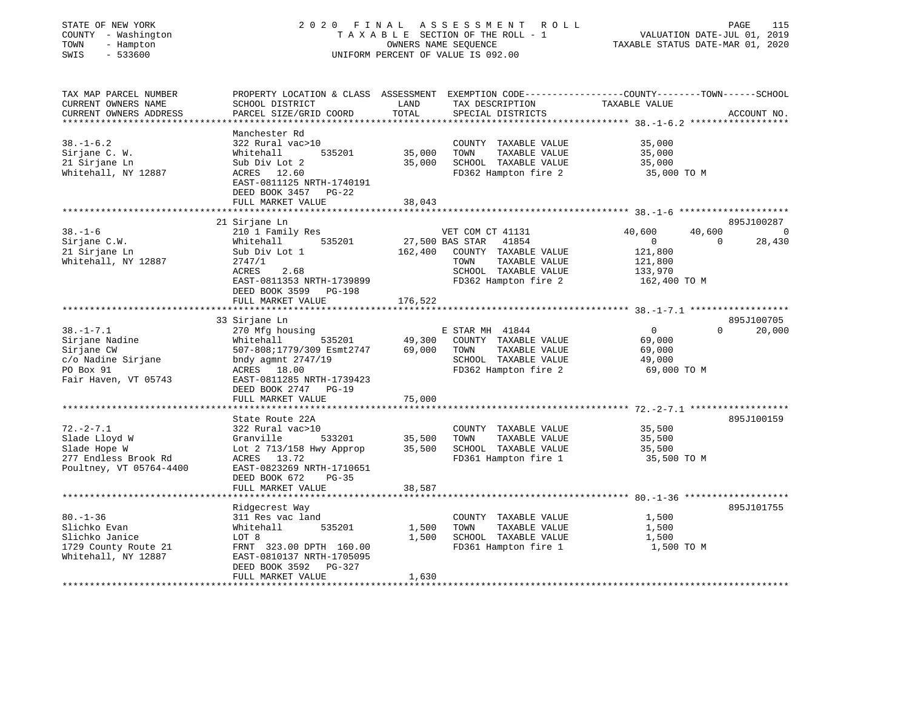STATE OF NEW YORK — 2020 FINAL ASSESSMENT ROLL — PAGE 115
COUNTY - Washington — TAXABLE SECTION OF THE ROLL - 1 — VALUATION DATE-JUL 01, 2019
TOWN - Hampton — OWNERS NAME SEQUENCE — TAXABLE STATUS DATE-MAR 01, 2020
SWIS - 533600 — UNIFORM PERCENT OF VALUE IS 092.00

| TAX MAP PARCEL NUMBER / CURRENT OWNERS NAME / CURRENT OWNERS ADDRESS | PROPERTY LOCATION & CLASS / SCHOOL DISTRICT / PARCEL SIZE/GRID COORD | ASSESSMENT LAND / TOTAL | EXEMPTION CODE / TAX DESCRIPTION / SPECIAL DISTRICTS | COUNTY | TOWN | SCHOOL / TAXABLE VALUE | ACCOUNT NO. |
|---|---|---|---|---|---|---|---|
| **38.-1-6.2** | Manchester Rd | | | | | | |
| 38.-1-6.2 | 322 Rural vac>10 | | COUNTY TAXABLE VALUE | 35,000 | | | |
| Sirjane C. W. | Whitehall 535201 | 35,000 | TOWN TAXABLE VALUE | | 35,000 | | |
| 21 Sirjane Ln | Sub Div Lot 2 | 35,000 | SCHOOL TAXABLE VALUE | | | 35,000 | |
| Whitehall, NY 12887 | ACRES 12.60 | | FD362 Hampton fire 2 | 35,000 TO M | | | |
| | EAST-0811125 NRTH-1740191 | | | | | | |
| | DEED BOOK 3457 PG-22 | | | | | | |
| | FULL MARKET VALUE | 38,043 | | | | | |
| **38.-1-6** | 21 Sirjane Ln | | | | | | 895J100287 |
| 38.-1-6 | 210 1 Family Res | | VET COM CT 41131 | 40,600 | 40,600 | 0 | |
| Sirjane C.W. | Whitehall 535201 | 27,500 | BAS STAR 41854 | 0 | 0 | 28,430 | |
| 21 Sirjane Ln | Sub Div Lot 1 | 162,400 | COUNTY TAXABLE VALUE | 121,800 | | | |
| Whitehall, NY 12887 | 2747/1 | | TOWN TAXABLE VALUE | | 121,800 | | |
| | ACRES 2.68 | | SCHOOL TAXABLE VALUE | | | 133,970 | |
| | EAST-0811353 NRTH-1739899 | | FD362 Hampton fire 2 | 162,400 TO M | | | |
| | DEED BOOK 3599 PG-198 | | | | | | |
| | FULL MARKET VALUE | 176,522 | | | | | |
| **38.-1-7.1** | 33 Sirjane Ln | | | | | | 895J100705 |
| 38.-1-7.1 | 270 Mfg housing | | E STAR MH 41844 | 0 | 0 | 20,000 | |
| Sirjane Nadine | Whitehall 535201 | 49,300 | COUNTY TAXABLE VALUE | 69,000 | | | |
| Sirjane CW | 507-808;1779/309 Esmt2747 | 69,000 | TOWN TAXABLE VALUE | | 69,000 | | |
| c/o Nadine Sirjane | bndy agmnt 2747/19 | | SCHOOL TAXABLE VALUE | | | 49,000 | |
| PO Box 91 | ACRES 18.00 | | FD362 Hampton fire 2 | 69,000 TO M | | | |
| Fair Haven, VT 05743 | EAST-0811285 NRTH-1739423 | | | | | | |
| | DEED BOOK 2747 PG-19 | | | | | | |
| | FULL MARKET VALUE | 75,000 | | | | | |
| **72.-2-7.1** | State Route 22A | | | | | | 895J100159 |
| 72.-2-7.1 | 322 Rural vac>10 | | COUNTY TAXABLE VALUE | 35,500 | | | |
| Slade Lloyd W | Granville 533201 | 35,500 | TOWN TAXABLE VALUE | | 35,500 | | |
| Slade Hope W | Lot 2 713/158 Hwy Approp | 35,500 | SCHOOL TAXABLE VALUE | | | 35,500 | |
| 277 Endless Brook Rd | ACRES 13.72 | | FD361 Hampton fire 1 | 35,500 TO M | | | |
| Poultney, VT 05764-4400 | EAST-0823269 NRTH-1710651 | | | | | | |
| | DEED BOOK 672 PG-35 | | | | | | |
| | FULL MARKET VALUE | 38,587 | | | | | |
| **80.-1-36** | Ridgecrest Way | | | | | | 895J101755 |
| 80.-1-36 | 311 Res vac land | | COUNTY TAXABLE VALUE | 1,500 | | | |
| Slichko Evan | Whitehall 535201 | 1,500 | TOWN TAXABLE VALUE | | 1,500 | | |
| Slichko Janice | LOT 8 | 1,500 | SCHOOL TAXABLE VALUE | | | 1,500 | |
| 1729 County Route 21 | FRNT 323.00 DPTH 160.00 | | FD361 Hampton fire 1 | 1,500 TO M | | | |
| Whitehall, NY 12887 | EAST-0810137 NRTH-1705095 | | | | | | |
| | DEED BOOK 3592 PG-327 | | | | | | |
| | FULL MARKET VALUE | 1,630 | | | | | |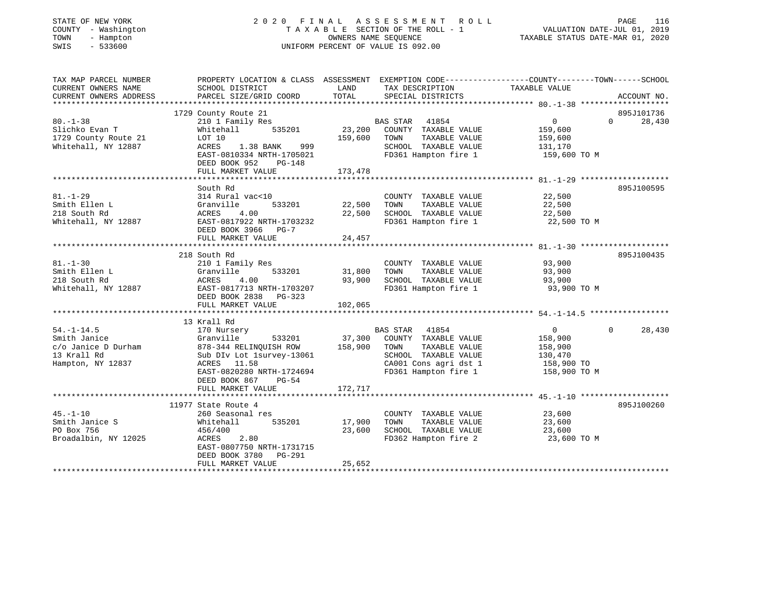STATE OF NEW YORK
COUNTY - Washington
TOWN - Hampton
SWIS - 533600

2020 FINAL ASSESSMENT ROLL
TAXABLE SECTION OF THE ROLL - 1
OWNERS NAME SEQUENCE
UNIFORM PERCENT OF VALUE IS 092.00

VALUATION DATE-JUL 01, 2019
TAXABLE STATUS DATE-MAR 01, 2020

| TAX MAP PARCEL NUMBER / CURRENT OWNERS NAME / CURRENT OWNERS ADDRESS | PROPERTY LOCATION & CLASS / SCHOOL DISTRICT / PARCEL SIZE/GRID COORD | ASSESSMENT LAND / TOTAL | EXEMPTION CODE / TAX DESCRIPTION / SPECIAL DISTRICTS | COUNTY / TOWN / SCHOOL TAXABLE VALUE | ACCOUNT NO. |
|---|---|---|---|---|---|
| 80.-1-38 | 1729 County Route 21 | | | | 895J101736 |
| Slichko Evan T | 210 1 Family Res | | BAS STAR 41854 | 0 0 28,430 | |
| 1729 County Route 21 | Whitehall 535201 | 23,200 | COUNTY TAXABLE VALUE | 159,600 | |
| Whitehall, NY 12887 | LOT 10 | 159,600 | TOWN TAXABLE VALUE | 159,600 | |
| | ACRES 1.38 BANK 999 | | SCHOOL TAXABLE VALUE | 131,170 | |
| | EAST-0810334 NRTH-1705021 | | FD361 Hampton fire 1 | 159,600 TO M | |
| | DEED BOOK 952 PG-148 | | | | |
| | FULL MARKET VALUE | 173,478 | | | |
| 81.-1-29 | South Rd | | | | 895J100595 |
| Smith Ellen L | 314 Rural vac<10 | | COUNTY TAXABLE VALUE | 22,500 | |
| 218 South Rd | Granville 533201 | 22,500 | TOWN TAXABLE VALUE | 22,500 | |
| Whitehall, NY 12887 | ACRES 4.00 | 22,500 | SCHOOL TAXABLE VALUE | 22,500 | |
| | EAST-0817922 NRTH-1703232 | | FD361 Hampton fire 1 | 22,500 TO M | |
| | DEED BOOK 3966 PG-7 | | | | |
| | FULL MARKET VALUE | 24,457 | | | |
| 81.-1-30 | 218 South Rd | | | | 895J100435 |
| Smith Ellen L | 210 1 Family Res | | COUNTY TAXABLE VALUE | 93,900 | |
| 218 South Rd | Granville 533201 | 31,800 | TOWN TAXABLE VALUE | 93,900 | |
| Whitehall, NY 12887 | ACRES 4.00 | 93,900 | SCHOOL TAXABLE VALUE | 93,900 | |
| | EAST-0817713 NRTH-1703207 | | FD361 Hampton fire 1 | 93,900 TO M | |
| | DEED BOOK 2838 PG-323 | | | | |
| | FULL MARKET VALUE | 102,065 | | | |
| 54.-1-14.5 | 13 Krall Rd | | | | |
| Smith Janice | 170 Nursery | | BAS STAR 41854 | 0 0 28,430 | |
| c/o Janice D Durham | Granville 533201 | 37,300 | COUNTY TAXABLE VALUE | 158,900 | |
| 13 Krall Rd | 878-344 RELINQUISH ROW | 158,900 | TOWN TAXABLE VALUE | 158,900 | |
| Hampton, NY 12837 | Sub DIv Lot 1survey-13061 | | SCHOOL TAXABLE VALUE | 130,470 | |
| | ACRES 11.58 | | CA001 Cons agri dst 1 | 158,900 TO | |
| | EAST-0820280 NRTH-1724694 | | FD361 Hampton fire 1 | 158,900 TO M | |
| | DEED BOOK 867 PG-54 | | | | |
| | FULL MARKET VALUE | 172,717 | | | |
| 45.-1-10 | 11977 State Route 4 | | | | 895J100260 |
| Smith Janice S | 260 Seasonal res | | COUNTY TAXABLE VALUE | 23,600 | |
| PO Box 756 | Whitehall 535201 | 17,900 | TOWN TAXABLE VALUE | 23,600 | |
| Broadalbin, NY 12025 | 456/400 | 23,600 | SCHOOL TAXABLE VALUE | 23,600 | |
| | ACRES 2.80 | | FD362 Hampton fire 2 | 23,600 TO M | |
| | EAST-0807750 NRTH-1731715 | | | | |
| | DEED BOOK 3780 PG-291 | | | | |
| | FULL MARKET VALUE | 25,652 | | | |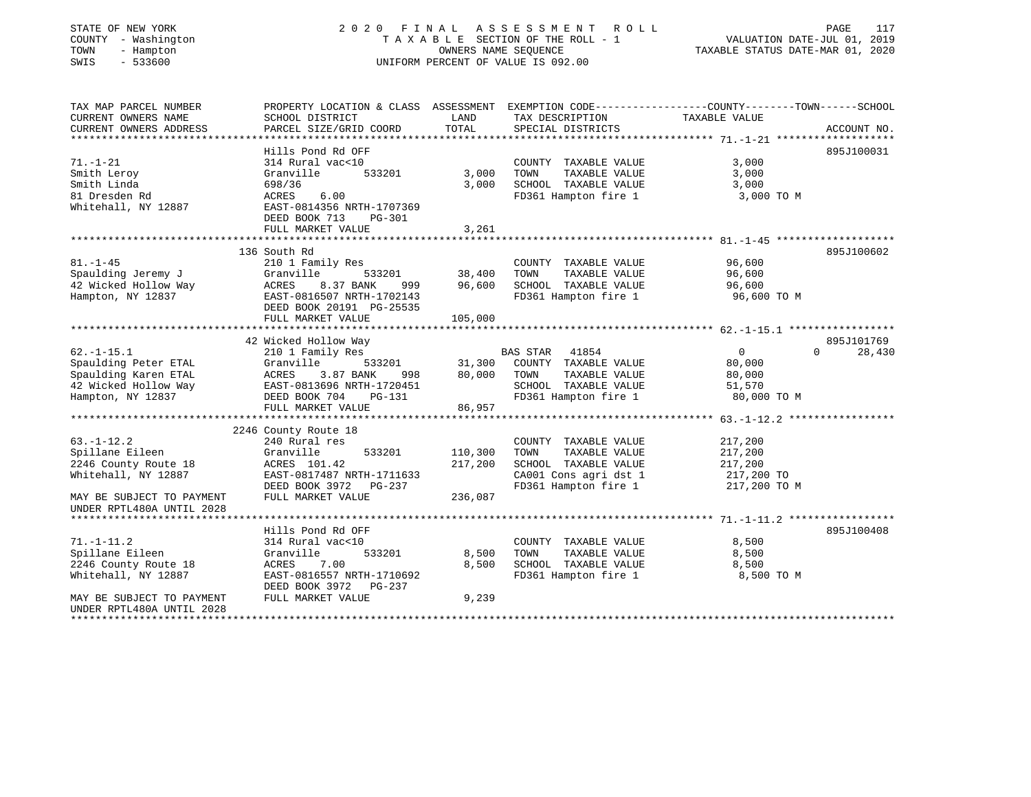STATE OF NEW YORK
COUNTY - Washington
TOWN - Hampton
SWIS - 533600

2020 FINAL ASSESSMENT ROLL
TAXABLE SECTION OF THE ROLL - 1
OWNERS NAME SEQUENCE
UNIFORM PERCENT OF VALUE IS 092.00

VALUATION DATE-JUL 01, 2019
TAXABLE STATUS DATE-MAR 01, 2020

| TAX MAP PARCEL NUMBER / CURRENT OWNERS NAME / CURRENT OWNERS ADDRESS | PROPERTY LOCATION & CLASS / SCHOOL DISTRICT / PARCEL SIZE/GRID COORD | ASSESSMENT LAND | TOTAL | EXEMPTION CODE / TAX DESCRIPTION / SPECIAL DISTRICTS | COUNTY / TOWN / SCHOOL TAXABLE VALUE | ACCOUNT NO. |
|---|---|---|---|---|---|---|
| 71.-1-21 | Hills Pond Rd OFF | | | | | 895J100031 |
| | 314 Rural vac<10 | | | COUNTY TAXABLE VALUE | 3,000 | |
| Smith Leroy | Granville 533201 | 3,000 | | TOWN TAXABLE VALUE | 3,000 | |
| Smith Linda | 698/36 | | 3,000 | SCHOOL TAXABLE VALUE | 3,000 | |
| 81 Dresden Rd | ACRES 6.00 | | | FD361 Hampton fire 1 | 3,000 TO M | |
| Whitehall, NY 12887 | EAST-0814356 NRTH-1707369 | | | | | |
| | DEED BOOK 713 PG-301 | | | | | |
| | FULL MARKET VALUE | | 3,261 | | | |
| 81.-1-45 | 136 South Rd | | | | | 895J100602 |
| | 210 1 Family Res | | | COUNTY TAXABLE VALUE | 96,600 | |
| Spaulding Jeremy J | Granville 533201 | 38,400 | | TOWN TAXABLE VALUE | 96,600 | |
| 42 Wicked Hollow Way | ACRES 8.37 BANK 999 | | 96,600 | SCHOOL TAXABLE VALUE | 96,600 | |
| Hampton, NY 12837 | EAST-0816507 NRTH-1702143 | | | FD361 Hampton fire 1 | 96,600 TO M | |
| | DEED BOOK 20191 PG-25535 | | | | | |
| | FULL MARKET VALUE | | 105,000 | | | |
| 62.-1-15.1 | 42 Wicked Hollow Way | | | | | 895J101769 |
| | 210 1 Family Res | | | BAS STAR 41854 | 0 / 0 / 28,430 | |
| Spaulding Peter ETAL | Granville 533201 | 31,300 | | COUNTY TAXABLE VALUE | 80,000 | |
| Spaulding Karen ETAL | ACRES 3.87 BANK 998 | | 80,000 | TOWN TAXABLE VALUE | 80,000 | |
| 42 Wicked Hollow Way | EAST-0813696 NRTH-1720451 | | | SCHOOL TAXABLE VALUE | 51,570 | |
| Hampton, NY 12837 | DEED BOOK 704 PG-131 | | | FD361 Hampton fire 1 | 80,000 TO M | |
| | FULL MARKET VALUE | | 86,957 | | | |
| 63.-1-12.2 | 2246 County Route 18 | | | | | |
| | 240 Rural res | | | COUNTY TAXABLE VALUE | 217,200 | |
| Spillane Eileen | Granville 533201 | 110,300 | | TOWN TAXABLE VALUE | 217,200 | |
| 2246 County Route 18 | ACRES 101.42 | | 217,200 | SCHOOL TAXABLE VALUE | 217,200 | |
| Whitehall, NY 12887 | EAST-0817487 NRTH-1711633 | | | CA001 Cons agri dst 1 | 217,200 TO | |
| | DEED BOOK 3972 PG-237 | | | FD361 Hampton fire 1 | 217,200 TO M | |
| MAY BE SUBJECT TO PAYMENT UNDER RPTL480A UNTIL 2028 | FULL MARKET VALUE | | 236,087 | | | |
| 71.-1-11.2 | Hills Pond Rd OFF | | | | | 895J100408 |
| | 314 Rural vac<10 | | | COUNTY TAXABLE VALUE | 8,500 | |
| Spillane Eileen | Granville 533201 | 8,500 | | TOWN TAXABLE VALUE | 8,500 | |
| 2246 County Route 18 | ACRES 7.00 | | 8,500 | SCHOOL TAXABLE VALUE | 8,500 | |
| Whitehall, NY 12887 | EAST-0816557 NRTH-1710692 | | | FD361 Hampton fire 1 | 8,500 TO M | |
| | DEED BOOK 3972 PG-237 | | | | | |
| MAY BE SUBJECT TO PAYMENT UNDER RPTL480A UNTIL 2028 | FULL MARKET VALUE | | 9,239 | | | |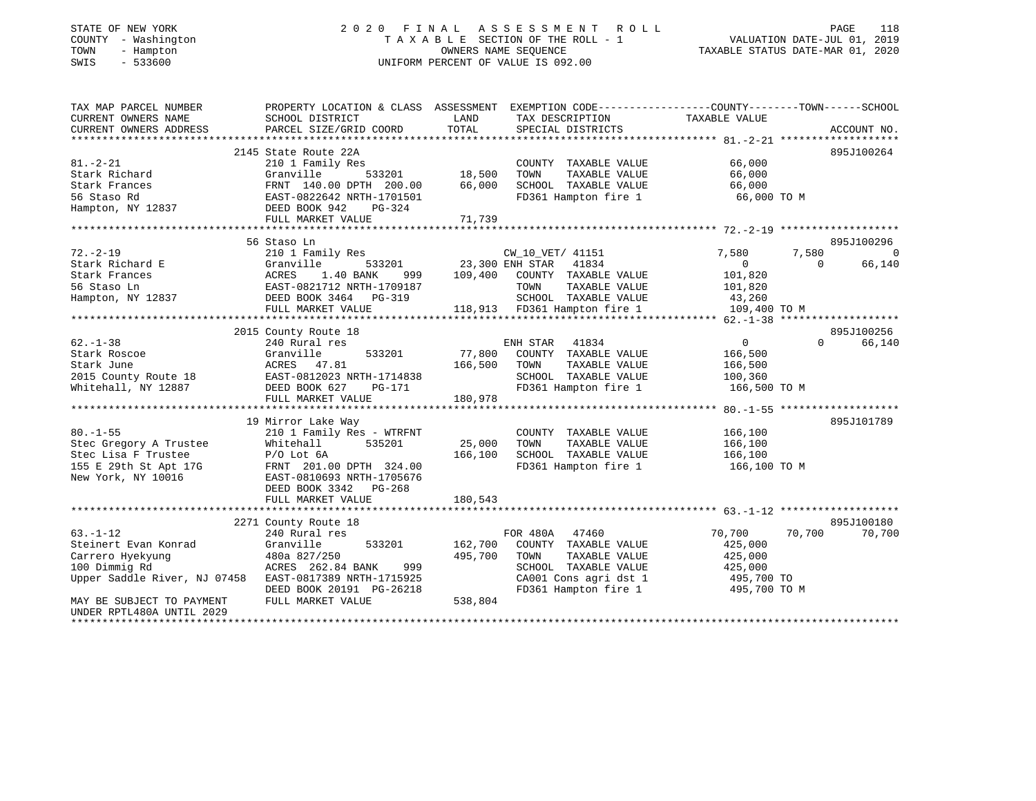STATE OF NEW YORK
COUNTY - Washington
TOWN - Hampton
SWIS - 533600

2 0 2 0 F I N A L A S S E S S M E N T R O L L
T A X A B L E SECTION OF THE ROLL - 1
OWNERS NAME SEQUENCE
UNIFORM PERCENT OF VALUE IS 092.00

VALUATION DATE-JUL 01, 2019
TAXABLE STATUS DATE-MAR 01, 2020

```
TAX MAP PARCEL NUMBER          PROPERTY LOCATION & CLASS  ASSESSMENT  EXEMPTION CODE------------------COUNTY--------TOWN------SCHOOL
CURRENT OWNERS NAME            SCHOOL DISTRICT               LAND      TAX DESCRIPTION                 TAXABLE VALUE
CURRENT OWNERS ADDRESS         PARCEL SIZE/GRID COORD        TOTAL     SPECIAL DISTRICTS                                     ACCOUNT NO.
*********************************************************************************************** 81.-2-21 ******************
                               2145 State Route 22A                                                                         895J100264
81.-2-21                       210 1 Family Res                        COUNTY  TAXABLE VALUE              66,000
Stark Richard                  Granville         533201       18,500   TOWN    TAXABLE VALUE              66,000
Stark Frances                  FRNT 140.00 DPTH 200.00        66,000   SCHOOL  TAXABLE VALUE              66,000
56 Staso Rd                    EAST-0822642 NRTH-1701501               FD361 Hampton fire 1               66,000 TO M
Hampton, NY 12837              DEED BOOK 942     PG-324
                               FULL MARKET VALUE              71,739
*********************************************************************************************** 72.-2-19 ******************
                               56 Staso Ln                                                                                  895J100296
72.-2-19                       210 1 Family Res                        CW_10_VET/ 41151                   7,580     7,580          0
Stark Richard E                Granville         533201       23,300 ENH STAR   41834                     0         0         66,140
Stark Frances                  ACRES    1.40 BANK     999    109,400   COUNTY  TAXABLE VALUE             101,820
56 Staso Ln                    EAST-0821712 NRTH-1709187               TOWN    TAXABLE VALUE             101,820
Hampton, NY 12837              DEED BOOK 3464    PG-319                SCHOOL  TAXABLE VALUE              43,260
                               FULL MARKET VALUE             118,913   FD361 Hampton fire 1              109,400 TO M
*********************************************************************************************** 62.-1-38 ******************
                               2015 County Route 18                                                                         895J100256
62.-1-38                       240 Rural res                           ENH STAR   41834                     0         0         66,140
Stark Roscoe                   Granville         533201       77,800   COUNTY  TAXABLE VALUE             166,500
Stark June                     ACRES   47.81                 166,500   TOWN    TAXABLE VALUE             166,500
2015 County Route 18           EAST-0812023 NRTH-1714838               SCHOOL  TAXABLE VALUE             100,360
Whitehall, NY 12887            DEED BOOK 627     PG-171                FD361 Hampton fire 1              166,500 TO M
                               FULL MARKET VALUE             180,978
*********************************************************************************************** 80.-1-55 ******************
                               19 Mirror Lake Way                                                                           895J101789
80.-1-55                       210 1 Family Res - WTRFNT               COUNTY  TAXABLE VALUE             166,100
Stec Gregory A Trustee         Whitehall         535201       25,000   TOWN    TAXABLE VALUE             166,100
Stec Lisa F Trustee            P/O Lot 6A                    166,100   SCHOOL  TAXABLE VALUE             166,100
155 E 29th St Apt 17G          FRNT 201.00 DPTH 324.00                 FD361 Hampton fire 1              166,100 TO M
New York, NY 10016             EAST-0810693 NRTH-1705676
                               DEED BOOK 3342    PG-268
                               FULL MARKET VALUE             180,543
*********************************************************************************************** 63.-1-12 ******************
                               2271 County Route 18                                                                         895J100180
63.-1-12                       240 Rural res                           FOR 480A   47460                70,700    70,700         70,700
Steinert Evan Konrad           Granville         533201      162,700   COUNTY  TAXABLE VALUE             425,000
Carrero Hyekyung               480a 827/250                  495,700   TOWN    TAXABLE VALUE             425,000
100 Dimmig Rd                  ACRES  262.84 BANK     999              SCHOOL  TAXABLE VALUE             425,000
Upper Saddle River, NJ 07458   EAST-0817389 NRTH-1715925               CA001 Cons agri dst 1             495,700 TO
                               DEED BOOK 20191 PG-26218                FD361 Hampton fire 1              495,700 TO M
MAY BE SUBJECT TO PAYMENT      FULL MARKET VALUE             538,804
UNDER RPTL480A UNTIL 2029
****************************************************************************************************************************
```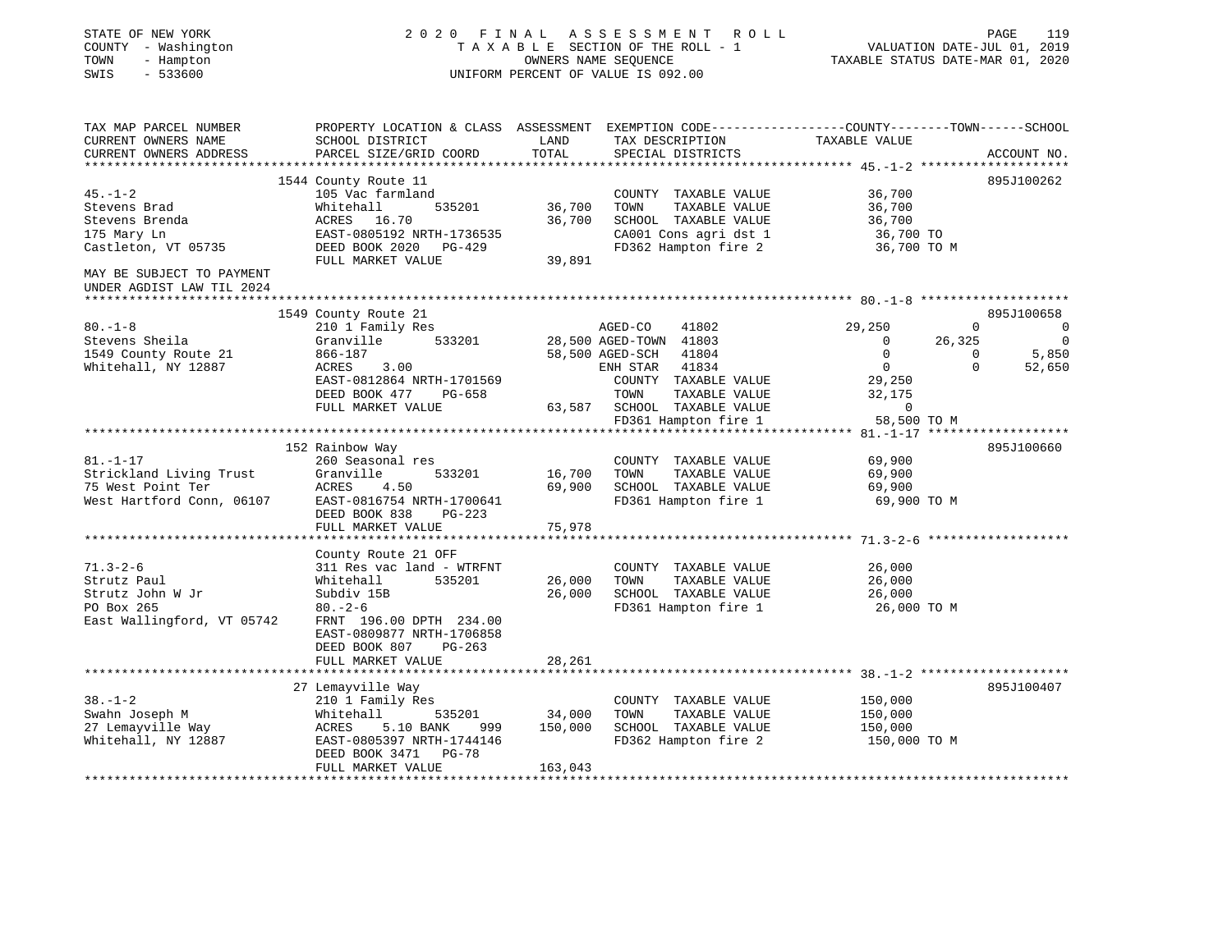STATE OF NEW YORK
COUNTY - Washington
TOWN - Hampton
SWIS - 533600

2020 FINAL ASSESSMENT ROLL
TAXABLE SECTION OF THE ROLL - 1
OWNERS NAME SEQUENCE
UNIFORM PERCENT OF VALUE IS 092.00

VALUATION DATE-JUL 01, 2019
TAXABLE STATUS DATE-MAR 01, 2020

```
TAX MAP PARCEL NUMBER          PROPERTY LOCATION & CLASS  ASSESSMENT  EXEMPTION CODE------------------COUNTY--------TOWN------SCHOOL
CURRENT OWNERS NAME            SCHOOL DISTRICT              LAND      TAX DESCRIPTION            TAXABLE VALUE
CURRENT OWNERS ADDRESS         PARCEL SIZE/GRID COORD       TOTAL     SPECIAL DISTRICTS                                     ACCOUNT NO.
******************************************************************************************************* 45.-1-2 ********************
                               1544 County Route 11                                                                       895J100262
45.-1-2                        105 Vac farmland                        COUNTY  TAXABLE VALUE          36,700
Stevens Brad                   Whitehall        535201      36,700    TOWN    TAXABLE VALUE          36,700
Stevens Brenda                 ACRES   16.70                36,700    SCHOOL  TAXABLE VALUE          36,700
175 Mary Ln                    EAST-0805192 NRTH-1736535               CA001 Cons agri dst 1           36,700 TO
Castleton, VT 05735            DEED BOOK 2020   PG-429                 FD362 Hampton fire 2            36,700 TO M
                               FULL MARKET VALUE            39,891
MAY BE SUBJECT TO PAYMENT
UNDER AGDIST LAW TIL 2024
******************************************************************************************************* 80.-1-8 ********************
                               1549 County Route 21                                                                       895J100658
80.-1-8                        210 1 Family Res                  AGED-CO     41802           29,250           0            0
Stevens Sheila                 Granville        533201      28,500 AGED-TOWN 41803                0      26,325            0
1549 County Route 21           866-187                      58,500 AGED-SCH  41804                0           0        5,850
Whitehall, NY 12887            ACRES    3.00                      ENH STAR  41834                0           0       52,650
                               EAST-0812864 NRTH-1701569               COUNTY  TAXABLE VALUE          29,250
                               DEED BOOK 477    PG-658                 TOWN    TAXABLE VALUE          32,175
                               FULL MARKET VALUE            63,587    SCHOOL  TAXABLE VALUE               0
                                                                       FD361 Hampton fire 1            58,500 TO M
******************************************************************************************************* 81.-1-17 *******************
                               152 Rainbow Way                                                                            895J100660
81.-1-17                       260 Seasonal res                        COUNTY  TAXABLE VALUE          69,900
Strickland Living Trust        Granville        533201      16,700    TOWN    TAXABLE VALUE          69,900
75 West Point Ter              ACRES    4.50                69,900    SCHOOL  TAXABLE VALUE          69,900
West Hartford Conn, 06107      EAST-0816754 NRTH-1700641               FD361 Hampton fire 1            69,900 TO M
                               DEED BOOK 838    PG-223
                               FULL MARKET VALUE            75,978
******************************************************************************************************* 71.3-2-6 *******************
                               County Route 21 OFF
71.3-2-6                       311 Res vac land - WTRFNT               COUNTY  TAXABLE VALUE          26,000
Strutz Paul                    Whitehall        535201      26,000    TOWN    TAXABLE VALUE          26,000
Strutz John W Jr               Subdiv 15B                   26,000    SCHOOL  TAXABLE VALUE          26,000
PO Box 265                     80.-2-6                                 FD361 Hampton fire 1            26,000 TO M
East Wallingford, VT 05742     FRNT 196.00 DPTH 234.00
                               EAST-0809877 NRTH-1706858
                               DEED BOOK 807    PG-263
                               FULL MARKET VALUE            28,261
******************************************************************************************************* 38.-1-2 ********************
                               27 Lemayville Way                                                                          895J100407
38.-1-2                        210 1 Family Res                        COUNTY  TAXABLE VALUE         150,000
Swahn Joseph M                 Whitehall        535201      34,000    TOWN    TAXABLE VALUE         150,000
27 Lemayville Way              ACRES    5.10 BANK    999   150,000    SCHOOL  TAXABLE VALUE         150,000
Whitehall, NY 12887            EAST-0805397 NRTH-1744146               FD362 Hampton fire 2           150,000 TO M
                               DEED BOOK 3471   PG-78
                               FULL MARKET VALUE           163,043
************************************************************************************************************************************
```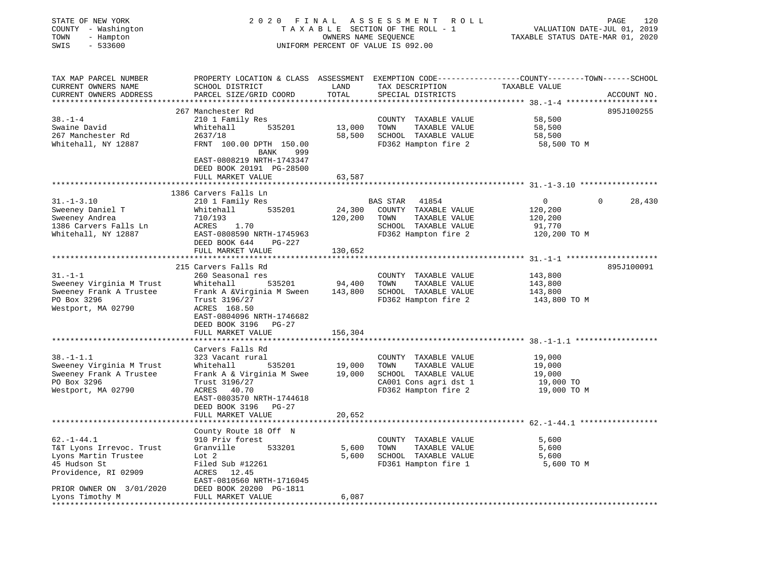STATE OF NEW YORK
COUNTY - Washington
TOWN - Hampton
SWIS - 533600

2020 FINAL ASSESSMENT ROLL
TAXABLE SECTION OF THE ROLL - 1
OWNERS NAME SEQUENCE
UNIFORM PERCENT OF VALUE IS 092.00

VALUATION DATE-JUL 01, 2019
TAXABLE STATUS DATE-MAR 01, 2020

```
TAX MAP PARCEL NUMBER          PROPERTY LOCATION & CLASS  ASSESSMENT  EXEMPTION CODE-----------------COUNTY--------TOWN------SCHOOL
CURRENT OWNERS NAME            SCHOOL DISTRICT               LAND      TAX DESCRIPTION            TAXABLE VALUE
CURRENT OWNERS ADDRESS         PARCEL SIZE/GRID COORD        TOTAL     SPECIAL DISTRICTS                                  ACCOUNT NO.
*********************************************************************************************** 38.-1-4 *******************
                               267 Manchester Rd                                                                   895J100255
38.-1-4                        210 1 Family Res                        COUNTY  TAXABLE VALUE          58,500
Swaine David                   Whitehall        535201        13,000   TOWN    TAXABLE VALUE          58,500
267 Manchester Rd              2637/18                        58,500   SCHOOL  TAXABLE VALUE          58,500
Whitehall, NY 12887            FRNT 100.00 DPTH 150.00                 FD362 Hampton fire 2           58,500 TO M
                                         BANK     999
                               EAST-0808219 NRTH-1743347
                               DEED BOOK 20191 PG-28500
                               FULL MARKET VALUE              63,587
*********************************************************************************************** 31.-1-3.10 ****************
                               1386 Carvers Falls Ln
31.-1-3.10                     210 1 Family Res                        BAS STAR  41854                     0           0      28,430
Sweeney Daniel T               Whitehall        535201        24,300   COUNTY  TAXABLE VALUE         120,200
Sweeney Andrea                 710/193                       120,200   TOWN    TAXABLE VALUE         120,200
1386 Carvers Falls Ln          ACRES    1.70                           SCHOOL  TAXABLE VALUE          91,770
Whitehall, NY 12887            EAST-0808590 NRTH-1745963               FD362 Hampton fire 2          120,200 TO M
                               DEED BOOK 644    PG-227
                               FULL MARKET VALUE             130,652
*********************************************************************************************** 31.-1-1 *******************
                               215 Carvers Falls Rd                                                                895J100091
31.-1-1                        260 Seasonal res                        COUNTY  TAXABLE VALUE         143,800
Sweeney Virginia M Trust       Whitehall        535201        94,400   TOWN    TAXABLE VALUE         143,800
Sweeney Frank A Trustee        Frank A &Virginia M Sween     143,800   SCHOOL  TAXABLE VALUE         143,800
PO Box 3296                    Trust 3196/27                           FD362 Hampton fire 2          143,800 TO M
Westport, MA 02790             ACRES  168.50
                               EAST-0804096 NRTH-1746682
                               DEED BOOK 3196   PG-27
                               FULL MARKET VALUE             156,304
*********************************************************************************************** 38.-1-1.1 *****************
                               Carvers Falls Rd
38.-1-1.1                      323 Vacant rural                        COUNTY  TAXABLE VALUE          19,000
Sweeney Virginia M Trust       Whitehall        535201        19,000   TOWN    TAXABLE VALUE          19,000
Sweeney Frank A Trustee        Frank A & Virginia M Swee      19,000   SCHOOL  TAXABLE VALUE          19,000
PO Box 3296                    Trust 3196/27                           CA001 Cons agri dst 1          19,000 TO
Westport, MA 02790             ACRES   40.70                           FD362 Hampton fire 2           19,000 TO M
                               EAST-0803570 NRTH-1744618
                               DEED BOOK 3196   PG-27
                               FULL MARKET VALUE              20,652
*********************************************************************************************** 62.-1-44.1 ****************
                               County Route 18 Off  N
62.-1-44.1                     910 Priv forest                         COUNTY  TAXABLE VALUE           5,600
T&T Lyons Irrevoc. Trust       Granville        533201         5,600   TOWN    TAXABLE VALUE           5,600
Lyons Martin Trustee           Lot 2                           5,600   SCHOOL  TAXABLE VALUE           5,600
45 Hudson St                   Filed Sub #12261                        FD361 Hampton fire 1            5,600 TO M
Providence, RI 02909           ACRES   12.45
                               EAST-0810560 NRTH-1716045
PRIOR OWNER ON 3/01/2020       DEED BOOK 20200 PG-1811
Lyons Timothy M                FULL MARKET VALUE               6,087
*****************************************************************************************************************************
```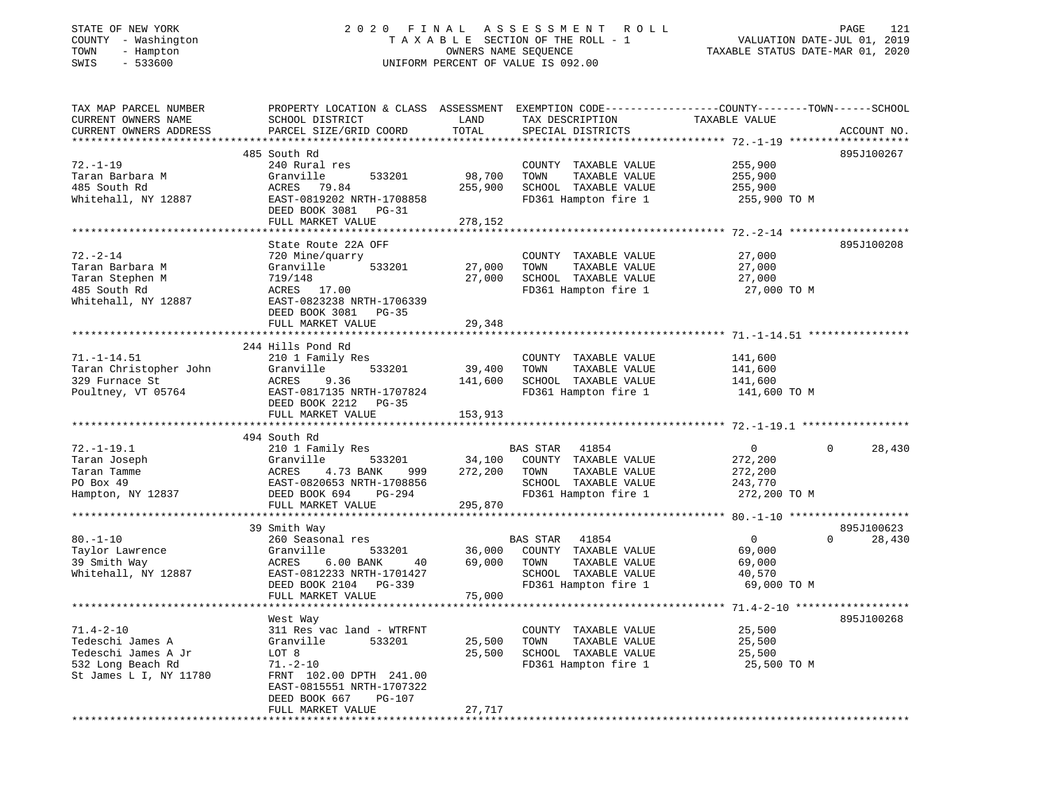STATE OF NEW YORK | 2020 FINAL ASSESSMENT ROLL | VALUATION DATE-JUL 01, 2019
COUNTY - Washington | TAXABLE SECTION OF THE ROLL - 1 | TAXABLE STATUS DATE-MAR 01, 2020
TOWN - Hampton | OWNERS NAME SEQUENCE
SWIS - 533600 | UNIFORM PERCENT OF VALUE IS 092.00

```
TAX MAP PARCEL NUMBER          PROPERTY LOCATION & CLASS  ASSESSMENT  EXEMPTION CODE-----------------COUNTY--------TOWN------SCHOOL
CURRENT OWNERS NAME            SCHOOL DISTRICT               LAND      TAX DESCRIPTION             TAXABLE VALUE
CURRENT OWNERS ADDRESS         PARCEL SIZE/GRID COORD        TOTAL     SPECIAL DISTRICTS                                    ACCOUNT NO.
******************************************************************************************************* 72.-1-19 *******************
                               485 South Rd                                                                                  895J100267
72.-1-19                       240 Rural res                           COUNTY  TAXABLE VALUE            255,900
Taran Barbara M                Granville        533201      98,700     TOWN    TAXABLE VALUE            255,900
485 South Rd                   ACRES  79.84                255,900     SCHOOL  TAXABLE VALUE            255,900
Whitehall, NY 12887            EAST-0819202 NRTH-1708858               FD361 Hampton fire 1              255,900 TO M
                               DEED BOOK 3081   PG-31
                               FULL MARKET VALUE           278,152
******************************************************************************************************* 72.-2-14 *******************
                               State Route 22A OFF                                                                           895J100208
72.-2-14                       720 Mine/quarry                         COUNTY  TAXABLE VALUE             27,000
Taran Barbara M                Granville        533201      27,000     TOWN    TAXABLE VALUE             27,000
Taran Stephen M                719/148                      27,000     SCHOOL  TAXABLE VALUE             27,000
485 South Rd                   ACRES  17.00                            FD361 Hampton fire 1               27,000 TO M
Whitehall, NY 12887            EAST-0823238 NRTH-1706339
                               DEED BOOK 3081   PG-35
                               FULL MARKET VALUE            29,348
******************************************************************************************************* 71.-1-14.51 ****************
                               244 Hills Pond Rd
71.-1-14.51                    210 1 Family Res                        COUNTY  TAXABLE VALUE            141,600
Taran Christopher John         Granville        533201      39,400     TOWN    TAXABLE VALUE            141,600
329 Furnace St                 ACRES   9.36                141,600     SCHOOL  TAXABLE VALUE            141,600
Poultney, VT 05764             EAST-0817135 NRTH-1707824               FD361 Hampton fire 1              141,600 TO M
                               DEED BOOK 2212   PG-35
                               FULL MARKET VALUE           153,913
******************************************************************************************************* 72.-1-19.1 *****************
                               494 South Rd
72.-1-19.1                     210 1 Family Res                        BAS STAR   41854                       0             0      28,430
Taran Joseph                   Granville        533201      34,100     COUNTY  TAXABLE VALUE            272,200
Taran Tamme                    ACRES   4.73 BANK     999   272,200     TOWN    TAXABLE VALUE            272,200
PO Box 49                      EAST-0820653 NRTH-1708856               SCHOOL  TAXABLE VALUE            243,770
Hampton, NY 12837              DEED BOOK 694    PG-294                 FD361 Hampton fire 1              272,200 TO M
                               FULL MARKET VALUE           295,870
******************************************************************************************************* 80.-1-10 *******************
                               39 Smith Way                                                                                  895J100623
80.-1-10                       260 Seasonal res                        BAS STAR   41854                       0             0      28,430
Taylor Lawrence                Granville        533201      36,000     COUNTY  TAXABLE VALUE             69,000
39 Smith Way                   ACRES   6.00 BANK      40    69,000     TOWN    TAXABLE VALUE             69,000
Whitehall, NY 12887            EAST-0812233 NRTH-1701427               SCHOOL  TAXABLE VALUE             40,570
                               DEED BOOK 2104   PG-339                 FD361 Hampton fire 1               69,000 TO M
                               FULL MARKET VALUE            75,000
******************************************************************************************************* 71.4-2-10 ******************
                               West Way                                                                                      895J100268
71.4-2-10                      311 Res vac land - WTRFNT               COUNTY  TAXABLE VALUE             25,500
Tedeschi James A               Granville        533201      25,500     TOWN    TAXABLE VALUE             25,500
Tedeschi James A Jr            LOT 8                        25,500     SCHOOL  TAXABLE VALUE             25,500
532 Long Beach Rd              71.-2-10                                FD361 Hampton fire 1               25,500 TO M
St James L I, NY 11780         FRNT 102.00 DPTH 241.00
                               EAST-0815551 NRTH-1707322
                               DEED BOOK 667    PG-107
                               FULL MARKET VALUE            27,717
************************************************************************************************************************************
```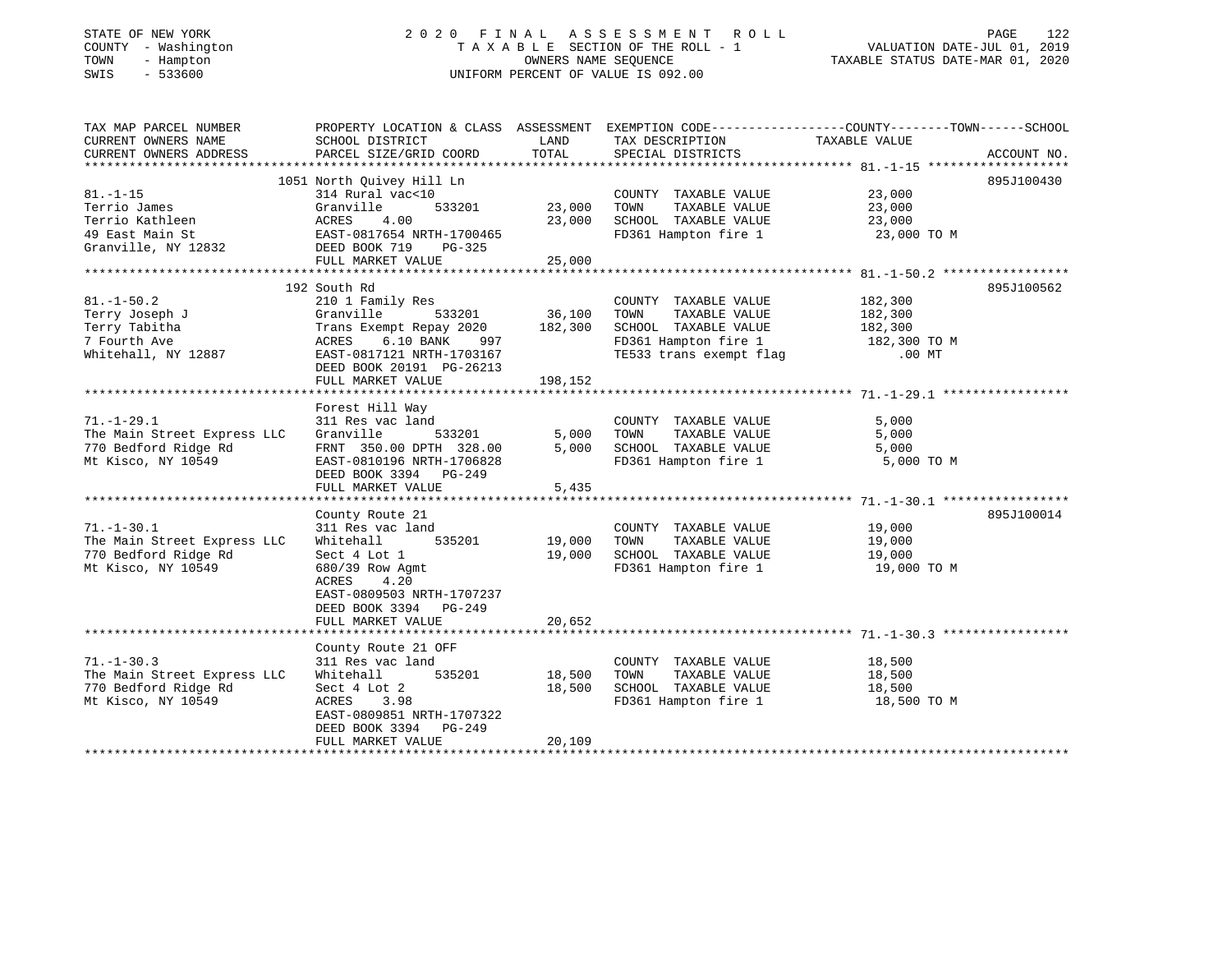STATE OF NEW YORK
COUNTY - Washington
TOWN - Hampton
SWIS - 533600

# 2020 FINAL ASSESSMENT ROLL

TAXABLE SECTION OF THE ROLL - 1
OWNERS NAME SEQUENCE
UNIFORM PERCENT OF VALUE IS 092.00

VALUATION DATE-JUL 01, 2019
TAXABLE STATUS DATE-MAR 01, 2020

| TAX MAP PARCEL NUMBER / CURRENT OWNERS NAME / CURRENT OWNERS ADDRESS | PROPERTY LOCATION & CLASS / SCHOOL DISTRICT / PARCEL SIZE/GRID COORD | ASSESSMENT LAND | TOTAL | EXEMPTION CODE / TAX DESCRIPTION / SPECIAL DISTRICTS | TAXABLE VALUE (COUNTY--TOWN--SCHOOL) | ACCOUNT NO. |
|---|---|---|---|---|---|---|
| 81.-1-15 | 1051 North Quivey Hill Ln | | | | | 895J100430 |
| Terrio James | 314 Rural vac<10 | | | COUNTY TAXABLE VALUE | 23,000 | |
| Terrio Kathleen | Granville 533201 | 23,000 | | TOWN TAXABLE VALUE | 23,000 | |
| 49 East Main St | ACRES 4.00 | | 23,000 | SCHOOL TAXABLE VALUE | 23,000 | |
| Granville, NY 12832 | EAST-0817654 NRTH-1700465 | | | FD361 Hampton fire 1 | 23,000 TO M | |
| | DEED BOOK 719 PG-325 | | | | | |
| | FULL MARKET VALUE | | 25,000 | | | |
| 81.-1-50.2 | 192 South Rd | | | | | 895J100562 |
| Terry Joseph J | 210 1 Family Res | | | COUNTY TAXABLE VALUE | 182,300 | |
| Terry Tabitha | Granville 533201 | 36,100 | | TOWN TAXABLE VALUE | 182,300 | |
| 7 Fourth Ave | Trans Exempt Repay 2020 | | 182,300 | SCHOOL TAXABLE VALUE | 182,300 | |
| Whitehall, NY 12887 | ACRES 6.10 BANK 997 | | | FD361 Hampton fire 1 | 182,300 TO M | |
| | EAST-0817121 NRTH-1703167 | | | TE533 trans exempt flag | .00 MT | |
| | DEED BOOK 20191 PG-26213 | | | | | |
| | FULL MARKET VALUE | | 198,152 | | | |
| 71.-1-29.1 | Forest Hill Way | | | | | |
| The Main Street Express LLC | 311 Res vac land | | | COUNTY TAXABLE VALUE | 5,000 | |
| 770 Bedford Ridge Rd | Granville 533201 | 5,000 | | TOWN TAXABLE VALUE | 5,000 | |
| Mt Kisco, NY 10549 | FRNT 350.00 DPTH 328.00 | | 5,000 | SCHOOL TAXABLE VALUE | 5,000 | |
| | EAST-0810196 NRTH-1706828 | | | FD361 Hampton fire 1 | 5,000 TO M | |
| | DEED BOOK 3394 PG-249 | | | | | |
| | FULL MARKET VALUE | | 5,435 | | | |
| 71.-1-30.1 | County Route 21 | | | | | 895J100014 |
| The Main Street Express LLC | 311 Res vac land | | | COUNTY TAXABLE VALUE | 19,000 | |
| 770 Bedford Ridge Rd | Whitehall 535201 | 19,000 | | TOWN TAXABLE VALUE | 19,000 | |
| Mt Kisco, NY 10549 | Sect 4 Lot 1 | | 19,000 | SCHOOL TAXABLE VALUE | 19,000 | |
| | 680/39 Row Agmt | | | FD361 Hampton fire 1 | 19,000 TO M | |
| | ACRES 4.20 | | | | | |
| | EAST-0809503 NRTH-1707237 | | | | | |
| | DEED BOOK 3394 PG-249 | | | | | |
| | FULL MARKET VALUE | | 20,652 | | | |
| 71.-1-30.3 | County Route 21 OFF | | | | | |
| The Main Street Express LLC | 311 Res vac land | | | COUNTY TAXABLE VALUE | 18,500 | |
| 770 Bedford Ridge Rd | Whitehall 535201 | 18,500 | | TOWN TAXABLE VALUE | 18,500 | |
| Mt Kisco, NY 10549 | Sect 4 Lot 2 | | 18,500 | SCHOOL TAXABLE VALUE | 18,500 | |
| | ACRES 3.98 | | | FD361 Hampton fire 1 | 18,500 TO M | |
| | EAST-0809851 NRTH-1707322 | | | | | |
| | DEED BOOK 3394 PG-249 | | | | | |
| | FULL MARKET VALUE | | 20,109 | | | |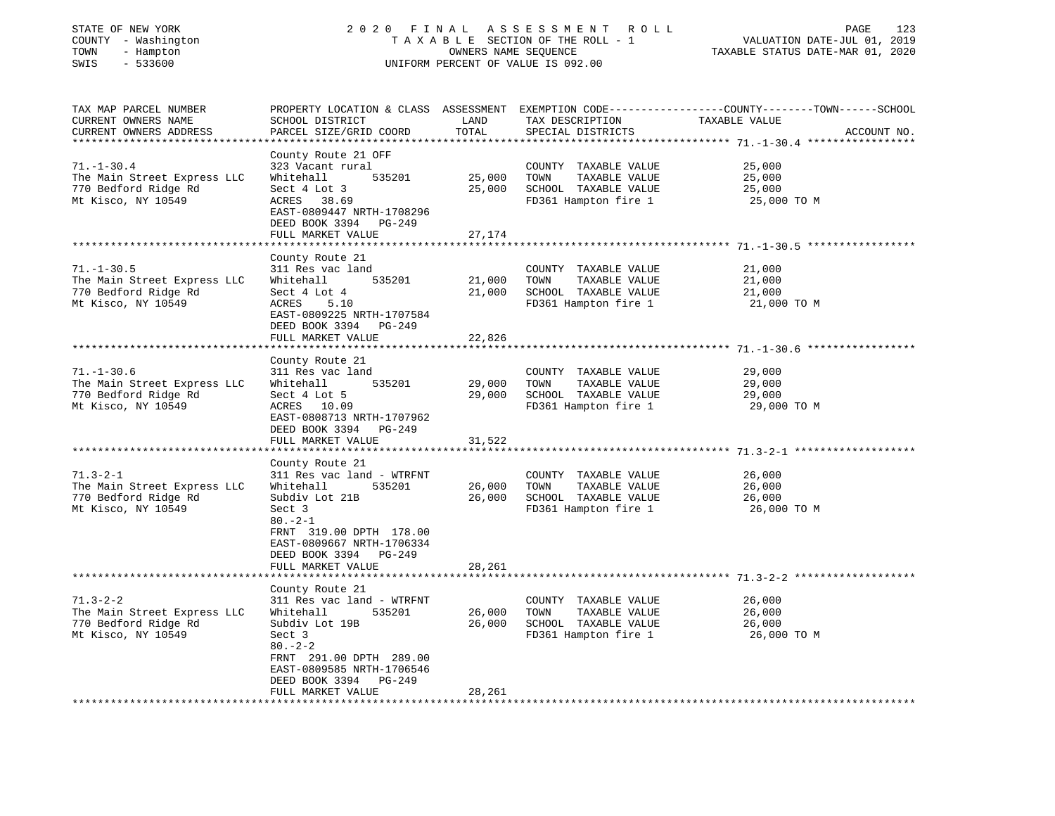STATE OF NEW YORK
COUNTY - Washington
TOWN - Hampton
SWIS - 533600

2020 FINAL ASSESSMENT ROLL
TAXABLE SECTION OF THE ROLL - 1
OWNERS NAME SEQUENCE
UNIFORM PERCENT OF VALUE IS 092.00

VALUATION DATE-JUL 01, 2019
TAXABLE STATUS DATE-MAR 01, 2020

| TAX MAP PARCEL NUMBER<br>CURRENT OWNERS NAME<br>CURRENT OWNERS ADDRESS | PROPERTY LOCATION & CLASS<br>SCHOOL DISTRICT<br>PARCEL SIZE/GRID COORD | ASSESSMENT<br>LAND<br>TOTAL | EXEMPTION CODE<br>TAX DESCRIPTION<br>SPECIAL DISTRICTS | COUNTY--------TOWN------SCHOOL<br>TAXABLE VALUE | ACCOUNT NO. |
|---|---|---|---|---|---|
| **71.-1-30.4** | County Route 21 OFF | | | | |
| 71.-1-30.4 | 323 Vacant rural | | COUNTY TAXABLE VALUE | 25,000 | |
| The Main Street Express LLC | Whitehall 535201 | 25,000 | TOWN TAXABLE VALUE | 25,000 | |
| 770 Bedford Ridge Rd | Sect 4 Lot 3 | 25,000 | SCHOOL TAXABLE VALUE | 25,000 | |
| Mt Kisco, NY 10549 | ACRES 38.69 | | FD361 Hampton fire 1 | 25,000 TO M | |
| | EAST-0809447 NRTH-1708296 | | | | |
| | DEED BOOK 3394 PG-249 | | | | |
| | FULL MARKET VALUE | 27,174 | | | |
| **71.-1-30.5** | County Route 21 | | | | |
| 71.-1-30.5 | 311 Res vac land | | COUNTY TAXABLE VALUE | 21,000 | |
| The Main Street Express LLC | Whitehall 535201 | 21,000 | TOWN TAXABLE VALUE | 21,000 | |
| 770 Bedford Ridge Rd | Sect 4 Lot 4 | 21,000 | SCHOOL TAXABLE VALUE | 21,000 | |
| Mt Kisco, NY 10549 | ACRES 5.10 | | FD361 Hampton fire 1 | 21,000 TO M | |
| | EAST-0809225 NRTH-1707584 | | | | |
| | DEED BOOK 3394 PG-249 | | | | |
| | FULL MARKET VALUE | 22,826 | | | |
| **71.-1-30.6** | County Route 21 | | | | |
| 71.-1-30.6 | 311 Res vac land | | COUNTY TAXABLE VALUE | 29,000 | |
| The Main Street Express LLC | Whitehall 535201 | 29,000 | TOWN TAXABLE VALUE | 29,000 | |
| 770 Bedford Ridge Rd | Sect 4 Lot 5 | 29,000 | SCHOOL TAXABLE VALUE | 29,000 | |
| Mt Kisco, NY 10549 | ACRES 10.09 | | FD361 Hampton fire 1 | 29,000 TO M | |
| | EAST-0808713 NRTH-1707962 | | | | |
| | DEED BOOK 3394 PG-249 | | | | |
| | FULL MARKET VALUE | 31,522 | | | |
| **71.3-2-1** | County Route 21 | | | | |
| 71.3-2-1 | 311 Res vac land - WTRFNT | | COUNTY TAXABLE VALUE | 26,000 | |
| The Main Street Express LLC | Whitehall 535201 | 26,000 | TOWN TAXABLE VALUE | 26,000 | |
| 770 Bedford Ridge Rd | Subdiv Lot 21B | 26,000 | SCHOOL TAXABLE VALUE | 26,000 | |
| Mt Kisco, NY 10549 | Sect 3 | | FD361 Hampton fire 1 | 26,000 TO M | |
| | 80.-2-1 | | | | |
| | FRNT 319.00 DPTH 178.00 | | | | |
| | EAST-0809667 NRTH-1706334 | | | | |
| | DEED BOOK 3394 PG-249 | | | | |
| | FULL MARKET VALUE | 28,261 | | | |
| **71.3-2-2** | County Route 21 | | | | |
| 71.3-2-2 | 311 Res vac land - WTRFNT | | COUNTY TAXABLE VALUE | 26,000 | |
| The Main Street Express LLC | Whitehall 535201 | 26,000 | TOWN TAXABLE VALUE | 26,000 | |
| 770 Bedford Ridge Rd | Subdiv Lot 19B | 26,000 | SCHOOL TAXABLE VALUE | 26,000 | |
| Mt Kisco, NY 10549 | Sect 3 | | FD361 Hampton fire 1 | 26,000 TO M | |
| | 80.-2-2 | | | | |
| | FRNT 291.00 DPTH 289.00 | | | | |
| | EAST-0809585 NRTH-1706546 | | | | |
| | DEED BOOK 3394 PG-249 | | | | |
| | FULL MARKET VALUE | 28,261 | | | |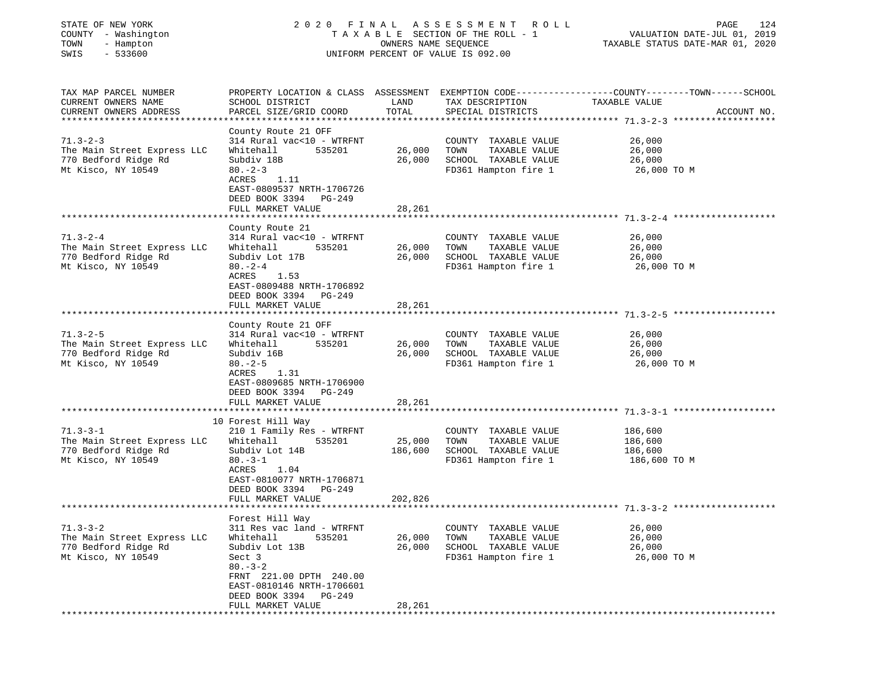STATE OF NEW YORK
COUNTY - Washington
TOWN - Hampton
SWIS - 533600

2020 FINAL ASSESSMENT ROLL
TAXABLE SECTION OF THE ROLL - 1
OWNERS NAME SEQUENCE
UNIFORM PERCENT OF VALUE IS 092.00

VALUATION DATE-JUL 01, 2019
TAXABLE STATUS DATE-MAR 01, 2020

| TAX MAP PARCEL NUMBER / CURRENT OWNERS NAME / CURRENT OWNERS ADDRESS | PROPERTY LOCATION & CLASS / SCHOOL DISTRICT / PARCEL SIZE/GRID COORD | ASSESSMENT LAND / TOTAL | EXEMPTION CODE / TAX DESCRIPTION / SPECIAL DISTRICTS | COUNTY--------TOWN------SCHOOL TAXABLE VALUE | ACCOUNT NO. |
|---|---|---|---|---|---|
| 71.3-2-3 | County Route 21 OFF | | | | |
| | 314 Rural vac<10 - WTRFNT | | COUNTY TAXABLE VALUE | 26,000 | |
| The Main Street Express LLC | Whitehall 535201 | 26,000 | TOWN TAXABLE VALUE | 26,000 | |
| 770 Bedford Ridge Rd | Subdiv 18B | 26,000 | SCHOOL TAXABLE VALUE | 26,000 | |
| Mt Kisco, NY 10549 | 80.-2-3 | | FD361 Hampton fire 1 | 26,000 TO M | |
| | ACRES 1.11 | | | | |
| | EAST-0809537 NRTH-1706726 | | | | |
| | DEED BOOK 3394 PG-249 | | | | |
| | FULL MARKET VALUE | 28,261 | | | |
| 71.3-2-4 | County Route 21 | | | | |
| | 314 Rural vac<10 - WTRFNT | | COUNTY TAXABLE VALUE | 26,000 | |
| The Main Street Express LLC | Whitehall 535201 | 26,000 | TOWN TAXABLE VALUE | 26,000 | |
| 770 Bedford Ridge Rd | Subdiv Lot 17B | 26,000 | SCHOOL TAXABLE VALUE | 26,000 | |
| Mt Kisco, NY 10549 | 80.-2-4 | | FD361 Hampton fire 1 | 26,000 TO M | |
| | ACRES 1.53 | | | | |
| | EAST-0809488 NRTH-1706892 | | | | |
| | DEED BOOK 3394 PG-249 | | | | |
| | FULL MARKET VALUE | 28,261 | | | |
| 71.3-2-5 | County Route 21 OFF | | | | |
| | 314 Rural vac<10 - WTRFNT | | COUNTY TAXABLE VALUE | 26,000 | |
| The Main Street Express LLC | Whitehall 535201 | 26,000 | TOWN TAXABLE VALUE | 26,000 | |
| 770 Bedford Ridge Rd | Subdiv 16B | 26,000 | SCHOOL TAXABLE VALUE | 26,000 | |
| Mt Kisco, NY 10549 | 80.-2-5 | | FD361 Hampton fire 1 | 26,000 TO M | |
| | ACRES 1.31 | | | | |
| | EAST-0809685 NRTH-1706900 | | | | |
| | DEED BOOK 3394 PG-249 | | | | |
| | FULL MARKET VALUE | 28,261 | | | |
| 71.3-3-1 | 10 Forest Hill Way | | | | |
| | 210 1 Family Res - WTRFNT | | COUNTY TAXABLE VALUE | 186,600 | |
| The Main Street Express LLC | Whitehall 535201 | 25,000 | TOWN TAXABLE VALUE | 186,600 | |
| 770 Bedford Ridge Rd | Subdiv Lot 14B | 186,600 | SCHOOL TAXABLE VALUE | 186,600 | |
| Mt Kisco, NY 10549 | 80.-3-1 | | FD361 Hampton fire 1 | 186,600 TO M | |
| | ACRES 1.04 | | | | |
| | EAST-0810077 NRTH-1706871 | | | | |
| | DEED BOOK 3394 PG-249 | | | | |
| | FULL MARKET VALUE | 202,826 | | | |
| 71.3-3-2 | Forest Hill Way | | | | |
| | 311 Res vac land - WTRFNT | | COUNTY TAXABLE VALUE | 26,000 | |
| The Main Street Express LLC | Whitehall 535201 | 26,000 | TOWN TAXABLE VALUE | 26,000 | |
| 770 Bedford Ridge Rd | Subdiv Lot 13B | 26,000 | SCHOOL TAXABLE VALUE | 26,000 | |
| Mt Kisco, NY 10549 | Sect 3 | | FD361 Hampton fire 1 | 26,000 TO M | |
| | 80.-3-2 | | | | |
| | FRNT 221.00 DPTH 240.00 | | | | |
| | EAST-0810146 NRTH-1706601 | | | | |
| | DEED BOOK 3394 PG-249 | | | | |
| | FULL MARKET VALUE | 28,261 | | | |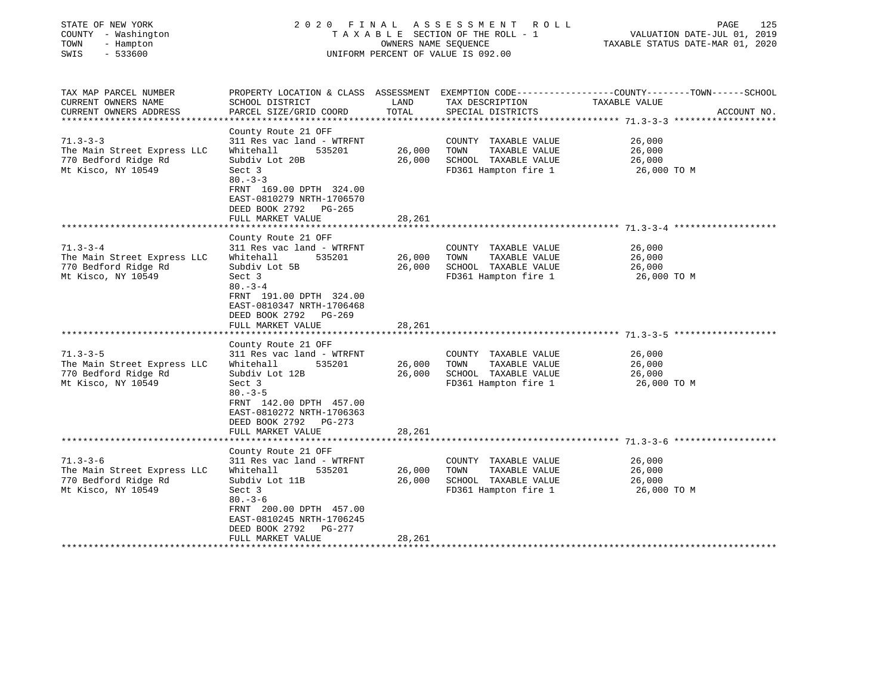STATE OF NEW YORK | 2020 FINAL ASSESSMENT ROLL | VALUATION DATE-JUL 01, 2019
COUNTY - Washington | TAXABLE SECTION OF THE ROLL - 1 | TAXABLE STATUS DATE-MAR 01, 2020
TOWN - Hampton | OWNERS NAME SEQUENCE
SWIS - 533600 | UNIFORM PERCENT OF VALUE IS 092.00

| TAX MAP PARCEL NUMBER / CURRENT OWNERS NAME / CURRENT OWNERS ADDRESS | PROPERTY LOCATION & CLASS / SCHOOL DISTRICT / PARCEL SIZE/GRID COORD | ASSESSMENT LAND / TOTAL | EXEMPTION CODE / TAX DESCRIPTION / SPECIAL DISTRICTS | COUNTY--TOWN--SCHOOL TAXABLE VALUE | ACCOUNT NO. |
|---|---|---|---|---|---|
| 71.3-3-3 | County Route 21 OFF | | | | |
| | 311 Res vac land - WTRFNT | | COUNTY TAXABLE VALUE | 26,000 | |
| The Main Street Express LLC | Whitehall 535201 | 26,000 | TOWN TAXABLE VALUE | 26,000 | |
| 770 Bedford Ridge Rd | Subdiv Lot 20B | 26,000 | SCHOOL TAXABLE VALUE | 26,000 | |
| Mt Kisco, NY 10549 | Sect 3 | | FD361 Hampton fire 1 | 26,000 TO M | |
| | 80.-3-3 | | | | |
| | FRNT 169.00 DPTH 324.00 | | | | |
| | EAST-0810279 NRTH-1706570 | | | | |
| | DEED BOOK 2792 PG-265 | | | | |
| | FULL MARKET VALUE | 28,261 | | | |
| 71.3-3-4 | County Route 21 OFF | | | | |
| | 311 Res vac land - WTRFNT | | COUNTY TAXABLE VALUE | 26,000 | |
| The Main Street Express LLC | Whitehall 535201 | 26,000 | TOWN TAXABLE VALUE | 26,000 | |
| 770 Bedford Ridge Rd | Subdiv Lot 5B | 26,000 | SCHOOL TAXABLE VALUE | 26,000 | |
| Mt Kisco, NY 10549 | Sect 3 | | FD361 Hampton fire 1 | 26,000 TO M | |
| | 80.-3-4 | | | | |
| | FRNT 191.00 DPTH 324.00 | | | | |
| | EAST-0810347 NRTH-1706468 | | | | |
| | DEED BOOK 2792 PG-269 | | | | |
| | FULL MARKET VALUE | 28,261 | | | |
| 71.3-3-5 | County Route 21 OFF | | | | |
| | 311 Res vac land - WTRFNT | | COUNTY TAXABLE VALUE | 26,000 | |
| The Main Street Express LLC | Whitehall 535201 | 26,000 | TOWN TAXABLE VALUE | 26,000 | |
| 770 Bedford Ridge Rd | Subdiv Lot 12B | 26,000 | SCHOOL TAXABLE VALUE | 26,000 | |
| Mt Kisco, NY 10549 | Sect 3 | | FD361 Hampton fire 1 | 26,000 TO M | |
| | 80.-3-5 | | | | |
| | FRNT 142.00 DPTH 457.00 | | | | |
| | EAST-0810272 NRTH-1706363 | | | | |
| | DEED BOOK 2792 PG-273 | | | | |
| | FULL MARKET VALUE | 28,261 | | | |
| 71.3-3-6 | County Route 21 OFF | | | | |
| | 311 Res vac land - WTRFNT | | COUNTY TAXABLE VALUE | 26,000 | |
| The Main Street Express LLC | Whitehall 535201 | 26,000 | TOWN TAXABLE VALUE | 26,000 | |
| 770 Bedford Ridge Rd | Subdiv Lot 11B | 26,000 | SCHOOL TAXABLE VALUE | 26,000 | |
| Mt Kisco, NY 10549 | Sect 3 | | FD361 Hampton fire 1 | 26,000 TO M | |
| | 80.-3-6 | | | | |
| | FRNT 200.00 DPTH 457.00 | | | | |
| | EAST-0810245 NRTH-1706245 | | | | |
| | DEED BOOK 2792 PG-277 | | | | |
| | FULL MARKET VALUE | 28,261 | | | |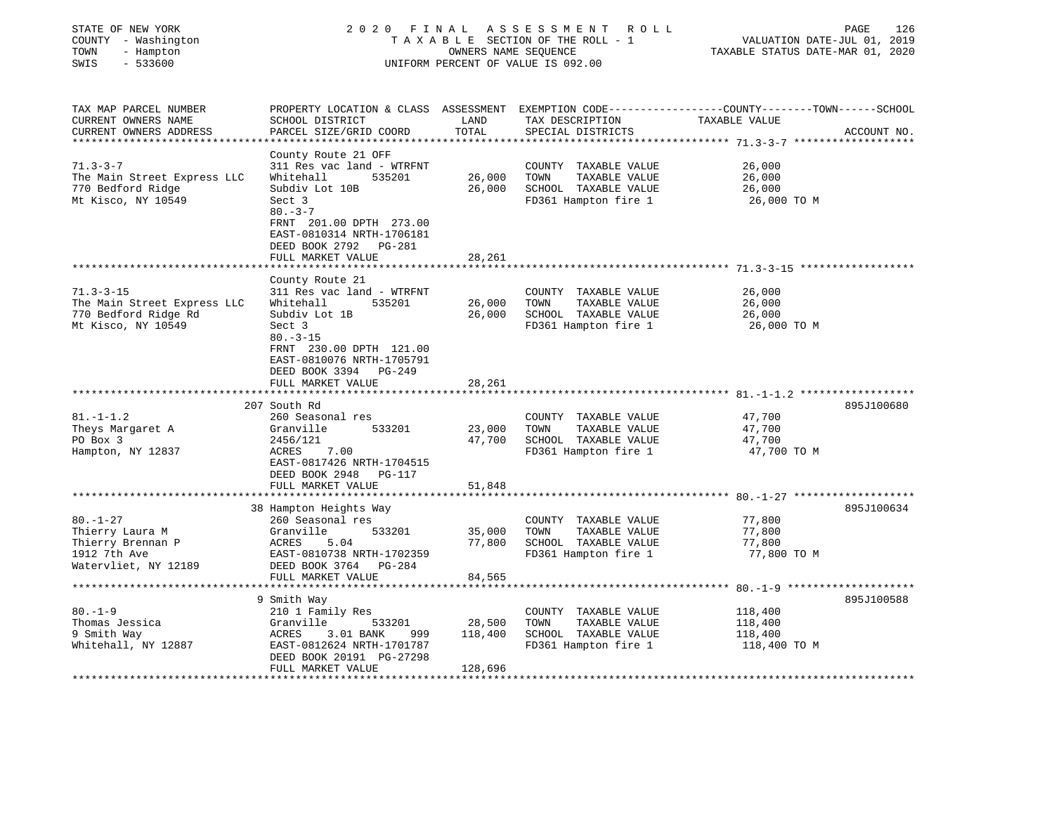STATE OF NEW YORK
COUNTY - Washington
TOWN - Hampton
SWIS - 533600

2020 FINAL ASSESSMENT ROLL
TAXABLE SECTION OF THE ROLL - 1
OWNERS NAME SEQUENCE
UNIFORM PERCENT OF VALUE IS 092.00

VALUATION DATE-JUL 01, 2019
TAXABLE STATUS DATE-MAR 01, 2020

| TAX MAP PARCEL NUMBER / CURRENT OWNERS NAME / CURRENT OWNERS ADDRESS | PROPERTY LOCATION & CLASS / SCHOOL DISTRICT / PARCEL SIZE/GRID COORD | ASSESSMENT LAND / TOTAL | EXEMPTION CODE / TAX DESCRIPTION / SPECIAL DISTRICTS | TAXABLE VALUE (COUNTY / TOWN / SCHOOL) | ACCOUNT NO. |
|---|---|---|---|---|---|
| **71.3-3-7** | County Route 21 OFF | | | | |
| 71.3-3-7 | 311 Res vac land - WTRFNT | | COUNTY TAXABLE VALUE | 26,000 | |
| The Main Street Express LLC | Whitehall 535201 | 26,000 | TOWN TAXABLE VALUE | 26,000 | |
| 770 Bedford Ridge | Subdiv Lot 10B | 26,000 | SCHOOL TAXABLE VALUE | 26,000 | |
| Mt Kisco, NY 10549 | Sect 3 | | FD361 Hampton fire 1 | 26,000 TO M | |
| | 80.-3-7 | | | | |
| | FRNT 201.00 DPTH 273.00 | | | | |
| | EAST-0810314 NRTH-1706181 | | | | |
| | DEED BOOK 2792 PG-281 | | | | |
| | FULL MARKET VALUE | 28,261 | | | |
| **71.3-3-15** | County Route 21 | | | | |
| 71.3-3-15 | 311 Res vac land - WTRFNT | | COUNTY TAXABLE VALUE | 26,000 | |
| The Main Street Express LLC | Whitehall 535201 | 26,000 | TOWN TAXABLE VALUE | 26,000 | |
| 770 Bedford Ridge Rd | Subdiv Lot 1B | 26,000 | SCHOOL TAXABLE VALUE | 26,000 | |
| Mt Kisco, NY 10549 | Sect 3 | | FD361 Hampton fire 1 | 26,000 TO M | |
| | 80.-3-15 | | | | |
| | FRNT 230.00 DPTH 121.00 | | | | |
| | EAST-0810076 NRTH-1705791 | | | | |
| | DEED BOOK 3394 PG-249 | | | | |
| | FULL MARKET VALUE | 28,261 | | | |
| **81.-1-1.2** | 207 South Rd | | | | 895J100680 |
| 81.-1-1.2 | 260 Seasonal res | | COUNTY TAXABLE VALUE | 47,700 | |
| Theys Margaret A | Granville 533201 | 23,000 | TOWN TAXABLE VALUE | 47,700 | |
| PO Box 3 | 2456/121 | 47,700 | SCHOOL TAXABLE VALUE | 47,700 | |
| Hampton, NY 12837 | ACRES 7.00 | | FD361 Hampton fire 1 | 47,700 TO M | |
| | EAST-0817426 NRTH-1704515 | | | | |
| | DEED BOOK 2948 PG-117 | | | | |
| | FULL MARKET VALUE | 51,848 | | | |
| **80.-1-27** | 38 Hampton Heights Way | | | | 895J100634 |
| 80.-1-27 | 260 Seasonal res | | COUNTY TAXABLE VALUE | 77,800 | |
| Thierry Laura M | Granville 533201 | 35,000 | TOWN TAXABLE VALUE | 77,800 | |
| Thierry Brennan P | ACRES 5.04 | 77,800 | SCHOOL TAXABLE VALUE | 77,800 | |
| 1912 7th Ave | EAST-0810738 NRTH-1702359 | | FD361 Hampton fire 1 | 77,800 TO M | |
| Watervliet, NY 12189 | DEED BOOK 3764 PG-284 | | | | |
| | FULL MARKET VALUE | 84,565 | | | |
| **80.-1-9** | 9 Smith Way | | | | 895J100588 |
| 80.-1-9 | 210 1 Family Res | | COUNTY TAXABLE VALUE | 118,400 | |
| Thomas Jessica | Granville 533201 | 28,500 | TOWN TAXABLE VALUE | 118,400 | |
| 9 Smith Way | ACRES 3.01 BANK 999 | 118,400 | SCHOOL TAXABLE VALUE | 118,400 | |
| Whitehall, NY 12887 | EAST-0812624 NRTH-1701787 | | FD361 Hampton fire 1 | 118,400 TO M | |
| | DEED BOOK 20191 PG-27298 | | | | |
| | FULL MARKET VALUE | 128,696 | | | |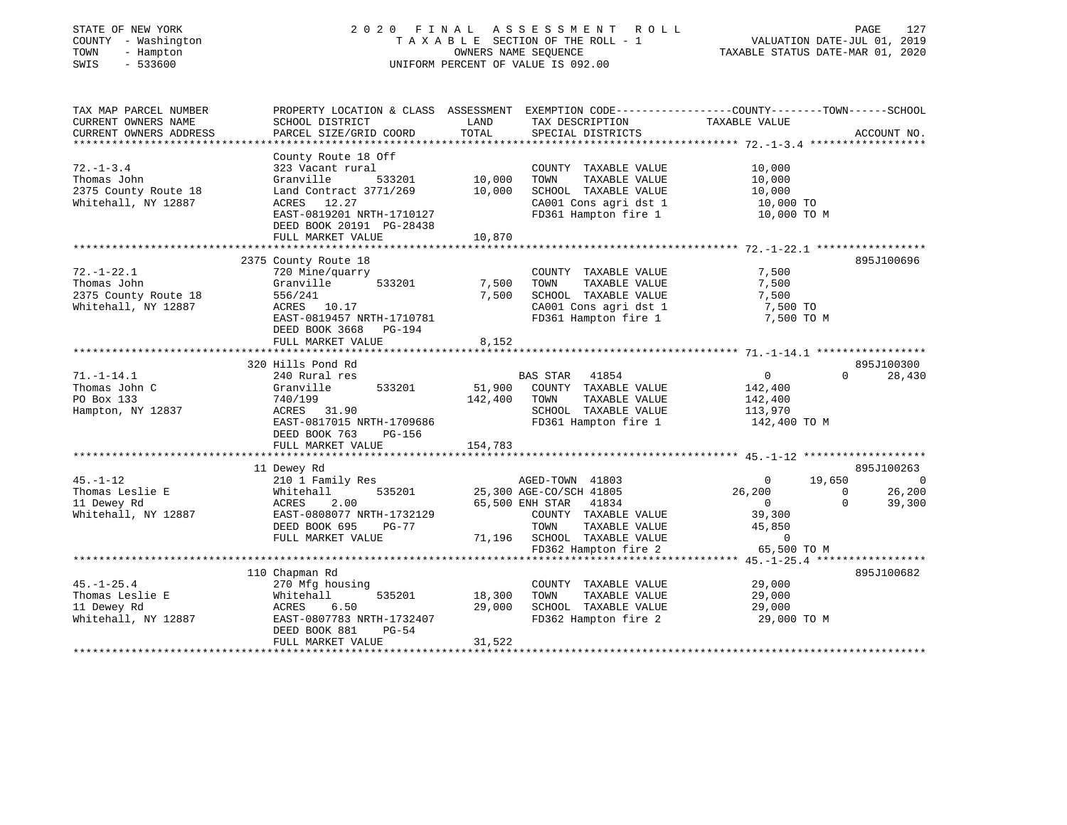STATE OF NEW YORK
COUNTY - Washington
TOWN - Hampton
SWIS - 533600

2020 FINAL ASSESSMENT ROLL
TAXABLE SECTION OF THE ROLL - 1
OWNERS NAME SEQUENCE
UNIFORM PERCENT OF VALUE IS 092.00

VALUATION DATE-JUL 01, 2019
TAXABLE STATUS DATE-MAR 01, 2020

```
TAX MAP PARCEL NUMBER          PROPERTY LOCATION & CLASS  ASSESSMENT  EXEMPTION CODE-----------------COUNTY--------TOWN------SCHOOL
CURRENT OWNERS NAME            SCHOOL DISTRICT               LAND      TAX DESCRIPTION            TAXABLE VALUE
CURRENT OWNERS ADDRESS         PARCEL SIZE/GRID COORD        TOTAL     SPECIAL DISTRICTS                                    ACCOUNT NO.
******************************************************************************************************* 72.-1-3.4 ******************
                               County Route 18 Off
72.-1-3.4                      323 Vacant rural                          COUNTY  TAXABLE VALUE          10,000
Thomas John                    Granville        533201        10,000    TOWN    TAXABLE VALUE          10,000
2375 County Route 18           Land Contract 3771/269        10,000    SCHOOL  TAXABLE VALUE          10,000
Whitehall, NY 12887            ACRES   12.27                             CA001 Cons agri dst 1           10,000 TO
                               EAST-0819201 NRTH-1710127                 FD361 Hampton fire 1            10,000 TO M
                               DEED BOOK 20191  PG-28438
                               FULL MARKET VALUE              10,870
******************************************************************************************************* 72.-1-22.1 *****************
                               2375 County Route 18                                                                 895J100696
72.-1-22.1                     720 Mine/quarry                           COUNTY  TAXABLE VALUE           7,500
Thomas John                    Granville        533201         7,500    TOWN    TAXABLE VALUE           7,500
2375 County Route 18           556/241                         7,500    SCHOOL  TAXABLE VALUE           7,500
Whitehall, NY 12887            ACRES   10.17                             CA001 Cons agri dst 1            7,500 TO
                               EAST-0819457 NRTH-1710781                 FD361 Hampton fire 1             7,500 TO M
                               DEED BOOK 3668   PG-194
                               FULL MARKET VALUE               8,152
******************************************************************************************************* 71.-1-14.1 *****************
                               320 Hills Pond Rd                                                                    895J100300
71.-1-14.1                     240 Rural res                       BAS STAR   41854                  0             0      28,430
Thomas John C                  Granville        533201        51,900    COUNTY  TAXABLE VALUE         142,400
PO Box 133                     740/199                       142,400    TOWN    TAXABLE VALUE         142,400
Hampton, NY 12837              ACRES   31.90                             SCHOOL  TAXABLE VALUE         113,970
                               EAST-0817015 NRTH-1709686                 FD361 Hampton fire 1           142,400 TO M
                               DEED BOOK 763    PG-156
                               FULL MARKET VALUE             154,783
******************************************************************************************************* 45.-1-12 *******************
                               11 Dewey Rd                                                                          895J100263
45.-1-12                       210 1 Family Res                    AGED-TOWN  41803                  0        19,650           0
Thomas Leslie E                Whitehall        535201        25,300 AGE-CO/SCH 41805             26,200             0      26,200
11 Dewey Rd                    ACRES    2.00                  65,500 ENH STAR   41834                  0             0      39,300
Whitehall, NY 12887            EAST-0808077 NRTH-1732129                 COUNTY  TAXABLE VALUE          39,300
                               DEED BOOK 695    PG-77                    TOWN    TAXABLE VALUE          45,850
                               FULL MARKET VALUE              71,196    SCHOOL  TAXABLE VALUE               0
                                                                         FD362 Hampton fire 2            65,500 TO M
******************************************************************************************************* 45.-1-25.4 *****************
                               110 Chapman Rd                                                                       895J100682
45.-1-25.4                     270 Mfg housing                           COUNTY  TAXABLE VALUE          29,000
Thomas Leslie E                Whitehall        535201        18,300    TOWN    TAXABLE VALUE          29,000
11 Dewey Rd                    ACRES    6.50                  29,000    SCHOOL  TAXABLE VALUE          29,000
Whitehall, NY 12887            EAST-0807783 NRTH-1732407                 FD362 Hampton fire 2            29,000 TO M
                               DEED BOOK 881    PG-54
                               FULL MARKET VALUE              31,522
************************************************************************************************************************************
```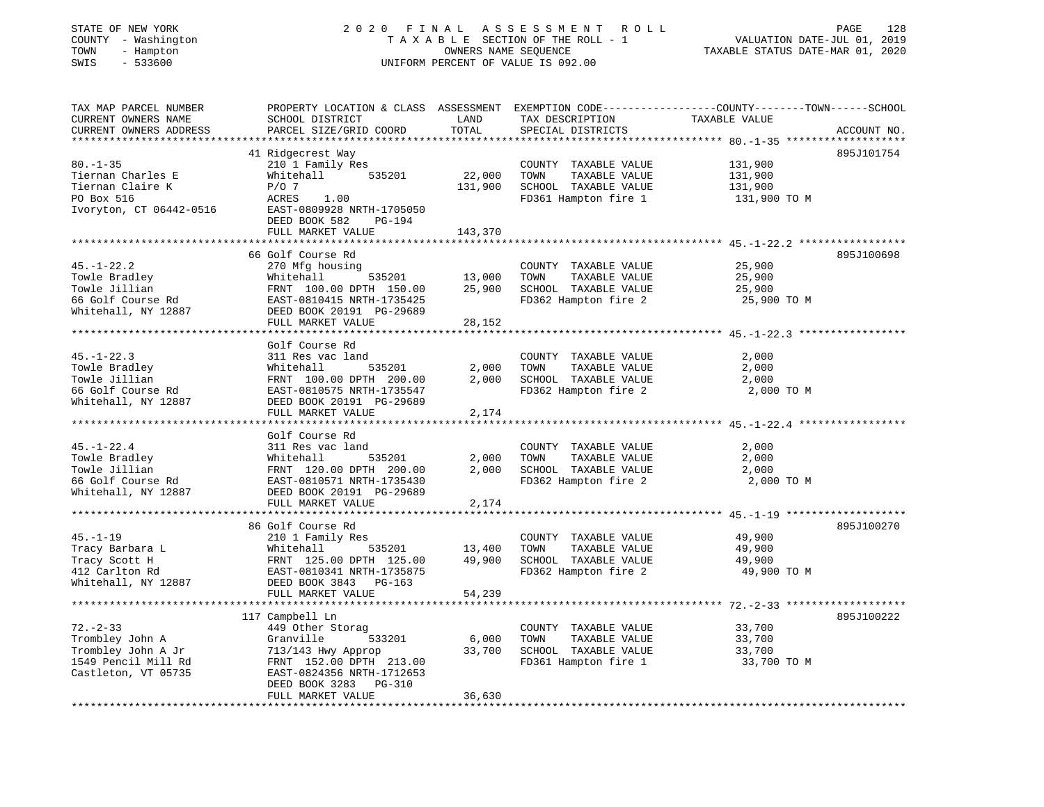STATE OF NEW YORK | 2020 FINAL ASSESSMENT ROLL | VALUATION DATE-JUL 01, 2019
COUNTY - Washington | TAXABLE SECTION OF THE ROLL - 1 | TAXABLE STATUS DATE-MAR 01, 2020
TOWN - Hampton | OWNERS NAME SEQUENCE
SWIS - 533600 | UNIFORM PERCENT OF VALUE IS 092.00

| TAX MAP PARCEL NUMBER / CURRENT OWNERS NAME / CURRENT OWNERS ADDRESS | PROPERTY LOCATION & CLASS / SCHOOL DISTRICT / PARCEL SIZE/GRID COORD | ASSESSMENT LAND | TOTAL | EXEMPTION CODE / TAX DESCRIPTION / SPECIAL DISTRICTS | TAXABLE VALUE (COUNTY / TOWN / SCHOOL) | ACCOUNT NO. |
|---|---|---|---|---|---|---|
| 80.-1-35 | 41 Ridgecrest Way | | | | | 895J101754 |
| Tiernan Charles E | 210 1 Family Res | | | COUNTY TAXABLE VALUE | 131,900 | |
| Tiernan Claire K | Whitehall 535201 | 22,000 | | TOWN TAXABLE VALUE | 131,900 | |
| PO Box 516 | P/O 7 | | 131,900 | SCHOOL TAXABLE VALUE | 131,900 | |
| Ivoryton, CT 06442-0516 | ACRES 1.00 | | | FD361 Hampton fire 1 | 131,900 TO M | |
| | EAST-0809928 NRTH-1705050 | | | | | |
| | DEED BOOK 582 PG-194 | | | | | |
| | FULL MARKET VALUE | | 143,370 | | | |
| 45.-1-22.2 | 66 Golf Course Rd | | | | | 895J100698 |
| Towle Bradley | 270 Mfg housing | | | COUNTY TAXABLE VALUE | 25,900 | |
| Towle Jillian | Whitehall 535201 | 13,000 | | TOWN TAXABLE VALUE | 25,900 | |
| 66 Golf Course Rd | FRNT 100.00 DPTH 150.00 | | 25,900 | SCHOOL TAXABLE VALUE | 25,900 | |
| Whitehall, NY 12887 | EAST-0810415 NRTH-1735425 | | | FD362 Hampton fire 2 | 25,900 TO M | |
| | DEED BOOK 20191 PG-29689 | | | | | |
| | FULL MARKET VALUE | | 28,152 | | | |
| 45.-1-22.3 | Golf Course Rd | | | | | |
| Towle Bradley | 311 Res vac land | | | COUNTY TAXABLE VALUE | 2,000 | |
| Towle Jillian | Whitehall 535201 | 2,000 | | TOWN TAXABLE VALUE | 2,000 | |
| 66 Golf Course Rd | FRNT 100.00 DPTH 200.00 | | 2,000 | SCHOOL TAXABLE VALUE | 2,000 | |
| Whitehall, NY 12887 | EAST-0810575 NRTH-1735547 | | | FD362 Hampton fire 2 | 2,000 TO M | |
| | DEED BOOK 20191 PG-29689 | | | | | |
| | FULL MARKET VALUE | | 2,174 | | | |
| 45.-1-22.4 | Golf Course Rd | | | | | |
| Towle Bradley | 311 Res vac land | | | COUNTY TAXABLE VALUE | 2,000 | |
| Towle Jillian | Whitehall 535201 | 2,000 | | TOWN TAXABLE VALUE | 2,000 | |
| 66 Golf Course Rd | FRNT 120.00 DPTH 200.00 | | 2,000 | SCHOOL TAXABLE VALUE | 2,000 | |
| Whitehall, NY 12887 | EAST-0810571 NRTH-1735430 | | | FD362 Hampton fire 2 | 2,000 TO M | |
| | DEED BOOK 20191 PG-29689 | | | | | |
| | FULL MARKET VALUE | | 2,174 | | | |
| 45.-1-19 | 86 Golf Course Rd | | | | | 895J100270 |
| Tracy Barbara L | 210 1 Family Res | | | COUNTY TAXABLE VALUE | 49,900 | |
| Tracy Scott H | Whitehall 535201 | 13,400 | | TOWN TAXABLE VALUE | 49,900 | |
| 412 Carlton Rd | FRNT 125.00 DPTH 125.00 | | 49,900 | SCHOOL TAXABLE VALUE | 49,900 | |
| Whitehall, NY 12887 | EAST-0810341 NRTH-1735875 | | | FD362 Hampton fire 2 | 49,900 TO M | |
| | DEED BOOK 3843 PG-163 | | | | | |
| | FULL MARKET VALUE | | 54,239 | | | |
| 72.-2-33 | 117 Campbell Ln | | | | | 895J100222 |
| Trombley John A | 449 Other Storag | | | COUNTY TAXABLE VALUE | 33,700 | |
| Trombley John A Jr | Granville 533201 | 6,000 | | TOWN TAXABLE VALUE | 33,700 | |
| 1549 Pencil Mill Rd | 713/143 Hwy Approp | | 33,700 | SCHOOL TAXABLE VALUE | 33,700 | |
| Castleton, VT 05735 | FRNT 152.00 DPTH 213.00 | | | FD361 Hampton fire 1 | 33,700 TO M | |
| | EAST-0824356 NRTH-1712653 | | | | | |
| | DEED BOOK 3283 PG-310 | | | | | |
| | FULL MARKET VALUE | | 36,630 | | | |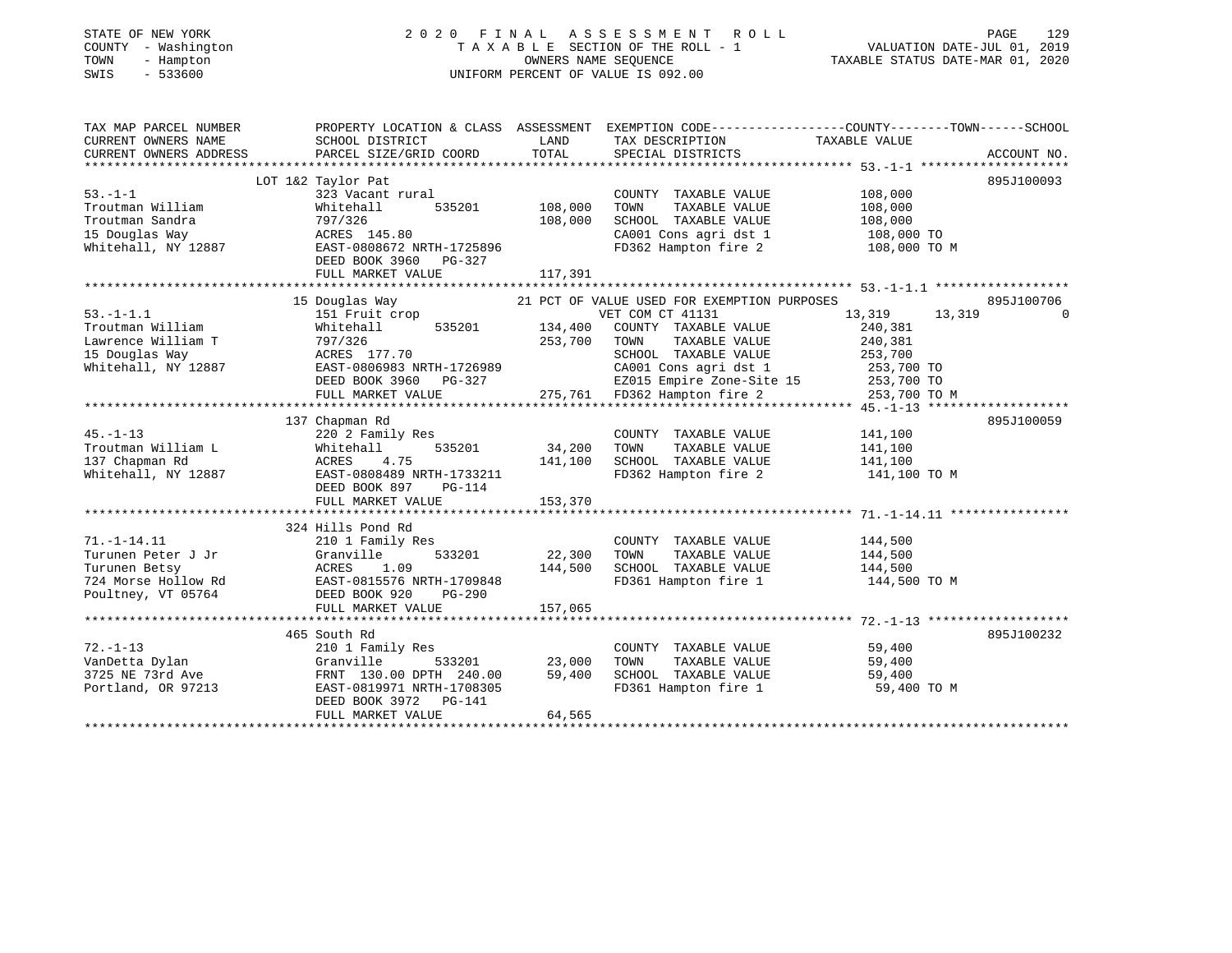STATE OF NEW YORK
COUNTY - Washington
TOWN - Hampton
SWIS - 533600

2020 FINAL ASSESSMENT ROLL
TAXABLE SECTION OF THE ROLL - 1
OWNERS NAME SEQUENCE
UNIFORM PERCENT OF VALUE IS 092.00

VALUATION DATE-JUL 01, 2019
TAXABLE STATUS DATE-MAR 01, 2020

| TAX MAP PARCEL NUMBER / CURRENT OWNERS NAME / CURRENT OWNERS ADDRESS | PROPERTY LOCATION & CLASS / SCHOOL DISTRICT / PARCEL SIZE/GRID COORD | ASSESSMENT LAND / TOTAL | EXEMPTION CODE / TAX DESCRIPTION / SPECIAL DISTRICTS | COUNTY | TOWN | SCHOOL / TAXABLE VALUE | ACCOUNT NO. |
|---|---|---|---|---|---|---|---|
| **53.-1-1** | LOT 1&2 Taylor Pat | | | | | | 895J100093 |
| Troutman William | 323 Vacant rural | | COUNTY TAXABLE VALUE | 108,000 | | | |
| Troutman Sandra | Whitehall 535201 | 108,000 | TOWN TAXABLE VALUE | | 108,000 | | |
| 15 Douglas Way | 797/326 | 108,000 | SCHOOL TAXABLE VALUE | | | 108,000 | |
| Whitehall, NY 12887 | ACRES 145.80 | | CA001 Cons agri dst 1 | | | 108,000 TO | |
| | EAST-0808672 NRTH-1725896 | | FD362 Hampton fire 2 | | | 108,000 TO M | |
| | DEED BOOK 3960 PG-327 | | | | | | |
| | FULL MARKET VALUE | 117,391 | | | | | |
| **53.-1-1.1** | 15 Douglas Way | | 21 PCT OF VALUE USED FOR EXEMPTION PURPOSES | | | | 895J100706 |
| Troutman William | 151 Fruit crop | | VET COM CT 41131 | 13,319 | 13,319 | 0 | |
| Lawrence William T | Whitehall 535201 | 134,400 | COUNTY TAXABLE VALUE | 240,381 | | | |
| 15 Douglas Way | 797/326 | 253,700 | TOWN TAXABLE VALUE | | 240,381 | | |
| Whitehall, NY 12887 | ACRES 177.70 | | SCHOOL TAXABLE VALUE | | | 253,700 | |
| | EAST-0806983 NRTH-1726989 | | CA001 Cons agri dst 1 | | | 253,700 TO | |
| | DEED BOOK 3960 PG-327 | | EZ015 Empire Zone-Site 15 | | | 253,700 TO | |
| | FULL MARKET VALUE | 275,761 | FD362 Hampton fire 2 | | | 253,700 TO M | |
| **45.-1-13** | 137 Chapman Rd | | | | | | 895J100059 |
| Troutman William L | 220 2 Family Res | | COUNTY TAXABLE VALUE | 141,100 | | | |
| 137 Chapman Rd | Whitehall 535201 | 34,200 | TOWN TAXABLE VALUE | | 141,100 | | |
| Whitehall, NY 12887 | ACRES 4.75 | 141,100 | SCHOOL TAXABLE VALUE | | | 141,100 | |
| | EAST-0808489 NRTH-1733211 | | FD362 Hampton fire 2 | | | 141,100 TO M | |
| | DEED BOOK 897 PG-114 | | | | | | |
| | FULL MARKET VALUE | 153,370 | | | | | |
| **71.-1-14.11** | 324 Hills Pond Rd | | | | | | |
| Turunen Peter J Jr | 210 1 Family Res | | COUNTY TAXABLE VALUE | 144,500 | | | |
| Turunen Betsy | Granville 533201 | 22,300 | TOWN TAXABLE VALUE | | 144,500 | | |
| 724 Morse Hollow Rd | ACRES 1.09 | 144,500 | SCHOOL TAXABLE VALUE | | | 144,500 | |
| Poultney, VT 05764 | EAST-0815576 NRTH-1709848 | | FD361 Hampton fire 1 | | | 144,500 TO M | |
| | DEED BOOK 920 PG-290 | | | | | | |
| | FULL MARKET VALUE | 157,065 | | | | | |
| **72.-1-13** | 465 South Rd | | | | | | 895J100232 |
| VanDetta Dylan | 210 1 Family Res | | COUNTY TAXABLE VALUE | 59,400 | | | |
| 3725 NE 73rd Ave | Granville 533201 | 23,000 | TOWN TAXABLE VALUE | | 59,400 | | |
| Portland, OR 97213 | FRNT 130.00 DPTH 240.00 | 59,400 | SCHOOL TAXABLE VALUE | | | 59,400 | |
| | EAST-0819971 NRTH-1708305 | | FD361 Hampton fire 1 | | | 59,400 TO M | |
| | DEED BOOK 3972 PG-141 | | | | | | |
| | FULL MARKET VALUE | 64,565 | | | | | |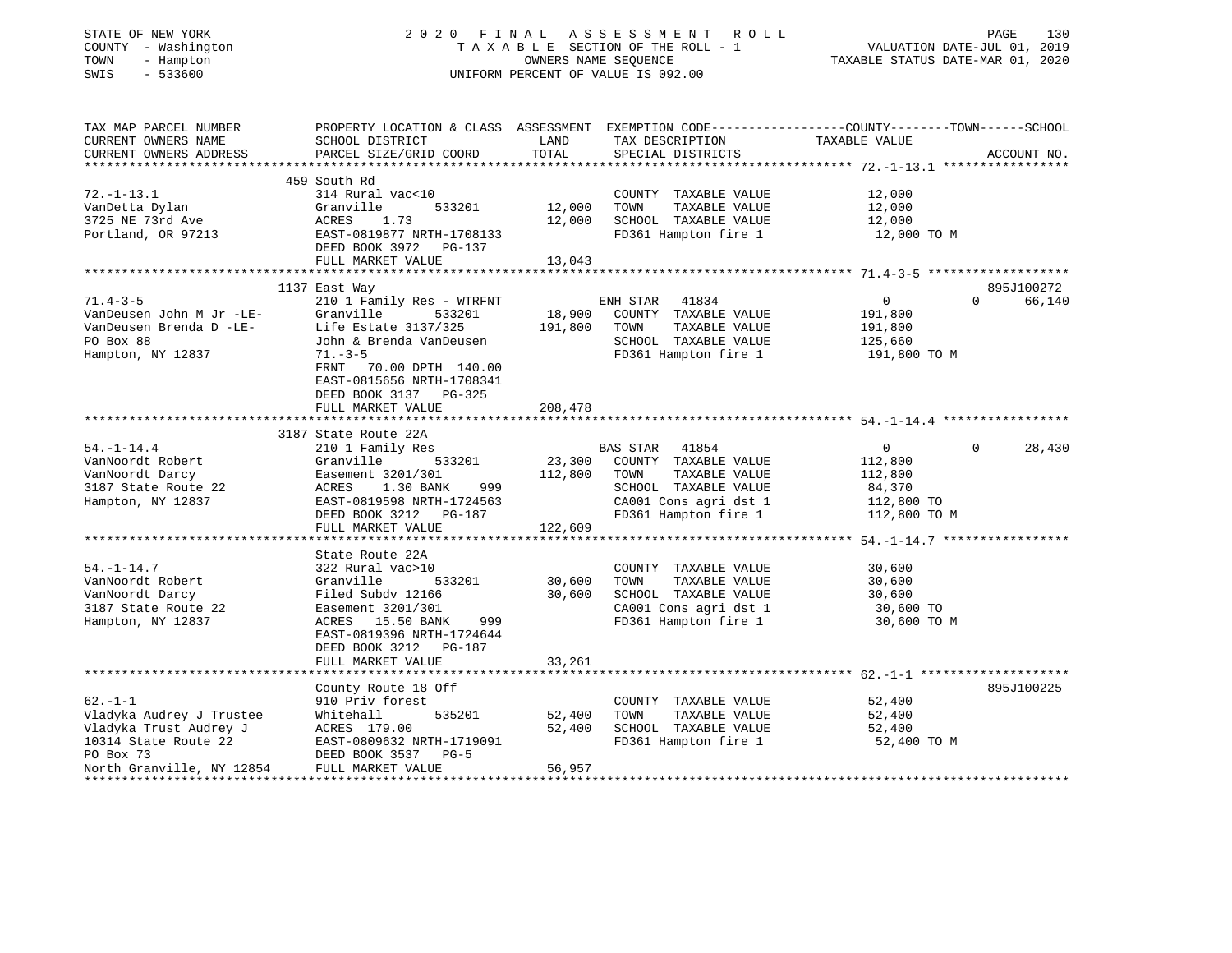STATE OF NEW YORK
COUNTY - Washington
TOWN - Hampton
SWIS - 533600

2020 FINAL ASSESSMENT ROLL
TAXABLE SECTION OF THE ROLL - 1
OWNERS NAME SEQUENCE
UNIFORM PERCENT OF VALUE IS 092.00

VALUATION DATE-JUL 01, 2019
TAXABLE STATUS DATE-MAR 01, 2020

```
TAX MAP PARCEL NUMBER          PROPERTY LOCATION & CLASS  ASSESSMENT  EXEMPTION CODE-----------------COUNTY--------TOWN------SCHOOL
CURRENT OWNERS NAME            SCHOOL DISTRICT               LAND      TAX DESCRIPTION             TAXABLE VALUE
CURRENT OWNERS ADDRESS         PARCEL SIZE/GRID COORD        TOTAL     SPECIAL DISTRICTS                                    ACCOUNT NO.
******************************************************************************************************* 72.-1-13.1 *****************
                               459 South Rd
72.-1-13.1                     314 Rural vac<10                         COUNTY  TAXABLE VALUE             12,000
VanDetta Dylan                 Granville       533201       12,000      TOWN    TAXABLE VALUE             12,000
3725 NE 73rd Ave               ACRES    1.73                12,000      SCHOOL  TAXABLE VALUE             12,000
Portland, OR 97213             EAST-0819877 NRTH-1708133                FD361 Hampton fire 1               12,000 TO M
                               DEED BOOK 3972   PG-137
                               FULL MARKET VALUE            13,043
******************************************************************************************************* 71.4-3-5 *******************
                               1137 East Way                                                                         895J100272
71.4-3-5                       210 1 Family Res - WTRFNT                ENH STAR  41834                    0           0    66,140
VanDeusen John M Jr -LE-       Granville       533201       18,900      COUNTY  TAXABLE VALUE            191,800
VanDeusen Brenda D -LE-        Life Estate 3137/325        191,800      TOWN    TAXABLE VALUE            191,800
PO Box 88                      John & Brenda VanDeusen                  SCHOOL  TAXABLE VALUE            125,660
Hampton, NY 12837              71.-3-5                                  FD361 Hampton fire 1              191,800 TO M
                               FRNT   70.00 DPTH 140.00
                               EAST-0815656 NRTH-1708341
                               DEED BOOK 3137   PG-325
                               FULL MARKET VALUE           208,478
******************************************************************************************************* 54.-1-14.4 *****************
                               3187 State Route 22A
54.-1-14.4                     210 1 Family Res                         BAS STAR  41854                    0           0    28,430
VanNoordt Robert               Granville       533201       23,300      COUNTY  TAXABLE VALUE            112,800
VanNoordt Darcy                Easement 3201/301           112,800      TOWN    TAXABLE VALUE            112,800
3187 State Route 22            ACRES    1.30 BANK     999               SCHOOL  TAXABLE VALUE             84,370
Hampton, NY 12837              EAST-0819598 NRTH-1724563                CA001 Cons agri dst 1             112,800 TO
                               DEED BOOK 3212   PG-187                  FD361 Hampton fire 1              112,800 TO M
                               FULL MARKET VALUE           122,609
******************************************************************************************************* 54.-1-14.7 *****************
                               State Route 22A
54.-1-14.7                     322 Rural vac>10                         COUNTY  TAXABLE VALUE             30,600
VanNoordt Robert               Granville       533201       30,600      TOWN    TAXABLE VALUE             30,600
VanNoordt Darcy                Filed Subdv 12166            30,600      SCHOOL  TAXABLE VALUE             30,600
3187 State Route 22            Easement 3201/301                        CA001 Cons agri dst 1              30,600 TO
Hampton, NY 12837              ACRES   15.50 BANK     999               FD361 Hampton fire 1               30,600 TO M
                               EAST-0819396 NRTH-1724644
                               DEED BOOK 3212   PG-187
                               FULL MARKET VALUE            33,261
******************************************************************************************************* 62.-1-1 ********************
                               County Route 18 Off                                                                   895J100225
62.-1-1                        910 Priv forest                          COUNTY  TAXABLE VALUE             52,400
Vladyka Audrey J Trustee       Whitehall       535201       52,400      TOWN    TAXABLE VALUE             52,400
Vladyka Trust Audrey J         ACRES  179.00                52,400      SCHOOL  TAXABLE VALUE             52,400
10314 State Route 22           EAST-0809632 NRTH-1719091                FD361 Hampton fire 1               52,400 TO M
PO Box 73                      DEED BOOK 3537   PG-5
North Granville, NY 12854      FULL MARKET VALUE            56,957
************************************************************************************************************************************
```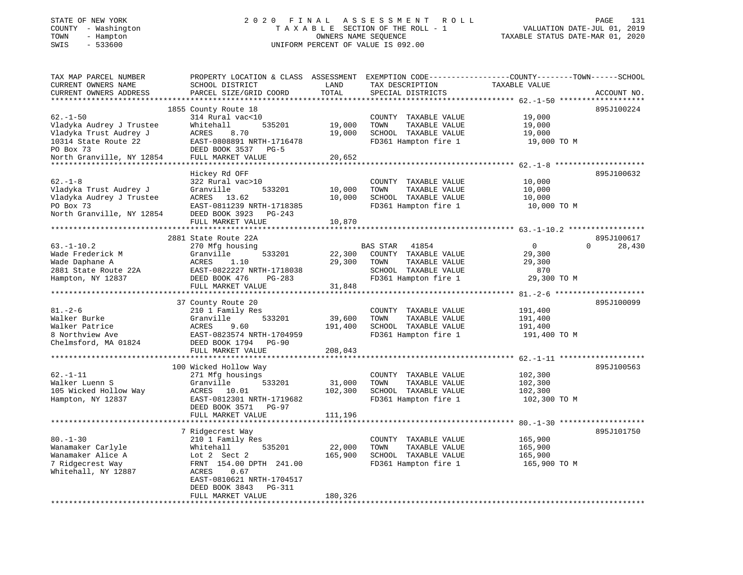STATE OF NEW YORK
COUNTY - Washington
TOWN - Hampton
SWIS - 533600

2020 FINAL ASSESSMENT ROLL
TAXABLE SECTION OF THE ROLL - 1
OWNERS NAME SEQUENCE
UNIFORM PERCENT OF VALUE IS 092.00

VALUATION DATE-JUL 01, 2019
TAXABLE STATUS DATE-MAR 01, 2020

| TAX MAP PARCEL NUMBER / CURRENT OWNERS NAME / CURRENT OWNERS ADDRESS | PROPERTY LOCATION & CLASS / SCHOOL DISTRICT / PARCEL SIZE/GRID COORD | ASSESSMENT LAND / TOTAL | EXEMPTION CODE / TAX DESCRIPTION / SPECIAL DISTRICTS | COUNTY | TOWN | SCHOOL / ACCOUNT NO. |
|---|---|---|---|---|---|---|
| **62.-1-50** | 1855 County Route 18 | | | | | 895J100224 |
| Vladyka Audrey J Trustee | 314 Rural vac<10 | | COUNTY TAXABLE VALUE | 19,000 | | |
| Vladyka Trust Audrey J | Whitehall 535201 | 19,000 | TOWN TAXABLE VALUE | | 19,000 | |
| 10314 State Route 22 | ACRES 8.70 | 19,000 | SCHOOL TAXABLE VALUE | | | 19,000 |
| PO Box 73 | EAST-0808891 NRTH-1716478 | | FD361 Hampton fire 1 | 19,000 TO M | | |
| North Granville, NY 12854 | DEED BOOK 3537 PG-5 | | | | | |
| | FULL MARKET VALUE | 20,652 | | | | |
| **62.-1-8** | Hickey Rd OFF | | | | | 895J100632 |
| Vladyka Trust Audrey J | 322 Rural vac>10 | | COUNTY TAXABLE VALUE | 10,000 | | |
| Vladyka Audrey J Trustee | Granville 533201 | 10,000 | TOWN TAXABLE VALUE | | 10,000 | |
| PO Box 73 | ACRES 13.62 | 10,000 | SCHOOL TAXABLE VALUE | | | 10,000 |
| North Granville, NY 12854 | EAST-0811239 NRTH-1718385 | | FD361 Hampton fire 1 | 10,000 TO M | | |
| | DEED BOOK 3923 PG-243 | | | | | |
| | FULL MARKET VALUE | 10,870 | | | | |
| **63.-1-10.2** | 2881 State Route 22A | | | | | 895J100617 |
| Wade Frederick M | 270 Mfg housing | | BAS STAR 41854 | 0 | 0 | 28,430 |
| Wade Daphane A | Granville 533201 | 22,300 | COUNTY TAXABLE VALUE | 29,300 | | |
| 2881 State Route 22A | ACRES 1.10 | 29,300 | TOWN TAXABLE VALUE | | 29,300 | |
| Hampton, NY 12837 | EAST-0822227 NRTH-1718038 | | SCHOOL TAXABLE VALUE | | | 870 |
| | DEED BOOK 476 PG-283 | | FD361 Hampton fire 1 | 29,300 TO M | | |
| | FULL MARKET VALUE | 31,848 | | | | |
| **81.-2-6** | 37 County Route 20 | | | | | 895J100099 |
| Walker Burke | 210 1 Family Res | | COUNTY TAXABLE VALUE | 191,400 | | |
| Walker Patrice | Granville 533201 | 39,600 | TOWN TAXABLE VALUE | | 191,400 | |
| 8 Northview Ave | ACRES 9.60 | 191,400 | SCHOOL TAXABLE VALUE | | | 191,400 |
| Chelmsford, MA 01824 | EAST-0823574 NRTH-1704959 | | FD361 Hampton fire 1 | 191,400 TO M | | |
| | DEED BOOK 1794 PG-90 | | | | | |
| | FULL MARKET VALUE | 208,043 | | | | |
| **62.-1-11** | 100 Wicked Hollow Way | | | | | 895J100563 |
| Walker Luenn S | 271 Mfg housings | | COUNTY TAXABLE VALUE | 102,300 | | |
| 105 Wicked Hollow Way | Granville 533201 | 31,000 | TOWN TAXABLE VALUE | | 102,300 | |
| Hampton, NY 12837 | ACRES 10.01 | 102,300 | SCHOOL TAXABLE VALUE | | | 102,300 |
| | EAST-0812301 NRTH-1719682 | | FD361 Hampton fire 1 | 102,300 TO M | | |
| | DEED BOOK 3571 PG-97 | | | | | |
| | FULL MARKET VALUE | 111,196 | | | | |
| **80.-1-30** | 7 Ridgecrest Way | | | | | 895J101750 |
| Wanamaker Carlyle | 210 1 Family Res | | COUNTY TAXABLE VALUE | 165,900 | | |
| Wanamaker Alice A | Whitehall 535201 | 22,000 | TOWN TAXABLE VALUE | | 165,900 | |
| 7 Ridgecrest Way | Lot 2 Sect 2 | 165,900 | SCHOOL TAXABLE VALUE | | | 165,900 |
| Whitehall, NY 12887 | FRNT 154.00 DPTH 241.00 | | FD361 Hampton fire 1 | 165,900 TO M | | |
| | ACRES 0.67 | | | | | |
| | EAST-0810621 NRTH-1704517 | | | | | |
| | DEED BOOK 3843 PG-311 | | | | | |
| | FULL MARKET VALUE | 180,326 | | | | |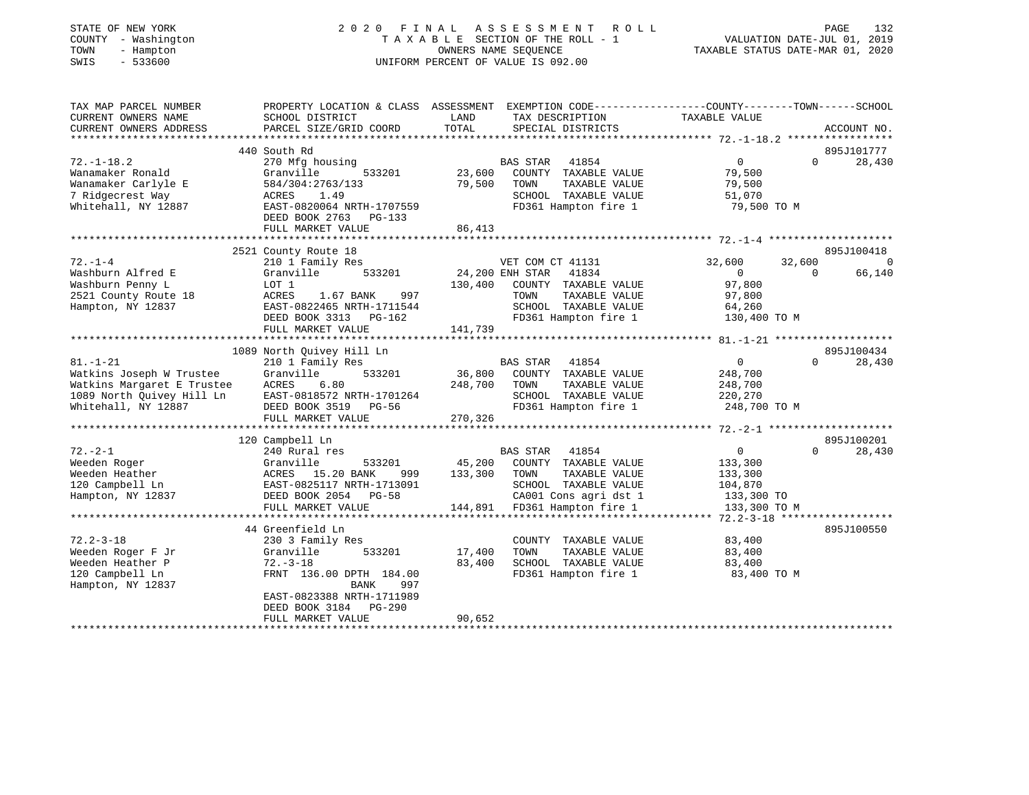STATE OF NEW YORK
COUNTY - Washington
TOWN - Hampton
SWIS - 533600

# 2020 FINAL ASSESSMENT ROLL

TAXABLE SECTION OF THE ROLL - 1
OWNERS NAME SEQUENCE
UNIFORM PERCENT OF VALUE IS 092.00

VALUATION DATE-JUL 01, 2019
TAXABLE STATUS DATE-MAR 01, 2020

```
TAX MAP PARCEL NUMBER          PROPERTY LOCATION & CLASS  ASSESSMENT  EXEMPTION CODE-----------------COUNTY--------TOWN------SCHOOL
CURRENT OWNERS NAME            SCHOOL DISTRICT              LAND       TAX DESCRIPTION            TAXABLE VALUE
CURRENT OWNERS ADDRESS         PARCEL SIZE/GRID COORD       TOTAL      SPECIAL DISTRICTS                                   ACCOUNT NO.
******************************************************************************************************* 72.-1-18.2 *****************
                               440 South Rd                                                                               895J101777
72.-1-18.2                     270 Mfg housing                         BAS STAR   41854                  0           0      28,430
Wanamaker Ronald               Granville      533201       23,600      COUNTY  TAXABLE VALUE          79,500
Wanamaker Carlyle E            584/304:2763/133            79,500      TOWN    TAXABLE VALUE          79,500
7 Ridgecrest Way               ACRES    1.49                           SCHOOL  TAXABLE VALUE          51,070
Whitehall, NY 12887            EAST-0820064 NRTH-1707559               FD361 Hampton fire 1            79,500 TO M
                               DEED BOOK 2763   PG-133
                               FULL MARKET VALUE           86,413
******************************************************************************************************* 72.-1-4 ********************
                               2521 County Route 18                                                                       895J100418
72.-1-4                        210 1 Family Res                        VET COM CT 41131              32,600      32,600           0
Washburn Alfred E              Granville      533201       24,200 ENH STAR   41834                   0           0      66,140
Washburn Penny L               LOT 1                      130,400      COUNTY  TAXABLE VALUE          97,800
2521 County Route 18           ACRES    1.67 BANK    997               TOWN    TAXABLE VALUE          97,800
Hampton, NY 12837              EAST-0822465 NRTH-1711544               SCHOOL  TAXABLE VALUE          64,260
                               DEED BOOK 3313   PG-162                 FD361 Hampton fire 1           130,400 TO M
                               FULL MARKET VALUE          141,739
******************************************************************************************************* 81.-1-21 *******************
                               1089 North Quivey Hill Ln                                                                  895J100434
81.-1-21                       210 1 Family Res                        BAS STAR   41854                  0           0      28,430
Watkins Joseph W Trustee       Granville      533201       36,800      COUNTY  TAXABLE VALUE         248,700
Watkins Margaret E Trustee     ACRES    6.80              248,700      TOWN    TAXABLE VALUE         248,700
1089 North Quivey Hill Ln      EAST-0818572 NRTH-1701264               SCHOOL  TAXABLE VALUE         220,270
Whitehall, NY 12887            DEED BOOK 3519   PG-56                  FD361 Hampton fire 1           248,700 TO M
                               FULL MARKET VALUE          270,326
******************************************************************************************************* 72.-2-1 ********************
                               120 Campbell Ln                                                                            895J100201
72.-2-1                        240 Rural res                           BAS STAR   41854                  0           0      28,430
Weeden Roger                   Granville      533201       45,200      COUNTY  TAXABLE VALUE         133,300
Weeden Heather                 ACRES   15.20 BANK    999  133,300      TOWN    TAXABLE VALUE         133,300
120 Campbell Ln                EAST-0825117 NRTH-1713091               SCHOOL  TAXABLE VALUE         104,870
Hampton, NY 12837              DEED BOOK 2054   PG-58                  CA001 Cons agri dst 1          133,300 TO
                               FULL MARKET VALUE          144,891      FD361 Hampton fire 1           133,300 TO M
******************************************************************************************************* 72.2-3-18 ******************
                               44 Greenfield Ln                                                                           895J100550
72.2-3-18                      230 3 Family Res                        COUNTY  TAXABLE VALUE          83,400
Weeden Roger F Jr              Granville      533201       17,400      TOWN    TAXABLE VALUE          83,400
Weeden Heather P               72.-3-18                    83,400      SCHOOL  TAXABLE VALUE          83,400
120 Campbell Ln                FRNT 136.00 DPTH 184.00                 FD361 Hampton fire 1            83,400 TO M
Hampton, NY 12837                            BANK    997
                               EAST-0823388 NRTH-1711989
                               DEED BOOK 3184   PG-290
                               FULL MARKET VALUE           90,652
************************************************************************************************************************************
```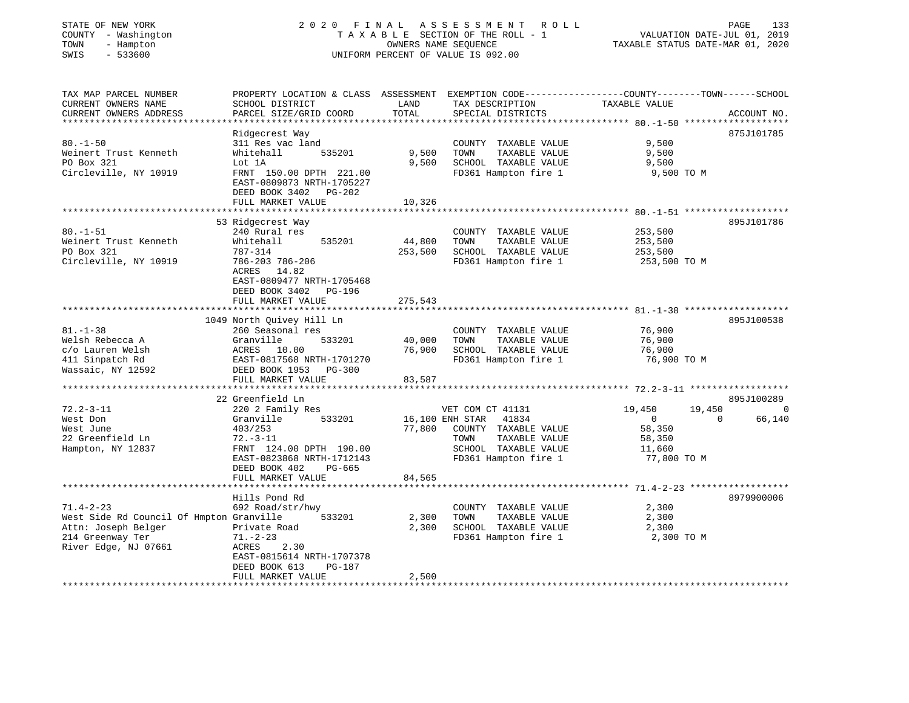STATE OF NEW YORK | 2020 FINAL ASSESSMENT ROLL | VALUATION DATE-JUL 01, 2019
COUNTY - Washington | TAXABLE SECTION OF THE ROLL - 1 | TAXABLE STATUS DATE-MAR 01, 2020
TOWN - Hampton | OWNERS NAME SEQUENCE
SWIS - 533600 | UNIFORM PERCENT OF VALUE IS 092.00

```
TAX MAP PARCEL NUMBER          PROPERTY LOCATION & CLASS  ASSESSMENT  EXEMPTION CODE------------------COUNTY--------TOWN------SCHOOL
CURRENT OWNERS NAME            SCHOOL DISTRICT             LAND        TAX DESCRIPTION              TAXABLE VALUE
CURRENT OWNERS ADDRESS         PARCEL SIZE/GRID COORD      TOTAL       SPECIAL DISTRICTS                                      ACCOUNT NO.
******************************************************************************************************* 80.-1-50 *******************
                               Ridgecrest Way                                                                            875J101785
80.-1-50                       311 Res vac land                        COUNTY  TAXABLE VALUE          9,500
Weinert Trust Kenneth          Whitehall      535201        9,500      TOWN    TAXABLE VALUE          9,500
PO Box 321                     Lot 1A                       9,500      SCHOOL  TAXABLE VALUE          9,500
Circleville, NY 10919          FRNT 150.00 DPTH 221.00                 FD361 Hampton fire 1             9,500 TO M
                               EAST-0809873 NRTH-1705227
                               DEED BOOK 3402   PG-202
                               FULL MARKET VALUE           10,326
******************************************************************************************************* 80.-1-51 *******************
                               53 Ridgecrest Way                                                                         895J101786
80.-1-51                       240 Rural res                           COUNTY  TAXABLE VALUE        253,500
Weinert Trust Kenneth          Whitehall      535201       44,800      TOWN    TAXABLE VALUE        253,500
PO Box 321                     787-314                    253,500      SCHOOL  TAXABLE VALUE        253,500
Circleville, NY 10919          786-203 786-206                         FD361 Hampton fire 1           253,500 TO M
                               ACRES  14.82
                               EAST-0809477 NRTH-1705468
                               DEED BOOK 3402   PG-196
                               FULL MARKET VALUE          275,543
******************************************************************************************************* 81.-1-38 *******************
                               1049 North Quivey Hill Ln                                                                 895J100538
81.-1-38                       260 Seasonal res                        COUNTY  TAXABLE VALUE         76,900
Welsh Rebecca A                Granville      533201       40,000      TOWN    TAXABLE VALUE         76,900
c/o Lauren Welsh               ACRES  10.00                76,900      SCHOOL  TAXABLE VALUE         76,900
411 Sinpatch Rd                EAST-0817568 NRTH-1701270               FD361 Hampton fire 1            76,900 TO M
Wassaic, NY 12592              DEED BOOK 1953   PG-300
                               FULL MARKET VALUE           83,587
******************************************************************************************************* 72.2-3-11 ******************
                               22 Greenfield Ln                                                                          895J100289
72.2-3-11                      220 2 Family Res                        VET COM CT 41131          19,450      19,450            0
West Don                       Granville      533201       16,100 ENH STAR  41834                  0           0         66,140
West June                      403/253                     77,800      COUNTY  TAXABLE VALUE         58,350
22 Greenfield Ln               72.-3-11                                TOWN    TAXABLE VALUE         58,350
Hampton, NY 12837              FRNT 124.00 DPTH 190.00                 SCHOOL  TAXABLE VALUE         11,660
                               EAST-0823868 NRTH-1712143               FD361 Hampton fire 1            77,800 TO M
                               DEED BOOK 402    PG-665
                               FULL MARKET VALUE           84,565
******************************************************************************************************* 71.4-2-23 ******************
                               Hills Pond Rd                                                                             8979900006
71.4-2-23                      692 Road/str/hwy                        COUNTY  TAXABLE VALUE          2,300
West Side Rd Council Of Hmpton Granville      533201        2,300      TOWN    TAXABLE VALUE          2,300
Attn: Joseph Belger            Private Road                 2,300      SCHOOL  TAXABLE VALUE          2,300
214 Greenway Ter               71.-2-23                                FD361 Hampton fire 1             2,300 TO M
River Edge, NJ 07661           ACRES   2.30
                               EAST-0815614 NRTH-1707378
                               DEED BOOK 613    PG-187
                               FULL MARKET VALUE            2,500
************************************************************************************************************************************
```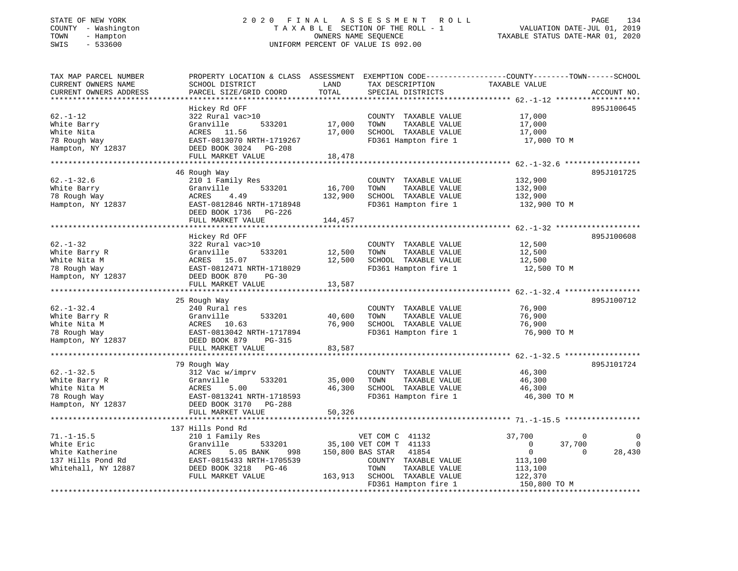STATE OF NEW YORK
COUNTY - Washington
TOWN - Hampton
SWIS - 533600

# 2020 FINAL ASSESSMENT ROLL

TAXABLE SECTION OF THE ROLL - 1
OWNERS NAME SEQUENCE
UNIFORM PERCENT OF VALUE IS 092.00

VALUATION DATE-JUL 01, 2019
TAXABLE STATUS DATE-MAR 01, 2020

| TAX MAP PARCEL NUMBER / CURRENT OWNERS NAME / CURRENT OWNERS ADDRESS | PROPERTY LOCATION & CLASS / SCHOOL DISTRICT / PARCEL SIZE/GRID COORD | ASSESSMENT LAND | TOTAL | EXEMPTION CODE / TAX DESCRIPTION / SPECIAL DISTRICTS | COUNTY TAXABLE VALUE | TOWN | SCHOOL | ACCOUNT NO. |
|---|---|---|---|---|---|---|---|---|
| 62.-1-12 | Hickey Rd OFF | | | | | | | 895J100645 |
| | 322 Rural vac>10 | | | COUNTY TAXABLE VALUE | 17,000 | | | |
| White Barry | Granville 533201 | 17,000 | | TOWN TAXABLE VALUE | 17,000 | | | |
| White Nita | ACRES 11.56 | | 17,000 | SCHOOL TAXABLE VALUE | 17,000 | | | |
| 78 Rough Way | EAST-0813070 NRTH-1719267 | | | FD361 Hampton fire 1 | 17,000 TO M | | | |
| Hampton, NY 12837 | DEED BOOK 3024 PG-208 | | | | | | | |
| | FULL MARKET VALUE | | 18,478 | | | | | |
| 62.-1-32.6 | 46 Rough Way | | | | | | | 895J101725 |
| | 210 1 Family Res | | | COUNTY TAXABLE VALUE | 132,900 | | | |
| White Barry | Granville 533201 | 16,700 | | TOWN TAXABLE VALUE | 132,900 | | | |
| 78 Rough Way | ACRES 4.49 | | 132,900 | SCHOOL TAXABLE VALUE | 132,900 | | | |
| Hampton, NY 12837 | EAST-0812846 NRTH-1718948 | | | FD361 Hampton fire 1 | 132,900 TO M | | | |
| | DEED BOOK 1736 PG-226 | | | | | | | |
| | FULL MARKET VALUE | | 144,457 | | | | | |
| 62.-1-32 | Hickey Rd OFF | | | | | | | 895J100608 |
| | 322 Rural vac>10 | | | COUNTY TAXABLE VALUE | 12,500 | | | |
| White Barry R | Granville 533201 | 12,500 | | TOWN TAXABLE VALUE | 12,500 | | | |
| White Nita M | ACRES 15.07 | | 12,500 | SCHOOL TAXABLE VALUE | 12,500 | | | |
| 78 Rough Way | EAST-0812471 NRTH-1718029 | | | FD361 Hampton fire 1 | 12,500 TO M | | | |
| Hampton, NY 12837 | DEED BOOK 870 PG-30 | | | | | | | |
| | FULL MARKET VALUE | | 13,587 | | | | | |
| 62.-1-32.4 | 25 Rough Way | | | | | | | 895J100712 |
| | 240 Rural res | | | COUNTY TAXABLE VALUE | 76,900 | | | |
| White Barry R | Granville 533201 | 40,600 | | TOWN TAXABLE VALUE | 76,900 | | | |
| White Nita M | ACRES 10.63 | | 76,900 | SCHOOL TAXABLE VALUE | 76,900 | | | |
| 78 Rough Way | EAST-0813042 NRTH-1717894 | | | FD361 Hampton fire 1 | 76,900 TO M | | | |
| Hampton, NY 12837 | DEED BOOK 879 PG-315 | | | | | | | |
| | FULL MARKET VALUE | | 83,587 | | | | | |
| 62.-1-32.5 | 79 Rough Way | | | | | | | 895J101724 |
| | 312 Vac w/imprv | | | COUNTY TAXABLE VALUE | 46,300 | | | |
| White Barry R | Granville 533201 | 35,000 | | TOWN TAXABLE VALUE | 46,300 | | | |
| White Nita M | ACRES 5.00 | | 46,300 | SCHOOL TAXABLE VALUE | 46,300 | | | |
| 78 Rough Way | EAST-0813241 NRTH-1718593 | | | FD361 Hampton fire 1 | 46,300 TO M | | | |
| Hampton, NY 12837 | DEED BOOK 3170 PG-288 | | | | | | | |
| | FULL MARKET VALUE | | 50,326 | | | | | |
| 71.-1-15.5 | 137 Hills Pond Rd | | | | | | | |
| | 210 1 Family Res | | | VET COM C 41132 | 37,700 | 0 | 0 | |
| White Eric | Granville 533201 | 35,100 | | VET COM T 41133 | 0 | 37,700 | 0 | |
| White Katherine | ACRES 5.05 BANK 998 | | 150,800 | BAS STAR 41854 | 0 | 0 | 28,430 | |
| 137 Hills Pond Rd | EAST-0815433 NRTH-1705539 | | | COUNTY TAXABLE VALUE | 113,100 | | | |
| Whitehall, NY 12887 | DEED BOOK 3218 PG-46 | | | TOWN TAXABLE VALUE | 113,100 | | | |
| | FULL MARKET VALUE | | 163,913 | SCHOOL TAXABLE VALUE | 122,370 | | | |
| | | | | FD361 Hampton fire 1 | 150,800 TO M | | | |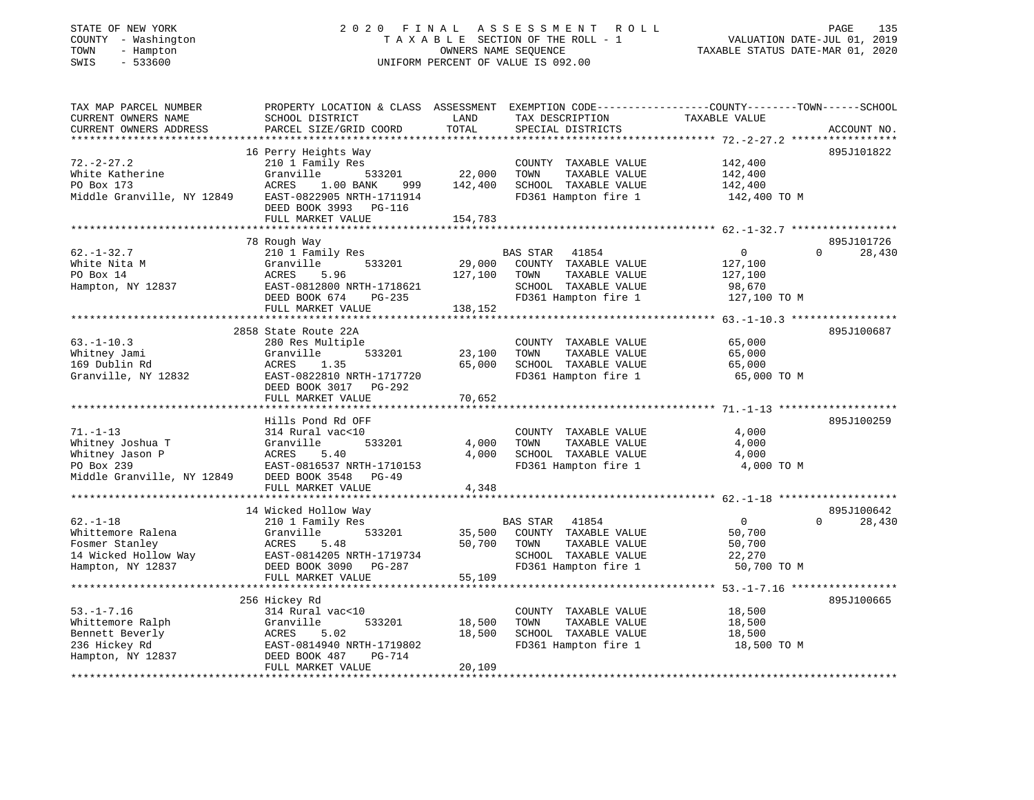STATE OF NEW YORK
COUNTY - Washington
TOWN - Hampton
SWIS - 533600

# 2020 FINAL ASSESSMENT ROLL

TAXABLE SECTION OF THE ROLL - 1
OWNERS NAME SEQUENCE
UNIFORM PERCENT OF VALUE IS 092.00

VALUATION DATE-JUL 01, 2019
TAXABLE STATUS DATE-MAR 01, 2020

| TAX MAP PARCEL NUMBER / CURRENT OWNERS NAME / CURRENT OWNERS ADDRESS | PROPERTY LOCATION & CLASS / SCHOOL DISTRICT / PARCEL SIZE/GRID COORD | ASSESSMENT LAND / TOTAL | EXEMPTION CODE / TAX DESCRIPTION / SPECIAL DISTRICTS | COUNTY / TOWN / SCHOOL TAXABLE VALUE | ACCOUNT NO. |
|---|---|---|---|---|---|
| 72.-2-27.2 | 16 Perry Heights Way | | | | 895J101822 |
| | 210 1 Family Res | | COUNTY TAXABLE VALUE | 142,400 | |
| White Katherine | Granville 533201 | 22,000 | TOWN TAXABLE VALUE | 142,400 | |
| PO Box 173 | ACRES 1.00 BANK 999 | 142,400 | SCHOOL TAXABLE VALUE | 142,400 | |
| Middle Granville, NY 12849 | EAST-0822905 NRTH-1711914 | | FD361 Hampton fire 1 | 142,400 TO M | |
| | DEED BOOK 3993 PG-116 | | | | |
| | FULL MARKET VALUE | 154,783 | | | |
| 62.-1-32.7 | 78 Rough Way | | | | 895J101726 |
| | 210 1 Family Res | | BAS STAR 41854 | 0 0 28,430 | |
| White Nita M | Granville 533201 | 29,000 | COUNTY TAXABLE VALUE | 127,100 | |
| PO Box 14 | ACRES 5.96 | 127,100 | TOWN TAXABLE VALUE | 127,100 | |
| Hampton, NY 12837 | EAST-0812800 NRTH-1718621 | | SCHOOL TAXABLE VALUE | 98,670 | |
| | DEED BOOK 674 PG-235 | | FD361 Hampton fire 1 | 127,100 TO M | |
| | FULL MARKET VALUE | 138,152 | | | |
| 63.-1-10.3 | 2858 State Route 22A | | | | 895J100687 |
| | 280 Res Multiple | | COUNTY TAXABLE VALUE | 65,000 | |
| Whitney Jami | Granville 533201 | 23,100 | TOWN TAXABLE VALUE | 65,000 | |
| 169 Dublin Rd | ACRES 1.35 | 65,000 | SCHOOL TAXABLE VALUE | 65,000 | |
| Granville, NY 12832 | EAST-0822810 NRTH-1717720 | | FD361 Hampton fire 1 | 65,000 TO M | |
| | DEED BOOK 3017 PG-292 | | | | |
| | FULL MARKET VALUE | 70,652 | | | |
| 71.-1-13 | Hills Pond Rd OFF | | | | 895J100259 |
| | 314 Rural vac<10 | | COUNTY TAXABLE VALUE | 4,000 | |
| Whitney Joshua T | Granville 533201 | 4,000 | TOWN TAXABLE VALUE | 4,000 | |
| Whitney Jason P | ACRES 5.40 | 4,000 | SCHOOL TAXABLE VALUE | 4,000 | |
| PO Box 239 | EAST-0816537 NRTH-1710153 | | FD361 Hampton fire 1 | 4,000 TO M | |
| Middle Granville, NY 12849 | DEED BOOK 3548 PG-49 | | | | |
| | FULL MARKET VALUE | 4,348 | | | |
| 62.-1-18 | 14 Wicked Hollow Way | | | | 895J100642 |
| | 210 1 Family Res | | BAS STAR 41854 | 0 0 28,430 | |
| Whittemore Ralena | Granville 533201 | 35,500 | COUNTY TAXABLE VALUE | 50,700 | |
| Fosmer Stanley | ACRES 5.48 | 50,700 | TOWN TAXABLE VALUE | 50,700 | |
| 14 Wicked Hollow Way | EAST-0814205 NRTH-1719734 | | SCHOOL TAXABLE VALUE | 22,270 | |
| Hampton, NY 12837 | DEED BOOK 3090 PG-287 | | FD361 Hampton fire 1 | 50,700 TO M | |
| | FULL MARKET VALUE | 55,109 | | | |
| 53.-1-7.16 | 256 Hickey Rd | | | | 895J100665 |
| | 314 Rural vac<10 | | COUNTY TAXABLE VALUE | 18,500 | |
| Whittemore Ralph | Granville 533201 | 18,500 | TOWN TAXABLE VALUE | 18,500 | |
| Bennett Beverly | ACRES 5.02 | 18,500 | SCHOOL TAXABLE VALUE | 18,500 | |
| 236 Hickey Rd | EAST-0814940 NRTH-1719802 | | FD361 Hampton fire 1 | 18,500 TO M | |
| Hampton, NY 12837 | DEED BOOK 487 PG-714 | | | | |
| | FULL MARKET VALUE | 20,109 | | | |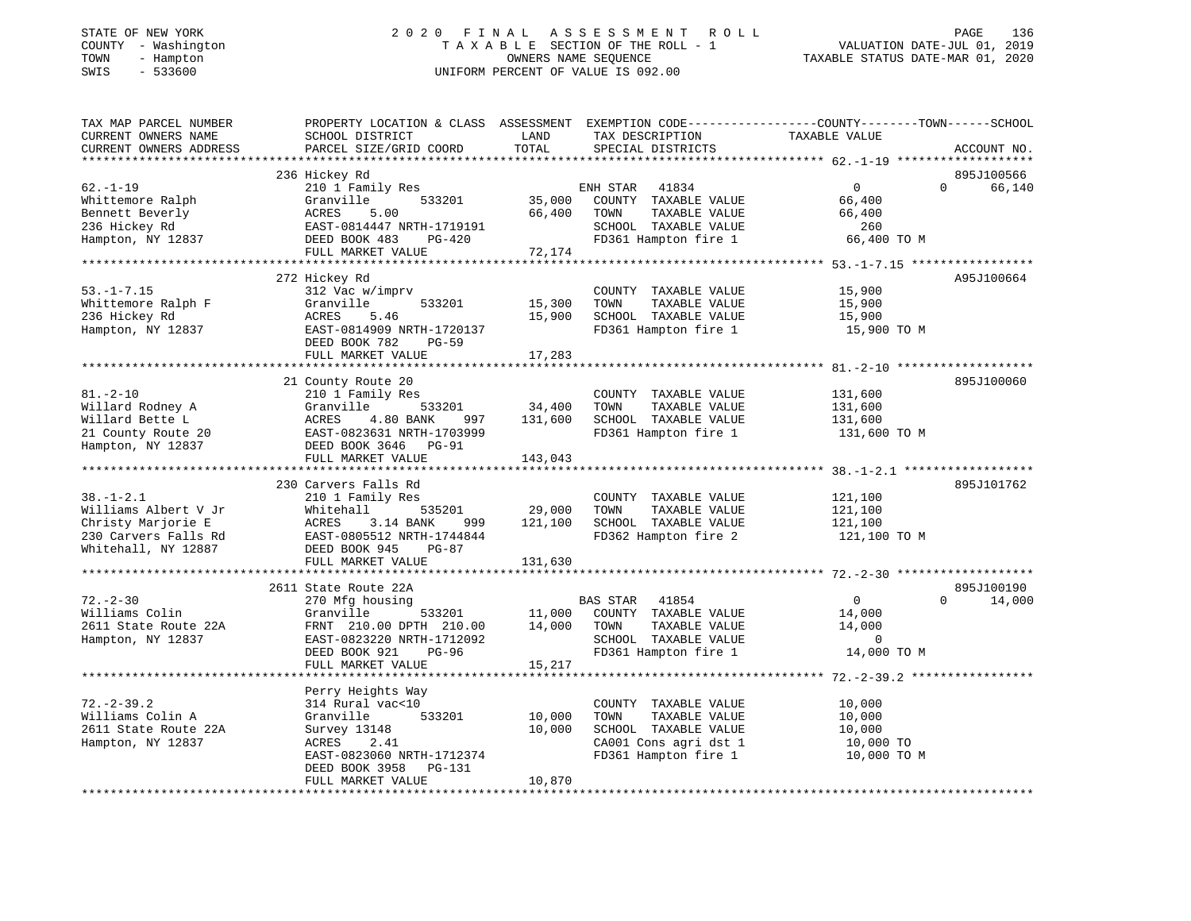STATE OF NEW YORK
COUNTY - Washington
TOWN - Hampton
SWIS - 533600

2020 FINAL ASSESSMENT ROLL
TAXABLE SECTION OF THE ROLL - 1
OWNERS NAME SEQUENCE
UNIFORM PERCENT OF VALUE IS 092.00

VALUATION DATE-JUL 01, 2019
TAXABLE STATUS DATE-MAR 01, 2020

```
TAX MAP PARCEL NUMBER          PROPERTY LOCATION & CLASS  ASSESSMENT  EXEMPTION CODE------------------COUNTY--------TOWN------SCHOOL
CURRENT OWNERS NAME            SCHOOL DISTRICT               LAND      TAX DESCRIPTION              TAXABLE VALUE
CURRENT OWNERS ADDRESS         PARCEL SIZE/GRID COORD        TOTAL     SPECIAL DISTRICTS                                        ACCOUNT NO.
******************************************************************************************************* 62.-1-19 *******************
                               236 Hickey Rd                                                                                    895J100566
62.-1-19                       210 1 Family Res                        ENH STAR   41834                 0              0      66,140
Whittemore Ralph               Granville       533201        35,000    COUNTY  TAXABLE VALUE          66,400
Bennett Beverly                ACRES     5.00                66,400    TOWN    TAXABLE VALUE          66,400
236 Hickey Rd                  EAST-0814447 NRTH-1719191               SCHOOL  TAXABLE VALUE             260
Hampton, NY 12837              DEED BOOK 483    PG-420                 FD361 Hampton fire 1            66,400 TO M
                               FULL MARKET VALUE             72,174
******************************************************************************************************* 53.-1-7.15 *****************
                               272 Hickey Rd                                                                                    A95J100664
53.-1-7.15                     312 Vac w/imprv                         COUNTY  TAXABLE VALUE          15,900
Whittemore Ralph F             Granville       533201        15,300    TOWN    TAXABLE VALUE          15,900
236 Hickey Rd                  ACRES     5.46                15,900    SCHOOL  TAXABLE VALUE          15,900
Hampton, NY 12837              EAST-0814909 NRTH-1720137               FD361 Hampton fire 1            15,900 TO M
                               DEED BOOK 782    PG-59
                               FULL MARKET VALUE             17,283
******************************************************************************************************* 81.-2-10 *******************
                               21 County Route 20                                                                               895J100060
81.-2-10                       210 1 Family Res                        COUNTY  TAXABLE VALUE         131,600
Willard Rodney A               Granville       533201        34,400    TOWN    TAXABLE VALUE         131,600
Willard Bette L                ACRES     4.80 BANK     997  131,600    SCHOOL  TAXABLE VALUE         131,600
21 County Route 20             EAST-0823631 NRTH-1703999               FD361 Hampton fire 1           131,600 TO M
Hampton, NY 12837              DEED BOOK 3646   PG-91
                               FULL MARKET VALUE            143,043
******************************************************************************************************* 38.-1-2.1 ******************
                               230 Carvers Falls Rd                                                                             895J101762
38.-1-2.1                      210 1 Family Res                        COUNTY  TAXABLE VALUE         121,100
Williams Albert V Jr           Whitehall       535201        29,000    TOWN    TAXABLE VALUE         121,100
Christy Marjorie E             ACRES     3.14 BANK     999  121,100    SCHOOL  TAXABLE VALUE         121,100
230 Carvers Falls Rd           EAST-0805512 NRTH-1744844               FD362 Hampton fire 2           121,100 TO M
Whitehall, NY 12887            DEED BOOK 945    PG-87
                               FULL MARKET VALUE            131,630
******************************************************************************************************* 72.-2-30 *******************
                               2611 State Route 22A                                                                             895J100190
72.-2-30                       270 Mfg housing                         BAS STAR   41854                 0              0      14,000
Williams Colin                 Granville       533201        11,000    COUNTY  TAXABLE VALUE          14,000
2611 State Route 22A           FRNT 210.00 DPTH 210.00       14,000    TOWN    TAXABLE VALUE          14,000
Hampton, NY 12837              EAST-0823220 NRTH-1712092               SCHOOL  TAXABLE VALUE               0
                               DEED BOOK 921    PG-96                  FD361 Hampton fire 1            14,000 TO M
                               FULL MARKET VALUE             15,217
******************************************************************************************************* 72.-2-39.2 *****************
                               Perry Heights Way
72.-2-39.2                     314 Rural vac<10                        COUNTY  TAXABLE VALUE          10,000
Williams Colin A               Granville       533201        10,000    TOWN    TAXABLE VALUE          10,000
2611 State Route 22A           Survey 13148                  10,000    SCHOOL  TAXABLE VALUE          10,000
Hampton, NY 12837              ACRES     2.41                          CA001 Cons agri dst 1           10,000 TO
                               EAST-0823060 NRTH-1712374               FD361 Hampton fire 1            10,000 TO M
                               DEED BOOK 3958   PG-131
                               FULL MARKET VALUE             10,870
************************************************************************************************************************************
```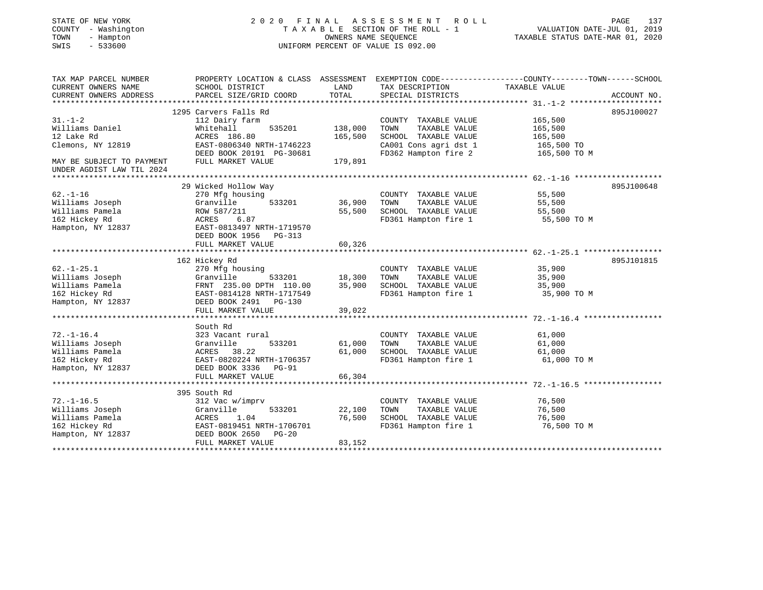STATE OF NEW YORK
COUNTY - Washington
TOWN - Hampton
SWIS - 533600

2 0 2 0 F I N A L A S S E S S M E N T R O L L
T A X A B L E SECTION OF THE ROLL - 1
OWNERS NAME SEQUENCE
UNIFORM PERCENT OF VALUE IS 092.00

VALUATION DATE-JUL 01, 2019
TAXABLE STATUS DATE-MAR 01, 2020

| TAX MAP PARCEL NUMBER / CURRENT OWNERS NAME / CURRENT OWNERS ADDRESS | PROPERTY LOCATION & CLASS / SCHOOL DISTRICT / PARCEL SIZE/GRID COORD | ASSESSMENT LAND / TOTAL | EXEMPTION CODE / TAX DESCRIPTION / SPECIAL DISTRICTS | COUNTY / TOWN / SCHOOL TAXABLE VALUE | ACCOUNT NO. |
|---|---|---|---|---|---|
| **31.-1-2** | 1295 Carvers Falls Rd | | | | 895J100027 |
| 31.-1-2 | 112 Dairy farm | | COUNTY TAXABLE VALUE | 165,500 | |
| Williams Daniel | Whitehall 535201 | 138,000 | TOWN TAXABLE VALUE | 165,500 | |
| 12 Lake Rd | ACRES 186.80 | 165,500 | SCHOOL TAXABLE VALUE | 165,500 | |
| Clemons, NY 12819 | EAST-0806340 NRTH-1746223 | | CA001 Cons agri dst 1 | 165,500 TO | |
| | DEED BOOK 20191 PG-30681 | | FD362 Hampton fire 2 | 165,500 TO M | |
| MAY BE SUBJECT TO PAYMENT | FULL MARKET VALUE | 179,891 | | | |
| UNDER AGDIST LAW TIL 2024 | | | | | |
| **62.-1-16** | 29 Wicked Hollow Way | | | | 895J100648 |
| 62.-1-16 | 270 Mfg housing | | COUNTY TAXABLE VALUE | 55,500 | |
| Williams Joseph | Granville 533201 | 36,900 | TOWN TAXABLE VALUE | 55,500 | |
| Williams Pamela | ROW 587/211 | 55,500 | SCHOOL TAXABLE VALUE | 55,500 | |
| 162 Hickey Rd | ACRES 6.87 | | FD361 Hampton fire 1 | 55,500 TO M | |
| Hampton, NY 12837 | EAST-0813497 NRTH-1719570 | | | | |
| | DEED BOOK 1956 PG-313 | | | | |
| | FULL MARKET VALUE | 60,326 | | | |
| **62.-1-25.1** | 162 Hickey Rd | | | | 895J101815 |
| 62.-1-25.1 | 270 Mfg housing | | COUNTY TAXABLE VALUE | 35,900 | |
| Williams Joseph | Granville 533201 | 18,300 | TOWN TAXABLE VALUE | 35,900 | |
| Williams Pamela | FRNT 235.00 DPTH 110.00 | 35,900 | SCHOOL TAXABLE VALUE | 35,900 | |
| 162 Hickey Rd | EAST-0814128 NRTH-1717549 | | FD361 Hampton fire 1 | 35,900 TO M | |
| Hampton, NY 12837 | DEED BOOK 2491 PG-130 | | | | |
| | FULL MARKET VALUE | 39,022 | | | |
| **72.-1-16.4** | South Rd | | | | |
| 72.-1-16.4 | 323 Vacant rural | | COUNTY TAXABLE VALUE | 61,000 | |
| Williams Joseph | Granville 533201 | 61,000 | TOWN TAXABLE VALUE | 61,000 | |
| Williams Pamela | ACRES 38.22 | 61,000 | SCHOOL TAXABLE VALUE | 61,000 | |
| 162 Hickey Rd | EAST-0820224 NRTH-1706357 | | FD361 Hampton fire 1 | 61,000 TO M | |
| Hampton, NY 12837 | DEED BOOK 3336 PG-91 | | | | |
| | FULL MARKET VALUE | 66,304 | | | |
| **72.-1-16.5** | 395 South Rd | | | | |
| 72.-1-16.5 | 312 Vac w/imprv | | COUNTY TAXABLE VALUE | 76,500 | |
| Williams Joseph | Granville 533201 | 22,100 | TOWN TAXABLE VALUE | 76,500 | |
| Williams Pamela | ACRES 1.04 | 76,500 | SCHOOL TAXABLE VALUE | 76,500 | |
| 162 Hickey Rd | EAST-0819451 NRTH-1706701 | | FD361 Hampton fire 1 | 76,500 TO M | |
| Hampton, NY 12837 | DEED BOOK 2650 PG-20 | | | | |
| | FULL MARKET VALUE | 83,152 | | | |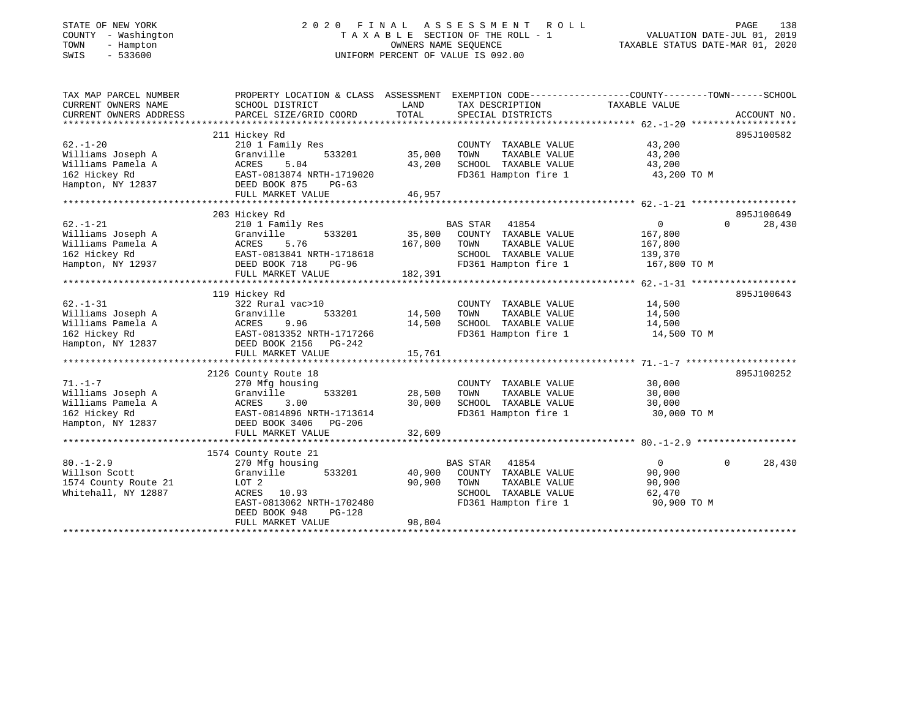STATE OF NEW YORK
COUNTY - Washington
TOWN - Hampton
SWIS - 533600

# 2020 FINAL ASSESSMENT ROLL

TAXABLE SECTION OF THE ROLL - 1
OWNERS NAME SEQUENCE
UNIFORM PERCENT OF VALUE IS 092.00

VALUATION DATE-JUL 01, 2019
TAXABLE STATUS DATE-MAR 01, 2020

| TAX MAP PARCEL NUMBER / CURRENT OWNERS NAME / CURRENT OWNERS ADDRESS | PROPERTY LOCATION & CLASS / SCHOOL DISTRICT / PARCEL SIZE/GRID COORD | ASSESSMENT LAND / TOTAL | EXEMPTION CODE / TAX DESCRIPTION / SPECIAL DISTRICTS | COUNTY TAXABLE VALUE | TOWN | SCHOOL | ACCOUNT NO. |
|---|---|---|---|---|---|---|---|
| 62.-1-20 | 211 Hickey Rd | | | | | | 895J100582 |
| | 210 1 Family Res | | COUNTY TAXABLE VALUE | 43,200 | | | |
| Williams Joseph A | Granville 533201 | 35,000 | TOWN TAXABLE VALUE | 43,200 | | | |
| Williams Pamela A | ACRES 5.04 | 43,200 | SCHOOL TAXABLE VALUE | 43,200 | | | |
| 162 Hickey Rd | EAST-0813874 NRTH-1719020 | | FD361 Hampton fire 1 | 43,200 TO M | | | |
| Hampton, NY 12837 | DEED BOOK 875 PG-63 | | | | | | |
| | FULL MARKET VALUE | 46,957 | | | | | |
| 62.-1-21 | 203 Hickey Rd | | | | | | 895J100649 |
| | 210 1 Family Res | | BAS STAR 41854 | 0 | 0 | 28,430 | |
| Williams Joseph A | Granville 533201 | 35,800 | COUNTY TAXABLE VALUE | 167,800 | | | |
| Williams Pamela A | ACRES 5.76 | 167,800 | TOWN TAXABLE VALUE | 167,800 | | | |
| 162 Hickey Rd | EAST-0813841 NRTH-1718618 | | SCHOOL TAXABLE VALUE | 139,370 | | | |
| Hampton, NY 12937 | DEED BOOK 718 PG-96 | | FD361 Hampton fire 1 | 167,800 TO M | | | |
| | FULL MARKET VALUE | 182,391 | | | | | |
| 62.-1-31 | 119 Hickey Rd | | | | | | 895J100643 |
| | 322 Rural vac>10 | | COUNTY TAXABLE VALUE | 14,500 | | | |
| Williams Joseph A | Granville 533201 | 14,500 | TOWN TAXABLE VALUE | 14,500 | | | |
| Williams Pamela A | ACRES 9.96 | 14,500 | SCHOOL TAXABLE VALUE | 14,500 | | | |
| 162 Hickey Rd | EAST-0813352 NRTH-1717266 | | FD361 Hampton fire 1 | 14,500 TO M | | | |
| Hampton, NY 12837 | DEED BOOK 2156 PG-242 | | | | | | |
| | FULL MARKET VALUE | 15,761 | | | | | |
| 71.-1-7 | 2126 County Route 18 | | | | | | 895J100252 |
| | 270 Mfg housing | | COUNTY TAXABLE VALUE | 30,000 | | | |
| Williams Joseph A | Granville 533201 | 28,500 | TOWN TAXABLE VALUE | 30,000 | | | |
| Williams Pamela A | ACRES 3.00 | 30,000 | SCHOOL TAXABLE VALUE | 30,000 | | | |
| 162 Hickey Rd | EAST-0814896 NRTH-1713614 | | FD361 Hampton fire 1 | 30,000 TO M | | | |
| Hampton, NY 12837 | DEED BOOK 3406 PG-206 | | | | | | |
| | FULL MARKET VALUE | 32,609 | | | | | |
| 80.-1-2.9 | 1574 County Route 21 | | | | | | |
| | 270 Mfg housing | | BAS STAR 41854 | 0 | 0 | 28,430 | |
| Willson Scott | Granville 533201 | 40,900 | COUNTY TAXABLE VALUE | 90,900 | | | |
| 1574 County Route 21 | LOT 2 | 90,900 | TOWN TAXABLE VALUE | 90,900 | | | |
| Whitehall, NY 12887 | ACRES 10.93 | | SCHOOL TAXABLE VALUE | 62,470 | | | |
| | EAST-0813062 NRTH-1702480 | | FD361 Hampton fire 1 | 90,900 TO M | | | |
| | DEED BOOK 948 PG-128 | | | | | | |
| | FULL MARKET VALUE | 98,804 | | | | | |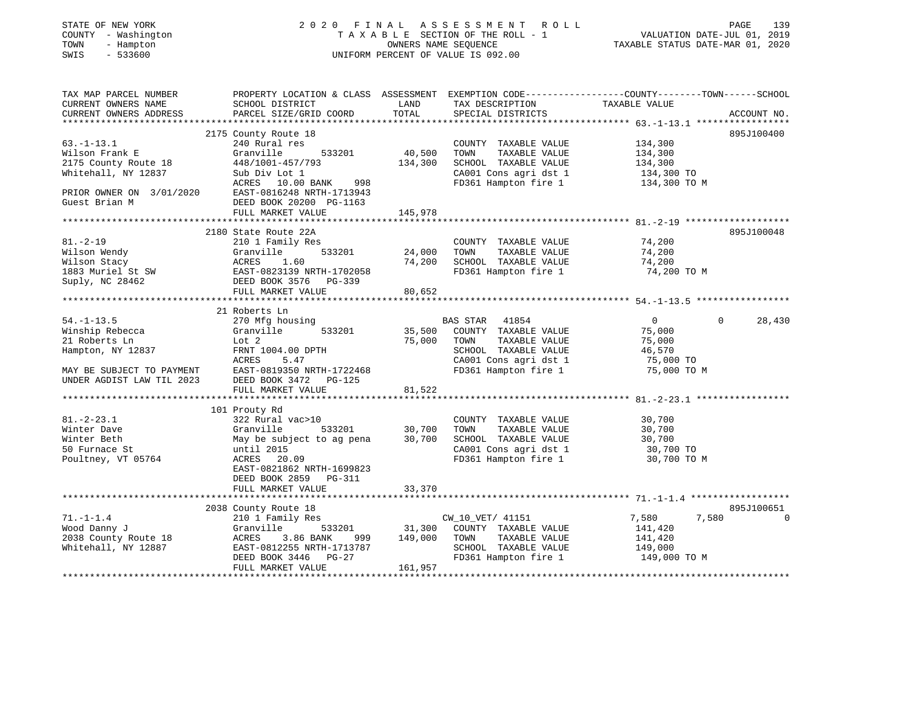STATE OF NEW YORK
COUNTY - Washington
TOWN - Hampton
SWIS - 533600

2 0 2 0 F I N A L A S S E S S M E N T R O L L
T A X A B L E SECTION OF THE ROLL - 1
OWNERS NAME SEQUENCE
UNIFORM PERCENT OF VALUE IS 092.00

VALUATION DATE-JUL 01, 2019
TAXABLE STATUS DATE-MAR 01, 2020

| TAX MAP PARCEL NUMBER / CURRENT OWNERS NAME / CURRENT OWNERS ADDRESS | PROPERTY LOCATION & CLASS / SCHOOL DISTRICT / PARCEL SIZE/GRID COORD | ASSESSMENT LAND | TOTAL | EXEMPTION CODE / TAX DESCRIPTION / SPECIAL DISTRICTS | COUNTY TAXABLE VALUE | TOWN | SCHOOL | ACCOUNT NO. |
|---|---|---|---|---|---|---|---|---|
| 63.-1-13.1 | 2175 County Route 18 | | | | | | | 895J100400 |
| | 240 Rural res | | | COUNTY TAXABLE VALUE | 134,300 | | | |
| Wilson Frank E | Granville 533201 | 40,500 | | TOWN TAXABLE VALUE | 134,300 | | | |
| 2175 County Route 18 | 448/1001-457/793 | | 134,300 | SCHOOL TAXABLE VALUE | 134,300 | | | |
| Whitehall, NY 12837 | Sub Div Lot 1 | | | CA001 Cons agri dst 1 | 134,300 TO | | | |
| | ACRES 10.00 BANK 998 | | | FD361 Hampton fire 1 | 134,300 TO M | | | |
| PRIOR OWNER ON 3/01/2020 | EAST-0816248 NRTH-1713943 | | | | | | | |
| Guest Brian M | DEED BOOK 20200 PG-1163 | | | | | | | |
| | FULL MARKET VALUE | | 145,978 | | | | | |
| 81.-2-19 | 2180 State Route 22A | | | | | | | 895J100048 |
| | 210 1 Family Res | | | COUNTY TAXABLE VALUE | 74,200 | | | |
| Wilson Wendy | Granville 533201 | 24,000 | | TOWN TAXABLE VALUE | 74,200 | | | |
| Wilson Stacy | ACRES 1.60 | | 74,200 | SCHOOL TAXABLE VALUE | 74,200 | | | |
| 1883 Muriel St SW | EAST-0823139 NRTH-1702058 | | | FD361 Hampton fire 1 | 74,200 TO M | | | |
| Suply, NC 28462 | DEED BOOK 3576 PG-339 | | | | | | | |
| | FULL MARKET VALUE | | 80,652 | | | | | |
| 54.-1-13.5 | 21 Roberts Ln | | | | | | | |
| | 270 Mfg housing | | | BAS STAR 41854 | 0 | 0 | 28,430 | |
| Winship Rebecca | Granville 533201 | 35,500 | | COUNTY TAXABLE VALUE | 75,000 | | | |
| 21 Roberts Ln | Lot 2 | | 75,000 | TOWN TAXABLE VALUE | 75,000 | | | |
| Hampton, NY 12837 | FRNT 1004.00 DPTH | | | SCHOOL TAXABLE VALUE | 46,570 | | | |
| | ACRES 5.47 | | | CA001 Cons agri dst 1 | 75,000 TO | | | |
| MAY BE SUBJECT TO PAYMENT | EAST-0819350 NRTH-1722468 | | | FD361 Hampton fire 1 | 75,000 TO M | | | |
| UNDER AGDIST LAW TIL 2023 | DEED BOOK 3472 PG-125 | | | | | | | |
| | FULL MARKET VALUE | | 81,522 | | | | | |
| 81.-2-23.1 | 101 Prouty Rd | | | | | | | |
| | 322 Rural vac>10 | | | COUNTY TAXABLE VALUE | 30,700 | | | |
| Winter Dave | Granville 533201 | 30,700 | | TOWN TAXABLE VALUE | 30,700 | | | |
| Winter Beth | May be subject to ag pena | | 30,700 | SCHOOL TAXABLE VALUE | 30,700 | | | |
| 50 Furnace St | until 2015 | | | CA001 Cons agri dst 1 | 30,700 TO | | | |
| Poultney, VT 05764 | ACRES 20.09 | | | FD361 Hampton fire 1 | 30,700 TO M | | | |
| | EAST-0821862 NRTH-1699823 | | | | | | | |
| | DEED BOOK 2859 PG-311 | | | | | | | |
| | FULL MARKET VALUE | | 33,370 | | | | | |
| 71.-1-1.4 | 2038 County Route 18 | | | | | | | 895J100651 |
| | 210 1 Family Res | | | CW_10_VET/ 41151 | 7,580 | 7,580 | 0 | |
| Wood Danny J | Granville 533201 | 31,300 | | COUNTY TAXABLE VALUE | 141,420 | | | |
| 2038 County Route 18 | ACRES 3.86 BANK 999 | | 149,000 | TOWN TAXABLE VALUE | 141,420 | | | |
| Whitehall, NY 12887 | EAST-0812255 NRTH-1713787 | | | SCHOOL TAXABLE VALUE | 149,000 | | | |
| | DEED BOOK 3446 PG-27 | | | FD361 Hampton fire 1 | 149,000 TO M | | | |
| | FULL MARKET VALUE | | 161,957 | | | | | |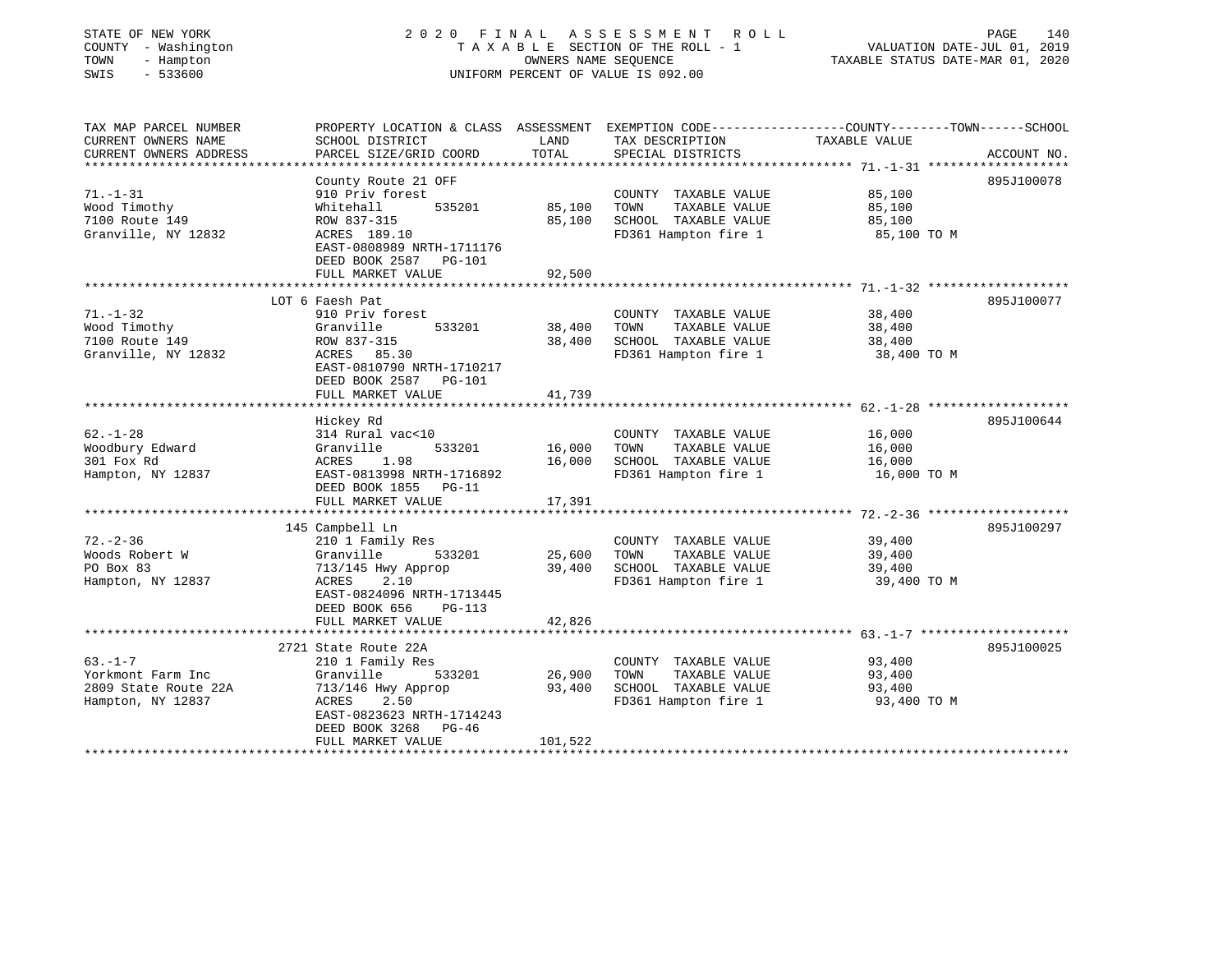STATE OF NEW YORK — 2020 FINAL ASSESSMENT ROLL
COUNTY - Washington — TAXABLE SECTION OF THE ROLL - 1 — VALUATION DATE-JUL 01, 2019
TOWN - Hampton — OWNERS NAME SEQUENCE — TAXABLE STATUS DATE-MAR 01, 2020
SWIS - 533600 — UNIFORM PERCENT OF VALUE IS 092.00

| TAX MAP PARCEL NUMBER / CURRENT OWNERS NAME / CURRENT OWNERS ADDRESS | PROPERTY LOCATION & CLASS / SCHOOL DISTRICT / PARCEL SIZE/GRID COORD | ASSESSMENT LAND | ASSESSMENT TOTAL | EXEMPTION CODE / TAX DESCRIPTION / SPECIAL DISTRICTS | TAXABLE VALUE (COUNTY--TOWN--SCHOOL) | ACCOUNT NO. |
|---|---|---|---|---|---|---|
| 71.-1-31 | County Route 21 OFF | | | | | 895J100078 |
| Wood Timothy | 910 Priv forest | | | COUNTY TAXABLE VALUE | 85,100 | |
| 7100 Route 149 | Whitehall 535201 | 85,100 | | TOWN TAXABLE VALUE | 85,100 | |
| Granville, NY 12832 | ROW 837-315 | | 85,100 | SCHOOL TAXABLE VALUE | 85,100 | |
| | ACRES 189.10 | | | FD361 Hampton fire 1 | 85,100 TO M | |
| | EAST-0808989 NRTH-1711176 | | | | | |
| | DEED BOOK 2587 PG-101 | | | | | |
| | FULL MARKET VALUE | | 92,500 | | | |
| 71.-1-32 | LOT 6 Faesh Pat | | | | | 895J100077 |
| Wood Timothy | 910 Priv forest | | | COUNTY TAXABLE VALUE | 38,400 | |
| 7100 Route 149 | Granville 533201 | 38,400 | | TOWN TAXABLE VALUE | 38,400 | |
| Granville, NY 12832 | ROW 837-315 | | 38,400 | SCHOOL TAXABLE VALUE | 38,400 | |
| | ACRES 85.30 | | | FD361 Hampton fire 1 | 38,400 TO M | |
| | EAST-0810790 NRTH-1710217 | | | | | |
| | DEED BOOK 2587 PG-101 | | | | | |
| | FULL MARKET VALUE | | 41,739 | | | |
| 62.-1-28 | Hickey Rd | | | | | 895J100644 |
| Woodbury Edward | 314 Rural vac<10 | | | COUNTY TAXABLE VALUE | 16,000 | |
| 301 Fox Rd | Granville 533201 | 16,000 | | TOWN TAXABLE VALUE | 16,000 | |
| Hampton, NY 12837 | ACRES 1.98 | | 16,000 | SCHOOL TAXABLE VALUE | 16,000 | |
| | EAST-0813998 NRTH-1716892 | | | FD361 Hampton fire 1 | 16,000 TO M | |
| | DEED BOOK 1855 PG-11 | | | | | |
| | FULL MARKET VALUE | | 17,391 | | | |
| 72.-2-36 | 145 Campbell Ln | | | | | 895J100297 |
| Woods Robert W | 210 1 Family Res | | | COUNTY TAXABLE VALUE | 39,400 | |
| PO Box 83 | Granville 533201 | 25,600 | | TOWN TAXABLE VALUE | 39,400 | |
| Hampton, NY 12837 | 713/145 Hwy Approp | | 39,400 | SCHOOL TAXABLE VALUE | 39,400 | |
| | ACRES 2.10 | | | FD361 Hampton fire 1 | 39,400 TO M | |
| | EAST-0824096 NRTH-1713445 | | | | | |
| | DEED BOOK 656 PG-113 | | | | | |
| | FULL MARKET VALUE | | 42,826 | | | |
| 63.-1-7 | 2721 State Route 22A | | | | | 895J100025 |
| Yorkmont Farm Inc | 210 1 Family Res | | | COUNTY TAXABLE VALUE | 93,400 | |
| 2809 State Route 22A | Granville 533201 | 26,900 | | TOWN TAXABLE VALUE | 93,400 | |
| Hampton, NY 12837 | 713/146 Hwy Approp | | 93,400 | SCHOOL TAXABLE VALUE | 93,400 | |
| | ACRES 2.50 | | | FD361 Hampton fire 1 | 93,400 TO M | |
| | EAST-0823623 NRTH-1714243 | | | | | |
| | DEED BOOK 3268 PG-46 | | | | | |
| | FULL MARKET VALUE | | 101,522 | | | |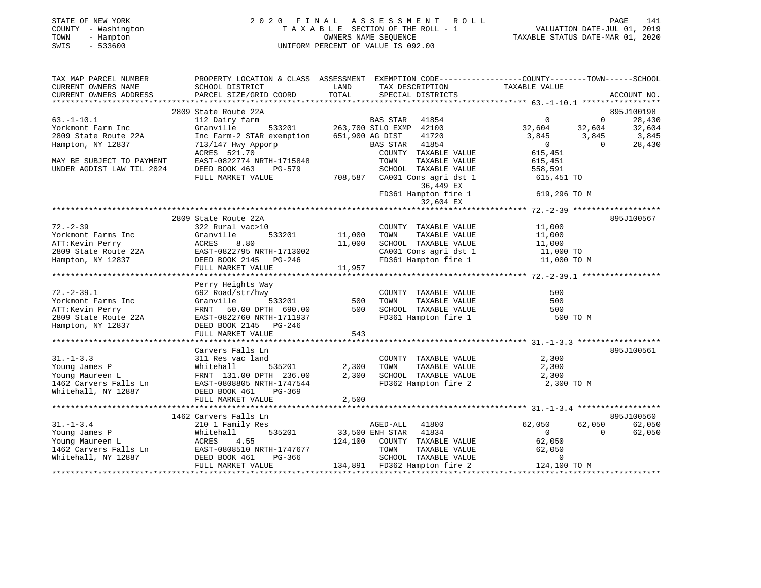STATE OF NEW YORK
COUNTY - Washington
TOWN - Hampton
SWIS - 533600

2020 FINAL ASSESSMENT ROLL
TAXABLE SECTION OF THE ROLL - 1
OWNERS NAME SEQUENCE
UNIFORM PERCENT OF VALUE IS 092.00

VALUATION DATE-JUL 01, 2019
TAXABLE STATUS DATE-MAR 01, 2020

```
TAX MAP PARCEL NUMBER          PROPERTY LOCATION & CLASS  ASSESSMENT  EXEMPTION CODE-----------------COUNTY--------TOWN------SCHOOL
CURRENT OWNERS NAME            SCHOOL DISTRICT            LAND        TAX DESCRIPTION              TAXABLE VALUE
CURRENT OWNERS ADDRESS         PARCEL SIZE/GRID COORD     TOTAL       SPECIAL DISTRICTS                                   ACCOUNT NO.
******************************************************************************************************* 63.-1-10.1 *****************
                               2809 State Route 22A                                                                     895J100198
63.-1-10.1                     112 Dairy farm                          BAS STAR   41854            0            0        28,430
Yorkmont Farm Inc              Granville       533201   263,700 SILO EXMP  42100        32,604       32,604        32,604
2809 State Route 22A           Inc Farm-2 STAR exemption    651,900 AG DIST    41720         3,845        3,845         3,845
Hampton, NY 12837              713/147 Hwy Apporp                      BAS STAR   41854            0            0        28,430
                               ACRES  521.70                           COUNTY  TAXABLE VALUE          615,451
MAY BE SUBJECT TO PAYMENT      EAST-0822774 NRTH-1715848               TOWN    TAXABLE VALUE          615,451
UNDER AGDIST LAW TIL 2024      DEED BOOK 463    PG-579                 SCHOOL  TAXABLE VALUE          558,591
                               FULL MARKET VALUE          708,587   CA001 Cons agri dst 1           615,451 TO
                                                                         36,449 EX
                                                                    FD361 Hampton fire 1            619,296 TO M
                                                                         32,604 EX
******************************************************************************************************* 72.-2-39 *******************
                               2809 State Route 22A                                                                     895J100567
72.-2-39                       322 Rural vac>10                        COUNTY  TAXABLE VALUE           11,000
Yorkmont Farms Inc             Granville       533201      11,000    TOWN    TAXABLE VALUE           11,000
ATT:Kevin Perry                ACRES    8.80               11,000    SCHOOL  TAXABLE VALUE           11,000
2809 State Route 22A           EAST-0822795 NRTH-1713002               CA001 Cons agri dst 1            11,000 TO
Hampton, NY 12837              DEED BOOK 2145   PG-246                 FD361 Hampton fire 1             11,000 TO M
                               FULL MARKET VALUE           11,957
******************************************************************************************************* 72.-2-39.1 *****************
                               Perry Heights Way
72.-2-39.1                     692 Road/str/hwy                        COUNTY  TAXABLE VALUE              500
Yorkmont Farms Inc             Granville       533201         500    TOWN    TAXABLE VALUE              500
ATT:Kevin Perry                FRNT   50.00 DPTH 690.00       500    SCHOOL  TAXABLE VALUE              500
2809 State Route 22A           EAST-0822760 NRTH-1711937               FD361 Hampton fire 1                500 TO M
Hampton, NY 12837              DEED BOOK 2145   PG-246
                               FULL MARKET VALUE              543
******************************************************************************************************* 31.-1-3.3 ******************
                               Carvers Falls Ln                                                                         895J100561
31.-1-3.3                      311 Res vac land                        COUNTY  TAXABLE VALUE            2,300
Young James P                  Whitehall       535201       2,300    TOWN    TAXABLE VALUE            2,300
Young Maureen L                FRNT  131.00 DPTH 236.00     2,300    SCHOOL  TAXABLE VALUE            2,300
1462 Carvers Falls Ln          EAST-0808805 NRTH-1747544               FD362 Hampton fire 2              2,300 TO M
Whitehall, NY 12887            DEED BOOK 461    PG-369
                               FULL MARKET VALUE            2,500
******************************************************************************************************* 31.-1-3.4 ******************
                               1462 Carvers Falls Ln                                                                    895J100560
31.-1-3.4                      210 1 Family Res                        AGED-ALL   41800        62,050       62,050        62,050
Young James P                  Whitehall       535201      33,500 ENH STAR   41834            0            0        62,050
Young Maureen L                ACRES    4.55              124,100    COUNTY  TAXABLE VALUE           62,050
1462 Carvers Falls Ln          EAST-0808510 NRTH-1747677               TOWN    TAXABLE VALUE           62,050
Whitehall, NY 12887            DEED BOOK 461    PG-366                 SCHOOL  TAXABLE VALUE                0
                               FULL MARKET VALUE          134,891   FD362 Hampton fire 2            124,100 TO M
************************************************************************************************************************************
```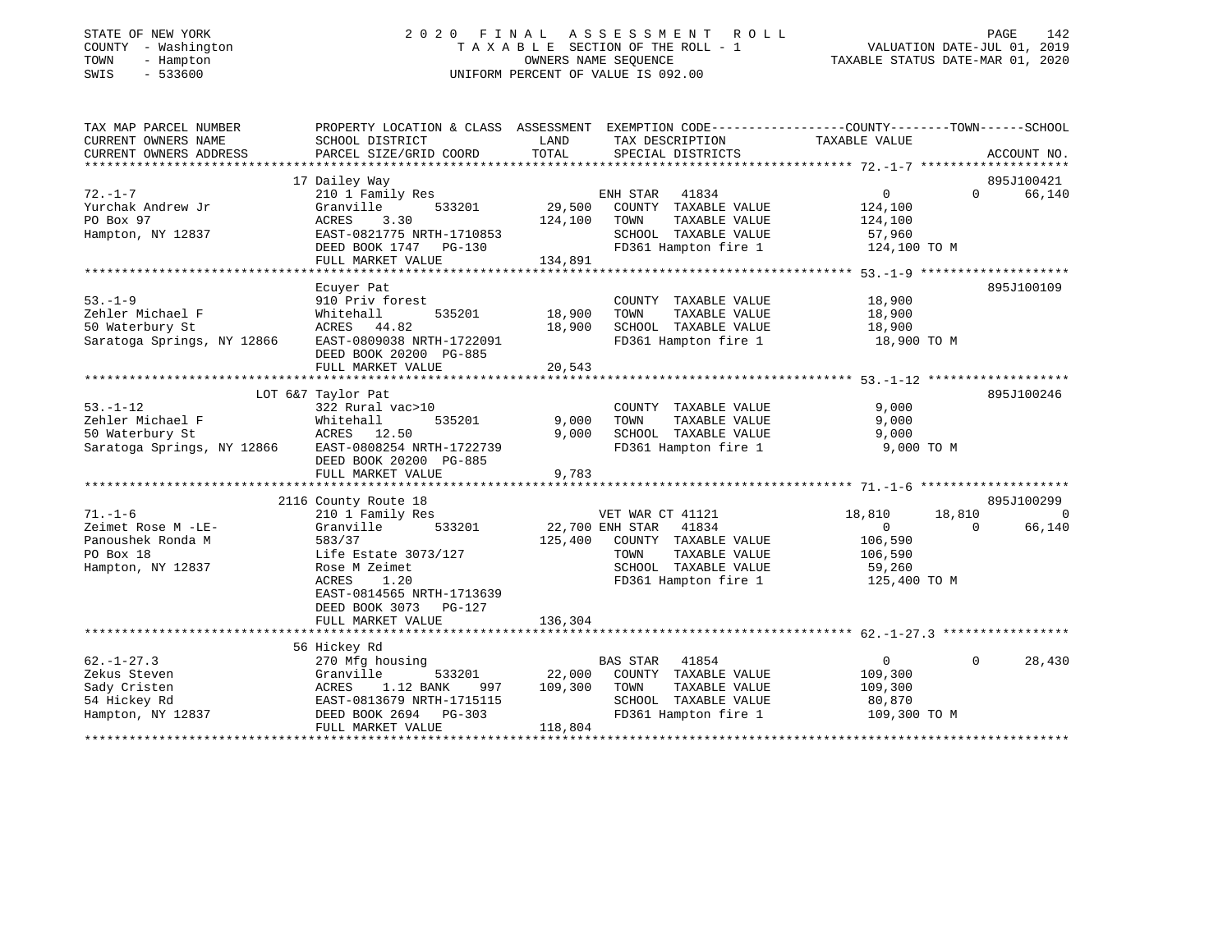STATE OF NEW YORK
COUNTY - Washington
TOWN - Hampton
SWIS - 533600

# 2020 FINAL ASSESSMENT ROLL
TAXABLE SECTION OF THE ROLL - 1
OWNERS NAME SEQUENCE
UNIFORM PERCENT OF VALUE IS 092.00

VALUATION DATE-JUL 01, 2019
TAXABLE STATUS DATE-MAR 01, 2020

| TAX MAP PARCEL NUMBER / CURRENT OWNERS NAME / CURRENT OWNERS ADDRESS | PROPERTY LOCATION & CLASS / SCHOOL DISTRICT / PARCEL SIZE/GRID COORD | ASSESSMENT LAND / TOTAL | EXEMPTION CODE / TAX DESCRIPTION / SPECIAL DISTRICTS | COUNTY TAXABLE VALUE | TOWN | SCHOOL | ACCOUNT NO. |
|---|---|---|---|---|---|---|---|
| | 17 Dailey Way | | | | | | 895J100421 |
| 72.-1-7 | 210 1 Family Res | | ENH STAR 41834 | 0 | 0 | 66,140 | |
| Yurchak Andrew Jr | Granville 533201 | 29,500 | COUNTY TAXABLE VALUE | 124,100 | | | |
| PO Box 97 | ACRES 3.30 | 124,100 | TOWN TAXABLE VALUE | 124,100 | | | |
| Hampton, NY 12837 | EAST-0821775 NRTH-1710853 | | SCHOOL TAXABLE VALUE | 57,960 | | | |
| | DEED BOOK 1747 PG-130 | | FD361 Hampton fire 1 | 124,100 TO M | | | |
| | FULL MARKET VALUE | 134,891 | | | | | |
| | Ecuyer Pat | | | | | | 895J100109 |
| 53.-1-9 | 910 Priv forest | | COUNTY TAXABLE VALUE | 18,900 | | | |
| Zehler Michael F | Whitehall 535201 | 18,900 | TOWN TAXABLE VALUE | 18,900 | | | |
| 50 Waterbury St | ACRES 44.82 | 18,900 | SCHOOL TAXABLE VALUE | 18,900 | | | |
| Saratoga Springs, NY 12866 | EAST-0809038 NRTH-1722091 | | FD361 Hampton fire 1 | 18,900 TO M | | | |
| | DEED BOOK 20200 PG-885 | | | | | | |
| | FULL MARKET VALUE | 20,543 | | | | | |
| | LOT 6&7 Taylor Pat | | | | | | 895J100246 |
| 53.-1-12 | 322 Rural vac>10 | | COUNTY TAXABLE VALUE | 9,000 | | | |
| Zehler Michael F | Whitehall 535201 | 9,000 | TOWN TAXABLE VALUE | 9,000 | | | |
| 50 Waterbury St | ACRES 12.50 | 9,000 | SCHOOL TAXABLE VALUE | 9,000 | | | |
| Saratoga Springs, NY 12866 | EAST-0808254 NRTH-1722739 | | FD361 Hampton fire 1 | 9,000 TO M | | | |
| | DEED BOOK 20200 PG-885 | | | | | | |
| | FULL MARKET VALUE | 9,783 | | | | | |
| | 2116 County Route 18 | | | | | | 895J100299 |
| 71.-1-6 | 210 1 Family Res | | VET WAR CT 41121 | 18,810 | 18,810 | 0 | |
| Zeimet Rose M -LE- | Granville 533201 | 22,700 | ENH STAR 41834 | 0 | 0 | 66,140 | |
| Panoushek Ronda M | 583/37 | 125,400 | COUNTY TAXABLE VALUE | 106,590 | | | |
| PO Box 18 | Life Estate 3073/127 | | TOWN TAXABLE VALUE | 106,590 | | | |
| Hampton, NY 12837 | Rose M Zeimet | | SCHOOL TAXABLE VALUE | 59,260 | | | |
| | ACRES 1.20 | | FD361 Hampton fire 1 | 125,400 TO M | | | |
| | EAST-0814565 NRTH-1713639 | | | | | | |
| | DEED BOOK 3073 PG-127 | | | | | | |
| | FULL MARKET VALUE | 136,304 | | | | | |
| | 56 Hickey Rd | | | | | | |
| 62.-1-27.3 | 270 Mfg housing | | BAS STAR 41854 | 0 | 0 | 28,430 | |
| Zekus Steven | Granville 533201 | 22,000 | COUNTY TAXABLE VALUE | 109,300 | | | |
| Sady Cristen | ACRES 1.12 BANK 997 | 109,300 | TOWN TAXABLE VALUE | 109,300 | | | |
| 54 Hickey Rd | EAST-0813679 NRTH-1715115 | | SCHOOL TAXABLE VALUE | 80,870 | | | |
| Hampton, NY 12837 | DEED BOOK 2694 PG-303 | | FD361 Hampton fire 1 | 109,300 TO M | | | |
| | FULL MARKET VALUE | 118,804 | | | | | |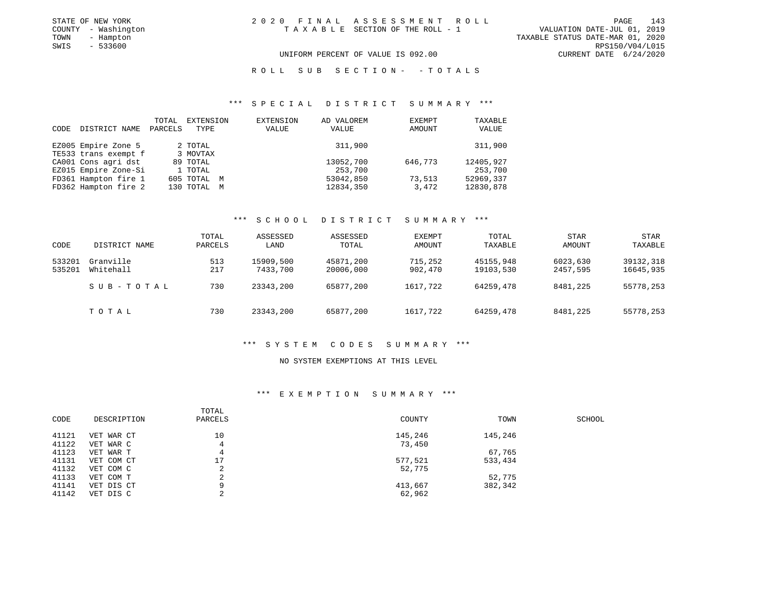STATE OF NEW YORK
COUNTY - Washington
TOWN - Hampton
SWIS - 533600

2020 FINAL ASSESSMENT ROLL
TAXABLE SECTION OF THE ROLL - 1

VALUATION DATE-JUL 01, 2019
TAXABLE STATUS DATE-MAR 01, 2020
RPS150/V04/L015
CURRENT DATE 6/24/2020

UNIFORM PERCENT OF VALUE IS 092.00

ROLL SUB SECTION- - TOTALS

## *** SPECIAL DISTRICT SUMMARY ***

| CODE DISTRICT NAME | TOTAL PARCELS | EXTENSION TYPE | EXTENSION VALUE | AD VALOREM VALUE | EXEMPT AMOUNT | TAXABLE VALUE |
|---|---|---|---|---|---|---|
| EZ005 Empire Zone 5 | 2 | TOTAL | | 311,900 | | 311,900 |
| TE533 trans exempt f | 3 | MOVTAX | | | | |
| CA001 Cons agri dst | 89 | TOTAL | | 13052,700 | 646,773 | 12405,927 |
| EZ015 Empire Zone-Si | 1 | TOTAL | | 253,700 | | 253,700 |
| FD361 Hampton fire 1 | 605 | TOTAL M | | 53042,850 | 73,513 | 52969,337 |
| FD362 Hampton fire 2 | 130 | TOTAL M | | 12834,350 | 3,472 | 12830,878 |

## *** SCHOOL DISTRICT SUMMARY ***

| CODE | DISTRICT NAME | TOTAL PARCELS | ASSESSED LAND | ASSESSED TOTAL | EXEMPT AMOUNT | TOTAL TAXABLE | STAR AMOUNT | STAR TAXABLE |
|---|---|---|---|---|---|---|---|---|
| 533201 | Granville | 513 | 15909,500 | 45871,200 | 715,252 | 45155,948 | 6023,630 | 39132,318 |
| 535201 | Whitehall | 217 | 7433,700 | 20006,000 | 902,470 | 19103,530 | 2457,595 | 16645,935 |
| | SUB-TOTAL | 730 | 23343,200 | 65877,200 | 1617,722 | 64259,478 | 8481,225 | 55778,253 |
| | TOTAL | 730 | 23343,200 | 65877,200 | 1617,722 | 64259,478 | 8481,225 | 55778,253 |

## *** SYSTEM CODES SUMMARY ***

NO SYSTEM EXEMPTIONS AT THIS LEVEL

## *** EXEMPTION SUMMARY ***

| CODE | DESCRIPTION | TOTAL PARCELS | COUNTY | TOWN | SCHOOL |
|---|---|---|---|---|---|
| 41121 | VET WAR CT | 10 | 145,246 | 145,246 | |
| 41122 | VET WAR C | 4 | 73,450 | | |
| 41123 | VET WAR T | 4 | | 67,765 | |
| 41131 | VET COM CT | 17 | 577,521 | 533,434 | |
| 41132 | VET COM C | 2 | 52,775 | | |
| 41133 | VET COM T | 2 | | 52,775 | |
| 41141 | VET DIS CT | 9 | 413,667 | 382,342 | |
| 41142 | VET DIS C | 2 | 62,962 | | |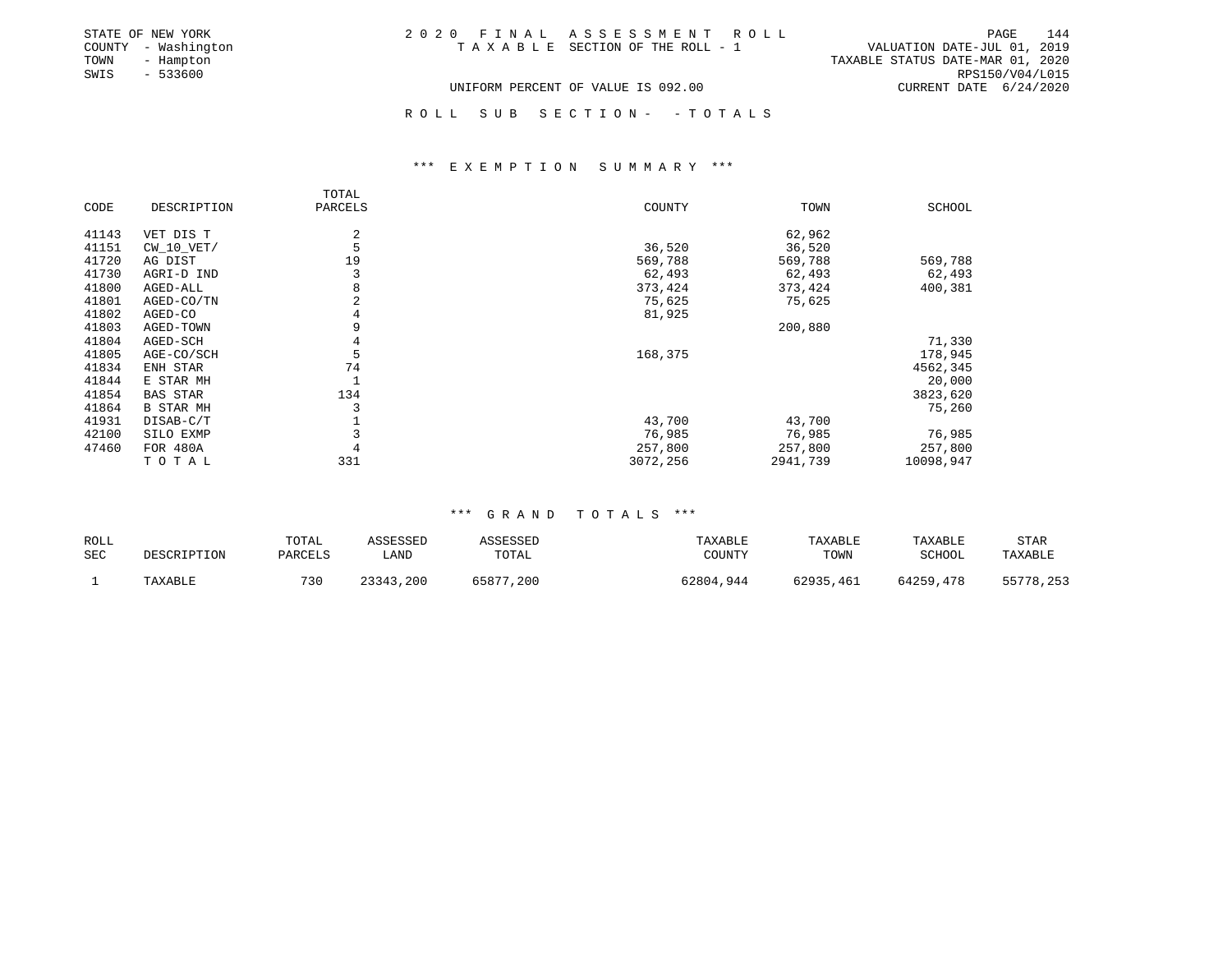STATE OF NEW YORK
COUNTY - Washington
TOWN - Hampton
SWIS - 533600

# 2020 FINAL ASSESSMENT ROLL

TAXABLE SECTION OF THE ROLL - 1

UNIFORM PERCENT OF VALUE IS 092.00

VALUATION DATE-JUL 01, 2019
TAXABLE STATUS DATE-MAR 01, 2020
RPS150/V04/L015
CURRENT DATE 6/24/2020

## ROLL SUB SECTION- - TOTALS

### *** EXEMPTION SUMMARY ***

| CODE | DESCRIPTION | TOTAL PARCELS | COUNTY | TOWN | SCHOOL |
|---|---|---|---|---|---|
| 41143 | VET DIS T | 2 | | 62,962 | |
| 41151 | CW_10_VET/ | 5 | 36,520 | 36,520 | |
| 41720 | AG DIST | 19 | 569,788 | 569,788 | 569,788 |
| 41730 | AGRI-D IND | 3 | 62,493 | 62,493 | 62,493 |
| 41800 | AGED-ALL | 8 | 373,424 | 373,424 | 400,381 |
| 41801 | AGED-CO/TN | 2 | 75,625 | 75,625 | |
| 41802 | AGED-CO | 4 | 81,925 | | |
| 41803 | AGED-TOWN | 9 | | 200,880 | |
| 41804 | AGED-SCH | 4 | | | 71,330 |
| 41805 | AGE-CO/SCH | 5 | 168,375 | | 178,945 |
| 41834 | ENH STAR | 74 | | | 4562,345 |
| 41844 | E STAR MH | 1 | | | 20,000 |
| 41854 | BAS STAR | 134 | | | 3823,620 |
| 41864 | B STAR MH | 3 | | | 75,260 |
| 41931 | DISAB-C/T | 1 | 43,700 | 43,700 | |
| 42100 | SILO EXMP | 3 | 76,985 | 76,985 | 76,985 |
| 47460 | FOR 480A | 4 | 257,800 | 257,800 | 257,800 |
| | TOTAL | 331 | 3072,256 | 2941,739 | 10098,947 |

### *** GRAND TOTALS ***

| ROLL SEC | DESCRIPTION | TOTAL PARCELS | ASSESSED LAND | ASSESSED TOTAL | TAXABLE COUNTY | TAXABLE TOWN | TAXABLE SCHOOL | STAR TAXABLE |
|---|---|---|---|---|---|---|---|---|
| 1 | TAXABLE | 730 | 23343,200 | 65877,200 | 62804,944 | 62935,461 | 64259,478 | 55778,253 |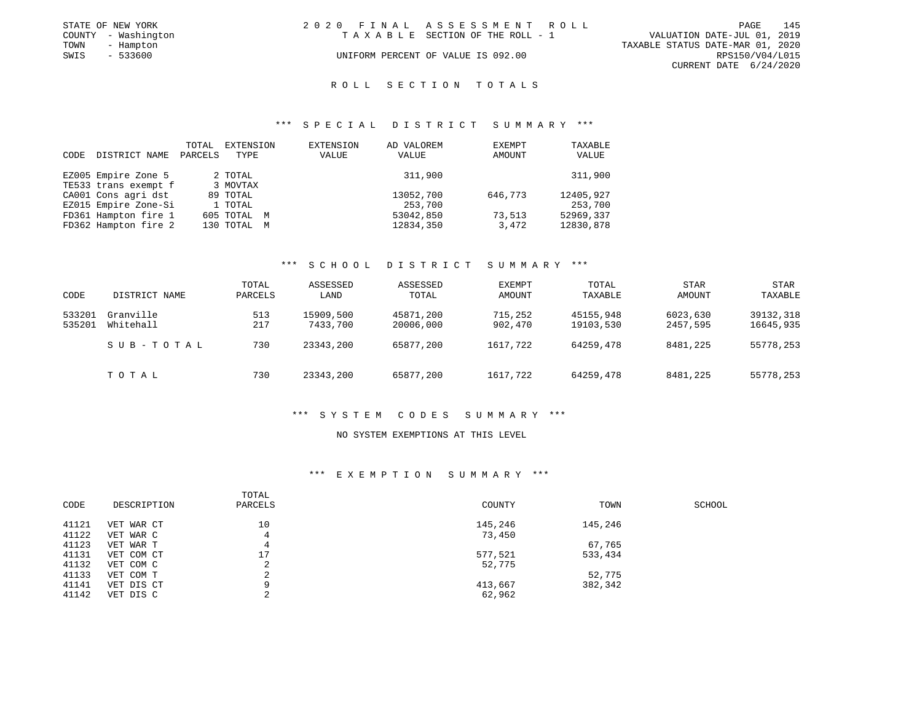STATE OF NEW YORK
COUNTY - Washington
TOWN - Hampton
SWIS - 533600

2020 FINAL ASSESSMENT ROLL
TAXABLE SECTION OF THE ROLL - 1
UNIFORM PERCENT OF VALUE IS 092.00

VALUATION DATE-JUL 01, 2019
TAXABLE STATUS DATE-MAR 01, 2020
RPS150/V04/L015
CURRENT DATE 6/24/2020

## ROLL SECTION TOTALS

### *** SPECIAL DISTRICT SUMMARY ***

| CODE | DISTRICT NAME | TOTAL PARCELS | EXTENSION TYPE | EXTENSION VALUE | AD VALOREM VALUE | EXEMPT AMOUNT | TAXABLE VALUE |
|---|---|---|---|---|---|---|---|
| EZ005 | Empire Zone 5 | 2 | TOTAL | | 311,900 | | 311,900 |
| TE533 | trans exempt f | 3 | MOVTAX | | | | |
| CA001 | Cons agri dst | 89 | TOTAL | | 13052,700 | 646,773 | 12405,927 |
| EZ015 | Empire Zone-Si | 1 | TOTAL | | 253,700 | | 253,700 |
| FD361 | Hampton fire 1 | 605 | TOTAL M | | 53042,850 | 73,513 | 52969,337 |
| FD362 | Hampton fire 2 | 130 | TOTAL M | | 12834,350 | 3,472 | 12830,878 |

### *** SCHOOL DISTRICT SUMMARY ***

| CODE | DISTRICT NAME | TOTAL PARCELS | ASSESSED LAND | ASSESSED TOTAL | EXEMPT AMOUNT | TOTAL TAXABLE | STAR AMOUNT | STAR TAXABLE |
|---|---|---|---|---|---|---|---|---|
| 533201 | Granville | 513 | 15909,500 | 45871,200 | 715,252 | 45155,948 | 6023,630 | 39132,318 |
| 535201 | Whitehall | 217 | 7433,700 | 20006,000 | 902,470 | 19103,530 | 2457,595 | 16645,935 |
| | SUB-TOTAL | 730 | 23343,200 | 65877,200 | 1617,722 | 64259,478 | 8481,225 | 55778,253 |
| | TOTAL | 730 | 23343,200 | 65877,200 | 1617,722 | 64259,478 | 8481,225 | 55778,253 |

### *** SYSTEM CODES SUMMARY ***

NO SYSTEM EXEMPTIONS AT THIS LEVEL

### *** EXEMPTION SUMMARY ***

| CODE | DESCRIPTION | TOTAL PARCELS | COUNTY | TOWN | SCHOOL |
|---|---|---|---|---|---|
| 41121 | VET WAR CT | 10 | 145,246 | 145,246 | |
| 41122 | VET WAR C | 4 | 73,450 | | |
| 41123 | VET WAR T | 4 | | 67,765 | |
| 41131 | VET COM CT | 17 | 577,521 | 533,434 | |
| 41132 | VET COM C | 2 | 52,775 | | |
| 41133 | VET COM T | 2 | | 52,775 | |
| 41141 | VET DIS CT | 9 | 413,667 | 382,342 | |
| 41142 | VET DIS C | 2 | 62,962 | | |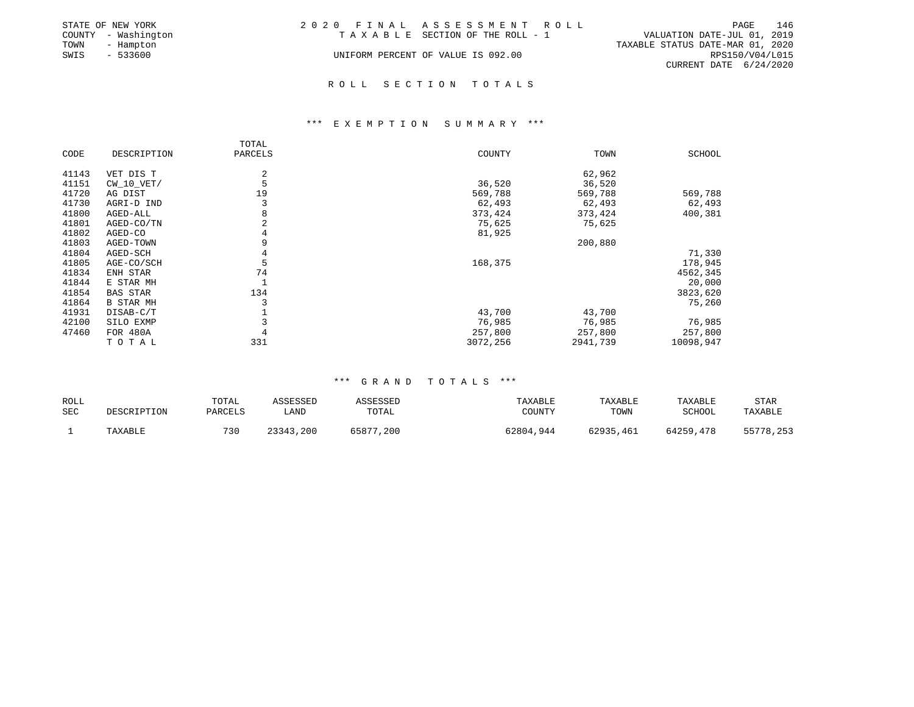STATE OF NEW YORK
COUNTY - Washington
TOWN - Hampton
SWIS - 533600

2 0 2 0 F I N A L A S S E S S M E N T R O L L
T A X A B L E SECTION OF THE ROLL - 1

UNIFORM PERCENT OF VALUE IS 092.00

VALUATION DATE-JUL 01, 2019
TAXABLE STATUS DATE-MAR 01, 2020
RPS150/V04/L015
CURRENT DATE 6/24/2020

## R O L L S E C T I O N T O T A L S

### \*\*\* E X E M P T I O N S U M M A R Y \*\*\*

| CODE | DESCRIPTION | TOTAL PARCELS | COUNTY | TOWN | SCHOOL |
|---|---|---|---|---|---|
| 41143 | VET DIS T | 2 | | 62,962 | |
| 41151 | CW_10_VET/ | 5 | 36,520 | 36,520 | |
| 41720 | AG DIST | 19 | 569,788 | 569,788 | 569,788 |
| 41730 | AGRI-D IND | 3 | 62,493 | 62,493 | 62,493 |
| 41800 | AGED-ALL | 8 | 373,424 | 373,424 | 400,381 |
| 41801 | AGED-CO/TN | 2 | 75,625 | 75,625 | |
| 41802 | AGED-CO | 4 | 81,925 | | |
| 41803 | AGED-TOWN | 9 | | 200,880 | |
| 41804 | AGED-SCH | 4 | | | 71,330 |
| 41805 | AGE-CO/SCH | 5 | 168,375 | | 178,945 |
| 41834 | ENH STAR | 74 | | | 4562,345 |
| 41844 | E STAR MH | 1 | | | 20,000 |
| 41854 | BAS STAR | 134 | | | 3823,620 |
| 41864 | B STAR MH | 3 | | | 75,260 |
| 41931 | DISAB-C/T | 1 | 43,700 | 43,700 | |
| 42100 | SILO EXMP | 3 | 76,985 | 76,985 | 76,985 |
| 47460 | FOR 480A | 4 | 257,800 | 257,800 | 257,800 |
| | T O T A L | 331 | 3072,256 | 2941,739 | 10098,947 |

### \*\*\* G R A N D T O T A L S \*\*\*

| ROLL SEC | DESCRIPTION | TOTAL PARCELS | ASSESSED LAND | ASSESSED TOTAL | TAXABLE COUNTY | TAXABLE TOWN | TAXABLE SCHOOL | STAR TAXABLE |
|---|---|---|---|---|---|---|---|---|
| 1 | TAXABLE | 730 | 23343,200 | 65877,200 | 62804,944 | 62935,461 | 64259,478 | 55778,253 |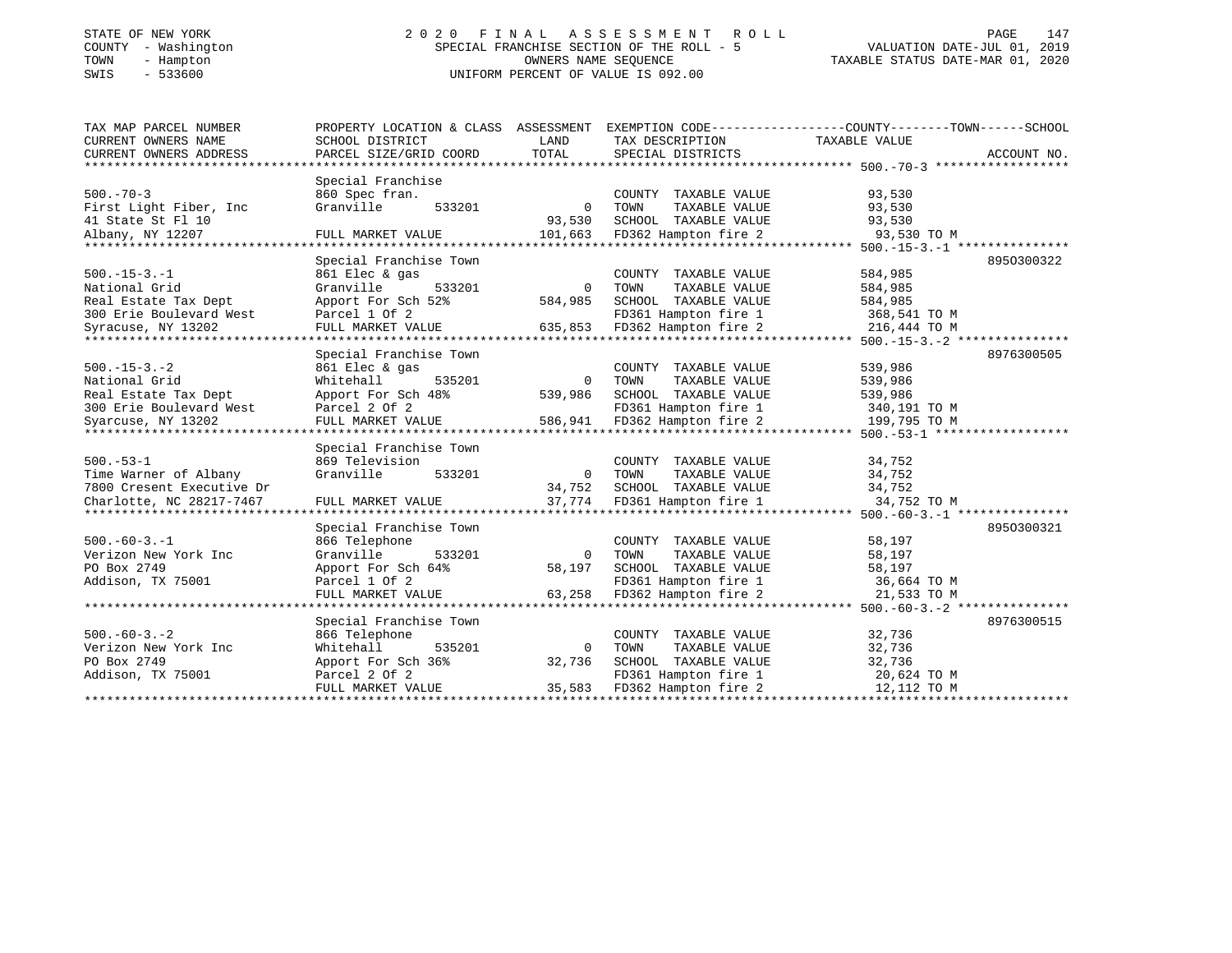STATE OF NEW YORK
COUNTY - Washington
TOWN - Hampton
SWIS - 533600

# 2020 FINAL ASSESSMENT ROLL

SPECIAL FRANCHISE SECTION OF THE ROLL - 5
OWNERS NAME SEQUENCE
UNIFORM PERCENT OF VALUE IS 092.00

VALUATION DATE-JUL 01, 2019
TAXABLE STATUS DATE-MAR 01, 2020

| TAX MAP PARCEL NUMBER / CURRENT OWNERS NAME / CURRENT OWNERS ADDRESS | PROPERTY LOCATION & CLASS / SCHOOL DISTRICT / PARCEL SIZE/GRID COORD | ASSESSMENT LAND / TOTAL | EXEMPTION CODE / TAX DESCRIPTION / SPECIAL DISTRICTS | TAXABLE VALUE (COUNTY / TOWN / SCHOOL) | ACCOUNT NO. |
|---|---|---|---|---|---|
| **500.-70-3** | Special Franchise | | | | |
| 500.-70-3 | 860 Spec fran. | | COUNTY TAXABLE VALUE | 93,530 | |
| First Light Fiber, Inc | Granville 533201 | 0 | TOWN TAXABLE VALUE | 93,530 | |
| 41 State St Fl 10 | | 93,530 | SCHOOL TAXABLE VALUE | 93,530 | |
| Albany, NY 12207 | FULL MARKET VALUE | 101,663 | FD362 Hampton fire 2 | 93,530 TO M | |
| **500.-15-3.-1** | Special Franchise Town | | | | 8950300322 |
| 500.-15-3.-1 | 861 Elec & gas | | COUNTY TAXABLE VALUE | 584,985 | |
| National Grid | Granville 533201 | 0 | TOWN TAXABLE VALUE | 584,985 | |
| Real Estate Tax Dept | Apport For Sch 52% | 584,985 | SCHOOL TAXABLE VALUE | 584,985 | |
| 300 Erie Boulevard West | Parcel 1 Of 2 | | FD361 Hampton fire 1 | 368,541 TO M | |
| Syracuse, NY 13202 | FULL MARKET VALUE | 635,853 | FD362 Hampton fire 2 | 216,444 TO M | |
| **500.-15-3.-2** | Special Franchise Town | | | | 8976300505 |
| 500.-15-3.-2 | 861 Elec & gas | | COUNTY TAXABLE VALUE | 539,986 | |
| National Grid | Whitehall 535201 | 0 | TOWN TAXABLE VALUE | 539,986 | |
| Real Estate Tax Dept | Apport For Sch 48% | 539,986 | SCHOOL TAXABLE VALUE | 539,986 | |
| 300 Erie Boulevard West | Parcel 2 Of 2 | | FD361 Hampton fire 1 | 340,191 TO M | |
| Syarcuse, NY 13202 | FULL MARKET VALUE | 586,941 | FD362 Hampton fire 2 | 199,795 TO M | |
| **500.-53-1** | Special Franchise Town | | | | |
| 500.-53-1 | 869 Television | | COUNTY TAXABLE VALUE | 34,752 | |
| Time Warner of Albany | Granville 533201 | 0 | TOWN TAXABLE VALUE | 34,752 | |
| 7800 Cresent Executive Dr | | 34,752 | SCHOOL TAXABLE VALUE | 34,752 | |
| Charlotte, NC 28217-7467 | FULL MARKET VALUE | 37,774 | FD361 Hampton fire 1 | 34,752 TO M | |
| **500.-60-3.-1** | Special Franchise Town | | | | 8950300321 |
| 500.-60-3.-1 | 866 Telephone | | COUNTY TAXABLE VALUE | 58,197 | |
| Verizon New York Inc | Granville 533201 | 0 | TOWN TAXABLE VALUE | 58,197 | |
| PO Box 2749 | Apport For Sch 64% | 58,197 | SCHOOL TAXABLE VALUE | 58,197 | |
| Addison, TX 75001 | Parcel 1 Of 2 | | FD361 Hampton fire 1 | 36,664 TO M | |
| | FULL MARKET VALUE | 63,258 | FD362 Hampton fire 2 | 21,533 TO M | |
| **500.-60-3.-2** | Special Franchise Town | | | | 8976300515 |
| 500.-60-3.-2 | 866 Telephone | | COUNTY TAXABLE VALUE | 32,736 | |
| Verizon New York Inc | Whitehall 535201 | 0 | TOWN TAXABLE VALUE | 32,736 | |
| PO Box 2749 | Apport For Sch 36% | 32,736 | SCHOOL TAXABLE VALUE | 32,736 | |
| Addison, TX 75001 | Parcel 2 Of 2 | | FD361 Hampton fire 1 | 20,624 TO M | |
| | FULL MARKET VALUE | 35,583 | FD362 Hampton fire 2 | 12,112 TO M | |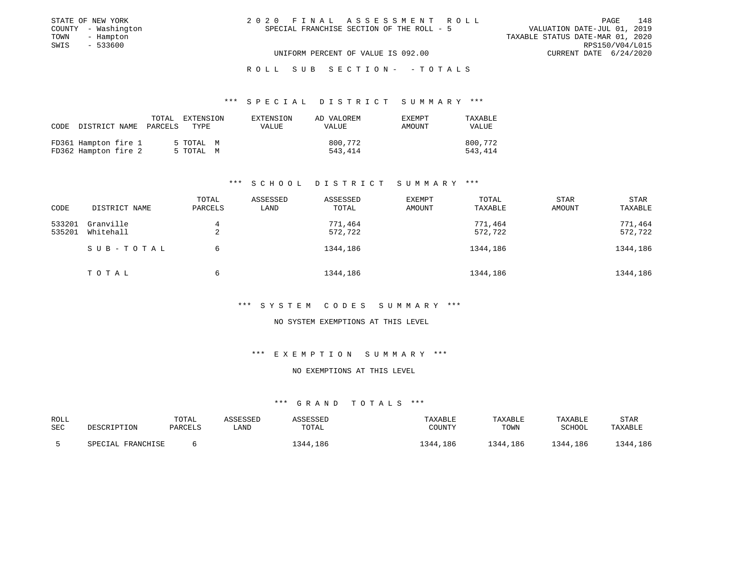STATE OF NEW YORK
COUNTY - Washington
TOWN - Hampton
SWIS - 533600

# 2020 FINAL ASSESSMENT ROLL
SPECIAL FRANCHISE SECTION OF THE ROLL - 5

VALUATION DATE-JUL 01, 2019
TAXABLE STATUS DATE-MAR 01, 2020
RPS150/V04/L015
CURRENT DATE 6/24/2020

UNIFORM PERCENT OF VALUE IS 092.00

## ROLL SUB SECTION- - TOTALS

### *** SPECIAL DISTRICT SUMMARY ***

| CODE | DISTRICT NAME | TOTAL PARCELS | EXTENSION TYPE | EXTENSION VALUE | AD VALOREM VALUE | EXEMPT AMOUNT | TAXABLE VALUE |
|---|---|---|---|---|---|---|---|
| FD361 | Hampton fire 1 | 5 | TOTAL M | | 800,772 | | 800,772 |
| FD362 | Hampton fire 2 | 5 | TOTAL M | | 543,414 | | 543,414 |

### *** SCHOOL DISTRICT SUMMARY ***

| CODE | DISTRICT NAME | TOTAL PARCELS | ASSESSED LAND | ASSESSED TOTAL | EXEMPT AMOUNT | TOTAL TAXABLE | STAR AMOUNT | STAR TAXABLE |
|---|---|---|---|---|---|---|---|---|
| 533201 | Granville | 4 | | 771,464 | | 771,464 | | 771,464 |
| 535201 | Whitehall | 2 | | 572,722 | | 572,722 | | 572,722 |
| | SUB-TOTAL | 6 | | 1344,186 | | 1344,186 | | 1344,186 |
| | TOTAL | 6 | | 1344,186 | | 1344,186 | | 1344,186 |

### *** SYSTEM CODES SUMMARY ***

NO SYSTEM EXEMPTIONS AT THIS LEVEL

### *** EXEMPTION SUMMARY ***

NO EXEMPTIONS AT THIS LEVEL

### *** GRAND TOTALS ***

| ROLL SEC | DESCRIPTION | TOTAL PARCELS | ASSESSED LAND | ASSESSED TOTAL | TAXABLE COUNTY | TAXABLE TOWN | TAXABLE SCHOOL | STAR TAXABLE |
|---|---|---|---|---|---|---|---|---|
| 5 | SPECIAL FRANCHISE | 6 | | 1344,186 | 1344,186 | 1344,186 | 1344,186 | 1344,186 |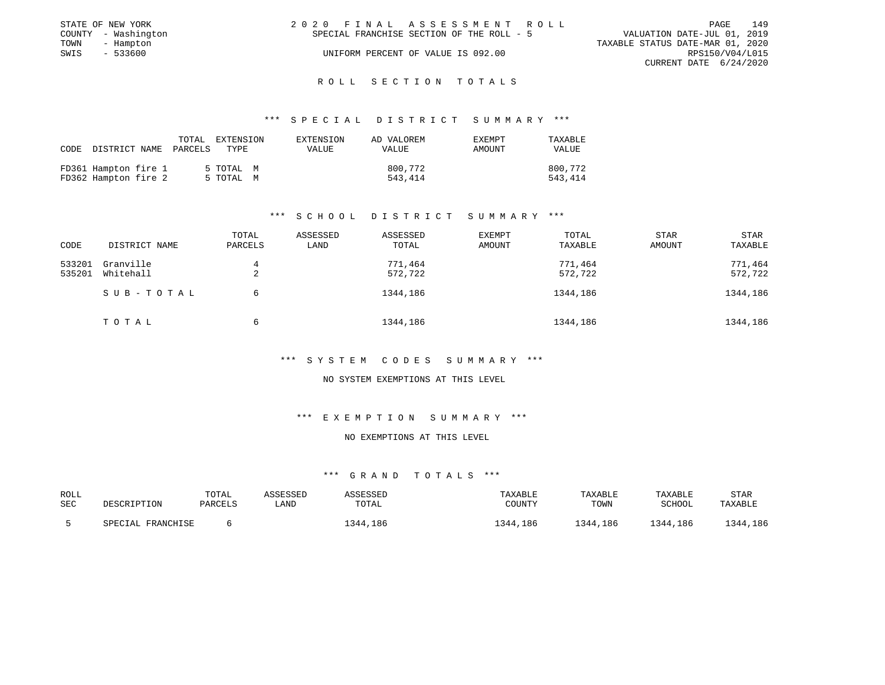STATE OF NEW YORK
COUNTY - Washington
TOWN - Hampton
SWIS - 533600

2 0 2 0 F I N A L A S S E S S M E N T R O L L
SPECIAL FRANCHISE SECTION OF THE ROLL - 5
UNIFORM PERCENT OF VALUE IS 092.00

VALUATION DATE-JUL 01, 2019
TAXABLE STATUS DATE-MAR 01, 2020
RPS150/V04/L015
CURRENT DATE 6/24/2020

## R O L L S E C T I O N T O T A L S

### *** S P E C I A L D I S T R I C T S U M M A R Y ***

| CODE | DISTRICT NAME | TOTAL PARCELS | EXTENSION TYPE | EXTENSION VALUE | AD VALOREM VALUE | EXEMPT AMOUNT | TAXABLE VALUE |
|---|---|---|---|---|---|---|---|
| FD361 | Hampton fire 1 | 5 | TOTAL M | | 800,772 | | 800,772 |
| FD362 | Hampton fire 2 | 5 | TOTAL M | | 543,414 | | 543,414 |

### *** S C H O O L D I S T R I C T S U M M A R Y ***

| CODE | DISTRICT NAME | TOTAL PARCELS | ASSESSED LAND | ASSESSED TOTAL | EXEMPT AMOUNT | TOTAL TAXABLE | STAR AMOUNT | STAR TAXABLE |
|---|---|---|---|---|---|---|---|---|
| 533201 | Granville | 4 | | 771,464 | | 771,464 | | 771,464 |
| 535201 | Whitehall | 2 | | 572,722 | | 572,722 | | 572,722 |
| | S U B - T O T A L | 6 | | 1344,186 | | 1344,186 | | 1344,186 |
| | T O T A L | 6 | | 1344,186 | | 1344,186 | | 1344,186 |

### *** S Y S T E M C O D E S S U M M A R Y ***

NO SYSTEM EXEMPTIONS AT THIS LEVEL

### *** E X E M P T I O N S U M M A R Y ***

NO EXEMPTIONS AT THIS LEVEL

### *** G R A N D T O T A L S ***

| ROLL SEC | DESCRIPTION | TOTAL PARCELS | ASSESSED LAND | ASSESSED TOTAL | TAXABLE COUNTY | TAXABLE TOWN | TAXABLE SCHOOL | STAR TAXABLE |
|---|---|---|---|---|---|---|---|---|
| 5 | SPECIAL FRANCHISE | 6 | | 1344,186 | 1344,186 | 1344,186 | 1344,186 | 1344,186 |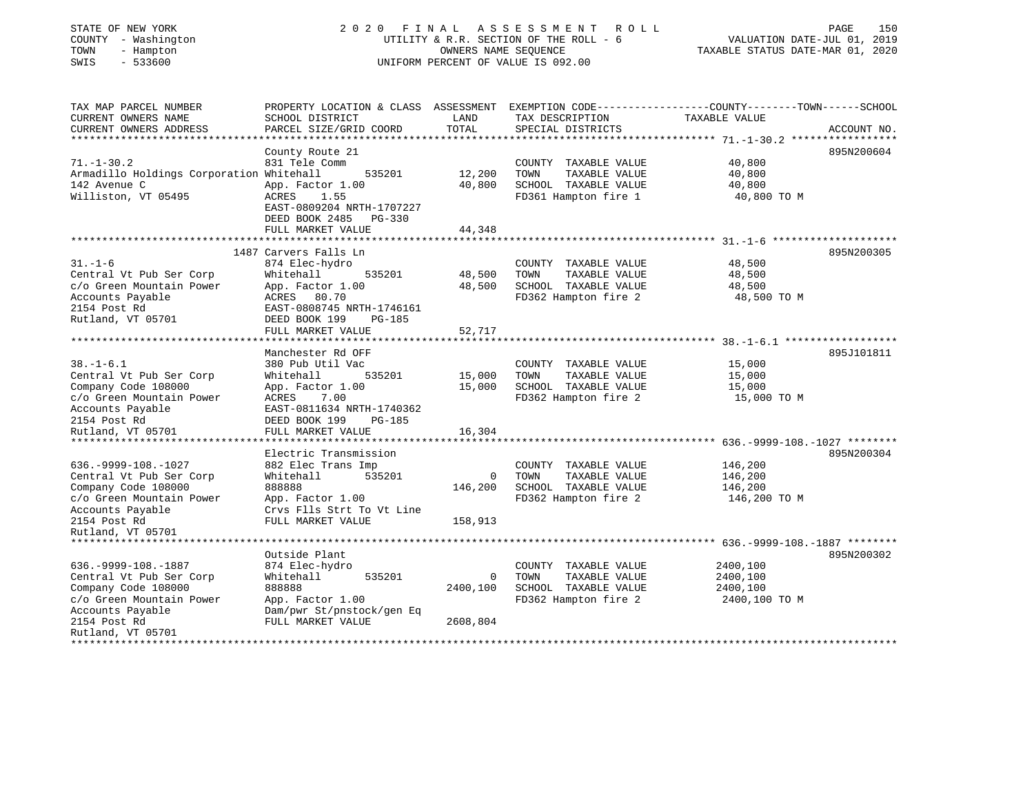STATE OF NEW YORK
COUNTY - Washington
TOWN - Hampton
SWIS - 533600

2020 FINAL ASSESSMENT ROLL
UTILITY & R.R. SECTION OF THE ROLL - 6
OWNERS NAME SEQUENCE
UNIFORM PERCENT OF VALUE IS 092.00

VALUATION DATE-JUL 01, 2019
TAXABLE STATUS DATE-MAR 01, 2020

```
TAX MAP PARCEL NUMBER          PROPERTY LOCATION & CLASS  ASSESSMENT  EXEMPTION CODE-----------------COUNTY--------TOWN------SCHOOL
CURRENT OWNERS NAME            SCHOOL DISTRICT               LAND      TAX DESCRIPTION             TAXABLE VALUE
CURRENT OWNERS ADDRESS         PARCEL SIZE/GRID COORD        TOTAL     SPECIAL DISTRICTS                                      ACCOUNT NO.
******************************************************************************************************* 71.-1-30.2 *****************
                               County Route 21                                                                             895N200604
71.-1-30.2                     831 Tele Comm                           COUNTY  TAXABLE VALUE           40,800
Armadillo Holdings Corporation Whitehall       535201        12,200    TOWN    TAXABLE VALUE           40,800
142 Avenue C                   App. Factor 1.00              40,800    SCHOOL  TAXABLE VALUE           40,800
Williston, VT 05495            ACRES     1.55                          FD361 Hampton fire 1             40,800 TO M
                               EAST-0809204 NRTH-1707227
                               DEED BOOK 2485    PG-330
                               FULL MARKET VALUE             44,348
******************************************************************************************************* 31.-1-6 ********************
                           1487 Carvers Falls Ln                                                                           895N200305
31.-1-6                        874 Elec-hydro                          COUNTY  TAXABLE VALUE           48,500
Central Vt Pub Ser Corp        Whitehall       535201        48,500    TOWN    TAXABLE VALUE           48,500
c/o Green Mountain Power       App. Factor 1.00              48,500    SCHOOL  TAXABLE VALUE           48,500
Accounts Payable               ACRES    80.70                          FD362 Hampton fire 2             48,500 TO M
2154 Post Rd                   EAST-0808745 NRTH-1746161
Rutland, VT 05701              DEED BOOK 199     PG-185
                               FULL MARKET VALUE             52,717
******************************************************************************************************* 38.-1-6.1 ******************
                               Manchester Rd OFF                                                                           895J101811
38.-1-6.1                      380 Pub Util Vac                        COUNTY  TAXABLE VALUE           15,000
Central Vt Pub Ser Corp        Whitehall       535201        15,000    TOWN    TAXABLE VALUE           15,000
Company Code 108000            App. Factor 1.00              15,000    SCHOOL  TAXABLE VALUE           15,000
c/o Green Mountain Power       ACRES     7.00                          FD362 Hampton fire 2             15,000 TO M
Accounts Payable               EAST-0811634 NRTH-1740362
2154 Post Rd                   DEED BOOK 199     PG-185
Rutland, VT 05701              FULL MARKET VALUE             16,304
******************************************************************************************************* 636.-9999-108.-1027 ********
                               Electric Transmission                                                                       895N200304
636.-9999-108.-1027            882 Elec Trans Imp                      COUNTY  TAXABLE VALUE          146,200
Central Vt Pub Ser Corp        Whitehall       535201             0    TOWN    TAXABLE VALUE          146,200
Company Code 108000            888888                       146,200    SCHOOL  TAXABLE VALUE          146,200
c/o Green Mountain Power       App. Factor 1.00                        FD362 Hampton fire 2            146,200 TO M
Accounts Payable               Crvs Flls Strt To Vt Line
2154 Post Rd                   FULL MARKET VALUE            158,913
Rutland, VT 05701
******************************************************************************************************* 636.-9999-108.-1887 ********
                               Outside Plant                                                                               895N200302
636.-9999-108.-1887            874 Elec-hydro                          COUNTY  TAXABLE VALUE         2400,100
Central Vt Pub Ser Corp        Whitehall       535201             0    TOWN    TAXABLE VALUE         2400,100
Company Code 108000            888888                      2400,100    SCHOOL  TAXABLE VALUE         2400,100
c/o Green Mountain Power       App. Factor 1.00                        FD362 Hampton fire 2           2400,100 TO M
Accounts Payable               Dam/pwr St/pnstock/gen Eq
2154 Post Rd                   FULL MARKET VALUE           2608,804
Rutland, VT 05701
************************************************************************************************************************************
```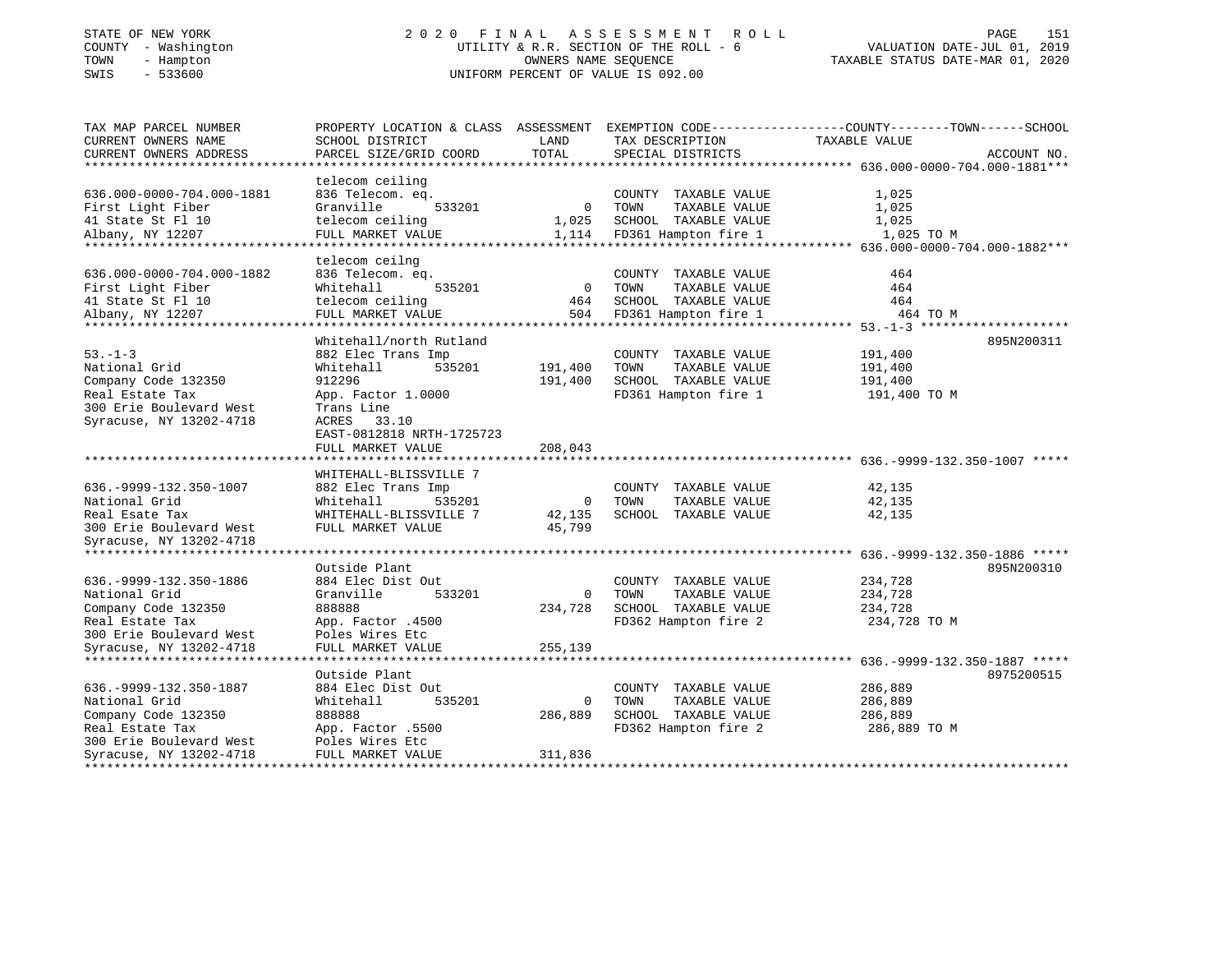STATE OF NEW YORK — 2020 FINAL ASSESSMENT ROLL
COUNTY - Washington — UTILITY & R.R. SECTION OF THE ROLL - 6 — VALUATION DATE-JUL 01, 2019
TOWN - Hampton — OWNERS NAME SEQUENCE — TAXABLE STATUS DATE-MAR 01, 2020
SWIS - 533600 — UNIFORM PERCENT OF VALUE IS 092.00

| TAX MAP PARCEL NUMBER / CURRENT OWNERS NAME / CURRENT OWNERS ADDRESS | PROPERTY LOCATION & CLASS / SCHOOL DISTRICT / PARCEL SIZE/GRID COORD | ASSESSMENT LAND / TOTAL | EXEMPTION CODE / TAX DESCRIPTION / SPECIAL DISTRICTS | COUNTY--TOWN--SCHOOL TAXABLE VALUE | ACCOUNT NO. |
|---|---|---|---|---|---|
| **636.000-0000-704.000-1881** | telecom ceiling | | | | |
| 636.000-0000-704.000-1881 | 836 Telecom. eq. | | COUNTY TAXABLE VALUE | 1,025 | |
| First Light Fiber | Granville 533201 | 0 | TOWN TAXABLE VALUE | 1,025 | |
| 41 State St Fl 10 | telecom ceiling | 1,025 | SCHOOL TAXABLE VALUE | 1,025 | |
| Albany, NY 12207 | FULL MARKET VALUE | 1,114 | FD361 Hampton fire 1 | 1,025 TO M | |
| **636.000-0000-704.000-1882** | telecom ceilng | | | | |
| 636.000-0000-704.000-1882 | 836 Telecom. eq. | | COUNTY TAXABLE VALUE | 464 | |
| First Light Fiber | Whitehall 535201 | 0 | TOWN TAXABLE VALUE | 464 | |
| 41 State St Fl 10 | telecom ceiling | 464 | SCHOOL TAXABLE VALUE | 464 | |
| Albany, NY 12207 | FULL MARKET VALUE | 504 | FD361 Hampton fire 1 | 464 TO M | |
| **53.-1-3** | Whitehall/north Rutland | | | | 895N200311 |
| 53.-1-3 | 882 Elec Trans Imp | | COUNTY TAXABLE VALUE | 191,400 | |
| National Grid | Whitehall 535201 | 191,400 | TOWN TAXABLE VALUE | 191,400 | |
| Company Code 132350 | 912296 | 191,400 | SCHOOL TAXABLE VALUE | 191,400 | |
| Real Estate Tax | App. Factor 1.0000 | | FD361 Hampton fire 1 | 191,400 TO M | |
| 300 Erie Boulevard West | Trans Line | | | | |
| Syracuse, NY 13202-4718 | ACRES 33.10 | | | | |
| | EAST-0812818 NRTH-1725723 | | | | |
| | FULL MARKET VALUE | 208,043 | | | |
| **636.-9999-132.350-1007** | WHITEHALL-BLISSVILLE 7 | | | | |
| 636.-9999-132.350-1007 | 882 Elec Trans Imp | | COUNTY TAXABLE VALUE | 42,135 | |
| National Grid | Whitehall 535201 | 0 | TOWN TAXABLE VALUE | 42,135 | |
| Real Esate Tax | WHITEHALL-BLISSVILLE 7 | 42,135 | SCHOOL TAXABLE VALUE | 42,135 | |
| 300 Erie Boulevard West | FULL MARKET VALUE | 45,799 | | | |
| Syracuse, NY 13202-4718 | | | | | |
| **636.-9999-132.350-1886** | Outside Plant | | | | 895N200310 |
| 636.-9999-132.350-1886 | 884 Elec Dist Out | | COUNTY TAXABLE VALUE | 234,728 | |
| National Grid | Granville 533201 | 0 | TOWN TAXABLE VALUE | 234,728 | |
| Company Code 132350 | 888888 | 234,728 | SCHOOL TAXABLE VALUE | 234,728 | |
| Real Estate Tax | App. Factor .4500 | | FD362 Hampton fire 2 | 234,728 TO M | |
| 300 Erie Boulevard West | Poles Wires Etc | | | | |
| Syracuse, NY 13202-4718 | FULL MARKET VALUE | 255,139 | | | |
| **636.-9999-132.350-1887** | Outside Plant | | | | 8975200515 |
| 636.-9999-132.350-1887 | 884 Elec Dist Out | | COUNTY TAXABLE VALUE | 286,889 | |
| National Grid | Whitehall 535201 | 0 | TOWN TAXABLE VALUE | 286,889 | |
| Company Code 132350 | 888888 | 286,889 | SCHOOL TAXABLE VALUE | 286,889 | |
| Real Estate Tax | App. Factor .5500 | | FD362 Hampton fire 2 | 286,889 TO M | |
| 300 Erie Boulevard West | Poles Wires Etc | | | | |
| Syracuse, NY 13202-4718 | FULL MARKET VALUE | 311,836 | | | |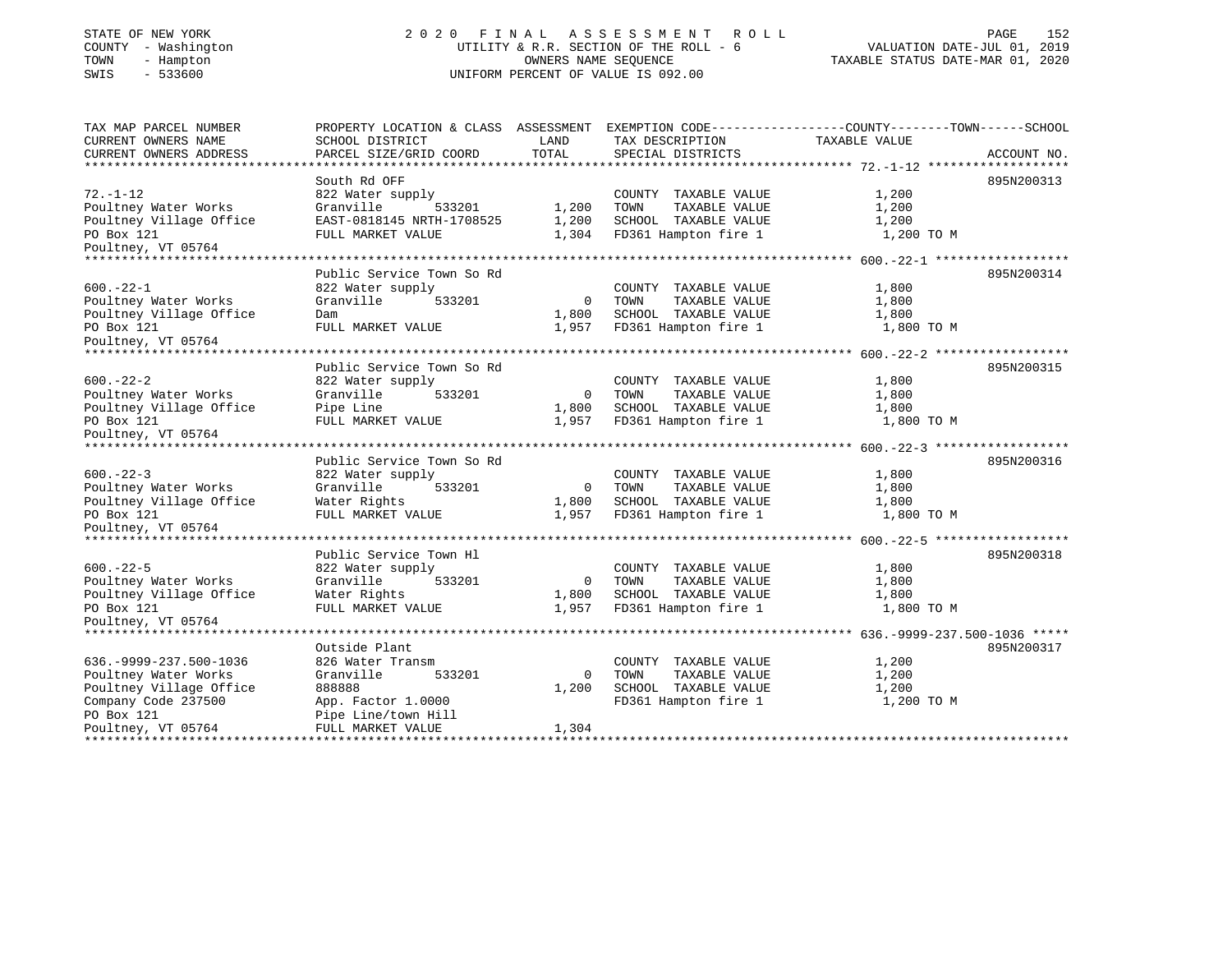STATE OF NEW YORK
COUNTY - Washington
TOWN - Hampton
SWIS - 533600

2020 FINAL ASSESSMENT ROLL
UTILITY & R.R. SECTION OF THE ROLL - 6
OWNERS NAME SEQUENCE
UNIFORM PERCENT OF VALUE IS 092.00

VALUATION DATE-JUL 01, 2019
TAXABLE STATUS DATE-MAR 01, 2020

| TAX MAP PARCEL NUMBER / CURRENT OWNERS NAME / CURRENT OWNERS ADDRESS | PROPERTY LOCATION & CLASS / SCHOOL DISTRICT / PARCEL SIZE/GRID COORD | ASSESSMENT LAND / TOTAL | EXEMPTION CODE / TAX DESCRIPTION / SPECIAL DISTRICTS | TAXABLE VALUE (COUNTY / TOWN / SCHOOL) | ACCOUNT NO. |
|---|---|---|---|---|---|
| **72.-1-12** | South Rd OFF | | | | 895N200313 |
| 72.-1-12 | 822 Water supply | | COUNTY TAXABLE VALUE | 1,200 | |
| Poultney Water Works | Granville 533201 | 1,200 | TOWN TAXABLE VALUE | 1,200 | |
| Poultney Village Office | EAST-0818145 NRTH-1708525 | 1,200 | SCHOOL TAXABLE VALUE | 1,200 | |
| PO Box 121 | FULL MARKET VALUE | 1,304 | FD361 Hampton fire 1 | 1,200 TO M | |
| Poultney, VT 05764 | | | | | |
| **600.-22-1** | Public Service Town So Rd | | | | 895N200314 |
| 600.-22-1 | 822 Water supply | | COUNTY TAXABLE VALUE | 1,800 | |
| Poultney Water Works | Granville 533201 | 0 | TOWN TAXABLE VALUE | 1,800 | |
| Poultney Village Office | Dam | 1,800 | SCHOOL TAXABLE VALUE | 1,800 | |
| PO Box 121 | FULL MARKET VALUE | 1,957 | FD361 Hampton fire 1 | 1,800 TO M | |
| Poultney, VT 05764 | | | | | |
| **600.-22-2** | Public Service Town So Rd | | | | 895N200315 |
| 600.-22-2 | 822 Water supply | | COUNTY TAXABLE VALUE | 1,800 | |
| Poultney Water Works | Granville 533201 | 0 | TOWN TAXABLE VALUE | 1,800 | |
| Poultney Village Office | Pipe Line | 1,800 | SCHOOL TAXABLE VALUE | 1,800 | |
| PO Box 121 | FULL MARKET VALUE | 1,957 | FD361 Hampton fire 1 | 1,800 TO M | |
| Poultney, VT 05764 | | | | | |
| **600.-22-3** | Public Service Town So Rd | | | | 895N200316 |
| 600.-22-3 | 822 Water supply | | COUNTY TAXABLE VALUE | 1,800 | |
| Poultney Water Works | Granville 533201 | 0 | TOWN TAXABLE VALUE | 1,800 | |
| Poultney Village Office | Water Rights | 1,800 | SCHOOL TAXABLE VALUE | 1,800 | |
| PO Box 121 | FULL MARKET VALUE | 1,957 | FD361 Hampton fire 1 | 1,800 TO M | |
| Poultney, VT 05764 | | | | | |
| **600.-22-5** | Public Service Town Hl | | | | 895N200318 |
| 600.-22-5 | 822 Water supply | | COUNTY TAXABLE VALUE | 1,800 | |
| Poultney Water Works | Granville 533201 | 0 | TOWN TAXABLE VALUE | 1,800 | |
| Poultney Village Office | Water Rights | 1,800 | SCHOOL TAXABLE VALUE | 1,800 | |
| PO Box 121 | FULL MARKET VALUE | 1,957 | FD361 Hampton fire 1 | 1,800 TO M | |
| Poultney, VT 05764 | | | | | |
| **636.-9999-237.500-1036** | Outside Plant | | | | 895N200317 |
| 636.-9999-237.500-1036 | 826 Water Transm | | COUNTY TAXABLE VALUE | 1,200 | |
| Poultney Water Works | Granville 533201 | 0 | TOWN TAXABLE VALUE | 1,200 | |
| Poultney Village Office | 888888 | 1,200 | SCHOOL TAXABLE VALUE | 1,200 | |
| Company Code 237500 | App. Factor 1.0000 | | FD361 Hampton fire 1 | 1,200 TO M | |
| PO Box 121 | Pipe Line/town Hill | | | | |
| Poultney, VT 05764 | FULL MARKET VALUE | 1,304 | | | |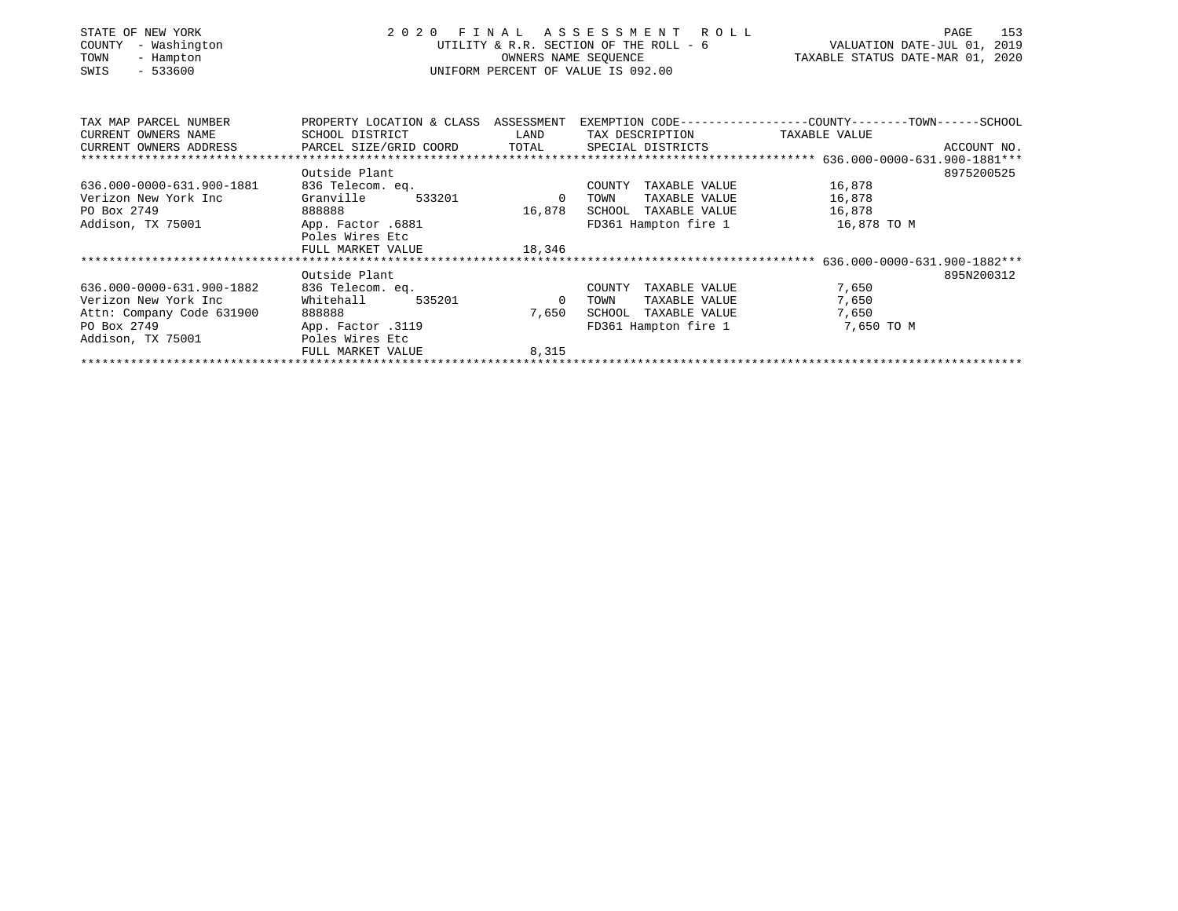STATE OF NEW YORK
COUNTY - Washington
TOWN - Hampton
SWIS - 533600

2 0 2 0 F I N A L A S S E S S M E N T R O L L
UTILITY & R.R. SECTION OF THE ROLL - 6
OWNERS NAME SEQUENCE
UNIFORM PERCENT OF VALUE IS 092.00

VALUATION DATE-JUL 01, 2019
TAXABLE STATUS DATE-MAR 01, 2020

| TAX MAP PARCEL NUMBER / CURRENT OWNERS NAME / CURRENT OWNERS ADDRESS | PROPERTY LOCATION & CLASS / SCHOOL DISTRICT / PARCEL SIZE/GRID COORD | ASSESSMENT LAND / TOTAL | EXEMPTION CODE / TAX DESCRIPTION / SPECIAL DISTRICTS | COUNTY--------TOWN------SCHOOL TAXABLE VALUE | ACCOUNT NO. |
|---|---|---|---|---|---|
| 636.000-0000-631.900-1881 | Outside Plant | | | | 8975200525 |
| | 836 Telecom. eq. | | COUNTY TAXABLE VALUE | 16,878 | |
| Verizon New York Inc | Granville 533201 | 0 | TOWN TAXABLE VALUE | 16,878 | |
| PO Box 2749 | 888888 | 16,878 | SCHOOL TAXABLE VALUE | 16,878 | |
| Addison, TX 75001 | App. Factor .6881 | | FD361 Hampton fire 1 | 16,878 TO M | |
| | Poles Wires Etc | | | | |
| | FULL MARKET VALUE | 18,346 | | | |
| 636.000-0000-631.900-1882 | Outside Plant | | | | 895N200312 |
| | 836 Telecom. eq. | | COUNTY TAXABLE VALUE | 7,650 | |
| Verizon New York Inc | Whitehall 535201 | 0 | TOWN TAXABLE VALUE | 7,650 | |
| Attn: Company Code 631900 | 888888 | 7,650 | SCHOOL TAXABLE VALUE | 7,650 | |
| PO Box 2749 | App. Factor .3119 | | FD361 Hampton fire 1 | 7,650 TO M | |
| Addison, TX 75001 | Poles Wires Etc | | | | |
| | FULL MARKET VALUE | 8,315 | | | |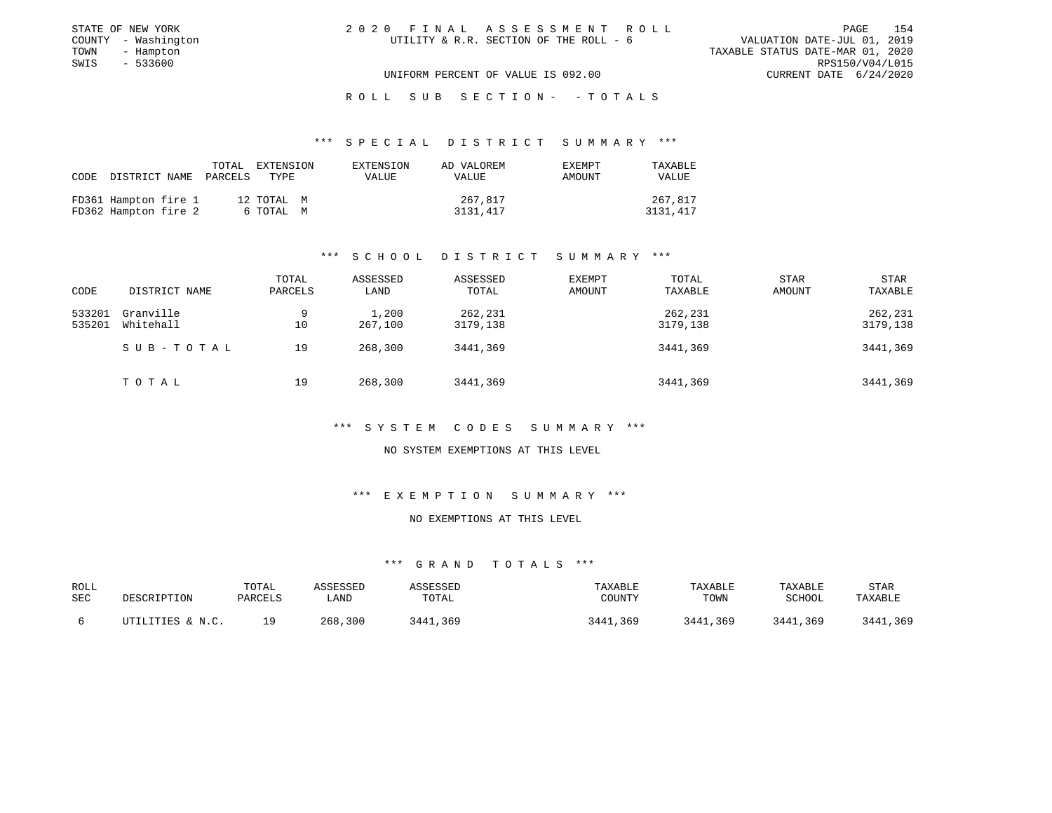STATE OF NEW YORK
COUNTY - Washington
TOWN - Hampton
SWIS - 533600

2020 FINAL ASSESSMENT ROLL
UTILITY & R.R. SECTION OF THE ROLL - 6

VALUATION DATE-JUL 01, 2019
TAXABLE STATUS DATE-MAR 01, 2020
RPS150/V04/L015
CURRENT DATE 6/24/2020

UNIFORM PERCENT OF VALUE IS 092.00

ROLL SUB SECTION- - TOTALS

## *** SPECIAL DISTRICT SUMMARY ***

| CODE | DISTRICT NAME | TOTAL PARCELS | EXTENSION TYPE | EXTENSION VALUE | AD VALOREM VALUE | EXEMPT AMOUNT | TAXABLE VALUE |
|---|---|---|---|---|---|---|---|
| FD361 | Hampton fire 1 | 12 | TOTAL M | | 267,817 | | 267,817 |
| FD362 | Hampton fire 2 | 6 | TOTAL M | | 3131,417 | | 3131,417 |

## *** SCHOOL DISTRICT SUMMARY ***

| CODE | DISTRICT NAME | TOTAL PARCELS | ASSESSED LAND | ASSESSED TOTAL | EXEMPT AMOUNT | TOTAL TAXABLE | STAR AMOUNT | STAR TAXABLE |
|---|---|---|---|---|---|---|---|---|
| 533201 | Granville | 9 | 1,200 | 262,231 | | 262,231 | | 262,231 |
| 535201 | Whitehall | 10 | 267,100 | 3179,138 | | 3179,138 | | 3179,138 |
| | SUB-TOTAL | 19 | 268,300 | 3441,369 | | 3441,369 | | 3441,369 |
| | TOTAL | 19 | 268,300 | 3441,369 | | 3441,369 | | 3441,369 |

## *** SYSTEM CODES SUMMARY ***

NO SYSTEM EXEMPTIONS AT THIS LEVEL

## *** EXEMPTION SUMMARY ***

NO EXEMPTIONS AT THIS LEVEL

## *** GRAND TOTALS ***

| ROLL SEC | DESCRIPTION | TOTAL PARCELS | ASSESSED LAND | ASSESSED TOTAL | TAXABLE COUNTY | TAXABLE TOWN | TAXABLE SCHOOL | STAR TAXABLE |
|---|---|---|---|---|---|---|---|---|
| 6 | UTILITIES & N.C. | 19 | 268,300 | 3441,369 | 3441,369 | 3441,369 | 3441,369 | 3441,369 |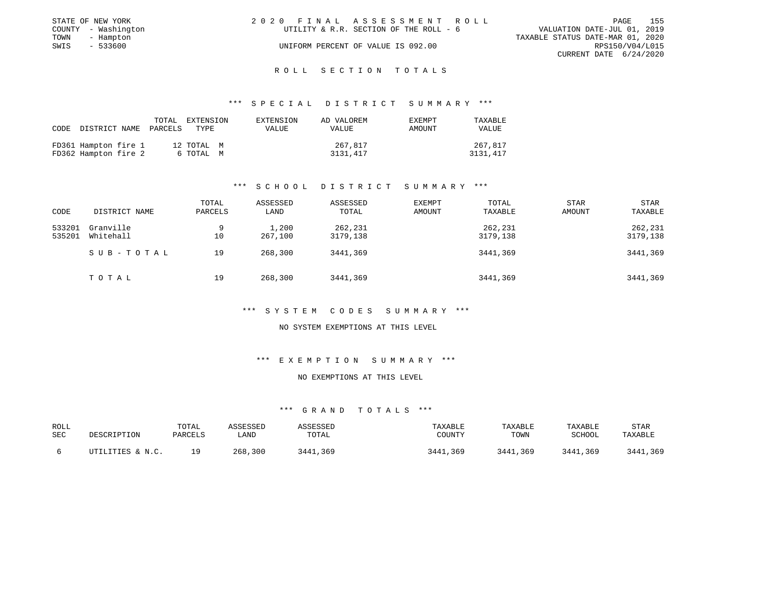STATE OF NEW YORK
COUNTY - Washington
TOWN - Hampton
SWIS - 533600

2 0 2 0 F I N A L A S S E S S M E N T R O L L
UTILITY & R.R. SECTION OF THE ROLL - 6
UNIFORM PERCENT OF VALUE IS 092.00

VALUATION DATE-JUL 01, 2019
TAXABLE STATUS DATE-MAR 01, 2020
RPS150/V04/L015
CURRENT DATE 6/24/2020

## R O L L S E C T I O N T O T A L S

### *** S P E C I A L D I S T R I C T S U M M A R Y ***

| CODE | DISTRICT NAME | TOTAL PARCELS | EXTENSION TYPE | EXTENSION VALUE | AD VALOREM VALUE | EXEMPT AMOUNT | TAXABLE VALUE |
|---|---|---|---|---|---|---|---|
| FD361 | Hampton fire 1 | 12 | TOTAL M | | 267,817 | | 267,817 |
| FD362 | Hampton fire 2 | 6 | TOTAL M | | 3131,417 | | 3131,417 |

### *** S C H O O L D I S T R I C T S U M M A R Y ***

| CODE | DISTRICT NAME | TOTAL PARCELS | ASSESSED LAND | ASSESSED TOTAL | EXEMPT AMOUNT | TOTAL TAXABLE | STAR AMOUNT | STAR TAXABLE |
|---|---|---|---|---|---|---|---|---|
| 533201 | Granville | 9 | 1,200 | 262,231 | | 262,231 | | 262,231 |
| 535201 | Whitehall | 10 | 267,100 | 3179,138 | | 3179,138 | | 3179,138 |
| | S U B - T O T A L | 19 | 268,300 | 3441,369 | | 3441,369 | | 3441,369 |
| | T O T A L | 19 | 268,300 | 3441,369 | | 3441,369 | | 3441,369 |

### *** S Y S T E M C O D E S S U M M A R Y ***

NO SYSTEM EXEMPTIONS AT THIS LEVEL

### *** E X E M P T I O N S U M M A R Y ***

NO EXEMPTIONS AT THIS LEVEL

### *** G R A N D T O T A L S ***

| ROLL SEC | DESCRIPTION | TOTAL PARCELS | ASSESSED LAND | ASSESSED TOTAL | TAXABLE COUNTY | TAXABLE TOWN | TAXABLE SCHOOL | STAR TAXABLE |
|---|---|---|---|---|---|---|---|---|
| 6 | UTILITIES & N.C. | 19 | 268,300 | 3441,369 | 3441,369 | 3441,369 | 3441,369 | 3441,369 |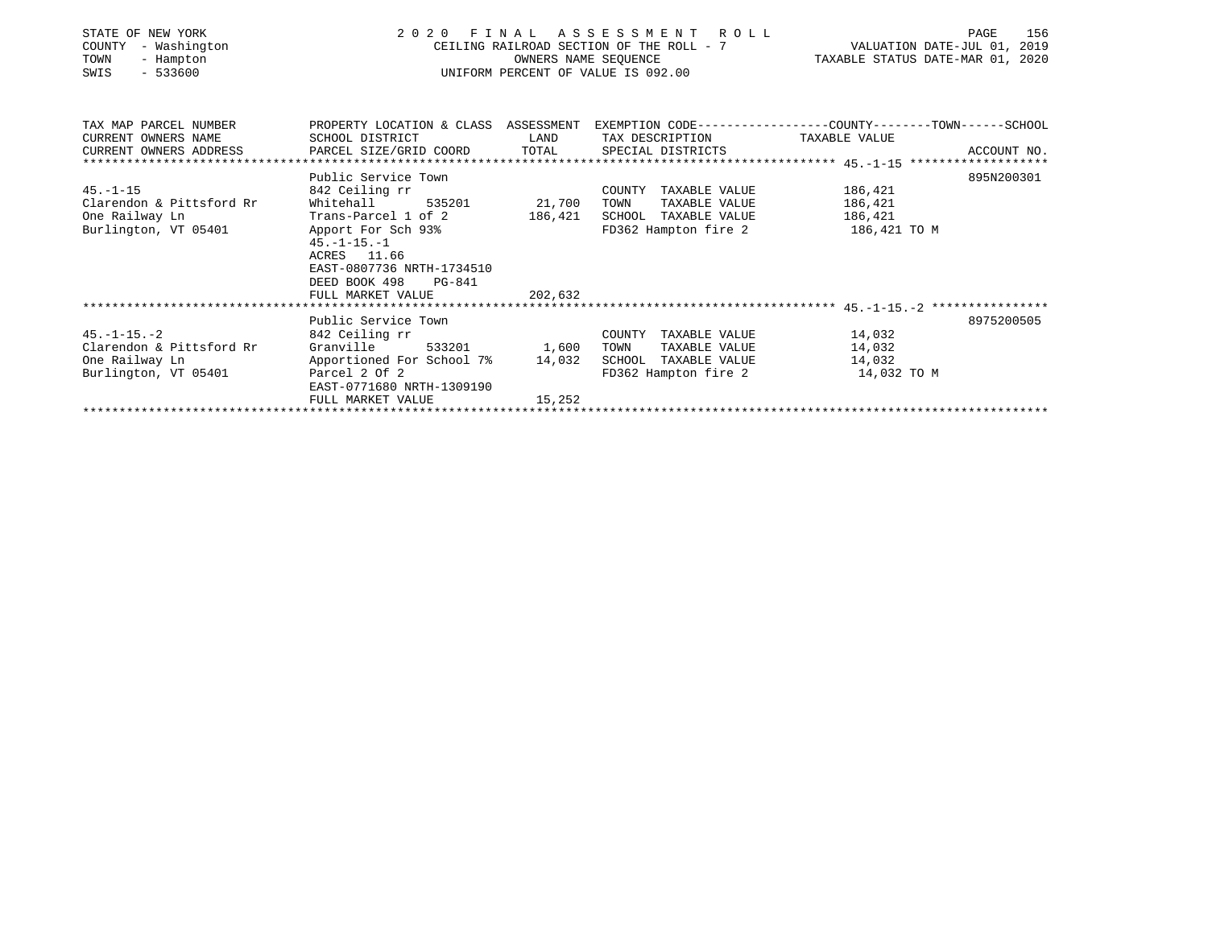STATE OF NEW YORK
COUNTY - Washington
TOWN - Hampton
SWIS - 533600

2 0 2 0 F I N A L A S S E S S M E N T R O L L
CEILING RAILROAD SECTION OF THE ROLL - 7
OWNERS NAME SEQUENCE
UNIFORM PERCENT OF VALUE IS 092.00

VALUATION DATE-JUL 01, 2019
TAXABLE STATUS DATE-MAR 01, 2020

| TAX MAP PARCEL NUMBER / CURRENT OWNERS NAME / CURRENT OWNERS ADDRESS | PROPERTY LOCATION & CLASS / SCHOOL DISTRICT / PARCEL SIZE/GRID COORD | ASSESSMENT LAND / TOTAL | EXEMPTION CODE / TAX DESCRIPTION / SPECIAL DISTRICTS | COUNTY--------TOWN------SCHOOL TAXABLE VALUE | ACCOUNT NO. |
|---|---|---|---|---|---|
| 45.-1-15 | Public Service Town | | | | 895N200301 |
| 45.-1-15 | 842 Ceiling rr | | COUNTY TAXABLE VALUE | 186,421 | |
| Clarendon & Pittsford Rr | Whitehall 535201 | 21,700 | TOWN TAXABLE VALUE | 186,421 | |
| One Railway Ln | Trans-Parcel 1 of 2 | 186,421 | SCHOOL TAXABLE VALUE | 186,421 | |
| Burlington, VT 05401 | Apport For Sch 93% | | FD362 Hampton fire 2 | 186,421 TO M | |
| | 45.-1-15.-1 | | | | |
| | ACRES 11.66 | | | | |
| | EAST-0807736 NRTH-1734510 | | | | |
| | DEED BOOK 498 PG-841 | | | | |
| | FULL MARKET VALUE | 202,632 | | | |
| 45.-1-15.-2 | Public Service Town | | | | 8975200505 |
| 45.-1-15.-2 | 842 Ceiling rr | | COUNTY TAXABLE VALUE | 14,032 | |
| Clarendon & Pittsford Rr | Granville 533201 | 1,600 | TOWN TAXABLE VALUE | 14,032 | |
| One Railway Ln | Apportioned For School 7% | 14,032 | SCHOOL TAXABLE VALUE | 14,032 | |
| Burlington, VT 05401 | Parcel 2 Of 2 | | FD362 Hampton fire 2 | 14,032 TO M | |
| | EAST-0771680 NRTH-1309190 | | | | |
| | FULL MARKET VALUE | 15,252 | | | |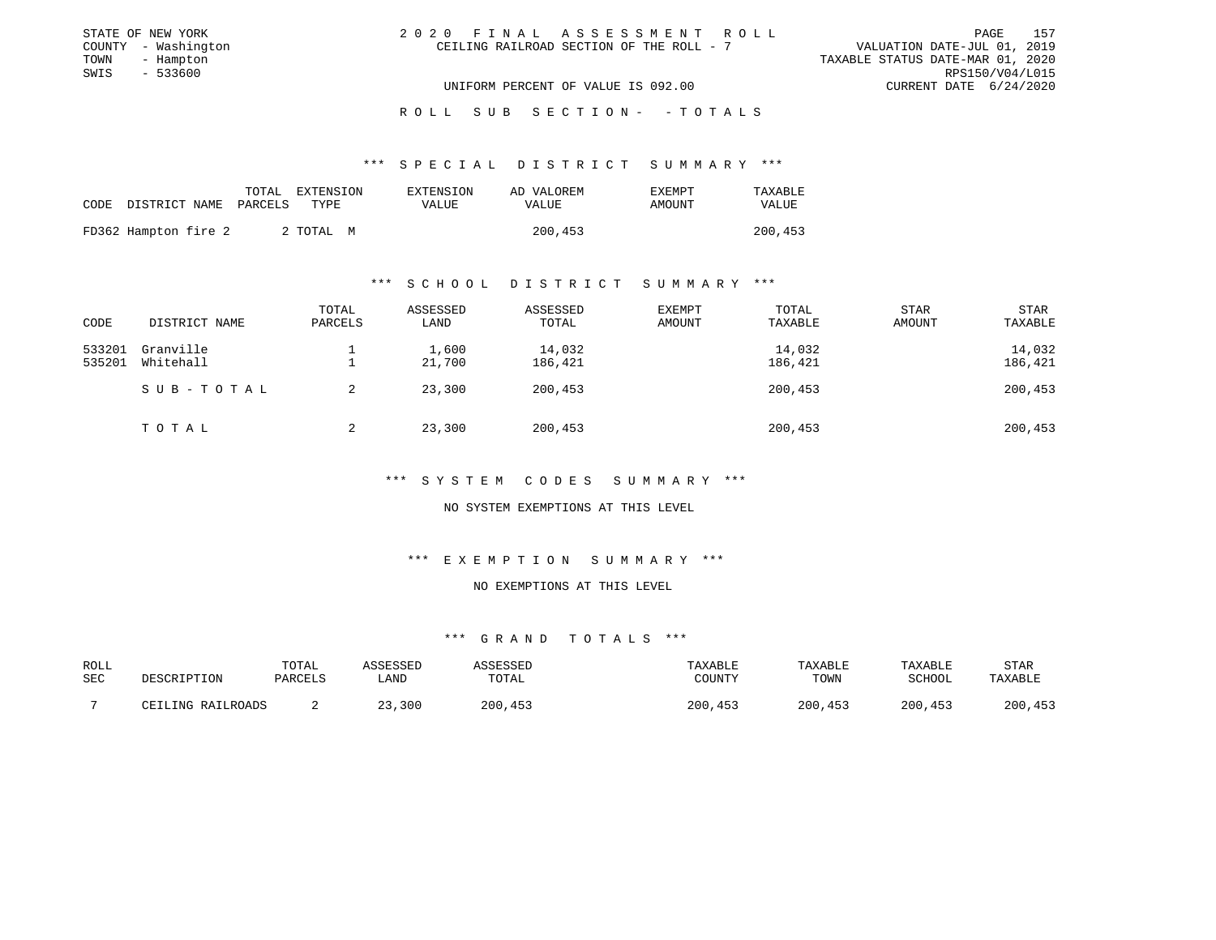STATE OF NEW YORK
COUNTY - Washington
TOWN - Hampton
SWIS - 533600

2020 FINAL ASSESSMENT ROLL
CEILING RAILROAD SECTION OF THE ROLL - 7

VALUATION DATE-JUL 01, 2019
TAXABLE STATUS DATE-MAR 01, 2020
RPS150/V04/L015
CURRENT DATE 6/24/2020

UNIFORM PERCENT OF VALUE IS 092.00

ROLL SUB SECTION- - TOTALS

### *** SPECIAL DISTRICT SUMMARY ***

| CODE | DISTRICT NAME | TOTAL PARCELS | EXTENSION TYPE | EXTENSION VALUE | AD VALOREM VALUE | EXEMPT AMOUNT | TAXABLE VALUE |
|---|---|---|---|---|---|---|---|
| FD362 | Hampton fire 2 | 2 | TOTAL M | | 200,453 | | 200,453 |

### *** SCHOOL DISTRICT SUMMARY ***

| CODE | DISTRICT NAME | TOTAL PARCELS | ASSESSED LAND | ASSESSED TOTAL | EXEMPT AMOUNT | TOTAL TAXABLE | STAR AMOUNT | STAR TAXABLE |
|---|---|---|---|---|---|---|---|---|
| 533201 | Granville | 1 | 1,600 | 14,032 | | 14,032 | | 14,032 |
| 535201 | Whitehall | 1 | 21,700 | 186,421 | | 186,421 | | 186,421 |
| | SUB-TOTAL | 2 | 23,300 | 200,453 | | 200,453 | | 200,453 |
| | TOTAL | 2 | 23,300 | 200,453 | | 200,453 | | 200,453 |

### *** SYSTEM CODES SUMMARY ***

NO SYSTEM EXEMPTIONS AT THIS LEVEL

### *** EXEMPTION SUMMARY ***

NO EXEMPTIONS AT THIS LEVEL

### *** GRAND TOTALS ***

| ROLL SEC | DESCRIPTION | TOTAL PARCELS | ASSESSED LAND | ASSESSED TOTAL | TAXABLE COUNTY | TAXABLE TOWN | TAXABLE SCHOOL | STAR TAXABLE |
|---|---|---|---|---|---|---|---|---|
| 7 | CEILING RAILROADS | 2 | 23,300 | 200,453 | 200,453 | 200,453 | 200,453 | 200,453 |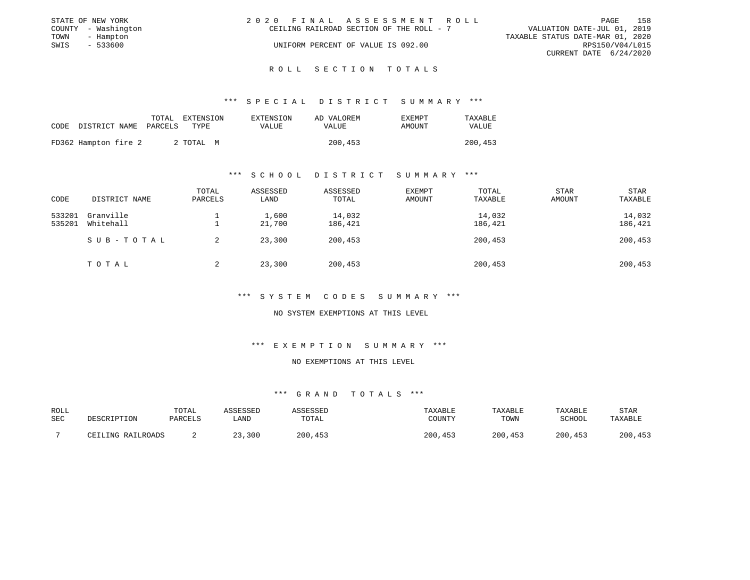STATE OF NEW YORK
COUNTY - Washington
TOWN - Hampton
SWIS - 533600

2 0 2 0 F I N A L A S S E S S M E N T R O L L
CEILING RAILROAD SECTION OF THE ROLL - 7
UNIFORM PERCENT OF VALUE IS 092.00

VALUATION DATE-JUL 01, 2019
TAXABLE STATUS DATE-MAR 01, 2020
RPS150/V04/L015
CURRENT DATE 6/24/2020

## R O L L S E C T I O N T O T A L S

### *** S P E C I A L D I S T R I C T S U M M A R Y ***

| CODE | DISTRICT NAME | TOTAL PARCELS | EXTENSION TYPE | EXTENSION VALUE | AD VALOREM VALUE | EXEMPT AMOUNT | TAXABLE VALUE |
|---|---|---|---|---|---|---|---|
| FD362 | Hampton fire 2 | 2 | TOTAL M | | 200,453 | | 200,453 |

### *** S C H O O L D I S T R I C T S U M M A R Y ***

| CODE | DISTRICT NAME | TOTAL PARCELS | ASSESSED LAND | ASSESSED TOTAL | EXEMPT AMOUNT | TOTAL TAXABLE | STAR AMOUNT | STAR TAXABLE |
|---|---|---|---|---|---|---|---|---|
| 533201 | Granville | 1 | 1,600 | 14,032 | | 14,032 | | 14,032 |
| 535201 | Whitehall | 1 | 21,700 | 186,421 | | 186,421 | | 186,421 |
| | S U B - T O T A L | 2 | 23,300 | 200,453 | | 200,453 | | 200,453 |
| | T O T A L | 2 | 23,300 | 200,453 | | 200,453 | | 200,453 |

### *** S Y S T E M C O D E S S U M M A R Y ***

NO SYSTEM EXEMPTIONS AT THIS LEVEL

### *** E X E M P T I O N S U M M A R Y ***

NO EXEMPTIONS AT THIS LEVEL

### *** G R A N D T O T A L S ***

| ROLL SEC | DESCRIPTION | TOTAL PARCELS | ASSESSED LAND | ASSESSED TOTAL | TAXABLE COUNTY | TAXABLE TOWN | TAXABLE SCHOOL | STAR TAXABLE |
|---|---|---|---|---|---|---|---|---|
| 7 | CEILING RAILROADS | 2 | 23,300 | 200,453 | 200,453 | 200,453 | 200,453 | 200,453 |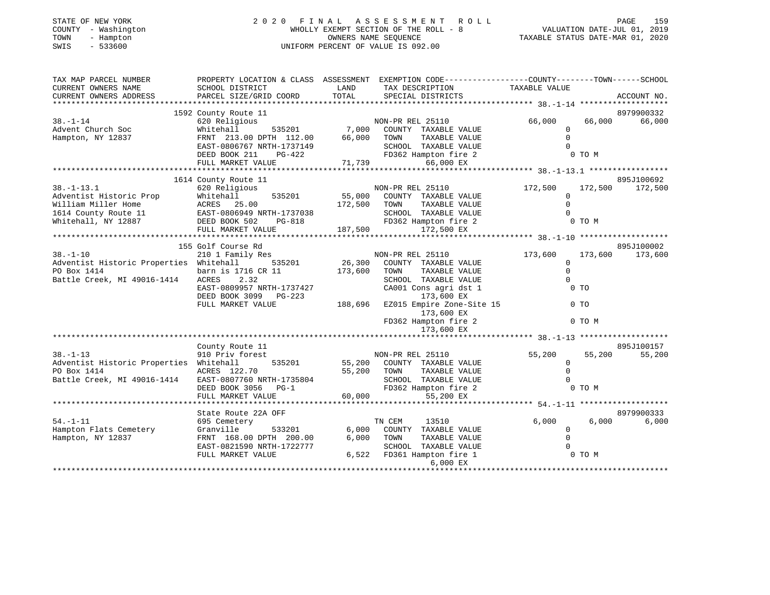STATE OF NEW YORK
COUNTY - Washington
TOWN - Hampton
SWIS - 533600

2020 FINAL ASSESSMENT ROLL
WHOLLY EXEMPT SECTION OF THE ROLL - 8
OWNERS NAME SEQUENCE
UNIFORM PERCENT OF VALUE IS 092.00

VALUATION DATE-JUL 01, 2019
TAXABLE STATUS DATE-MAR 01, 2020

```
TAX MAP PARCEL NUMBER          PROPERTY LOCATION & CLASS  ASSESSMENT  EXEMPTION CODE------------------COUNTY--------TOWN------SCHOOL
CURRENT OWNERS NAME            SCHOOL DISTRICT              LAND      TAX DESCRIPTION              TAXABLE VALUE
CURRENT OWNERS ADDRESS         PARCEL SIZE/GRID COORD       TOTAL     SPECIAL DISTRICTS                                    ACCOUNT NO.
******************************************************************************************************* 38.-1-14 *******************
                               1592 County Route 11                                                                        8979900332
38.-1-14                       620 Religious                          NON-PR REL 25110              66,000      66,000      66,000
Advent Church Soc              Whitehall       535201       7,000    COUNTY  TAXABLE VALUE               0
Hampton, NY 12837              FRNT 213.00 DPTH 112.00     66,000    TOWN    TAXABLE VALUE               0
                               EAST-0806767 NRTH-1737149              SCHOOL  TAXABLE VALUE               0
                               DEED BOOK 211    PG-422                FD362 Hampton fire 2                  0 TO M
                               FULL MARKET VALUE           71,739           66,000 EX
******************************************************************************************************* 38.-1-13.1 *****************
                               1614 County Route 11                                                                        895J100692
38.-1-13.1                     620 Religious                          NON-PR REL 25110             172,500     172,500     172,500
Adventist Historic Prop        Whitehall       535201      55,000    COUNTY  TAXABLE VALUE               0
William Miller Home            ACRES  25.00               172,500    TOWN    TAXABLE VALUE               0
1614 County Route 11           EAST-0806949 NRTH-1737038              SCHOOL  TAXABLE VALUE               0
Whitehall, NY 12887            DEED BOOK 502    PG-818                FD362 Hampton fire 2                  0 TO M
                               FULL MARKET VALUE          187,500          172,500 EX
******************************************************************************************************* 38.-1-10 *******************
                               155 Golf Course Rd                                                                          895J100002
38.-1-10                       210 1 Family Res                       NON-PR REL 25110             173,600     173,600     173,600
Adventist Historic Properties  Whitehall       535201      26,300    COUNTY  TAXABLE VALUE               0
PO Box 1414                    barn is 1716 CR 11         173,600    TOWN    TAXABLE VALUE               0
Battle Creek, MI 49016-1414    ACRES    2.32                          SCHOOL  TAXABLE VALUE               0
                               EAST-0809957 NRTH-1737427              CA001 Cons agri dst 1                 0 TO
                               DEED BOOK 3099   PG-223                     173,600 EX
                               FULL MARKET VALUE          188,696    EZ015 Empire Zone-Site 15             0 TO
                                                                           173,600 EX
                                                                      FD362 Hampton fire 2                  0 TO M
                                                                           173,600 EX
******************************************************************************************************* 38.-1-13 *******************
                               County Route 11                                                                             895J100157
38.-1-13                       910 Priv forest                        NON-PR REL 25110              55,200      55,200      55,200
Adventist Historic Properties  Whitehall       535201      55,200    COUNTY  TAXABLE VALUE               0
PO Box 1414                    ACRES 122.70                55,200    TOWN    TAXABLE VALUE               0
Battle Creek, MI 49016-1414    EAST-0807760 NRTH-1735804              SCHOOL  TAXABLE VALUE               0
                               DEED BOOK 3056   PG-1                  FD362 Hampton fire 2                  0 TO M
                               FULL MARKET VALUE           60,000           55,200 EX
******************************************************************************************************* 54.-1-11 *******************
                               State Route 22A OFF                                                                         8979900333
54.-1-11                       695 Cemetery                           TN CEM     13510               6,000       6,000       6,000
Hampton Flats Cemetery         Granville       533201       6,000    COUNTY  TAXABLE VALUE               0
Hampton, NY 12837              FRNT 168.00 DPTH 200.00      6,000    TOWN    TAXABLE VALUE               0
                               EAST-0821590 NRTH-1722777              SCHOOL  TAXABLE VALUE               0
                               FULL MARKET VALUE            6,522    FD361 Hampton fire 1                  0 TO M
                                                                             6,000 EX
************************************************************************************************************************************
```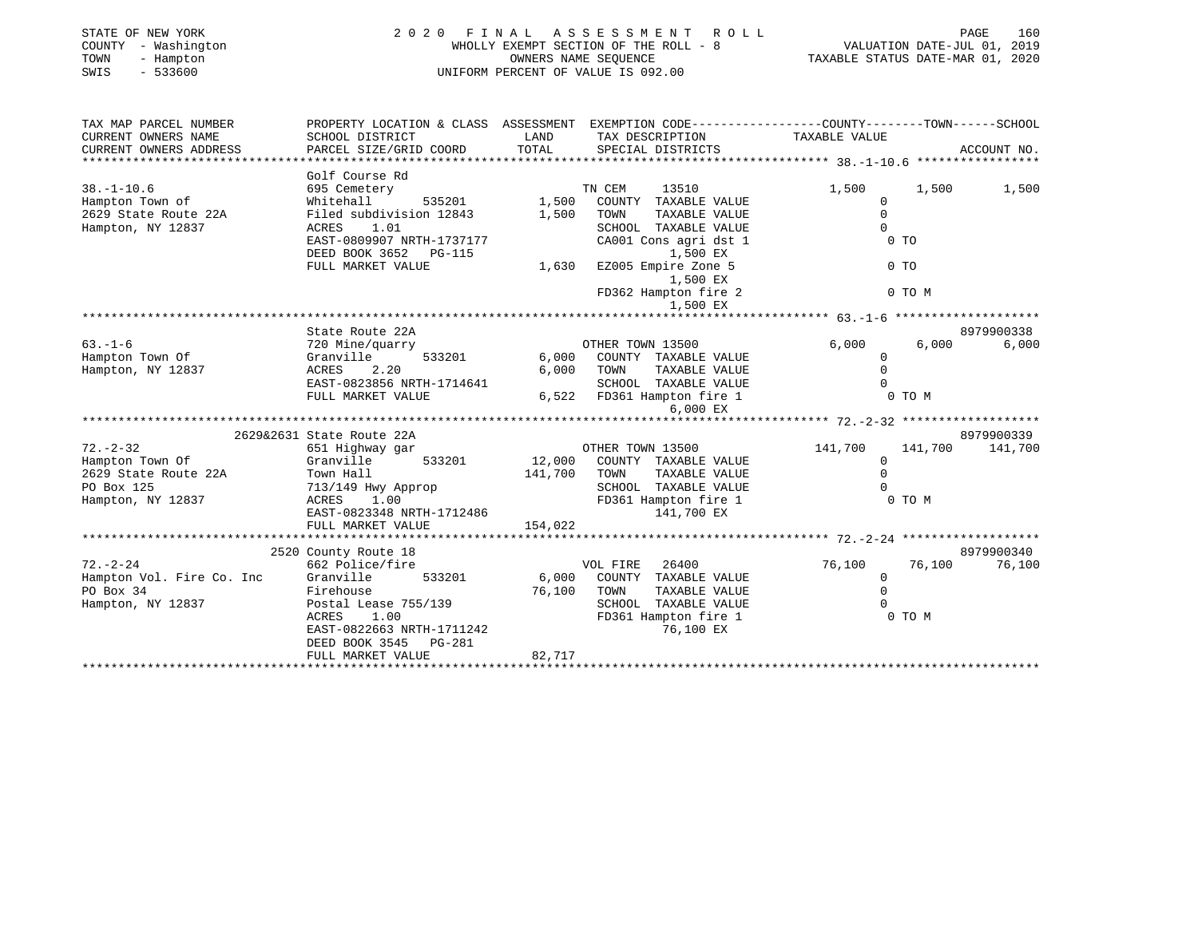STATE OF NEW YORK
COUNTY - Washington
TOWN - Hampton
SWIS - 533600

2 0 2 0 F I N A L A S S E S S M E N T R O L L
WHOLLY EXEMPT SECTION OF THE ROLL - 8
OWNERS NAME SEQUENCE
UNIFORM PERCENT OF VALUE IS 092.00

VALUATION DATE-JUL 01, 2019
TAXABLE STATUS DATE-MAR 01, 2020

```
TAX MAP PARCEL NUMBER          PROPERTY LOCATION & CLASS  ASSESSMENT  EXEMPTION CODE-----------------COUNTY--------TOWN------SCHOOL
CURRENT OWNERS NAME            SCHOOL DISTRICT               LAND      TAX DESCRIPTION            TAXABLE VALUE
CURRENT OWNERS ADDRESS         PARCEL SIZE/GRID COORD        TOTAL     SPECIAL DISTRICTS                                     ACCOUNT NO.
******************************************************************************************************* 38.-1-10.6 *****************
                               Golf Course Rd
38.-1-10.6                     695 Cemetery                            TN CEM     13510              1,500       1,500       1,500
Hampton Town of                Whitehall        535201        1,500    COUNTY  TAXABLE VALUE              0
2629 State Route 22A           Filed subdivision 12843        1,500    TOWN    TAXABLE VALUE              0
Hampton, NY 12837              ACRES    1.01                           SCHOOL  TAXABLE VALUE              0
                               EAST-0809907 NRTH-1737177               CA001 Cons agri dst 1               0 TO
                               DEED BOOK 3652   PG-115                       1,500 EX
                               FULL MARKET VALUE              1,630    EZ005 Empire Zone 5                 0 TO
                                                                             1,500 EX
                                                                       FD362 Hampton fire 2                0 TO M
                                                                             1,500 EX
******************************************************************************************************* 63.-1-6 ********************
                               State Route 22A                                                                          8979900338
63.-1-6                        720 Mine/quarry                         OTHER TOWN 13500              6,000       6,000       6,000
Hampton Town Of                Granville        533201        6,000    COUNTY  TAXABLE VALUE              0
Hampton, NY 12837              ACRES    2.20                  6,000    TOWN    TAXABLE VALUE              0
                               EAST-0823856 NRTH-1714641               SCHOOL  TAXABLE VALUE              0
                               FULL MARKET VALUE              6,522    FD361 Hampton fire 1                0 TO M
                                                                             6,000 EX
******************************************************************************************************* 72.-2-32 *******************
                         2629&2631 State Route 22A                                                                      8979900339
72.-2-32                       651 Highway gar                         OTHER TOWN 13500            141,700     141,700     141,700
Hampton Town Of                Granville        533201       12,000    COUNTY  TAXABLE VALUE              0
2629 State Route 22A           Town Hall                    141,700    TOWN    TAXABLE VALUE              0
PO Box 125                     713/149 Hwy Approp                      SCHOOL  TAXABLE VALUE              0
Hampton, NY 12837              ACRES    1.00                           FD361 Hampton fire 1                0 TO M
                               EAST-0823348 NRTH-1712486                     141,700 EX
                               FULL MARKET VALUE            154,022
******************************************************************************************************* 72.-2-24 *******************
                         2520 County Route 18                                                                           8979900340
72.-2-24                       662 Police/fire                         VOL FIRE   26400             76,100      76,100      76,100
Hampton Vol. Fire Co. Inc      Granville        533201        6,000    COUNTY  TAXABLE VALUE              0
PO Box 34                      Firehouse                     76,100    TOWN    TAXABLE VALUE              0
Hampton, NY 12837              Postal Lease 755/139                    SCHOOL  TAXABLE VALUE              0
                               ACRES    1.00                           FD361 Hampton fire 1                0 TO M
                               EAST-0822663 NRTH-1711242                     76,100 EX
                               DEED BOOK 3545   PG-281
                               FULL MARKET VALUE             82,717
************************************************************************************************************************************
```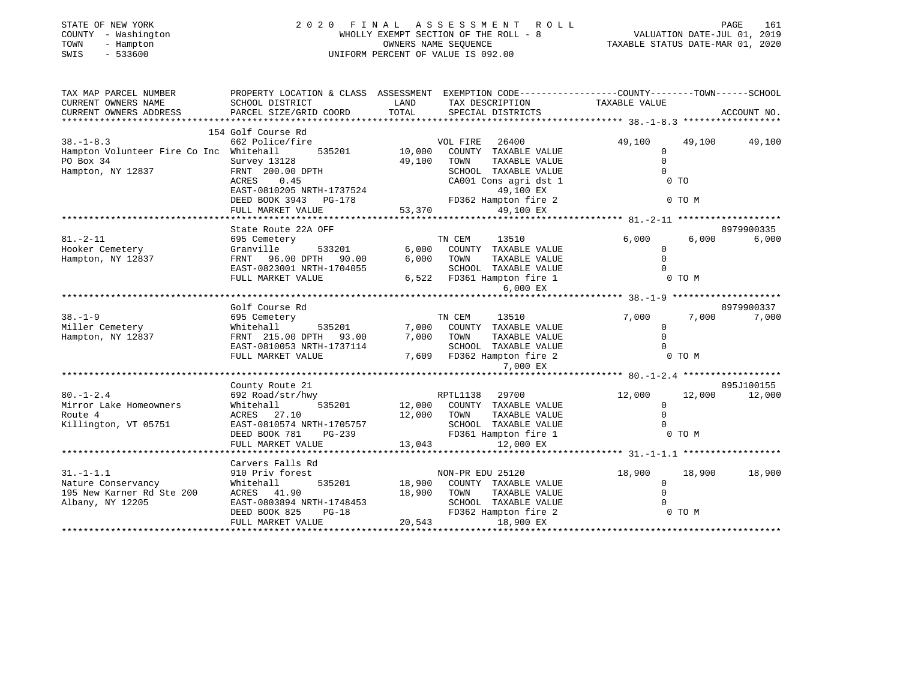STATE OF NEW YORK
COUNTY - Washington
TOWN - Hampton
SWIS - 533600

# 2020 FINAL ASSESSMENT ROLL

WHOLLY EXEMPT SECTION OF THE ROLL - 8
OWNERS NAME SEQUENCE
UNIFORM PERCENT OF VALUE IS 092.00

VALUATION DATE-JUL 01, 2019
TAXABLE STATUS DATE-MAR 01, 2020

```
TAX MAP PARCEL NUMBER          PROPERTY LOCATION & CLASS  ASSESSMENT  EXEMPTION CODE-----------------COUNTY--------TOWN------SCHOOL
CURRENT OWNERS NAME            SCHOOL DISTRICT               LAND      TAX DESCRIPTION              TAXABLE VALUE
CURRENT OWNERS ADDRESS         PARCEL SIZE/GRID COORD        TOTAL     SPECIAL DISTRICTS                                    ACCOUNT NO.
******************************************************************************************************* 38.-1-8.3 ******************
                               154 Golf Course Rd
38.-1-8.3                      662 Police/fire                         VOL FIRE   26400              49,100     49,100     49,100
Hampton Volunteer Fire Co Inc  Whitehall        535201       10,000    COUNTY  TAXABLE VALUE              0
PO Box 34                      Survey 13128                  49,100    TOWN    TAXABLE VALUE              0
Hampton, NY 12837              FRNT 200.00 DPTH                        SCHOOL  TAXABLE VALUE              0
                               ACRES    0.45                           CA001 Cons agri dst 1               0 TO
                               EAST-0810205 NRTH-1737524                     49,100 EX
                               DEED BOOK 3943   PG-178                 FD362 Hampton fire 2                0 TO M
                               FULL MARKET VALUE             53,370          49,100 EX
******************************************************************************************************* 81.-2-11 *******************
                               State Route 22A OFF                                                              8979900335
81.-2-11                       695 Cemetery                            TN CEM     13510               6,000      6,000      6,000
Hooker Cemetery                Granville        533201        6,000    COUNTY  TAXABLE VALUE              0
Hampton, NY 12837              FRNT  96.00 DPTH  90.00        6,000    TOWN    TAXABLE VALUE              0
                               EAST-0823001 NRTH-1704055               SCHOOL  TAXABLE VALUE              0
                               FULL MARKET VALUE              6,522    FD361 Hampton fire 1                0 TO M
                                                                              6,000 EX
******************************************************************************************************* 38.-1-9 ********************
                               Golf Course Rd                                                                   8979900337
38.-1-9                        695 Cemetery                            TN CEM     13510               7,000      7,000      7,000
Miller Cemetery                Whitehall        535201        7,000    COUNTY  TAXABLE VALUE              0
Hampton, NY 12837              FRNT 215.00 DPTH  93.00        7,000    TOWN    TAXABLE VALUE              0
                               EAST-0810053 NRTH-1737114               SCHOOL  TAXABLE VALUE              0
                               FULL MARKET VALUE              7,609    FD362 Hampton fire 2                0 TO M
                                                                              7,000 EX
******************************************************************************************************* 80.-1-2.4 ******************
                               County Route 21                                                                  895J100155
80.-1-2.4                      692 Road/str/hwy                        RPTL1138   29700              12,000     12,000     12,000
Mirror Lake Homeowners         Whitehall        535201       12,000    COUNTY  TAXABLE VALUE              0
Route 4                        ACRES   27.10                 12,000    TOWN    TAXABLE VALUE              0
Killington, VT 05751           EAST-0810574 NRTH-1705757               SCHOOL  TAXABLE VALUE              0
                               DEED BOOK 781    PG-239                 FD361 Hampton fire 1                0 TO M
                               FULL MARKET VALUE             13,043          12,000 EX
******************************************************************************************************* 31.-1-1.1 ******************
                               Carvers Falls Rd
31.-1-1.1                      910 Priv forest                         NON-PR EDU 25120              18,900     18,900     18,900
Nature Conservancy             Whitehall        535201       18,900    COUNTY  TAXABLE VALUE              0
195 New Karner Rd Ste 200      ACRES   41.90                 18,900    TOWN    TAXABLE VALUE              0
Albany, NY 12205               EAST-0803894 NRTH-1748453               SCHOOL  TAXABLE VALUE              0
                               DEED BOOK 825    PG-18                  FD362 Hampton fire 2                0 TO M
                               FULL MARKET VALUE             20,543          18,900 EX
************************************************************************************************************************************
```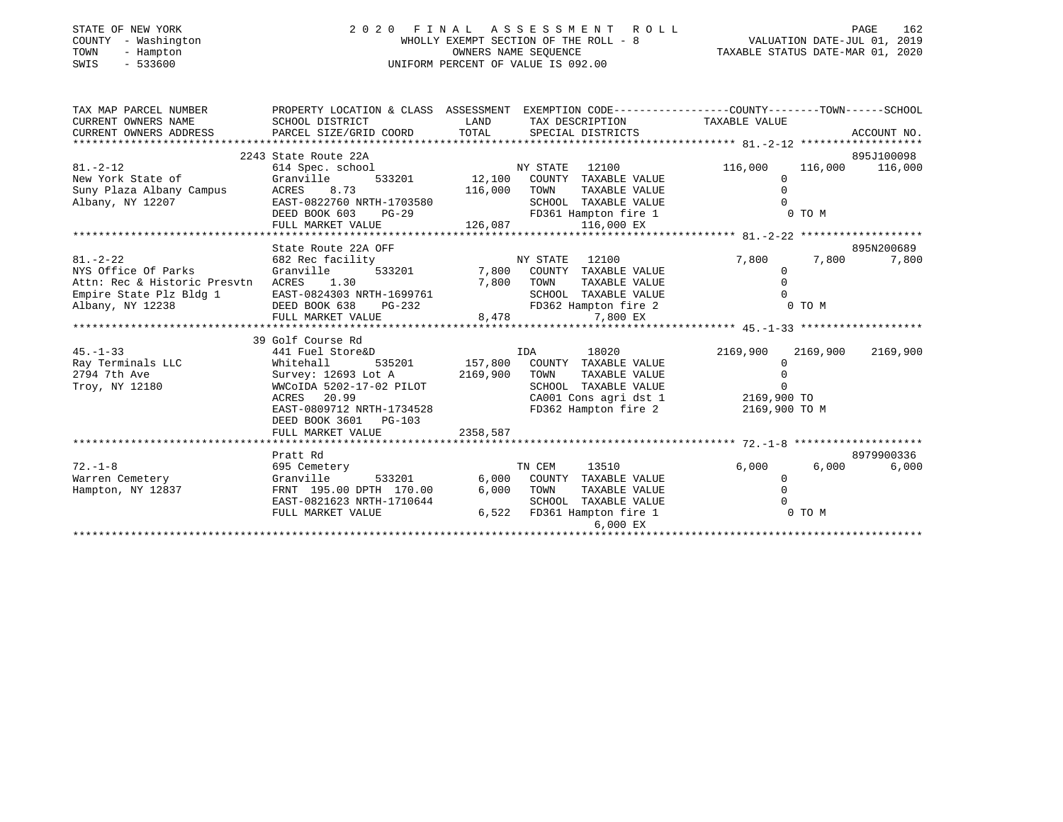STATE OF NEW YORK  
COUNTY - Washington  
TOWN - Hampton  
SWIS - 533600

2 0 2 0 F I N A L A S S E S S M E N T R O L L  
WHOLLY EXEMPT SECTION OF THE ROLL - 8  
OWNERS NAME SEQUENCE  
UNIFORM PERCENT OF VALUE IS 092.00

VALUATION DATE-JUL 01, 2019  
TAXABLE STATUS DATE-MAR 01, 2020

| TAX MAP PARCEL NUMBER / CURRENT OWNERS NAME / CURRENT OWNERS ADDRESS | PROPERTY LOCATION & CLASS / SCHOOL DISTRICT / PARCEL SIZE/GRID COORD | ASSESSMENT LAND / TOTAL | EXEMPTION CODE / TAX DESCRIPTION / SPECIAL DISTRICTS | COUNTY TAXABLE VALUE | TOWN | SCHOOL / ACCOUNT NO. |
|---|---|---|---|---|---|---|
| **81.-2-12** | 2243 State Route 22A | | | | | 895J100098 |
| | 614 Spec. school | | NY STATE 12100 | 116,000 | 116,000 | 116,000 |
| New York State of | Granville 533201 | 12,100 | COUNTY TAXABLE VALUE | 0 | | |
| Suny Plaza Albany Campus | ACRES 8.73 | 116,000 | TOWN TAXABLE VALUE | 0 | | |
| Albany, NY 12207 | EAST-0822760 NRTH-1703580 | | SCHOOL TAXABLE VALUE | 0 | | |
| | DEED BOOK 603 PG-29 | | FD361 Hampton fire 1 | 0 TO M | | |
| | FULL MARKET VALUE | 126,087 | 116,000 EX | | | |
| **81.-2-22** | State Route 22A OFF | | | | | 895N200689 |
| | 682 Rec facility | | NY STATE 12100 | 7,800 | 7,800 | 7,800 |
| NYS Office Of Parks | Granville 533201 | 7,800 | COUNTY TAXABLE VALUE | 0 | | |
| Attn: Rec & Historic Presvtn | ACRES 1.30 | 7,800 | TOWN TAXABLE VALUE | 0 | | |
| Empire State Plz Bldg 1 | EAST-0824303 NRTH-1699761 | | SCHOOL TAXABLE VALUE | 0 | | |
| Albany, NY 12238 | DEED BOOK 638 PG-232 | | FD362 Hampton fire 2 | 0 TO M | | |
| | FULL MARKET VALUE | 8,478 | 7,800 EX | | | |
| **45.-1-33** | 39 Golf Course Rd | | | | | |
| | 441 Fuel Store&D | | IDA 18020 | 2169,900 | 2169,900 | 2169,900 |
| Ray Terminals LLC | Whitehall 535201 | 157,800 | COUNTY TAXABLE VALUE | 0 | | |
| 2794 7th Ave | Survey: 12693 Lot A | 2169,900 | TOWN TAXABLE VALUE | 0 | | |
| Troy, NY 12180 | WWCoIDA 5202-17-02 PILOT | | SCHOOL TAXABLE VALUE | 0 | | |
| | ACRES 20.99 | | CA001 Cons agri dst 1 | 2169,900 TO | | |
| | EAST-0809712 NRTH-1734528 | | FD362 Hampton fire 2 | 2169,900 TO M | | |
| | DEED BOOK 3601 PG-103 | | | | | |
| | FULL MARKET VALUE | 2358,587 | | | | |
| **72.-1-8** | Pratt Rd | | | | | 8979900336 |
| | 695 Cemetery | | TN CEM 13510 | 6,000 | 6,000 | 6,000 |
| Warren Cemetery | Granville 533201 | 6,000 | COUNTY TAXABLE VALUE | 0 | | |
| Hampton, NY 12837 | FRNT 195.00 DPTH 170.00 | 6,000 | TOWN TAXABLE VALUE | 0 | | |
| | EAST-0821623 NRTH-1710644 | | SCHOOL TAXABLE VALUE | 0 | | |
| | FULL MARKET VALUE | 6,522 | FD361 Hampton fire 1 | 0 TO M | | |
| | | | 6,000 EX | | | |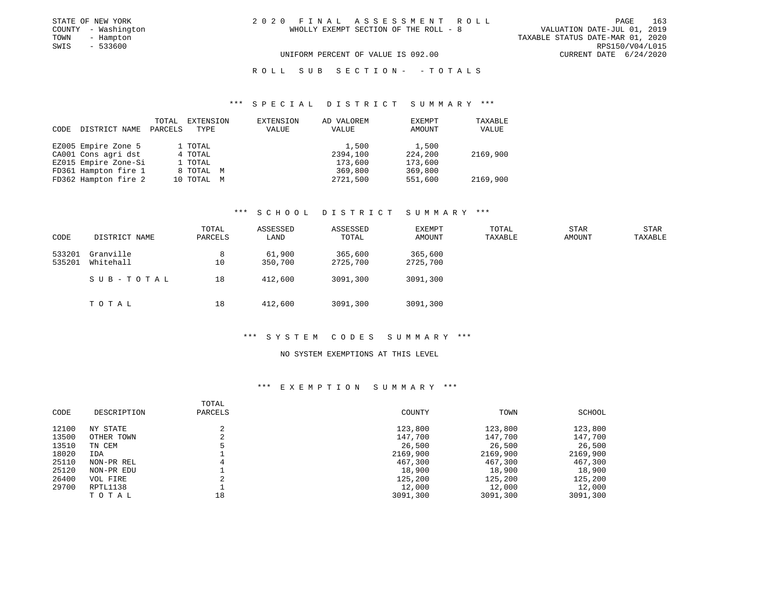STATE OF NEW YORK
COUNTY - Washington
TOWN - Hampton
SWIS - 533600

# 2020 FINAL ASSESSMENT ROLL

WHOLLY EXEMPT SECTION OF THE ROLL - 8

VALUATION DATE-JUL 01, 2019
TAXABLE STATUS DATE-MAR 01, 2020
RPS150/V04/L015
CURRENT DATE 6/24/2020

UNIFORM PERCENT OF VALUE IS 092.00

## ROLL SUB SECTION- - TOTALS

### *** SPECIAL DISTRICT SUMMARY ***

| CODE | DISTRICT NAME | TOTAL PARCELS | EXTENSION TYPE | EXTENSION VALUE | AD VALOREM VALUE | EXEMPT AMOUNT | TAXABLE VALUE |
|---|---|---|---|---|---|---|---|
| EZ005 | Empire Zone 5 | 1 | TOTAL | | 1,500 | 1,500 | |
| CA001 | Cons agri dst | 4 | TOTAL | | 2394,100 | 224,200 | 2169,900 |
| EZ015 | Empire Zone-Si | 1 | TOTAL | | 173,600 | 173,600 | |
| FD361 | Hampton fire 1 | 8 | TOTAL M | | 369,800 | 369,800 | |
| FD362 | Hampton fire 2 | 10 | TOTAL M | | 2721,500 | 551,600 | 2169,900 |

### *** SCHOOL DISTRICT SUMMARY ***

| CODE | DISTRICT NAME | TOTAL PARCELS | ASSESSED LAND | ASSESSED TOTAL | EXEMPT AMOUNT | TOTAL TAXABLE | STAR AMOUNT | STAR TAXABLE |
|---|---|---|---|---|---|---|---|---|
| 533201 | Granville | 8 | 61,900 | 365,600 | 365,600 | | | |
| 535201 | Whitehall | 10 | 350,700 | 2725,700 | 2725,700 | | | |
| | SUB-TOTAL | 18 | 412,600 | 3091,300 | 3091,300 | | | |
| | TOTAL | 18 | 412,600 | 3091,300 | 3091,300 | | | |

### *** SYSTEM CODES SUMMARY ***

NO SYSTEM EXEMPTIONS AT THIS LEVEL

### *** EXEMPTION SUMMARY ***

| CODE | DESCRIPTION | TOTAL PARCELS | COUNTY | TOWN | SCHOOL |
|---|---|---|---|---|---|
| 12100 | NY STATE | 2 | 123,800 | 123,800 | 123,800 |
| 13500 | OTHER TOWN | 2 | 147,700 | 147,700 | 147,700 |
| 13510 | TN CEM | 5 | 26,500 | 26,500 | 26,500 |
| 18020 | IDA | 1 | 2169,900 | 2169,900 | 2169,900 |
| 25110 | NON-PR REL | 4 | 467,300 | 467,300 | 467,300 |
| 25120 | NON-PR EDU | 1 | 18,900 | 18,900 | 18,900 |
| 26400 | VOL FIRE | 2 | 125,200 | 125,200 | 125,200 |
| 29700 | RPTL1138 | 1 | 12,000 | 12,000 | 12,000 |
| | TOTAL | 18 | 3091,300 | 3091,300 | 3091,300 |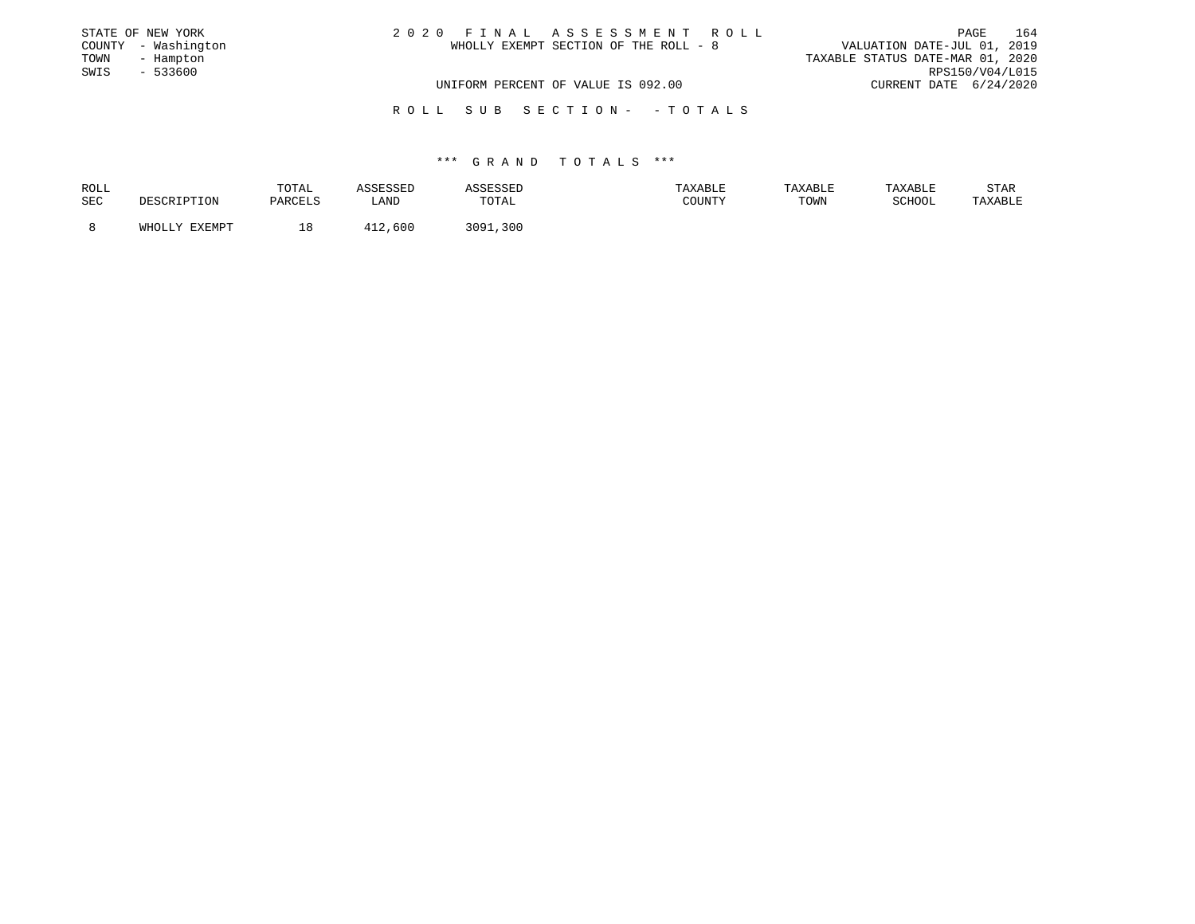STATE OF NEW YORK
COUNTY - Washington
TOWN - Hampton
SWIS - 533600

# 2020 FINAL ASSESSMENT ROLL

WHOLLY EXEMPT SECTION OF THE ROLL - 8

UNIFORM PERCENT OF VALUE IS 092.00

VALUATION DATE-JUL 01, 2019
TAXABLE STATUS DATE-MAR 01, 2020
RPS150/V04/L015
CURRENT DATE 6/24/2020

## ROLL SUB SECTION- - TOTALS

### *** GRAND TOTALS ***

| ROLL SEC | DESCRIPTION | TOTAL PARCELS | ASSESSED LAND | ASSESSED TOTAL | TAXABLE COUNTY | TAXABLE TOWN | TAXABLE SCHOOL | STAR TAXABLE |
|---|---|---|---|---|---|---|---|---|
| 8 | WHOLLY EXEMPT | 18 | 412,600 | 3091,300 | | | | |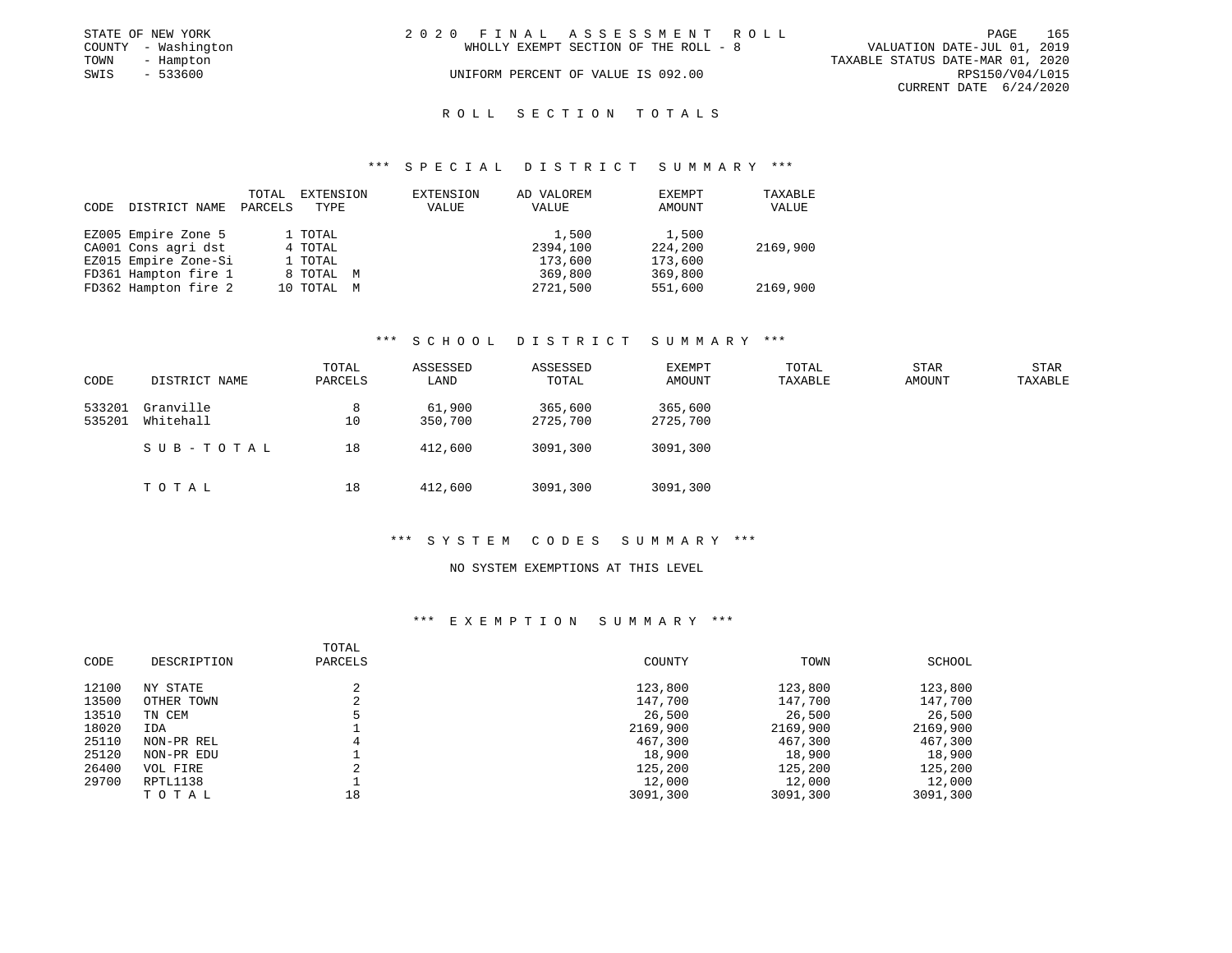STATE OF NEW YORK
COUNTY - Washington
TOWN - Hampton
SWIS - 533600

2 0 2 0 F I N A L A S S E S S M E N T R O L L
WHOLLY EXEMPT SECTION OF THE ROLL - 8
UNIFORM PERCENT OF VALUE IS 092.00

VALUATION DATE-JUL 01, 2019
TAXABLE STATUS DATE-MAR 01, 2020
RPS150/V04/L015
CURRENT DATE 6/24/2020

## R O L L S E C T I O N T O T A L S

### *** S P E C I A L D I S T R I C T S U M M A R Y ***

| CODE | DISTRICT NAME | TOTAL PARCELS | EXTENSION TYPE | EXTENSION VALUE | AD VALOREM VALUE | EXEMPT AMOUNT | TAXABLE VALUE |
|---|---|---|---|---|---|---|---|
| EZ005 | Empire Zone 5 | 1 | TOTAL | | 1,500 | 1,500 | |
| CA001 | Cons agri dst | 4 | TOTAL | | 2394,100 | 224,200 | 2169,900 |
| EZ015 | Empire Zone-Si | 1 | TOTAL | | 173,600 | 173,600 | |
| FD361 | Hampton fire 1 | 8 | TOTAL M | | 369,800 | 369,800 | |
| FD362 | Hampton fire 2 | 10 | TOTAL M | | 2721,500 | 551,600 | 2169,900 |

### *** S C H O O L D I S T R I C T S U M M A R Y ***

| CODE | DISTRICT NAME | TOTAL PARCELS | ASSESSED LAND | ASSESSED TOTAL | EXEMPT AMOUNT | TOTAL TAXABLE | STAR AMOUNT | STAR TAXABLE |
|---|---|---|---|---|---|---|---|---|
| 533201 | Granville | 8 | 61,900 | 365,600 | 365,600 | | | |
| 535201 | Whitehall | 10 | 350,700 | 2725,700 | 2725,700 | | | |
| | S U B - T O T A L | 18 | 412,600 | 3091,300 | 3091,300 | | | |
| | T O T A L | 18 | 412,600 | 3091,300 | 3091,300 | | | |

### *** S Y S T E M C O D E S S U M M A R Y ***

NO SYSTEM EXEMPTIONS AT THIS LEVEL

### *** E X E M P T I O N S U M M A R Y ***

| CODE | DESCRIPTION | TOTAL PARCELS | COUNTY | TOWN | SCHOOL |
|---|---|---|---|---|---|
| 12100 | NY STATE | 2 | 123,800 | 123,800 | 123,800 |
| 13500 | OTHER TOWN | 2 | 147,700 | 147,700 | 147,700 |
| 13510 | TN CEM | 5 | 26,500 | 26,500 | 26,500 |
| 18020 | IDA | 1 | 2169,900 | 2169,900 | 2169,900 |
| 25110 | NON-PR REL | 4 | 467,300 | 467,300 | 467,300 |
| 25120 | NON-PR EDU | 1 | 18,900 | 18,900 | 18,900 |
| 26400 | VOL FIRE | 2 | 125,200 | 125,200 | 125,200 |
| 29700 | RPTL1138 | 1 | 12,000 | 12,000 | 12,000 |
| | T O T A L | 18 | 3091,300 | 3091,300 | 3091,300 |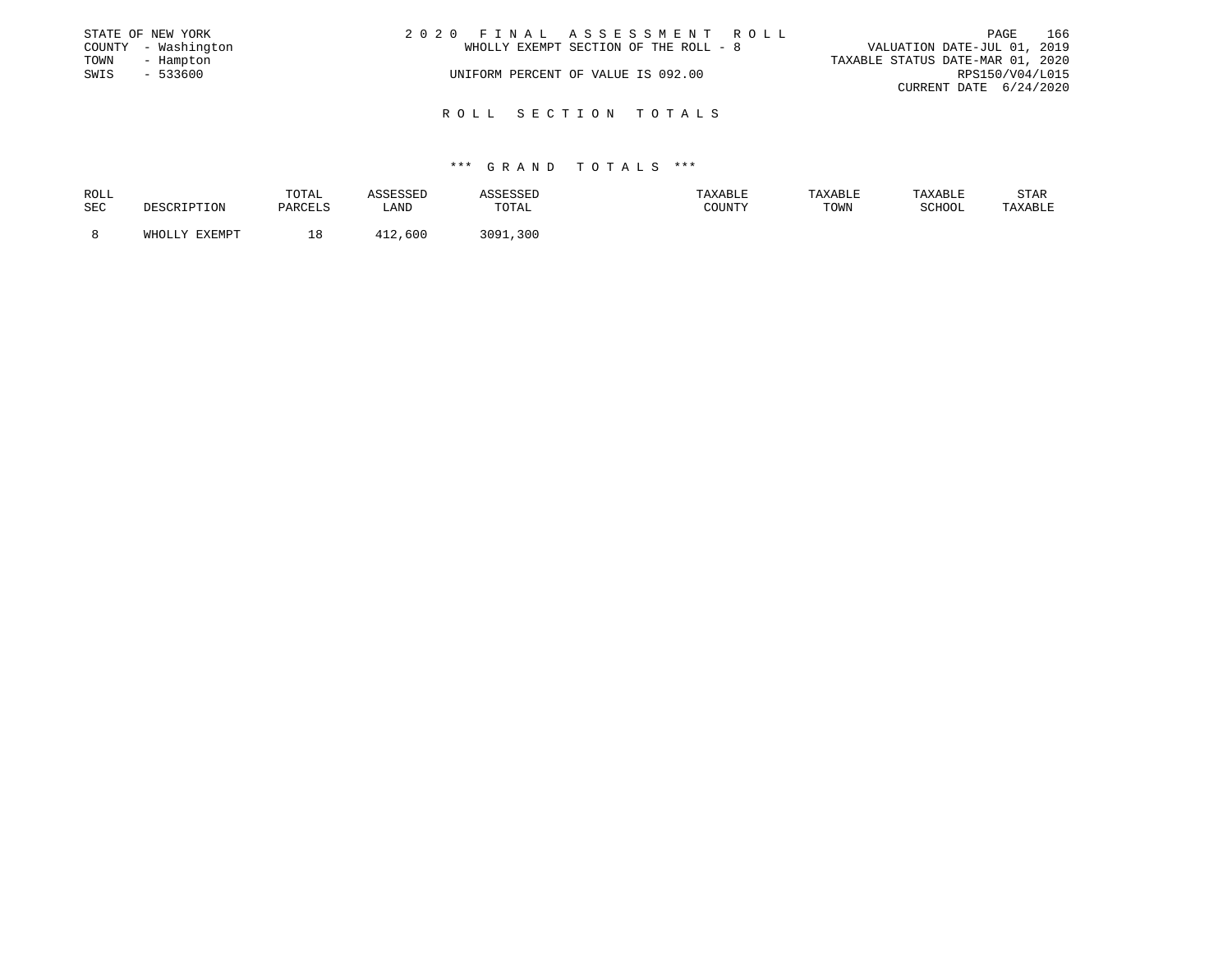STATE OF NEW YORK
COUNTY - Washington
TOWN - Hampton
SWIS - 533600

2 0 2 0 F I N A L A S S E S S M E N T R O L L
WHOLLY EXEMPT SECTION OF THE ROLL - 8
UNIFORM PERCENT OF VALUE IS 092.00

VALUATION DATE-JUL 01, 2019
TAXABLE STATUS DATE-MAR 01, 2020
RPS150/V04/L015
CURRENT DATE 6/24/2020

## R O L L S E C T I O N T O T A L S

### *** G R A N D T O T A L S ***

| ROLL SEC | DESCRIPTION | TOTAL PARCELS | ASSESSED LAND | ASSESSED TOTAL | TAXABLE COUNTY | TAXABLE TOWN | TAXABLE SCHOOL | STAR TAXABLE |
|---|---|---|---|---|---|---|---|---|
| 8 | WHOLLY EXEMPT | 18 | 412,600 | 3091,300 | | | | |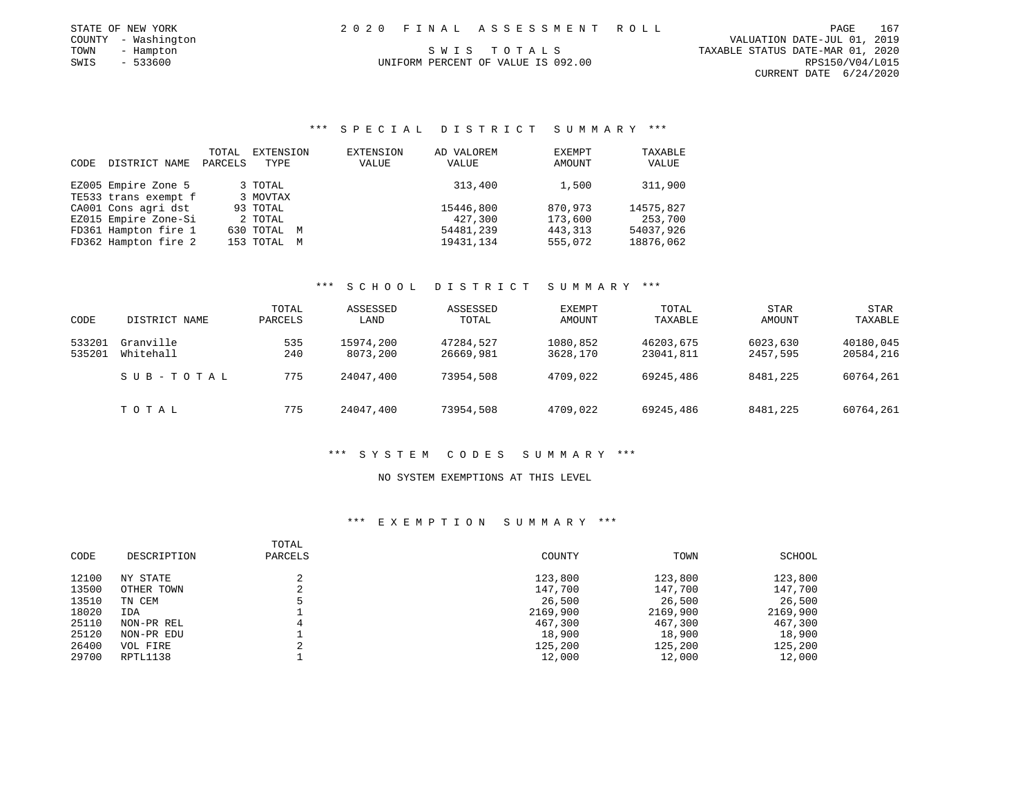STATE OF NEW YORK
COUNTY - Washington
TOWN - Hampton
SWIS - 533600

# 2020 FINAL ASSESSMENT ROLL

## SWIS TOTALS

UNIFORM PERCENT OF VALUE IS 092.00

VALUATION DATE-JUL 01, 2019
TAXABLE STATUS DATE-MAR 01, 2020
RPS150/V04/L015
CURRENT DATE 6/24/2020

### *** SPECIAL DISTRICT SUMMARY ***

| CODE | DISTRICT NAME | TOTAL PARCELS | EXTENSION TYPE | EXTENSION VALUE | AD VALOREM VALUE | EXEMPT AMOUNT | TAXABLE VALUE |
|---|---|---|---|---|---|---|---|
| EZ005 | Empire Zone 5 | 3 | TOTAL | | 313,400 | 1,500 | 311,900 |
| TE533 | trans exempt f | 3 | MOVTAX | | | | |
| CA001 | Cons agri dst | 93 | TOTAL | | 15446,800 | 870,973 | 14575,827 |
| EZ015 | Empire Zone-Si | 2 | TOTAL | | 427,300 | 173,600 | 253,700 |
| FD361 | Hampton fire 1 | 630 | TOTAL M | | 54481,239 | 443,313 | 54037,926 |
| FD362 | Hampton fire 2 | 153 | TOTAL M | | 19431,134 | 555,072 | 18876,062 |

### *** SCHOOL DISTRICT SUMMARY ***

| CODE | DISTRICT NAME | TOTAL PARCELS | ASSESSED LAND | ASSESSED TOTAL | EXEMPT AMOUNT | TOTAL TAXABLE | STAR AMOUNT | STAR TAXABLE |
|---|---|---|---|---|---|---|---|---|
| 533201 | Granville | 535 | 15974,200 | 47284,527 | 1080,852 | 46203,675 | 6023,630 | 40180,045 |
| 535201 | Whitehall | 240 | 8073,200 | 26669,981 | 3628,170 | 23041,811 | 2457,595 | 20584,216 |
| | SUB-TOTAL | 775 | 24047,400 | 73954,508 | 4709,022 | 69245,486 | 8481,225 | 60764,261 |
| | TOTAL | 775 | 24047,400 | 73954,508 | 4709,022 | 69245,486 | 8481,225 | 60764,261 |

### *** SYSTEM CODES SUMMARY ***

NO SYSTEM EXEMPTIONS AT THIS LEVEL

### *** EXEMPTION SUMMARY ***

| CODE | DESCRIPTION | TOTAL PARCELS | COUNTY | TOWN | SCHOOL |
|---|---|---|---|---|---|
| 12100 | NY STATE | 2 | 123,800 | 123,800 | 123,800 |
| 13500 | OTHER TOWN | 2 | 147,700 | 147,700 | 147,700 |
| 13510 | TN CEM | 5 | 26,500 | 26,500 | 26,500 |
| 18020 | IDA | 1 | 2169,900 | 2169,900 | 2169,900 |
| 25110 | NON-PR REL | 4 | 467,300 | 467,300 | 467,300 |
| 25120 | NON-PR EDU | 1 | 18,900 | 18,900 | 18,900 |
| 26400 | VOL FIRE | 2 | 125,200 | 125,200 | 125,200 |
| 29700 | RPTL1138 | 1 | 12,000 | 12,000 | 12,000 |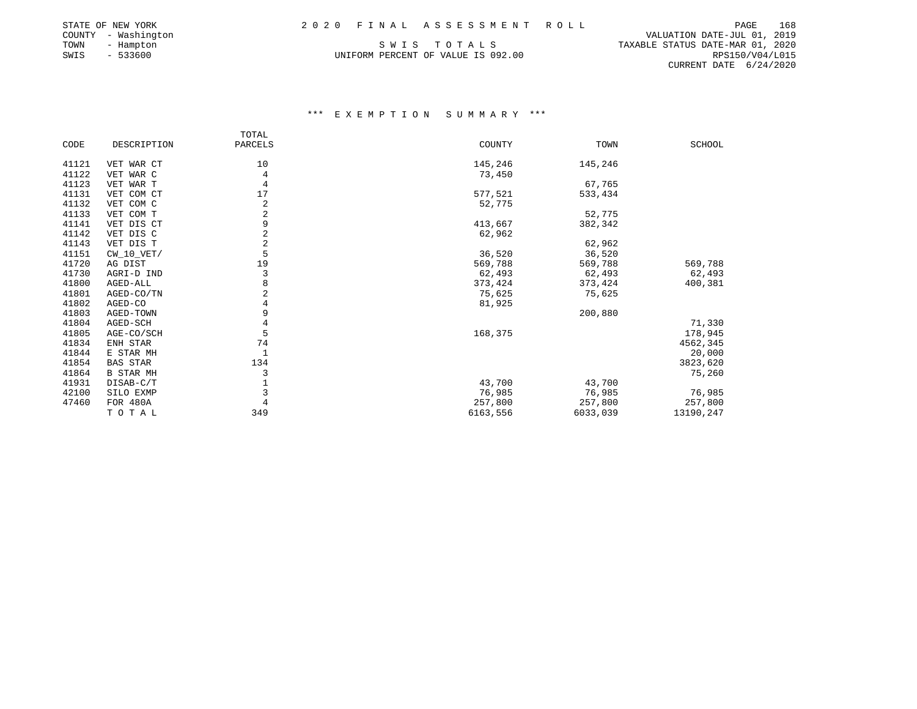STATE OF NEW YORK
COUNTY - Washington
TOWN - Hampton
SWIS - 533600

2 0 2 0 F I N A L A S S E S S M E N T R O L L

S W I S T O T A L S

UNIFORM PERCENT OF VALUE IS 092.00

VALUATION DATE-JUL 01, 2019
TAXABLE STATUS DATE-MAR 01, 2020
RPS150/V04/L015
CURRENT DATE 6/24/2020

### *** E X E M P T I O N S U M M A R Y ***

| CODE | DESCRIPTION | TOTAL PARCELS | COUNTY | TOWN | SCHOOL |
|---|---|---|---|---|---|
| 41121 | VET WAR CT | 10 | 145,246 | 145,246 | |
| 41122 | VET WAR C | 4 | 73,450 | | |
| 41123 | VET WAR T | 4 | | 67,765 | |
| 41131 | VET COM CT | 17 | 577,521 | 533,434 | |
| 41132 | VET COM C | 2 | 52,775 | | |
| 41133 | VET COM T | 2 | | 52,775 | |
| 41141 | VET DIS CT | 9 | 413,667 | 382,342 | |
| 41142 | VET DIS C | 2 | 62,962 | | |
| 41143 | VET DIS T | 2 | | 62,962 | |
| 41151 | CW_10_VET/ | 5 | 36,520 | 36,520 | |
| 41720 | AG DIST | 19 | 569,788 | 569,788 | 569,788 |
| 41730 | AGRI-D IND | 3 | 62,493 | 62,493 | 62,493 |
| 41800 | AGED-ALL | 8 | 373,424 | 373,424 | 400,381 |
| 41801 | AGED-CO/TN | 2 | 75,625 | 75,625 | |
| 41802 | AGED-CO | 4 | 81,925 | | |
| 41803 | AGED-TOWN | 9 | | 200,880 | |
| 41804 | AGED-SCH | 4 | | | 71,330 |
| 41805 | AGE-CO/SCH | 5 | 168,375 | | 178,945 |
| 41834 | ENH STAR | 74 | | | 4562,345 |
| 41844 | E STAR MH | 1 | | | 20,000 |
| 41854 | BAS STAR | 134 | | | 3823,620 |
| 41864 | B STAR MH | 3 | | | 75,260 |
| 41931 | DISAB-C/T | 1 | 43,700 | 43,700 | |
| 42100 | SILO EXMP | 3 | 76,985 | 76,985 | 76,985 |
| 47460 | FOR 480A | 4 | 257,800 | 257,800 | 257,800 |
| | T O T A L | 349 | 6163,556 | 6033,039 | 13190,247 |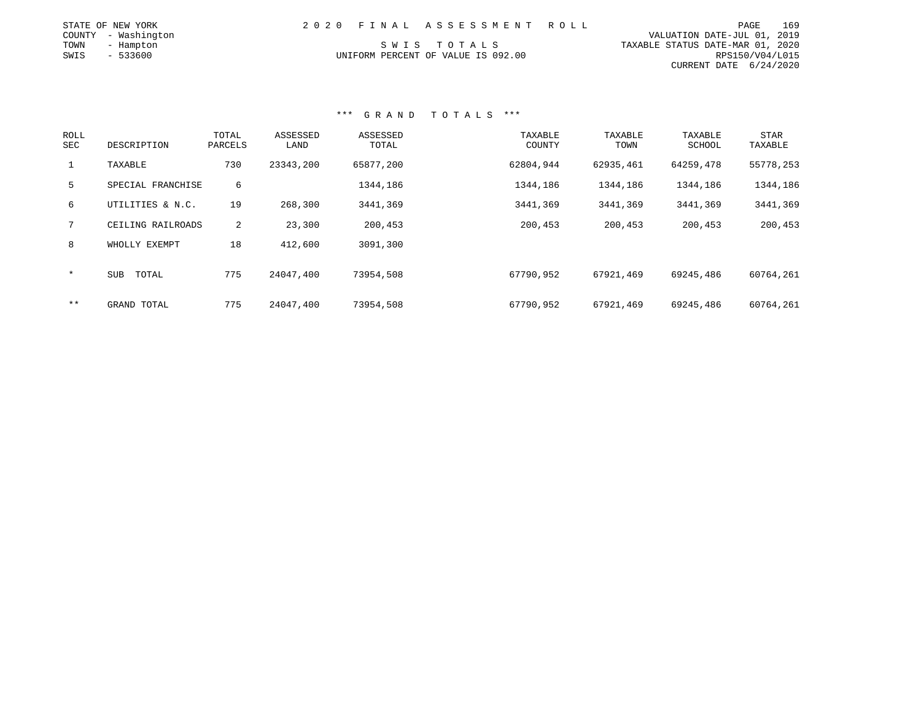STATE OF NEW YORK
COUNTY - Washington
TOWN - Hampton
SWIS - 533600

# 2020 FINAL ASSESSMENT ROLL

SWIS TOTALS
UNIFORM PERCENT OF VALUE IS 092.00

VALUATION DATE-JUL 01, 2019
TAXABLE STATUS DATE-MAR 01, 2020
RPS150/V04/L015
CURRENT DATE 6/24/2020

## *** GRAND TOTALS ***

| ROLL SEC | DESCRIPTION | TOTAL PARCELS | ASSESSED LAND | ASSESSED TOTAL | TAXABLE COUNTY | TAXABLE TOWN | TAXABLE SCHOOL | STAR TAXABLE |
|---|---|---|---|---|---|---|---|---|
| 1 | TAXABLE | 730 | 23343,200 | 65877,200 | 62804,944 | 62935,461 | 64259,478 | 55778,253 |
| 5 | SPECIAL FRANCHISE | 6 | | 1344,186 | 1344,186 | 1344,186 | 1344,186 | 1344,186 |
| 6 | UTILITIES & N.C. | 19 | 268,300 | 3441,369 | 3441,369 | 3441,369 | 3441,369 | 3441,369 |
| 7 | CEILING RAILROADS | 2 | 23,300 | 200,453 | 200,453 | 200,453 | 200,453 | 200,453 |
| 8 | WHOLLY EXEMPT | 18 | 412,600 | 3091,300 | | | | |
| * | SUB TOTAL | 775 | 24047,400 | 73954,508 | 67790,952 | 67921,469 | 69245,486 | 60764,261 |
| ** | GRAND TOTAL | 775 | 24047,400 | 73954,508 | 67790,952 | 67921,469 | 69245,486 | 60764,261 |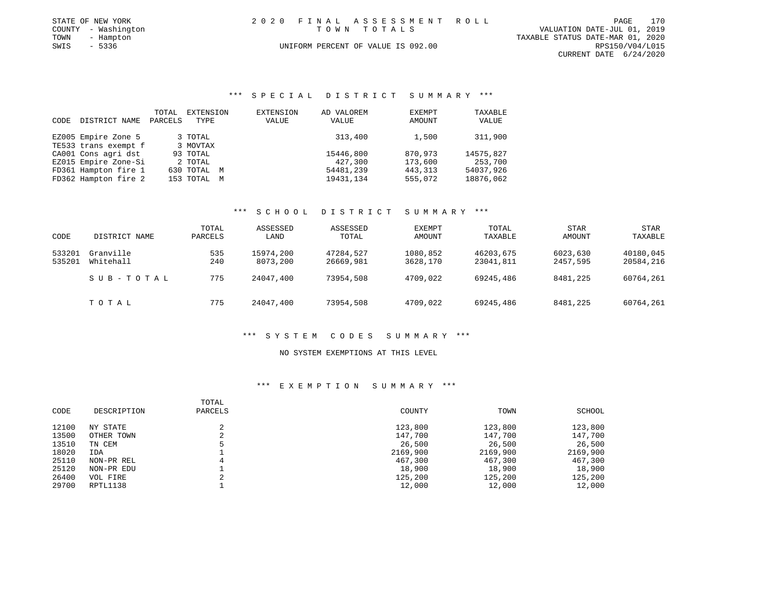STATE OF NEW YORK
COUNTY - Washington
TOWN - Hampton
SWIS - 5336

# 2020 FINAL ASSESSMENT ROLL
## TOWN TOTALS

UNIFORM PERCENT OF VALUE IS 092.00

VALUATION DATE-JUL 01, 2019
TAXABLE STATUS DATE-MAR 01, 2020
RPS150/V04/L015
CURRENT DATE 6/24/2020

### *** SPECIAL DISTRICT SUMMARY ***

| CODE | DISTRICT NAME | TOTAL PARCELS | EXTENSION TYPE | EXTENSION VALUE | AD VALOREM VALUE | EXEMPT AMOUNT | TAXABLE VALUE |
|---|---|---|---|---|---|---|---|
| EZ005 | Empire Zone 5 | 3 | TOTAL | | 313,400 | 1,500 | 311,900 |
| TE533 | trans exempt f | 3 | MOVTAX | | | | |
| CA001 | Cons agri dst | 93 | TOTAL | | 15446,800 | 870,973 | 14575,827 |
| EZ015 | Empire Zone-Si | 2 | TOTAL | | 427,300 | 173,600 | 253,700 |
| FD361 | Hampton fire 1 | 630 | TOTAL M | | 54481,239 | 443,313 | 54037,926 |
| FD362 | Hampton fire 2 | 153 | TOTAL M | | 19431,134 | 555,072 | 18876,062 |

### *** SCHOOL DISTRICT SUMMARY ***

| CODE | DISTRICT NAME | TOTAL PARCELS | ASSESSED LAND | ASSESSED TOTAL | EXEMPT AMOUNT | TOTAL TAXABLE | STAR AMOUNT | STAR TAXABLE |
|---|---|---|---|---|---|---|---|---|
| 533201 | Granville | 535 | 15974,200 | 47284,527 | 1080,852 | 46203,675 | 6023,630 | 40180,045 |
| 535201 | Whitehall | 240 | 8073,200 | 26669,981 | 3628,170 | 23041,811 | 2457,595 | 20584,216 |
| | SUB-TOTAL | 775 | 24047,400 | 73954,508 | 4709,022 | 69245,486 | 8481,225 | 60764,261 |
| | TOTAL | 775 | 24047,400 | 73954,508 | 4709,022 | 69245,486 | 8481,225 | 60764,261 |

### *** SYSTEM CODES SUMMARY ***

NO SYSTEM EXEMPTIONS AT THIS LEVEL

### *** EXEMPTION SUMMARY ***

| CODE | DESCRIPTION | TOTAL PARCELS | COUNTY | TOWN | SCHOOL |
|---|---|---|---|---|---|
| 12100 | NY STATE | 2 | 123,800 | 123,800 | 123,800 |
| 13500 | OTHER TOWN | 2 | 147,700 | 147,700 | 147,700 |
| 13510 | TN CEM | 5 | 26,500 | 26,500 | 26,500 |
| 18020 | IDA | 1 | 2169,900 | 2169,900 | 2169,900 |
| 25110 | NON-PR REL | 4 | 467,300 | 467,300 | 467,300 |
| 25120 | NON-PR EDU | 1 | 18,900 | 18,900 | 18,900 |
| 26400 | VOL FIRE | 2 | 125,200 | 125,200 | 125,200 |
| 29700 | RPTL1138 | 1 | 12,000 | 12,000 | 12,000 |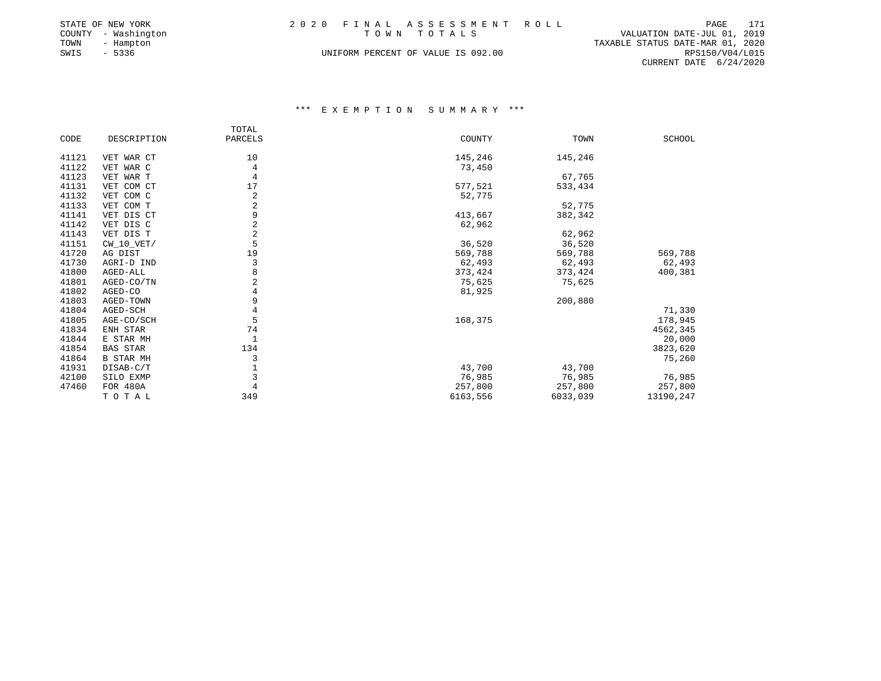STATE OF NEW YORK
COUNTY - Washington
TOWN - Hampton
SWIS - 5336

# 2020 FINAL ASSESSMENT ROLL

TOWN TOTALS

UNIFORM PERCENT OF VALUE IS 092.00

VALUATION DATE-JUL 01, 2019
TAXABLE STATUS DATE-MAR 01, 2020
RPS150/V04/L015
CURRENT DATE 6/24/2020

## *** EXEMPTION SUMMARY ***

| CODE | DESCRIPTION | TOTAL PARCELS | COUNTY | TOWN | SCHOOL |
|---|---|---|---|---|---|
| 41121 | VET WAR CT | 10 | 145,246 | 145,246 | |
| 41122 | VET WAR C | 4 | 73,450 | | |
| 41123 | VET WAR T | 4 | | 67,765 | |
| 41131 | VET COM CT | 17 | 577,521 | 533,434 | |
| 41132 | VET COM C | 2 | 52,775 | | |
| 41133 | VET COM T | 2 | | 52,775 | |
| 41141 | VET DIS CT | 9 | 413,667 | 382,342 | |
| 41142 | VET DIS C | 2 | 62,962 | | |
| 41143 | VET DIS T | 2 | | 62,962 | |
| 41151 | CW_10_VET/ | 5 | 36,520 | 36,520 | |
| 41720 | AG DIST | 19 | 569,788 | 569,788 | 569,788 |
| 41730 | AGRI-D IND | 3 | 62,493 | 62,493 | 62,493 |
| 41800 | AGED-ALL | 8 | 373,424 | 373,424 | 400,381 |
| 41801 | AGED-CO/TN | 2 | 75,625 | 75,625 | |
| 41802 | AGED-CO | 4 | 81,925 | | |
| 41803 | AGED-TOWN | 9 | | 200,880 | |
| 41804 | AGED-SCH | 4 | | | 71,330 |
| 41805 | AGE-CO/SCH | 5 | 168,375 | | 178,945 |
| 41834 | ENH STAR | 74 | | | 4562,345 |
| 41844 | E STAR MH | 1 | | | 20,000 |
| 41854 | BAS STAR | 134 | | | 3823,620 |
| 41864 | B STAR MH | 3 | | | 75,260 |
| 41931 | DISAB-C/T | 1 | 43,700 | 43,700 | |
| 42100 | SILO EXMP | 3 | 76,985 | 76,985 | 76,985 |
| 47460 | FOR 480A | 4 | 257,800 | 257,800 | 257,800 |
| | TOTAL | 349 | 6163,556 | 6033,039 | 13190,247 |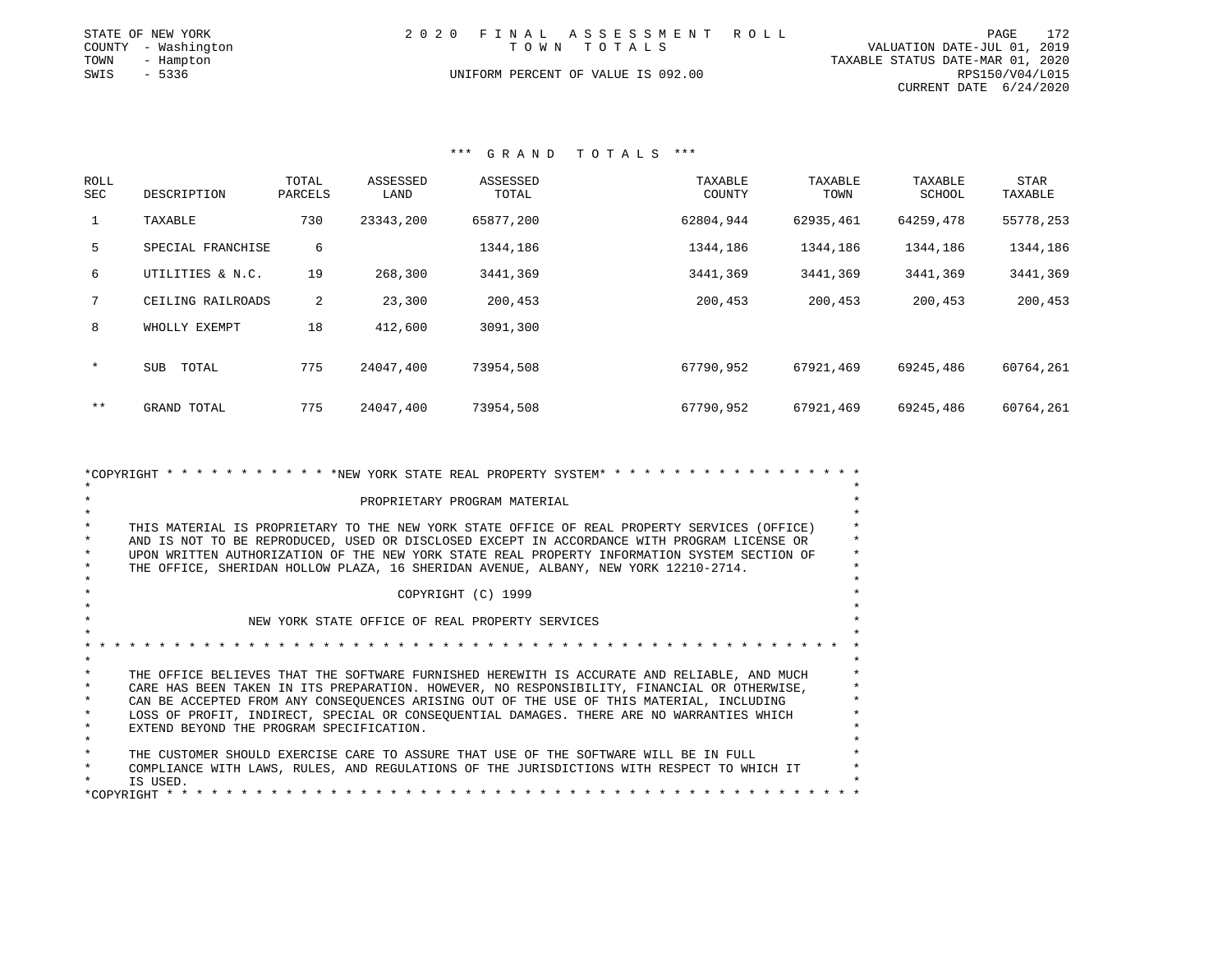STATE OF NEW YORK
COUNTY - Washington
TOWN - Hampton
SWIS - 5336

2020 FINAL ASSESSMENT ROLL
TOWN TOTALS

UNIFORM PERCENT OF VALUE IS 092.00

VALUATION DATE-JUL 01, 2019
TAXABLE STATUS DATE-MAR 01, 2020
RPS150/V04/L015
CURRENT DATE 6/24/2020

### *** GRAND TOTALS ***

| ROLL SEC | DESCRIPTION | TOTAL PARCELS | ASSESSED LAND | ASSESSED TOTAL | TAXABLE COUNTY | TAXABLE TOWN | TAXABLE SCHOOL | STAR TAXABLE |
|---|---|---|---|---|---|---|---|---|
| 1 | TAXABLE | 730 | 23343,200 | 65877,200 | 62804,944 | 62935,461 | 64259,478 | 55778,253 |
| 5 | SPECIAL FRANCHISE | 6 | | 1344,186 | 1344,186 | 1344,186 | 1344,186 | 1344,186 |
| 6 | UTILITIES & N.C. | 19 | 268,300 | 3441,369 | 3441,369 | 3441,369 | 3441,369 | 3441,369 |
| 7 | CEILING RAILROADS | 2 | 23,300 | 200,453 | 200,453 | 200,453 | 200,453 | 200,453 |
| 8 | WHOLLY EXEMPT | 18 | 412,600 | 3091,300 | | | | |
| * | SUB TOTAL | 775 | 24047,400 | 73954,508 | 67790,952 | 67921,469 | 69245,486 | 60764,261 |
| ** | GRAND TOTAL | 775 | 24047,400 | 73954,508 | 67790,952 | 67921,469 | 69245,486 | 60764,261 |

*COPYRIGHT * * * * * * * * * * * *NEW YORK STATE REAL PROPERTY SYSTEM* * * * * * * * * * * * * * * * * *

PROPRIETARY PROGRAM MATERIAL

THIS MATERIAL IS PROPRIETARY TO THE NEW YORK STATE OFFICE OF REAL PROPERTY SERVICES (OFFICE) AND IS NOT TO BE REPRODUCED, USED OR DISCLOSED EXCEPT IN ACCORDANCE WITH PROGRAM LICENSE OR UPON WRITTEN AUTHORIZATION OF THE NEW YORK STATE REAL PROPERTY INFORMATION SYSTEM SECTION OF THE OFFICE, SHERIDAN HOLLOW PLAZA, 16 SHERIDAN AVENUE, ALBANY, NEW YORK 12210-2714.

COPYRIGHT (C) 1999

NEW YORK STATE OFFICE OF REAL PROPERTY SERVICES

THE OFFICE BELIEVES THAT THE SOFTWARE FURNISHED HEREWITH IS ACCURATE AND RELIABLE, AND MUCH CARE HAS BEEN TAKEN IN ITS PREPARATION. HOWEVER, NO RESPONSIBILITY, FINANCIAL OR OTHERWISE, CAN BE ACCEPTED FROM ANY CONSEQUENCES ARISING OUT OF THE USE OF THIS MATERIAL, INCLUDING LOSS OF PROFIT, INDIRECT, SPECIAL OR CONSEQUENTIAL DAMAGES. THERE ARE NO WARRANTIES WHICH EXTEND BEYOND THE PROGRAM SPECIFICATION.

THE CUSTOMER SHOULD EXERCISE CARE TO ASSURE THAT USE OF THE SOFTWARE WILL BE IN FULL COMPLIANCE WITH LAWS, RULES, AND REGULATIONS OF THE JURISDICTIONS WITH RESPECT TO WHICH IT IS USED.

*COPYRIGHT * * * * * * * * * * * * * * * * * * * * * * * * * * * * * * * * * * * * * * * * * * * * *